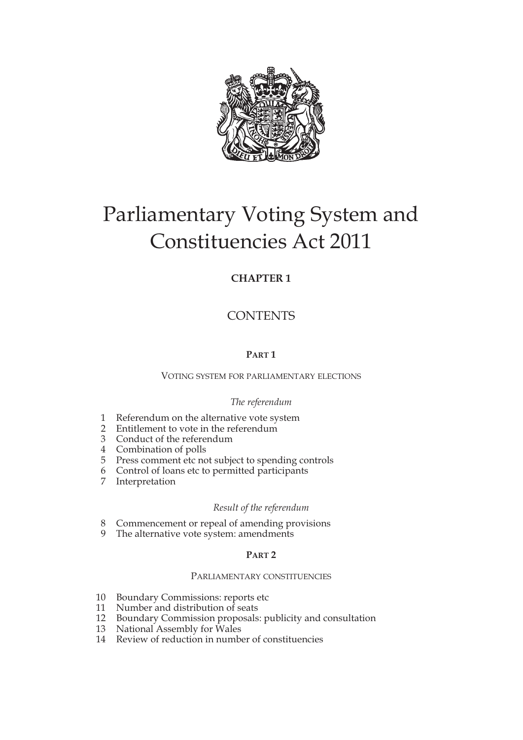# Parliamentary Voting System and Constituencies Act 2011

**CHAPTER 1**

## CONTENTS

### **PART 1**

VOTING SYSTEM FOR PARLIAMENTARY ELECTIONS

*The referendum*

1 Referendum on the alternative vote system
2 Entitlement to vote in the referendum
3 Conduct of the referendum
4 Combination of polls
5 Press comment etc not subject to spending controls
6 Control of loans etc to permitted participants
7 Interpretation

*Result of the referendum*

8 Commencement or repeal of amending provisions
9 The alternative vote system: amendments

### **PART 2**

PARLIAMENTARY CONSTITUENCIES

10 Boundary Commissions: reports etc
11 Number and distribution of seats
12 Boundary Commission proposals: publicity and consultation
13 National Assembly for Wales
14 Review of reduction in number of constituencies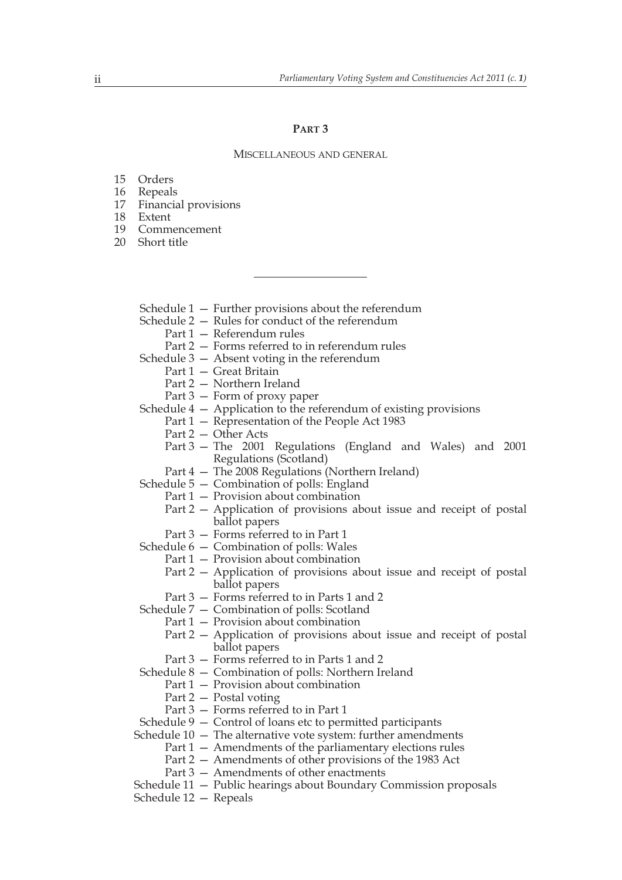## PART 3

### MISCELLANEOUS AND GENERAL

15 Orders
16 Repeals
17 Financial provisions
18 Extent
19 Commencement
20 Short title

---

Schedule 1 — Further provisions about the referendum
Schedule 2 — Rules for conduct of the referendum
  Part 1 — Referendum rules
  Part 2 — Forms referred to in referendum rules
Schedule 3 — Absent voting in the referendum
  Part 1 — Great Britain
  Part 2 — Northern Ireland
  Part 3 — Form of proxy paper
Schedule 4 — Application to the referendum of existing provisions
  Part 1 — Representation of the People Act 1983
  Part 2 — Other Acts
  Part 3 — The 2001 Regulations (England and Wales) and 2001 Regulations (Scotland)
  Part 4 — The 2008 Regulations (Northern Ireland)
Schedule 5 — Combination of polls: England
  Part 1 — Provision about combination
  Part 2 — Application of provisions about issue and receipt of postal ballot papers
  Part 3 — Forms referred to in Part 1
Schedule 6 — Combination of polls: Wales
  Part 1 — Provision about combination
  Part 2 — Application of provisions about issue and receipt of postal ballot papers
  Part 3 — Forms referred to in Parts 1 and 2
Schedule 7 — Combination of polls: Scotland
  Part 1 — Provision about combination
  Part 2 — Application of provisions about issue and receipt of postal ballot papers
  Part 3 — Forms referred to in Parts 1 and 2
Schedule 8 — Combination of polls: Northern Ireland
  Part 1 — Provision about combination
  Part 2 — Postal voting
  Part 3 — Forms referred to in Part 1
Schedule 9 — Control of loans etc to permitted participants
Schedule 10 — The alternative vote system: further amendments
  Part 1 — Amendments of the parliamentary elections rules
  Part 2 — Amendments of other provisions of the 1983 Act
  Part 3 — Amendments of other enactments
Schedule 11 — Public hearings about Boundary Commission proposals
Schedule 12 — Repeals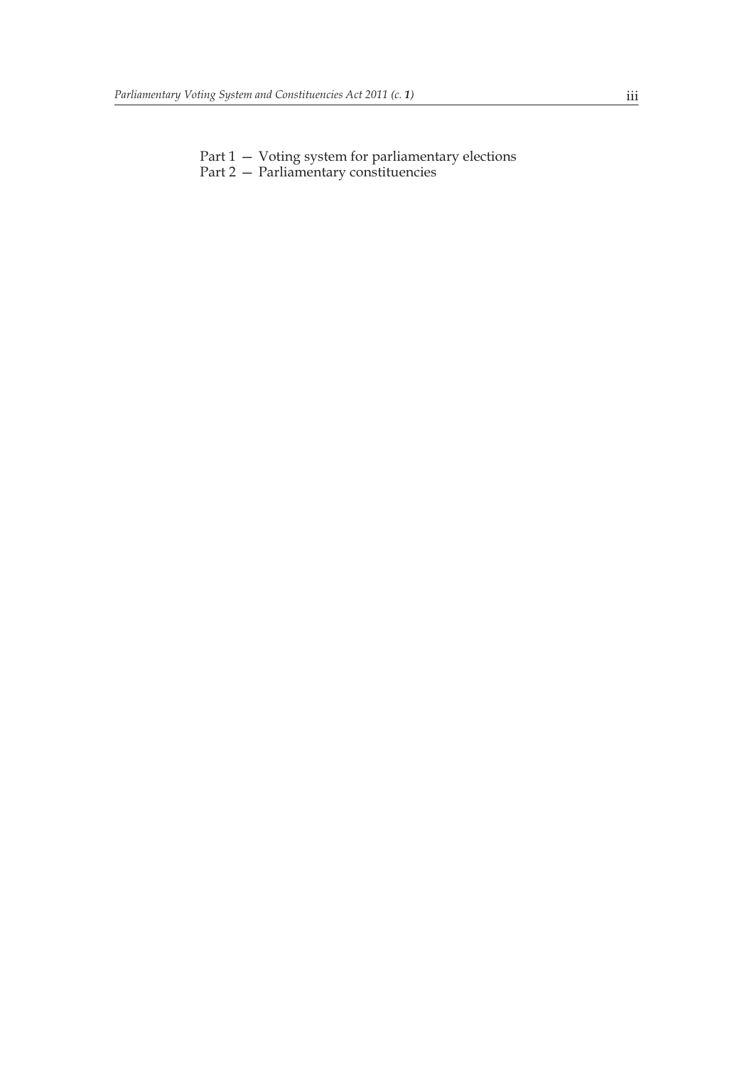Part 1 — Voting system for parliamentary elections
Part 2 — Parliamentary constituencies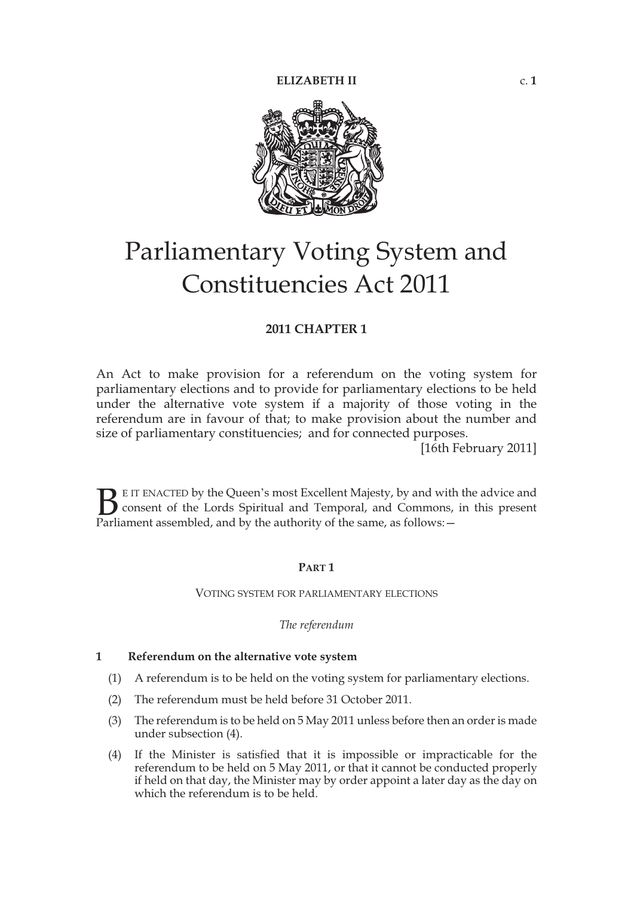ELIZABETH II c. 1

# Parliamentary Voting System and Constituencies Act 2011

**2011 CHAPTER 1**

An Act to make provision for a referendum on the voting system for parliamentary elections and to provide for parliamentary elections to be held under the alternative vote system if a majority of those voting in the referendum are in favour of that; to make provision about the number and size of parliamentary constituencies; and for connected purposes.

[16th February 2011]

BE IT ENACTED by the Queen's most Excellent Majesty, by and with the advice and consent of the Lords Spiritual and Temporal, and Commons, in this present Parliament assembled, and by the authority of the same, as follows:—

## PART 1

### VOTING SYSTEM FOR PARLIAMENTARY ELECTIONS

*The referendum*

**1 Referendum on the alternative vote system**

(1) A referendum is to be held on the voting system for parliamentary elections.

(2) The referendum must be held before 31 October 2011.

(3) The referendum is to be held on 5 May 2011 unless before then an order is made under subsection (4).

(4) If the Minister is satisfied that it is impossible or impracticable for the referendum to be held on 5 May 2011, or that it cannot be conducted properly if held on that day, the Minister may by order appoint a later day as the day on which the referendum is to be held.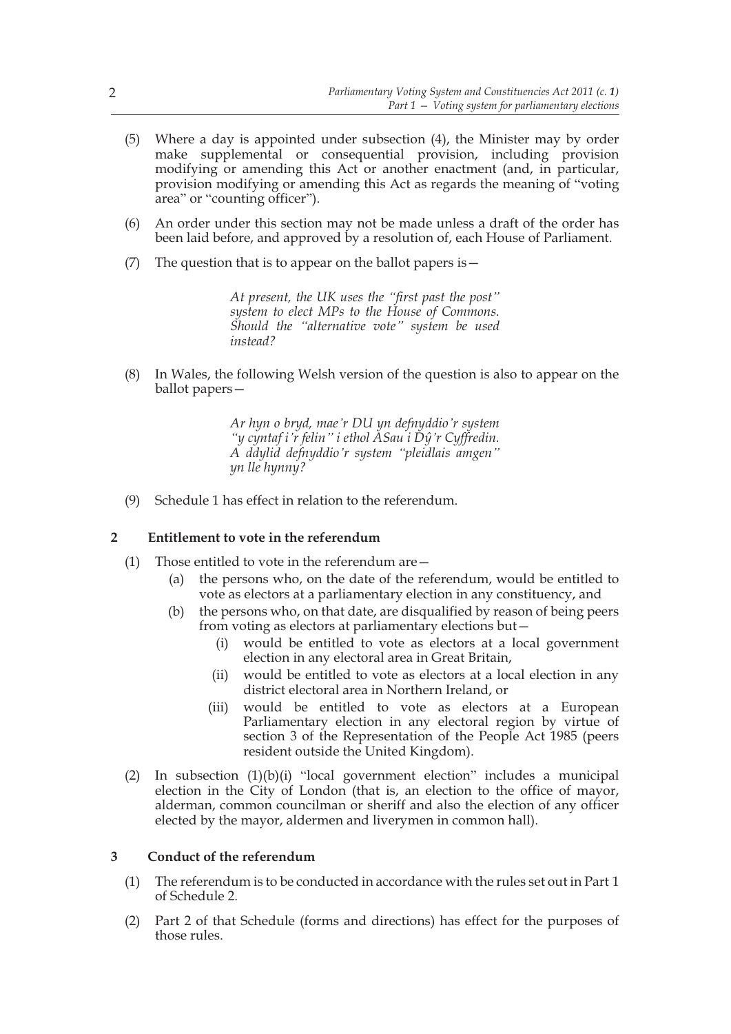(5) Where a day is appointed under subsection (4), the Minister may by order make supplemental or consequential provision, including provision modifying or amending this Act or another enactment (and, in particular, provision modifying or amending this Act as regards the meaning of "voting area" or "counting officer").

(6) An order under this section may not be made unless a draft of the order has been laid before, and approved by a resolution of, each House of Parliament.

(7) The question that is to appear on the ballot papers is—

> *At present, the UK uses the "first past the post" system to elect MPs to the House of Commons. Should the "alternative vote" system be used instead?*

(8) In Wales, the following Welsh version of the question is also to appear on the ballot papers—

> *Ar hyn o bryd, mae'r DU yn defnyddio'r system "y cyntaf i'r felin" i ethol ASau i Dŷ'r Cyffredin. A ddylid defnyddio'r system "pleidlais amgen" yn lle hynny?*

(9) Schedule 1 has effect in relation to the referendum.

## 2 Entitlement to vote in the referendum

(1) Those entitled to vote in the referendum are—

- (a) the persons who, on the date of the referendum, would be entitled to vote as electors at a parliamentary election in any constituency, and
- (b) the persons who, on that date, are disqualified by reason of being peers from voting as electors at parliamentary elections but—
  - (i) would be entitled to vote as electors at a local government election in any electoral area in Great Britain,
  - (ii) would be entitled to vote as electors at a local election in any district electoral area in Northern Ireland, or
  - (iii) would be entitled to vote as electors at a European Parliamentary election in any electoral region by virtue of section 3 of the Representation of the People Act 1985 (peers resident outside the United Kingdom).

(2) In subsection (1)(b)(i) "local government election" includes a municipal election in the City of London (that is, an election to the office of mayor, alderman, common councilman or sheriff and also the election of any officer elected by the mayor, aldermen and liverymen in common hall).

## 3 Conduct of the referendum

(1) The referendum is to be conducted in accordance with the rules set out in Part 1 of Schedule 2.

(2) Part 2 of that Schedule (forms and directions) has effect for the purposes of those rules.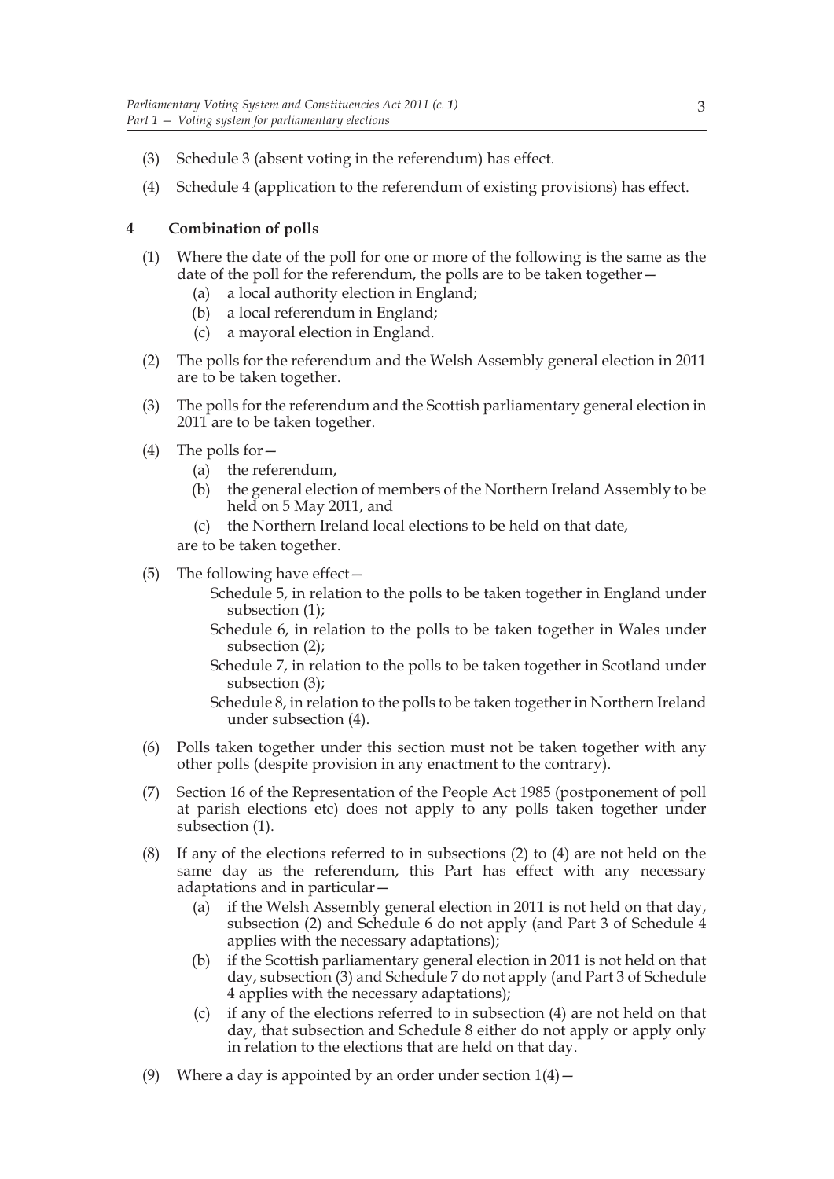(3) Schedule 3 (absent voting in the referendum) has effect.

(4) Schedule 4 (application to the referendum of existing provisions) has effect.

**4 Combination of polls**

(1) Where the date of the poll for one or more of the following is the same as the date of the poll for the referendum, the polls are to be taken together—

   (a) a local authority election in England;

   (b) a local referendum in England;

   (c) a mayoral election in England.

(2) The polls for the referendum and the Welsh Assembly general election in 2011 are to be taken together.

(3) The polls for the referendum and the Scottish parliamentary general election in 2011 are to be taken together.

(4) The polls for—

   (a) the referendum,

   (b) the general election of members of the Northern Ireland Assembly to be held on 5 May 2011, and

   (c) the Northern Ireland local elections to be held on that date,

are to be taken together.

(5) The following have effect—

   Schedule 5, in relation to the polls to be taken together in England under subsection (1);

   Schedule 6, in relation to the polls to be taken together in Wales under subsection (2);

   Schedule 7, in relation to the polls to be taken together in Scotland under subsection (3);

   Schedule 8, in relation to the polls to be taken together in Northern Ireland under subsection (4).

(6) Polls taken together under this section must not be taken together with any other polls (despite provision in any enactment to the contrary).

(7) Section 16 of the Representation of the People Act 1985 (postponement of poll at parish elections etc) does not apply to any polls taken together under subsection (1).

(8) If any of the elections referred to in subsections (2) to (4) are not held on the same day as the referendum, this Part has effect with any necessary adaptations and in particular—

   (a) if the Welsh Assembly general election in 2011 is not held on that day, subsection (2) and Schedule 6 do not apply (and Part 3 of Schedule 4 applies with the necessary adaptations);

   (b) if the Scottish parliamentary general election in 2011 is not held on that day, subsection (3) and Schedule 7 do not apply (and Part 3 of Schedule 4 applies with the necessary adaptations);

   (c) if any of the elections referred to in subsection (4) are not held on that day, that subsection and Schedule 8 either do not apply or apply only in relation to the elections that are held on that day.

(9) Where a day is appointed by an order under section 1(4)—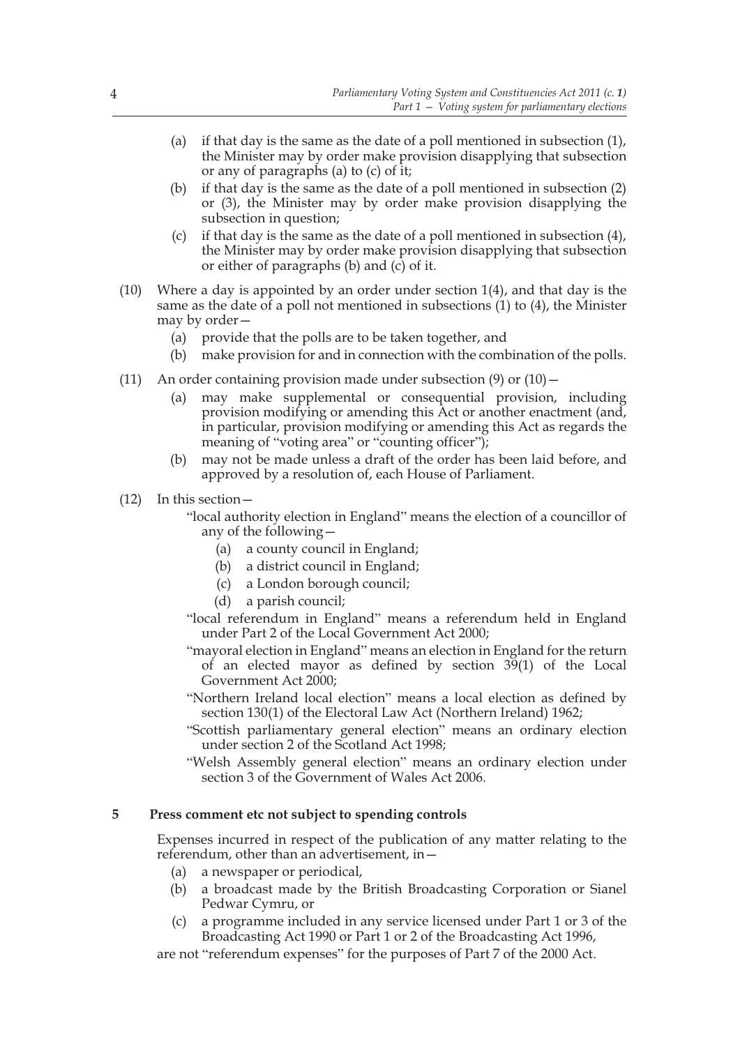(a) if that day is the same as the date of a poll mentioned in subsection (1), the Minister may by order make provision disapplying that subsection or any of paragraphs (a) to (c) of it;

(b) if that day is the same as the date of a poll mentioned in subsection (2) or (3), the Minister may by order make provision disapplying the subsection in question;

(c) if that day is the same as the date of a poll mentioned in subsection (4), the Minister may by order make provision disapplying that subsection or either of paragraphs (b) and (c) of it.

(10) Where a day is appointed by an order under section 1(4), and that day is the same as the date of a poll not mentioned in subsections (1) to (4), the Minister may by order—

(a) provide that the polls are to be taken together, and

(b) make provision for and in connection with the combination of the polls.

(11) An order containing provision made under subsection (9) or (10)—

(a) may make supplemental or consequential provision, including provision modifying or amending this Act or another enactment (and, in particular, provision modifying or amending this Act as regards the meaning of "voting area" or "counting officer");

(b) may not be made unless a draft of the order has been laid before, and approved by a resolution of, each House of Parliament.

(12) In this section—

"local authority election in England" means the election of a councillor of any of the following—

(a) a county council in England;

(b) a district council in England;

(c) a London borough council;

(d) a parish council;

"local referendum in England" means a referendum held in England under Part 2 of the Local Government Act 2000;

"mayoral election in England" means an election in England for the return of an elected mayor as defined by section 39(1) of the Local Government Act 2000;

"Northern Ireland local election" means a local election as defined by section 130(1) of the Electoral Law Act (Northern Ireland) 1962;

"Scottish parliamentary general election" means an ordinary election under section 2 of the Scotland Act 1998;

"Welsh Assembly general election" means an ordinary election under section 3 of the Government of Wales Act 2006.

### 5 Press comment etc not subject to spending controls

Expenses incurred in respect of the publication of any matter relating to the referendum, other than an advertisement, in—

(a) a newspaper or periodical,

(b) a broadcast made by the British Broadcasting Corporation or Sianel Pedwar Cymru, or

(c) a programme included in any service licensed under Part 1 or 3 of the Broadcasting Act 1990 or Part 1 or 2 of the Broadcasting Act 1996,

are not "referendum expenses" for the purposes of Part 7 of the 2000 Act.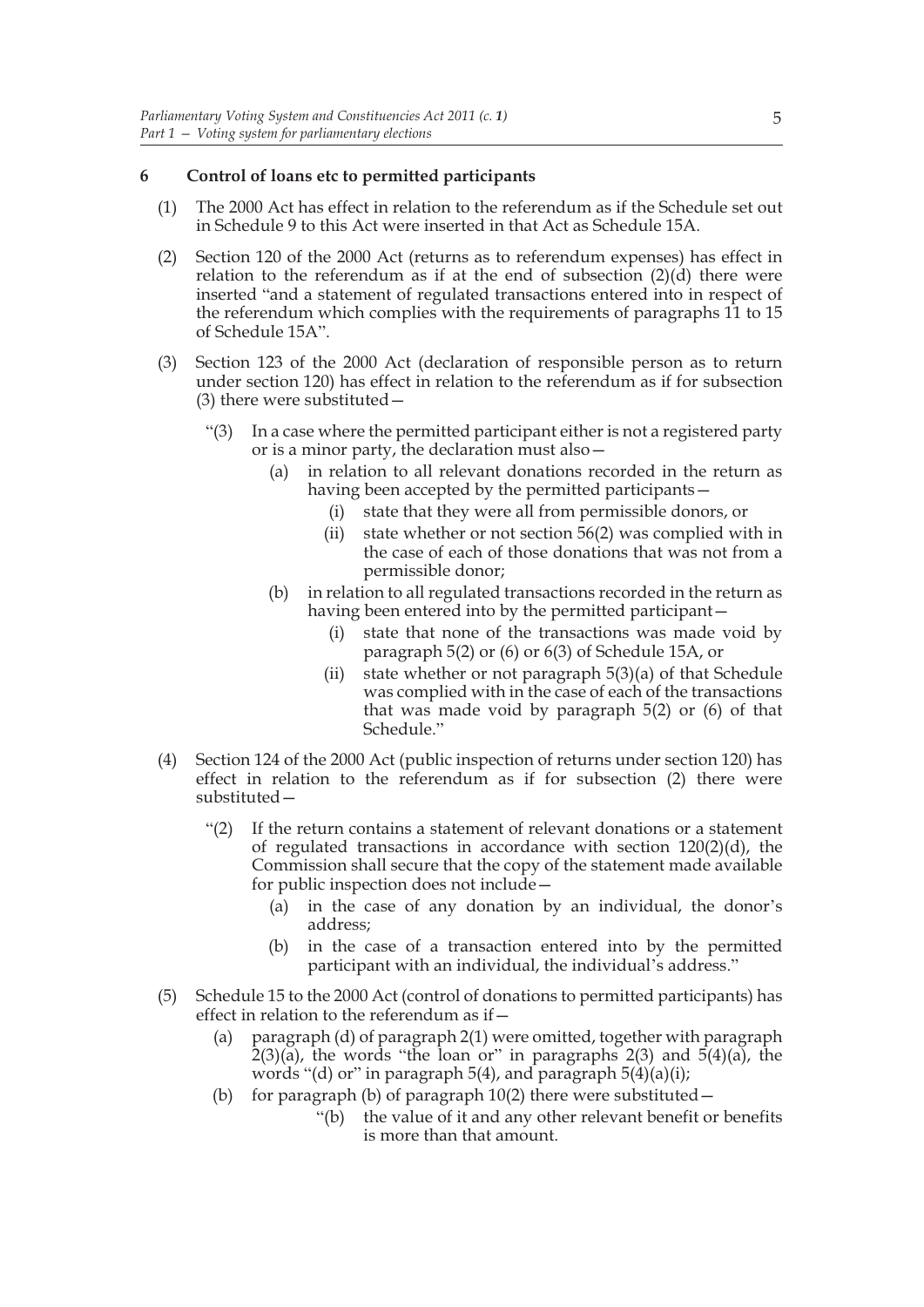### 6 Control of loans etc to permitted participants

(1) The 2000 Act has effect in relation to the referendum as if the Schedule set out in Schedule 9 to this Act were inserted in that Act as Schedule 15A.

(2) Section 120 of the 2000 Act (returns as to referendum expenses) has effect in relation to the referendum as if at the end of subsection (2)(d) there were inserted "and a statement of regulated transactions entered into in respect of the referendum which complies with the requirements of paragraphs 11 to 15 of Schedule 15A".

(3) Section 123 of the 2000 Act (declaration of responsible person as to return under section 120) has effect in relation to the referendum as if for subsection (3) there were substituted—

"(3) In a case where the permitted participant either is not a registered party or is a minor party, the declaration must also—

(a) in relation to all relevant donations recorded in the return as having been accepted by the permitted participants—

(i) state that they were all from permissible donors, or

(ii) state whether or not section 56(2) was complied with in the case of each of those donations that was not from a permissible donor;

(b) in relation to all regulated transactions recorded in the return as having been entered into by the permitted participant—

(i) state that none of the transactions was made void by paragraph 5(2) or (6) or 6(3) of Schedule 15A, or

(ii) state whether or not paragraph 5(3)(a) of that Schedule was complied with in the case of each of the transactions that was made void by paragraph 5(2) or (6) of that Schedule."

(4) Section 124 of the 2000 Act (public inspection of returns under section 120) has effect in relation to the referendum as if for subsection (2) there were substituted—

"(2) If the return contains a statement of relevant donations or a statement of regulated transactions in accordance with section 120(2)(d), the Commission shall secure that the copy of the statement made available for public inspection does not include—

(a) in the case of any donation by an individual, the donor's address;

(b) in the case of a transaction entered into by the permitted participant with an individual, the individual's address."

(5) Schedule 15 to the 2000 Act (control of donations to permitted participants) has effect in relation to the referendum as if—

(a) paragraph (d) of paragraph 2(1) were omitted, together with paragraph 2(3)(a), the words "the loan or" in paragraphs 2(3) and 5(4)(a), the words "(d) or" in paragraph 5(4), and paragraph 5(4)(a)(i);

(b) for paragraph (b) of paragraph 10(2) there were substituted—

"(b) the value of it and any other relevant benefit or benefits is more than that amount.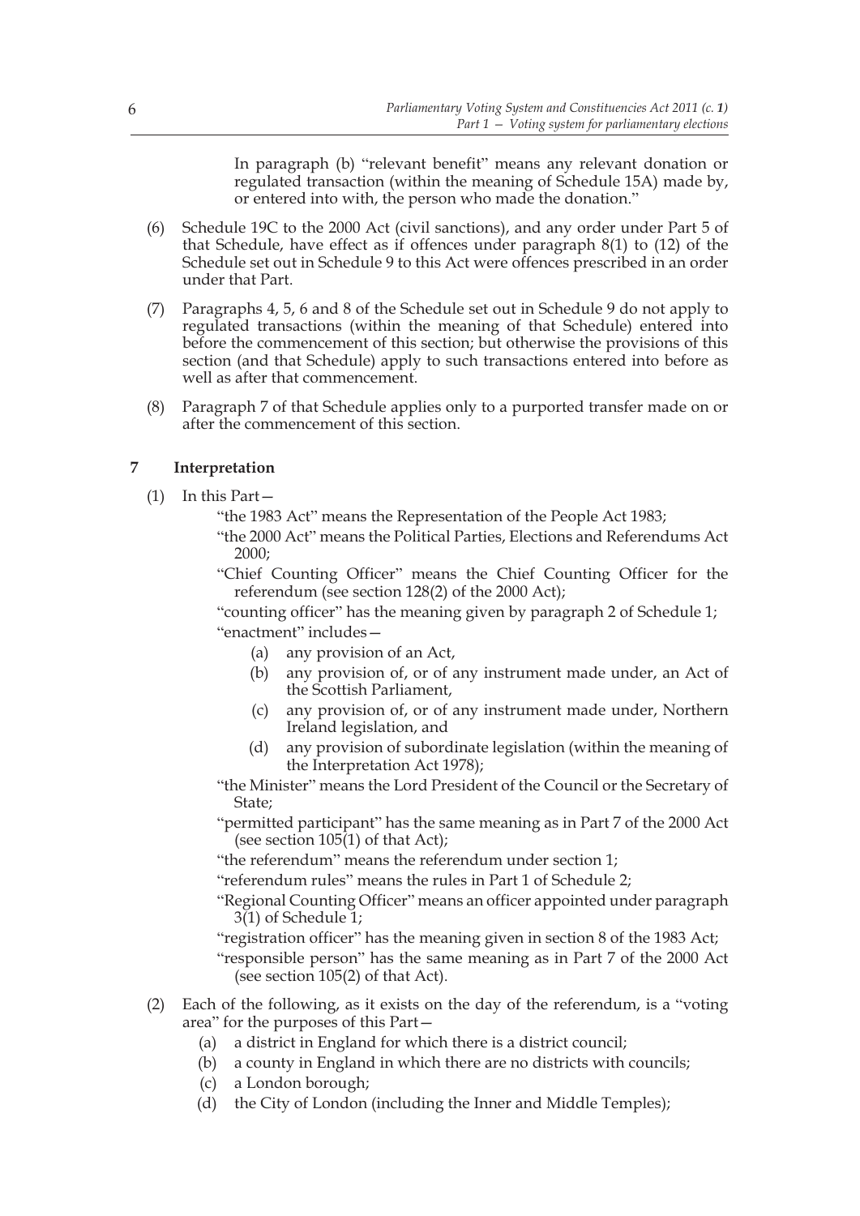In paragraph (b) "relevant benefit" means any relevant donation or regulated transaction (within the meaning of Schedule 15A) made by, or entered into with, the person who made the donation."

(6) Schedule 19C to the 2000 Act (civil sanctions), and any order under Part 5 of that Schedule, have effect as if offences under paragraph 8(1) to (12) of the Schedule set out in Schedule 9 to this Act were offences prescribed in an order under that Part.

(7) Paragraphs 4, 5, 6 and 8 of the Schedule set out in Schedule 9 do not apply to regulated transactions (within the meaning of that Schedule) entered into before the commencement of this section; but otherwise the provisions of this section (and that Schedule) apply to such transactions entered into before as well as after that commencement.

(8) Paragraph 7 of that Schedule applies only to a purported transfer made on or after the commencement of this section.

## 7 Interpretation

(1) In this Part—

"the 1983 Act" means the Representation of the People Act 1983;

"the 2000 Act" means the Political Parties, Elections and Referendums Act 2000;

"Chief Counting Officer" means the Chief Counting Officer for the referendum (see section 128(2) of the 2000 Act);

"counting officer" has the meaning given by paragraph 2 of Schedule 1;

"enactment" includes—

(a) any provision of an Act,

(b) any provision of, or of any instrument made under, an Act of the Scottish Parliament,

(c) any provision of, or of any instrument made under, Northern Ireland legislation, and

(d) any provision of subordinate legislation (within the meaning of the Interpretation Act 1978);

"the Minister" means the Lord President of the Council or the Secretary of State;

"permitted participant" has the same meaning as in Part 7 of the 2000 Act (see section 105(1) of that Act);

"the referendum" means the referendum under section 1;

"referendum rules" means the rules in Part 1 of Schedule 2;

"Regional Counting Officer" means an officer appointed under paragraph 3(1) of Schedule 1;

"registration officer" has the meaning given in section 8 of the 1983 Act;

"responsible person" has the same meaning as in Part 7 of the 2000 Act (see section 105(2) of that Act).

(2) Each of the following, as it exists on the day of the referendum, is a "voting area" for the purposes of this Part—

(a) a district in England for which there is a district council;

(b) a county in England in which there are no districts with councils;

(c) a London borough;

(d) the City of London (including the Inner and Middle Temples);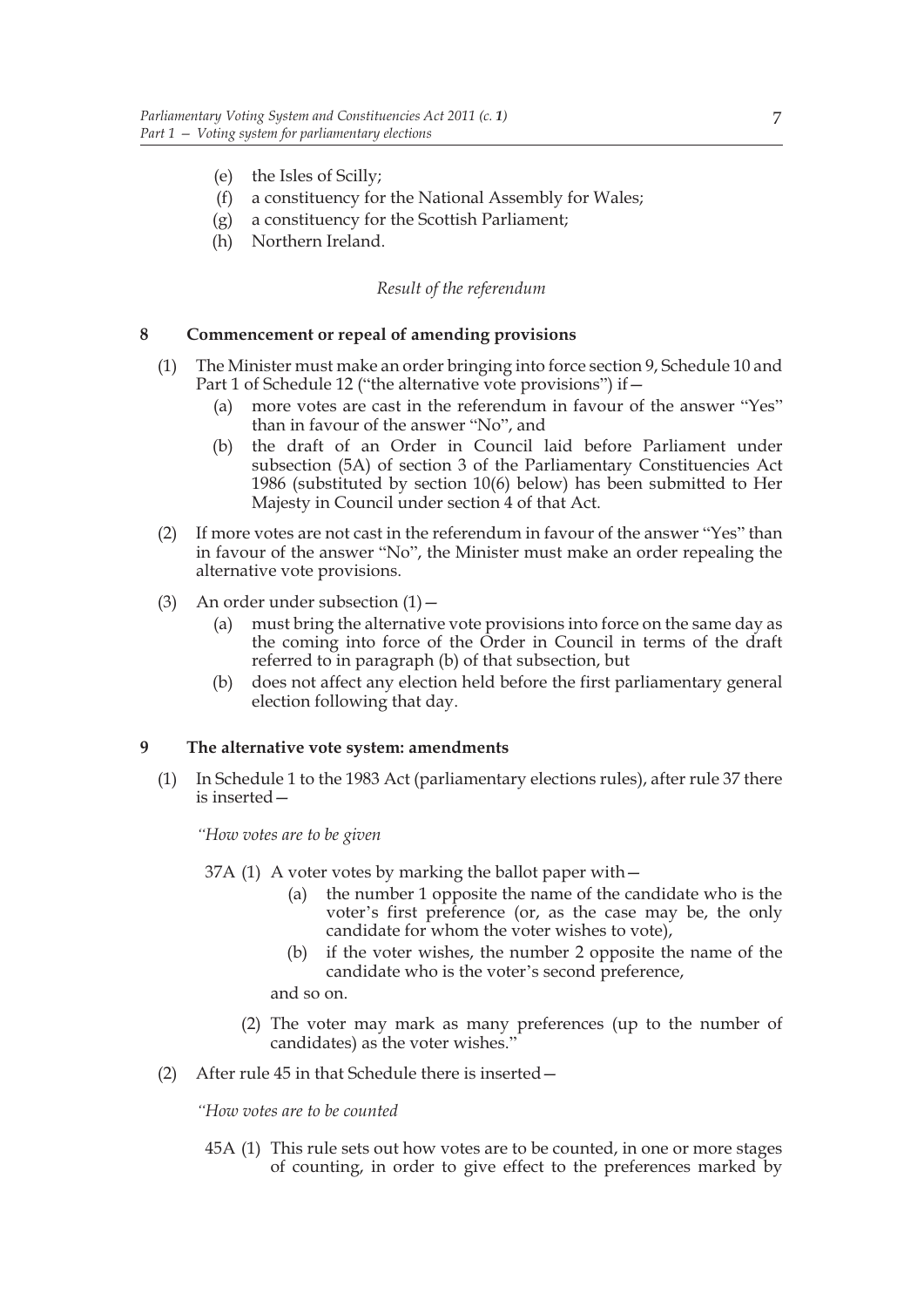(e) the Isles of Scilly;
(f) a constituency for the National Assembly for Wales;
(g) a constituency for the Scottish Parliament;
(h) Northern Ireland.

*Result of the referendum*

**8 Commencement or repeal of amending provisions**

(1) The Minister must make an order bringing into force section 9, Schedule 10 and Part 1 of Schedule 12 ("the alternative vote provisions") if—

(a) more votes are cast in the referendum in favour of the answer "Yes" than in favour of the answer "No", and

(b) the draft of an Order in Council laid before Parliament under subsection (5A) of section 3 of the Parliamentary Constituencies Act 1986 (substituted by section 10(6) below) has been submitted to Her Majesty in Council under section 4 of that Act.

(2) If more votes are not cast in the referendum in favour of the answer "Yes" than in favour of the answer "No", the Minister must make an order repealing the alternative vote provisions.

(3) An order under subsection (1)—

(a) must bring the alternative vote provisions into force on the same day as the coming into force of the Order in Council in terms of the draft referred to in paragraph (b) of that subsection, but

(b) does not affect any election held before the first parliamentary general election following that day.

**9 The alternative vote system: amendments**

(1) In Schedule 1 to the 1983 Act (parliamentary elections rules), after rule 37 there is inserted—

*"How votes are to be given*

37A (1) A voter votes by marking the ballot paper with—

(a) the number 1 opposite the name of the candidate who is the voter's first preference (or, as the case may be, the only candidate for whom the voter wishes to vote),

(b) if the voter wishes, the number 2 opposite the name of the candidate who is the voter's second preference,

and so on.

(2) The voter may mark as many preferences (up to the number of candidates) as the voter wishes."

(2) After rule 45 in that Schedule there is inserted—

*"How votes are to be counted*

45A (1) This rule sets out how votes are to be counted, in one or more stages of counting, in order to give effect to the preferences marked by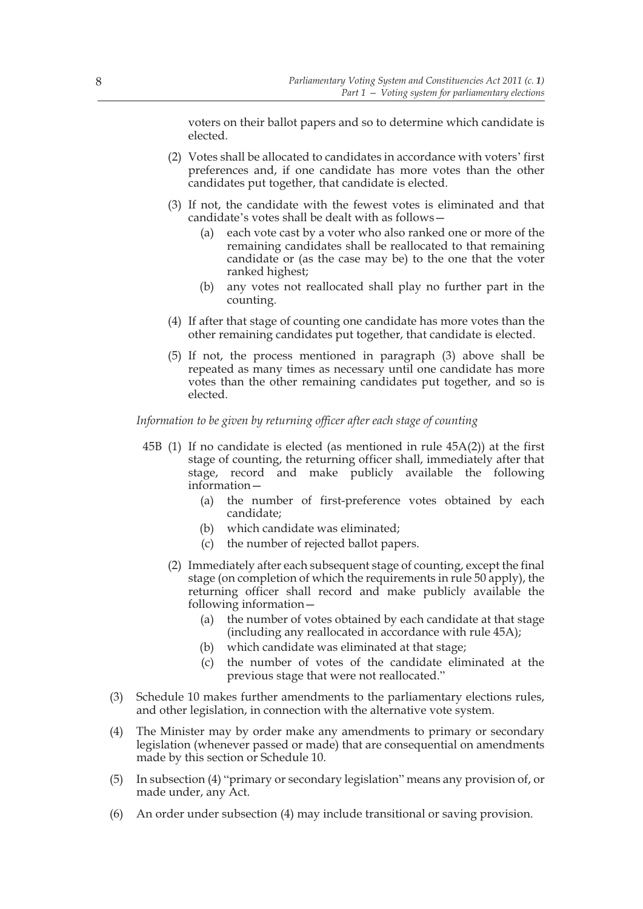voters on their ballot papers and so to determine which candidate is elected.

(2) Votes shall be allocated to candidates in accordance with voters' first preferences and, if one candidate has more votes than the other candidates put together, that candidate is elected.

(3) If not, the candidate with the fewest votes is eliminated and that candidate's votes shall be dealt with as follows—

(a) each vote cast by a voter who also ranked one or more of the remaining candidates shall be reallocated to that remaining candidate or (as the case may be) to the one that the voter ranked highest;

(b) any votes not reallocated shall play no further part in the counting.

(4) If after that stage of counting one candidate has more votes than the other remaining candidates put together, that candidate is elected.

(5) If not, the process mentioned in paragraph (3) above shall be repeated as many times as necessary until one candidate has more votes than the other remaining candidates put together, and so is elected.

*Information to be given by returning officer after each stage of counting*

45B (1) If no candidate is elected (as mentioned in rule 45A(2)) at the first stage of counting, the returning officer shall, immediately after that stage, record and make publicly available the following information—

(a) the number of first-preference votes obtained by each candidate;

(b) which candidate was eliminated;

(c) the number of rejected ballot papers.

(2) Immediately after each subsequent stage of counting, except the final stage (on completion of which the requirements in rule 50 apply), the returning officer shall record and make publicly available the following information—

(a) the number of votes obtained by each candidate at that stage (including any reallocated in accordance with rule 45A);

(b) which candidate was eliminated at that stage;

(c) the number of votes of the candidate eliminated at the previous stage that were not reallocated."

(3) Schedule 10 makes further amendments to the parliamentary elections rules, and other legislation, in connection with the alternative vote system.

(4) The Minister may by order make any amendments to primary or secondary legislation (whenever passed or made) that are consequential on amendments made by this section or Schedule 10.

(5) In subsection (4) "primary or secondary legislation" means any provision of, or made under, any Act.

(6) An order under subsection (4) may include transitional or saving provision.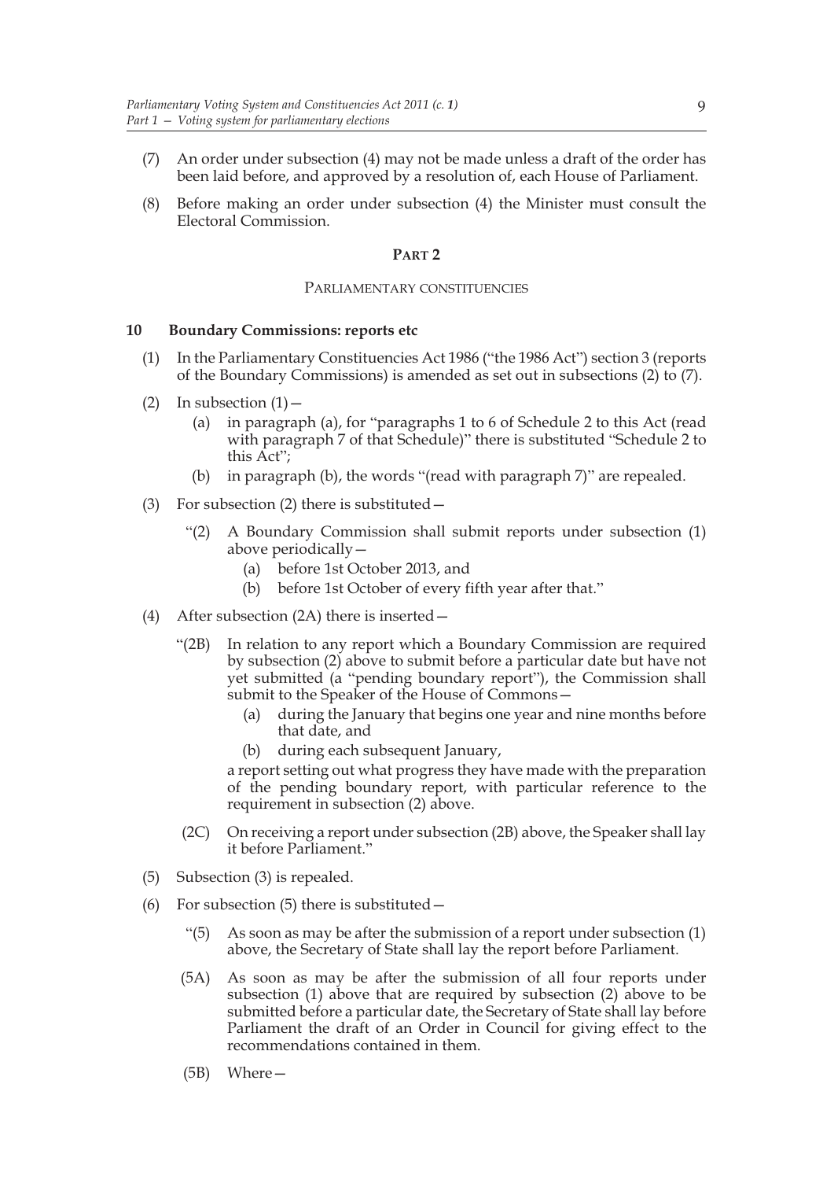(7) An order under subsection (4) may not be made unless a draft of the order has been laid before, and approved by a resolution of, each House of Parliament.

(8) Before making an order under subsection (4) the Minister must consult the Electoral Commission.

## PART 2

### PARLIAMENTARY CONSTITUENCIES

**10 Boundary Commissions: reports etc**

(1) In the Parliamentary Constituencies Act 1986 ("the 1986 Act") section 3 (reports of the Boundary Commissions) is amended as set out in subsections (2) to (7).

(2) In subsection (1)—

(a) in paragraph (a), for "paragraphs 1 to 6 of Schedule 2 to this Act (read with paragraph 7 of that Schedule)" there is substituted "Schedule 2 to this Act";

(b) in paragraph (b), the words "(read with paragraph 7)" are repealed.

(3) For subsection (2) there is substituted—

"(2) A Boundary Commission shall submit reports under subsection (1) above periodically—

(a) before 1st October 2013, and

(b) before 1st October of every fifth year after that."

(4) After subsection (2A) there is inserted—

"(2B) In relation to any report which a Boundary Commission are required by subsection (2) above to submit before a particular date but have not yet submitted (a "pending boundary report"), the Commission shall submit to the Speaker of the House of Commons—

(a) during the January that begins one year and nine months before that date, and

(b) during each subsequent January,

a report setting out what progress they have made with the preparation of the pending boundary report, with particular reference to the requirement in subsection (2) above.

(2C) On receiving a report under subsection (2B) above, the Speaker shall lay it before Parliament."

(5) Subsection (3) is repealed.

(6) For subsection (5) there is substituted—

"(5) As soon as may be after the submission of a report under subsection (1) above, the Secretary of State shall lay the report before Parliament.

(5A) As soon as may be after the submission of all four reports under subsection (1) above that are required by subsection (2) above to be submitted before a particular date, the Secretary of State shall lay before Parliament the draft of an Order in Council for giving effect to the recommendations contained in them.

(5B) Where—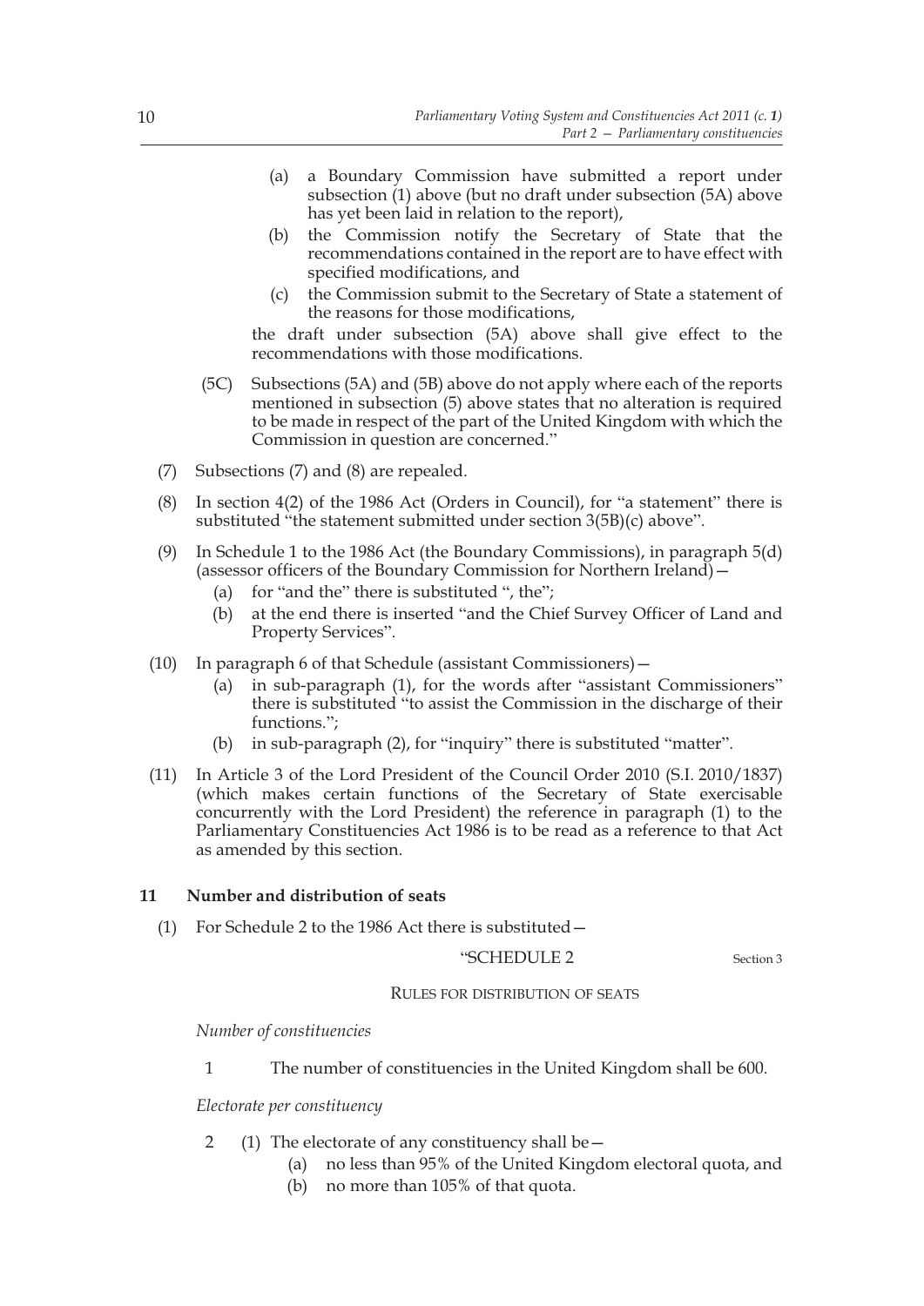(a) a Boundary Commission have submitted a report under subsection (1) above (but no draft under subsection (5A) above has yet been laid in relation to the report),

(b) the Commission notify the Secretary of State that the recommendations contained in the report are to have effect with specified modifications, and

(c) the Commission submit to the Secretary of State a statement of the reasons for those modifications,

the draft under subsection (5A) above shall give effect to the recommendations with those modifications.

(5C) Subsections (5A) and (5B) above do not apply where each of the reports mentioned in subsection (5) above states that no alteration is required to be made in respect of the part of the United Kingdom with which the Commission in question are concerned."

(7) Subsections (7) and (8) are repealed.

(8) In section 4(2) of the 1986 Act (Orders in Council), for "a statement" there is substituted "the statement submitted under section 3(5B)(c) above".

(9) In Schedule 1 to the 1986 Act (the Boundary Commissions), in paragraph 5(d) (assessor officers of the Boundary Commission for Northern Ireland)—

(a) for "and the" there is substituted ", the";

(b) at the end there is inserted "and the Chief Survey Officer of Land and Property Services".

(10) In paragraph 6 of that Schedule (assistant Commissioners)—

(a) in sub-paragraph (1), for the words after "assistant Commissioners" there is substituted "to assist the Commission in the discharge of their functions.";

(b) in sub-paragraph (2), for "inquiry" there is substituted "matter".

(11) In Article 3 of the Lord President of the Council Order 2010 (S.I. 2010/1837) (which makes certain functions of the Secretary of State exercisable concurrently with the Lord President) the reference in paragraph (1) to the Parliamentary Constituencies Act 1986 is to be read as a reference to that Act as amended by this section.

### 11 Number and distribution of seats

(1) For Schedule 2 to the 1986 Act there is substituted—

"SCHEDULE 2

Section 3

RULES FOR DISTRIBUTION OF SEATS

*Number of constituencies*

1 The number of constituencies in the United Kingdom shall be 600.

*Electorate per constituency*

2 (1) The electorate of any constituency shall be—

(a) no less than 95% of the United Kingdom electoral quota, and

(b) no more than 105% of that quota.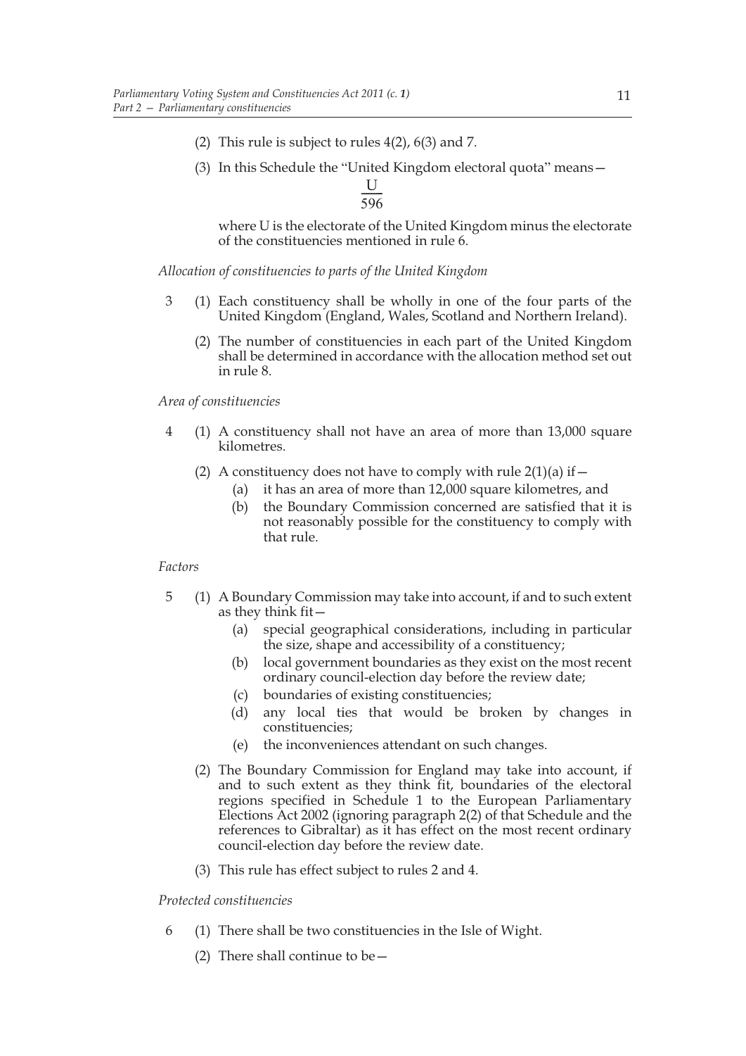(2) This rule is subject to rules 4(2), 6(3) and 7.

(3) In this Schedule the "United Kingdom electoral quota" means—

$$\frac{U}{596}$$

where U is the electorate of the United Kingdom minus the electorate of the constituencies mentioned in rule 6.

*Allocation of constituencies to parts of the United Kingdom*

3 (1) Each constituency shall be wholly in one of the four parts of the United Kingdom (England, Wales, Scotland and Northern Ireland).

(2) The number of constituencies in each part of the United Kingdom shall be determined in accordance with the allocation method set out in rule 8.

*Area of constituencies*

4 (1) A constituency shall not have an area of more than 13,000 square kilometres.

(2) A constituency does not have to comply with rule 2(1)(a) if—

(a) it has an area of more than 12,000 square kilometres, and

(b) the Boundary Commission concerned are satisfied that it is not reasonably possible for the constituency to comply with that rule.

*Factors*

5 (1) A Boundary Commission may take into account, if and to such extent as they think fit—

(a) special geographical considerations, including in particular the size, shape and accessibility of a constituency;

(b) local government boundaries as they exist on the most recent ordinary council-election day before the review date;

(c) boundaries of existing constituencies;

(d) any local ties that would be broken by changes in constituencies;

(e) the inconveniences attendant on such changes.

(2) The Boundary Commission for England may take into account, if and to such extent as they think fit, boundaries of the electoral regions specified in Schedule 1 to the European Parliamentary Elections Act 2002 (ignoring paragraph 2(2) of that Schedule and the references to Gibraltar) as it has effect on the most recent ordinary council-election day before the review date.

(3) This rule has effect subject to rules 2 and 4.

*Protected constituencies*

6 (1) There shall be two constituencies in the Isle of Wight.

(2) There shall continue to be—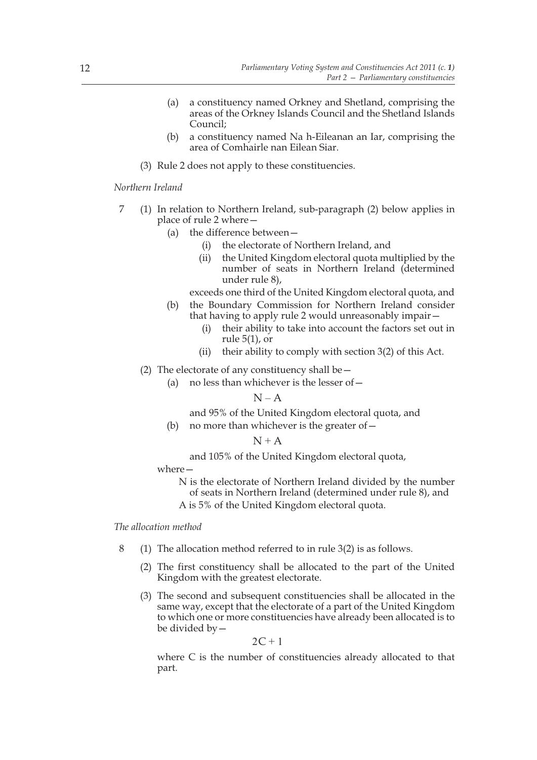(a) a constituency named Orkney and Shetland, comprising the areas of the Orkney Islands Council and the Shetland Islands Council;

(b) a constituency named Na h-Eileanan an Iar, comprising the area of Comhairle nan Eilean Siar.

(3) Rule 2 does not apply to these constituencies.

*Northern Ireland*

7 (1) In relation to Northern Ireland, sub-paragraph (2) below applies in place of rule 2 where—

(a) the difference between—

(i) the electorate of Northern Ireland, and

(ii) the United Kingdom electoral quota multiplied by the number of seats in Northern Ireland (determined under rule 8),

exceeds one third of the United Kingdom electoral quota, and

(b) the Boundary Commission for Northern Ireland consider that having to apply rule 2 would unreasonably impair—

(i) their ability to take into account the factors set out in rule 5(1), or

(ii) their ability to comply with section 3(2) of this Act.

(2) The electorate of any constituency shall be—

(a) no less than whichever is the lesser of—

$$N - A$$

and 95% of the United Kingdom electoral quota, and

(b) no more than whichever is the greater of—

$$N + A$$

and 105% of the United Kingdom electoral quota,

where—

N is the electorate of Northern Ireland divided by the number of seats in Northern Ireland (determined under rule 8), and

A is 5% of the United Kingdom electoral quota.

*The allocation method*

8 (1) The allocation method referred to in rule 3(2) is as follows.

(2) The first constituency shall be allocated to the part of the United Kingdom with the greatest electorate.

(3) The second and subsequent constituencies shall be allocated in the same way, except that the electorate of a part of the United Kingdom to which one or more constituencies have already been allocated is to be divided by—

$$2C + 1$$

where C is the number of constituencies already allocated to that part.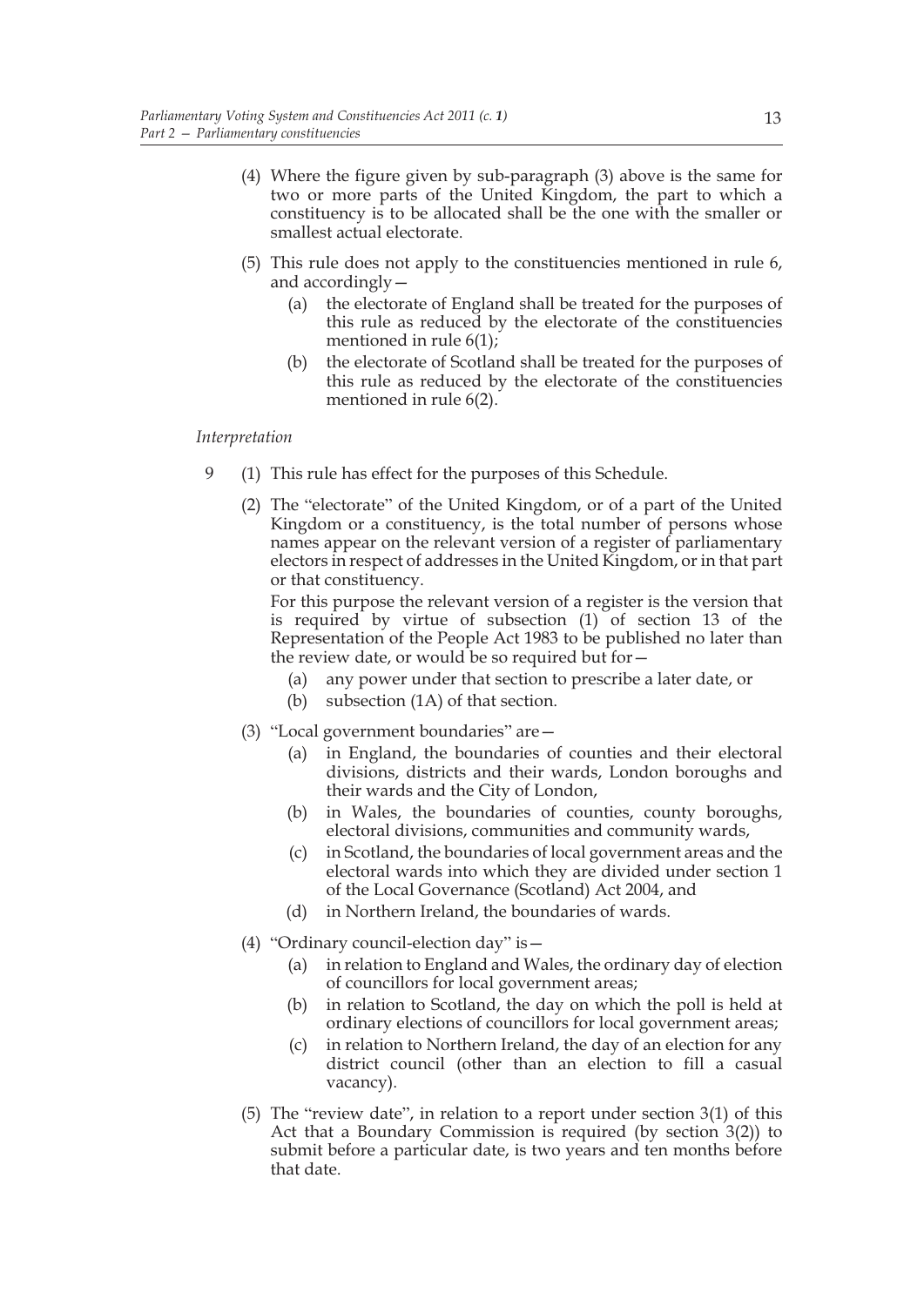(4) Where the figure given by sub-paragraph (3) above is the same for two or more parts of the United Kingdom, the part to which a constituency is to be allocated shall be the one with the smaller or smallest actual electorate.

(5) This rule does not apply to the constituencies mentioned in rule 6, and accordingly—

- (a) the electorate of England shall be treated for the purposes of this rule as reduced by the electorate of the constituencies mentioned in rule 6(1);
- (b) the electorate of Scotland shall be treated for the purposes of this rule as reduced by the electorate of the constituencies mentioned in rule 6(2).

*Interpretation*

9 (1) This rule has effect for the purposes of this Schedule.

(2) The "electorate" of the United Kingdom, or of a part of the United Kingdom or a constituency, is the total number of persons whose names appear on the relevant version of a register of parliamentary electors in respect of addresses in the United Kingdom, or in that part or that constituency.

For this purpose the relevant version of a register is the version that is required by virtue of subsection (1) of section 13 of the Representation of the People Act 1983 to be published no later than the review date, or would be so required but for—

- (a) any power under that section to prescribe a later date, or
- (b) subsection (1A) of that section.

(3) "Local government boundaries" are—

- (a) in England, the boundaries of counties and their electoral divisions, districts and their wards, London boroughs and their wards and the City of London,
- (b) in Wales, the boundaries of counties, county boroughs, electoral divisions, communities and community wards,
- (c) in Scotland, the boundaries of local government areas and the electoral wards into which they are divided under section 1 of the Local Governance (Scotland) Act 2004, and
- (d) in Northern Ireland, the boundaries of wards.

(4) "Ordinary council-election day" is—

- (a) in relation to England and Wales, the ordinary day of election of councillors for local government areas;
- (b) in relation to Scotland, the day on which the poll is held at ordinary elections of councillors for local government areas;
- (c) in relation to Northern Ireland, the day of an election for any district council (other than an election to fill a casual vacancy).

(5) The "review date", in relation to a report under section 3(1) of this Act that a Boundary Commission is required (by section 3(2)) to submit before a particular date, is two years and ten months before that date.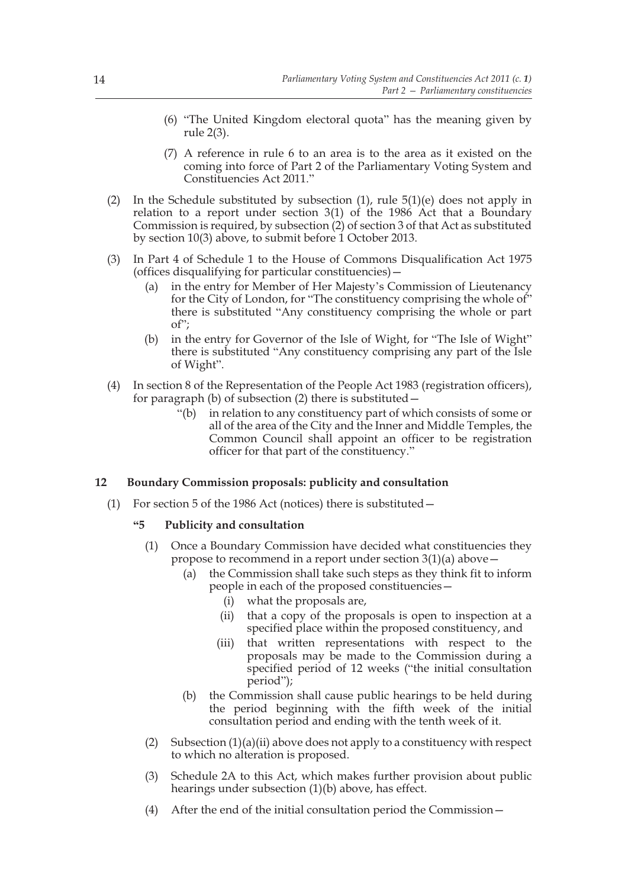(6) "The United Kingdom electoral quota" has the meaning given by rule 2(3).

(7) A reference in rule 6 to an area is to the area as it existed on the coming into force of Part 2 of the Parliamentary Voting System and Constituencies Act 2011."

(2) In the Schedule substituted by subsection (1), rule 5(1)(e) does not apply in relation to a report under section 3(1) of the 1986 Act that a Boundary Commission is required, by subsection (2) of section 3 of that Act as substituted by section 10(3) above, to submit before 1 October 2013.

(3) In Part 4 of Schedule 1 to the House of Commons Disqualification Act 1975 (offices disqualifying for particular constituencies)—

- (a) in the entry for Member of Her Majesty's Commission of Lieutenancy for the City of London, for "The constituency comprising the whole of" there is substituted "Any constituency comprising the whole or part of";
- (b) in the entry for Governor of the Isle of Wight, for "The Isle of Wight" there is substituted "Any constituency comprising any part of the Isle of Wight".

(4) In section 8 of the Representation of the People Act 1983 (registration officers), for paragraph (b) of subsection (2) there is substituted—

"(b) in relation to any constituency part of which consists of some or all of the area of the City and the Inner and Middle Temples, the Common Council shall appoint an officer to be registration officer for that part of the constituency."

## 12 Boundary Commission proposals: publicity and consultation

(1) For section 5 of the 1986 Act (notices) there is substituted—

**"5 Publicity and consultation**

(1) Once a Boundary Commission have decided what constituencies they propose to recommend in a report under section 3(1)(a) above—

- (a) the Commission shall take such steps as they think fit to inform people in each of the proposed constituencies—
  - (i) what the proposals are,
  - (ii) that a copy of the proposals is open to inspection at a specified place within the proposed constituency, and
  - (iii) that written representations with respect to the proposals may be made to the Commission during a specified period of 12 weeks ("the initial consultation period");
- (b) the Commission shall cause public hearings to be held during the period beginning with the fifth week of the initial consultation period and ending with the tenth week of it.

(2) Subsection (1)(a)(ii) above does not apply to a constituency with respect to which no alteration is proposed.

(3) Schedule 2A to this Act, which makes further provision about public hearings under subsection (1)(b) above, has effect.

(4) After the end of the initial consultation period the Commission—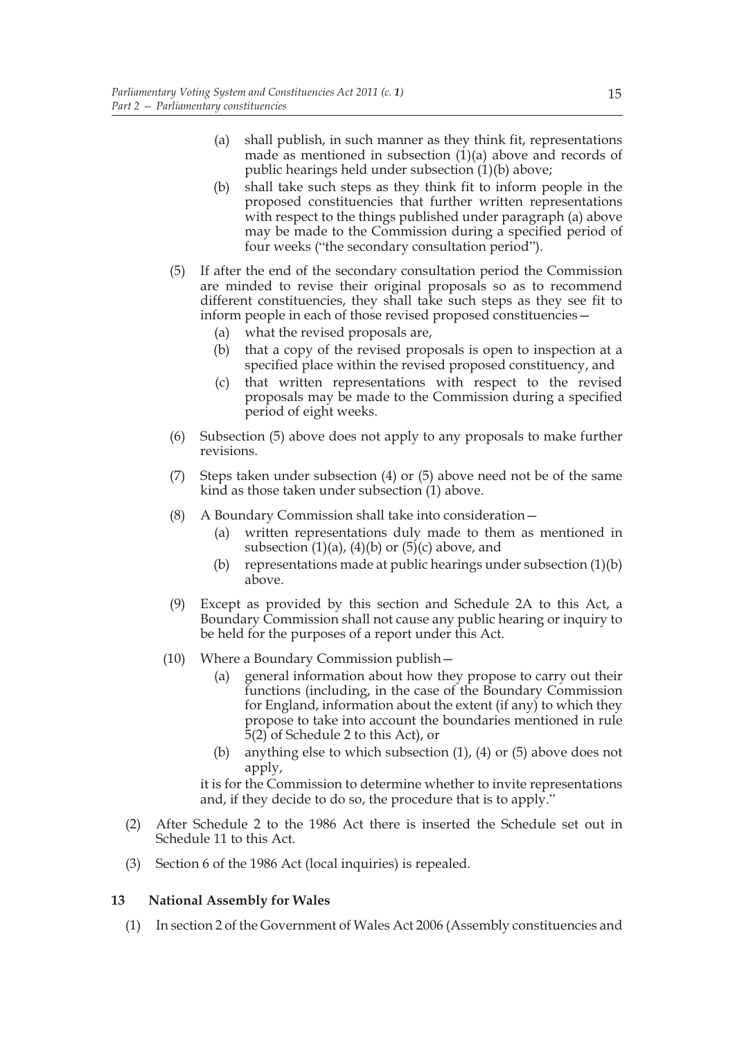(a) shall publish, in such manner as they think fit, representations made as mentioned in subsection (1)(a) above and records of public hearings held under subsection (1)(b) above;

(b) shall take such steps as they think fit to inform people in the proposed constituencies that further written representations with respect to the things published under paragraph (a) above may be made to the Commission during a specified period of four weeks ("the secondary consultation period").

(5) If after the end of the secondary consultation period the Commission are minded to revise their original proposals so as to recommend different constituencies, they shall take such steps as they see fit to inform people in each of those revised proposed constituencies—

(a) what the revised proposals are,

(b) that a copy of the revised proposals is open to inspection at a specified place within the revised proposed constituency, and

(c) that written representations with respect to the revised proposals may be made to the Commission during a specified period of eight weeks.

(6) Subsection (5) above does not apply to any proposals to make further revisions.

(7) Steps taken under subsection (4) or (5) above need not be of the same kind as those taken under subsection (1) above.

(8) A Boundary Commission shall take into consideration—

(a) written representations duly made to them as mentioned in subsection (1)(a), (4)(b) or (5)(c) above, and

(b) representations made at public hearings under subsection (1)(b) above.

(9) Except as provided by this section and Schedule 2A to this Act, a Boundary Commission shall not cause any public hearing or inquiry to be held for the purposes of a report under this Act.

(10) Where a Boundary Commission publish—

(a) general information about how they propose to carry out their functions (including, in the case of the Boundary Commission for England, information about the extent (if any) to which they propose to take into account the boundaries mentioned in rule 5(2) of Schedule 2 to this Act), or

(b) anything else to which subsection (1), (4) or (5) above does not apply,

it is for the Commission to determine whether to invite representations and, if they decide to do so, the procedure that is to apply."

(2) After Schedule 2 to the 1986 Act there is inserted the Schedule set out in Schedule 11 to this Act.

(3) Section 6 of the 1986 Act (local inquiries) is repealed.

## 13 National Assembly for Wales

(1) In section 2 of the Government of Wales Act 2006 (Assembly constituencies and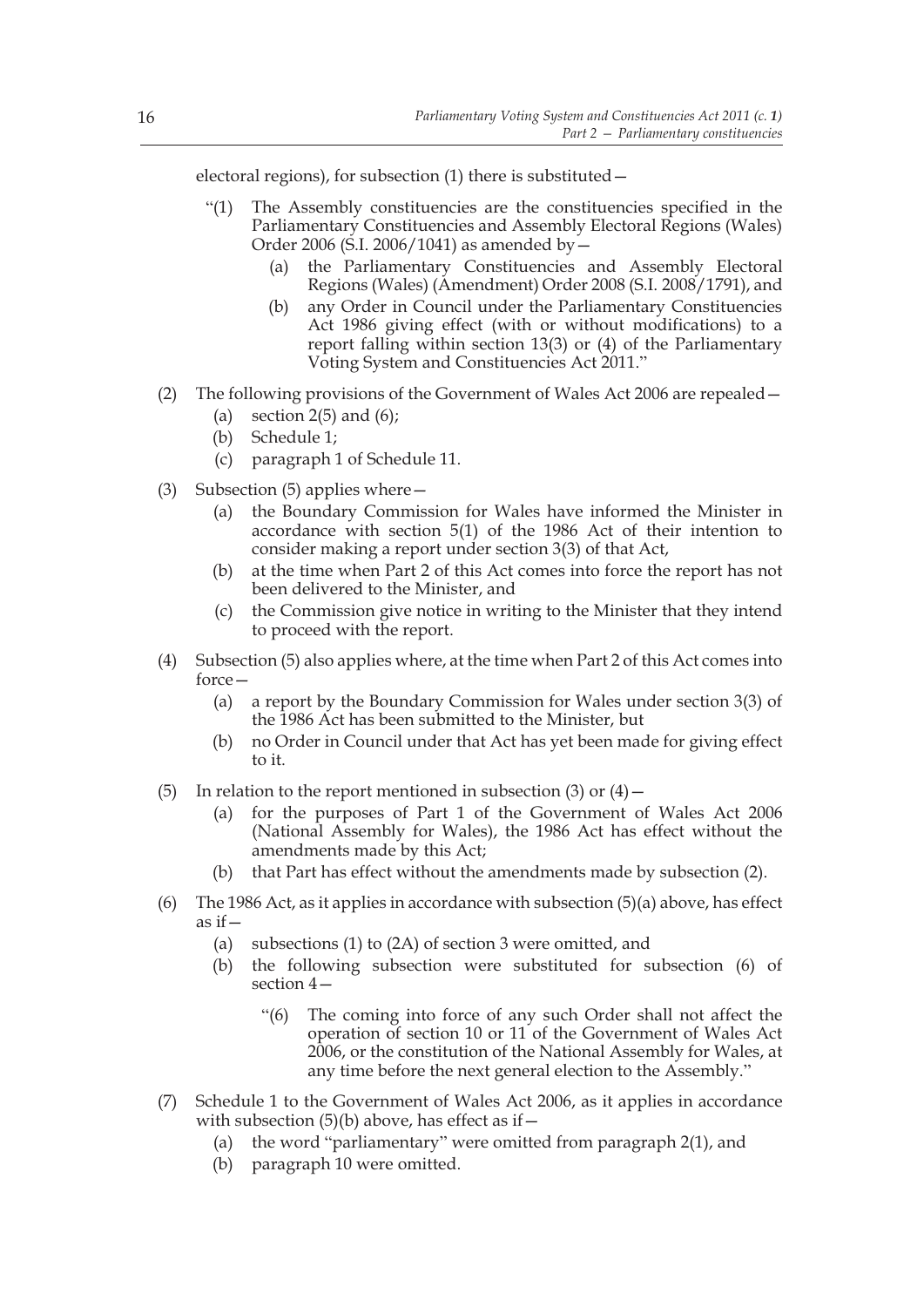electoral regions), for subsection (1) there is substituted—

> "(1) The Assembly constituencies are the constituencies specified in the Parliamentary Constituencies and Assembly Electoral Regions (Wales) Order 2006 (S.I. 2006/1041) as amended by—
>
> (a) the Parliamentary Constituencies and Assembly Electoral Regions (Wales) (Amendment) Order 2008 (S.I. 2008/1791), and
>
> (b) any Order in Council under the Parliamentary Constituencies Act 1986 giving effect (with or without modifications) to a report falling within section 13(3) or (4) of the Parliamentary Voting System and Constituencies Act 2011."

(2) The following provisions of the Government of Wales Act 2006 are repealed—

- (a) section 2(5) and (6);
- (b) Schedule 1;
- (c) paragraph 1 of Schedule 11.

(3) Subsection (5) applies where—

- (a) the Boundary Commission for Wales have informed the Minister in accordance with section 5(1) of the 1986 Act of their intention to consider making a report under section 3(3) of that Act,
- (b) at the time when Part 2 of this Act comes into force the report has not been delivered to the Minister, and
- (c) the Commission give notice in writing to the Minister that they intend to proceed with the report.

(4) Subsection (5) also applies where, at the time when Part 2 of this Act comes into force—

- (a) a report by the Boundary Commission for Wales under section 3(3) of the 1986 Act has been submitted to the Minister, but
- (b) no Order in Council under that Act has yet been made for giving effect to it.

(5) In relation to the report mentioned in subsection (3) or (4)—

- (a) for the purposes of Part 1 of the Government of Wales Act 2006 (National Assembly for Wales), the 1986 Act has effect without the amendments made by this Act;
- (b) that Part has effect without the amendments made by subsection (2).

(6) The 1986 Act, as it applies in accordance with subsection (5)(a) above, has effect as if—

- (a) subsections (1) to (2A) of section 3 were omitted, and
- (b) the following subsection were substituted for subsection (6) of section 4—

> "(6) The coming into force of any such Order shall not affect the operation of section 10 or 11 of the Government of Wales Act 2006, or the constitution of the National Assembly for Wales, at any time before the next general election to the Assembly."

(7) Schedule 1 to the Government of Wales Act 2006, as it applies in accordance with subsection (5)(b) above, has effect as if—

- (a) the word "parliamentary" were omitted from paragraph 2(1), and
- (b) paragraph 10 were omitted.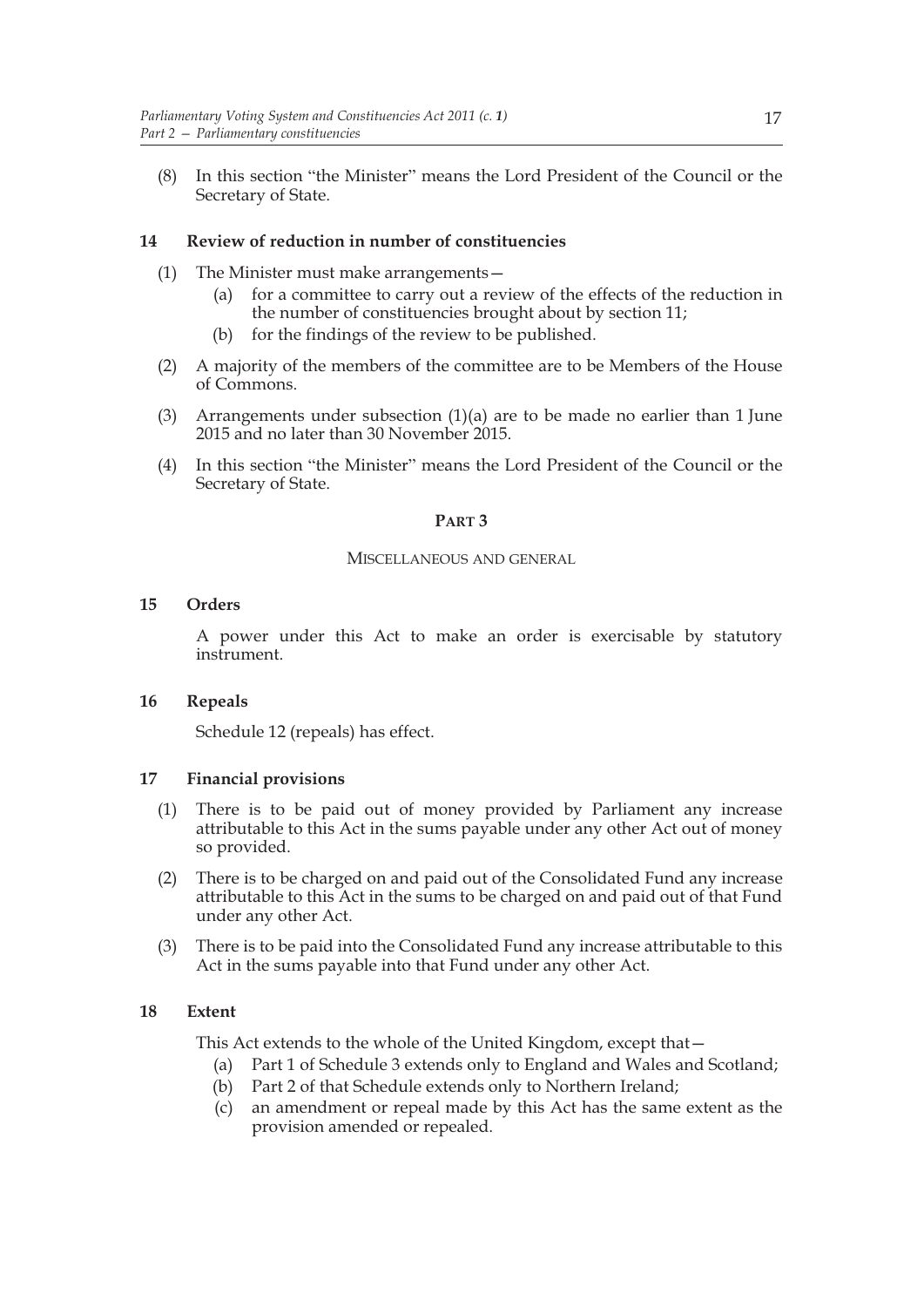(8) In this section "the Minister" means the Lord President of the Council or the Secretary of State.

### 14 Review of reduction in number of constituencies

(1) The Minister must make arrangements—

- (a) for a committee to carry out a review of the effects of the reduction in the number of constituencies brought about by section 11;
- (b) for the findings of the review to be published.

(2) A majority of the members of the committee are to be Members of the House of Commons.

(3) Arrangements under subsection (1)(a) are to be made no earlier than 1 June 2015 and no later than 30 November 2015.

(4) In this section "the Minister" means the Lord President of the Council or the Secretary of State.

## PART 3

## MISCELLANEOUS AND GENERAL

### 15 Orders

A power under this Act to make an order is exercisable by statutory instrument.

### 16 Repeals

Schedule 12 (repeals) has effect.

### 17 Financial provisions

(1) There is to be paid out of money provided by Parliament any increase attributable to this Act in the sums payable under any other Act out of money so provided.

(2) There is to be charged on and paid out of the Consolidated Fund any increase attributable to this Act in the sums to be charged on and paid out of that Fund under any other Act.

(3) There is to be paid into the Consolidated Fund any increase attributable to this Act in the sums payable into that Fund under any other Act.

### 18 Extent

This Act extends to the whole of the United Kingdom, except that—

- (a) Part 1 of Schedule 3 extends only to England and Wales and Scotland;
- (b) Part 2 of that Schedule extends only to Northern Ireland;
- (c) an amendment or repeal made by this Act has the same extent as the provision amended or repealed.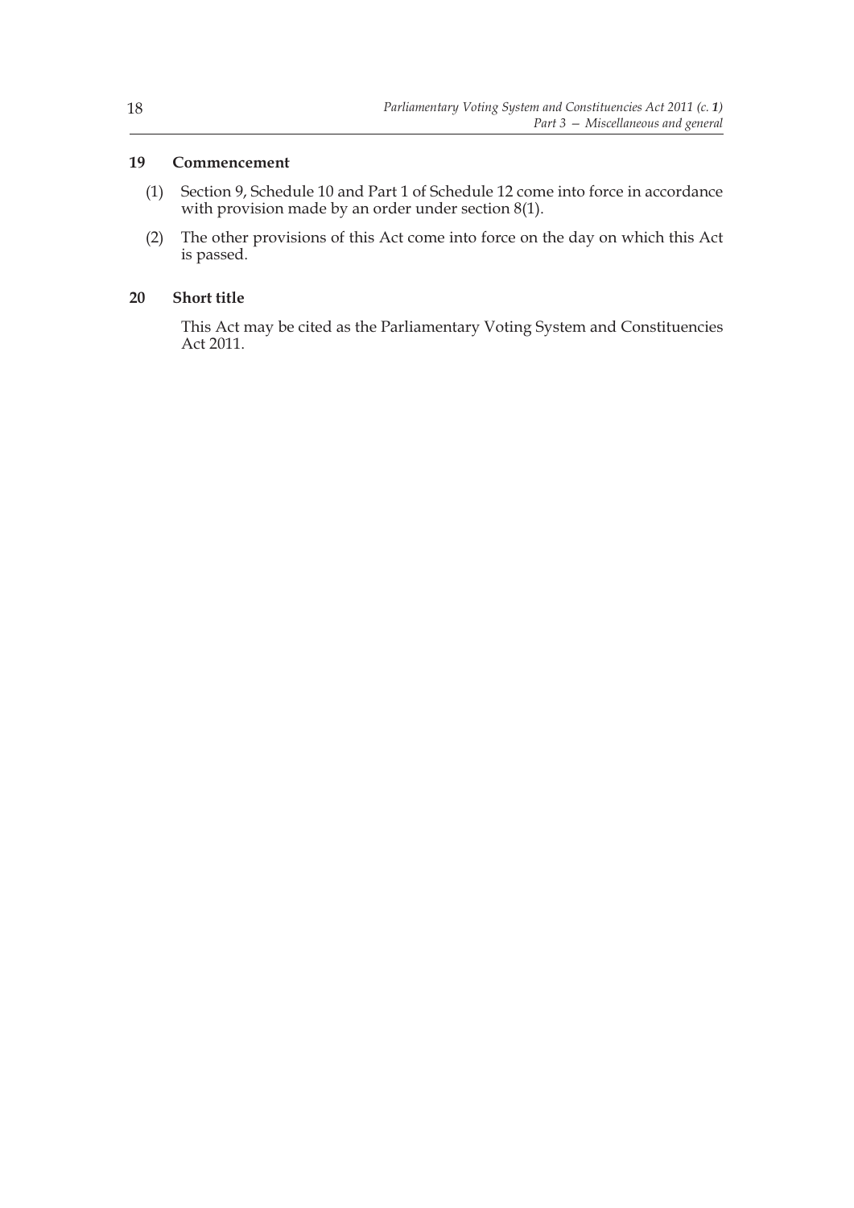## 19 Commencement

(1) Section 9, Schedule 10 and Part 1 of Schedule 12 come into force in accordance with provision made by an order under section 8(1).

(2) The other provisions of this Act come into force on the day on which this Act is passed.

## 20 Short title

This Act may be cited as the Parliamentary Voting System and Constituencies Act 2011.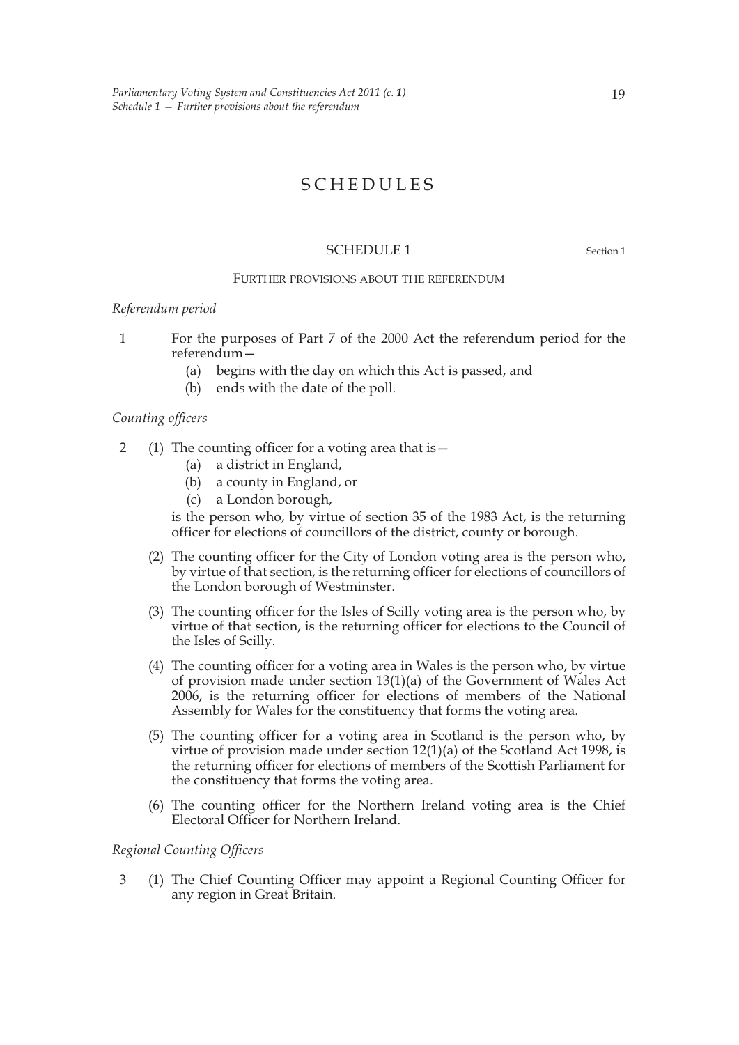# SCHEDULES

## SCHEDULE 1

Section 1

### FURTHER PROVISIONS ABOUT THE REFERENDUM

*Referendum period*

1 For the purposes of Part 7 of the 2000 Act the referendum period for the referendum—

(a) begins with the day on which this Act is passed, and

(b) ends with the date of the poll.

*Counting officers*

2 (1) The counting officer for a voting area that is—

(a) a district in England,

(b) a county in England, or

(c) a London borough,

is the person who, by virtue of section 35 of the 1983 Act, is the returning officer for elections of councillors of the district, county or borough.

(2) The counting officer for the City of London voting area is the person who, by virtue of that section, is the returning officer for elections of councillors of the London borough of Westminster.

(3) The counting officer for the Isles of Scilly voting area is the person who, by virtue of that section, is the returning officer for elections to the Council of the Isles of Scilly.

(4) The counting officer for a voting area in Wales is the person who, by virtue of provision made under section 13(1)(a) of the Government of Wales Act 2006, is the returning officer for elections of members of the National Assembly for Wales for the constituency that forms the voting area.

(5) The counting officer for a voting area in Scotland is the person who, by virtue of provision made under section 12(1)(a) of the Scotland Act 1998, is the returning officer for elections of members of the Scottish Parliament for the constituency that forms the voting area.

(6) The counting officer for the Northern Ireland voting area is the Chief Electoral Officer for Northern Ireland.

*Regional Counting Officers*

3 (1) The Chief Counting Officer may appoint a Regional Counting Officer for any region in Great Britain.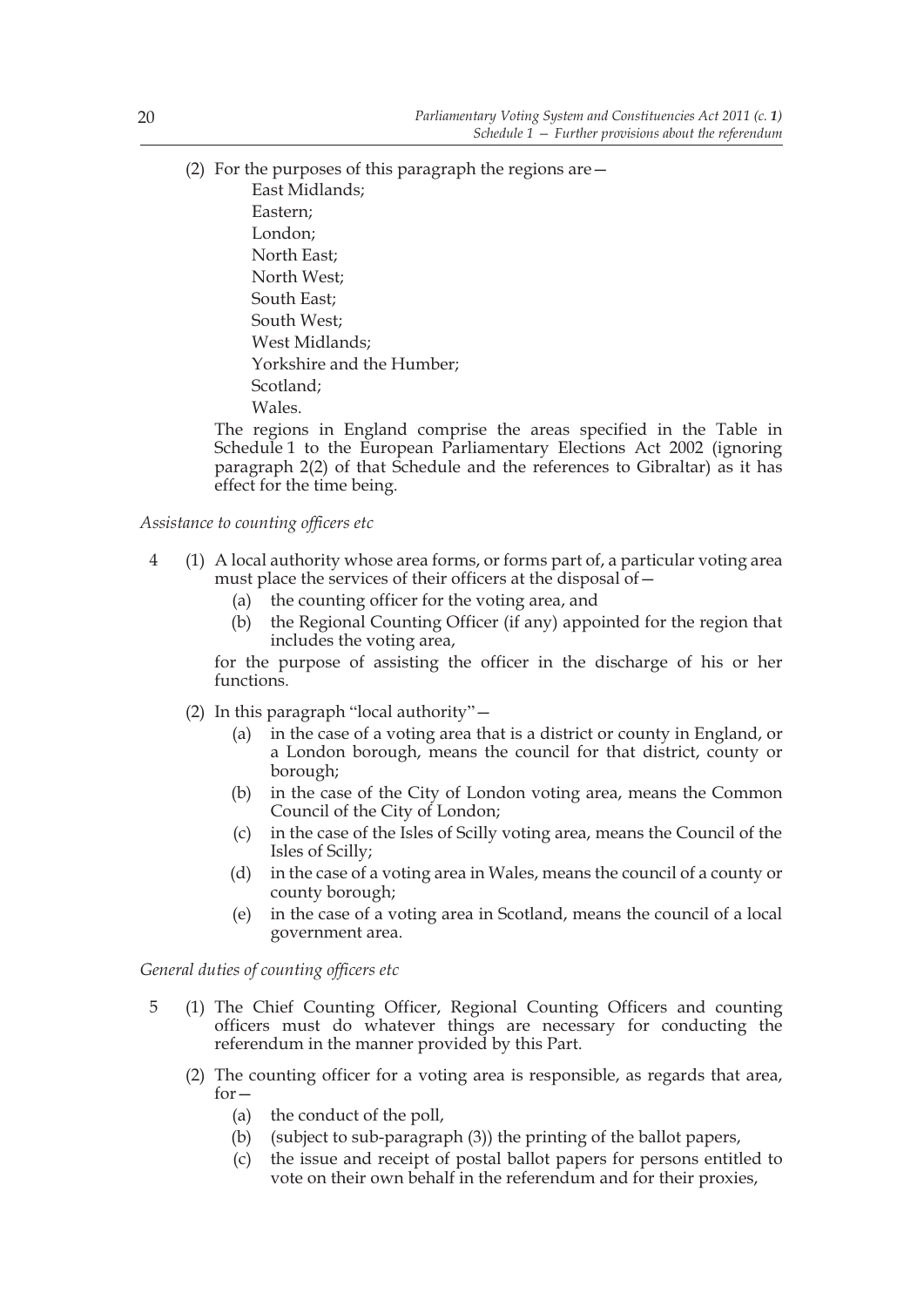(2) For the purposes of this paragraph the regions are—

East Midlands;
Eastern;
London;
North East;
North West;
South East;
South West;
West Midlands;
Yorkshire and the Humber;
Scotland;
Wales.

The regions in England comprise the areas specified in the Table in Schedule 1 to the European Parliamentary Elections Act 2002 (ignoring paragraph 2(2) of that Schedule and the references to Gibraltar) as it has effect for the time being.

*Assistance to counting officers etc*

4 (1) A local authority whose area forms, or forms part of, a particular voting area must place the services of their officers at the disposal of—

(a) the counting officer for the voting area, and

(b) the Regional Counting Officer (if any) appointed for the region that includes the voting area,

for the purpose of assisting the officer in the discharge of his or her functions.

(2) In this paragraph "local authority"—

(a) in the case of a voting area that is a district or county in England, or a London borough, means the council for that district, county or borough;

(b) in the case of the City of London voting area, means the Common Council of the City of London;

(c) in the case of the Isles of Scilly voting area, means the Council of the Isles of Scilly;

(d) in the case of a voting area in Wales, means the council of a county or county borough;

(e) in the case of a voting area in Scotland, means the council of a local government area.

*General duties of counting officers etc*

5 (1) The Chief Counting Officer, Regional Counting Officers and counting officers must do whatever things are necessary for conducting the referendum in the manner provided by this Part.

(2) The counting officer for a voting area is responsible, as regards that area, for—

(a) the conduct of the poll,

(b) (subject to sub-paragraph (3)) the printing of the ballot papers,

(c) the issue and receipt of postal ballot papers for persons entitled to vote on their own behalf in the referendum and for their proxies,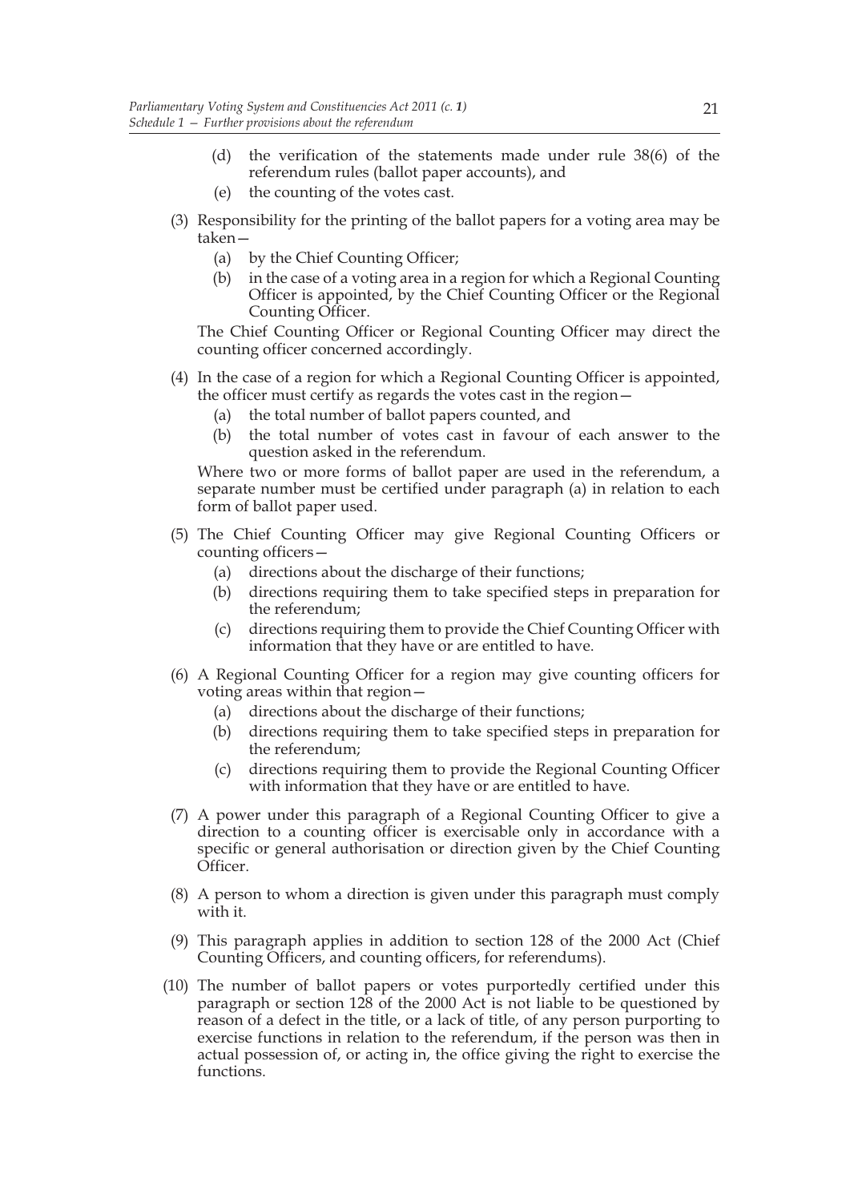(d) the verification of the statements made under rule 38(6) of the referendum rules (ballot paper accounts), and

(e) the counting of the votes cast.

(3) Responsibility for the printing of the ballot papers for a voting area may be taken—

(a) by the Chief Counting Officer;

(b) in the case of a voting area in a region for which a Regional Counting Officer is appointed, by the Chief Counting Officer or the Regional Counting Officer.

The Chief Counting Officer or Regional Counting Officer may direct the counting officer concerned accordingly.

(4) In the case of a region for which a Regional Counting Officer is appointed, the officer must certify as regards the votes cast in the region—

(a) the total number of ballot papers counted, and

(b) the total number of votes cast in favour of each answer to the question asked in the referendum.

Where two or more forms of ballot paper are used in the referendum, a separate number must be certified under paragraph (a) in relation to each form of ballot paper used.

(5) The Chief Counting Officer may give Regional Counting Officers or counting officers—

(a) directions about the discharge of their functions;

(b) directions requiring them to take specified steps in preparation for the referendum;

(c) directions requiring them to provide the Chief Counting Officer with information that they have or are entitled to have.

(6) A Regional Counting Officer for a region may give counting officers for voting areas within that region—

(a) directions about the discharge of their functions;

(b) directions requiring them to take specified steps in preparation for the referendum;

(c) directions requiring them to provide the Regional Counting Officer with information that they have or are entitled to have.

(7) A power under this paragraph of a Regional Counting Officer to give a direction to a counting officer is exercisable only in accordance with a specific or general authorisation or direction given by the Chief Counting Officer.

(8) A person to whom a direction is given under this paragraph must comply with it.

(9) This paragraph applies in addition to section 128 of the 2000 Act (Chief Counting Officers, and counting officers, for referendums).

(10) The number of ballot papers or votes purportedly certified under this paragraph or section 128 of the 2000 Act is not liable to be questioned by reason of a defect in the title, or a lack of title, of any person purporting to exercise functions in relation to the referendum, if the person was then in actual possession of, or acting in, the office giving the right to exercise the functions.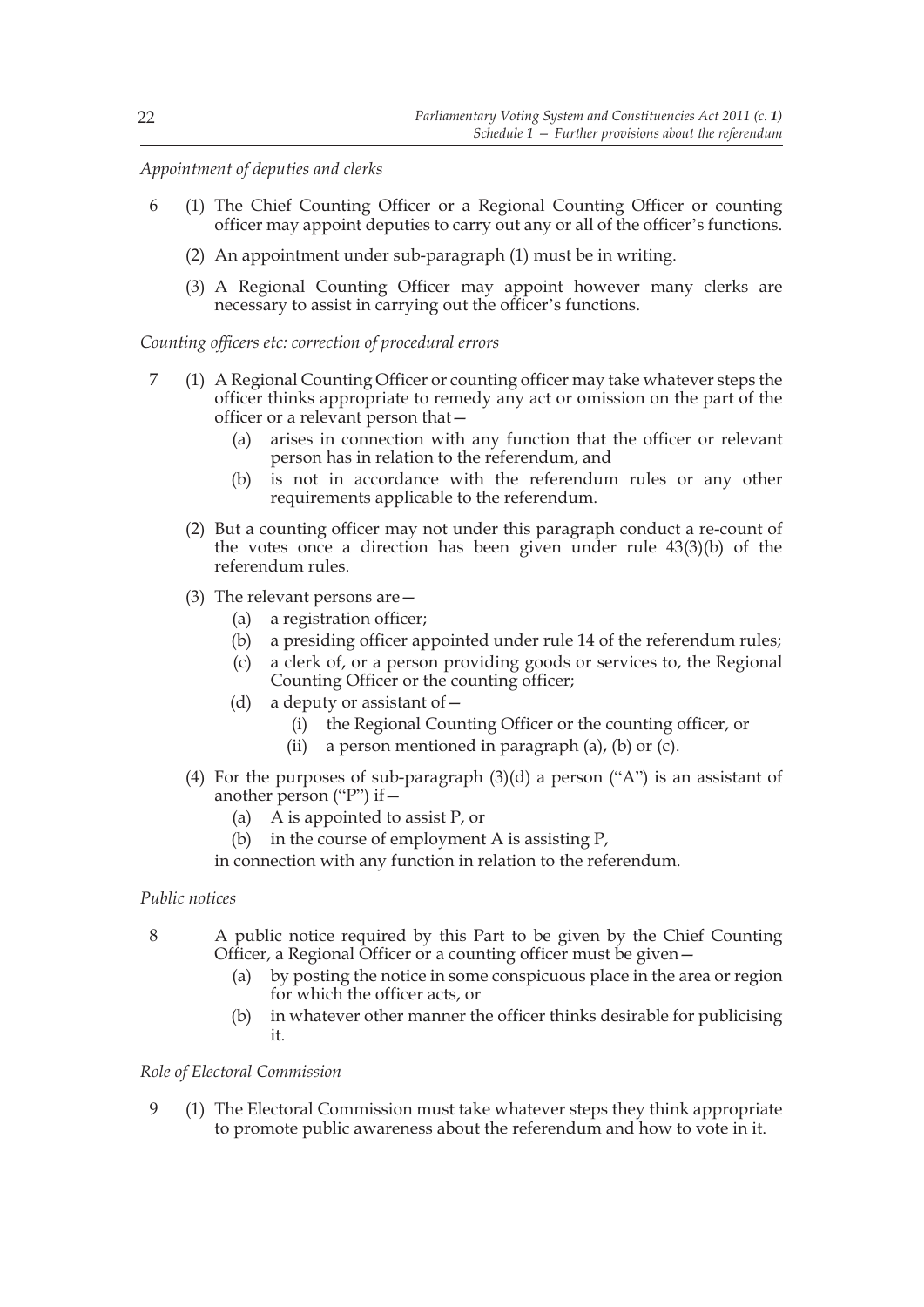*Appointment of deputies and clerks*

6 (1) The Chief Counting Officer or a Regional Counting Officer or counting officer may appoint deputies to carry out any or all of the officer's functions.

(2) An appointment under sub-paragraph (1) must be in writing.

(3) A Regional Counting Officer may appoint however many clerks are necessary to assist in carrying out the officer's functions.

*Counting officers etc: correction of procedural errors*

7 (1) A Regional Counting Officer or counting officer may take whatever steps the officer thinks appropriate to remedy any act or omission on the part of the officer or a relevant person that—

(a) arises in connection with any function that the officer or relevant person has in relation to the referendum, and

(b) is not in accordance with the referendum rules or any other requirements applicable to the referendum.

(2) But a counting officer may not under this paragraph conduct a re-count of the votes once a direction has been given under rule 43(3)(b) of the referendum rules.

(3) The relevant persons are—

(a) a registration officer;

(b) a presiding officer appointed under rule 14 of the referendum rules;

(c) a clerk of, or a person providing goods or services to, the Regional Counting Officer or the counting officer;

(d) a deputy or assistant of—

(i) the Regional Counting Officer or the counting officer, or

(ii) a person mentioned in paragraph (a), (b) or (c).

(4) For the purposes of sub-paragraph (3)(d) a person ("A") is an assistant of another person ("P") if—

(a) A is appointed to assist P, or

(b) in the course of employment A is assisting P,

in connection with any function in relation to the referendum.

*Public notices*

8 A public notice required by this Part to be given by the Chief Counting Officer, a Regional Officer or a counting officer must be given—

(a) by posting the notice in some conspicuous place in the area or region for which the officer acts, or

(b) in whatever other manner the officer thinks desirable for publicising it.

*Role of Electoral Commission*

9 (1) The Electoral Commission must take whatever steps they think appropriate to promote public awareness about the referendum and how to vote in it.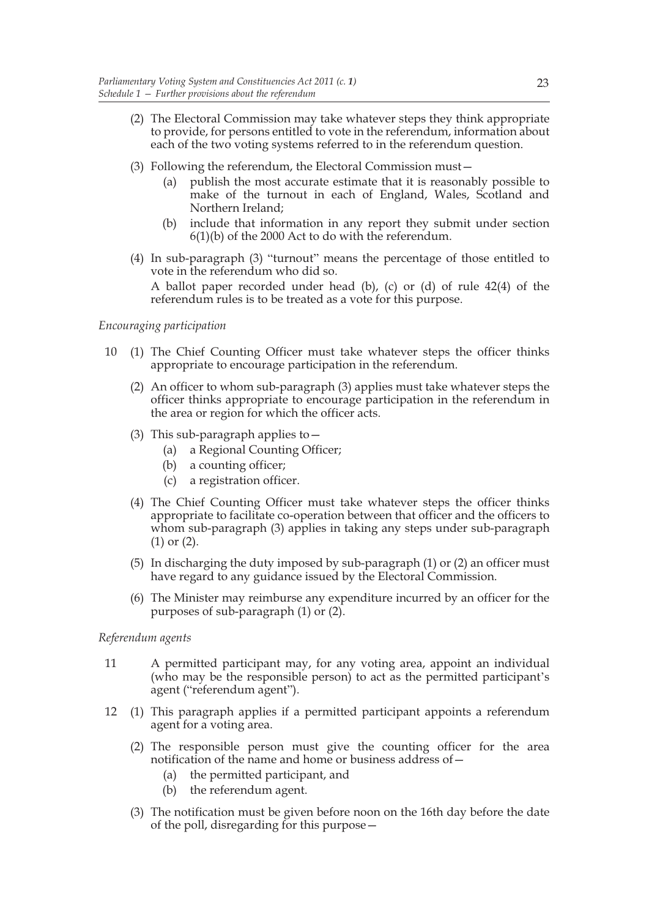(2) The Electoral Commission may take whatever steps they think appropriate to provide, for persons entitled to vote in the referendum, information about each of the two voting systems referred to in the referendum question.

(3) Following the referendum, the Electoral Commission must—

- (a) publish the most accurate estimate that it is reasonably possible to make of the turnout in each of England, Wales, Scotland and Northern Ireland;
- (b) include that information in any report they submit under section 6(1)(b) of the 2000 Act to do with the referendum.

(4) In sub-paragraph (3) "turnout" means the percentage of those entitled to vote in the referendum who did so.

A ballot paper recorded under head (b), (c) or (d) of rule 42(4) of the referendum rules is to be treated as a vote for this purpose.

*Encouraging participation*

10 (1) The Chief Counting Officer must take whatever steps the officer thinks appropriate to encourage participation in the referendum.

(2) An officer to whom sub-paragraph (3) applies must take whatever steps the officer thinks appropriate to encourage participation in the referendum in the area or region for which the officer acts.

(3) This sub-paragraph applies to—

- (a) a Regional Counting Officer;
- (b) a counting officer;
- (c) a registration officer.

(4) The Chief Counting Officer must take whatever steps the officer thinks appropriate to facilitate co-operation between that officer and the officers to whom sub-paragraph (3) applies in taking any steps under sub-paragraph (1) or (2).

(5) In discharging the duty imposed by sub-paragraph (1) or (2) an officer must have regard to any guidance issued by the Electoral Commission.

(6) The Minister may reimburse any expenditure incurred by an officer for the purposes of sub-paragraph (1) or (2).

*Referendum agents*

11 A permitted participant may, for any voting area, appoint an individual (who may be the responsible person) to act as the permitted participant's agent ("referendum agent").

12 (1) This paragraph applies if a permitted participant appoints a referendum agent for a voting area.

(2) The responsible person must give the counting officer for the area notification of the name and home or business address of—

- (a) the permitted participant, and
- (b) the referendum agent.

(3) The notification must be given before noon on the 16th day before the date of the poll, disregarding for this purpose—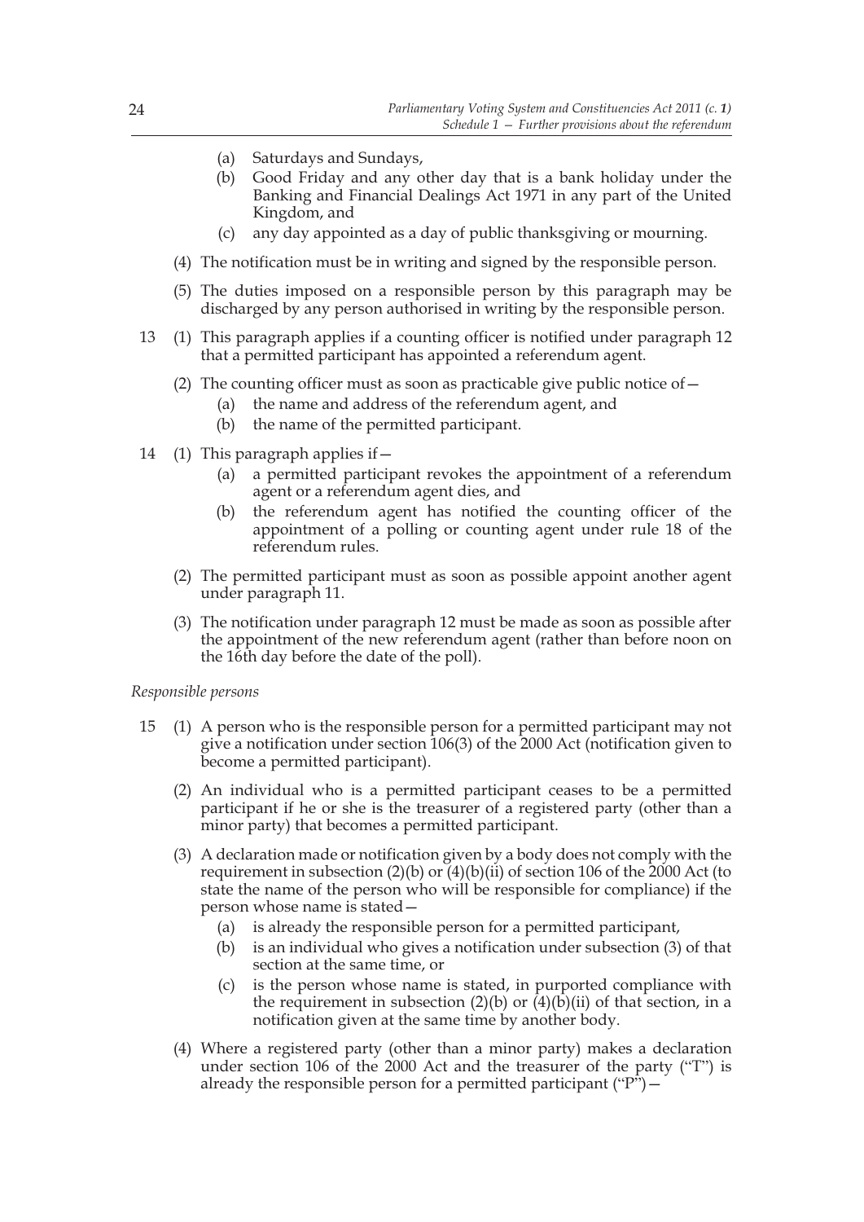(a) Saturdays and Sundays,

(b) Good Friday and any other day that is a bank holiday under the Banking and Financial Dealings Act 1971 in any part of the United Kingdom, and

(c) any day appointed as a day of public thanksgiving or mourning.

(4) The notification must be in writing and signed by the responsible person.

(5) The duties imposed on a responsible person by this paragraph may be discharged by any person authorised in writing by the responsible person.

13 (1) This paragraph applies if a counting officer is notified under paragraph 12 that a permitted participant has appointed a referendum agent.

(2) The counting officer must as soon as practicable give public notice of—

(a) the name and address of the referendum agent, and

(b) the name of the permitted participant.

14 (1) This paragraph applies if—

(a) a permitted participant revokes the appointment of a referendum agent or a referendum agent dies, and

(b) the referendum agent has notified the counting officer of the appointment of a polling or counting agent under rule 18 of the referendum rules.

(2) The permitted participant must as soon as possible appoint another agent under paragraph 11.

(3) The notification under paragraph 12 must be made as soon as possible after the appointment of the new referendum agent (rather than before noon on the 16th day before the date of the poll).

*Responsible persons*

15 (1) A person who is the responsible person for a permitted participant may not give a notification under section 106(3) of the 2000 Act (notification given to become a permitted participant).

(2) An individual who is a permitted participant ceases to be a permitted participant if he or she is the treasurer of a registered party (other than a minor party) that becomes a permitted participant.

(3) A declaration made or notification given by a body does not comply with the requirement in subsection (2)(b) or (4)(b)(ii) of section 106 of the 2000 Act (to state the name of the person who will be responsible for compliance) if the person whose name is stated—

(a) is already the responsible person for a permitted participant,

(b) is an individual who gives a notification under subsection (3) of that section at the same time, or

(c) is the person whose name is stated, in purported compliance with the requirement in subsection (2)(b) or (4)(b)(ii) of that section, in a notification given at the same time by another body.

(4) Where a registered party (other than a minor party) makes a declaration under section 106 of the 2000 Act and the treasurer of the party ("T") is already the responsible person for a permitted participant ("P")—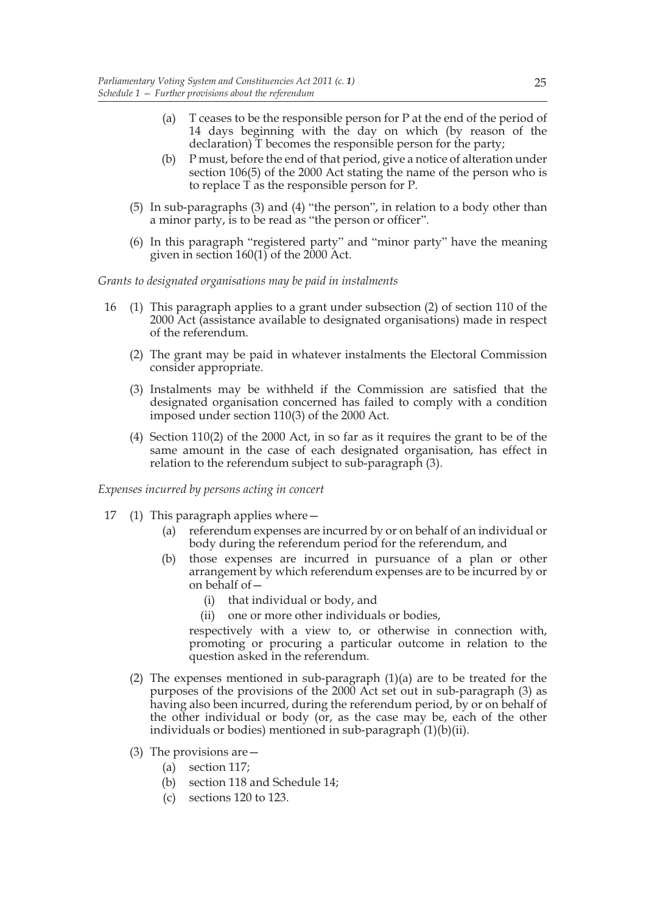(a) T ceases to be the responsible person for P at the end of the period of 14 days beginning with the day on which (by reason of the declaration) T becomes the responsible person for the party;

(b) P must, before the end of that period, give a notice of alteration under section 106(5) of the 2000 Act stating the name of the person who is to replace T as the responsible person for P.

(5) In sub-paragraphs (3) and (4) "the person", in relation to a body other than a minor party, is to be read as "the person or officer".

(6) In this paragraph "registered party" and "minor party" have the meaning given in section 160(1) of the 2000 Act.

*Grants to designated organisations may be paid in instalments*

16 (1) This paragraph applies to a grant under subsection (2) of section 110 of the 2000 Act (assistance available to designated organisations) made in respect of the referendum.

(2) The grant may be paid in whatever instalments the Electoral Commission consider appropriate.

(3) Instalments may be withheld if the Commission are satisfied that the designated organisation concerned has failed to comply with a condition imposed under section 110(3) of the 2000 Act.

(4) Section 110(2) of the 2000 Act, in so far as it requires the grant to be of the same amount in the case of each designated organisation, has effect in relation to the referendum subject to sub-paragraph (3).

*Expenses incurred by persons acting in concert*

17 (1) This paragraph applies where—

(a) referendum expenses are incurred by or on behalf of an individual or body during the referendum period for the referendum, and

(b) those expenses are incurred in pursuance of a plan or other arrangement by which referendum expenses are to be incurred by or on behalf of—

(i) that individual or body, and

(ii) one or more other individuals or bodies,

respectively with a view to, or otherwise in connection with, promoting or procuring a particular outcome in relation to the question asked in the referendum.

(2) The expenses mentioned in sub-paragraph (1)(a) are to be treated for the purposes of the provisions of the 2000 Act set out in sub-paragraph (3) as having also been incurred, during the referendum period, by or on behalf of the other individual or body (or, as the case may be, each of the other individuals or bodies) mentioned in sub-paragraph (1)(b)(ii).

(3) The provisions are—

(a) section 117;

(b) section 118 and Schedule 14;

(c) sections 120 to 123.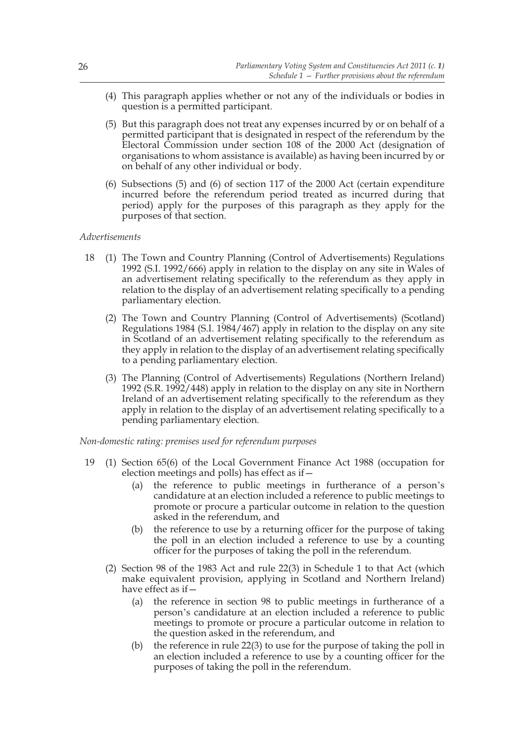(4) This paragraph applies whether or not any of the individuals or bodies in question is a permitted participant.

(5) But this paragraph does not treat any expenses incurred by or on behalf of a permitted participant that is designated in respect of the referendum by the Electoral Commission under section 108 of the 2000 Act (designation of organisations to whom assistance is available) as having been incurred by or on behalf of any other individual or body.

(6) Subsections (5) and (6) of section 117 of the 2000 Act (certain expenditure incurred before the referendum period treated as incurred during that period) apply for the purposes of this paragraph as they apply for the purposes of that section.

*Advertisements*

18 (1) The Town and Country Planning (Control of Advertisements) Regulations 1992 (S.I. 1992/666) apply in relation to the display on any site in Wales of an advertisement relating specifically to the referendum as they apply in relation to the display of an advertisement relating specifically to a pending parliamentary election.

(2) The Town and Country Planning (Control of Advertisements) (Scotland) Regulations 1984 (S.I. 1984/467) apply in relation to the display on any site in Scotland of an advertisement relating specifically to the referendum as they apply in relation to the display of an advertisement relating specifically to a pending parliamentary election.

(3) The Planning (Control of Advertisements) Regulations (Northern Ireland) 1992 (S.R. 1992/448) apply in relation to the display on any site in Northern Ireland of an advertisement relating specifically to the referendum as they apply in relation to the display of an advertisement relating specifically to a pending parliamentary election.

*Non-domestic rating: premises used for referendum purposes*

19 (1) Section 65(6) of the Local Government Finance Act 1988 (occupation for election meetings and polls) has effect as if—

(a) the reference to public meetings in furtherance of a person's candidature at an election included a reference to public meetings to promote or procure a particular outcome in relation to the question asked in the referendum, and

(b) the reference to use by a returning officer for the purpose of taking the poll in an election included a reference to use by a counting officer for the purposes of taking the poll in the referendum.

(2) Section 98 of the 1983 Act and rule 22(3) in Schedule 1 to that Act (which make equivalent provision, applying in Scotland and Northern Ireland) have effect as if—

(a) the reference in section 98 to public meetings in furtherance of a person's candidature at an election included a reference to public meetings to promote or procure a particular outcome in relation to the question asked in the referendum, and

(b) the reference in rule 22(3) to use for the purpose of taking the poll in an election included a reference to use by a counting officer for the purposes of taking the poll in the referendum.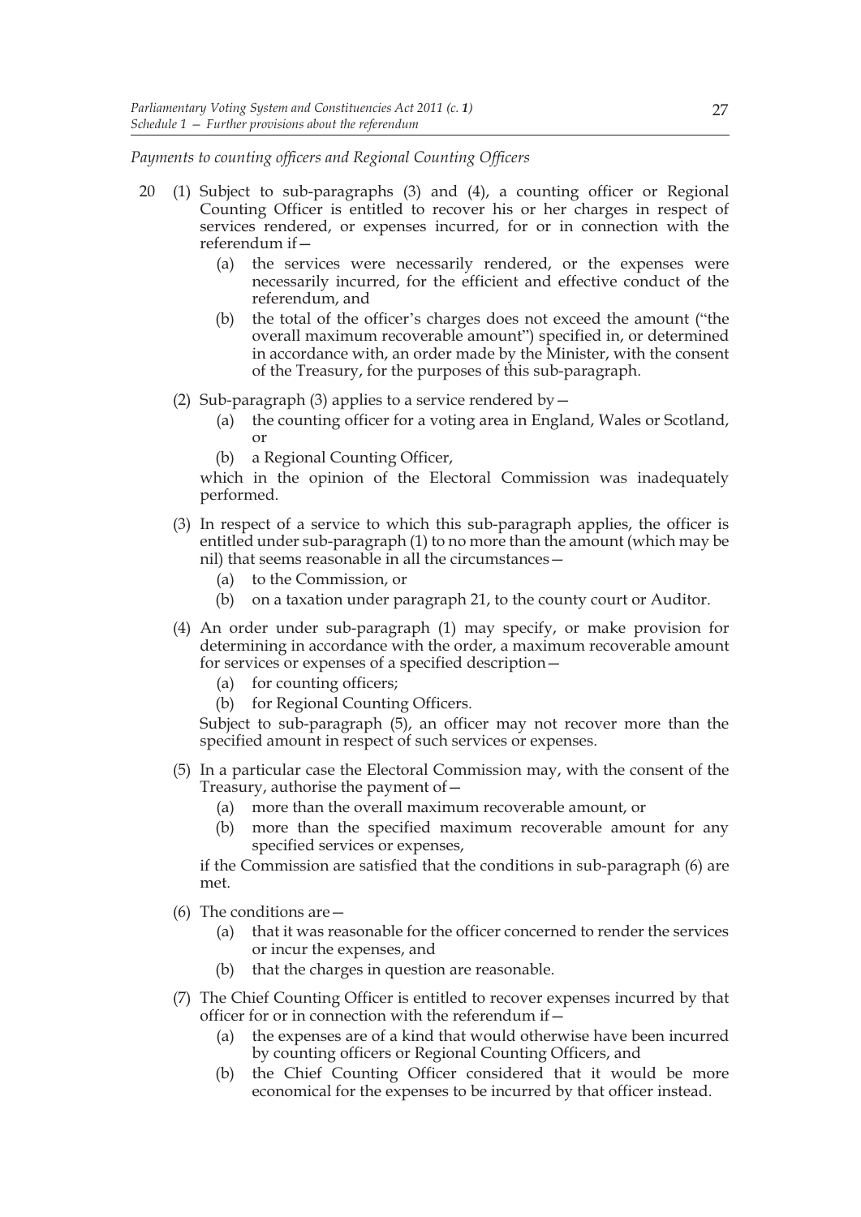*Payments to counting officers and Regional Counting Officers*

20 (1) Subject to sub-paragraphs (3) and (4), a counting officer or Regional Counting Officer is entitled to recover his or her charges in respect of services rendered, or expenses incurred, for or in connection with the referendum if—

(a) the services were necessarily rendered, or the expenses were necessarily incurred, for the efficient and effective conduct of the referendum, and

(b) the total of the officer's charges does not exceed the amount ("the overall maximum recoverable amount") specified in, or determined in accordance with, an order made by the Minister, with the consent of the Treasury, for the purposes of this sub-paragraph.

(2) Sub-paragraph (3) applies to a service rendered by—

(a) the counting officer for a voting area in England, Wales or Scotland, or

(b) a Regional Counting Officer,

which in the opinion of the Electoral Commission was inadequately performed.

(3) In respect of a service to which this sub-paragraph applies, the officer is entitled under sub-paragraph (1) to no more than the amount (which may be nil) that seems reasonable in all the circumstances—

(a) to the Commission, or

(b) on a taxation under paragraph 21, to the county court or Auditor.

(4) An order under sub-paragraph (1) may specify, or make provision for determining in accordance with the order, a maximum recoverable amount for services or expenses of a specified description—

(a) for counting officers;

(b) for Regional Counting Officers.

Subject to sub-paragraph (5), an officer may not recover more than the specified amount in respect of such services or expenses.

(5) In a particular case the Electoral Commission may, with the consent of the Treasury, authorise the payment of—

(a) more than the overall maximum recoverable amount, or

(b) more than the specified maximum recoverable amount for any specified services or expenses,

if the Commission are satisfied that the conditions in sub-paragraph (6) are met.

(6) The conditions are—

(a) that it was reasonable for the officer concerned to render the services or incur the expenses, and

(b) that the charges in question are reasonable.

(7) The Chief Counting Officer is entitled to recover expenses incurred by that officer for or in connection with the referendum if—

(a) the expenses are of a kind that would otherwise have been incurred by counting officers or Regional Counting Officers, and

(b) the Chief Counting Officer considered that it would be more economical for the expenses to be incurred by that officer instead.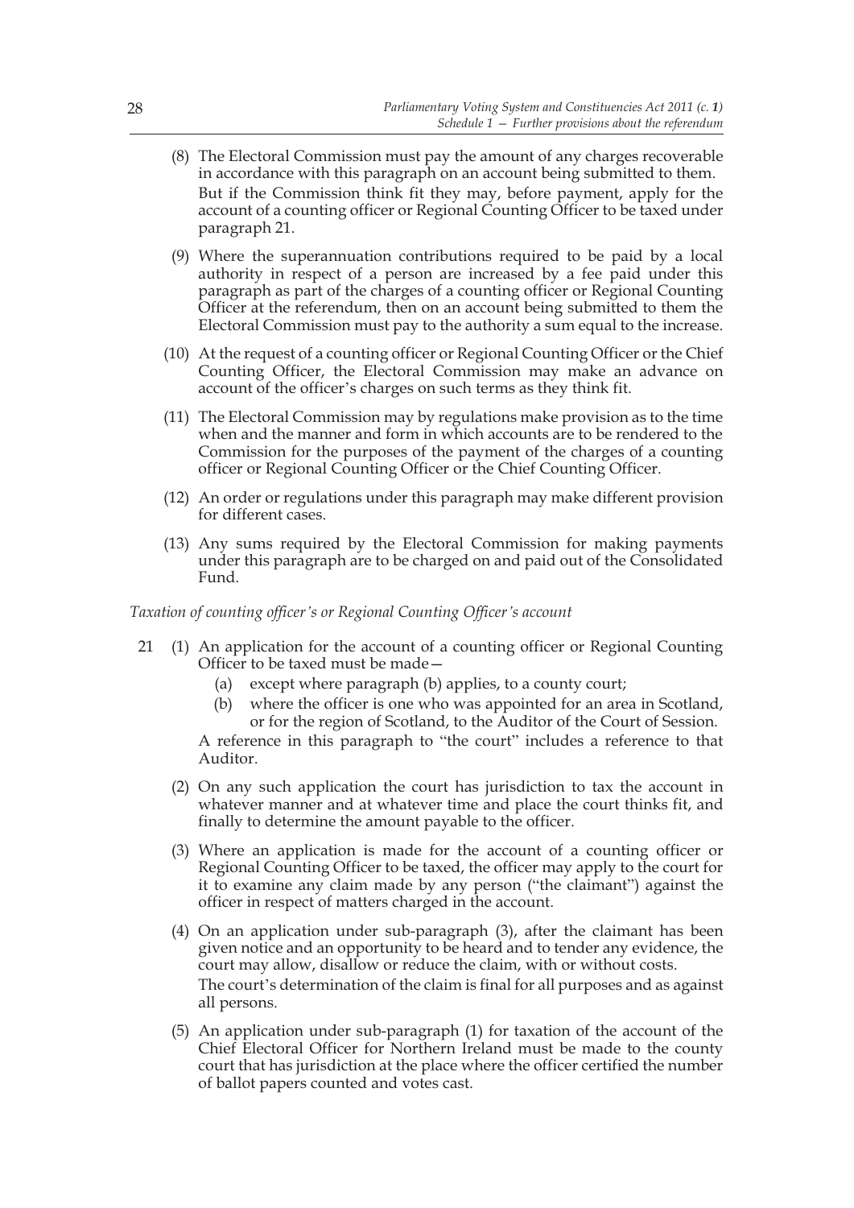(8) The Electoral Commission must pay the amount of any charges recoverable in accordance with this paragraph on an account being submitted to them.

But if the Commission think fit they may, before payment, apply for the account of a counting officer or Regional Counting Officer to be taxed under paragraph 21.

(9) Where the superannuation contributions required to be paid by a local authority in respect of a person are increased by a fee paid under this paragraph as part of the charges of a counting officer or Regional Counting Officer at the referendum, then on an account being submitted to them the Electoral Commission must pay to the authority a sum equal to the increase.

(10) At the request of a counting officer or Regional Counting Officer or the Chief Counting Officer, the Electoral Commission may make an advance on account of the officer's charges on such terms as they think fit.

(11) The Electoral Commission may by regulations make provision as to the time when and the manner and form in which accounts are to be rendered to the Commission for the purposes of the payment of the charges of a counting officer or Regional Counting Officer or the Chief Counting Officer.

(12) An order or regulations under this paragraph may make different provision for different cases.

(13) Any sums required by the Electoral Commission for making payments under this paragraph are to be charged on and paid out of the Consolidated Fund.

*Taxation of counting officer's or Regional Counting Officer's account*

21 (1) An application for the account of a counting officer or Regional Counting Officer to be taxed must be made—

(a) except where paragraph (b) applies, to a county court;

(b) where the officer is one who was appointed for an area in Scotland, or for the region of Scotland, to the Auditor of the Court of Session.

A reference in this paragraph to "the court" includes a reference to that Auditor.

(2) On any such application the court has jurisdiction to tax the account in whatever manner and at whatever time and place the court thinks fit, and finally to determine the amount payable to the officer.

(3) Where an application is made for the account of a counting officer or Regional Counting Officer to be taxed, the officer may apply to the court for it to examine any claim made by any person ("the claimant") against the officer in respect of matters charged in the account.

(4) On an application under sub-paragraph (3), after the claimant has been given notice and an opportunity to be heard and to tender any evidence, the court may allow, disallow or reduce the claim, with or without costs.

The court's determination of the claim is final for all purposes and as against all persons.

(5) An application under sub-paragraph (1) for taxation of the account of the Chief Electoral Officer for Northern Ireland must be made to the county court that has jurisdiction at the place where the officer certified the number of ballot papers counted and votes cast.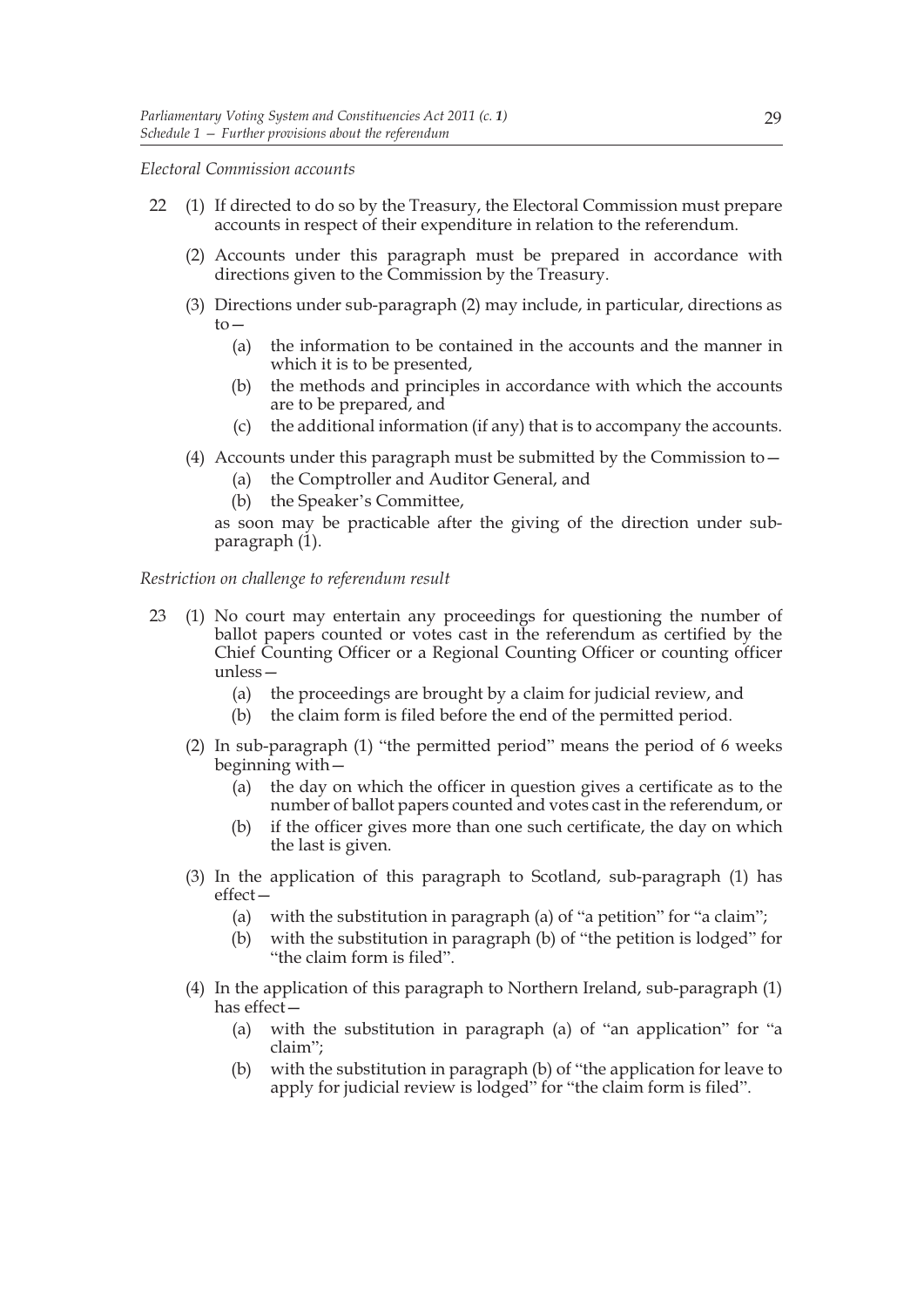*Electoral Commission accounts*

22 (1) If directed to do so by the Treasury, the Electoral Commission must prepare accounts in respect of their expenditure in relation to the referendum.

(2) Accounts under this paragraph must be prepared in accordance with directions given to the Commission by the Treasury.

(3) Directions under sub-paragraph (2) may include, in particular, directions as to—

(a) the information to be contained in the accounts and the manner in which it is to be presented,

(b) the methods and principles in accordance with which the accounts are to be prepared, and

(c) the additional information (if any) that is to accompany the accounts.

(4) Accounts under this paragraph must be submitted by the Commission to—

(a) the Comptroller and Auditor General, and

(b) the Speaker's Committee,

as soon may be practicable after the giving of the direction under sub-paragraph (1).

*Restriction on challenge to referendum result*

23 (1) No court may entertain any proceedings for questioning the number of ballot papers counted or votes cast in the referendum as certified by the Chief Counting Officer or a Regional Counting Officer or counting officer unless—

(a) the proceedings are brought by a claim for judicial review, and

(b) the claim form is filed before the end of the permitted period.

(2) In sub-paragraph (1) "the permitted period" means the period of 6 weeks beginning with—

(a) the day on which the officer in question gives a certificate as to the number of ballot papers counted and votes cast in the referendum, or

(b) if the officer gives more than one such certificate, the day on which the last is given.

(3) In the application of this paragraph to Scotland, sub-paragraph (1) has effect—

(a) with the substitution in paragraph (a) of "a petition" for "a claim";

(b) with the substitution in paragraph (b) of "the petition is lodged" for "the claim form is filed".

(4) In the application of this paragraph to Northern Ireland, sub-paragraph (1) has effect—

(a) with the substitution in paragraph (a) of "an application" for "a claim";

(b) with the substitution in paragraph (b) of "the application for leave to apply for judicial review is lodged" for "the claim form is filed".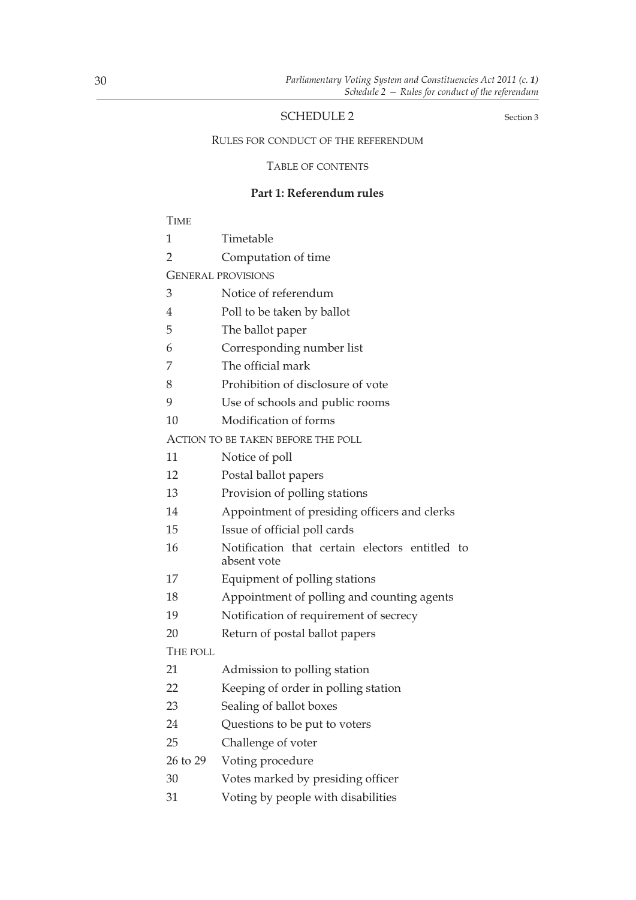## SCHEDULE 2

Section 3

### RULES FOR CONDUCT OF THE REFERENDUM

TABLE OF CONTENTS

#### Part 1: Referendum rules

TIME

| | |
|---|---|
| 1 | Timetable |
| 2 | Computation of time |

GENERAL PROVISIONS

| | |
|---|---|
| 3 | Notice of referendum |
| 4 | Poll to be taken by ballot |
| 5 | The ballot paper |
| 6 | Corresponding number list |
| 7 | The official mark |
| 8 | Prohibition of disclosure of vote |
| 9 | Use of schools and public rooms |
| 10 | Modification of forms |

ACTION TO BE TAKEN BEFORE THE POLL

| | |
|---|---|
| 11 | Notice of poll |
| 12 | Postal ballot papers |
| 13 | Provision of polling stations |
| 14 | Appointment of presiding officers and clerks |
| 15 | Issue of official poll cards |
| 16 | Notification that certain electors entitled to absent vote |
| 17 | Equipment of polling stations |
| 18 | Appointment of polling and counting agents |
| 19 | Notification of requirement of secrecy |
| 20 | Return of postal ballot papers |

THE POLL

| | |
|---|---|
| 21 | Admission to polling station |
| 22 | Keeping of order in polling station |
| 23 | Sealing of ballot boxes |
| 24 | Questions to be put to voters |
| 25 | Challenge of voter |
| 26 to 29 | Voting procedure |
| 30 | Votes marked by presiding officer |
| 31 | Voting by people with disabilities |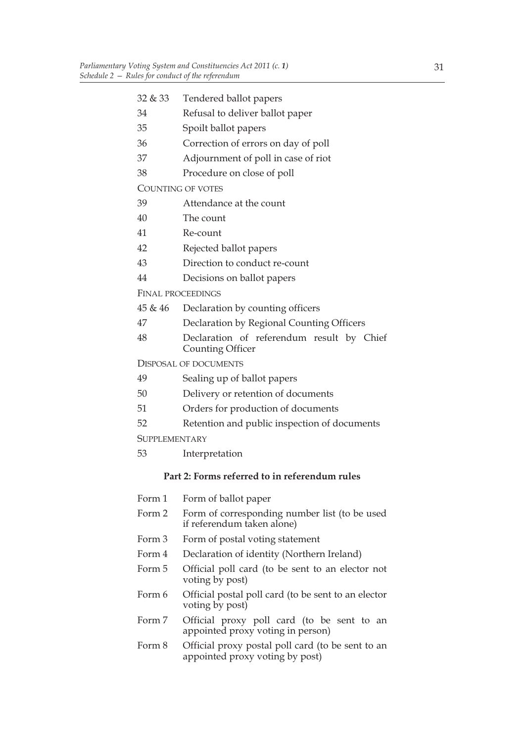| | |
|---|---|
| 32 & 33 | Tendered ballot papers |
| 34 | Refusal to deliver ballot paper |
| 35 | Spoilt ballot papers |
| 36 | Correction of errors on day of poll |
| 37 | Adjournment of poll in case of riot |
| 38 | Procedure on close of poll |
| COUNTING OF VOTES | |
| 39 | Attendance at the count |
| 40 | The count |
| 41 | Re-count |
| 42 | Rejected ballot papers |
| 43 | Direction to conduct re-count |
| 44 | Decisions on ballot papers |
| FINAL PROCEEDINGS | |
| 45 & 46 | Declaration by counting officers |
| 47 | Declaration by Regional Counting Officers |
| 48 | Declaration of referendum result by Chief Counting Officer |
| DISPOSAL OF DOCUMENTS | |
| 49 | Sealing up of ballot papers |
| 50 | Delivery or retention of documents |
| 51 | Orders for production of documents |
| 52 | Retention and public inspection of documents |
| SUPPLEMENTARY | |
| 53 | Interpretation |

**Part 2: Forms referred to in referendum rules**

| | |
|---|---|
| Form 1 | Form of ballot paper |
| Form 2 | Form of corresponding number list (to be used if referendum taken alone) |
| Form 3 | Form of postal voting statement |
| Form 4 | Declaration of identity (Northern Ireland) |
| Form 5 | Official poll card (to be sent to an elector not voting by post) |
| Form 6 | Official postal poll card (to be sent to an elector voting by post) |
| Form 7 | Official proxy poll card (to be sent to an appointed proxy voting in person) |
| Form 8 | Official proxy postal poll card (to be sent to an appointed proxy voting by post) |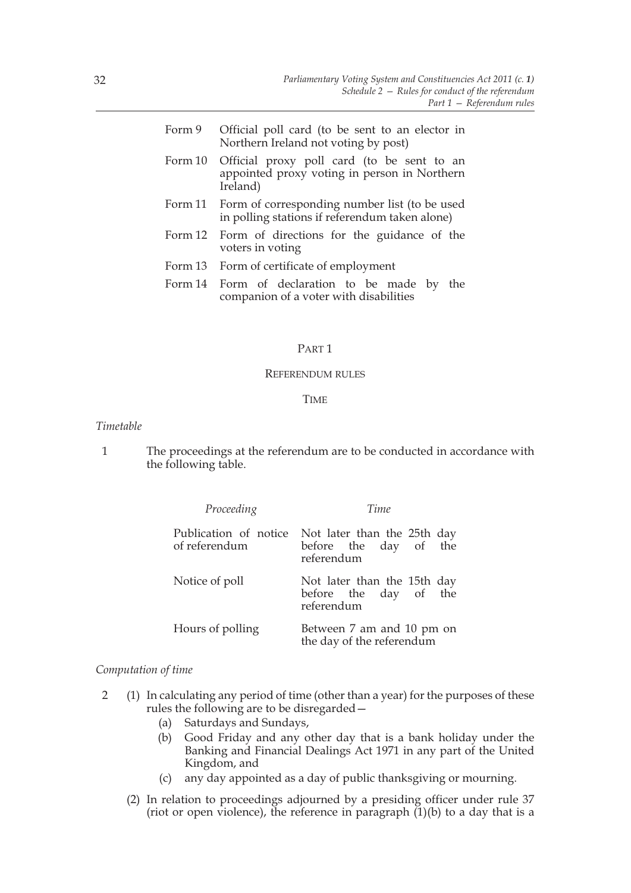| | |
|---|---|
| Form 9 | Official poll card (to be sent to an elector in Northern Ireland not voting by post) |
| Form 10 | Official proxy poll card (to be sent to an appointed proxy voting in person in Northern Ireland) |
| Form 11 | Form of corresponding number list (to be used in polling stations if referendum taken alone) |
| Form 12 | Form of directions for the guidance of the voters in voting |
| Form 13 | Form of certificate of employment |
| Form 14 | Form of declaration to be made by the companion of a voter with disabilities |

## PART 1

## REFERENDUM RULES

### TIME

*Timetable*

1 The proceedings at the referendum are to be conducted in accordance with the following table.

| *Proceeding* | *Time* |
|---|---|
| Publication of notice of referendum | Not later than the 25th day before the day of the referendum |
| Notice of poll | Not later than the 15th day before the day of the referendum |
| Hours of polling | Between 7 am and 10 pm on the day of the referendum |

*Computation of time*

2 (1) In calculating any period of time (other than a year) for the purposes of these rules the following are to be disregarded—

(a) Saturdays and Sundays,

(b) Good Friday and any other day that is a bank holiday under the Banking and Financial Dealings Act 1971 in any part of the United Kingdom, and

(c) any day appointed as a day of public thanksgiving or mourning.

(2) In relation to proceedings adjourned by a presiding officer under rule 37 (riot or open violence), the reference in paragraph (1)(b) to a day that is a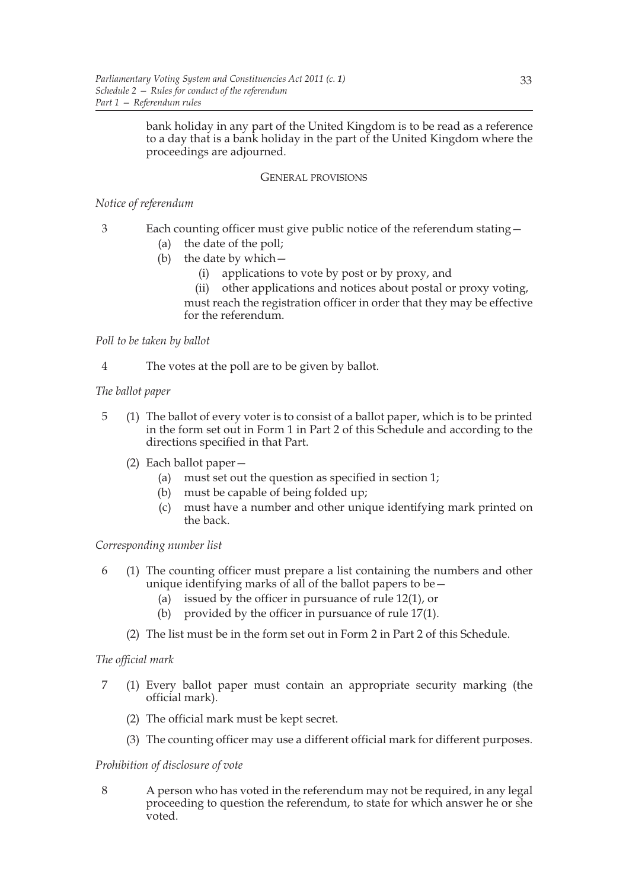bank holiday in any part of the United Kingdom is to be read as a reference to a day that is a bank holiday in the part of the United Kingdom where the proceedings are adjourned.

## GENERAL PROVISIONS

*Notice of referendum*

3 Each counting officer must give public notice of the referendum stating—

(a) the date of the poll;

(b) the date by which—

(i) applications to vote by post or by proxy, and

(ii) other applications and notices about postal or proxy voting,

must reach the registration officer in order that they may be effective for the referendum.

*Poll to be taken by ballot*

4 The votes at the poll are to be given by ballot.

*The ballot paper*

5 (1) The ballot of every voter is to consist of a ballot paper, which is to be printed in the form set out in Form 1 in Part 2 of this Schedule and according to the directions specified in that Part.

(2) Each ballot paper—

(a) must set out the question as specified in section 1;

(b) must be capable of being folded up;

(c) must have a number and other unique identifying mark printed on the back.

*Corresponding number list*

6 (1) The counting officer must prepare a list containing the numbers and other unique identifying marks of all of the ballot papers to be—

(a) issued by the officer in pursuance of rule 12(1), or

(b) provided by the officer in pursuance of rule 17(1).

(2) The list must be in the form set out in Form 2 in Part 2 of this Schedule.

*The official mark*

7 (1) Every ballot paper must contain an appropriate security marking (the official mark).

(2) The official mark must be kept secret.

(3) The counting officer may use a different official mark for different purposes.

*Prohibition of disclosure of vote*

8 A person who has voted in the referendum may not be required, in any legal proceeding to question the referendum, to state for which answer he or she voted.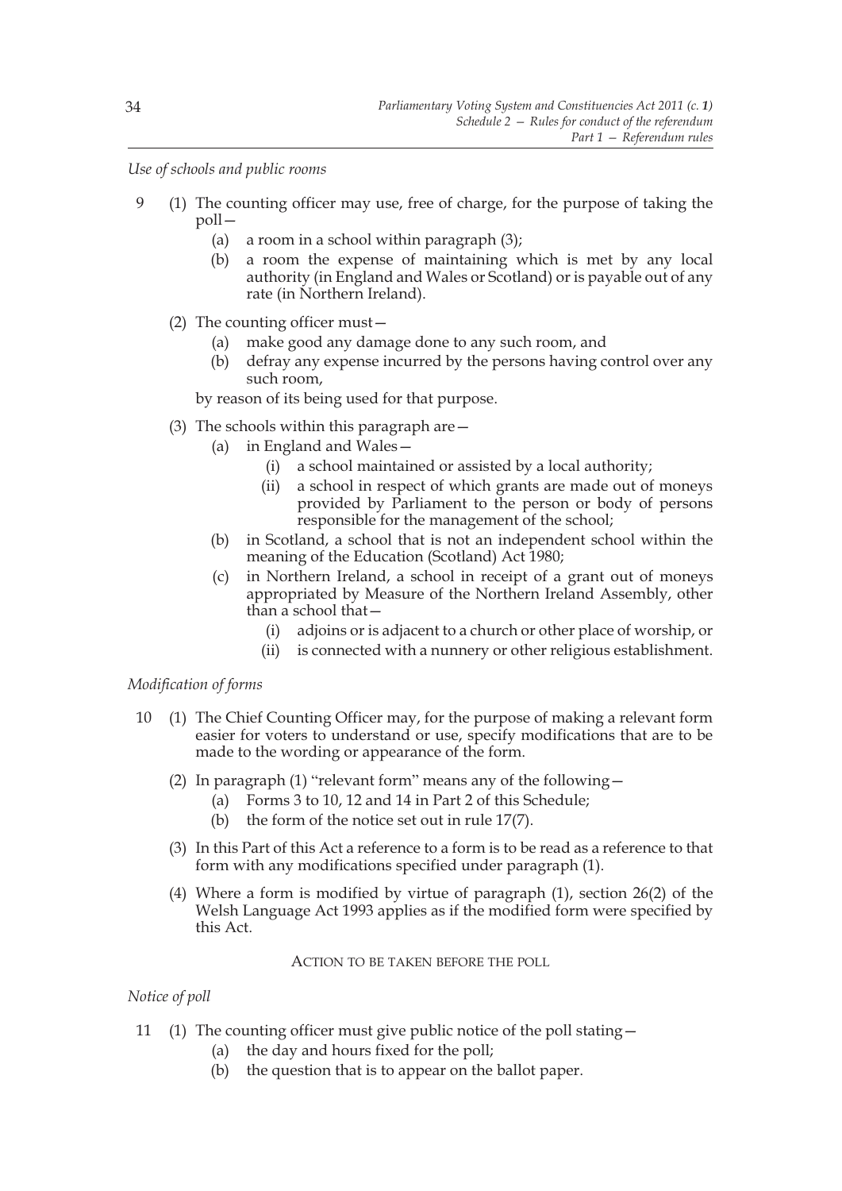*Use of schools and public rooms*

9 (1) The counting officer may use, free of charge, for the purpose of taking the poll—

   (a) a room in a school within paragraph (3);

   (b) a room the expense of maintaining which is met by any local authority (in England and Wales or Scotland) or is payable out of any rate (in Northern Ireland).

(2) The counting officer must—

   (a) make good any damage done to any such room, and

   (b) defray any expense incurred by the persons having control over any such room,

by reason of its being used for that purpose.

(3) The schools within this paragraph are—

   (a) in England and Wales—

      (i) a school maintained or assisted by a local authority;

      (ii) a school in respect of which grants are made out of moneys provided by Parliament to the person or body of persons responsible for the management of the school;

   (b) in Scotland, a school that is not an independent school within the meaning of the Education (Scotland) Act 1980;

   (c) in Northern Ireland, a school in receipt of a grant out of moneys appropriated by Measure of the Northern Ireland Assembly, other than a school that—

      (i) adjoins or is adjacent to a church or other place of worship, or

      (ii) is connected with a nunnery or other religious establishment.

*Modification of forms*

10 (1) The Chief Counting Officer may, for the purpose of making a relevant form easier for voters to understand or use, specify modifications that are to be made to the wording or appearance of the form.

(2) In paragraph (1) "relevant form" means any of the following—

   (a) Forms 3 to 10, 12 and 14 in Part 2 of this Schedule;

   (b) the form of the notice set out in rule 17(7).

(3) In this Part of this Act a reference to a form is to be read as a reference to that form with any modifications specified under paragraph (1).

(4) Where a form is modified by virtue of paragraph (1), section 26(2) of the Welsh Language Act 1993 applies as if the modified form were specified by this Act.

ACTION TO BE TAKEN BEFORE THE POLL

*Notice of poll*

11 (1) The counting officer must give public notice of the poll stating—

   (a) the day and hours fixed for the poll;

   (b) the question that is to appear on the ballot paper.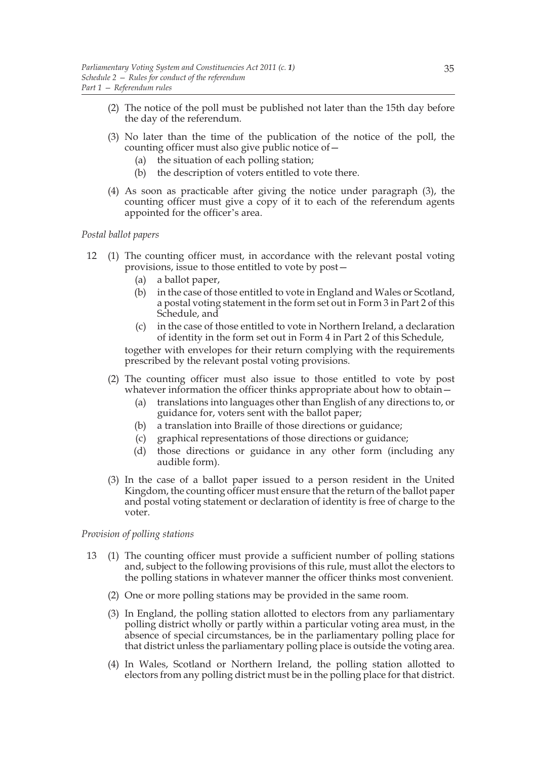(2) The notice of the poll must be published not later than the 15th day before the day of the referendum.

(3) No later than the time of the publication of the notice of the poll, the counting officer must also give public notice of—

(a) the situation of each polling station;

(b) the description of voters entitled to vote there.

(4) As soon as practicable after giving the notice under paragraph (3), the counting officer must give a copy of it to each of the referendum agents appointed for the officer's area.

*Postal ballot papers*

12 (1) The counting officer must, in accordance with the relevant postal voting provisions, issue to those entitled to vote by post—

(a) a ballot paper,

(b) in the case of those entitled to vote in England and Wales or Scotland, a postal voting statement in the form set out in Form 3 in Part 2 of this Schedule, and

(c) in the case of those entitled to vote in Northern Ireland, a declaration of identity in the form set out in Form 4 in Part 2 of this Schedule,

together with envelopes for their return complying with the requirements prescribed by the relevant postal voting provisions.

(2) The counting officer must also issue to those entitled to vote by post whatever information the officer thinks appropriate about how to obtain—

(a) translations into languages other than English of any directions to, or guidance for, voters sent with the ballot paper;

(b) a translation into Braille of those directions or guidance;

(c) graphical representations of those directions or guidance;

(d) those directions or guidance in any other form (including any audible form).

(3) In the case of a ballot paper issued to a person resident in the United Kingdom, the counting officer must ensure that the return of the ballot paper and postal voting statement or declaration of identity is free of charge to the voter.

*Provision of polling stations*

13 (1) The counting officer must provide a sufficient number of polling stations and, subject to the following provisions of this rule, must allot the electors to the polling stations in whatever manner the officer thinks most convenient.

(2) One or more polling stations may be provided in the same room.

(3) In England, the polling station allotted to electors from any parliamentary polling district wholly or partly within a particular voting area must, in the absence of special circumstances, be in the parliamentary polling place for that district unless the parliamentary polling place is outside the voting area.

(4) In Wales, Scotland or Northern Ireland, the polling station allotted to electors from any polling district must be in the polling place for that district.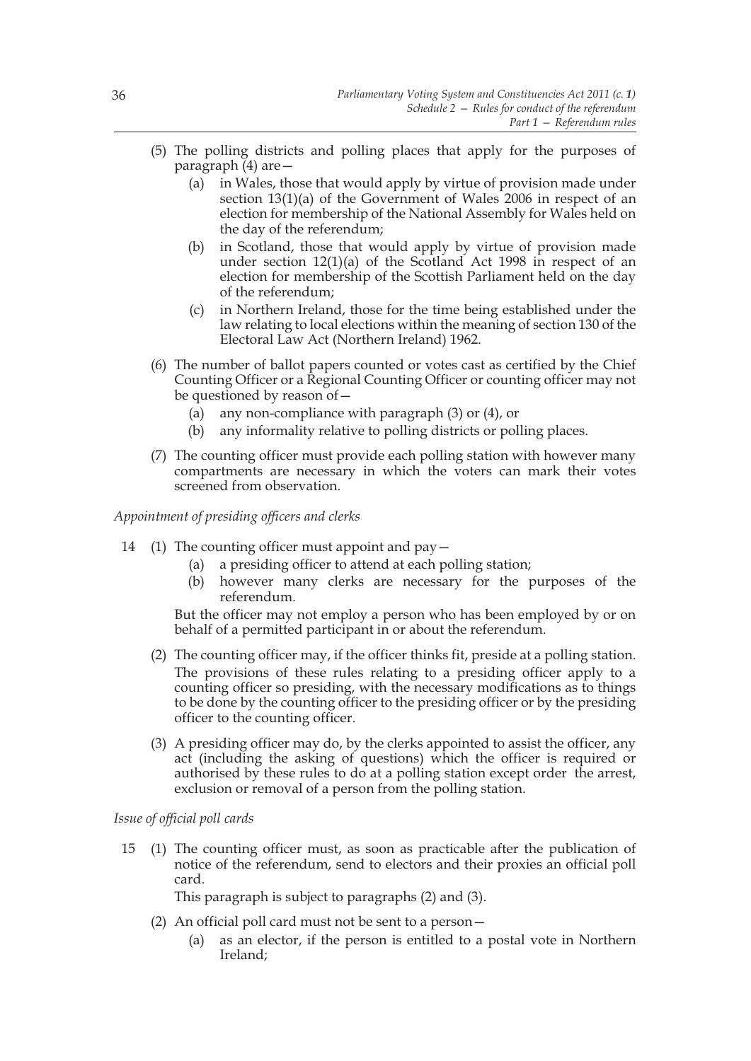(5) The polling districts and polling places that apply for the purposes of paragraph (4) are—

(a) in Wales, those that would apply by virtue of provision made under section 13(1)(a) of the Government of Wales 2006 in respect of an election for membership of the National Assembly for Wales held on the day of the referendum;

(b) in Scotland, those that would apply by virtue of provision made under section 12(1)(a) of the Scotland Act 1998 in respect of an election for membership of the Scottish Parliament held on the day of the referendum;

(c) in Northern Ireland, those for the time being established under the law relating to local elections within the meaning of section 130 of the Electoral Law Act (Northern Ireland) 1962.

(6) The number of ballot papers counted or votes cast as certified by the Chief Counting Officer or a Regional Counting Officer or counting officer may not be questioned by reason of—

(a) any non-compliance with paragraph (3) or (4), or

(b) any informality relative to polling districts or polling places.

(7) The counting officer must provide each polling station with however many compartments are necessary in which the voters can mark their votes screened from observation.

*Appointment of presiding officers and clerks*

14 (1) The counting officer must appoint and pay—

(a) a presiding officer to attend at each polling station;

(b) however many clerks are necessary for the purposes of the referendum.

But the officer may not employ a person who has been employed by or on behalf of a permitted participant in or about the referendum.

(2) The counting officer may, if the officer thinks fit, preside at a polling station. The provisions of these rules relating to a presiding officer apply to a counting officer so presiding, with the necessary modifications as to things to be done by the counting officer to the presiding officer or by the presiding officer to the counting officer.

(3) A presiding officer may do, by the clerks appointed to assist the officer, any act (including the asking of questions) which the officer is required or authorised by these rules to do at a polling station except order the arrest, exclusion or removal of a person from the polling station.

*Issue of official poll cards*

15 (1) The counting officer must, as soon as practicable after the publication of notice of the referendum, send to electors and their proxies an official poll card.

This paragraph is subject to paragraphs (2) and (3).

(2) An official poll card must not be sent to a person—

(a) as an elector, if the person is entitled to a postal vote in Northern Ireland;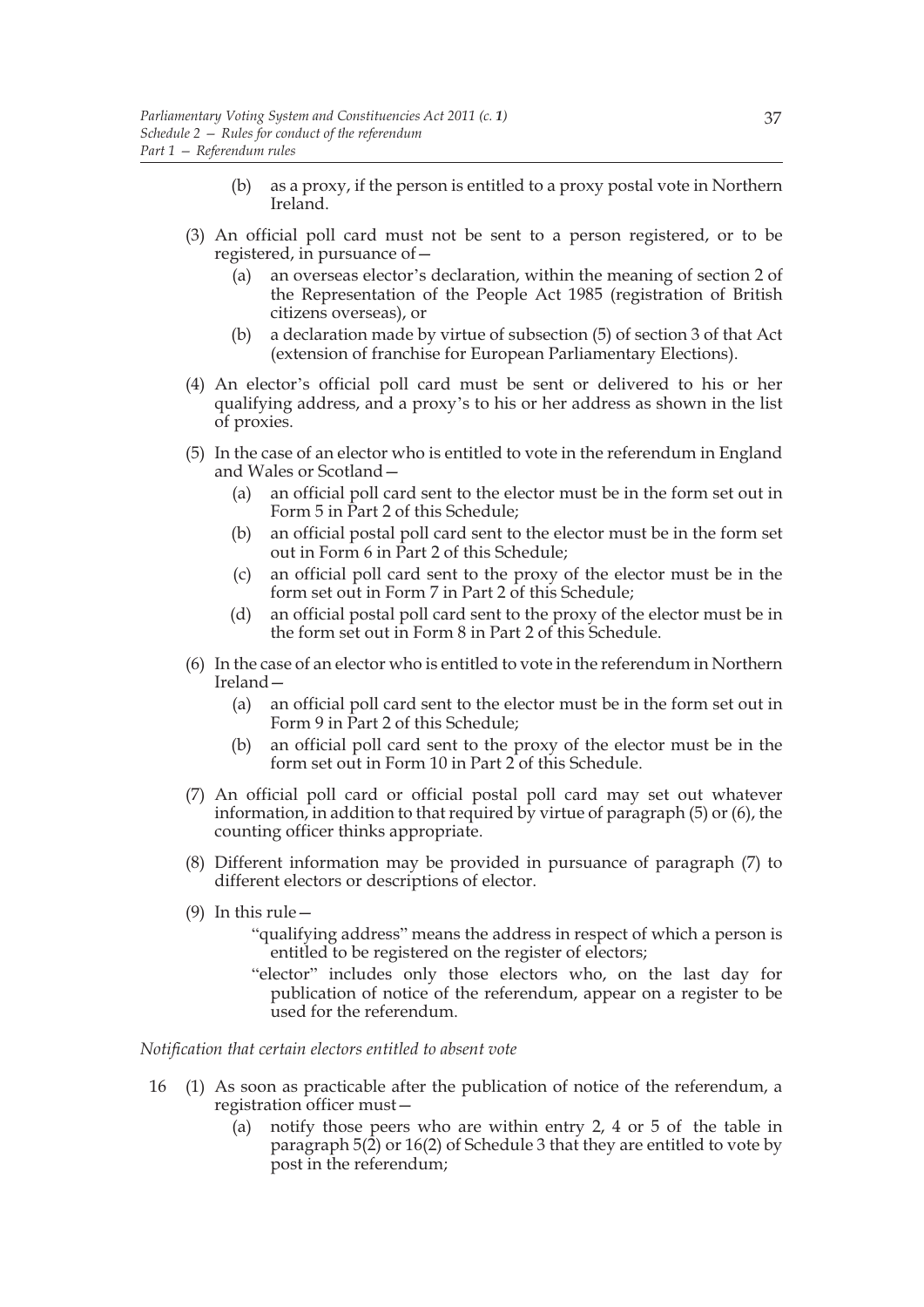(b) as a proxy, if the person is entitled to a proxy postal vote in Northern Ireland.

(3) An official poll card must not be sent to a person registered, or to be registered, in pursuance of—

(a) an overseas elector's declaration, within the meaning of section 2 of the Representation of the People Act 1985 (registration of British citizens overseas), or

(b) a declaration made by virtue of subsection (5) of section 3 of that Act (extension of franchise for European Parliamentary Elections).

(4) An elector's official poll card must be sent or delivered to his or her qualifying address, and a proxy's to his or her address as shown in the list of proxies.

(5) In the case of an elector who is entitled to vote in the referendum in England and Wales or Scotland—

(a) an official poll card sent to the elector must be in the form set out in Form 5 in Part 2 of this Schedule;

(b) an official postal poll card sent to the elector must be in the form set out in Form 6 in Part 2 of this Schedule;

(c) an official poll card sent to the proxy of the elector must be in the form set out in Form 7 in Part 2 of this Schedule;

(d) an official postal poll card sent to the proxy of the elector must be in the form set out in Form 8 in Part 2 of this Schedule.

(6) In the case of an elector who is entitled to vote in the referendum in Northern Ireland—

(a) an official poll card sent to the elector must be in the form set out in Form 9 in Part 2 of this Schedule;

(b) an official poll card sent to the proxy of the elector must be in the form set out in Form 10 in Part 2 of this Schedule.

(7) An official poll card or official postal poll card may set out whatever information, in addition to that required by virtue of paragraph (5) or (6), the counting officer thinks appropriate.

(8) Different information may be provided in pursuance of paragraph (7) to different electors or descriptions of elector.

(9) In this rule—

"qualifying address" means the address in respect of which a person is entitled to be registered on the register of electors;

"elector" includes only those electors who, on the last day for publication of notice of the referendum, appear on a register to be used for the referendum.

*Notification that certain electors entitled to absent vote*

16 (1) As soon as practicable after the publication of notice of the referendum, a registration officer must—

(a) notify those peers who are within entry 2, 4 or 5 of the table in paragraph 5(2) or 16(2) of Schedule 3 that they are entitled to vote by post in the referendum;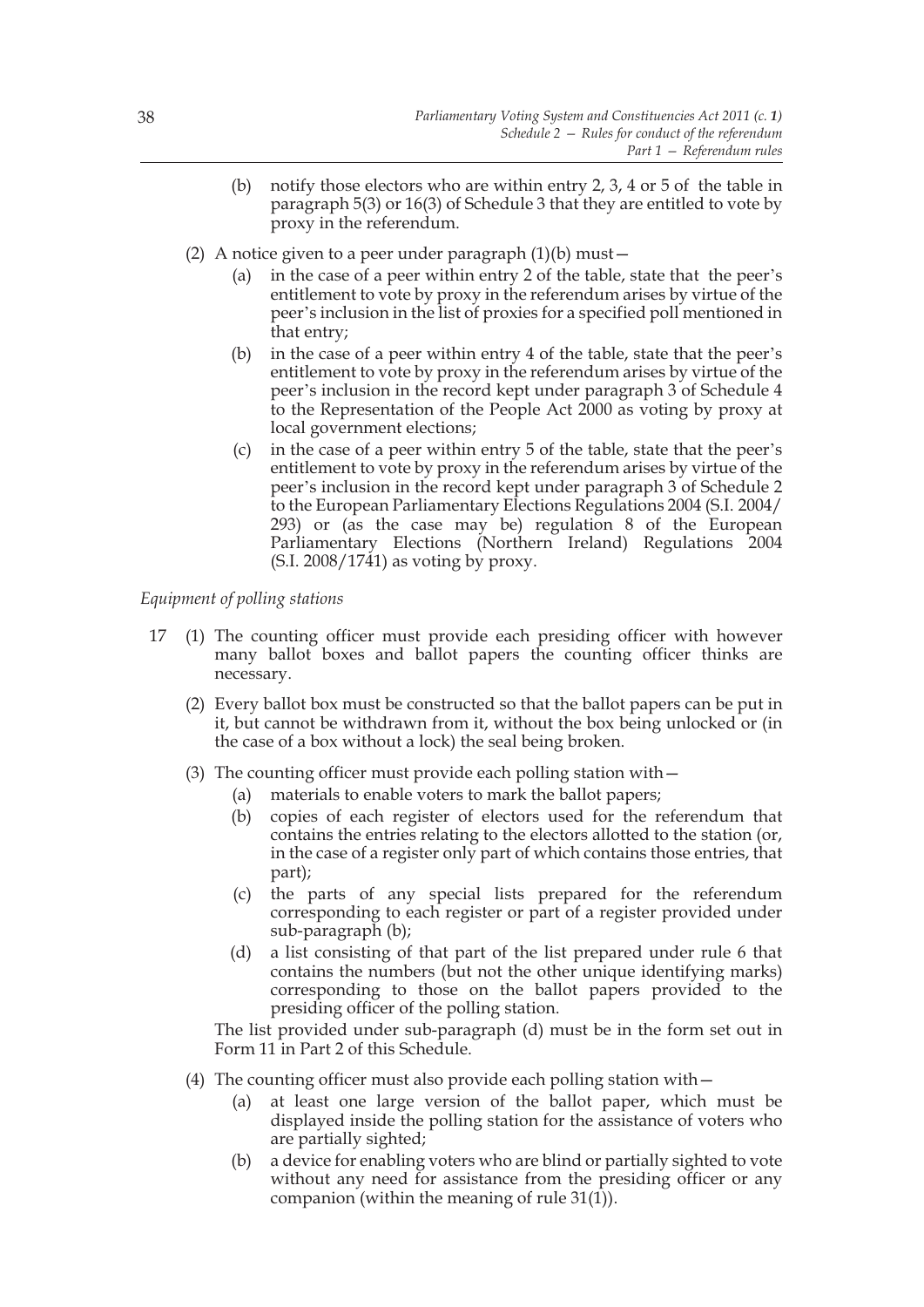(b) notify those electors who are within entry 2, 3, 4 or 5 of the table in paragraph 5(3) or 16(3) of Schedule 3 that they are entitled to vote by proxy in the referendum.

(2) A notice given to a peer under paragraph (1)(b) must—

(a) in the case of a peer within entry 2 of the table, state that the peer's entitlement to vote by proxy in the referendum arises by virtue of the peer's inclusion in the list of proxies for a specified poll mentioned in that entry;

(b) in the case of a peer within entry 4 of the table, state that the peer's entitlement to vote by proxy in the referendum arises by virtue of the peer's inclusion in the record kept under paragraph 3 of Schedule 4 to the Representation of the People Act 2000 as voting by proxy at local government elections;

(c) in the case of a peer within entry 5 of the table, state that the peer's entitlement to vote by proxy in the referendum arises by virtue of the peer's inclusion in the record kept under paragraph 3 of Schedule 2 to the European Parliamentary Elections Regulations 2004 (S.I. 2004/293) or (as the case may be) regulation 8 of the European Parliamentary Elections (Northern Ireland) Regulations 2004 (S.I. 2008/1741) as voting by proxy.

*Equipment of polling stations*

17 (1) The counting officer must provide each presiding officer with however many ballot boxes and ballot papers the counting officer thinks are necessary.

(2) Every ballot box must be constructed so that the ballot papers can be put in it, but cannot be withdrawn from it, without the box being unlocked or (in the case of a box without a lock) the seal being broken.

(3) The counting officer must provide each polling station with—

(a) materials to enable voters to mark the ballot papers;

(b) copies of each register of electors used for the referendum that contains the entries relating to the electors allotted to the station (or, in the case of a register only part of which contains those entries, that part);

(c) the parts of any special lists prepared for the referendum corresponding to each register or part of a register provided under sub-paragraph (b);

(d) a list consisting of that part of the list prepared under rule 6 that contains the numbers (but not the other unique identifying marks) corresponding to those on the ballot papers provided to the presiding officer of the polling station.

The list provided under sub-paragraph (d) must be in the form set out in Form 11 in Part 2 of this Schedule.

(4) The counting officer must also provide each polling station with—

(a) at least one large version of the ballot paper, which must be displayed inside the polling station for the assistance of voters who are partially sighted;

(b) a device for enabling voters who are blind or partially sighted to vote without any need for assistance from the presiding officer or any companion (within the meaning of rule 31(1)).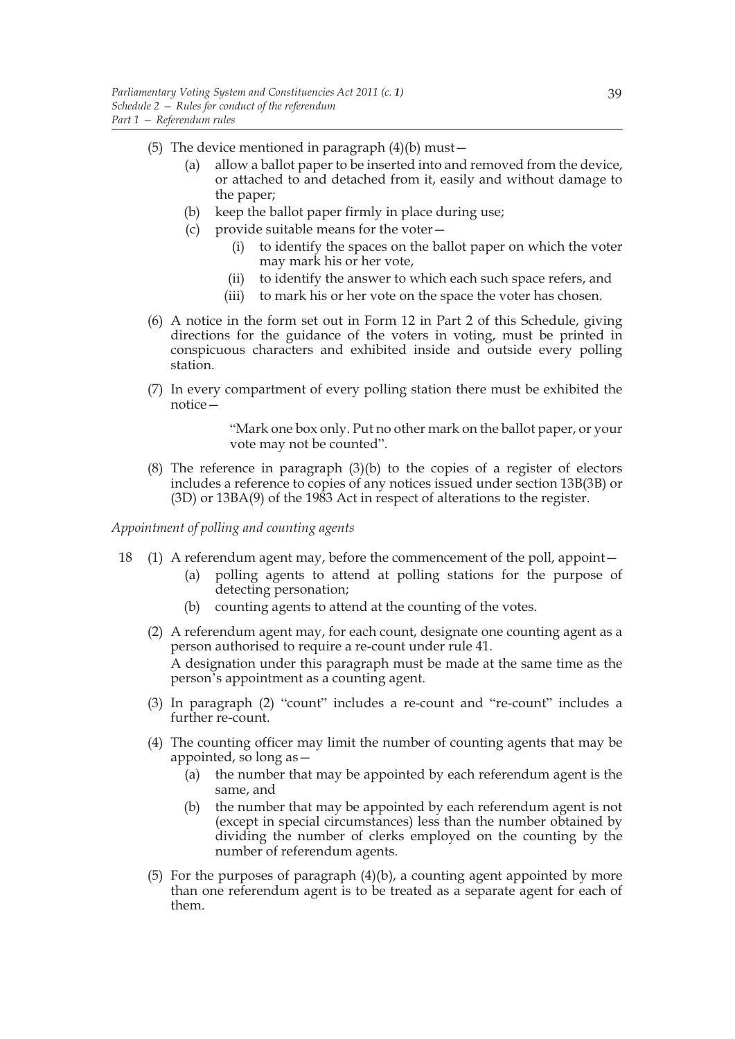(5) The device mentioned in paragraph (4)(b) must—

  (a) allow a ballot paper to be inserted into and removed from the device, or attached to and detached from it, easily and without damage to the paper;

  (b) keep the ballot paper firmly in place during use;

  (c) provide suitable means for the voter—

    (i) to identify the spaces on the ballot paper on which the voter may mark his or her vote,

    (ii) to identify the answer to which each such space refers, and

    (iii) to mark his or her vote on the space the voter has chosen.

(6) A notice in the form set out in Form 12 in Part 2 of this Schedule, giving directions for the guidance of the voters in voting, must be printed in conspicuous characters and exhibited inside and outside every polling station.

(7) In every compartment of every polling station there must be exhibited the notice—

> "Mark one box only. Put no other mark on the ballot paper, or your vote may not be counted".

(8) The reference in paragraph (3)(b) to the copies of a register of electors includes a reference to copies of any notices issued under section 13B(3B) or (3D) or 13BA(9) of the 1983 Act in respect of alterations to the register.

*Appointment of polling and counting agents*

18 (1) A referendum agent may, before the commencement of the poll, appoint—

  (a) polling agents to attend at polling stations for the purpose of detecting personation;

  (b) counting agents to attend at the counting of the votes.

(2) A referendum agent may, for each count, designate one counting agent as a person authorised to require a re-count under rule 41.

A designation under this paragraph must be made at the same time as the person's appointment as a counting agent.

(3) In paragraph (2) "count" includes a re-count and "re-count" includes a further re-count.

(4) The counting officer may limit the number of counting agents that may be appointed, so long as—

  (a) the number that may be appointed by each referendum agent is the same, and

  (b) the number that may be appointed by each referendum agent is not (except in special circumstances) less than the number obtained by dividing the number of clerks employed on the counting by the number of referendum agents.

(5) For the purposes of paragraph (4)(b), a counting agent appointed by more than one referendum agent is to be treated as a separate agent for each of them.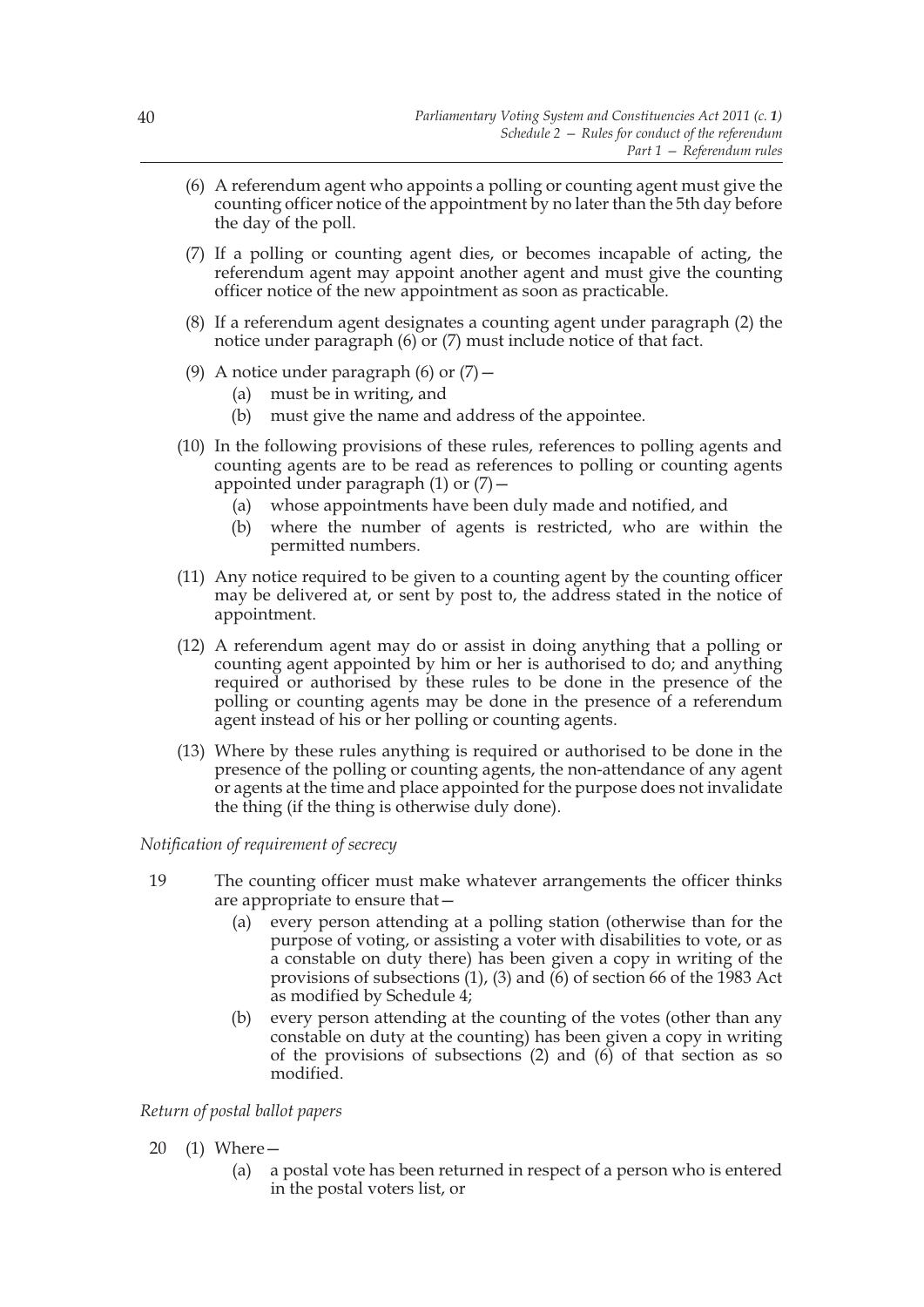(6) A referendum agent who appoints a polling or counting agent must give the counting officer notice of the appointment by no later than the 5th day before the day of the poll.

(7) If a polling or counting agent dies, or becomes incapable of acting, the referendum agent may appoint another agent and must give the counting officer notice of the new appointment as soon as practicable.

(8) If a referendum agent designates a counting agent under paragraph (2) the notice under paragraph (6) or (7) must include notice of that fact.

(9) A notice under paragraph (6) or (7)—

(a) must be in writing, and

(b) must give the name and address of the appointee.

(10) In the following provisions of these rules, references to polling agents and counting agents are to be read as references to polling or counting agents appointed under paragraph (1) or (7)—

(a) whose appointments have been duly made and notified, and

(b) where the number of agents is restricted, who are within the permitted numbers.

(11) Any notice required to be given to a counting agent by the counting officer may be delivered at, or sent by post to, the address stated in the notice of appointment.

(12) A referendum agent may do or assist in doing anything that a polling or counting agent appointed by him or her is authorised to do; and anything required or authorised by these rules to be done in the presence of the polling or counting agents may be done in the presence of a referendum agent instead of his or her polling or counting agents.

(13) Where by these rules anything is required or authorised to be done in the presence of the polling or counting agents, the non-attendance of any agent or agents at the time and place appointed for the purpose does not invalidate the thing (if the thing is otherwise duly done).

*Notification of requirement of secrecy*

19 The counting officer must make whatever arrangements the officer thinks are appropriate to ensure that—

(a) every person attending at a polling station (otherwise than for the purpose of voting, or assisting a voter with disabilities to vote, or as a constable on duty there) has been given a copy in writing of the provisions of subsections (1), (3) and (6) of section 66 of the 1983 Act as modified by Schedule 4;

(b) every person attending at the counting of the votes (other than any constable on duty at the counting) has been given a copy in writing of the provisions of subsections (2) and (6) of that section as so modified.

*Return of postal ballot papers*

20 (1) Where—

(a) a postal vote has been returned in respect of a person who is entered in the postal voters list, or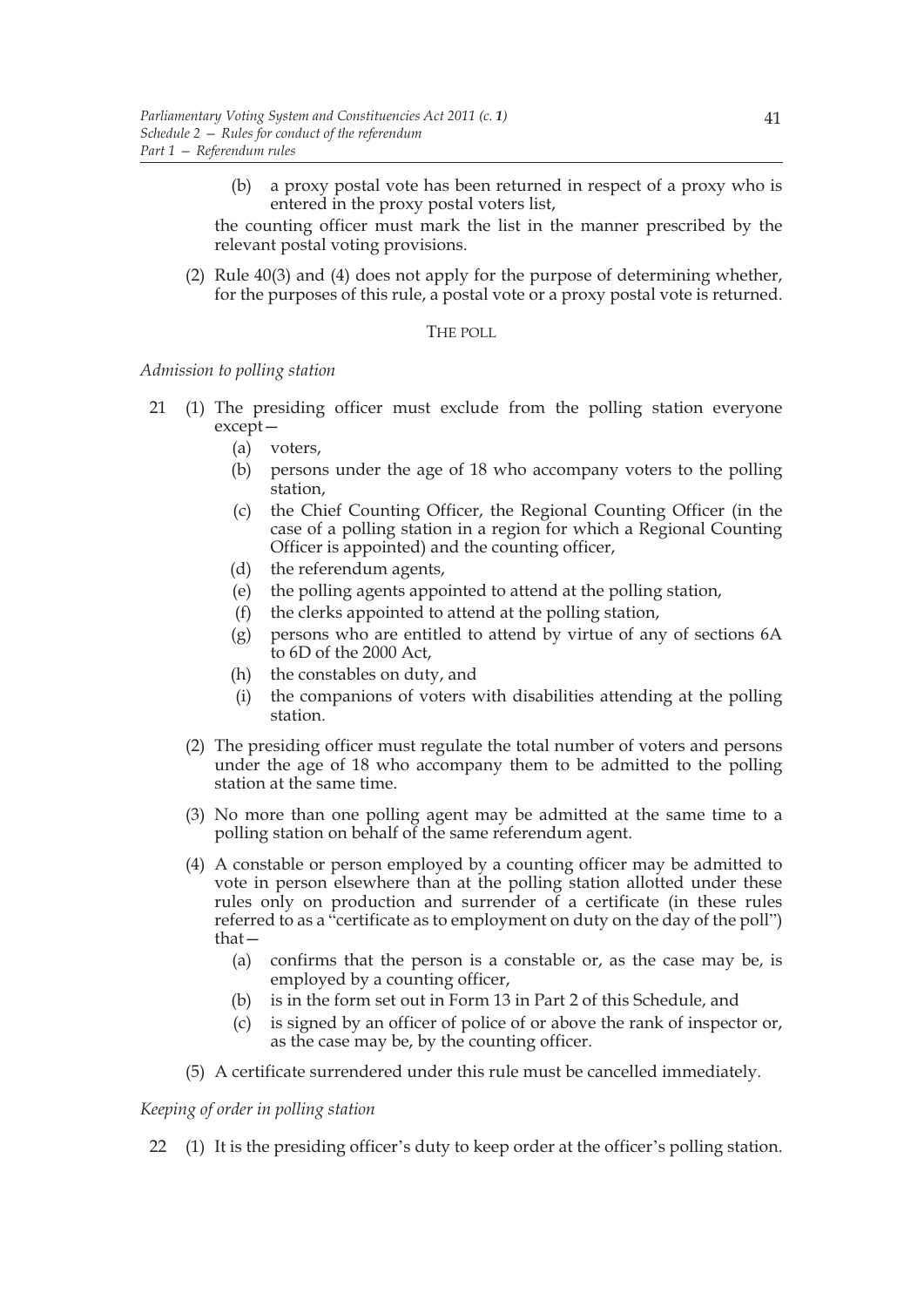(b) a proxy postal vote has been returned in respect of a proxy who is entered in the proxy postal voters list,

the counting officer must mark the list in the manner prescribed by the relevant postal voting provisions.

(2) Rule 40(3) and (4) does not apply for the purpose of determining whether, for the purposes of this rule, a postal vote or a proxy postal vote is returned.

### THE POLL

*Admission to polling station*

21 (1) The presiding officer must exclude from the polling station everyone except—

(a) voters,

(b) persons under the age of 18 who accompany voters to the polling station,

(c) the Chief Counting Officer, the Regional Counting Officer (in the case of a polling station in a region for which a Regional Counting Officer is appointed) and the counting officer,

(d) the referendum agents,

(e) the polling agents appointed to attend at the polling station,

(f) the clerks appointed to attend at the polling station,

(g) persons who are entitled to attend by virtue of any of sections 6A to 6D of the 2000 Act,

(h) the constables on duty, and

(i) the companions of voters with disabilities attending at the polling station.

(2) The presiding officer must regulate the total number of voters and persons under the age of 18 who accompany them to be admitted to the polling station at the same time.

(3) No more than one polling agent may be admitted at the same time to a polling station on behalf of the same referendum agent.

(4) A constable or person employed by a counting officer may be admitted to vote in person elsewhere than at the polling station allotted under these rules only on production and surrender of a certificate (in these rules referred to as a "certificate as to employment on duty on the day of the poll") that—

(a) confirms that the person is a constable or, as the case may be, is employed by a counting officer,

(b) is in the form set out in Form 13 in Part 2 of this Schedule, and

(c) is signed by an officer of police of or above the rank of inspector or, as the case may be, by the counting officer.

(5) A certificate surrendered under this rule must be cancelled immediately.

*Keeping of order in polling station*

22 (1) It is the presiding officer's duty to keep order at the officer's polling station.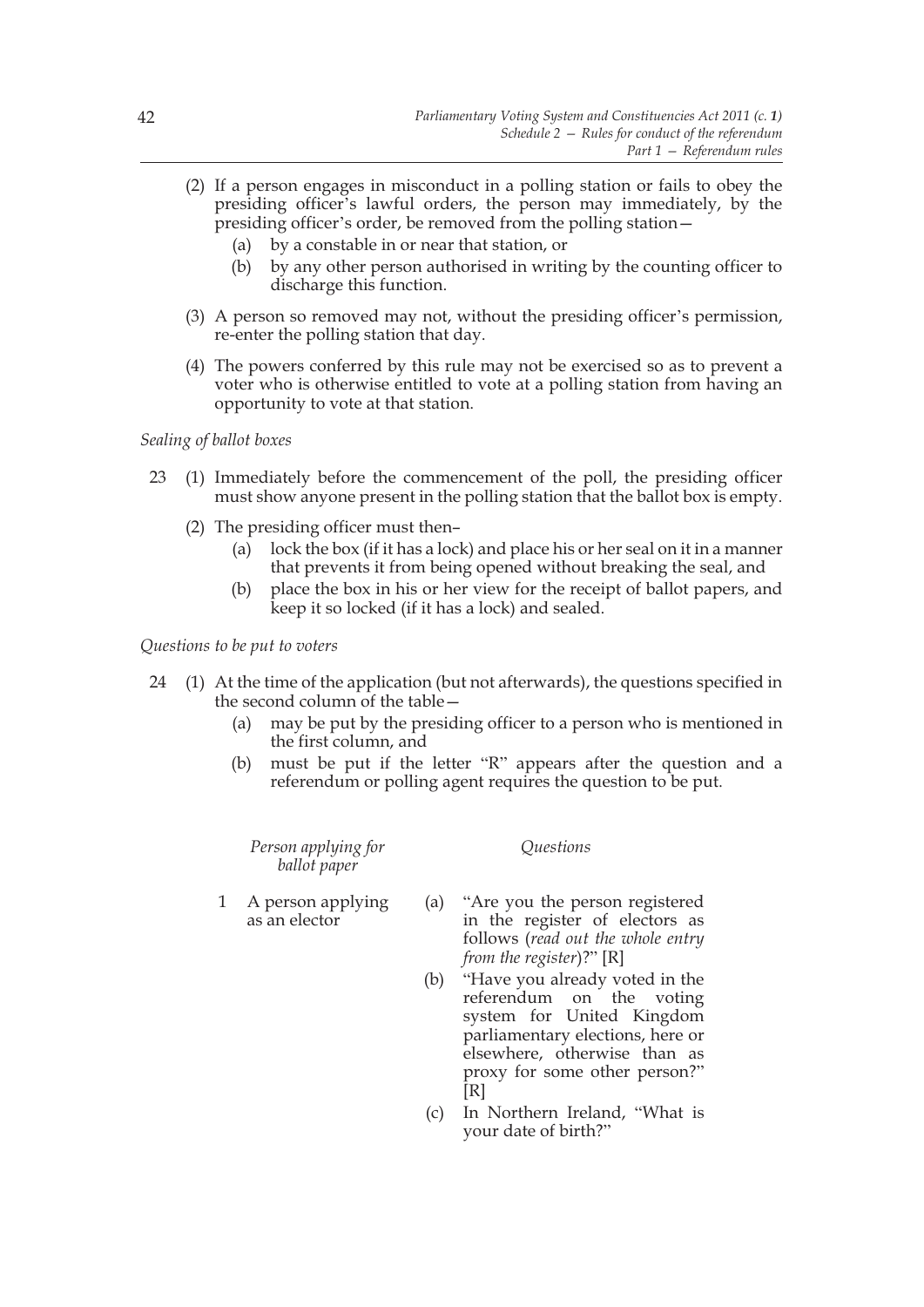(2) If a person engages in misconduct in a polling station or fails to obey the presiding officer's lawful orders, the person may immediately, by the presiding officer's order, be removed from the polling station—

(a) by a constable in or near that station, or

(b) by any other person authorised in writing by the counting officer to discharge this function.

(3) A person so removed may not, without the presiding officer's permission, re-enter the polling station that day.

(4) The powers conferred by this rule may not be exercised so as to prevent a voter who is otherwise entitled to vote at a polling station from having an opportunity to vote at that station.

*Sealing of ballot boxes*

23 (1) Immediately before the commencement of the poll, the presiding officer must show anyone present in the polling station that the ballot box is empty.

(2) The presiding officer must then–

(a) lock the box (if it has a lock) and place his or her seal on it in a manner that prevents it from being opened without breaking the seal, and

(b) place the box in his or her view for the receipt of ballot papers, and keep it so locked (if it has a lock) and sealed.

*Questions to be put to voters*

24 (1) At the time of the application (but not afterwards), the questions specified in the second column of the table—

(a) may be put by the presiding officer to a person who is mentioned in the first column, and

(b) must be put if the letter "R" appears after the question and a referendum or polling agent requires the question to be put.

| | *Person applying for ballot paper* | *Questions* |
|---|---|---|
| 1 | A person applying as an elector | (a) "Are you the person registered in the register of electors as follows (*read out the whole entry from the register*)?" [R] |
| | | (b) "Have you already voted in the referendum on the voting system for United Kingdom parliamentary elections, here or elsewhere, otherwise than as proxy for some other person?" [R] |
| | | (c) In Northern Ireland, "What is your date of birth?" |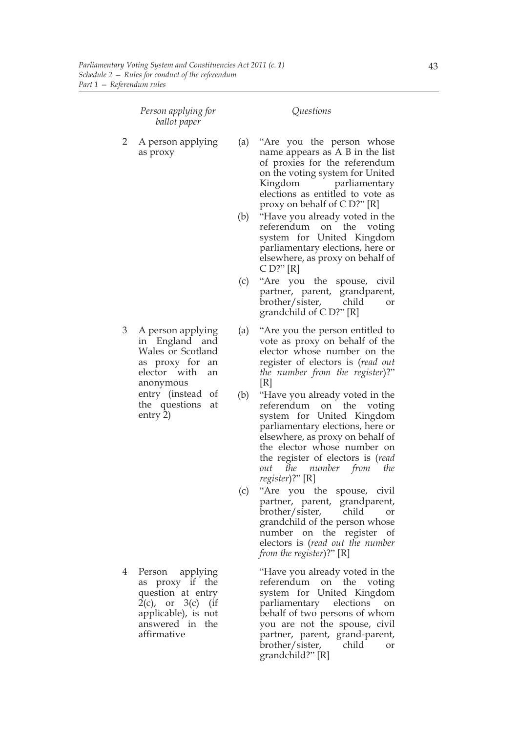| | *Person applying for ballot paper* | *Questions* |
|---|---|---|
| 2 | A person applying as proxy | (a) "Are you the person whose name appears as A B in the list of proxies for the referendum on the voting system for United Kingdom parliamentary elections as entitled to vote as proxy on behalf of C D?" [R]<br>(b) "Have you already voted in the referendum on the voting system for United Kingdom parliamentary elections, here or elsewhere, as proxy on behalf of C D?" [R]<br>(c) "Are you the spouse, civil partner, parent, grandparent, brother/sister, child or grandchild of C D?" [R] |
| 3 | A person applying in England and Wales or Scotland as proxy for an elector with an anonymous entry (instead of the questions at entry 2) | (a) "Are you the person entitled to vote as proxy on behalf of the elector whose number on the register of electors is (*read out the number from the register*)?" [R]<br>(b) "Have you already voted in the referendum on the voting system for United Kingdom parliamentary elections, here or elsewhere, as proxy on behalf of the elector whose number on the register of electors is (*read out the number from the register*)?" [R]<br>(c) "Are you the spouse, civil partner, parent, grandparent, brother/sister, child or grandchild of the person whose number on the register of electors is (*read out the number from the register*)?" [R] |
| 4 | Person applying as proxy if the question at entry 2(c), or 3(c) (if applicable), is not answered in the affirmative | "Have you already voted in the referendum on the voting system for United Kingdom parliamentary elections on behalf of two persons of whom you are not the spouse, civil partner, parent, grand-parent, brother/sister, child or grandchild?" [R] |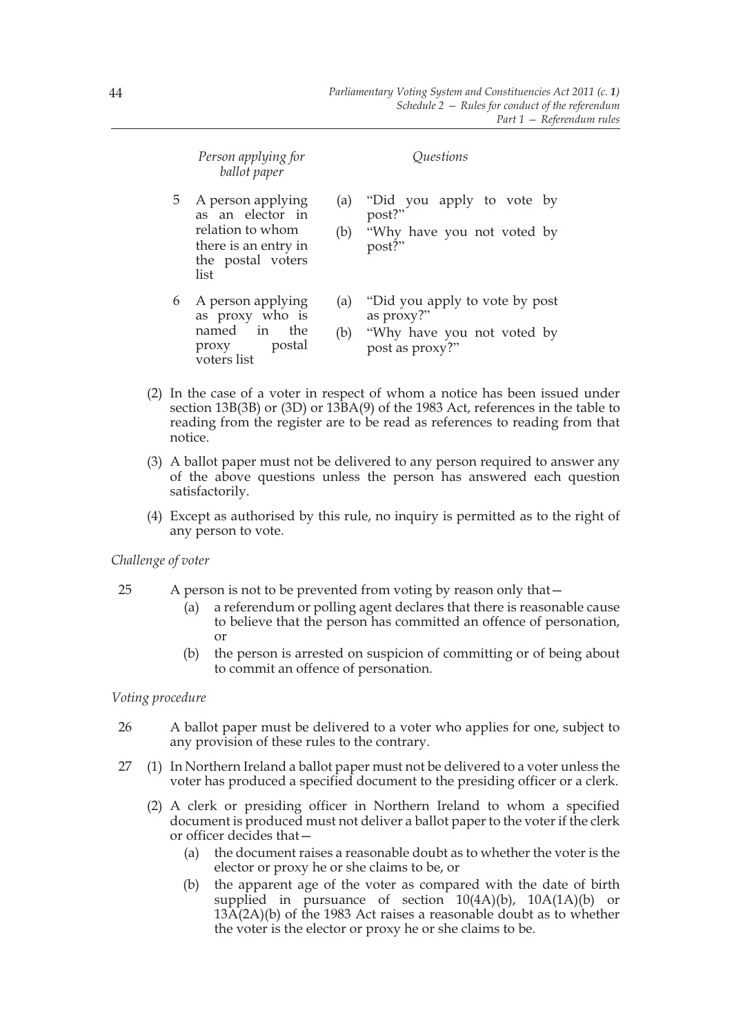| | Person applying for ballot paper | Questions |
|---|---|---|
| 5 | A person applying as an elector in relation to whom there is an entry in the postal voters list | (a) "Did you apply to vote by post?" (b) "Why have you not voted by post?" |
| 6 | A person applying as proxy who is named in the proxy postal voters list | (a) "Did you apply to vote by post as proxy?" (b) "Why have you not voted by post as proxy?" |

(2) In the case of a voter in respect of whom a notice has been issued under section 13B(3B) or (3D) or 13BA(9) of the 1983 Act, references in the table to reading from the register are to be read as references to reading from that notice.

(3) A ballot paper must not be delivered to any person required to answer any of the above questions unless the person has answered each question satisfactorily.

(4) Except as authorised by this rule, no inquiry is permitted as to the right of any person to vote.

*Challenge of voter*

25 A person is not to be prevented from voting by reason only that—

(a) a referendum or polling agent declares that there is reasonable cause to believe that the person has committed an offence of personation, or

(b) the person is arrested on suspicion of committing or of being about to commit an offence of personation.

*Voting procedure*

26 A ballot paper must be delivered to a voter who applies for one, subject to any provision of these rules to the contrary.

27 (1) In Northern Ireland a ballot paper must not be delivered to a voter unless the voter has produced a specified document to the presiding officer or a clerk.

(2) A clerk or presiding officer in Northern Ireland to whom a specified document is produced must not deliver a ballot paper to the voter if the clerk or officer decides that—

(a) the document raises a reasonable doubt as to whether the voter is the elector or proxy he or she claims to be, or

(b) the apparent age of the voter as compared with the date of birth supplied in pursuance of section 10(4A)(b), 10A(1A)(b) or 13A(2A)(b) of the 1983 Act raises a reasonable doubt as to whether the voter is the elector or proxy he or she claims to be.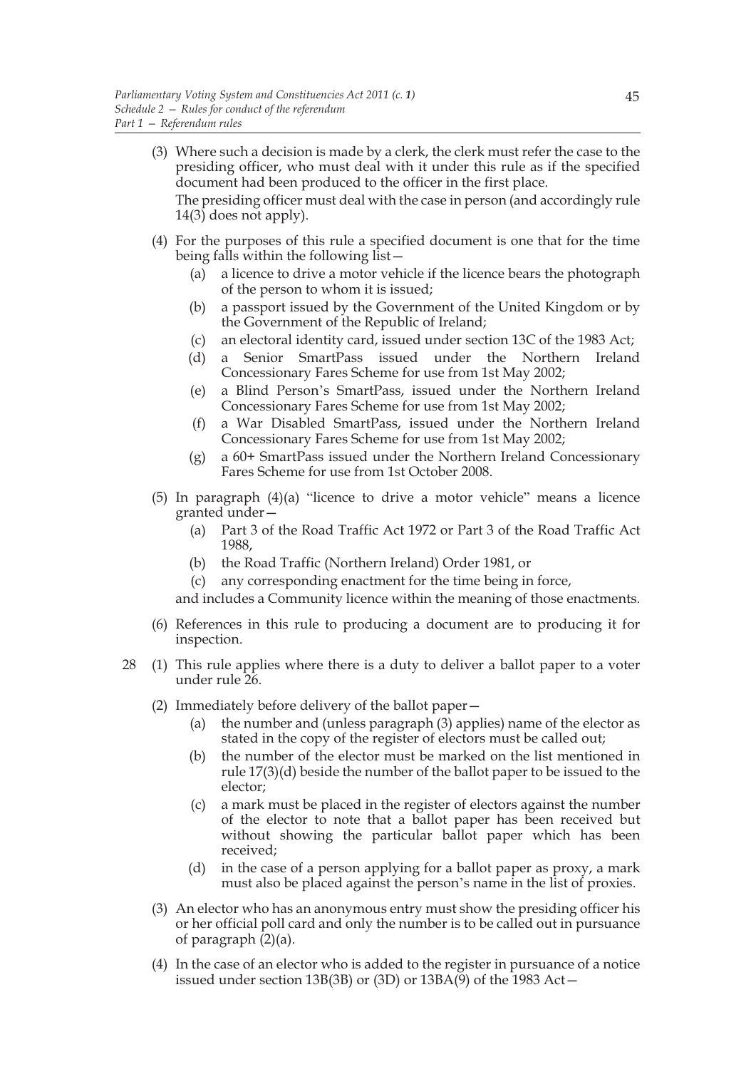(3) Where such a decision is made by a clerk, the clerk must refer the case to the presiding officer, who must deal with it under this rule as if the specified document had been produced to the officer in the first place.

The presiding officer must deal with the case in person (and accordingly rule 14(3) does not apply).

(4) For the purposes of this rule a specified document is one that for the time being falls within the following list—

(a) a licence to drive a motor vehicle if the licence bears the photograph of the person to whom it is issued;

(b) a passport issued by the Government of the United Kingdom or by the Government of the Republic of Ireland;

(c) an electoral identity card, issued under section 13C of the 1983 Act;

(d) a Senior SmartPass issued under the Northern Ireland Concessionary Fares Scheme for use from 1st May 2002;

(e) a Blind Person's SmartPass, issued under the Northern Ireland Concessionary Fares Scheme for use from 1st May 2002;

(f) a War Disabled SmartPass, issued under the Northern Ireland Concessionary Fares Scheme for use from 1st May 2002;

(g) a 60+ SmartPass issued under the Northern Ireland Concessionary Fares Scheme for use from 1st October 2008.

(5) In paragraph (4)(a) "licence to drive a motor vehicle" means a licence granted under—

(a) Part 3 of the Road Traffic Act 1972 or Part 3 of the Road Traffic Act 1988,

(b) the Road Traffic (Northern Ireland) Order 1981, or

(c) any corresponding enactment for the time being in force,

and includes a Community licence within the meaning of those enactments.

(6) References in this rule to producing a document are to producing it for inspection.

28 (1) This rule applies where there is a duty to deliver a ballot paper to a voter under rule 26.

(2) Immediately before delivery of the ballot paper—

(a) the number and (unless paragraph (3) applies) name of the elector as stated in the copy of the register of electors must be called out;

(b) the number of the elector must be marked on the list mentioned in rule 17(3)(d) beside the number of the ballot paper to be issued to the elector;

(c) a mark must be placed in the register of electors against the number of the elector to note that a ballot paper has been received but without showing the particular ballot paper which has been received;

(d) in the case of a person applying for a ballot paper as proxy, a mark must also be placed against the person's name in the list of proxies.

(3) An elector who has an anonymous entry must show the presiding officer his or her official poll card and only the number is to be called out in pursuance of paragraph (2)(a).

(4) In the case of an elector who is added to the register in pursuance of a notice issued under section 13B(3B) or (3D) or 13BA(9) of the 1983 Act—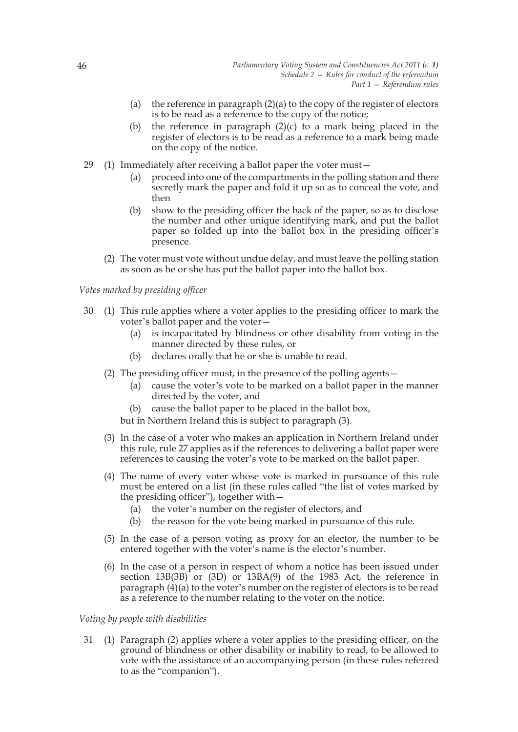(a) the reference in paragraph (2)(a) to the copy of the register of electors is to be read as a reference to the copy of the notice;

(b) the reference in paragraph (2)(c) to a mark being placed in the register of electors is to be read as a reference to a mark being made on the copy of the notice.

29 (1) Immediately after receiving a ballot paper the voter must—

(a) proceed into one of the compartments in the polling station and there secretly mark the paper and fold it up so as to conceal the vote, and then

(b) show to the presiding officer the back of the paper, so as to disclose the number and other unique identifying mark, and put the ballot paper so folded up into the ballot box in the presiding officer's presence.

(2) The voter must vote without undue delay, and must leave the polling station as soon as he or she has put the ballot paper into the ballot box.

*Votes marked by presiding officer*

30 (1) This rule applies where a voter applies to the presiding officer to mark the voter's ballot paper and the voter—

(a) is incapacitated by blindness or other disability from voting in the manner directed by these rules, or

(b) declares orally that he or she is unable to read.

(2) The presiding officer must, in the presence of the polling agents—

(a) cause the voter's vote to be marked on a ballot paper in the manner directed by the voter, and

(b) cause the ballot paper to be placed in the ballot box,

but in Northern Ireland this is subject to paragraph (3).

(3) In the case of a voter who makes an application in Northern Ireland under this rule, rule 27 applies as if the references to delivering a ballot paper were references to causing the voter's vote to be marked on the ballot paper.

(4) The name of every voter whose vote is marked in pursuance of this rule must be entered on a list (in these rules called "the list of votes marked by the presiding officer"), together with—

(a) the voter's number on the register of electors, and

(b) the reason for the vote being marked in pursuance of this rule.

(5) In the case of a person voting as proxy for an elector, the number to be entered together with the voter's name is the elector's number.

(6) In the case of a person in respect of whom a notice has been issued under section 13B(3B) or (3D) or 13BA(9) of the 1983 Act, the reference in paragraph (4)(a) to the voter's number on the register of electors is to be read as a reference to the number relating to the voter on the notice.

*Voting by people with disabilities*

31 (1) Paragraph (2) applies where a voter applies to the presiding officer, on the ground of blindness or other disability or inability to read, to be allowed to vote with the assistance of an accompanying person (in these rules referred to as the "companion").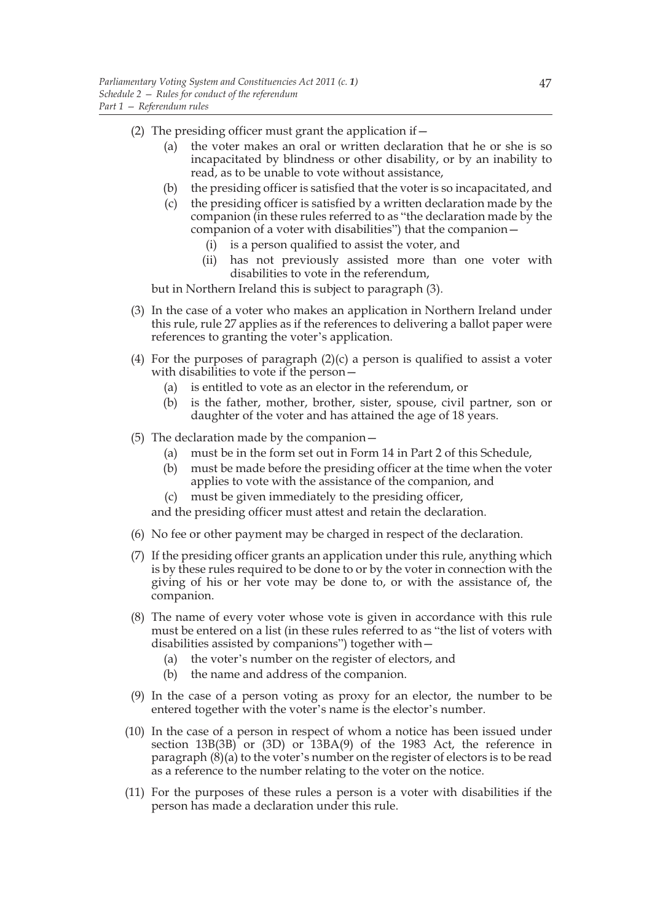(2) The presiding officer must grant the application if—

   (a) the voter makes an oral or written declaration that he or she is so incapacitated by blindness or other disability, or by an inability to read, as to be unable to vote without assistance,

   (b) the presiding officer is satisfied that the voter is so incapacitated, and

   (c) the presiding officer is satisfied by a written declaration made by the companion (in these rules referred to as "the declaration made by the companion of a voter with disabilities") that the companion—

      (i) is a person qualified to assist the voter, and

      (ii) has not previously assisted more than one voter with disabilities to vote in the referendum,

but in Northern Ireland this is subject to paragraph (3).

(3) In the case of a voter who makes an application in Northern Ireland under this rule, rule 27 applies as if the references to delivering a ballot paper were references to granting the voter's application.

(4) For the purposes of paragraph (2)(c) a person is qualified to assist a voter with disabilities to vote if the person—

   (a) is entitled to vote as an elector in the referendum, or

   (b) is the father, mother, brother, sister, spouse, civil partner, son or daughter of the voter and has attained the age of 18 years.

(5) The declaration made by the companion—

   (a) must be in the form set out in Form 14 in Part 2 of this Schedule,

   (b) must be made before the presiding officer at the time when the voter applies to vote with the assistance of the companion, and

   (c) must be given immediately to the presiding officer,

and the presiding officer must attest and retain the declaration.

(6) No fee or other payment may be charged in respect of the declaration.

(7) If the presiding officer grants an application under this rule, anything which is by these rules required to be done to or by the voter in connection with the giving of his or her vote may be done to, or with the assistance of, the companion.

(8) The name of every voter whose vote is given in accordance with this rule must be entered on a list (in these rules referred to as "the list of voters with disabilities assisted by companions") together with—

   (a) the voter's number on the register of electors, and

   (b) the name and address of the companion.

(9) In the case of a person voting as proxy for an elector, the number to be entered together with the voter's name is the elector's number.

(10) In the case of a person in respect of whom a notice has been issued under section 13B(3B) or (3D) or 13BA(9) of the 1983 Act, the reference in paragraph (8)(a) to the voter's number on the register of electors is to be read as a reference to the number relating to the voter on the notice.

(11) For the purposes of these rules a person is a voter with disabilities if the person has made a declaration under this rule.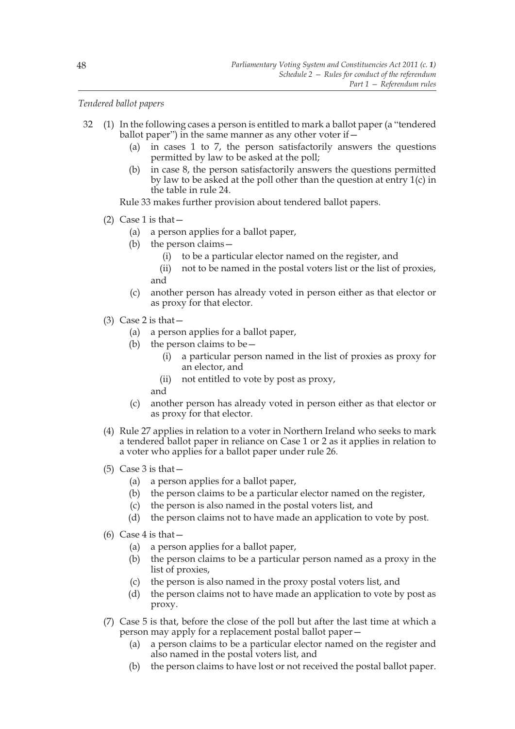*Tendered ballot papers*

32 (1) In the following cases a person is entitled to mark a ballot paper (a "tendered ballot paper") in the same manner as any other voter if—

   (a) in cases 1 to 7, the person satisfactorily answers the questions permitted by law to be asked at the poll;

   (b) in case 8, the person satisfactorily answers the questions permitted by law to be asked at the poll other than the question at entry 1(c) in the table in rule 24.

   Rule 33 makes further provision about tendered ballot papers.

(2) Case 1 is that—

   (a) a person applies for a ballot paper,

   (b) the person claims—

      (i) to be a particular elector named on the register, and

      (ii) not to be named in the postal voters list or the list of proxies,

   and

   (c) another person has already voted in person either as that elector or as proxy for that elector.

(3) Case 2 is that—

   (a) a person applies for a ballot paper,

   (b) the person claims to be—

      (i) a particular person named in the list of proxies as proxy for an elector, and

      (ii) not entitled to vote by post as proxy,

   and

   (c) another person has already voted in person either as that elector or as proxy for that elector.

(4) Rule 27 applies in relation to a voter in Northern Ireland who seeks to mark a tendered ballot paper in reliance on Case 1 or 2 as it applies in relation to a voter who applies for a ballot paper under rule 26.

(5) Case 3 is that—

   (a) a person applies for a ballot paper,

   (b) the person claims to be a particular elector named on the register,

   (c) the person is also named in the postal voters list, and

   (d) the person claims not to have made an application to vote by post.

(6) Case 4 is that—

   (a) a person applies for a ballot paper,

   (b) the person claims to be a particular person named as a proxy in the list of proxies,

   (c) the person is also named in the proxy postal voters list, and

   (d) the person claims not to have made an application to vote by post as proxy.

(7) Case 5 is that, before the close of the poll but after the last time at which a person may apply for a replacement postal ballot paper—

   (a) a person claims to be a particular elector named on the register and also named in the postal voters list, and

   (b) the person claims to have lost or not received the postal ballot paper.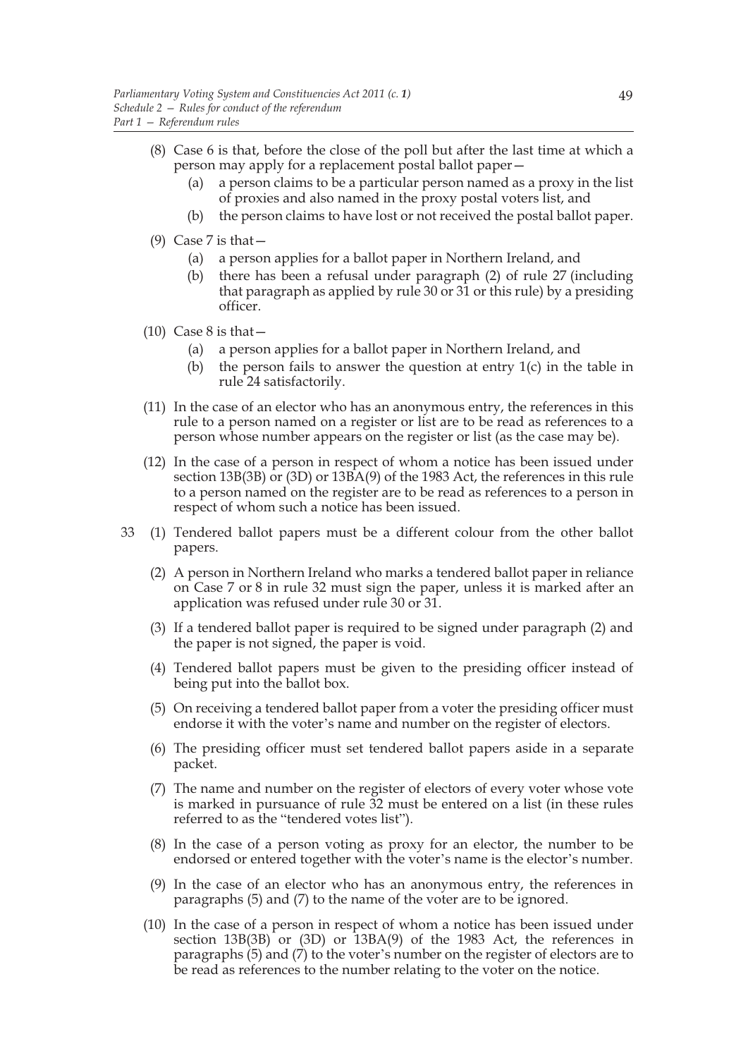(8) Case 6 is that, before the close of the poll but after the last time at which a person may apply for a replacement postal ballot paper—

(a) a person claims to be a particular person named as a proxy in the list of proxies and also named in the proxy postal voters list, and

(b) the person claims to have lost or not received the postal ballot paper.

(9) Case 7 is that—

(a) a person applies for a ballot paper in Northern Ireland, and

(b) there has been a refusal under paragraph (2) of rule 27 (including that paragraph as applied by rule 30 or 31 or this rule) by a presiding officer.

(10) Case 8 is that—

(a) a person applies for a ballot paper in Northern Ireland, and

(b) the person fails to answer the question at entry 1(c) in the table in rule 24 satisfactorily.

(11) In the case of an elector who has an anonymous entry, the references in this rule to a person named on a register or list are to be read as references to a person whose number appears on the register or list (as the case may be).

(12) In the case of a person in respect of whom a notice has been issued under section 13B(3B) or (3D) or 13BA(9) of the 1983 Act, the references in this rule to a person named on the register are to be read as references to a person in respect of whom such a notice has been issued.

33 (1) Tendered ballot papers must be a different colour from the other ballot papers.

(2) A person in Northern Ireland who marks a tendered ballot paper in reliance on Case 7 or 8 in rule 32 must sign the paper, unless it is marked after an application was refused under rule 30 or 31.

(3) If a tendered ballot paper is required to be signed under paragraph (2) and the paper is not signed, the paper is void.

(4) Tendered ballot papers must be given to the presiding officer instead of being put into the ballot box.

(5) On receiving a tendered ballot paper from a voter the presiding officer must endorse it with the voter's name and number on the register of electors.

(6) The presiding officer must set tendered ballot papers aside in a separate packet.

(7) The name and number on the register of electors of every voter whose vote is marked in pursuance of rule 32 must be entered on a list (in these rules referred to as the "tendered votes list").

(8) In the case of a person voting as proxy for an elector, the number to be endorsed or entered together with the voter's name is the elector's number.

(9) In the case of an elector who has an anonymous entry, the references in paragraphs (5) and (7) to the name of the voter are to be ignored.

(10) In the case of a person in respect of whom a notice has been issued under section 13B(3B) or (3D) or 13BA(9) of the 1983 Act, the references in paragraphs (5) and (7) to the voter's number on the register of electors are to be read as references to the number relating to the voter on the notice.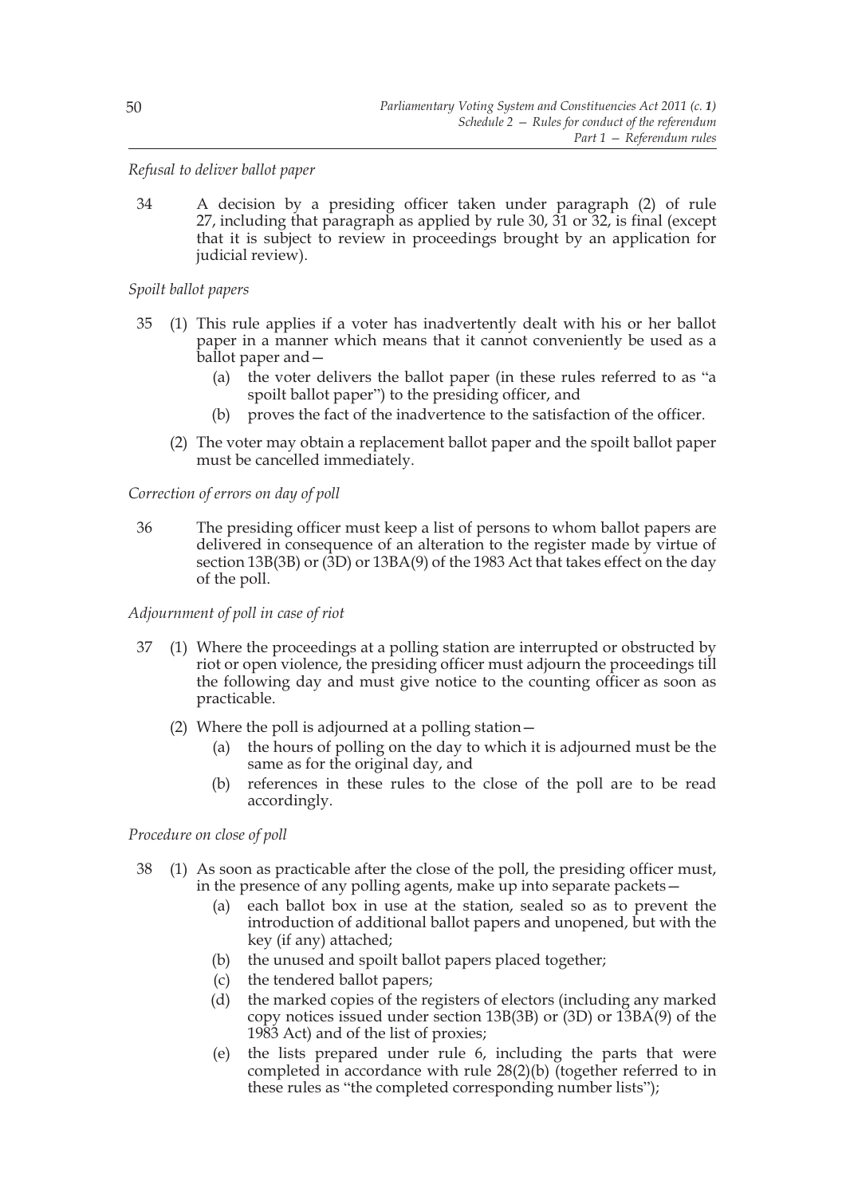*Refusal to deliver ballot paper*

34 A decision by a presiding officer taken under paragraph (2) of rule 27, including that paragraph as applied by rule 30, 31 or 32, is final (except that it is subject to review in proceedings brought by an application for judicial review).

*Spoilt ballot papers*

35 (1) This rule applies if a voter has inadvertently dealt with his or her ballot paper in a manner which means that it cannot conveniently be used as a ballot paper and—

(a) the voter delivers the ballot paper (in these rules referred to as "a spoilt ballot paper") to the presiding officer, and

(b) proves the fact of the inadvertence to the satisfaction of the officer.

(2) The voter may obtain a replacement ballot paper and the spoilt ballot paper must be cancelled immediately.

*Correction of errors on day of poll*

36 The presiding officer must keep a list of persons to whom ballot papers are delivered in consequence of an alteration to the register made by virtue of section 13B(3B) or (3D) or 13BA(9) of the 1983 Act that takes effect on the day of the poll.

*Adjournment of poll in case of riot*

37 (1) Where the proceedings at a polling station are interrupted or obstructed by riot or open violence, the presiding officer must adjourn the proceedings till the following day and must give notice to the counting officer as soon as practicable.

(2) Where the poll is adjourned at a polling station—

(a) the hours of polling on the day to which it is adjourned must be the same as for the original day, and

(b) references in these rules to the close of the poll are to be read accordingly.

*Procedure on close of poll*

38 (1) As soon as practicable after the close of the poll, the presiding officer must, in the presence of any polling agents, make up into separate packets—

(a) each ballot box in use at the station, sealed so as to prevent the introduction of additional ballot papers and unopened, but with the key (if any) attached;

(b) the unused and spoilt ballot papers placed together;

(c) the tendered ballot papers;

(d) the marked copies of the registers of electors (including any marked copy notices issued under section 13B(3B) or (3D) or 13BA(9) of the 1983 Act) and of the list of proxies;

(e) the lists prepared under rule 6, including the parts that were completed in accordance with rule 28(2)(b) (together referred to in these rules as "the completed corresponding number lists");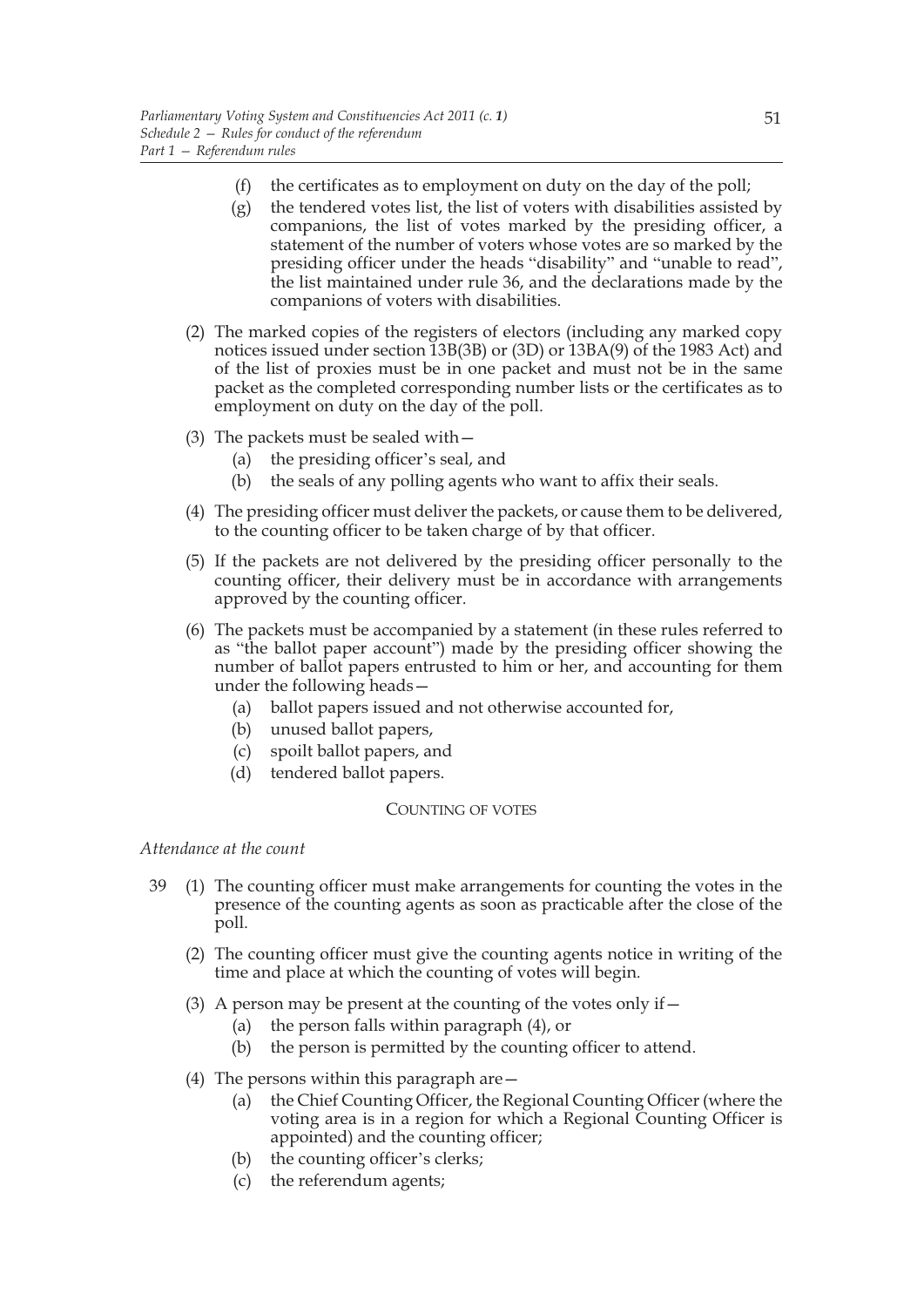(f) the certificates as to employment on duty on the day of the poll;

(g) the tendered votes list, the list of voters with disabilities assisted by companions, the list of votes marked by the presiding officer, a statement of the number of voters whose votes are so marked by the presiding officer under the heads "disability" and "unable to read", the list maintained under rule 36, and the declarations made by the companions of voters with disabilities.

(2) The marked copies of the registers of electors (including any marked copy notices issued under section 13B(3B) or (3D) or 13BA(9) of the 1983 Act) and of the list of proxies must be in one packet and must not be in the same packet as the completed corresponding number lists or the certificates as to employment on duty on the day of the poll.

(3) The packets must be sealed with—

(a) the presiding officer's seal, and

(b) the seals of any polling agents who want to affix their seals.

(4) The presiding officer must deliver the packets, or cause them to be delivered, to the counting officer to be taken charge of by that officer.

(5) If the packets are not delivered by the presiding officer personally to the counting officer, their delivery must be in accordance with arrangements approved by the counting officer.

(6) The packets must be accompanied by a statement (in these rules referred to as "the ballot paper account") made by the presiding officer showing the number of ballot papers entrusted to him or her, and accounting for them under the following heads—

(a) ballot papers issued and not otherwise accounted for,

(b) unused ballot papers,

(c) spoilt ballot papers, and

(d) tendered ballot papers.

## COUNTING OF VOTES

*Attendance at the count*

39 (1) The counting officer must make arrangements for counting the votes in the presence of the counting agents as soon as practicable after the close of the poll.

(2) The counting officer must give the counting agents notice in writing of the time and place at which the counting of votes will begin.

(3) A person may be present at the counting of the votes only if—

(a) the person falls within paragraph (4), or

(b) the person is permitted by the counting officer to attend.

(4) The persons within this paragraph are—

(a) the Chief Counting Officer, the Regional Counting Officer (where the voting area is in a region for which a Regional Counting Officer is appointed) and the counting officer;

(b) the counting officer's clerks;

(c) the referendum agents;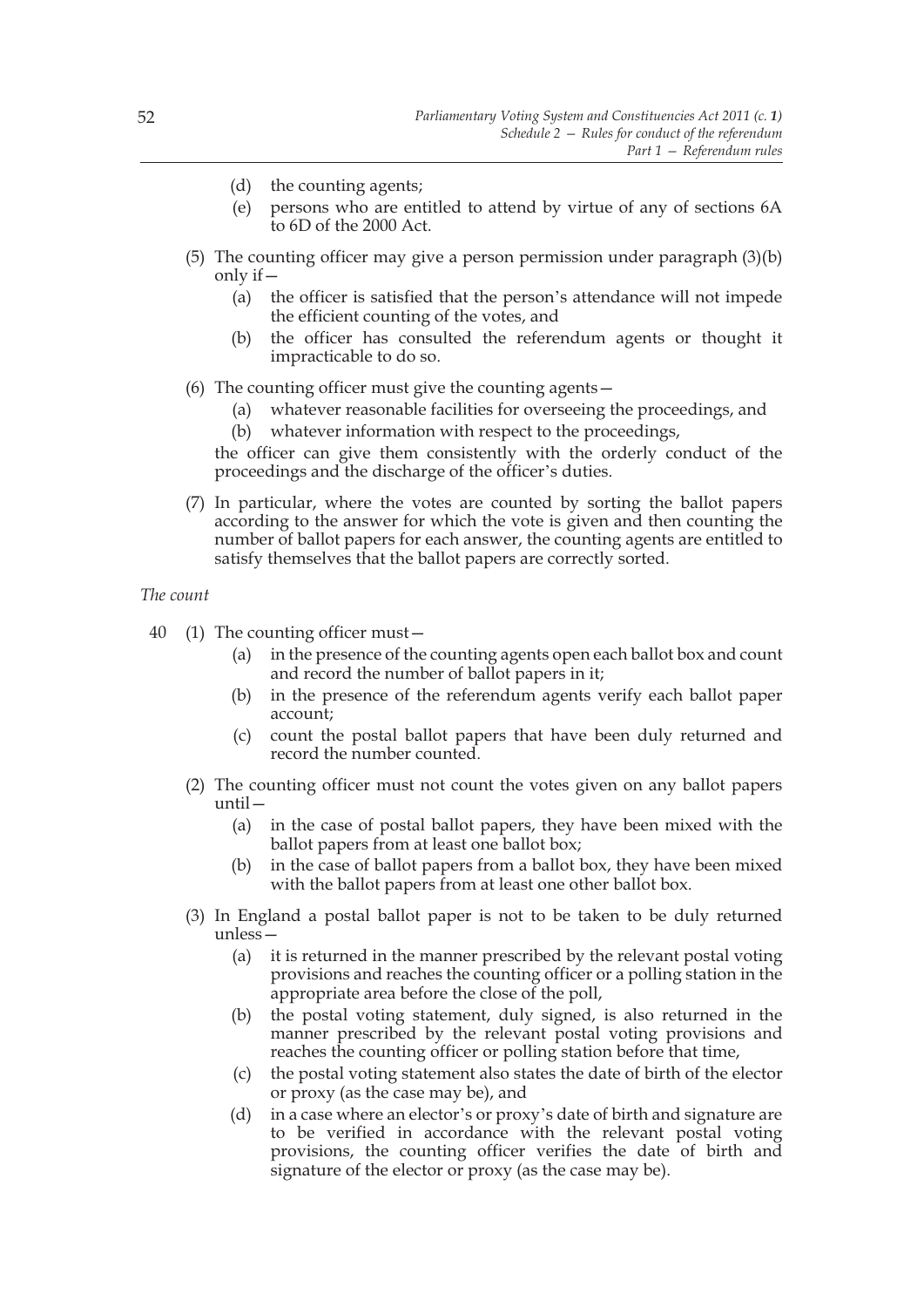(d) the counting agents;

(e) persons who are entitled to attend by virtue of any of sections 6A to 6D of the 2000 Act.

(5) The counting officer may give a person permission under paragraph (3)(b) only if—

(a) the officer is satisfied that the person's attendance will not impede the efficient counting of the votes, and

(b) the officer has consulted the referendum agents or thought it impracticable to do so.

(6) The counting officer must give the counting agents—

(a) whatever reasonable facilities for overseeing the proceedings, and

(b) whatever information with respect to the proceedings,

the officer can give them consistently with the orderly conduct of the proceedings and the discharge of the officer's duties.

(7) In particular, where the votes are counted by sorting the ballot papers according to the answer for which the vote is given and then counting the number of ballot papers for each answer, the counting agents are entitled to satisfy themselves that the ballot papers are correctly sorted.

*The count*

40 (1) The counting officer must—

(a) in the presence of the counting agents open each ballot box and count and record the number of ballot papers in it;

(b) in the presence of the referendum agents verify each ballot paper account;

(c) count the postal ballot papers that have been duly returned and record the number counted.

(2) The counting officer must not count the votes given on any ballot papers until—

(a) in the case of postal ballot papers, they have been mixed with the ballot papers from at least one ballot box;

(b) in the case of ballot papers from a ballot box, they have been mixed with the ballot papers from at least one other ballot box.

(3) In England a postal ballot paper is not to be taken to be duly returned unless—

(a) it is returned in the manner prescribed by the relevant postal voting provisions and reaches the counting officer or a polling station in the appropriate area before the close of the poll,

(b) the postal voting statement, duly signed, is also returned in the manner prescribed by the relevant postal voting provisions and reaches the counting officer or polling station before that time,

(c) the postal voting statement also states the date of birth of the elector or proxy (as the case may be), and

(d) in a case where an elector's or proxy's date of birth and signature are to be verified in accordance with the relevant postal voting provisions, the counting officer verifies the date of birth and signature of the elector or proxy (as the case may be).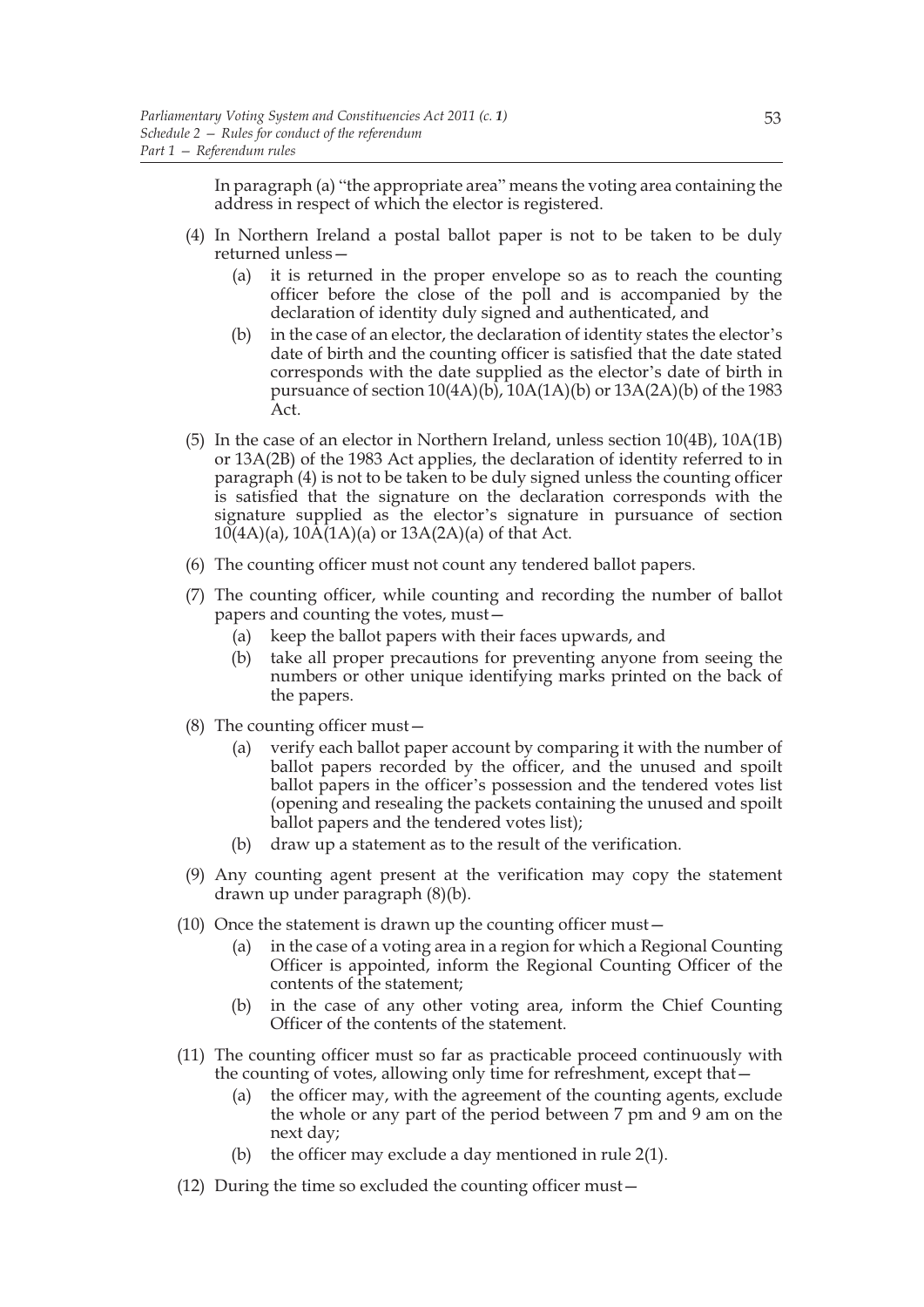In paragraph (a) "the appropriate area" means the voting area containing the address in respect of which the elector is registered.

(4) In Northern Ireland a postal ballot paper is not to be taken to be duly returned unless—

(a) it is returned in the proper envelope so as to reach the counting officer before the close of the poll and is accompanied by the declaration of identity duly signed and authenticated, and

(b) in the case of an elector, the declaration of identity states the elector's date of birth and the counting officer is satisfied that the date stated corresponds with the date supplied as the elector's date of birth in pursuance of section 10(4A)(b), 10A(1A)(b) or 13A(2A)(b) of the 1983 Act.

(5) In the case of an elector in Northern Ireland, unless section 10(4B), 10A(1B) or 13A(2B) of the 1983 Act applies, the declaration of identity referred to in paragraph (4) is not to be taken to be duly signed unless the counting officer is satisfied that the signature on the declaration corresponds with the signature supplied as the elector's signature in pursuance of section 10(4A)(a), 10A(1A)(a) or 13A(2A)(a) of that Act.

(6) The counting officer must not count any tendered ballot papers.

(7) The counting officer, while counting and recording the number of ballot papers and counting the votes, must—

(a) keep the ballot papers with their faces upwards, and

(b) take all proper precautions for preventing anyone from seeing the numbers or other unique identifying marks printed on the back of the papers.

(8) The counting officer must—

(a) verify each ballot paper account by comparing it with the number of ballot papers recorded by the officer, and the unused and spoilt ballot papers in the officer's possession and the tendered votes list (opening and resealing the packets containing the unused and spoilt ballot papers and the tendered votes list);

(b) draw up a statement as to the result of the verification.

(9) Any counting agent present at the verification may copy the statement drawn up under paragraph (8)(b).

(10) Once the statement is drawn up the counting officer must—

(a) in the case of a voting area in a region for which a Regional Counting Officer is appointed, inform the Regional Counting Officer of the contents of the statement;

(b) in the case of any other voting area, inform the Chief Counting Officer of the contents of the statement.

(11) The counting officer must so far as practicable proceed continuously with the counting of votes, allowing only time for refreshment, except that—

(a) the officer may, with the agreement of the counting agents, exclude the whole or any part of the period between 7 pm and 9 am on the next day;

(b) the officer may exclude a day mentioned in rule 2(1).

(12) During the time so excluded the counting officer must—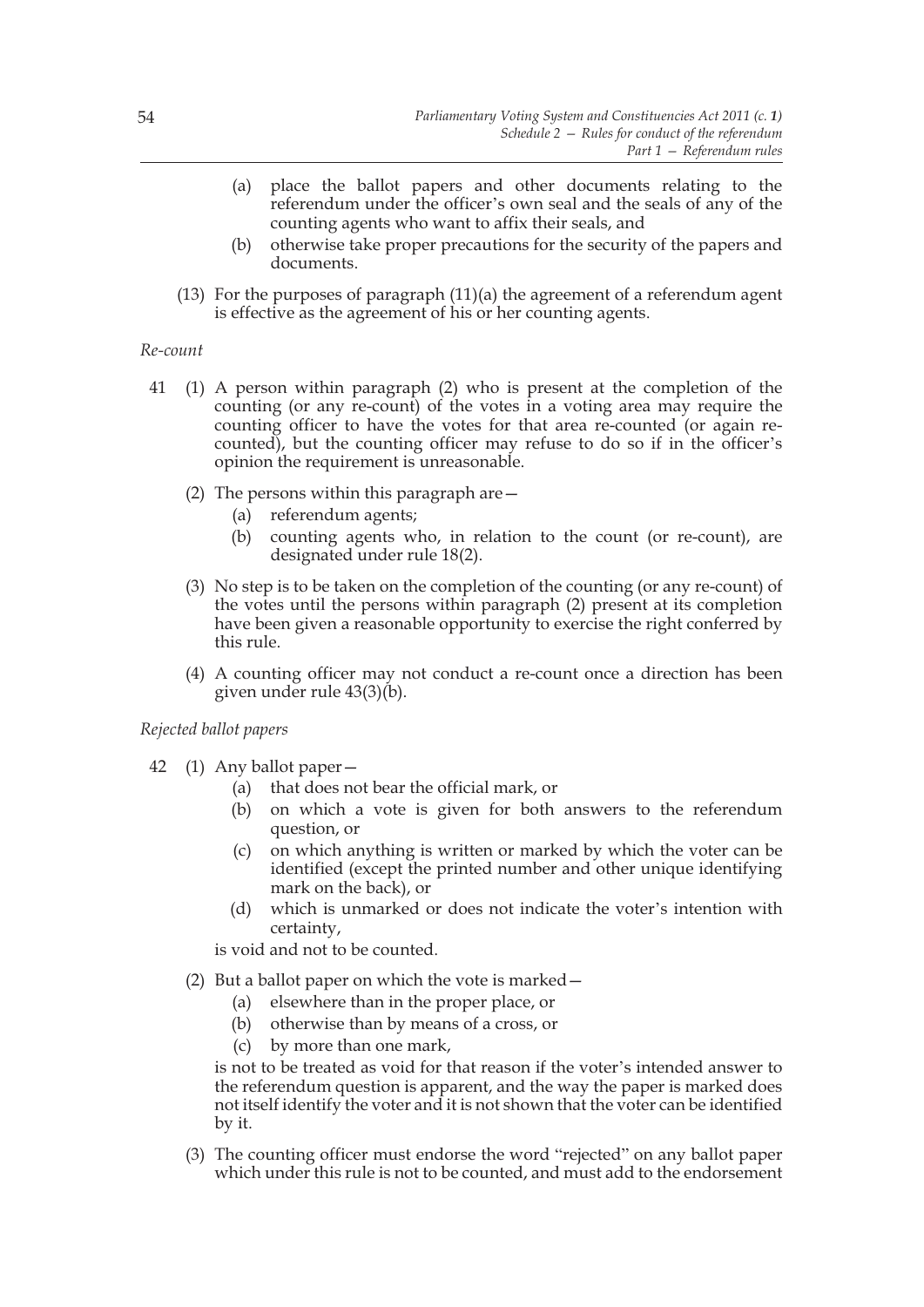(a) place the ballot papers and other documents relating to the referendum under the officer's own seal and the seals of any of the counting agents who want to affix their seals, and

(b) otherwise take proper precautions for the security of the papers and documents.

(13) For the purposes of paragraph (11)(a) the agreement of a referendum agent is effective as the agreement of his or her counting agents.

*Re-count*

41 (1) A person within paragraph (2) who is present at the completion of the counting (or any re-count) of the votes in a voting area may require the counting officer to have the votes for that area re-counted (or again re-counted), but the counting officer may refuse to do so if in the officer's opinion the requirement is unreasonable.

(2) The persons within this paragraph are—

(a) referendum agents;

(b) counting agents who, in relation to the count (or re-count), are designated under rule 18(2).

(3) No step is to be taken on the completion of the counting (or any re-count) of the votes until the persons within paragraph (2) present at its completion have been given a reasonable opportunity to exercise the right conferred by this rule.

(4) A counting officer may not conduct a re-count once a direction has been given under rule 43(3)(b).

*Rejected ballot papers*

42 (1) Any ballot paper—

(a) that does not bear the official mark, or

(b) on which a vote is given for both answers to the referendum question, or

(c) on which anything is written or marked by which the voter can be identified (except the printed number and other unique identifying mark on the back), or

(d) which is unmarked or does not indicate the voter's intention with certainty,

is void and not to be counted.

(2) But a ballot paper on which the vote is marked—

(a) elsewhere than in the proper place, or

(b) otherwise than by means of a cross, or

(c) by more than one mark,

is not to be treated as void for that reason if the voter's intended answer to the referendum question is apparent, and the way the paper is marked does not itself identify the voter and it is not shown that the voter can be identified by it.

(3) The counting officer must endorse the word "rejected" on any ballot paper which under this rule is not to be counted, and must add to the endorsement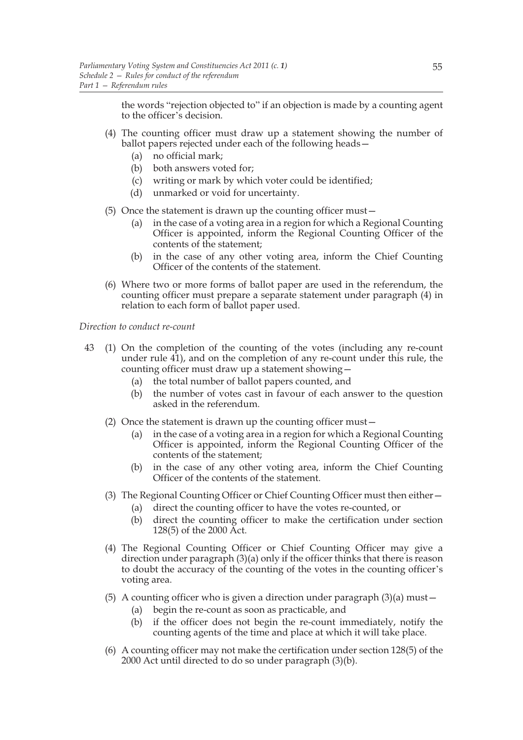the words "rejection objected to" if an objection is made by a counting agent to the officer's decision.

(4) The counting officer must draw up a statement showing the number of ballot papers rejected under each of the following heads—

(a) no official mark;

(b) both answers voted for;

(c) writing or mark by which voter could be identified;

(d) unmarked or void for uncertainty.

(5) Once the statement is drawn up the counting officer must—

(a) in the case of a voting area in a region for which a Regional Counting Officer is appointed, inform the Regional Counting Officer of the contents of the statement;

(b) in the case of any other voting area, inform the Chief Counting Officer of the contents of the statement.

(6) Where two or more forms of ballot paper are used in the referendum, the counting officer must prepare a separate statement under paragraph (4) in relation to each form of ballot paper used.

*Direction to conduct re-count*

43 (1) On the completion of the counting of the votes (including any re-count under rule 41), and on the completion of any re-count under this rule, the counting officer must draw up a statement showing—

(a) the total number of ballot papers counted, and

(b) the number of votes cast in favour of each answer to the question asked in the referendum.

(2) Once the statement is drawn up the counting officer must—

(a) in the case of a voting area in a region for which a Regional Counting Officer is appointed, inform the Regional Counting Officer of the contents of the statement;

(b) in the case of any other voting area, inform the Chief Counting Officer of the contents of the statement.

(3) The Regional Counting Officer or Chief Counting Officer must then either—

(a) direct the counting officer to have the votes re-counted, or

(b) direct the counting officer to make the certification under section 128(5) of the 2000 Act.

(4) The Regional Counting Officer or Chief Counting Officer may give a direction under paragraph (3)(a) only if the officer thinks that there is reason to doubt the accuracy of the counting of the votes in the counting officer's voting area.

(5) A counting officer who is given a direction under paragraph (3)(a) must—

(a) begin the re-count as soon as practicable, and

(b) if the officer does not begin the re-count immediately, notify the counting agents of the time and place at which it will take place.

(6) A counting officer may not make the certification under section 128(5) of the 2000 Act until directed to do so under paragraph (3)(b).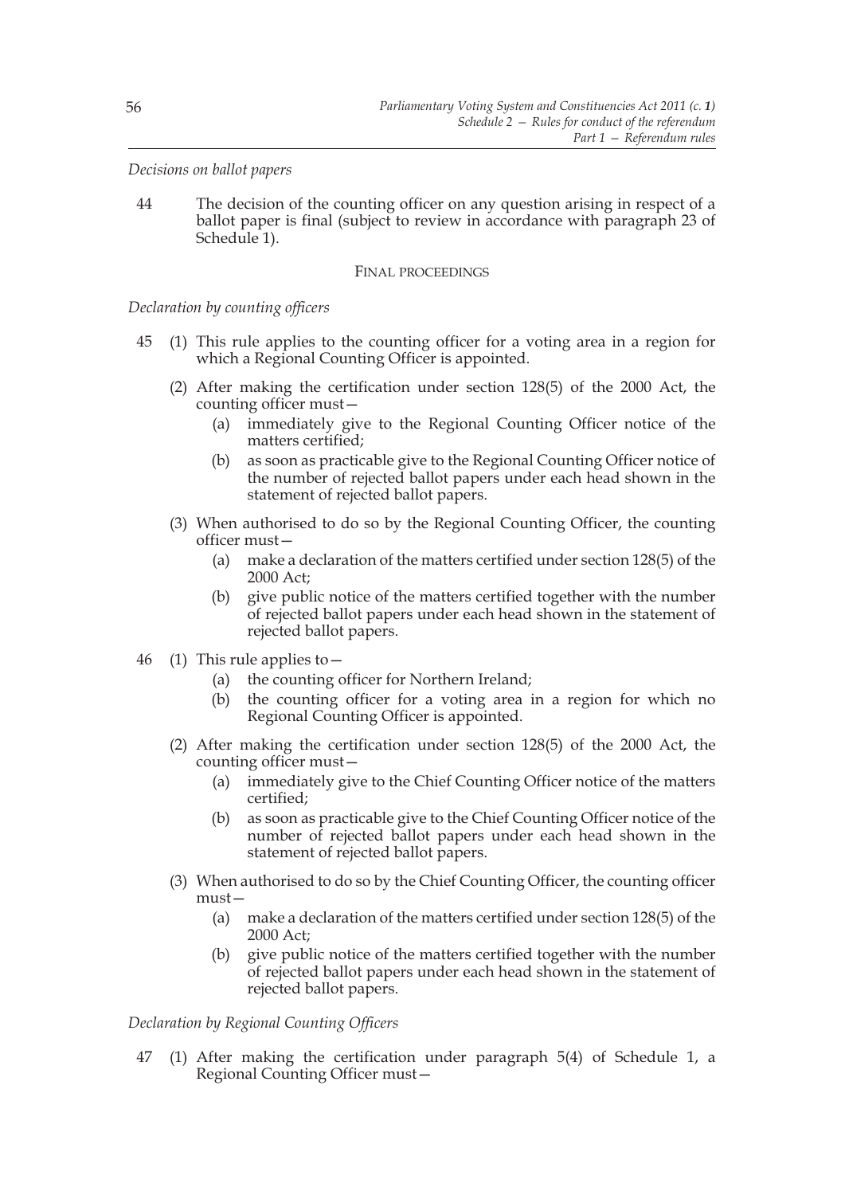*Decisions on ballot papers*

44 The decision of the counting officer on any question arising in respect of a ballot paper is final (subject to review in accordance with paragraph 23 of Schedule 1).

FINAL PROCEEDINGS

*Declaration by counting officers*

45 (1) This rule applies to the counting officer for a voting area in a region for which a Regional Counting Officer is appointed.

(2) After making the certification under section 128(5) of the 2000 Act, the counting officer must—

(a) immediately give to the Regional Counting Officer notice of the matters certified;

(b) as soon as practicable give to the Regional Counting Officer notice of the number of rejected ballot papers under each head shown in the statement of rejected ballot papers.

(3) When authorised to do so by the Regional Counting Officer, the counting officer must—

(a) make a declaration of the matters certified under section 128(5) of the 2000 Act;

(b) give public notice of the matters certified together with the number of rejected ballot papers under each head shown in the statement of rejected ballot papers.

46 (1) This rule applies to—

(a) the counting officer for Northern Ireland;

(b) the counting officer for a voting area in a region for which no Regional Counting Officer is appointed.

(2) After making the certification under section 128(5) of the 2000 Act, the counting officer must—

(a) immediately give to the Chief Counting Officer notice of the matters certified;

(b) as soon as practicable give to the Chief Counting Officer notice of the number of rejected ballot papers under each head shown in the statement of rejected ballot papers.

(3) When authorised to do so by the Chief Counting Officer, the counting officer must—

(a) make a declaration of the matters certified under section 128(5) of the 2000 Act;

(b) give public notice of the matters certified together with the number of rejected ballot papers under each head shown in the statement of rejected ballot papers.

*Declaration by Regional Counting Officers*

47 (1) After making the certification under paragraph 5(4) of Schedule 1, a Regional Counting Officer must—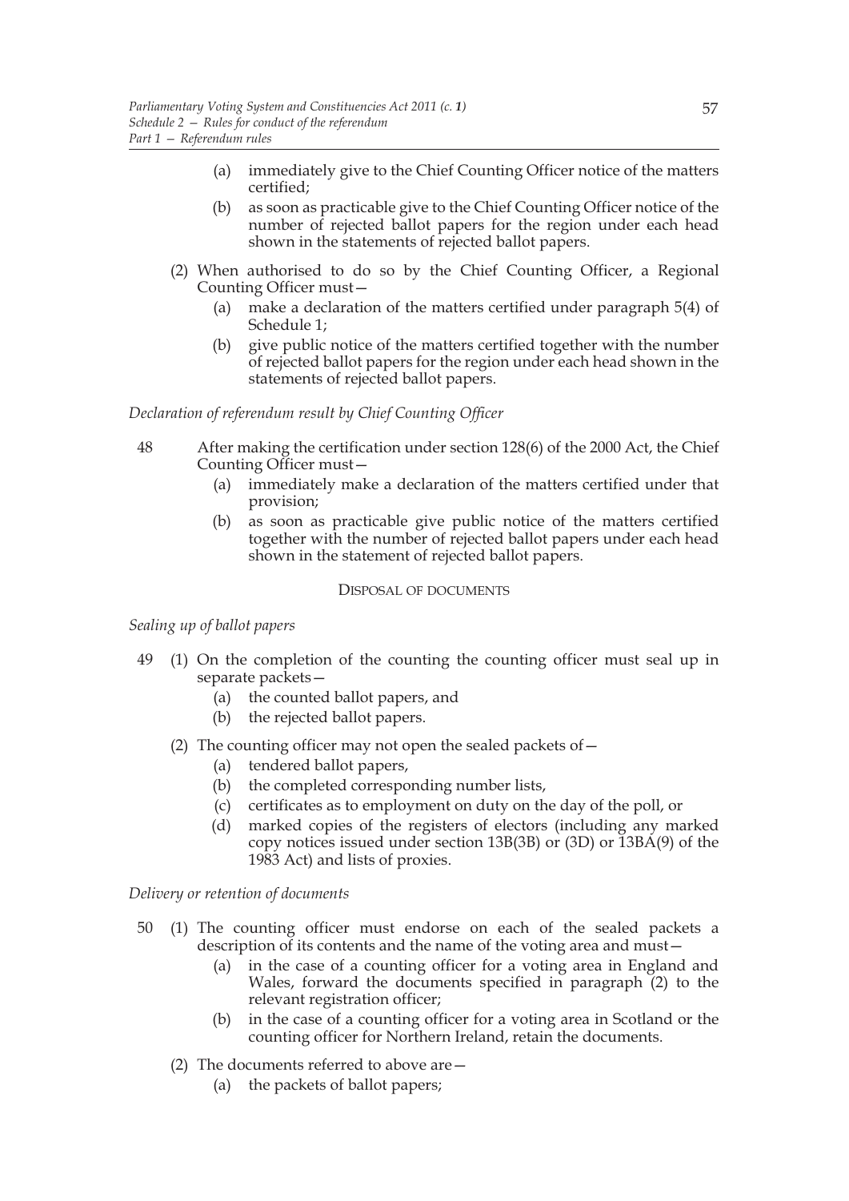(a) immediately give to the Chief Counting Officer notice of the matters certified;

(b) as soon as practicable give to the Chief Counting Officer notice of the number of rejected ballot papers for the region under each head shown in the statements of rejected ballot papers.

(2) When authorised to do so by the Chief Counting Officer, a Regional Counting Officer must—

(a) make a declaration of the matters certified under paragraph 5(4) of Schedule 1;

(b) give public notice of the matters certified together with the number of rejected ballot papers for the region under each head shown in the statements of rejected ballot papers.

*Declaration of referendum result by Chief Counting Officer*

48 After making the certification under section 128(6) of the 2000 Act, the Chief Counting Officer must—

(a) immediately make a declaration of the matters certified under that provision;

(b) as soon as practicable give public notice of the matters certified together with the number of rejected ballot papers under each head shown in the statement of rejected ballot papers.

DISPOSAL OF DOCUMENTS

*Sealing up of ballot papers*

49 (1) On the completion of the counting the counting officer must seal up in separate packets—

(a) the counted ballot papers, and

(b) the rejected ballot papers.

(2) The counting officer may not open the sealed packets of—

(a) tendered ballot papers,

(b) the completed corresponding number lists,

(c) certificates as to employment on duty on the day of the poll, or

(d) marked copies of the registers of electors (including any marked copy notices issued under section 13B(3B) or (3D) or 13BA(9) of the 1983 Act) and lists of proxies.

*Delivery or retention of documents*

50 (1) The counting officer must endorse on each of the sealed packets a description of its contents and the name of the voting area and must—

(a) in the case of a counting officer for a voting area in England and Wales, forward the documents specified in paragraph (2) to the relevant registration officer;

(b) in the case of a counting officer for a voting area in Scotland or the counting officer for Northern Ireland, retain the documents.

(2) The documents referred to above are—

(a) the packets of ballot papers;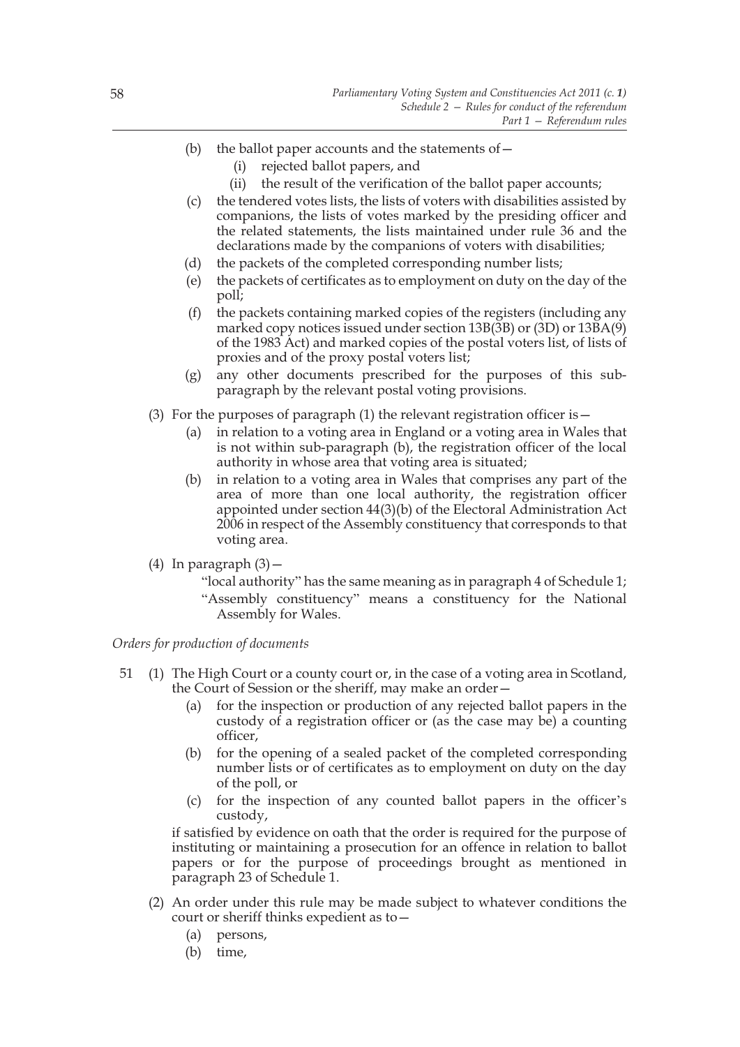(b) the ballot paper accounts and the statements of—

(i) rejected ballot papers, and

(ii) the result of the verification of the ballot paper accounts;

(c) the tendered votes lists, the lists of voters with disabilities assisted by companions, the lists of votes marked by the presiding officer and the related statements, the lists maintained under rule 36 and the declarations made by the companions of voters with disabilities;

(d) the packets of the completed corresponding number lists;

(e) the packets of certificates as to employment on duty on the day of the poll;

(f) the packets containing marked copies of the registers (including any marked copy notices issued under section 13B(3B) or (3D) or 13BA(9) of the 1983 Act) and marked copies of the postal voters list, of lists of proxies and of the proxy postal voters list;

(g) any other documents prescribed for the purposes of this sub-paragraph by the relevant postal voting provisions.

(3) For the purposes of paragraph (1) the relevant registration officer is—

(a) in relation to a voting area in England or a voting area in Wales that is not within sub-paragraph (b), the registration officer of the local authority in whose area that voting area is situated;

(b) in relation to a voting area in Wales that comprises any part of the area of more than one local authority, the registration officer appointed under section 44(3)(b) of the Electoral Administration Act 2006 in respect of the Assembly constituency that corresponds to that voting area.

(4) In paragraph (3)—

"local authority" has the same meaning as in paragraph 4 of Schedule 1;

"Assembly constituency" means a constituency for the National Assembly for Wales.

*Orders for production of documents*

51 (1) The High Court or a county court or, in the case of a voting area in Scotland, the Court of Session or the sheriff, may make an order—

(a) for the inspection or production of any rejected ballot papers in the custody of a registration officer or (as the case may be) a counting officer,

(b) for the opening of a sealed packet of the completed corresponding number lists or of certificates as to employment on duty on the day of the poll, or

(c) for the inspection of any counted ballot papers in the officer's custody,

if satisfied by evidence on oath that the order is required for the purpose of instituting or maintaining a prosecution for an offence in relation to ballot papers or for the purpose of proceedings brought as mentioned in paragraph 23 of Schedule 1.

(2) An order under this rule may be made subject to whatever conditions the court or sheriff thinks expedient as to—

(a) persons,

(b) time,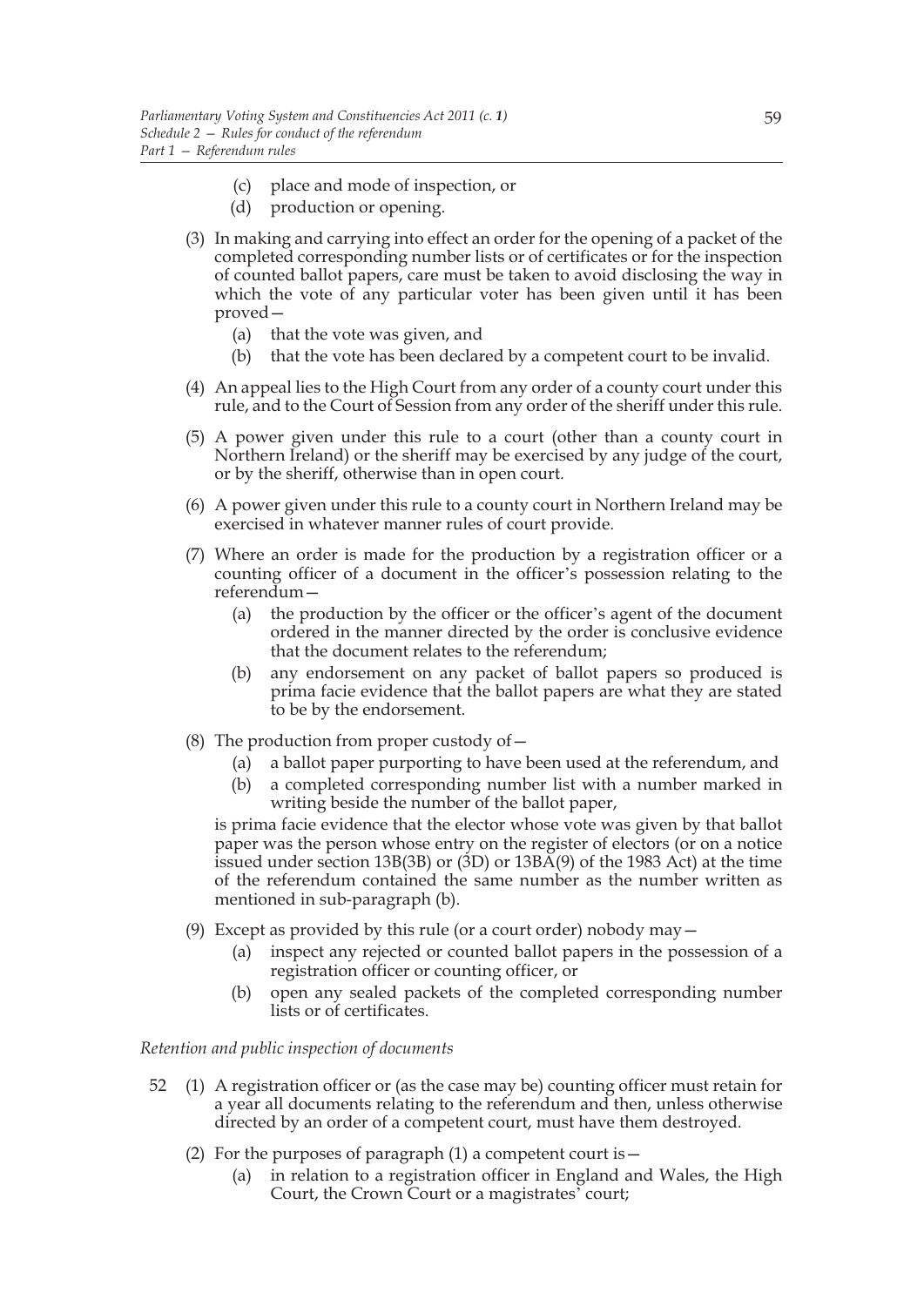(c) place and mode of inspection, or

(d) production or opening.

(3) In making and carrying into effect an order for the opening of a packet of the completed corresponding number lists or of certificates or for the inspection of counted ballot papers, care must be taken to avoid disclosing the way in which the vote of any particular voter has been given until it has been proved—

(a) that the vote was given, and

(b) that the vote has been declared by a competent court to be invalid.

(4) An appeal lies to the High Court from any order of a county court under this rule, and to the Court of Session from any order of the sheriff under this rule.

(5) A power given under this rule to a court (other than a county court in Northern Ireland) or the sheriff may be exercised by any judge of the court, or by the sheriff, otherwise than in open court.

(6) A power given under this rule to a county court in Northern Ireland may be exercised in whatever manner rules of court provide.

(7) Where an order is made for the production by a registration officer or a counting officer of a document in the officer's possession relating to the referendum—

(a) the production by the officer or the officer's agent of the document ordered in the manner directed by the order is conclusive evidence that the document relates to the referendum;

(b) any endorsement on any packet of ballot papers so produced is prima facie evidence that the ballot papers are what they are stated to be by the endorsement.

(8) The production from proper custody of—

(a) a ballot paper purporting to have been used at the referendum, and

(b) a completed corresponding number list with a number marked in writing beside the number of the ballot paper,

is prima facie evidence that the elector whose vote was given by that ballot paper was the person whose entry on the register of electors (or on a notice issued under section 13B(3B) or (3D) or 13BA(9) of the 1983 Act) at the time of the referendum contained the same number as the number written as mentioned in sub-paragraph (b).

(9) Except as provided by this rule (or a court order) nobody may—

(a) inspect any rejected or counted ballot papers in the possession of a registration officer or counting officer, or

(b) open any sealed packets of the completed corresponding number lists or of certificates.

*Retention and public inspection of documents*

52 (1) A registration officer or (as the case may be) counting officer must retain for a year all documents relating to the referendum and then, unless otherwise directed by an order of a competent court, must have them destroyed.

(2) For the purposes of paragraph (1) a competent court is—

(a) in relation to a registration officer in England and Wales, the High Court, the Crown Court or a magistrates' court;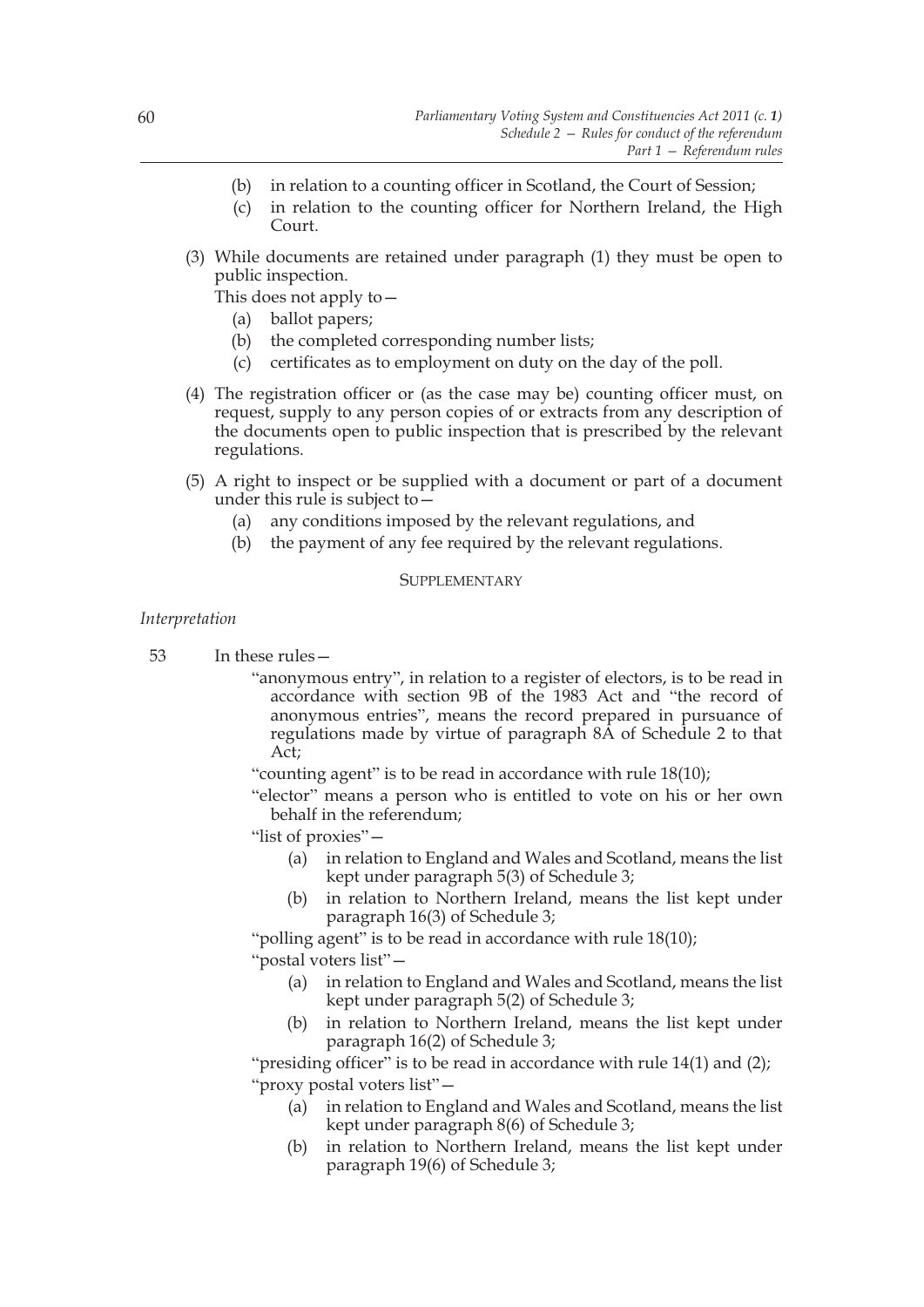- (b) in relation to a counting officer in Scotland, the Court of Session;
- (c) in relation to the counting officer for Northern Ireland, the High Court.

(3) While documents are retained under paragraph (1) they must be open to public inspection.

This does not apply to—

- (a) ballot papers;
- (b) the completed corresponding number lists;
- (c) certificates as to employment on duty on the day of the poll.

(4) The registration officer or (as the case may be) counting officer must, on request, supply to any person copies of or extracts from any description of the documents open to public inspection that is prescribed by the relevant regulations.

(5) A right to inspect or be supplied with a document or part of a document under this rule is subject to—

- (a) any conditions imposed by the relevant regulations, and
- (b) the payment of any fee required by the relevant regulations.

## SUPPLEMENTARY

*Interpretation*

53 In these rules—

"anonymous entry", in relation to a register of electors, is to be read in accordance with section 9B of the 1983 Act and "the record of anonymous entries", means the record prepared in pursuance of regulations made by virtue of paragraph 8A of Schedule 2 to that Act;

"counting agent" is to be read in accordance with rule 18(10);

"elector" means a person who is entitled to vote on his or her own behalf in the referendum;

"list of proxies"—

- (a) in relation to England and Wales and Scotland, means the list kept under paragraph 5(3) of Schedule 3;
- (b) in relation to Northern Ireland, means the list kept under paragraph 16(3) of Schedule 3;

"polling agent" is to be read in accordance with rule 18(10);

"postal voters list"—

- (a) in relation to England and Wales and Scotland, means the list kept under paragraph 5(2) of Schedule 3;
- (b) in relation to Northern Ireland, means the list kept under paragraph 16(2) of Schedule 3;

"presiding officer" is to be read in accordance with rule 14(1) and (2);

"proxy postal voters list"—

- (a) in relation to England and Wales and Scotland, means the list kept under paragraph 8(6) of Schedule 3;
- (b) in relation to Northern Ireland, means the list kept under paragraph 19(6) of Schedule 3;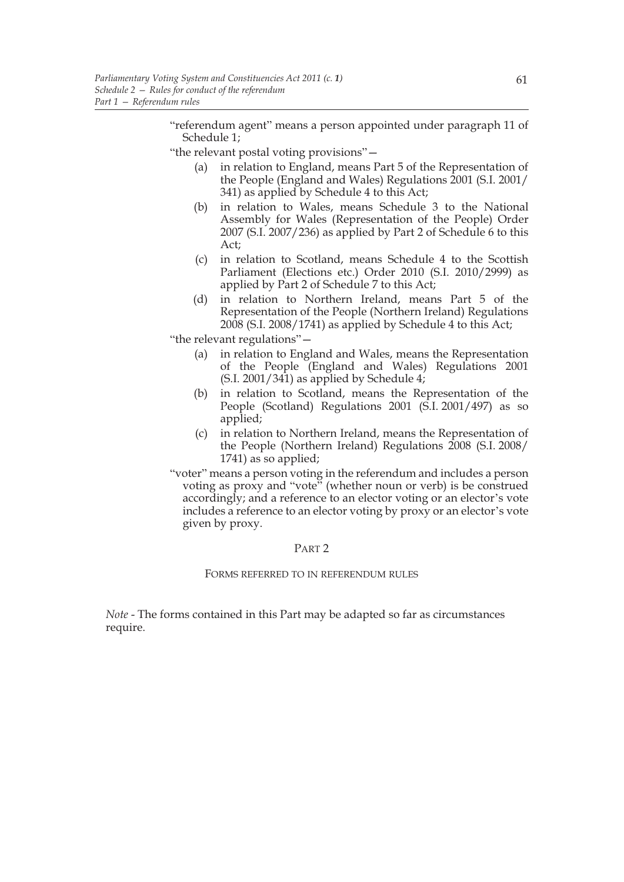"referendum agent" means a person appointed under paragraph 11 of Schedule 1;

"the relevant postal voting provisions"—

- (a) in relation to England, means Part 5 of the Representation of the People (England and Wales) Regulations 2001 (S.I. 2001/341) as applied by Schedule 4 to this Act;
- (b) in relation to Wales, means Schedule 3 to the National Assembly for Wales (Representation of the People) Order 2007 (S.I. 2007/236) as applied by Part 2 of Schedule 6 to this Act;
- (c) in relation to Scotland, means Schedule 4 to the Scottish Parliament (Elections etc.) Order 2010 (S.I. 2010/2999) as applied by Part 2 of Schedule 7 to this Act;
- (d) in relation to Northern Ireland, means Part 5 of the Representation of the People (Northern Ireland) Regulations 2008 (S.I. 2008/1741) as applied by Schedule 4 to this Act;

"the relevant regulations"—

- (a) in relation to England and Wales, means the Representation of the People (England and Wales) Regulations 2001 (S.I. 2001/341) as applied by Schedule 4;
- (b) in relation to Scotland, means the Representation of the People (Scotland) Regulations 2001 (S.I. 2001/497) as so applied;
- (c) in relation to Northern Ireland, means the Representation of the People (Northern Ireland) Regulations 2008 (S.I. 2008/1741) as so applied;

"voter" means a person voting in the referendum and includes a person voting as proxy and "vote" (whether noun or verb) is be construed accordingly; and a reference to an elector voting or an elector's vote includes a reference to an elector voting by proxy or an elector's vote given by proxy.

## PART 2

### FORMS REFERRED TO IN REFERENDUM RULES

*Note* - The forms contained in this Part may be adapted so far as circumstances require.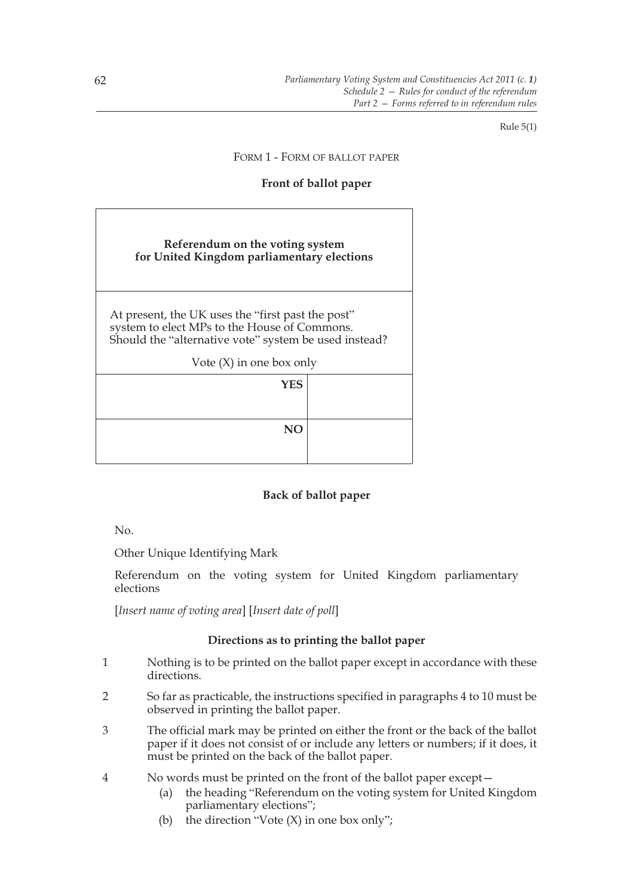Rule 5(1)

FORM 1 - FORM OF BALLOT PAPER

**Front of ballot paper**

| **Referendum on the voting system for United Kingdom parliamentary elections** | |
|---|---|
| At present, the UK uses the "first past the post" system to elect MPs to the House of Commons. Should the "alternative vote" system be used instead? Vote (X) in one box only | |
| **YES** | |
| **NO** | |

**Back of ballot paper**

No.

Other Unique Identifying Mark

Referendum on the voting system for United Kingdom parliamentary elections

[*Insert name of voting area*] [*Insert date of poll*]

**Directions as to printing the ballot paper**

1 Nothing is to be printed on the ballot paper except in accordance with these directions.

2 So far as practicable, the instructions specified in paragraphs 4 to 10 must be observed in printing the ballot paper.

3 The official mark may be printed on either the front or the back of the ballot paper if it does not consist of or include any letters or numbers; if it does, it must be printed on the back of the ballot paper.

4 No words must be printed on the front of the ballot paper except—
   (a) the heading "Referendum on the voting system for United Kingdom parliamentary elections";
   (b) the direction "Vote (X) in one box only";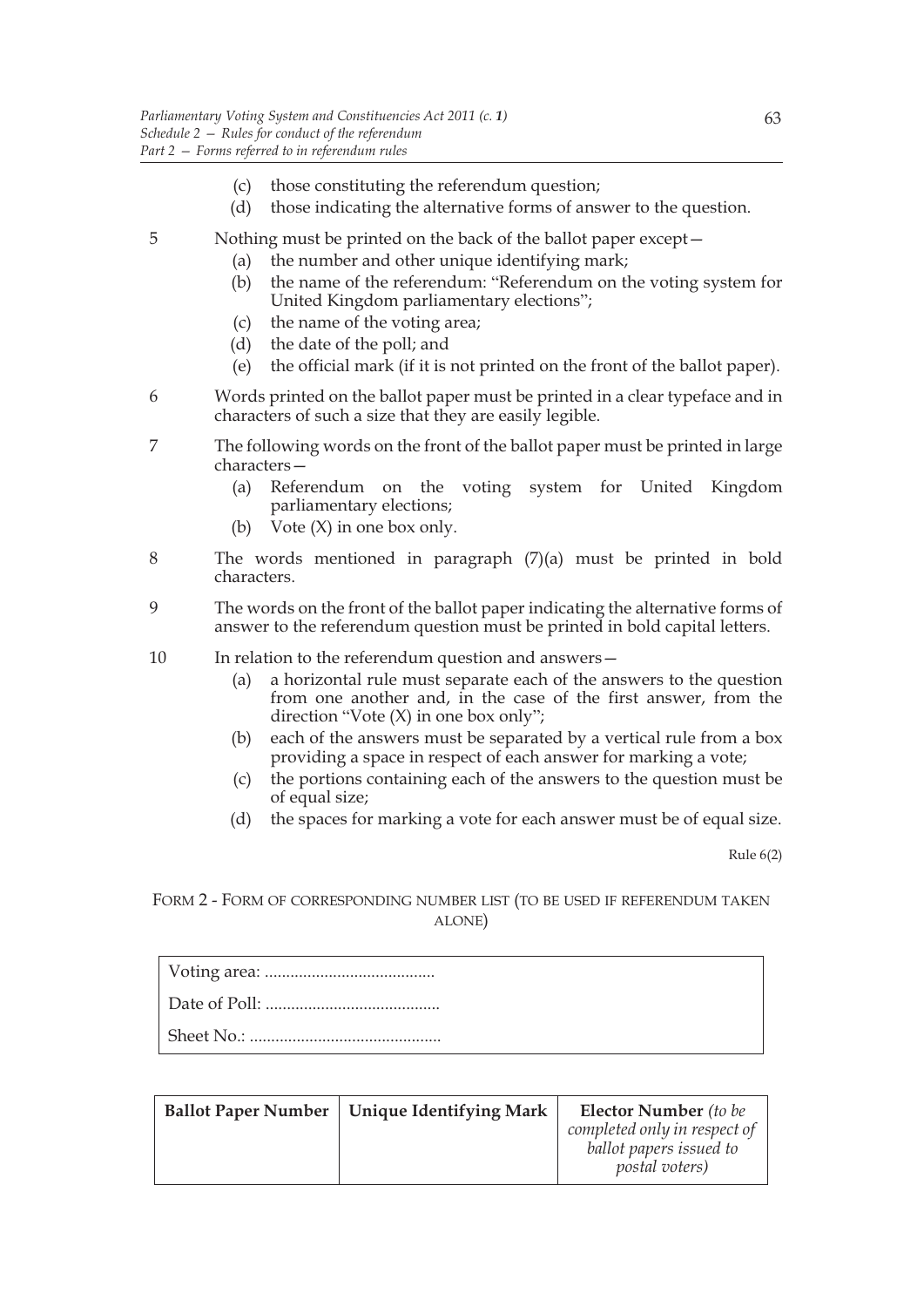(c) those constituting the referendum question;

(d) those indicating the alternative forms of answer to the question.

5 Nothing must be printed on the back of the ballot paper except—

(a) the number and other unique identifying mark;

(b) the name of the referendum: "Referendum on the voting system for United Kingdom parliamentary elections";

(c) the name of the voting area;

(d) the date of the poll; and

(e) the official mark (if it is not printed on the front of the ballot paper).

6 Words printed on the ballot paper must be printed in a clear typeface and in characters of such a size that they are easily legible.

7 The following words on the front of the ballot paper must be printed in large characters—

(a) Referendum on the voting system for United Kingdom parliamentary elections;

(b) Vote (X) in one box only.

8 The words mentioned in paragraph (7)(a) must be printed in bold characters.

9 The words on the front of the ballot paper indicating the alternative forms of answer to the referendum question must be printed in bold capital letters.

10 In relation to the referendum question and answers—

(a) a horizontal rule must separate each of the answers to the question from one another and, in the case of the first answer, from the direction "Vote (X) in one box only";

(b) each of the answers must be separated by a vertical rule from a box providing a space in respect of each answer for marking a vote;

(c) the portions containing each of the answers to the question must be of equal size;

(d) the spaces for marking a vote for each answer must be of equal size.

Rule 6(2)

FORM 2 - FORM OF CORRESPONDING NUMBER LIST (TO BE USED IF REFERENDUM TAKEN ALONE)

| |
|---|
| Voting area: ........................................ |
| Date of Poll: ......................................... |
| Sheet No.: ............................................. |

| **Ballot Paper Number** | **Unique Identifying Mark** | **Elector Number** *(to be completed only in respect of ballot papers issued to postal voters)* |
|---|---|---|
| | | |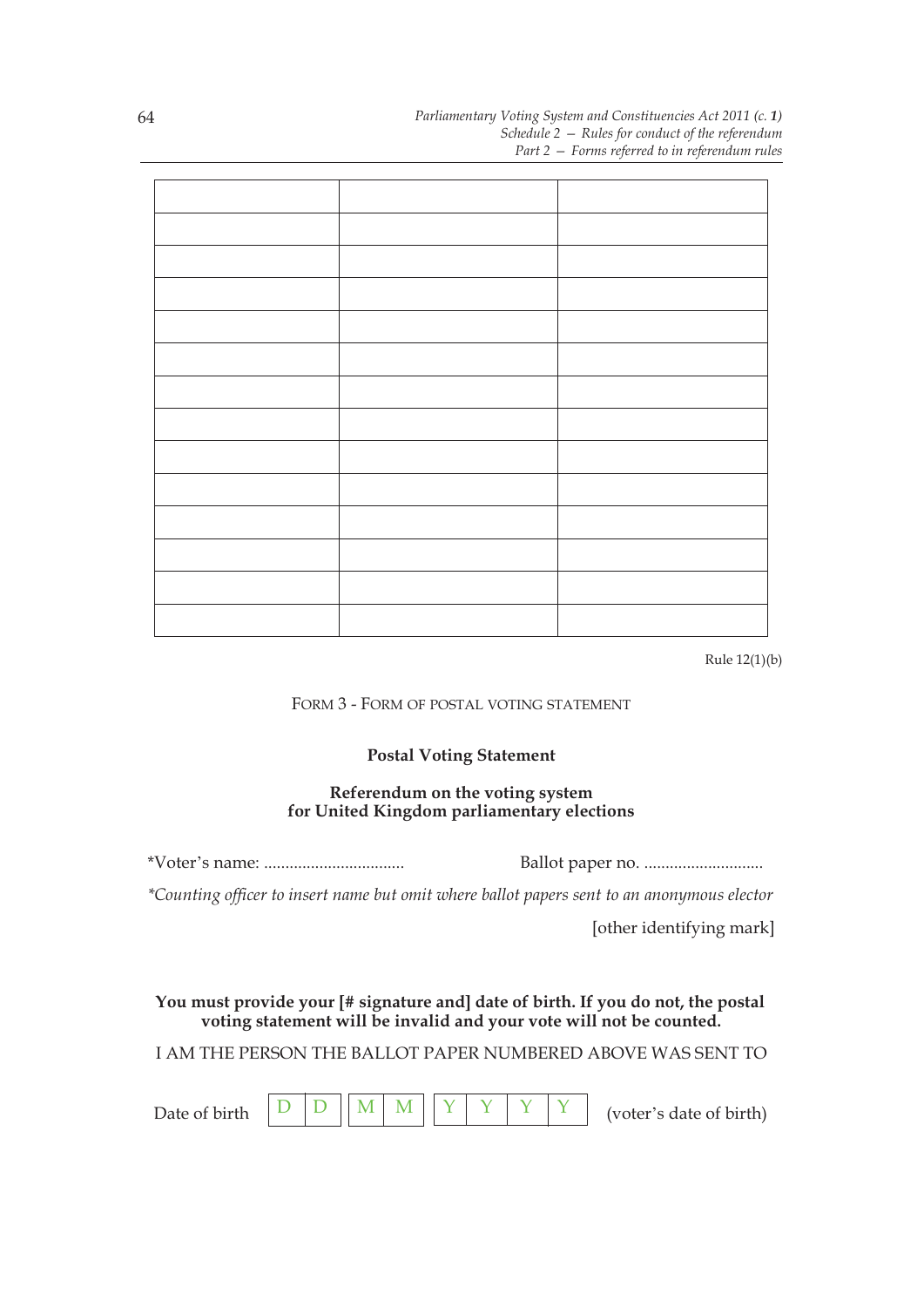| | | |
|---|---|---|
| | | |
| | | |
| | | |
| | | |
| | | |
| | | |
| | | |
| | | |
| | | |
| | | |
| | | |
| | | |
| | | |

Rule 12(1)(b)

FORM 3 - FORM OF POSTAL VOTING STATEMENT

**Postal Voting Statement**

**Referendum on the voting system for United Kingdom parliamentary elections**

*Voter's name: ................................. Ballot paper no. ............................

*\*Counting officer to insert name but omit where ballot papers sent to an anonymous elector*

[other identifying mark]

**You must provide your [# signature and] date of birth. If you do not, the postal voting statement will be invalid and your vote will not be counted.**

I AM THE PERSON THE BALLOT PAPER NUMBERED ABOVE WAS SENT TO

Date of birth | D | D | | M | M | | Y | Y | Y | Y | (voter's date of birth)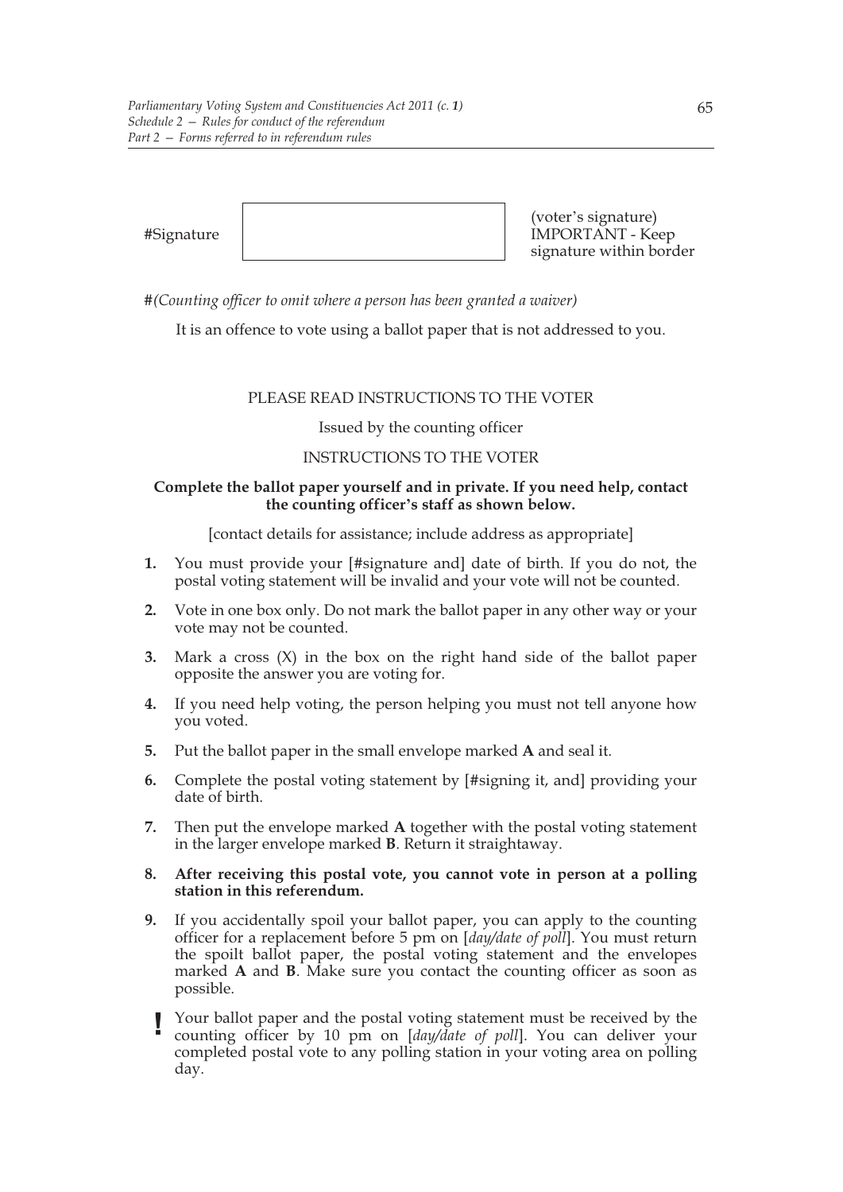| #Signature | | (voter's signature) IMPORTANT - Keep signature within border |
|---|---|---|

#*(Counting officer to omit where a person has been granted a waiver)*

It is an offence to vote using a ballot paper that is not addressed to you.

PLEASE READ INSTRUCTIONS TO THE VOTER

Issued by the counting officer

INSTRUCTIONS TO THE VOTER

**Complete the ballot paper yourself and in private. If you need help, contact the counting officer's staff as shown below.**

[contact details for assistance; include address as appropriate]

1. You must provide your [#signature and] date of birth. If you do not, the postal voting statement will be invalid and your vote will not be counted.
2. Vote in one box only. Do not mark the ballot paper in any other way or your vote may not be counted.
3. Mark a cross (X) in the box on the right hand side of the ballot paper opposite the answer you are voting for.
4. If you need help voting, the person helping you must not tell anyone how you voted.
5. Put the ballot paper in the small envelope marked **A** and seal it.
6. Complete the postal voting statement by [#signing it, and] providing your date of birth.
7. Then put the envelope marked **A** together with the postal voting statement in the larger envelope marked **B**. Return it straightaway.
8. **After receiving this postal vote, you cannot vote in person at a polling station in this referendum.**
9. If you accidentally spoil your ballot paper, you can apply to the counting officer for a replacement before 5 pm on [*day/date of poll*]. You must return the spoilt ballot paper, the postal voting statement and the envelopes marked **A** and **B**. Make sure you contact the counting officer as soon as possible.

**!** Your ballot paper and the postal voting statement must be received by the counting officer by 10 pm on [*day/date of poll*]. You can deliver your completed postal vote to any polling station in your voting area on polling day.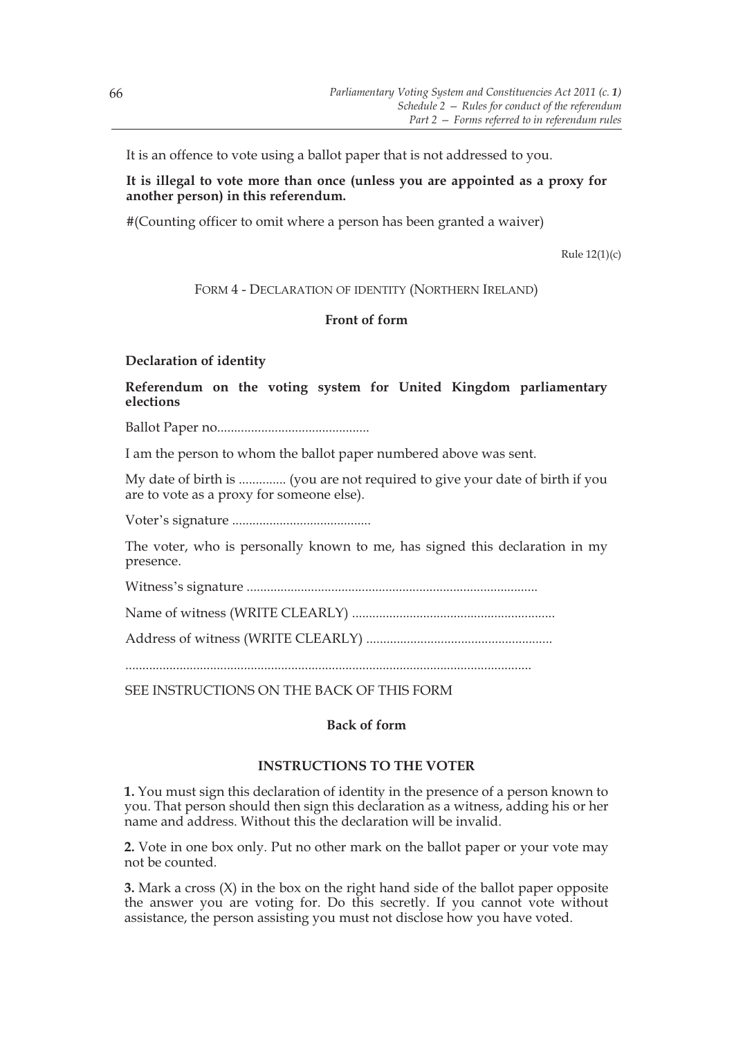It is an offence to vote using a ballot paper that is not addressed to you.

**It is illegal to vote more than once (unless you are appointed as a proxy for another person) in this referendum.**

#(Counting officer to omit where a person has been granted a waiver)

Rule 12(1)(c)

FORM 4 - DECLARATION OF IDENTITY (NORTHERN IRELAND)

**Front of form**

**Declaration of identity**

**Referendum on the voting system for United Kingdom parliamentary elections**

Ballot Paper no............................................

I am the person to whom the ballot paper numbered above was sent.

My date of birth is .............. (you are not required to give your date of birth if you are to vote as a proxy for someone else).

Voter's signature .........................................

The voter, who is personally known to me, has signed this declaration in my presence.

Witness's signature .....................................................................................

Name of witness (WRITE CLEARLY) ...........................................................

Address of witness (WRITE CLEARLY) ......................................................

.......................................................................................................................

SEE INSTRUCTIONS ON THE BACK OF THIS FORM

**Back of form**

**INSTRUCTIONS TO THE VOTER**

**1.** You must sign this declaration of identity in the presence of a person known to you. That person should then sign this declaration as a witness, adding his or her name and address. Without this the declaration will be invalid.

**2.** Vote in one box only. Put no other mark on the ballot paper or your vote may not be counted.

**3.** Mark a cross (X) in the box on the right hand side of the ballot paper opposite the answer you are voting for. Do this secretly. If you cannot vote without assistance, the person assisting you must not disclose how you have voted.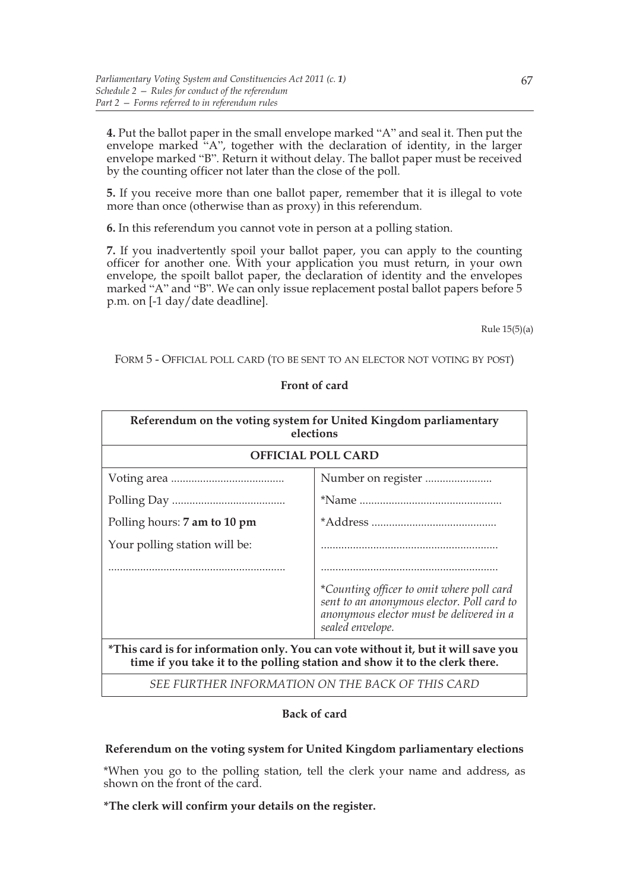**4.** Put the ballot paper in the small envelope marked "A" and seal it. Then put the envelope marked "A", together with the declaration of identity, in the larger envelope marked "B". Return it without delay. The ballot paper must be received by the counting officer not later than the close of the poll.

**5.** If you receive more than one ballot paper, remember that it is illegal to vote more than once (otherwise than as proxy) in this referendum.

**6.** In this referendum you cannot vote in person at a polling station.

**7.** If you inadvertently spoil your ballot paper, you can apply to the counting officer for another one. With your application you must return, in your own envelope, the spoilt ballot paper, the declaration of identity and the envelopes marked "A" and "B". We can only issue replacement postal ballot papers before 5 p.m. on [-1 day/date deadline].

Rule 15(5)(a)

FORM 5 - OFFICIAL POLL CARD (TO BE SENT TO AN ELECTOR NOT VOTING BY POST)

**Front of card**

| **Referendum on the voting system for United Kingdom parliamentary elections** | |
|---|---|
| **OFFICIAL POLL CARD** | |
| Voting area ....................................... | Number on register ....................... |
| Polling Day ....................................... | *Name ................................................ |
| Polling hours: **7 am to 10 pm** | *Address .......................................... |
| Your polling station will be: | ............................................................ |
| ............................................................ | ............................................................ |
| | **Counting officer to omit where poll card sent to an anonymous elector. Poll card to anonymous elector must be delivered in a sealed envelope.* |
| ***This card is for information only. You can vote without it, but it will save you time if you take it to the polling station and show it to the clerk there.** | |
| *SEE FURTHER INFORMATION ON THE BACK OF THIS CARD* | |

**Back of card**

**Referendum on the voting system for United Kingdom parliamentary elections**

*When you go to the polling station, tell the clerk your name and address, as shown on the front of the card.

***The clerk will confirm your details on the register.**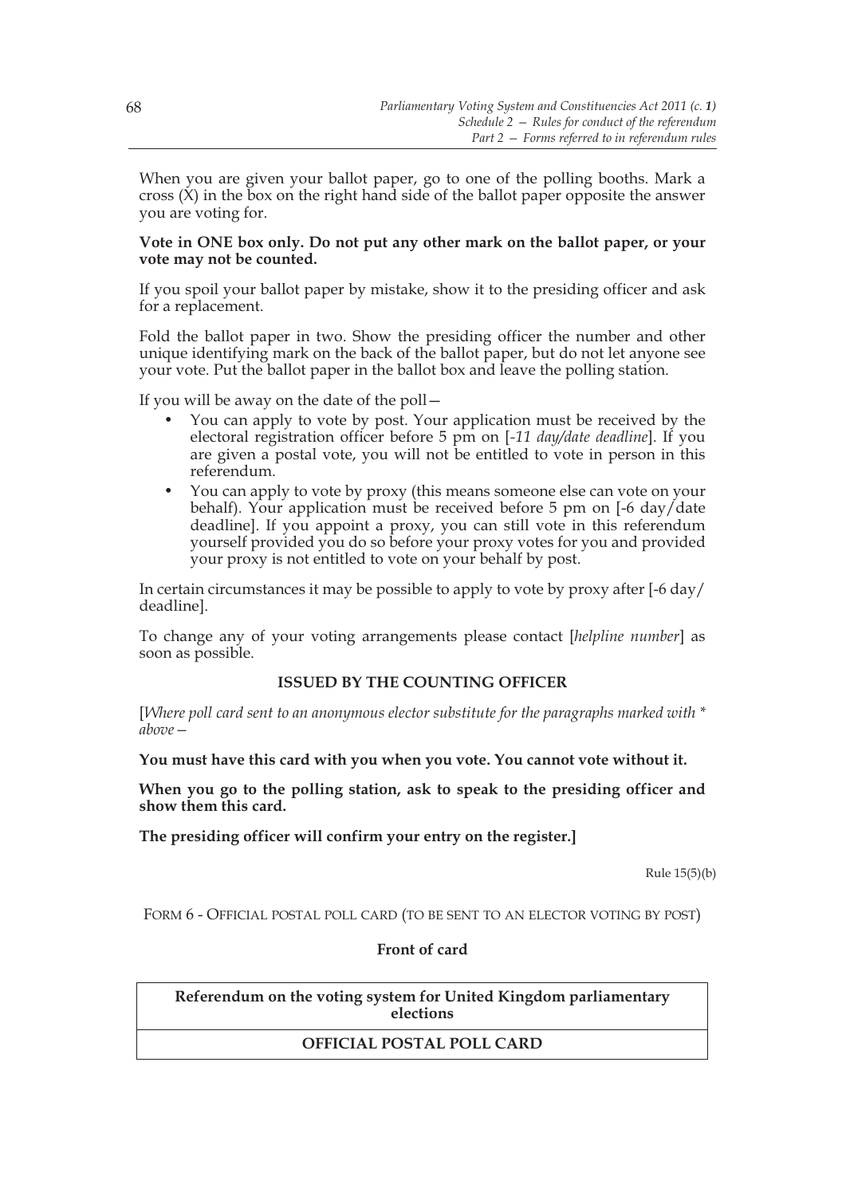When you are given your ballot paper, go to one of the polling booths. Mark a cross (X) in the box on the right hand side of the ballot paper opposite the answer you are voting for.

**Vote in ONE box only. Do not put any other mark on the ballot paper, or your vote may not be counted.**

If you spoil your ballot paper by mistake, show it to the presiding officer and ask for a replacement.

Fold the ballot paper in two. Show the presiding officer the number and other unique identifying mark on the back of the ballot paper, but do not let anyone see your vote. Put the ballot paper in the ballot box and leave the polling station.

If you will be away on the date of the poll—

- You can apply to vote by post. Your application must be received by the electoral registration officer before 5 pm on [*-11 day/date deadline*]. If you are given a postal vote, you will not be entitled to vote in person in this referendum.
- You can apply to vote by proxy (this means someone else can vote on your behalf). Your application must be received before 5 pm on [-6 day/date deadline]. If you appoint a proxy, you can still vote in this referendum yourself provided you do so before your proxy votes for you and provided your proxy is not entitled to vote on your behalf by post.

In certain circumstances it may be possible to apply to vote by proxy after [-6 day/deadline].

To change any of your voting arrangements please contact [*helpline number*] as soon as possible.

**ISSUED BY THE COUNTING OFFICER**

[*Where poll card sent to an anonymous elector substitute for the paragraphs marked with * above*—

**You must have this card with you when you vote. You cannot vote without it.**

**When you go to the polling station, ask to speak to the presiding officer and show them this card.**

**The presiding officer will confirm your entry on the register.]**

Rule 15(5)(b)

FORM 6 - OFFICIAL POSTAL POLL CARD (TO BE SENT TO AN ELECTOR VOTING BY POST)

**Front of card**

| **Referendum on the voting system for United Kingdom parliamentary elections** |
|---|
| **OFFICIAL POSTAL POLL CARD** |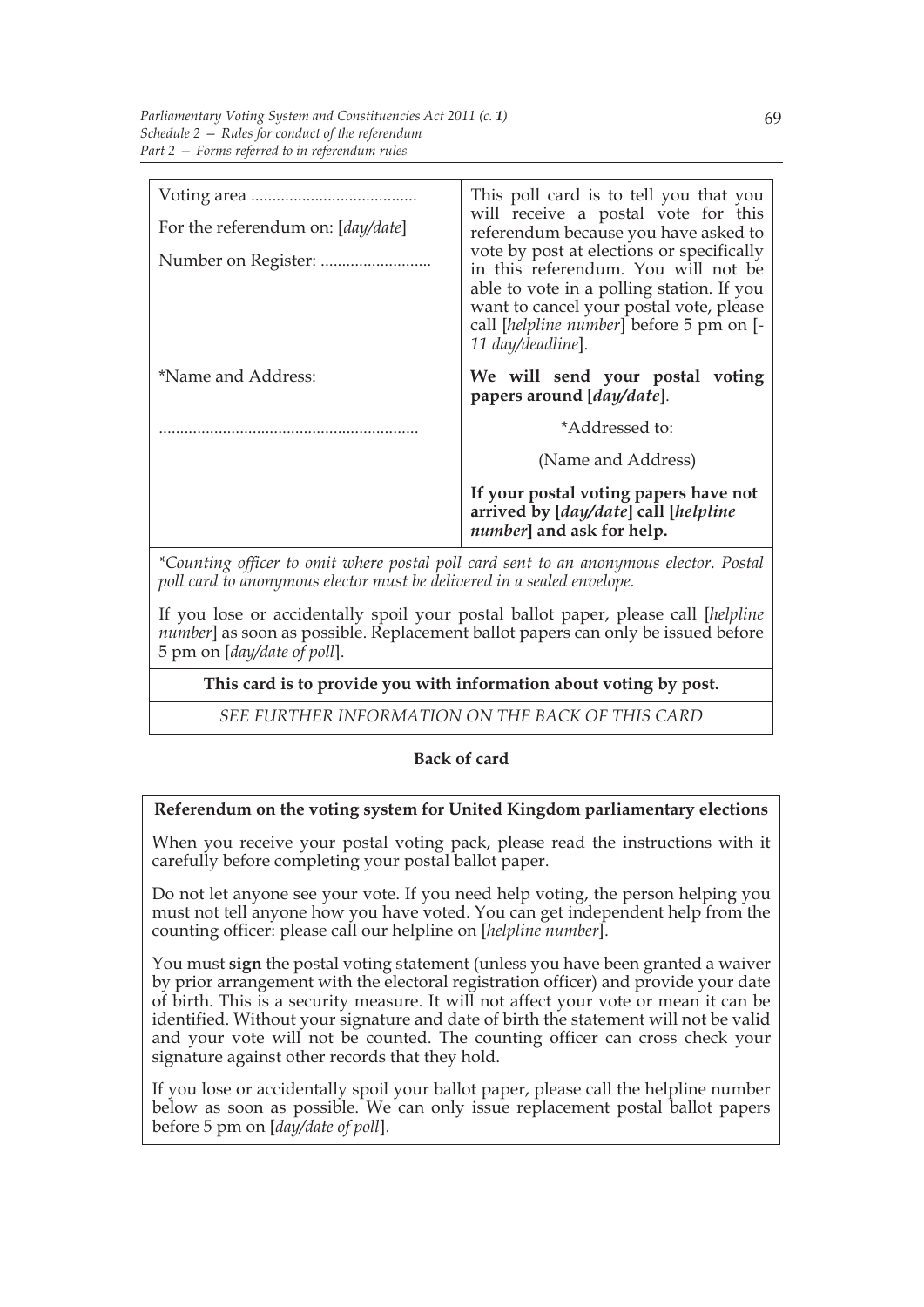| | |
|---|---|
| Voting area ....................................... | This poll card is to tell you that you will receive a postal vote for this referendum because you have asked to vote by post at elections or specifically in this referendum. You will not be able to vote in a polling station. If you want to cancel your postal vote, please call [*helpline number*] before 5 pm on [-11 *day/deadline*]. |
| For the referendum on: [*day/date*] | |
| Number on Register: .......................... | |
| *Name and Address: | **We will send your postal voting papers around [*day/date*].** |
| ............................................................ | *Addressed to: |
| | (Name and Address) |
| | **If your postal voting papers have not arrived by [*day/date*] call [*helpline number*] and ask for help.** |

**Counting officer to omit where postal poll card sent to an anonymous elector. Postal poll card to anonymous elector must be delivered in a sealed envelope.*

If you lose or accidentally spoil your postal ballot paper, please call [*helpline number*] as soon as possible. Replacement ballot papers can only be issued before 5 pm on [*day/date of poll*].

**This card is to provide you with information about voting by post.**

*SEE FURTHER INFORMATION ON THE BACK OF THIS CARD*

**Back of card**

**Referendum on the voting system for United Kingdom parliamentary elections**

When you receive your postal voting pack, please read the instructions with it carefully before completing your postal ballot paper.

Do not let anyone see your vote. If you need help voting, the person helping you must not tell anyone how you have voted. You can get independent help from the counting officer: please call our helpline on [*helpline number*].

You must **sign** the postal voting statement (unless you have been granted a waiver by prior arrangement with the electoral registration officer) and provide your date of birth. This is a security measure. It will not affect your vote or mean it can be identified. Without your signature and date of birth the statement will not be valid and your vote will not be counted. The counting officer can cross check your signature against other records that they hold.

If you lose or accidentally spoil your ballot paper, please call the helpline number below as soon as possible. We can only issue replacement postal ballot papers before 5 pm on [*day/date of poll*].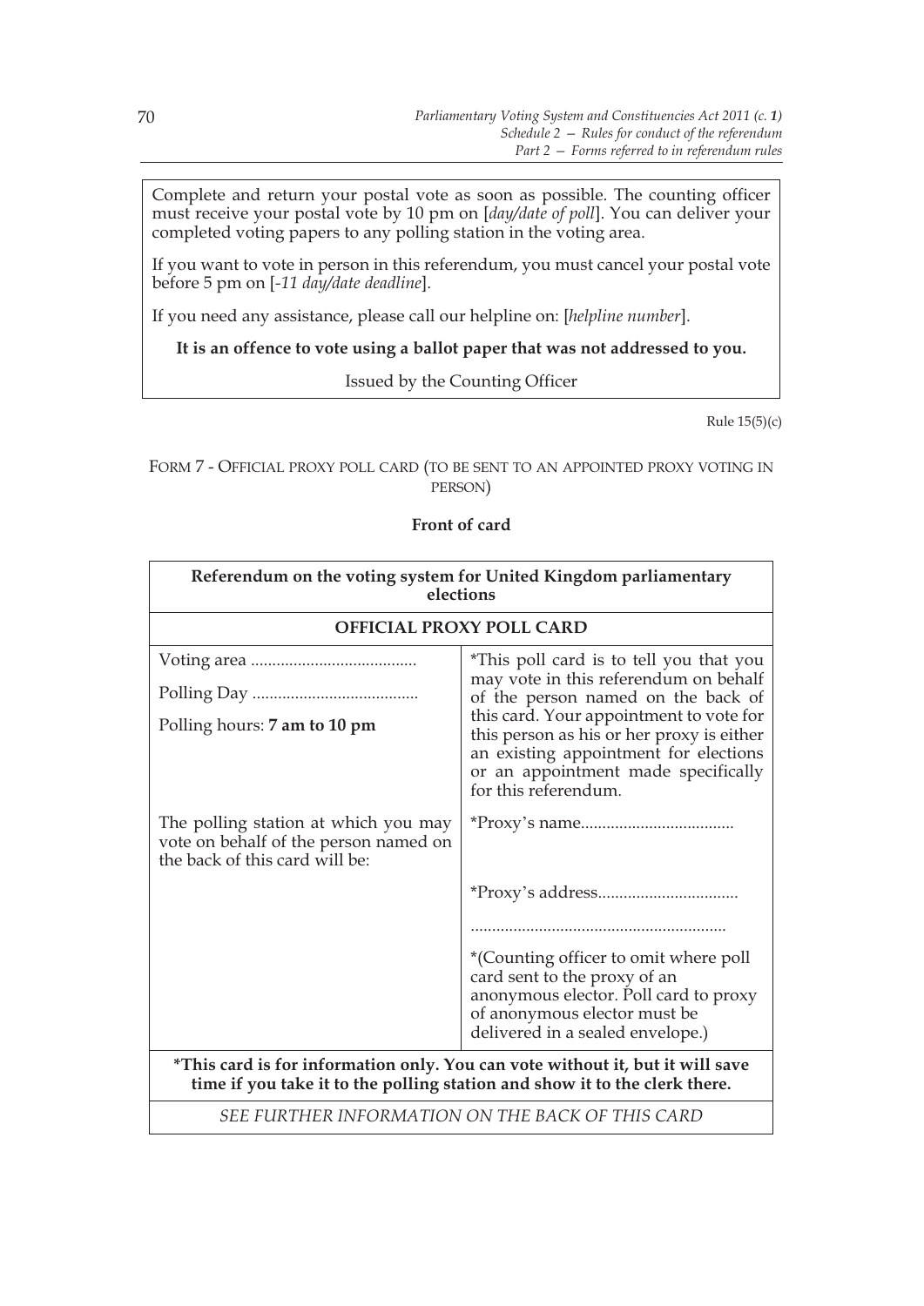Complete and return your postal vote as soon as possible. The counting officer must receive your postal vote by 10 pm on [*day/date of poll*]. You can deliver your completed voting papers to any polling station in the voting area.

If you want to vote in person in this referendum, you must cancel your postal vote before 5 pm on [*-11 day/date deadline*].

If you need any assistance, please call our helpline on: [*helpline number*].

**It is an offence to vote using a ballot paper that was not addressed to you.**

Issued by the Counting Officer

Rule 15(5)(c)

FORM 7 - OFFICIAL PROXY POLL CARD (TO BE SENT TO AN APPOINTED PROXY VOTING IN PERSON)

**Front of card**

| **Referendum on the voting system for United Kingdom parliamentary elections** | |
|---|---|
| **OFFICIAL PROXY POLL CARD** | |
| Voting area .......................................<br>Polling Day .......................................<br>Polling hours: **7 am to 10 pm** | *This poll card is to tell you that you may vote in this referendum on behalf of the person named on the back of this card. Your appointment to vote for this person as his or her proxy is either an existing appointment for elections or an appointment made specifically for this referendum. |
| The polling station at which you may vote on behalf of the person named on the back of this card will be: | *Proxy's name....................................<br><br>*Proxy's address.................................<br>...........................................................<br><br>*(Counting officer to omit where poll card sent to the proxy of an anonymous elector. Poll card to proxy of anonymous elector must be delivered in a sealed envelope.) |
| ***This card is for information only. You can vote without it, but it will save time if you take it to the polling station and show it to the clerk there.** | |
| *SEE FURTHER INFORMATION ON THE BACK OF THIS CARD* | |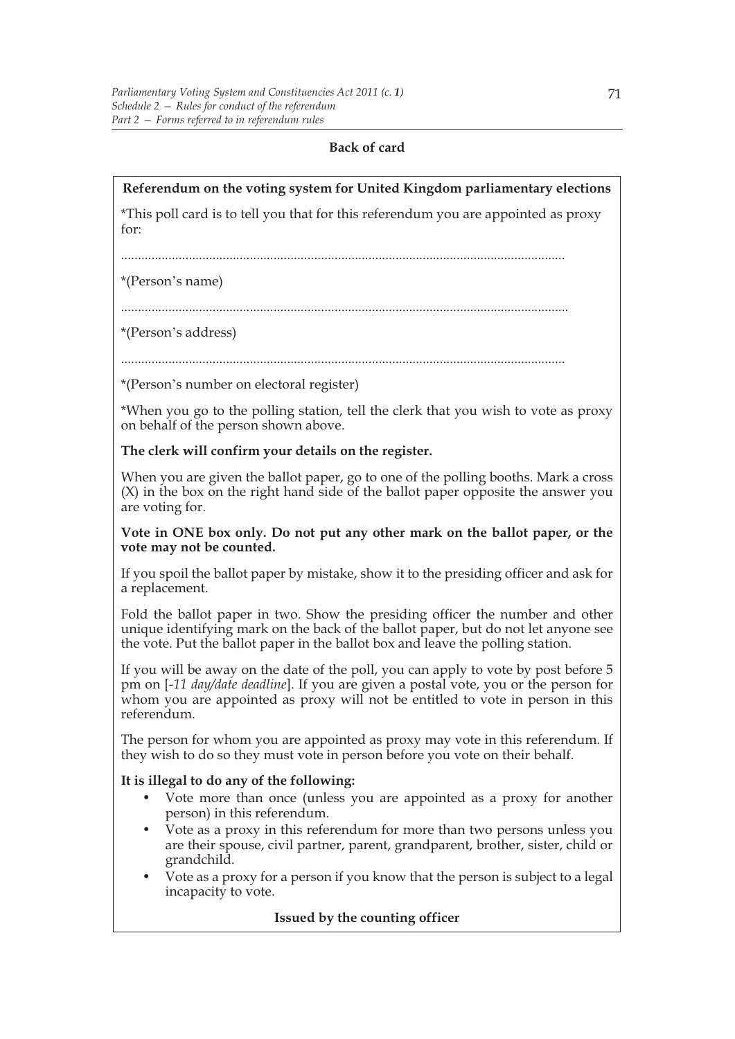**Back of card**

**Referendum on the voting system for United Kingdom parliamentary elections**

*This poll card is to tell you that for this referendum you are appointed as proxy for:

..................................................................................................................................

*(Person's name)

..................................................................................................................................

*(Person's address)

..................................................................................................................................

*(Person's number on electoral register)

*When you go to the polling station, tell the clerk that you wish to vote as proxy on behalf of the person shown above.

**The clerk will confirm your details on the register.**

When you are given the ballot paper, go to one of the polling booths. Mark a cross (X) in the box on the right hand side of the ballot paper opposite the answer you are voting for.

**Vote in ONE box only. Do not put any other mark on the ballot paper, or the vote may not be counted.**

If you spoil the ballot paper by mistake, show it to the presiding officer and ask for a replacement.

Fold the ballot paper in two. Show the presiding officer the number and other unique identifying mark on the back of the ballot paper, but do not let anyone see the vote. Put the ballot paper in the ballot box and leave the polling station.

If you will be away on the date of the poll, you can apply to vote by post before 5 pm on [*-11 day/date deadline*]. If you are given a postal vote, you or the person for whom you are appointed as proxy will not be entitled to vote in person in this referendum.

The person for whom you are appointed as proxy may vote in this referendum. If they wish to do so they must vote in person before you vote on their behalf.

**It is illegal to do any of the following:**

- Vote more than once (unless you are appointed as a proxy for another person) in this referendum.
- Vote as a proxy in this referendum for more than two persons unless you are their spouse, civil partner, parent, grandparent, brother, sister, child or grandchild.
- Vote as a proxy for a person if you know that the person is subject to a legal incapacity to vote.

**Issued by the counting officer**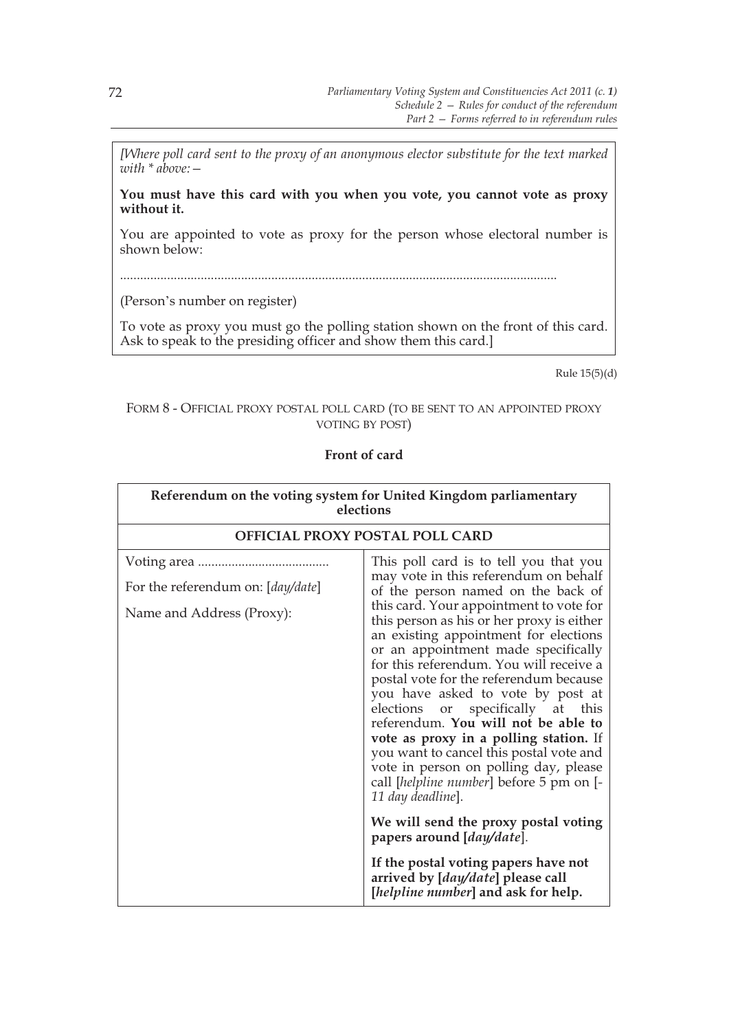*[Where poll card sent to the proxy of an anonymous elector substitute for the text marked with * above:—*

**You must have this card with you when you vote, you cannot vote as proxy without it.**

You are appointed to vote as proxy for the person whose electoral number is shown below:

.................................................................................................................................

(Person's number on register)

To vote as proxy you must go the polling station shown on the front of this card. Ask to speak to the presiding officer and show them this card.]

Rule 15(5)(d)

FORM 8 - OFFICIAL PROXY POSTAL POLL CARD (TO BE SENT TO AN APPOINTED PROXY VOTING BY POST)

**Front of card**

| **Referendum on the voting system for United Kingdom parliamentary elections** | |
|---|---|
| **OFFICIAL PROXY POSTAL POLL CARD** | |
| Voting area ....................................... <br><br> For the referendum on: [*day/date*] <br><br> Name and Address (Proxy): | This poll card is to tell you that you may vote in this referendum on behalf of the person named on the back of this card. Your appointment to vote for this person as his or her proxy is either an existing appointment for elections or an appointment made specifically for this referendum. You will receive a postal vote for the referendum because you have asked to vote by post at elections or specifically at this referendum. **You will not be able to vote as proxy in a polling station.** If you want to cancel this postal vote and vote in person on polling day, please call [*helpline number*] before 5 pm on [-*11 day deadline*]. <br><br> **We will send the proxy postal voting papers around [*day/date*].** <br><br> **If the postal voting papers have not arrived by [*day/date*] please call [*helpline number*] and ask for help.** |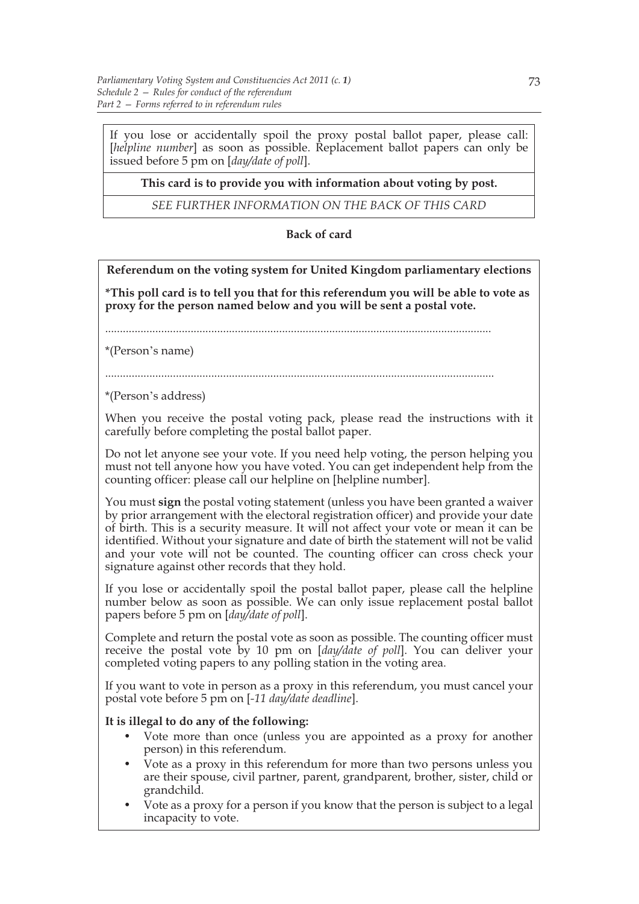If you lose or accidentally spoil the proxy postal ballot paper, please call: [*helpline number*] as soon as possible. Replacement ballot papers can only be issued before 5 pm on [*day/date of poll*].

**This card is to provide you with information about voting by post.**

*SEE FURTHER INFORMATION ON THE BACK OF THIS CARD*

**Back of card**

**Referendum on the voting system for United Kingdom parliamentary elections**

**\*This poll card is to tell you that for this referendum you will be able to vote as proxy for the person named below and you will be sent a postal vote.**

.................................................................................................................................

*(Person's name)

.................................................................................................................................

*(Person's address)

When you receive the postal voting pack, please read the instructions with it carefully before completing the postal ballot paper.

Do not let anyone see your vote. If you need help voting, the person helping you must not tell anyone how you have voted. You can get independent help from the counting officer: please call our helpline on [helpline number].

You must **sign** the postal voting statement (unless you have been granted a waiver by prior arrangement with the electoral registration officer) and provide your date of birth. This is a security measure. It will not affect your vote or mean it can be identified. Without your signature and date of birth the statement will not be valid and your vote will not be counted. The counting officer can cross check your signature against other records that they hold.

If you lose or accidentally spoil the postal ballot paper, please call the helpline number below as soon as possible. We can only issue replacement postal ballot papers before 5 pm on [*day/date of poll*].

Complete and return the postal vote as soon as possible. The counting officer must receive the postal vote by 10 pm on [*day/date of poll*]. You can deliver your completed voting papers to any polling station in the voting area.

If you want to vote in person as a proxy in this referendum, you must cancel your postal vote before 5 pm on [*-11 day/date deadline*].

**It is illegal to do any of the following:**

- Vote more than once (unless you are appointed as a proxy for another person) in this referendum.
- Vote as a proxy in this referendum for more than two persons unless you are their spouse, civil partner, parent, grandparent, brother, sister, child or grandchild.
- Vote as a proxy for a person if you know that the person is subject to a legal incapacity to vote.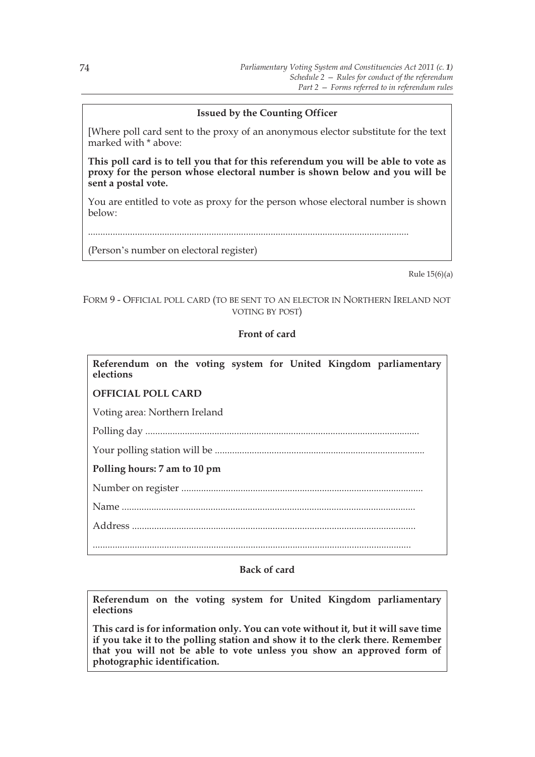**Issued by the Counting Officer**

[Where poll card sent to the proxy of an anonymous elector substitute for the text marked with * above:

**This poll card is to tell you that for this referendum you will be able to vote as proxy for the person whose electoral number is shown below and you will be sent a postal vote.**

You are entitled to vote as proxy for the person whose electoral number is shown below:

................................................................................................................................

(Person's number on electoral register)

Rule 15(6)(a)

FORM 9 - OFFICIAL POLL CARD (TO BE SENT TO AN ELECTOR IN NORTHERN IRELAND NOT VOTING BY POST)

**Front of card**

**Referendum on the voting system for United Kingdom parliamentary elections**

**OFFICIAL POLL CARD**

Voting area: Northern Ireland

Polling day .............................................................................................................

Your polling station will be ...................................................................................

**Polling hours: 7 am to 10 pm**

Number on register ................................................................................................

Name ......................................................................................................................

Address ..................................................................................................................

................................................................................................................................

**Back of card**

**Referendum on the voting system for United Kingdom parliamentary elections**

**This card is for information only. You can vote without it, but it will save time if you take it to the polling station and show it to the clerk there. Remember that you will not be able to vote unless you show an approved form of photographic identification.**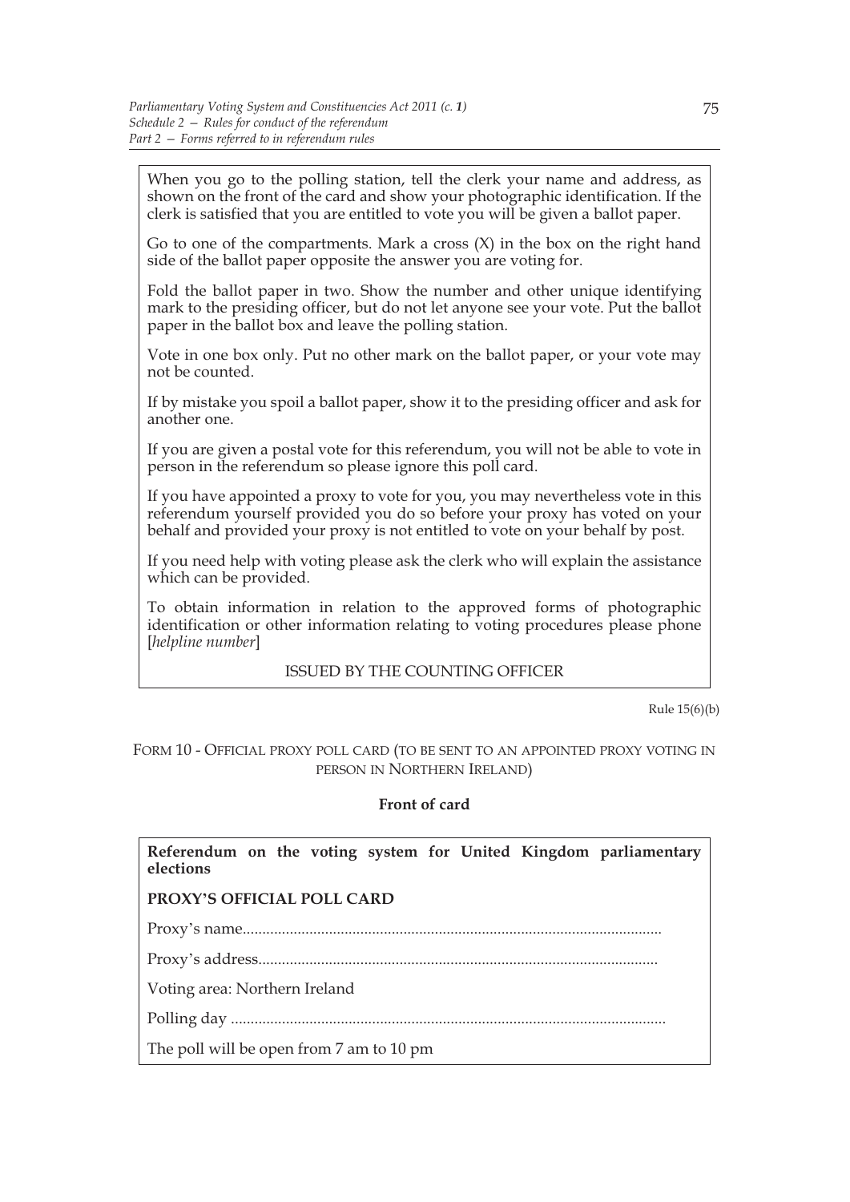When you go to the polling station, tell the clerk your name and address, as shown on the front of the card and show your photographic identification. If the clerk is satisfied that you are entitled to vote you will be given a ballot paper.

Go to one of the compartments. Mark a cross (X) in the box on the right hand side of the ballot paper opposite the answer you are voting for.

Fold the ballot paper in two. Show the number and other unique identifying mark to the presiding officer, but do not let anyone see your vote. Put the ballot paper in the ballot box and leave the polling station.

Vote in one box only. Put no other mark on the ballot paper, or your vote may not be counted.

If by mistake you spoil a ballot paper, show it to the presiding officer and ask for another one.

If you are given a postal vote for this referendum, you will not be able to vote in person in the referendum so please ignore this poll card.

If you have appointed a proxy to vote for you, you may nevertheless vote in this referendum yourself provided you do so before your proxy has voted on your behalf and provided your proxy is not entitled to vote on your behalf by post.

If you need help with voting please ask the clerk who will explain the assistance which can be provided.

To obtain information in relation to the approved forms of photographic identification or other information relating to voting procedures please phone [*helpline number*]

ISSUED BY THE COUNTING OFFICER

Rule 15(6)(b)

FORM 10 - OFFICIAL PROXY POLL CARD (TO BE SENT TO AN APPOINTED PROXY VOTING IN PERSON IN NORTHERN IRELAND)

**Front of card**

**Referendum on the voting system for United Kingdom parliamentary elections**

**PROXY'S OFFICIAL POLL CARD**

Proxy's name..........................................................................................................

Proxy's address.....................................................................................................

Voting area: Northern Ireland

Polling day .............................................................................................................

The poll will be open from 7 am to 10 pm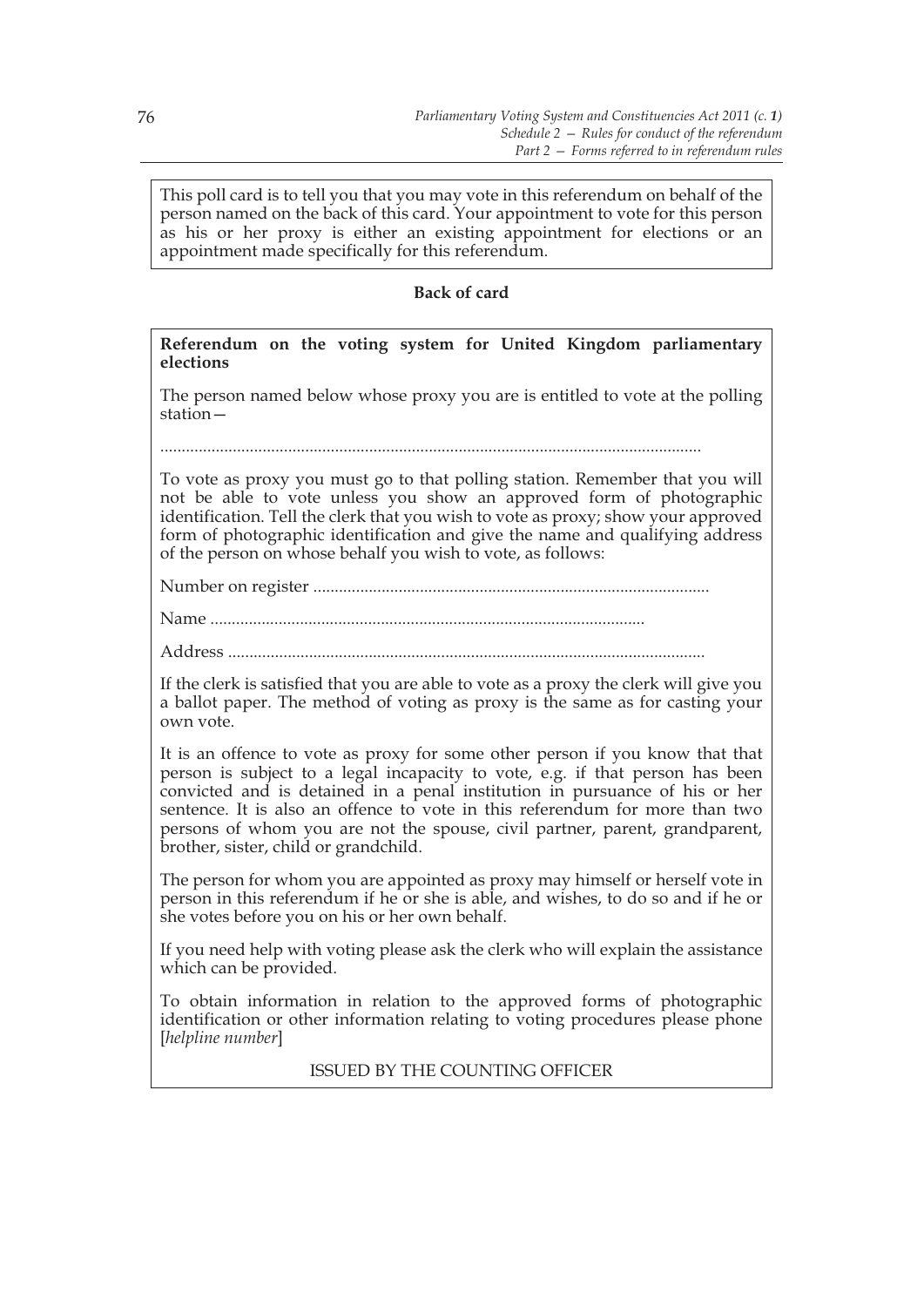This poll card is to tell you that you may vote in this referendum on behalf of the person named on the back of this card. Your appointment to vote for this person as his or her proxy is either an existing appointment for elections or an appointment made specifically for this referendum.

**Back of card**

**Referendum on the voting system for United Kingdom parliamentary elections**

The person named below whose proxy you are is entitled to vote at the polling station—

..............................................................................................................................

To vote as proxy you must go to that polling station. Remember that you will not be able to vote unless you show an approved form of photographic identification. Tell the clerk that you wish to vote as proxy; show your approved form of photographic identification and give the name and qualifying address of the person on whose behalf you wish to vote, as follows:

Number on register ...........................................................................................

Name ....................................................................................................

Address ..............................................................................................................

If the clerk is satisfied that you are able to vote as a proxy the clerk will give you a ballot paper. The method of voting as proxy is the same as for casting your own vote.

It is an offence to vote as proxy for some other person if you know that that person is subject to a legal incapacity to vote, e.g. if that person has been convicted and is detained in a penal institution in pursuance of his or her sentence. It is also an offence to vote in this referendum for more than two persons of whom you are not the spouse, civil partner, parent, grandparent, brother, sister, child or grandchild.

The person for whom you are appointed as proxy may himself or herself vote in person in this referendum if he or she is able, and wishes, to do so and if he or she votes before you on his or her own behalf.

If you need help with voting please ask the clerk who will explain the assistance which can be provided.

To obtain information in relation to the approved forms of photographic identification or other information relating to voting procedures please phone [*helpline number*]

ISSUED BY THE COUNTING OFFICER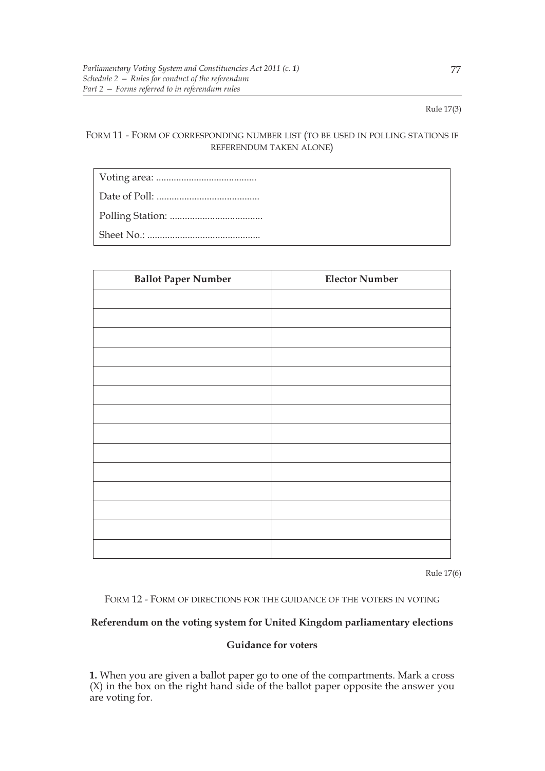Rule 17(3)

## Form 11 - Form of corresponding number list (to be used in polling stations if referendum taken alone)

Voting area: ........................................

Date of Poll: .........................................

Polling Station: .....................................

Sheet No.: .............................................

| Ballot Paper Number | Elector Number |
| --- | --- |
| | |
| | |
| | |
| | |
| | |
| | |
| | |
| | |
| | |
| | |
| | |
| | |
| | |
| | |

Rule 17(6)

## Form 12 - Form of directions for the guidance of the voters in voting

**Referendum on the voting system for United Kingdom parliamentary elections**

**Guidance for voters**

**1.** When you are given a ballot paper go to one of the compartments. Mark a cross (X) in the box on the right hand side of the ballot paper opposite the answer you are voting for.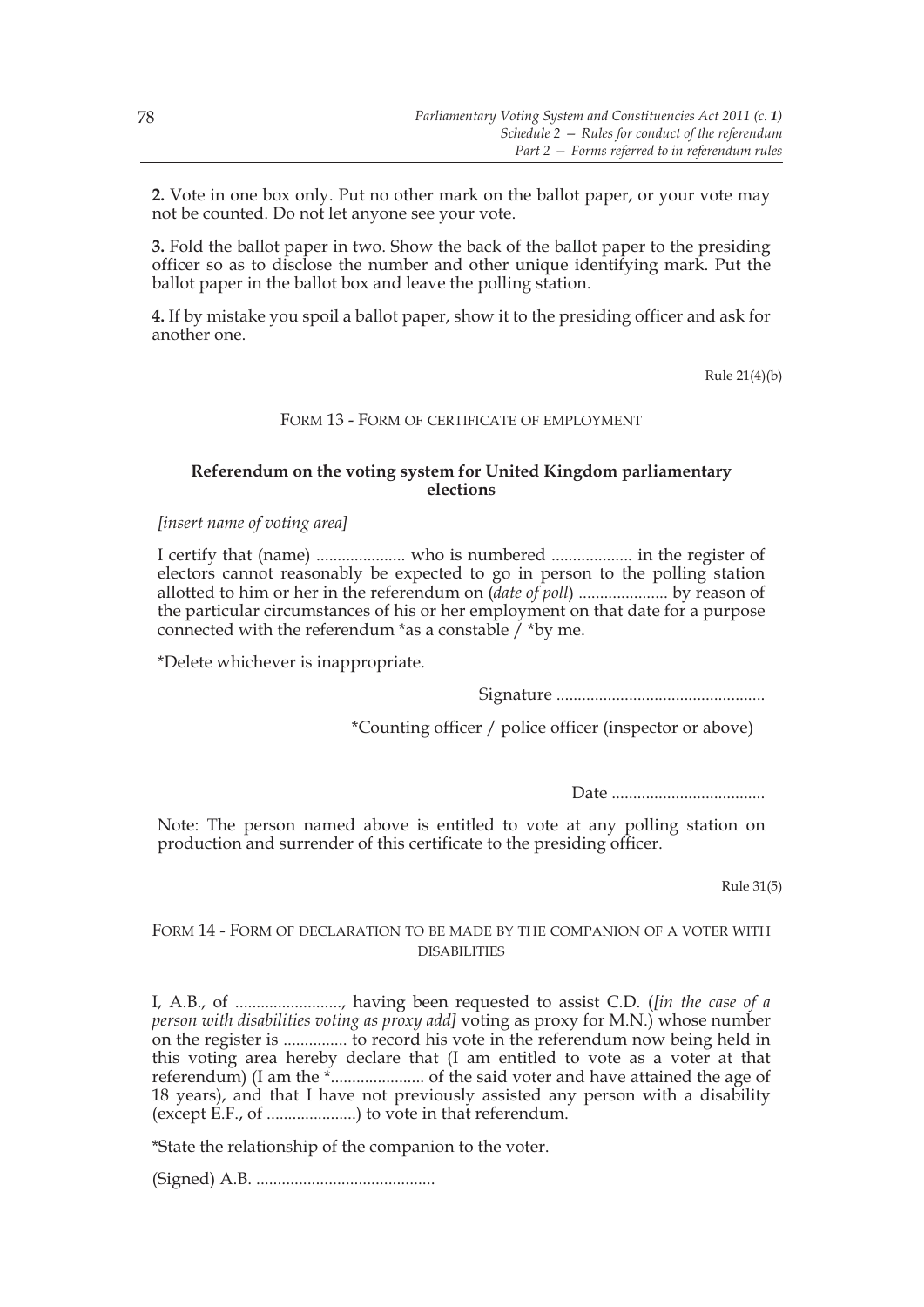**2.** Vote in one box only. Put no other mark on the ballot paper, or your vote may not be counted. Do not let anyone see your vote.

**3.** Fold the ballot paper in two. Show the back of the ballot paper to the presiding officer so as to disclose the number and other unique identifying mark. Put the ballot paper in the ballot box and leave the polling station.

**4.** If by mistake you spoil a ballot paper, show it to the presiding officer and ask for another one.

Rule 21(4)(b)

FORM 13 - FORM OF CERTIFICATE OF EMPLOYMENT

**Referendum on the voting system for United Kingdom parliamentary elections**

*[insert name of voting area]*

I certify that (name) ..................... who is numbered ................... in the register of electors cannot reasonably be expected to go in person to the polling station allotted to him or her in the referendum on (*date of poll*) ..................... by reason of the particular circumstances of his or her employment on that date for a purpose connected with the referendum *as a constable / *by me.

*Delete whichever is inappropriate.

Signature .................................................

*Counting officer / police officer (inspector or above)

Date ....................................

Note: The person named above is entitled to vote at any polling station on production and surrender of this certificate to the presiding officer.

Rule 31(5)

FORM 14 - FORM OF DECLARATION TO BE MADE BY THE COMPANION OF A VOTER WITH DISABILITIES

I, A.B., of ........................., having been requested to assist C.D. (*[in the case of a person with disabilities voting as proxy add]* voting as proxy for M.N.) whose number on the register is ............... to record his vote in the referendum now being held in this voting area hereby declare that (I am entitled to vote as a voter at that referendum) (I am the *...................... of the said voter and have attained the age of 18 years), and that I have not previously assisted any person with a disability (except E.F., of .....................) to vote in that referendum.

*State the relationship of the companion to the voter.

(Signed) A.B. ..........................................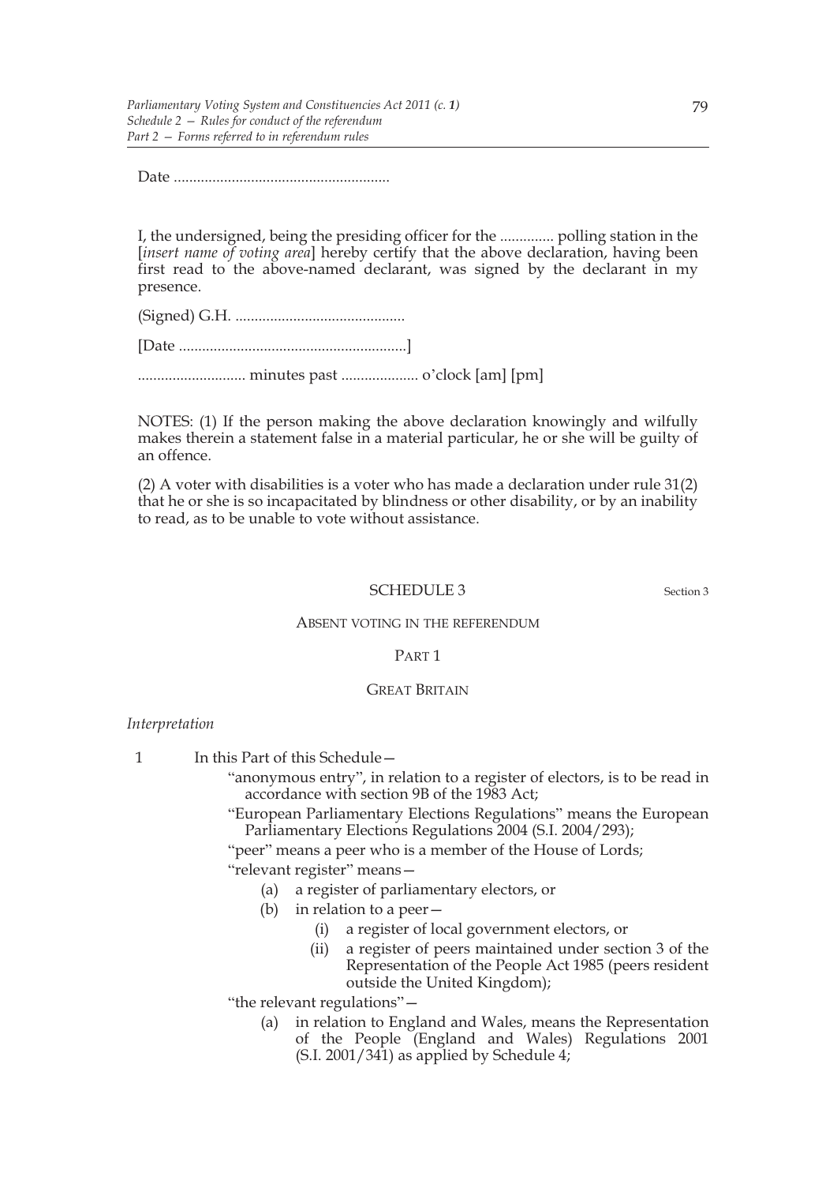Date ........................................................

I, the undersigned, being the presiding officer for the .............. polling station in the [*insert name of voting area*] hereby certify that the above declaration, having been first read to the above-named declarant, was signed by the declarant in my presence.

(Signed) G.H. ............................................

[Date ...........................................................]

............................ minutes past .................... o'clock [am] [pm]

NOTES: (1) If the person making the above declaration knowingly and wilfully makes therein a statement false in a material particular, he or she will be guilty of an offence.

(2) A voter with disabilities is a voter who has made a declaration under rule 31(2) that he or she is so incapacitated by blindness or other disability, or by an inability to read, as to be unable to vote without assistance.

## SCHEDULE 3

Section 3

### ABSENT VOTING IN THE REFERENDUM

### PART 1

### GREAT BRITAIN

*Interpretation*

1 In this Part of this Schedule—

"anonymous entry", in relation to a register of electors, is to be read in accordance with section 9B of the 1983 Act;

"European Parliamentary Elections Regulations" means the European Parliamentary Elections Regulations 2004 (S.I. 2004/293);

"peer" means a peer who is a member of the House of Lords;

"relevant register" means—

- (a) a register of parliamentary electors, or
- (b) in relation to a peer—
  - (i) a register of local government electors, or
  - (ii) a register of peers maintained under section 3 of the Representation of the People Act 1985 (peers resident outside the United Kingdom);

"the relevant regulations"—

- (a) in relation to England and Wales, means the Representation of the People (England and Wales) Regulations 2001 (S.I. 2001/341) as applied by Schedule 4;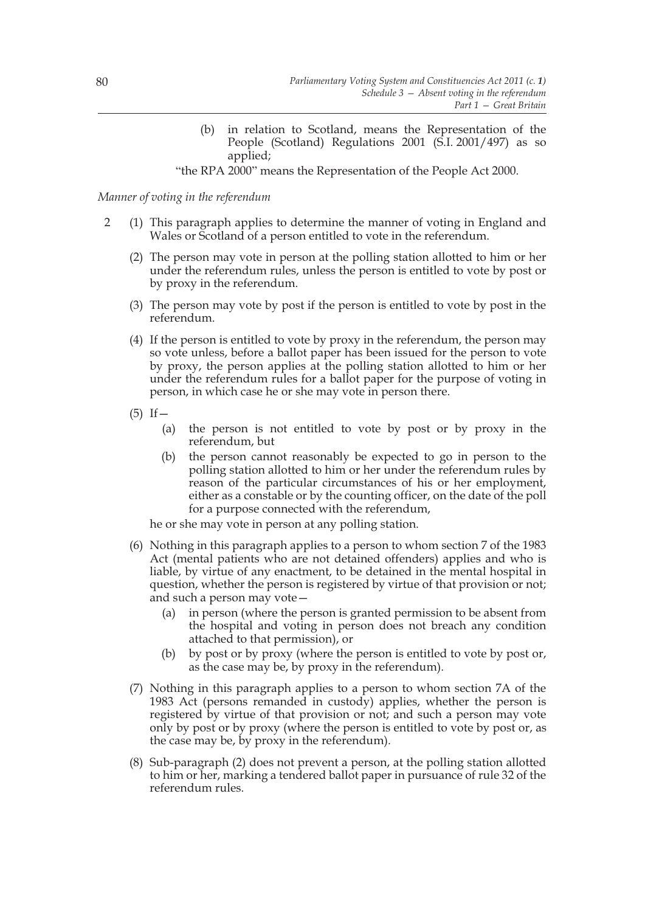(b) in relation to Scotland, means the Representation of the People (Scotland) Regulations 2001 (S.I. 2001/497) as so applied;

"the RPA 2000" means the Representation of the People Act 2000.

*Manner of voting in the referendum*

2 (1) This paragraph applies to determine the manner of voting in England and Wales or Scotland of a person entitled to vote in the referendum.

(2) The person may vote in person at the polling station allotted to him or her under the referendum rules, unless the person is entitled to vote by post or by proxy in the referendum.

(3) The person may vote by post if the person is entitled to vote by post in the referendum.

(4) If the person is entitled to vote by proxy in the referendum, the person may so vote unless, before a ballot paper has been issued for the person to vote by proxy, the person applies at the polling station allotted to him or her under the referendum rules for a ballot paper for the purpose of voting in person, in which case he or she may vote in person there.

(5) If—

(a) the person is not entitled to vote by post or by proxy in the referendum, but

(b) the person cannot reasonably be expected to go in person to the polling station allotted to him or her under the referendum rules by reason of the particular circumstances of his or her employment, either as a constable or by the counting officer, on the date of the poll for a purpose connected with the referendum,

he or she may vote in person at any polling station.

(6) Nothing in this paragraph applies to a person to whom section 7 of the 1983 Act (mental patients who are not detained offenders) applies and who is liable, by virtue of any enactment, to be detained in the mental hospital in question, whether the person is registered by virtue of that provision or not; and such a person may vote—

(a) in person (where the person is granted permission to be absent from the hospital and voting in person does not breach any condition attached to that permission), or

(b) by post or by proxy (where the person is entitled to vote by post or, as the case may be, by proxy in the referendum).

(7) Nothing in this paragraph applies to a person to whom section 7A of the 1983 Act (persons remanded in custody) applies, whether the person is registered by virtue of that provision or not; and such a person may vote only by post or by proxy (where the person is entitled to vote by post or, as the case may be, by proxy in the referendum).

(8) Sub-paragraph (2) does not prevent a person, at the polling station allotted to him or her, marking a tendered ballot paper in pursuance of rule 32 of the referendum rules.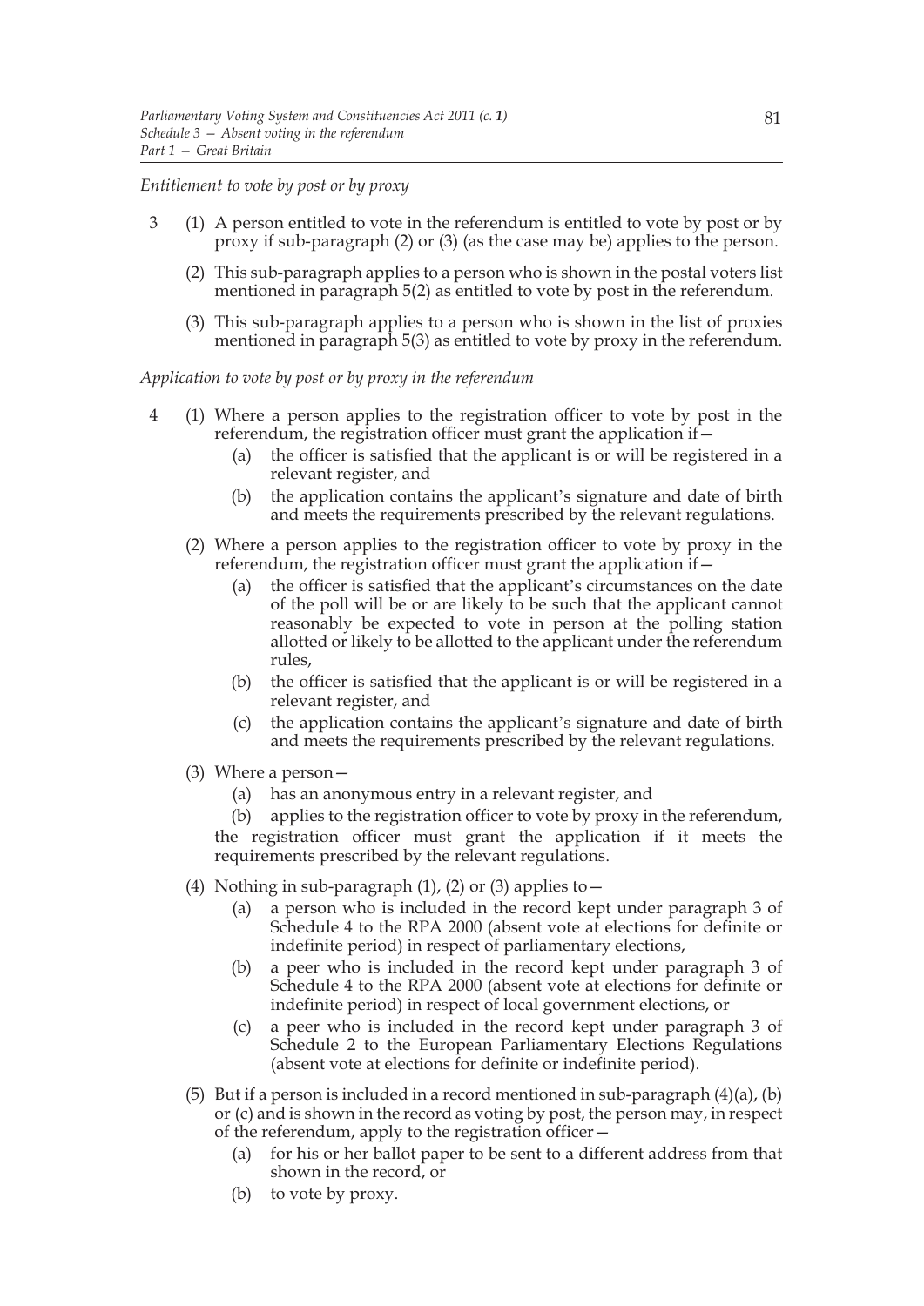*Entitlement to vote by post or by proxy*

3 (1) A person entitled to vote in the referendum is entitled to vote by post or by proxy if sub-paragraph (2) or (3) (as the case may be) applies to the person.

(2) This sub-paragraph applies to a person who is shown in the postal voters list mentioned in paragraph 5(2) as entitled to vote by post in the referendum.

(3) This sub-paragraph applies to a person who is shown in the list of proxies mentioned in paragraph 5(3) as entitled to vote by proxy in the referendum.

*Application to vote by post or by proxy in the referendum*

4 (1) Where a person applies to the registration officer to vote by post in the referendum, the registration officer must grant the application if—

(a) the officer is satisfied that the applicant is or will be registered in a relevant register, and

(b) the application contains the applicant's signature and date of birth and meets the requirements prescribed by the relevant regulations.

(2) Where a person applies to the registration officer to vote by proxy in the referendum, the registration officer must grant the application if—

(a) the officer is satisfied that the applicant's circumstances on the date of the poll will be or are likely to be such that the applicant cannot reasonably be expected to vote in person at the polling station allotted or likely to be allotted to the applicant under the referendum rules,

(b) the officer is satisfied that the applicant is or will be registered in a relevant register, and

(c) the application contains the applicant's signature and date of birth and meets the requirements prescribed by the relevant regulations.

(3) Where a person—

(a) has an anonymous entry in a relevant register, and

(b) applies to the registration officer to vote by proxy in the referendum,

the registration officer must grant the application if it meets the requirements prescribed by the relevant regulations.

(4) Nothing in sub-paragraph (1), (2) or (3) applies to—

(a) a person who is included in the record kept under paragraph 3 of Schedule 4 to the RPA 2000 (absent vote at elections for definite or indefinite period) in respect of parliamentary elections,

(b) a peer who is included in the record kept under paragraph 3 of Schedule 4 to the RPA 2000 (absent vote at elections for definite or indefinite period) in respect of local government elections, or

(c) a peer who is included in the record kept under paragraph 3 of Schedule 2 to the European Parliamentary Elections Regulations (absent vote at elections for definite or indefinite period).

(5) But if a person is included in a record mentioned in sub-paragraph (4)(a), (b) or (c) and is shown in the record as voting by post, the person may, in respect of the referendum, apply to the registration officer—

(a) for his or her ballot paper to be sent to a different address from that shown in the record, or

(b) to vote by proxy.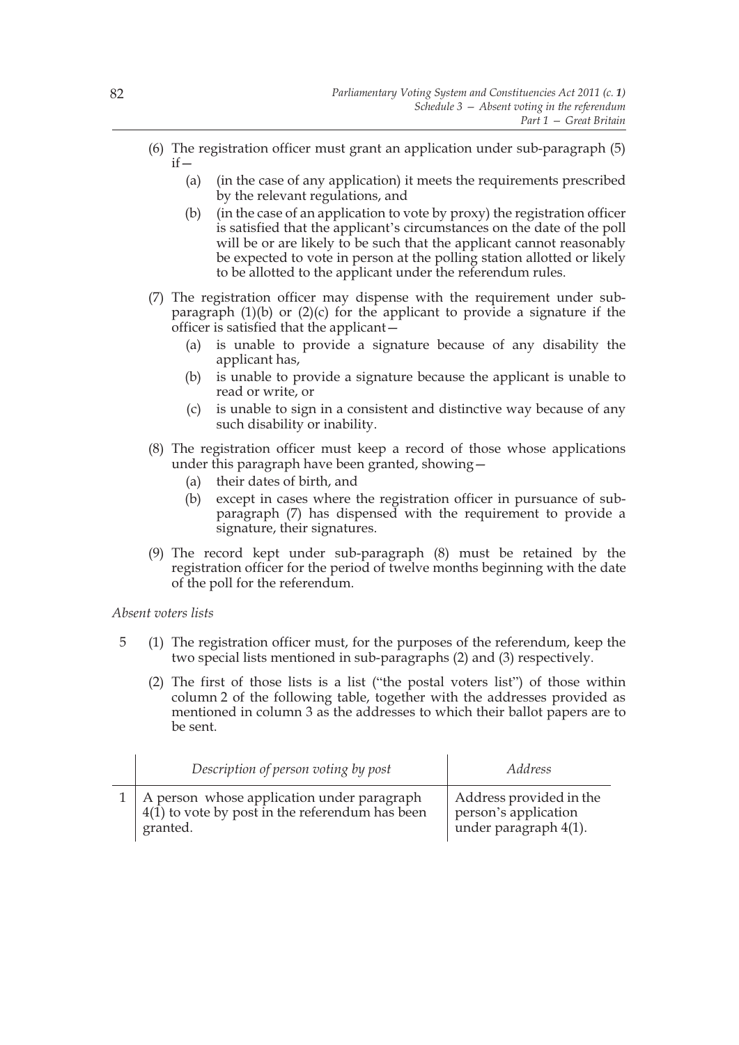(6) The registration officer must grant an application under sub-paragraph (5) if—

   (a) (in the case of any application) it meets the requirements prescribed by the relevant regulations, and

   (b) (in the case of an application to vote by proxy) the registration officer is satisfied that the applicant's circumstances on the date of the poll will be or are likely to be such that the applicant cannot reasonably be expected to vote in person at the polling station allotted or likely to be allotted to the applicant under the referendum rules.

(7) The registration officer may dispense with the requirement under sub-paragraph (1)(b) or (2)(c) for the applicant to provide a signature if the officer is satisfied that the applicant—

   (a) is unable to provide a signature because of any disability the applicant has,

   (b) is unable to provide a signature because the applicant is unable to read or write, or

   (c) is unable to sign in a consistent and distinctive way because of any such disability or inability.

(8) The registration officer must keep a record of those whose applications under this paragraph have been granted, showing—

   (a) their dates of birth, and

   (b) except in cases where the registration officer in pursuance of sub-paragraph (7) has dispensed with the requirement to provide a signature, their signatures.

(9) The record kept under sub-paragraph (8) must be retained by the registration officer for the period of twelve months beginning with the date of the poll for the referendum.

*Absent voters lists*

5 (1) The registration officer must, for the purposes of the referendum, keep the two special lists mentioned in sub-paragraphs (2) and (3) respectively.

(2) The first of those lists is a list ("the postal voters list") of those within column 2 of the following table, together with the addresses provided as mentioned in column 3 as the addresses to which their ballot papers are to be sent.

| | *Description of person voting by post* | *Address* |
|---|---|---|
| 1 | A person whose application under paragraph 4(1) to vote by post in the referendum has been granted. | Address provided in the person's application under paragraph 4(1). |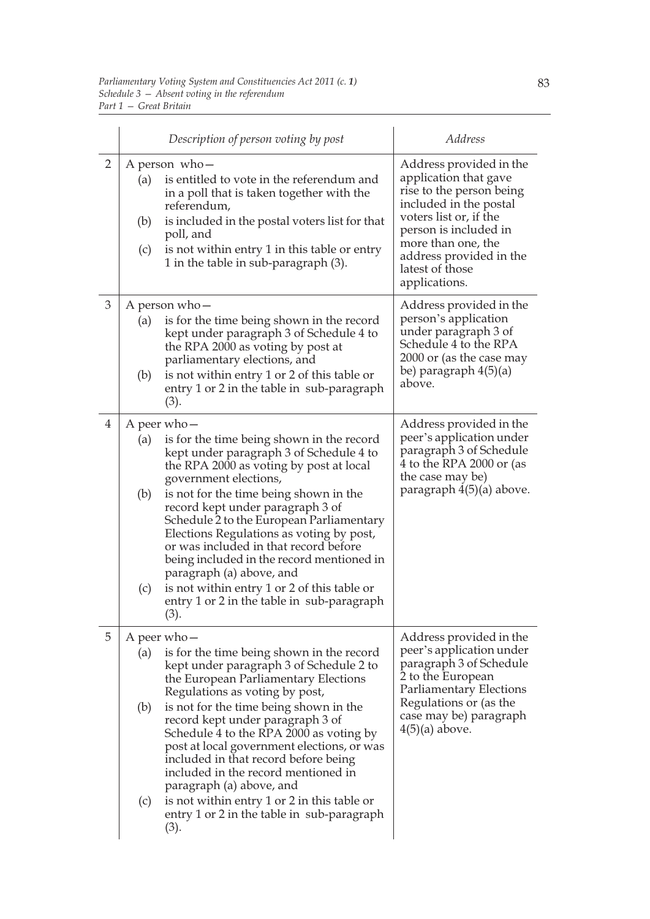| | Description of person voting by post | Address |
|---|---|---|
| 2 | A person who— (a) is entitled to vote in the referendum and in a poll that is taken together with the referendum, (b) is included in the postal voters list for that poll, and (c) is not within entry 1 in this table or entry 1 in the table in sub-paragraph (3). | Address provided in the application that gave rise to the person being included in the postal voters list or, if the person is included in more than one, the address provided in the latest of those applications. |
| 3 | A person who— (a) is for the time being shown in the record kept under paragraph 3 of Schedule 4 to the RPA 2000 as voting by post at parliamentary elections, and (b) is not within entry 1 or 2 of this table or entry 1 or 2 in the table in sub-paragraph (3). | Address provided in the person's application under paragraph 3 of Schedule 4 to the RPA 2000 or (as the case may be) paragraph 4(5)(a) above. |
| 4 | A peer who— (a) is for the time being shown in the record kept under paragraph 3 of Schedule 4 to the RPA 2000 as voting by post at local government elections, (b) is not for the time being shown in the record kept under paragraph 3 of Schedule 2 to the European Parliamentary Elections Regulations as voting by post, or was included in that record before being included in the record mentioned in paragraph (a) above, and (c) is not within entry 1 or 2 of this table or entry 1 or 2 in the table in sub-paragraph (3). | Address provided in the peer's application under paragraph 3 of Schedule 4 to the RPA 2000 or (as the case may be) paragraph 4(5)(a) above. |
| 5 | A peer who— (a) is for the time being shown in the record kept under paragraph 3 of Schedule 2 to the European Parliamentary Elections Regulations as voting by post, (b) is not for the time being shown in the record kept under paragraph 3 of Schedule 4 to the RPA 2000 as voting by post at local government elections, or was included in that record before being included in the record mentioned in paragraph (a) above, and (c) is not within entry 1 or 2 in this table or entry 1 or 2 in the table in sub-paragraph (3). | Address provided in the peer's application under paragraph 3 of Schedule 2 to the European Parliamentary Elections Regulations or (as the case may be) paragraph 4(5)(a) above. |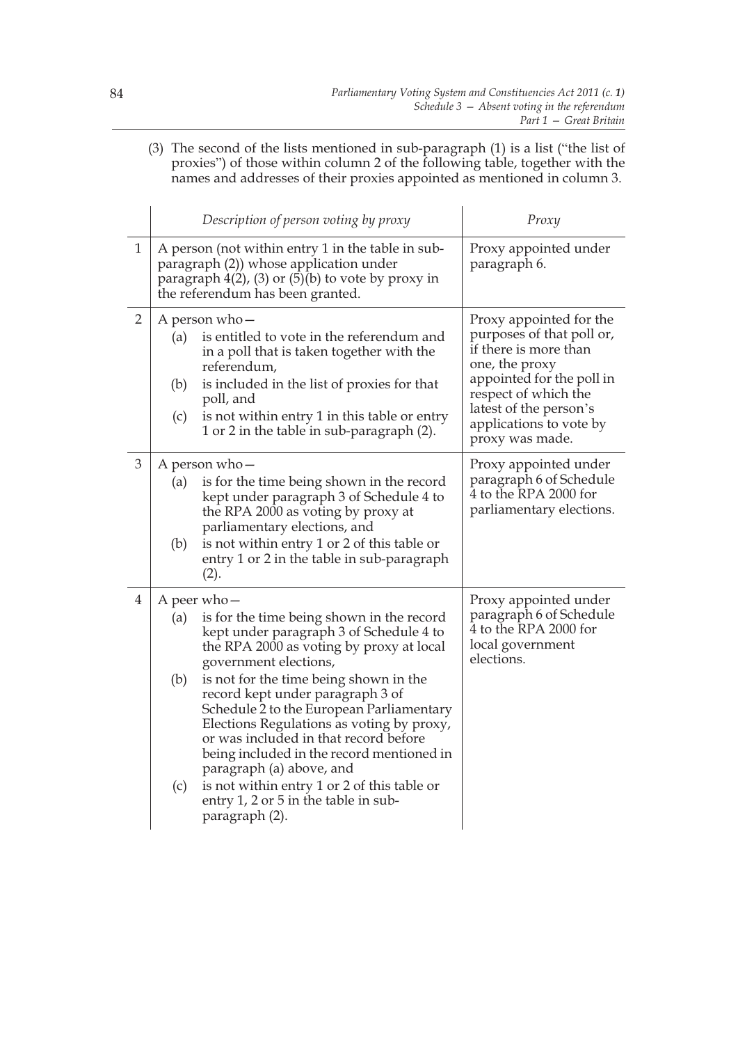(3) The second of the lists mentioned in sub-paragraph (1) is a list ("the list of proxies") of those within column 2 of the following table, together with the names and addresses of their proxies appointed as mentioned in column 3.

| | *Description of person voting by proxy* | *Proxy* |
|---|---|---|
| 1 | A person (not within entry 1 in the table in sub-paragraph (2)) whose application under paragraph 4(2), (3) or (5)(b) to vote by proxy in the referendum has been granted. | Proxy appointed under paragraph 6. |
| 2 | A person who— (a) is entitled to vote in the referendum and in a poll that is taken together with the referendum, (b) is included in the list of proxies for that poll, and (c) is not within entry 1 in this table or entry 1 or 2 in the table in sub-paragraph (2). | Proxy appointed for the purposes of that poll or, if there is more than one, the proxy appointed for the poll in respect of which the latest of the person's applications to vote by proxy was made. |
| 3 | A person who— (a) is for the time being shown in the record kept under paragraph 3 of Schedule 4 to the RPA 2000 as voting by proxy at parliamentary elections, and (b) is not within entry 1 or 2 of this table or entry 1 or 2 in the table in sub-paragraph (2). | Proxy appointed under paragraph 6 of Schedule 4 to the RPA 2000 for parliamentary elections. |
| 4 | A peer who— (a) is for the time being shown in the record kept under paragraph 3 of Schedule 4 to the RPA 2000 as voting by proxy at local government elections, (b) is not for the time being shown in the record kept under paragraph 3 of Schedule 2 to the European Parliamentary Elections Regulations as voting by proxy, or was included in that record before being included in the record mentioned in paragraph (a) above, and (c) is not within entry 1 or 2 of this table or entry 1, 2 or 5 in the table in sub-paragraph (2). | Proxy appointed under paragraph 6 of Schedule 4 to the RPA 2000 for local government elections. |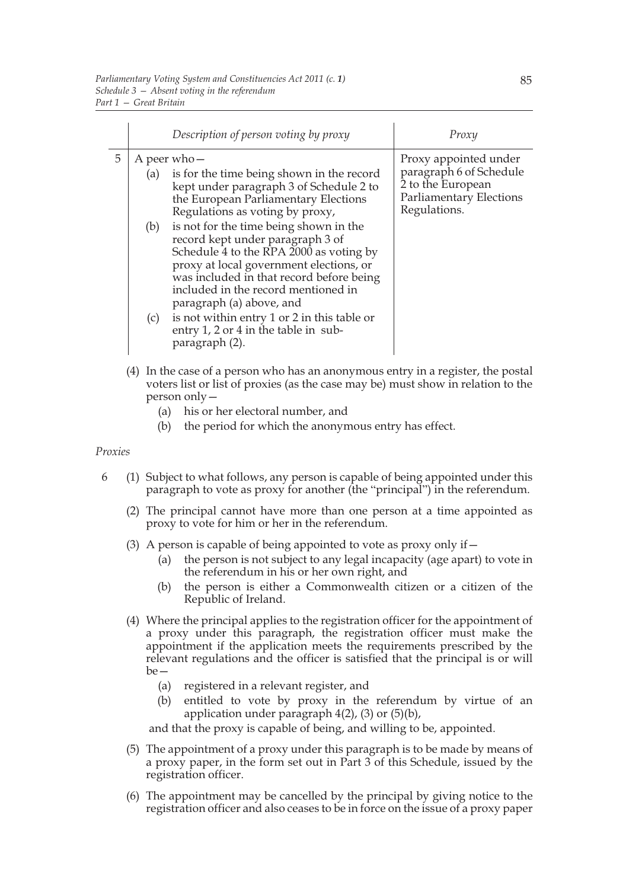| | Description of person voting by proxy | Proxy |
|---|---|---|
| 5 | A peer who—<br>(a) is for the time being shown in the record kept under paragraph 3 of Schedule 2 to the European Parliamentary Elections Regulations as voting by proxy,<br>(b) is not for the time being shown in the record kept under paragraph 3 of Schedule 4 to the RPA 2000 as voting by proxy at local government elections, or was included in that record before being included in the record mentioned in paragraph (a) above, and<br>(c) is not within entry 1 or 2 in this table or entry 1, 2 or 4 in the table in sub-paragraph (2). | Proxy appointed under paragraph 6 of Schedule 2 to the European Parliamentary Elections Regulations. |

(4) In the case of a person who has an anonymous entry in a register, the postal voters list or list of proxies (as the case may be) must show in relation to the person only—

(a) his or her electoral number, and

(b) the period for which the anonymous entry has effect.

*Proxies*

6 (1) Subject to what follows, any person is capable of being appointed under this paragraph to vote as proxy for another (the "principal") in the referendum.

(2) The principal cannot have more than one person at a time appointed as proxy to vote for him or her in the referendum.

(3) A person is capable of being appointed to vote as proxy only if—

(a) the person is not subject to any legal incapacity (age apart) to vote in the referendum in his or her own right, and

(b) the person is either a Commonwealth citizen or a citizen of the Republic of Ireland.

(4) Where the principal applies to the registration officer for the appointment of a proxy under this paragraph, the registration officer must make the appointment if the application meets the requirements prescribed by the relevant regulations and the officer is satisfied that the principal is or will be—

(a) registered in a relevant register, and

(b) entitled to vote by proxy in the referendum by virtue of an application under paragraph 4(2), (3) or (5)(b),

and that the proxy is capable of being, and willing to be, appointed.

(5) The appointment of a proxy under this paragraph is to be made by means of a proxy paper, in the form set out in Part 3 of this Schedule, issued by the registration officer.

(6) The appointment may be cancelled by the principal by giving notice to the registration officer and also ceases to be in force on the issue of a proxy paper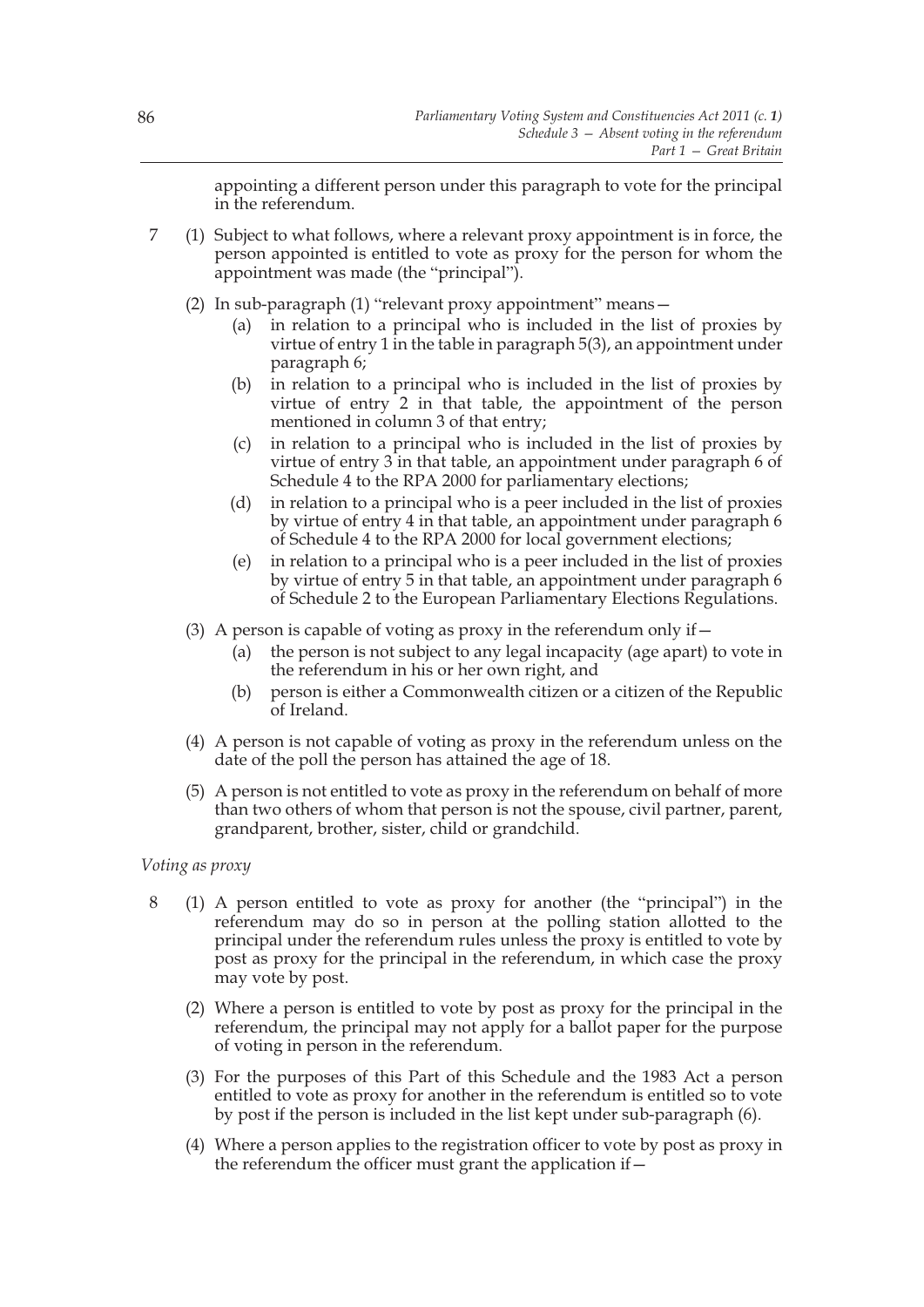appointing a different person under this paragraph to vote for the principal in the referendum.

7 (1) Subject to what follows, where a relevant proxy appointment is in force, the person appointed is entitled to vote as proxy for the person for whom the appointment was made (the "principal").

(2) In sub-paragraph (1) "relevant proxy appointment" means—

(a) in relation to a principal who is included in the list of proxies by virtue of entry 1 in the table in paragraph 5(3), an appointment under paragraph 6;

(b) in relation to a principal who is included in the list of proxies by virtue of entry 2 in that table, the appointment of the person mentioned in column 3 of that entry;

(c) in relation to a principal who is included in the list of proxies by virtue of entry 3 in that table, an appointment under paragraph 6 of Schedule 4 to the RPA 2000 for parliamentary elections;

(d) in relation to a principal who is a peer included in the list of proxies by virtue of entry 4 in that table, an appointment under paragraph 6 of Schedule 4 to the RPA 2000 for local government elections;

(e) in relation to a principal who is a peer included in the list of proxies by virtue of entry 5 in that table, an appointment under paragraph 6 of Schedule 2 to the European Parliamentary Elections Regulations.

(3) A person is capable of voting as proxy in the referendum only if—

(a) the person is not subject to any legal incapacity (age apart) to vote in the referendum in his or her own right, and

(b) person is either a Commonwealth citizen or a citizen of the Republic of Ireland.

(4) A person is not capable of voting as proxy in the referendum unless on the date of the poll the person has attained the age of 18.

(5) A person is not entitled to vote as proxy in the referendum on behalf of more than two others of whom that person is not the spouse, civil partner, parent, grandparent, brother, sister, child or grandchild.

*Voting as proxy*

8 (1) A person entitled to vote as proxy for another (the "principal") in the referendum may do so in person at the polling station allotted to the principal under the referendum rules unless the proxy is entitled to vote by post as proxy for the principal in the referendum, in which case the proxy may vote by post.

(2) Where a person is entitled to vote by post as proxy for the principal in the referendum, the principal may not apply for a ballot paper for the purpose of voting in person in the referendum.

(3) For the purposes of this Part of this Schedule and the 1983 Act a person entitled to vote as proxy for another in the referendum is entitled so to vote by post if the person is included in the list kept under sub-paragraph (6).

(4) Where a person applies to the registration officer to vote by post as proxy in the referendum the officer must grant the application if—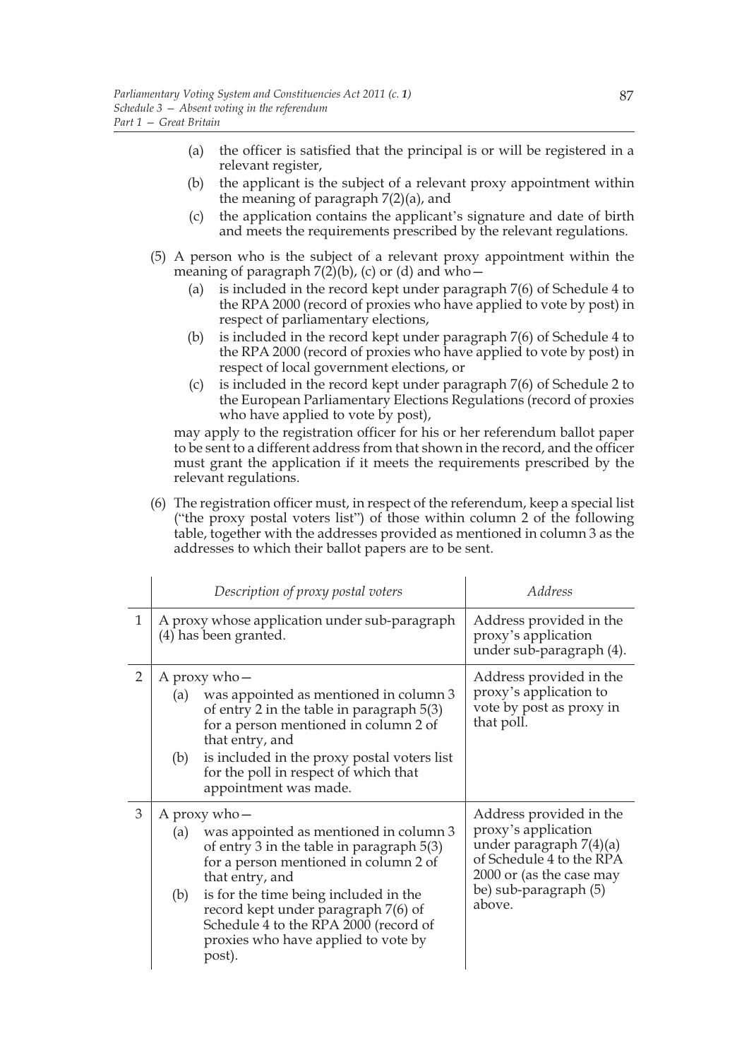(a) the officer is satisfied that the principal is or will be registered in a relevant register,

(b) the applicant is the subject of a relevant proxy appointment within the meaning of paragraph 7(2)(a), and

(c) the application contains the applicant's signature and date of birth and meets the requirements prescribed by the relevant regulations.

(5) A person who is the subject of a relevant proxy appointment within the meaning of paragraph 7(2)(b), (c) or (d) and who—

(a) is included in the record kept under paragraph 7(6) of Schedule 4 to the RPA 2000 (record of proxies who have applied to vote by post) in respect of parliamentary elections,

(b) is included in the record kept under paragraph 7(6) of Schedule 4 to the RPA 2000 (record of proxies who have applied to vote by post) in respect of local government elections, or

(c) is included in the record kept under paragraph 7(6) of Schedule 2 to the European Parliamentary Elections Regulations (record of proxies who have applied to vote by post),

may apply to the registration officer for his or her referendum ballot paper to be sent to a different address from that shown in the record, and the officer must grant the application if it meets the requirements prescribed by the relevant regulations.

(6) The registration officer must, in respect of the referendum, keep a special list ("the proxy postal voters list") of those within column 2 of the following table, together with the addresses provided as mentioned in column 3 as the addresses to which their ballot papers are to be sent.

| | *Description of proxy postal voters* | *Address* |
|---|---|---|
| 1 | A proxy whose application under sub-paragraph (4) has been granted. | Address provided in the proxy's application under sub-paragraph (4). |
| 2 | A proxy who— (a) was appointed as mentioned in column 3 of entry 2 in the table in paragraph 5(3) for a person mentioned in column 2 of that entry, and (b) is included in the proxy postal voters list for the poll in respect of which that appointment was made. | Address provided in the proxy's application to vote by post as proxy in that poll. |
| 3 | A proxy who— (a) was appointed as mentioned in column 3 of entry 3 in the table in paragraph 5(3) for a person mentioned in column 2 of that entry, and (b) is for the time being included in the record kept under paragraph 7(6) of Schedule 4 to the RPA 2000 (record of proxies who have applied to vote by post). | Address provided in the proxy's application under paragraph 7(4)(a) of Schedule 4 to the RPA 2000 or (as the case may be) sub-paragraph (5) above. |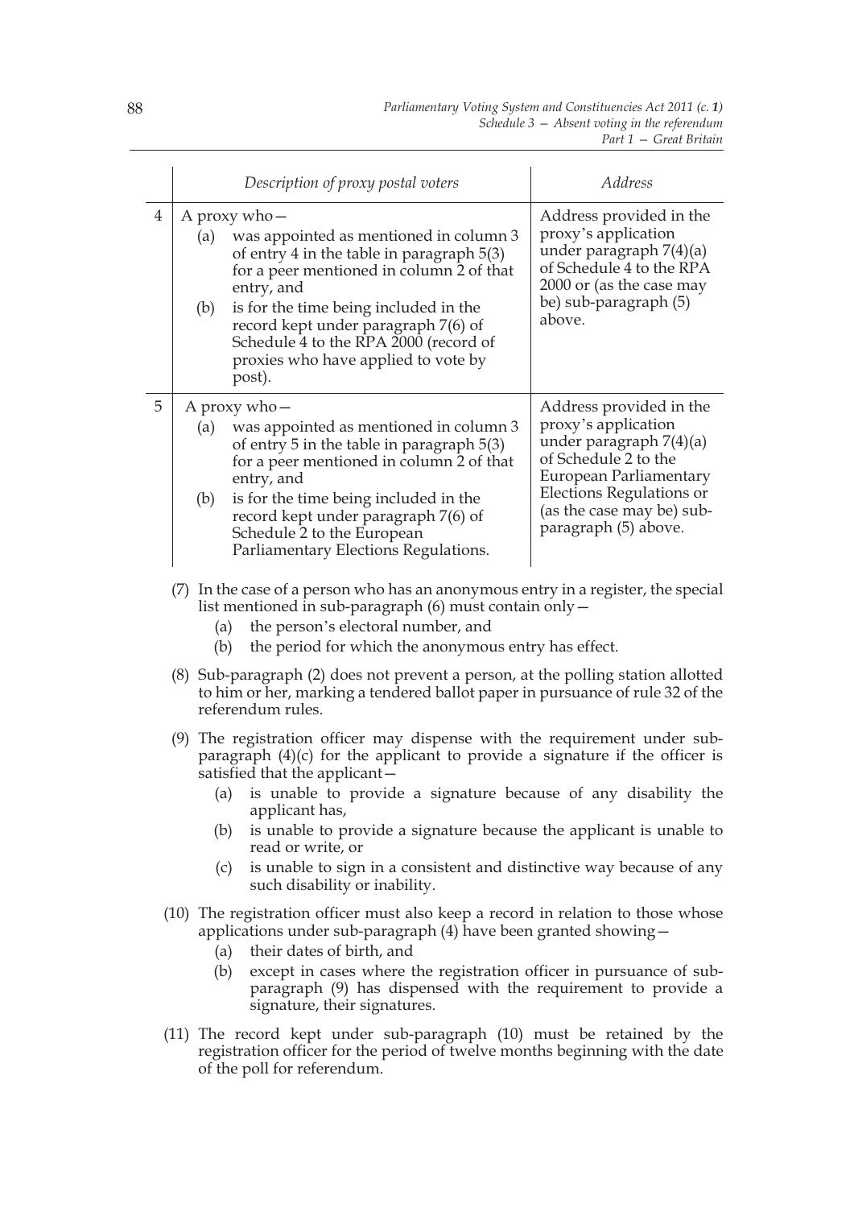| | *Description of proxy postal voters* | *Address* |
|---|---|---|
| 4 | A proxy who— (a) was appointed as mentioned in column 3 of entry 4 in the table in paragraph 5(3) for a peer mentioned in column 2 of that entry, and (b) is for the time being included in the record kept under paragraph 7(6) of Schedule 4 to the RPA 2000 (record of proxies who have applied to vote by post). | Address provided in the proxy's application under paragraph 7(4)(a) of Schedule 4 to the RPA 2000 or (as the case may be) sub-paragraph (5) above. |
| 5 | A proxy who— (a) was appointed as mentioned in column 3 of entry 5 in the table in paragraph 5(3) for a peer mentioned in column 2 of that entry, and (b) is for the time being included in the record kept under paragraph 7(6) of Schedule 2 to the European Parliamentary Elections Regulations. | Address provided in the proxy's application under paragraph 7(4)(a) of Schedule 2 to the European Parliamentary Elections Regulations or (as the case may be) sub-paragraph (5) above. |

(7) In the case of a person who has an anonymous entry in a register, the special list mentioned in sub-paragraph (6) must contain only—

- (a) the person's electoral number, and
- (b) the period for which the anonymous entry has effect.

(8) Sub-paragraph (2) does not prevent a person, at the polling station allotted to him or her, marking a tendered ballot paper in pursuance of rule 32 of the referendum rules.

(9) The registration officer may dispense with the requirement under sub-paragraph (4)(c) for the applicant to provide a signature if the officer is satisfied that the applicant—

- (a) is unable to provide a signature because of any disability the applicant has,
- (b) is unable to provide a signature because the applicant is unable to read or write, or
- (c) is unable to sign in a consistent and distinctive way because of any such disability or inability.

(10) The registration officer must also keep a record in relation to those whose applications under sub-paragraph (4) have been granted showing—

- (a) their dates of birth, and
- (b) except in cases where the registration officer in pursuance of sub-paragraph (9) has dispensed with the requirement to provide a signature, their signatures.

(11) The record kept under sub-paragraph (10) must be retained by the registration officer for the period of twelve months beginning with the date of the poll for referendum.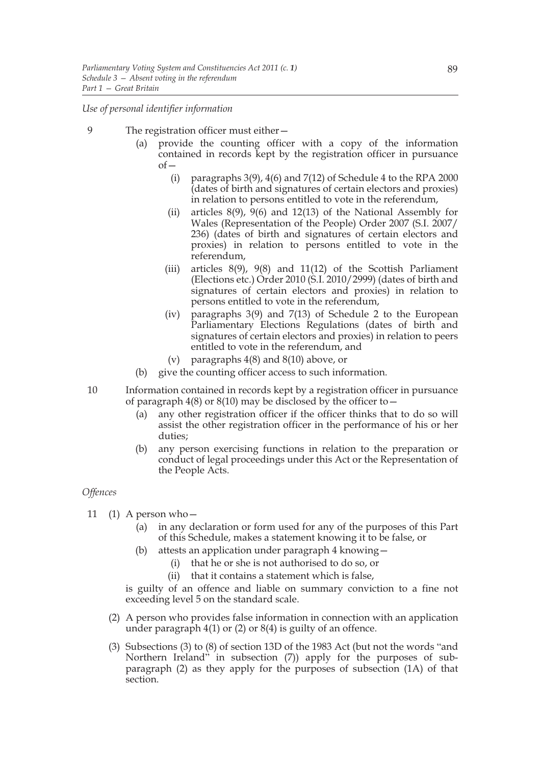*Use of personal identifier information*

9 The registration officer must either—

(a) provide the counting officer with a copy of the information contained in records kept by the registration officer in pursuance of—

(i) paragraphs 3(9), 4(6) and 7(12) of Schedule 4 to the RPA 2000 (dates of birth and signatures of certain electors and proxies) in relation to persons entitled to vote in the referendum,

(ii) articles 8(9), 9(6) and 12(13) of the National Assembly for Wales (Representation of the People) Order 2007 (S.I. 2007/236) (dates of birth and signatures of certain electors and proxies) in relation to persons entitled to vote in the referendum,

(iii) articles 8(9), 9(8) and 11(12) of the Scottish Parliament (Elections etc.) Order 2010 (S.I. 2010/2999) (dates of birth and signatures of certain electors and proxies) in relation to persons entitled to vote in the referendum,

(iv) paragraphs 3(9) and 7(13) of Schedule 2 to the European Parliamentary Elections Regulations (dates of birth and signatures of certain electors and proxies) in relation to peers entitled to vote in the referendum, and

(v) paragraphs 4(8) and 8(10) above, or

(b) give the counting officer access to such information.

10 Information contained in records kept by a registration officer in pursuance of paragraph 4(8) or 8(10) may be disclosed by the officer to—

(a) any other registration officer if the officer thinks that to do so will assist the other registration officer in the performance of his or her duties;

(b) any person exercising functions in relation to the preparation or conduct of legal proceedings under this Act or the Representation of the People Acts.

*Offences*

11 (1) A person who—

(a) in any declaration or form used for any of the purposes of this Part of this Schedule, makes a statement knowing it to be false, or

(b) attests an application under paragraph 4 knowing—

(i) that he or she is not authorised to do so, or

(ii) that it contains a statement which is false,

is guilty of an offence and liable on summary conviction to a fine not exceeding level 5 on the standard scale.

(2) A person who provides false information in connection with an application under paragraph 4(1) or (2) or 8(4) is guilty of an offence.

(3) Subsections (3) to (8) of section 13D of the 1983 Act (but not the words "and Northern Ireland" in subsection (7)) apply for the purposes of sub-paragraph (2) as they apply for the purposes of subsection (1A) of that section.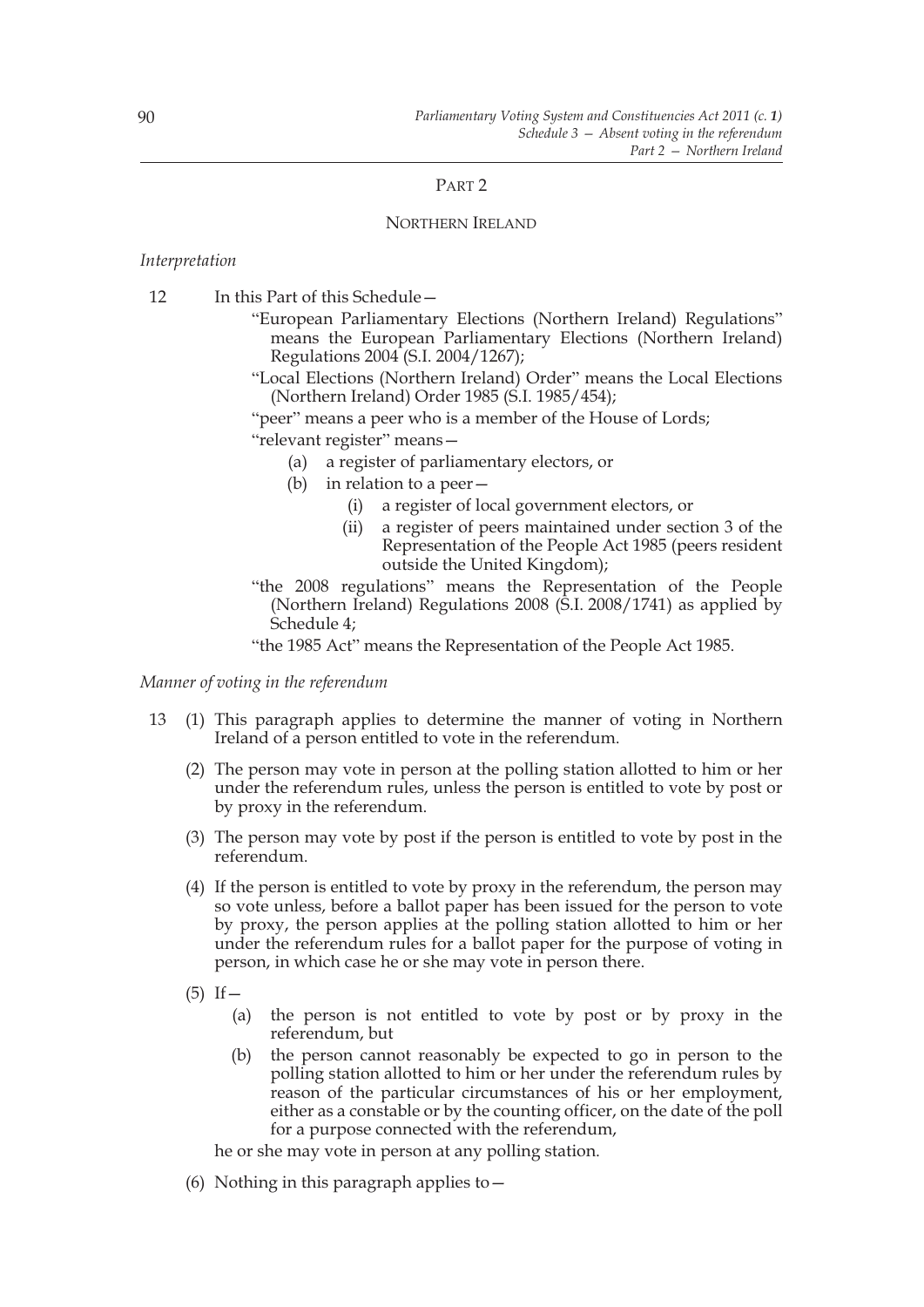## PART 2

## NORTHERN IRELAND

*Interpretation*

12 In this Part of this Schedule—

"European Parliamentary Elections (Northern Ireland) Regulations" means the European Parliamentary Elections (Northern Ireland) Regulations 2004 (S.I. 2004/1267);

"Local Elections (Northern Ireland) Order" means the Local Elections (Northern Ireland) Order 1985 (S.I. 1985/454);

"peer" means a peer who is a member of the House of Lords;

"relevant register" means—

- (a) a register of parliamentary electors, or
- (b) in relation to a peer—
  - (i) a register of local government electors, or
  - (ii) a register of peers maintained under section 3 of the Representation of the People Act 1985 (peers resident outside the United Kingdom);

"the 2008 regulations" means the Representation of the People (Northern Ireland) Regulations 2008 (S.I. 2008/1741) as applied by Schedule 4;

"the 1985 Act" means the Representation of the People Act 1985.

*Manner of voting in the referendum*

13 (1) This paragraph applies to determine the manner of voting in Northern Ireland of a person entitled to vote in the referendum.

(2) The person may vote in person at the polling station allotted to him or her under the referendum rules, unless the person is entitled to vote by post or by proxy in the referendum.

(3) The person may vote by post if the person is entitled to vote by post in the referendum.

(4) If the person is entitled to vote by proxy in the referendum, the person may so vote unless, before a ballot paper has been issued for the person to vote by proxy, the person applies at the polling station allotted to him or her under the referendum rules for a ballot paper for the purpose of voting in person, in which case he or she may vote in person there.

(5) If—

- (a) the person is not entitled to vote by post or by proxy in the referendum, but
- (b) the person cannot reasonably be expected to go in person to the polling station allotted to him or her under the referendum rules by reason of the particular circumstances of his or her employment, either as a constable or by the counting officer, on the date of the poll for a purpose connected with the referendum,

he or she may vote in person at any polling station.

(6) Nothing in this paragraph applies to—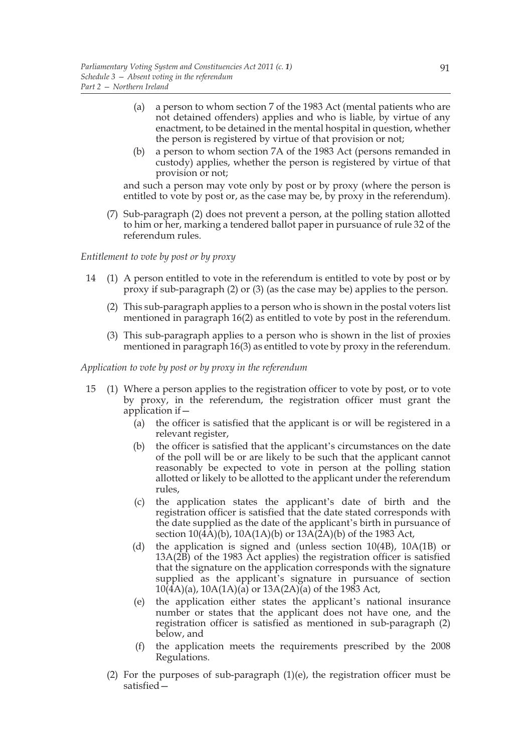(a) a person to whom section 7 of the 1983 Act (mental patients who are not detained offenders) applies and who is liable, by virtue of any enactment, to be detained in the mental hospital in question, whether the person is registered by virtue of that provision or not;

(b) a person to whom section 7A of the 1983 Act (persons remanded in custody) applies, whether the person is registered by virtue of that provision or not;

and such a person may vote only by post or by proxy (where the person is entitled to vote by post or, as the case may be, by proxy in the referendum).

(7) Sub-paragraph (2) does not prevent a person, at the polling station allotted to him or her, marking a tendered ballot paper in pursuance of rule 32 of the referendum rules.

*Entitlement to vote by post or by proxy*

14 (1) A person entitled to vote in the referendum is entitled to vote by post or by proxy if sub-paragraph (2) or (3) (as the case may be) applies to the person.

(2) This sub-paragraph applies to a person who is shown in the postal voters list mentioned in paragraph 16(2) as entitled to vote by post in the referendum.

(3) This sub-paragraph applies to a person who is shown in the list of proxies mentioned in paragraph 16(3) as entitled to vote by proxy in the referendum.

*Application to vote by post or by proxy in the referendum*

15 (1) Where a person applies to the registration officer to vote by post, or to vote by proxy, in the referendum, the registration officer must grant the application if—

(a) the officer is satisfied that the applicant is or will be registered in a relevant register,

(b) the officer is satisfied that the applicant's circumstances on the date of the poll will be or are likely to be such that the applicant cannot reasonably be expected to vote in person at the polling station allotted or likely to be allotted to the applicant under the referendum rules,

(c) the application states the applicant's date of birth and the registration officer is satisfied that the date stated corresponds with the date supplied as the date of the applicant's birth in pursuance of section 10(4A)(b), 10A(1A)(b) or 13A(2A)(b) of the 1983 Act,

(d) the application is signed and (unless section 10(4B), 10A(1B) or 13A(2B) of the 1983 Act applies) the registration officer is satisfied that the signature on the application corresponds with the signature supplied as the applicant's signature in pursuance of section 10(4A)(a), 10A(1A)(a) or 13A(2A)(a) of the 1983 Act,

(e) the application either states the applicant's national insurance number or states that the applicant does not have one, and the registration officer is satisfied as mentioned in sub-paragraph (2) below, and

(f) the application meets the requirements prescribed by the 2008 Regulations.

(2) For the purposes of sub-paragraph (1)(e), the registration officer must be satisfied—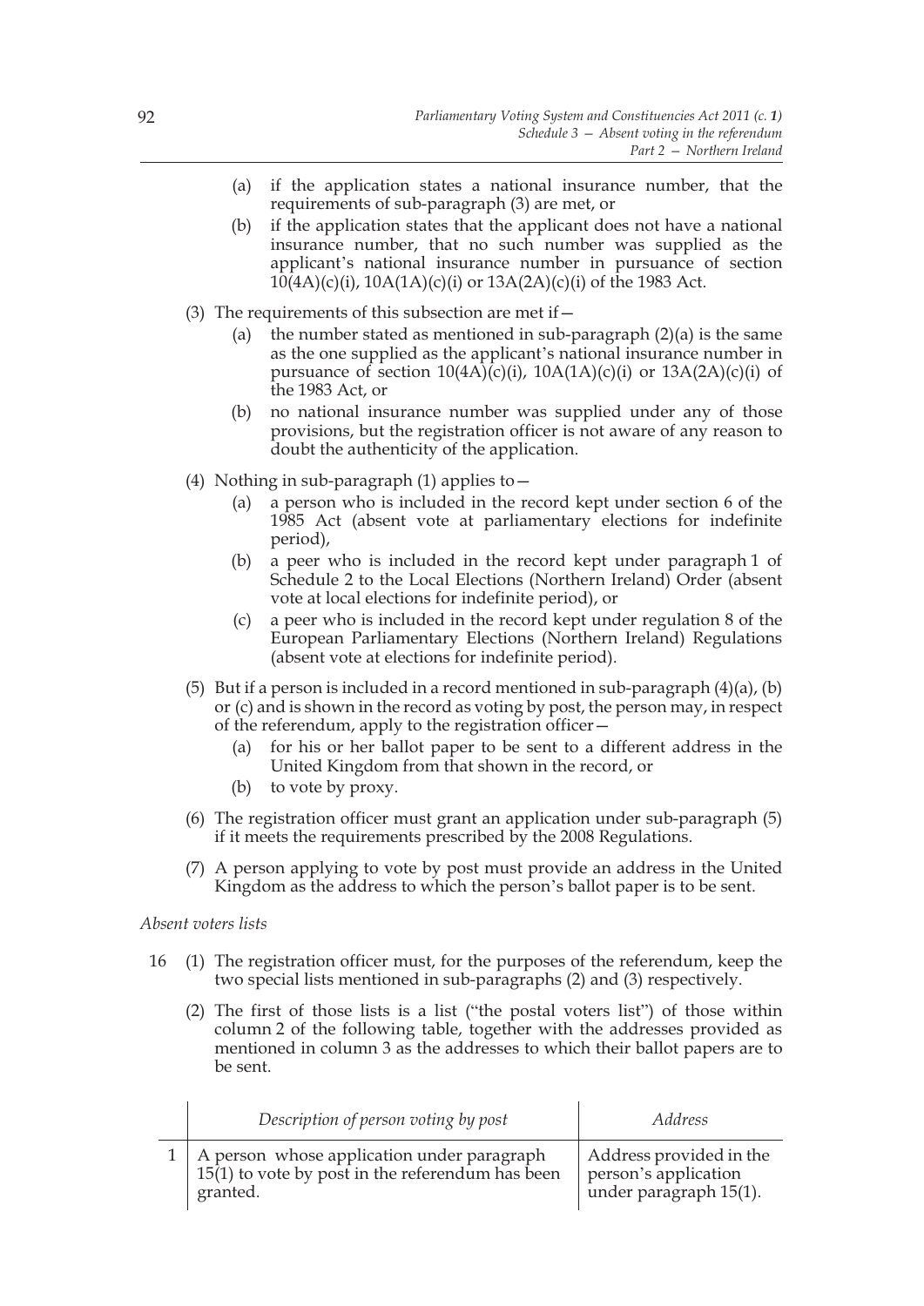(a) if the application states a national insurance number, that the requirements of sub-paragraph (3) are met, or

(b) if the application states that the applicant does not have a national insurance number, that no such number was supplied as the applicant's national insurance number in pursuance of section 10(4A)(c)(i), 10A(1A)(c)(i) or 13A(2A)(c)(i) of the 1983 Act.

(3) The requirements of this subsection are met if—

(a) the number stated as mentioned in sub-paragraph (2)(a) is the same as the one supplied as the applicant's national insurance number in pursuance of section 10(4A)(c)(i), 10A(1A)(c)(i) or 13A(2A)(c)(i) of the 1983 Act, or

(b) no national insurance number was supplied under any of those provisions, but the registration officer is not aware of any reason to doubt the authenticity of the application.

(4) Nothing in sub-paragraph (1) applies to—

(a) a person who is included in the record kept under section 6 of the 1985 Act (absent vote at parliamentary elections for indefinite period),

(b) a peer who is included in the record kept under paragraph 1 of Schedule 2 to the Local Elections (Northern Ireland) Order (absent vote at local elections for indefinite period), or

(c) a peer who is included in the record kept under regulation 8 of the European Parliamentary Elections (Northern Ireland) Regulations (absent vote at elections for indefinite period).

(5) But if a person is included in a record mentioned in sub-paragraph (4)(a), (b) or (c) and is shown in the record as voting by post, the person may, in respect of the referendum, apply to the registration officer—

(a) for his or her ballot paper to be sent to a different address in the United Kingdom from that shown in the record, or

(b) to vote by proxy.

(6) The registration officer must grant an application under sub-paragraph (5) if it meets the requirements prescribed by the 2008 Regulations.

(7) A person applying to vote by post must provide an address in the United Kingdom as the address to which the person's ballot paper is to be sent.

*Absent voters lists*

16 (1) The registration officer must, for the purposes of the referendum, keep the two special lists mentioned in sub-paragraphs (2) and (3) respectively.

(2) The first of those lists is a list ("the postal voters list") of those within column 2 of the following table, together with the addresses provided as mentioned in column 3 as the addresses to which their ballot papers are to be sent.

| | *Description of person voting by post* | *Address* |
|---|---|---|
| 1 | A person whose application under paragraph 15(1) to vote by post in the referendum has been granted. | Address provided in the person's application under paragraph 15(1). |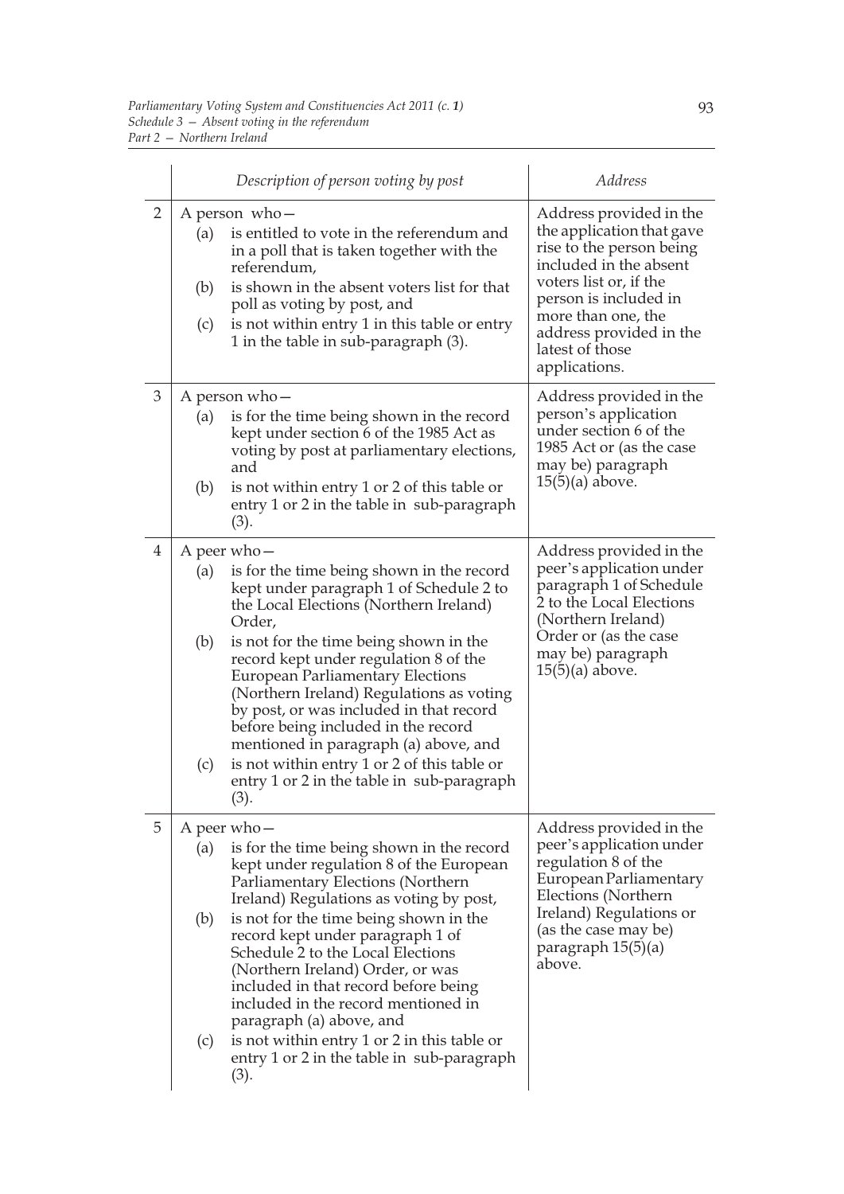| | Description of person voting by post | Address |
|---|---|---|
| 2 | A person who—<br>(a) is entitled to vote in the referendum and in a poll that is taken together with the referendum,<br>(b) is shown in the absent voters list for that poll as voting by post, and<br>(c) is not within entry 1 in this table or entry 1 in the table in sub-paragraph (3). | Address provided in the the application that gave rise to the person being included in the absent voters list or, if the person is included in more than one, the address provided in the latest of those applications. |
| 3 | A person who—<br>(a) is for the time being shown in the record kept under section 6 of the 1985 Act as voting by post at parliamentary elections, and<br>(b) is not within entry 1 or 2 of this table or entry 1 or 2 in the table in sub-paragraph (3). | Address provided in the person's application under section 6 of the 1985 Act or (as the case may be) paragraph 15(5)(a) above. |
| 4 | A peer who—<br>(a) is for the time being shown in the record kept under paragraph 1 of Schedule 2 to the Local Elections (Northern Ireland) Order,<br>(b) is not for the time being shown in the record kept under regulation 8 of the European Parliamentary Elections (Northern Ireland) Regulations as voting by post, or was included in that record before being included in the record mentioned in paragraph (a) above, and<br>(c) is not within entry 1 or 2 of this table or entry 1 or 2 in the table in sub-paragraph (3). | Address provided in the peer's application under paragraph 1 of Schedule 2 to the Local Elections (Northern Ireland) Order or (as the case may be) paragraph 15(5)(a) above. |
| 5 | A peer who—<br>(a) is for the time being shown in the record kept under regulation 8 of the European Parliamentary Elections (Northern Ireland) Regulations as voting by post,<br>(b) is not for the time being shown in the record kept under paragraph 1 of Schedule 2 to the Local Elections (Northern Ireland) Order, or was included in that record before being included in the record mentioned in paragraph (a) above, and<br>(c) is not within entry 1 or 2 in this table or entry 1 or 2 in the table in sub-paragraph (3). | Address provided in the peer's application under regulation 8 of the European Parliamentary Elections (Northern Ireland) Regulations or (as the case may be) paragraph 15(5)(a) above. |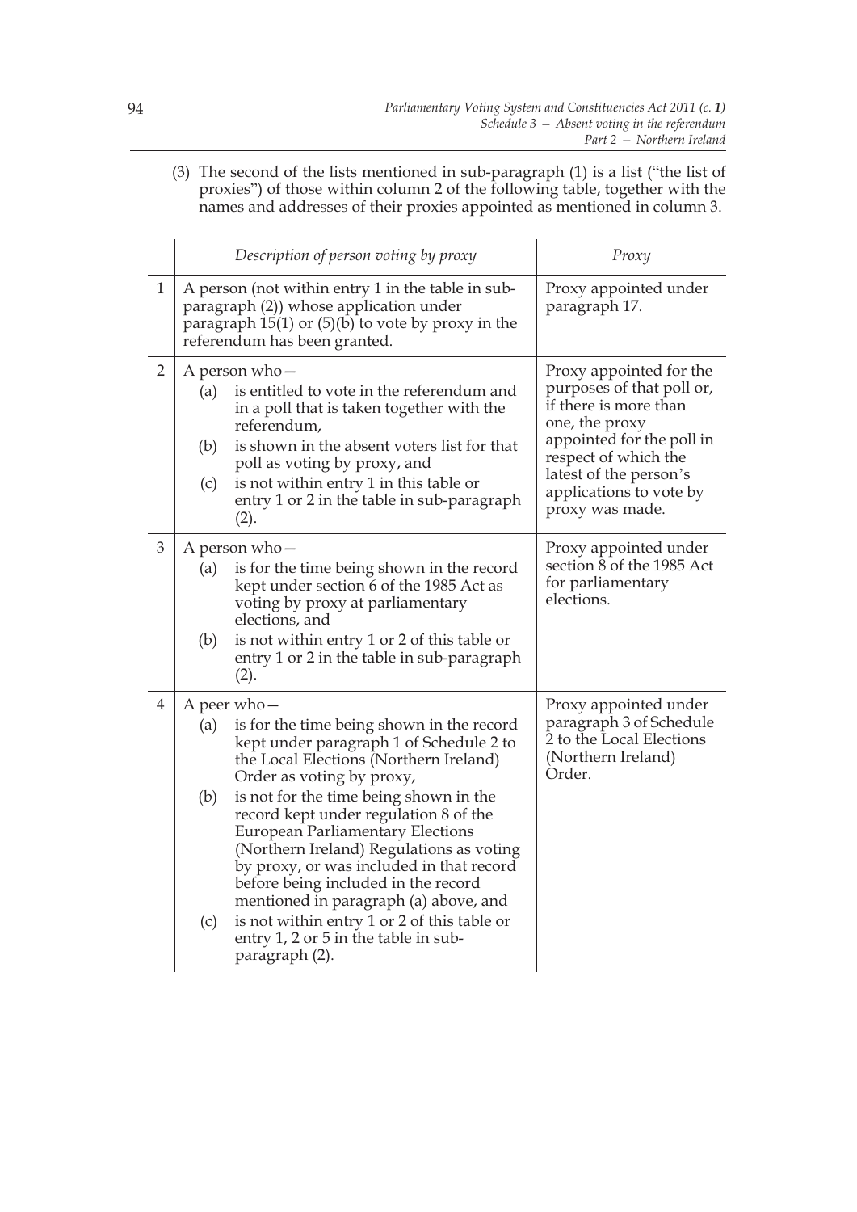(3) The second of the lists mentioned in sub-paragraph (1) is a list ("the list of proxies") of those within column 2 of the following table, together with the names and addresses of their proxies appointed as mentioned in column 3.

| | *Description of person voting by proxy* | *Proxy* |
|---|---|---|
| 1 | A person (not within entry 1 in the table in sub-paragraph (2)) whose application under paragraph 15(1) or (5)(b) to vote by proxy in the referendum has been granted. | Proxy appointed under paragraph 17. |
| 2 | A person who— (a) is entitled to vote in the referendum and in a poll that is taken together with the referendum, (b) is shown in the absent voters list for that poll as voting by proxy, and (c) is not within entry 1 in this table or entry 1 or 2 in the table in sub-paragraph (2). | Proxy appointed for the purposes of that poll or, if there is more than one, the proxy appointed for the poll in respect of which the latest of the person's applications to vote by proxy was made. |
| 3 | A person who— (a) is for the time being shown in the record kept under section 6 of the 1985 Act as voting by proxy at parliamentary elections, and (b) is not within entry 1 or 2 of this table or entry 1 or 2 in the table in sub-paragraph (2). | Proxy appointed under section 8 of the 1985 Act for parliamentary elections. |
| 4 | A peer who— (a) is for the time being shown in the record kept under paragraph 1 of Schedule 2 to the Local Elections (Northern Ireland) Order as voting by proxy, (b) is not for the time being shown in the record kept under regulation 8 of the European Parliamentary Elections (Northern Ireland) Regulations as voting by proxy, or was included in that record before being included in the record mentioned in paragraph (a) above, and (c) is not within entry 1 or 2 of this table or entry 1, 2 or 5 in the table in sub-paragraph (2). | Proxy appointed under paragraph 3 of Schedule 2 to the Local Elections (Northern Ireland) Order. |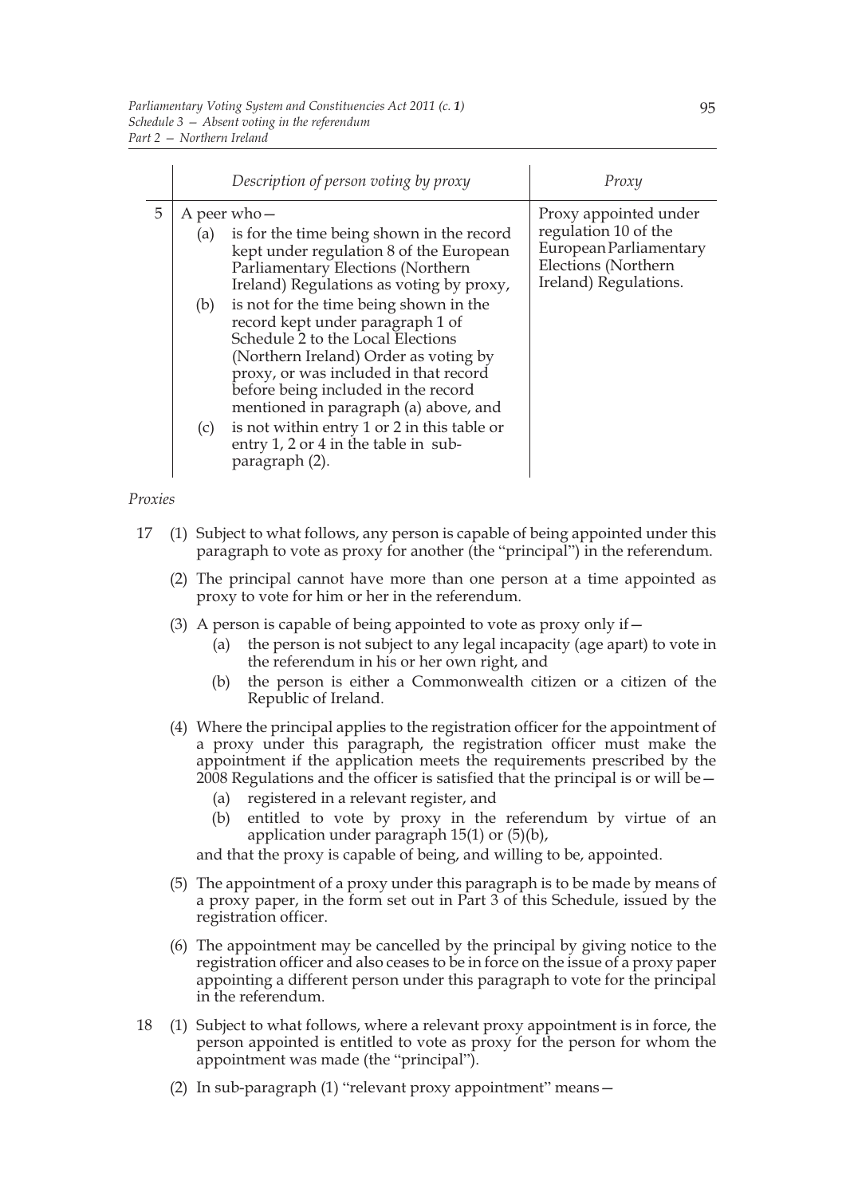| | Description of person voting by proxy | Proxy |
|---|---|---|
| 5 | A peer who—<br>(a) is for the time being shown in the record kept under regulation 8 of the European Parliamentary Elections (Northern Ireland) Regulations as voting by proxy,<br>(b) is not for the time being shown in the record kept under paragraph 1 of Schedule 2 to the Local Elections (Northern Ireland) Order as voting by proxy, or was included in that record before being included in the record mentioned in paragraph (a) above, and<br>(c) is not within entry 1 or 2 in this table or entry 1, 2 or 4 in the table in sub-paragraph (2). | Proxy appointed under regulation 10 of the European Parliamentary Elections (Northern Ireland) Regulations. |

*Proxies*

17 (1) Subject to what follows, any person is capable of being appointed under this paragraph to vote as proxy for another (the "principal") in the referendum.

(2) The principal cannot have more than one person at a time appointed as proxy to vote for him or her in the referendum.

(3) A person is capable of being appointed to vote as proxy only if—

(a) the person is not subject to any legal incapacity (age apart) to vote in the referendum in his or her own right, and

(b) the person is either a Commonwealth citizen or a citizen of the Republic of Ireland.

(4) Where the principal applies to the registration officer for the appointment of a proxy under this paragraph, the registration officer must make the appointment if the application meets the requirements prescribed by the 2008 Regulations and the officer is satisfied that the principal is or will be—

(a) registered in a relevant register, and

(b) entitled to vote by proxy in the referendum by virtue of an application under paragraph 15(1) or (5)(b),

and that the proxy is capable of being, and willing to be, appointed.

(5) The appointment of a proxy under this paragraph is to be made by means of a proxy paper, in the form set out in Part 3 of this Schedule, issued by the registration officer.

(6) The appointment may be cancelled by the principal by giving notice to the registration officer and also ceases to be in force on the issue of a proxy paper appointing a different person under this paragraph to vote for the principal in the referendum.

18 (1) Subject to what follows, where a relevant proxy appointment is in force, the person appointed is entitled to vote as proxy for the person for whom the appointment was made (the "principal").

(2) In sub-paragraph (1) "relevant proxy appointment" means—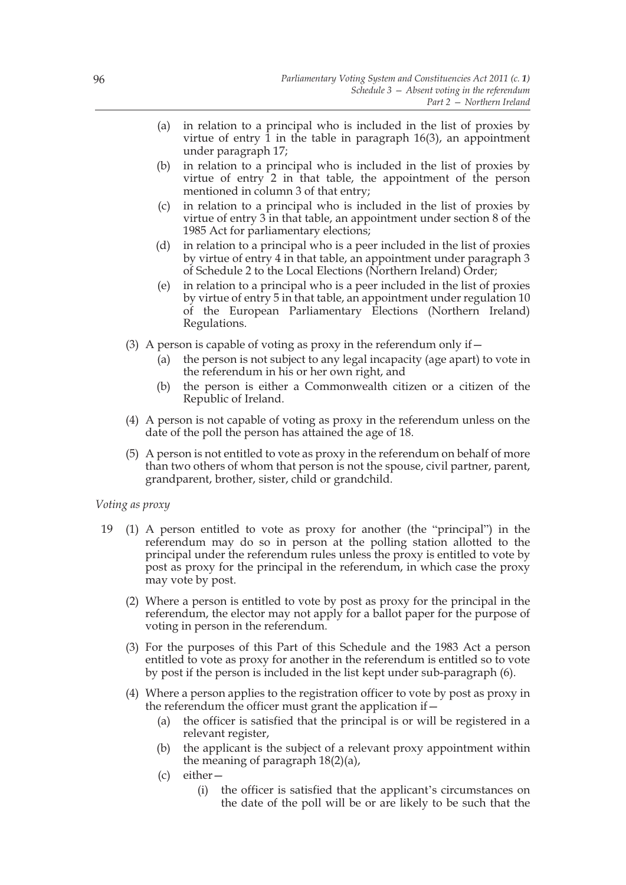(a) in relation to a principal who is included in the list of proxies by virtue of entry 1 in the table in paragraph 16(3), an appointment under paragraph 17;

(b) in relation to a principal who is included in the list of proxies by virtue of entry 2 in that table, the appointment of the person mentioned in column 3 of that entry;

(c) in relation to a principal who is included in the list of proxies by virtue of entry 3 in that table, an appointment under section 8 of the 1985 Act for parliamentary elections;

(d) in relation to a principal who is a peer included in the list of proxies by virtue of entry 4 in that table, an appointment under paragraph 3 of Schedule 2 to the Local Elections (Northern Ireland) Order;

(e) in relation to a principal who is a peer included in the list of proxies by virtue of entry 5 in that table, an appointment under regulation 10 of the European Parliamentary Elections (Northern Ireland) Regulations.

(3) A person is capable of voting as proxy in the referendum only if—

(a) the person is not subject to any legal incapacity (age apart) to vote in the referendum in his or her own right, and

(b) the person is either a Commonwealth citizen or a citizen of the Republic of Ireland.

(4) A person is not capable of voting as proxy in the referendum unless on the date of the poll the person has attained the age of 18.

(5) A person is not entitled to vote as proxy in the referendum on behalf of more than two others of whom that person is not the spouse, civil partner, parent, grandparent, brother, sister, child or grandchild.

*Voting as proxy*

19 (1) A person entitled to vote as proxy for another (the "principal") in the referendum may do so in person at the polling station allotted to the principal under the referendum rules unless the proxy is entitled to vote by post as proxy for the principal in the referendum, in which case the proxy may vote by post.

(2) Where a person is entitled to vote by post as proxy for the principal in the referendum, the elector may not apply for a ballot paper for the purpose of voting in person in the referendum.

(3) For the purposes of this Part of this Schedule and the 1983 Act a person entitled to vote as proxy for another in the referendum is entitled so to vote by post if the person is included in the list kept under sub-paragraph (6).

(4) Where a person applies to the registration officer to vote by post as proxy in the referendum the officer must grant the application if—

(a) the officer is satisfied that the principal is or will be registered in a relevant register,

(b) the applicant is the subject of a relevant proxy appointment within the meaning of paragraph 18(2)(a),

(c) either—

(i) the officer is satisfied that the applicant's circumstances on the date of the poll will be or are likely to be such that the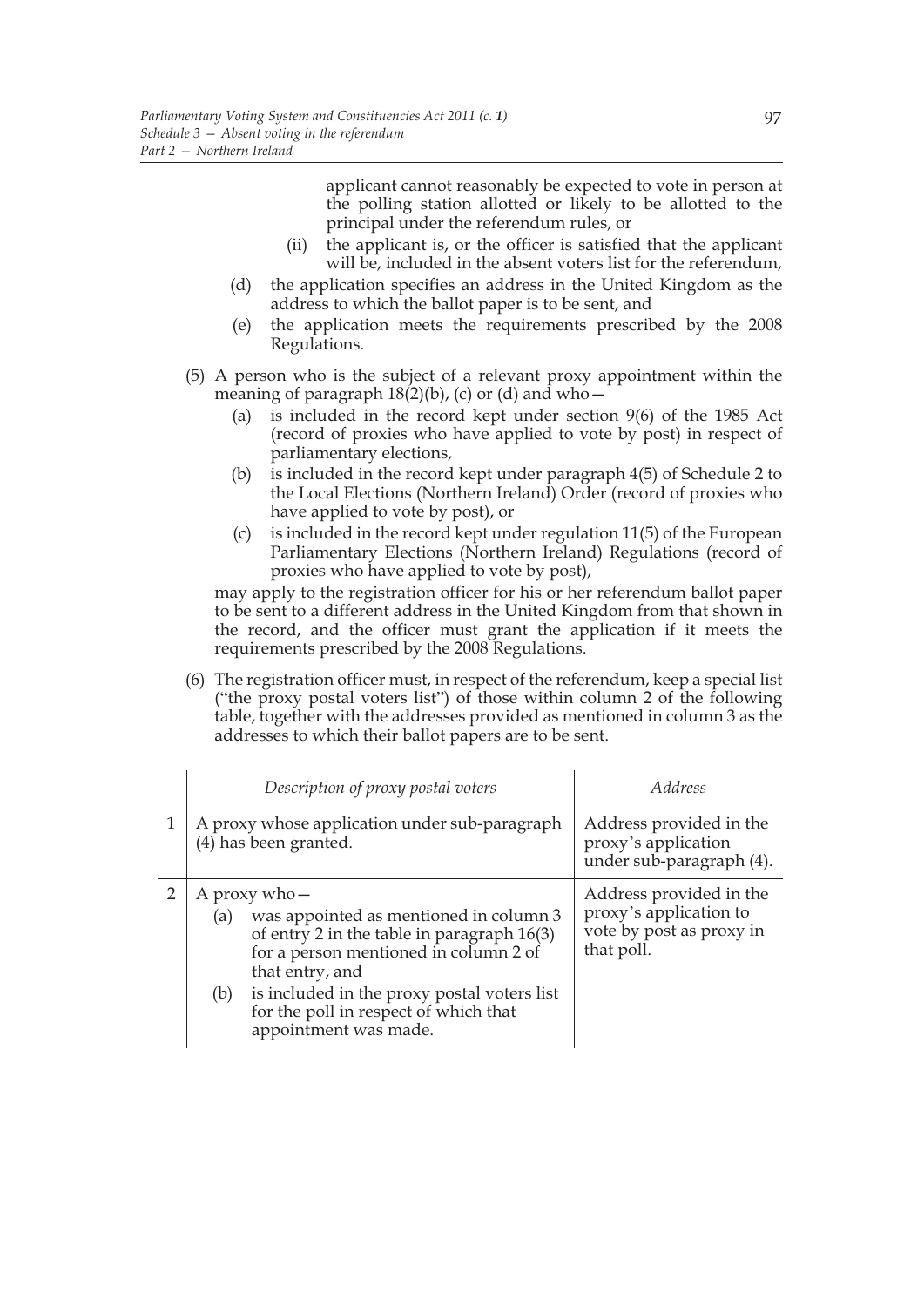applicant cannot reasonably be expected to vote in person at the polling station allotted or likely to be allotted to the principal under the referendum rules, or

(ii) the applicant is, or the officer is satisfied that the applicant will be, included in the absent voters list for the referendum,

(d) the application specifies an address in the United Kingdom as the address to which the ballot paper is to be sent, and

(e) the application meets the requirements prescribed by the 2008 Regulations.

(5) A person who is the subject of a relevant proxy appointment within the meaning of paragraph 18(2)(b), (c) or (d) and who—

(a) is included in the record kept under section 9(6) of the 1985 Act (record of proxies who have applied to vote by post) in respect of parliamentary elections,

(b) is included in the record kept under paragraph 4(5) of Schedule 2 to the Local Elections (Northern Ireland) Order (record of proxies who have applied to vote by post), or

(c) is included in the record kept under regulation 11(5) of the European Parliamentary Elections (Northern Ireland) Regulations (record of proxies who have applied to vote by post),

may apply to the registration officer for his or her referendum ballot paper to be sent to a different address in the United Kingdom from that shown in the record, and the officer must grant the application if it meets the requirements prescribed by the 2008 Regulations.

(6) The registration officer must, in respect of the referendum, keep a special list ("the proxy postal voters list") of those within column 2 of the following table, together with the addresses provided as mentioned in column 3 as the addresses to which their ballot papers are to be sent.

| | *Description of proxy postal voters* | *Address* |
|---|---|---|
| 1 | A proxy whose application under sub-paragraph (4) has been granted. | Address provided in the proxy's application under sub-paragraph (4). |
| 2 | A proxy who— (a) was appointed as mentioned in column 3 of entry 2 in the table in paragraph 16(3) for a person mentioned in column 2 of that entry, and (b) is included in the proxy postal voters list for the poll in respect of which that appointment was made. | Address provided in the proxy's application to vote by post as proxy in that poll. |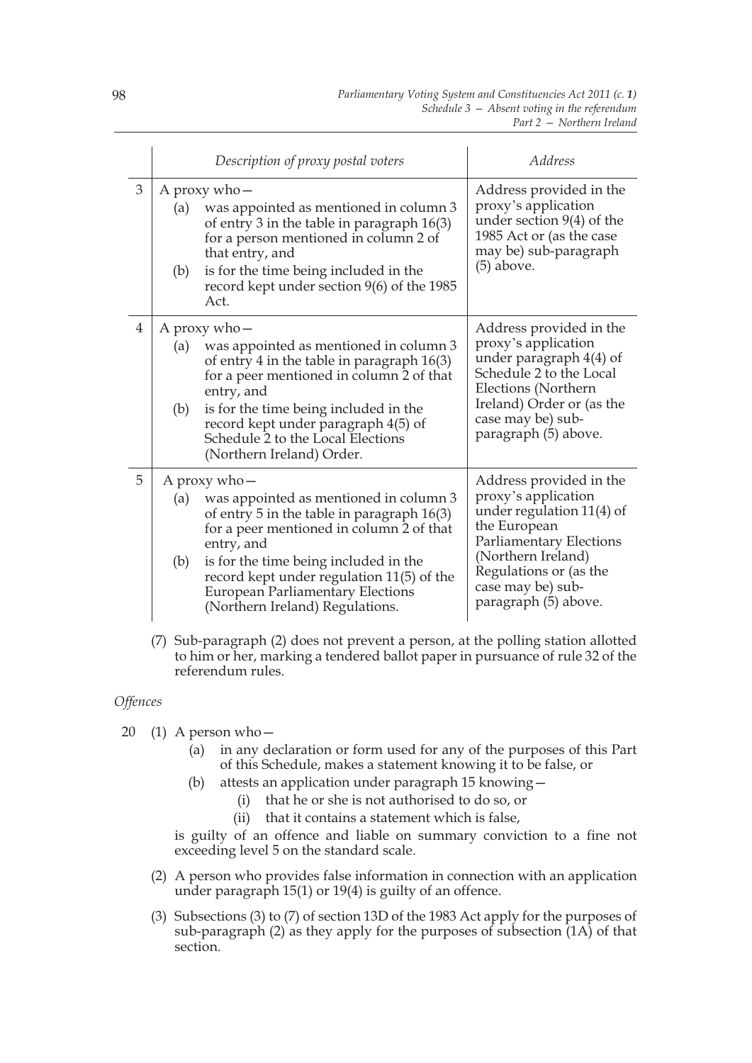|  | Description of proxy postal voters | Address |
|---|---|---|
| 3 | A proxy who— (a) was appointed as mentioned in column 3 of entry 3 in the table in paragraph 16(3) for a person mentioned in column 2 of that entry, and (b) is for the time being included in the record kept under section 9(6) of the 1985 Act. | Address provided in the proxy's application under section 9(4) of the 1985 Act or (as the case may be) sub-paragraph (5) above. |
| 4 | A proxy who— (a) was appointed as mentioned in column 3 of entry 4 in the table in paragraph 16(3) for a peer mentioned in column 2 of that entry, and (b) is for the time being included in the record kept under paragraph 4(5) of Schedule 2 to the Local Elections (Northern Ireland) Order. | Address provided in the proxy's application under paragraph 4(4) of Schedule 2 to the Local Elections (Northern Ireland) Order or (as the case may be) sub-paragraph (5) above. |
| 5 | A proxy who— (a) was appointed as mentioned in column 3 of entry 5 in the table in paragraph 16(3) for a peer mentioned in column 2 of that entry, and (b) is for the time being included in the record kept under regulation 11(5) of the European Parliamentary Elections (Northern Ireland) Regulations. | Address provided in the proxy's application under regulation 11(4) of the European Parliamentary Elections (Northern Ireland) Regulations or (as the case may be) sub-paragraph (5) above. |

(7) Sub-paragraph (2) does not prevent a person, at the polling station allotted to him or her, marking a tendered ballot paper in pursuance of rule 32 of the referendum rules.

*Offences*

20 (1) A person who—

(a) in any declaration or form used for any of the purposes of this Part of this Schedule, makes a statement knowing it to be false, or

(b) attests an application under paragraph 15 knowing—

(i) that he or she is not authorised to do so, or

(ii) that it contains a statement which is false,

is guilty of an offence and liable on summary conviction to a fine not exceeding level 5 on the standard scale.

(2) A person who provides false information in connection with an application under paragraph 15(1) or 19(4) is guilty of an offence.

(3) Subsections (3) to (7) of section 13D of the 1983 Act apply for the purposes of sub-paragraph (2) as they apply for the purposes of subsection (1A) of that section.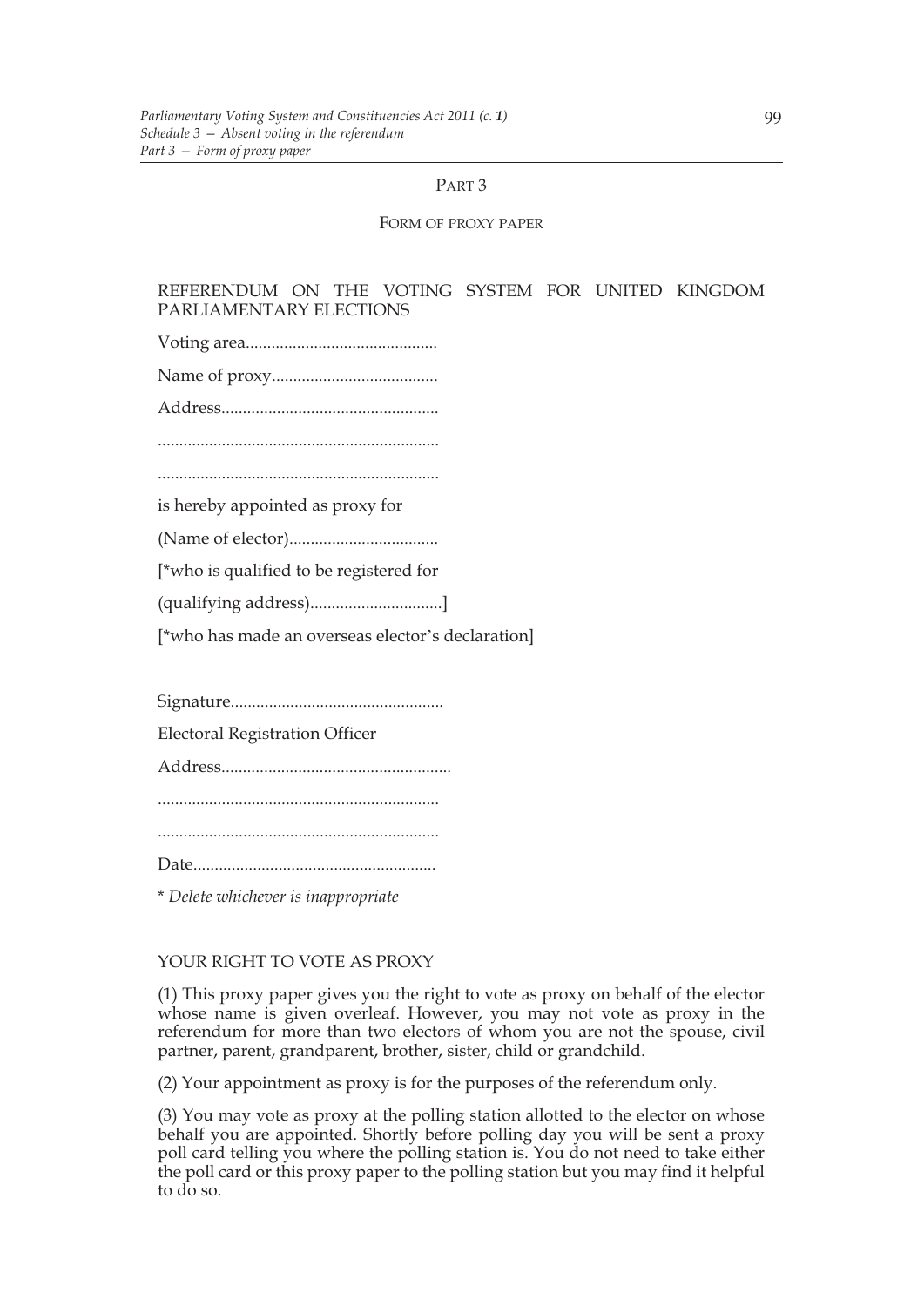## PART 3

### FORM OF PROXY PAPER

REFERENDUM ON THE VOTING SYSTEM FOR UNITED KINGDOM PARLIAMENTARY ELECTIONS

Voting area............................................

Name of proxy.......................................

Address..................................................

.................................................................

.................................................................

is hereby appointed as proxy for

(Name of elector)..................................

[*who is qualified to be registered for

(qualifying address)...............................]

[*who has made an overseas elector's declaration]

Signature.................................................

Electoral Registration Officer

Address.....................................................

.................................................................

.................................................................

Date.........................................................

\* *Delete whichever is inappropriate*

YOUR RIGHT TO VOTE AS PROXY

(1) This proxy paper gives you the right to vote as proxy on behalf of the elector whose name is given overleaf. However, you may not vote as proxy in the referendum for more than two electors of whom you are not the spouse, civil partner, parent, grandparent, brother, sister, child or grandchild.

(2) Your appointment as proxy is for the purposes of the referendum only.

(3) You may vote as proxy at the polling station allotted to the elector on whose behalf you are appointed. Shortly before polling day you will be sent a proxy poll card telling you where the polling station is. You do not need to take either the poll card or this proxy paper to the polling station but you may find it helpful to do so.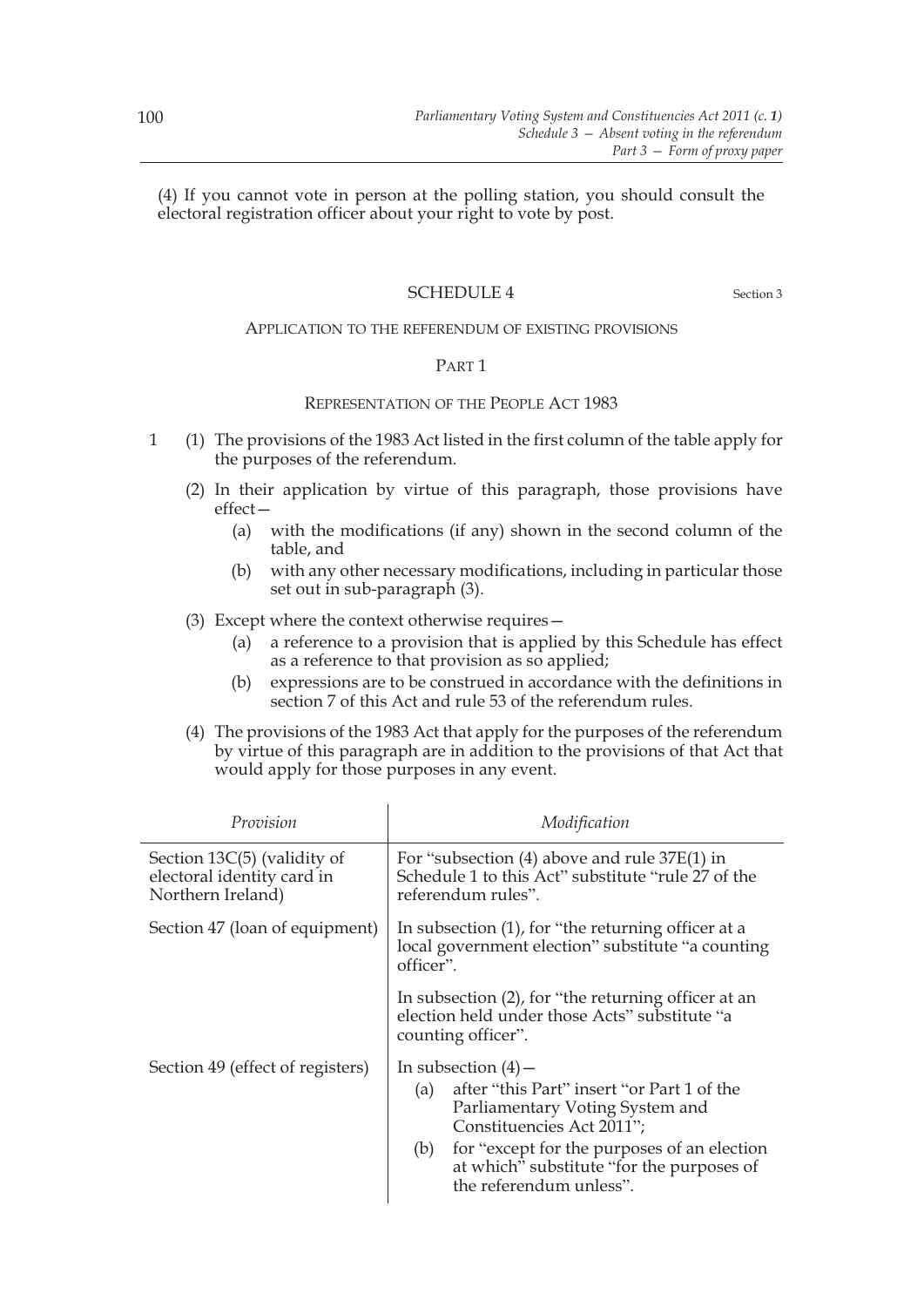(4) If you cannot vote in person at the polling station, you should consult the electoral registration officer about your right to vote by post.

## SCHEDULE 4

Section 3

### APPLICATION TO THE REFERENDUM OF EXISTING PROVISIONS

#### PART 1

#### REPRESENTATION OF THE PEOPLE ACT 1983

1 (1) The provisions of the 1983 Act listed in the first column of the table apply for the purposes of the referendum.

(2) In their application by virtue of this paragraph, those provisions have effect—

(a) with the modifications (if any) shown in the second column of the table, and

(b) with any other necessary modifications, including in particular those set out in sub-paragraph (3).

(3) Except where the context otherwise requires—

(a) a reference to a provision that is applied by this Schedule has effect as a reference to that provision as so applied;

(b) expressions are to be construed in accordance with the definitions in section 7 of this Act and rule 53 of the referendum rules.

(4) The provisions of the 1983 Act that apply for the purposes of the referendum by virtue of this paragraph are in addition to the provisions of that Act that would apply for those purposes in any event.

| *Provision* | *Modification* |
|---|---|
| Section 13C(5) (validity of electoral identity card in Northern Ireland) | For "subsection (4) above and rule 37E(1) in Schedule 1 to this Act" substitute "rule 27 of the referendum rules". |
| Section 47 (loan of equipment) | In subsection (1), for "the returning officer at a local government election" substitute "a counting officer".<br><br>In subsection (2), for "the returning officer at an election held under those Acts" substitute "a counting officer". |
| Section 49 (effect of registers) | In subsection (4)—<br>(a) after "this Part" insert "or Part 1 of the Parliamentary Voting System and Constituencies Act 2011";<br>(b) for "except for the purposes of an election at which" substitute "for the purposes of the referendum unless". |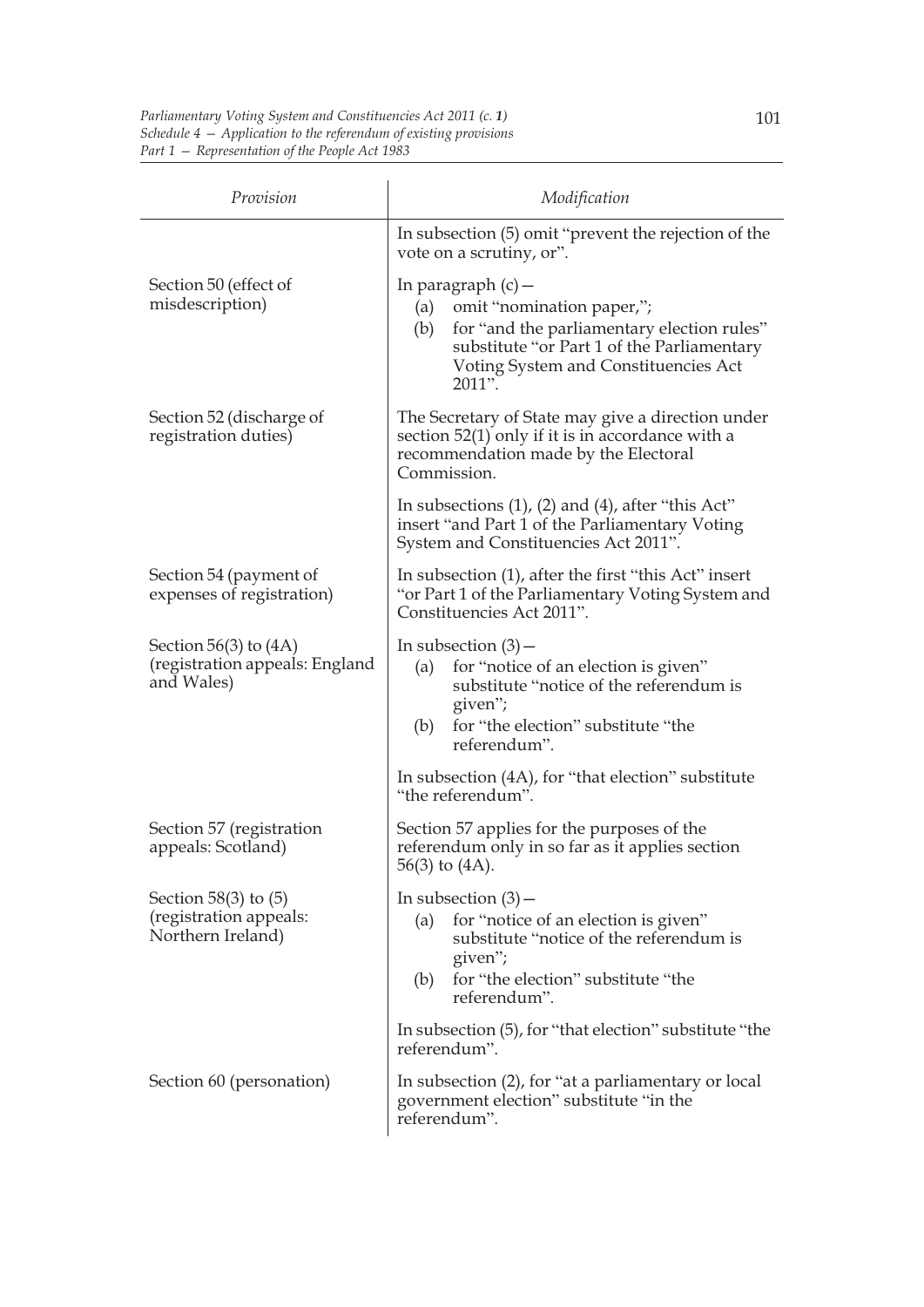| Provision | Modification |
|---|---|
| | In subsection (5) omit "prevent the rejection of the vote on a scrutiny, or". |
| Section 50 (effect of misdescription) | In paragraph (c)— (a) omit "nomination paper,"; (b) for "and the parliamentary election rules" substitute "or Part 1 of the Parliamentary Voting System and Constituencies Act 2011". |
| Section 52 (discharge of registration duties) | The Secretary of State may give a direction under section 52(1) only if it is in accordance with a recommendation made by the Electoral Commission. |
| | In subsections (1), (2) and (4), after "this Act" insert "and Part 1 of the Parliamentary Voting System and Constituencies Act 2011". |
| Section 54 (payment of expenses of registration) | In subsection (1), after the first "this Act" insert "or Part 1 of the Parliamentary Voting System and Constituencies Act 2011". |
| Section 56(3) to (4A) (registration appeals: England and Wales) | In subsection (3)— (a) for "notice of an election is given" substitute "notice of the referendum is given"; (b) for "the election" substitute "the referendum". |
| | In subsection (4A), for "that election" substitute "the referendum". |
| Section 57 (registration appeals: Scotland) | Section 57 applies for the purposes of the referendum only in so far as it applies section 56(3) to (4A). |
| Section 58(3) to (5) (registration appeals: Northern Ireland) | In subsection (3)— (a) for "notice of an election is given" substitute "notice of the referendum is given"; (b) for "the election" substitute "the referendum". |
| | In subsection (5), for "that election" substitute "the referendum". |
| Section 60 (personation) | In subsection (2), for "at a parliamentary or local government election" substitute "in the referendum". |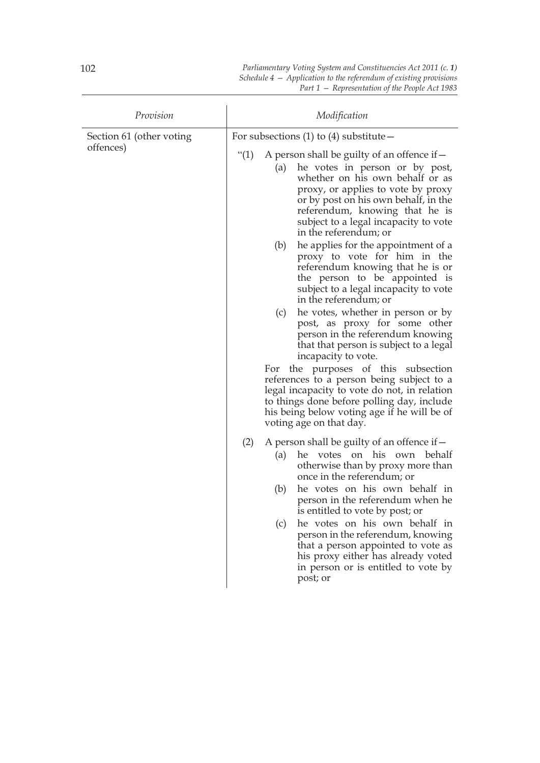| Provision | Modification |
|---|---|
| Section 61 (other voting offences) | For subsections (1) to (4) substitute—<br><br>"(1) A person shall be guilty of an offence if—<br>(a) he votes in person or by post, whether on his own behalf or as proxy, or applies to vote by proxy or by post on his own behalf, in the referendum, knowing that he is subject to a legal incapacity to vote in the referendum; or<br>(b) he applies for the appointment of a proxy to vote for him in the referendum knowing that he is or the person to be appointed is subject to a legal incapacity to vote in the referendum; or<br>(c) he votes, whether in person or by post, as proxy for some other person in the referendum knowing that that person is subject to a legal incapacity to vote.<br>For the purposes of this subsection references to a person being subject to a legal incapacity to vote do not, in relation to things done before polling day, include his being below voting age if he will be of voting age on that day.<br><br>(2) A person shall be guilty of an offence if—<br>(a) he votes on his own behalf otherwise than by proxy more than once in the referendum; or<br>(b) he votes on his own behalf in person in the referendum when he is entitled to vote by post; or<br>(c) he votes on his own behalf in person in the referendum, knowing that a person appointed to vote as his proxy either has already voted in person or is entitled to vote by post; or |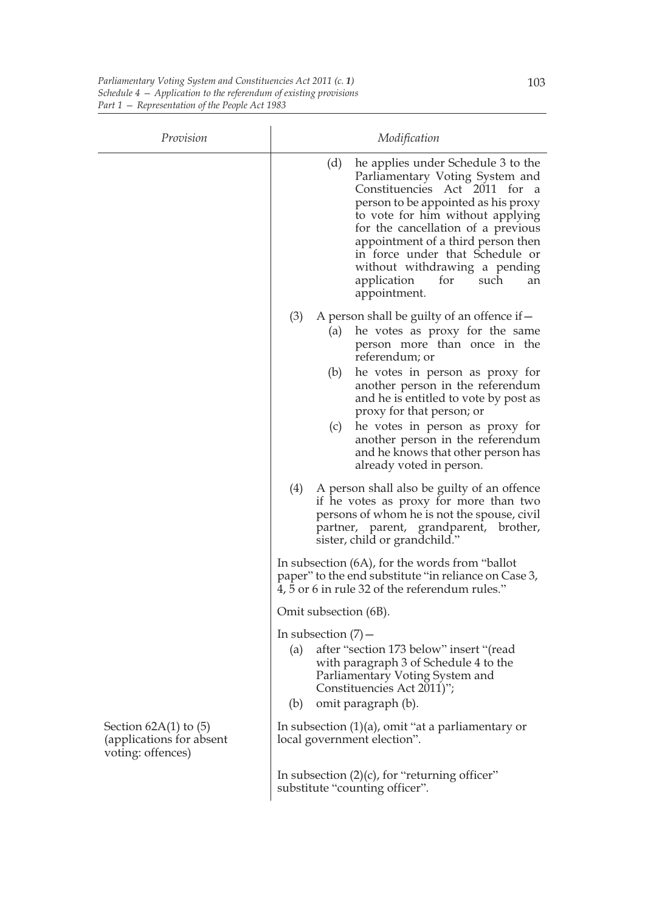| Provision | Modification |
|---|---|
| | (d) he applies under Schedule 3 to the Parliamentary Voting System and Constituencies Act 2011 for a person to be appointed as his proxy to vote for him without applying for the cancellation of a previous appointment of a third person then in force under that Schedule or without withdrawing a pending application for such an appointment. |
| | (3) A person shall be guilty of an offence if— (a) he votes as proxy for the same person more than once in the referendum; or (b) he votes in person as proxy for another person in the referendum and he is entitled to vote by post as proxy for that person; or (c) he votes in person as proxy for another person in the referendum and he knows that other person has already voted in person. |
| | (4) A person shall also be guilty of an offence if he votes as proxy for more than two persons of whom he is not the spouse, civil partner, parent, grandparent, brother, sister, child or grandchild." |
| | In subsection (6A), for the words from "ballot paper" to the end substitute "in reliance on Case 3, 4, 5 or 6 in rule 32 of the referendum rules." |
| | Omit subsection (6B). |
| | In subsection (7)— (a) after "section 173 below" insert "(read with paragraph 3 of Schedule 4 to the Parliamentary Voting System and Constituencies Act 2011)"; (b) omit paragraph (b). |
| Section 62A(1) to (5) (applications for absent voting: offences) | In subsection (1)(a), omit "at a parliamentary or local government election". |
| | In subsection (2)(c), for "returning officer" substitute "counting officer". |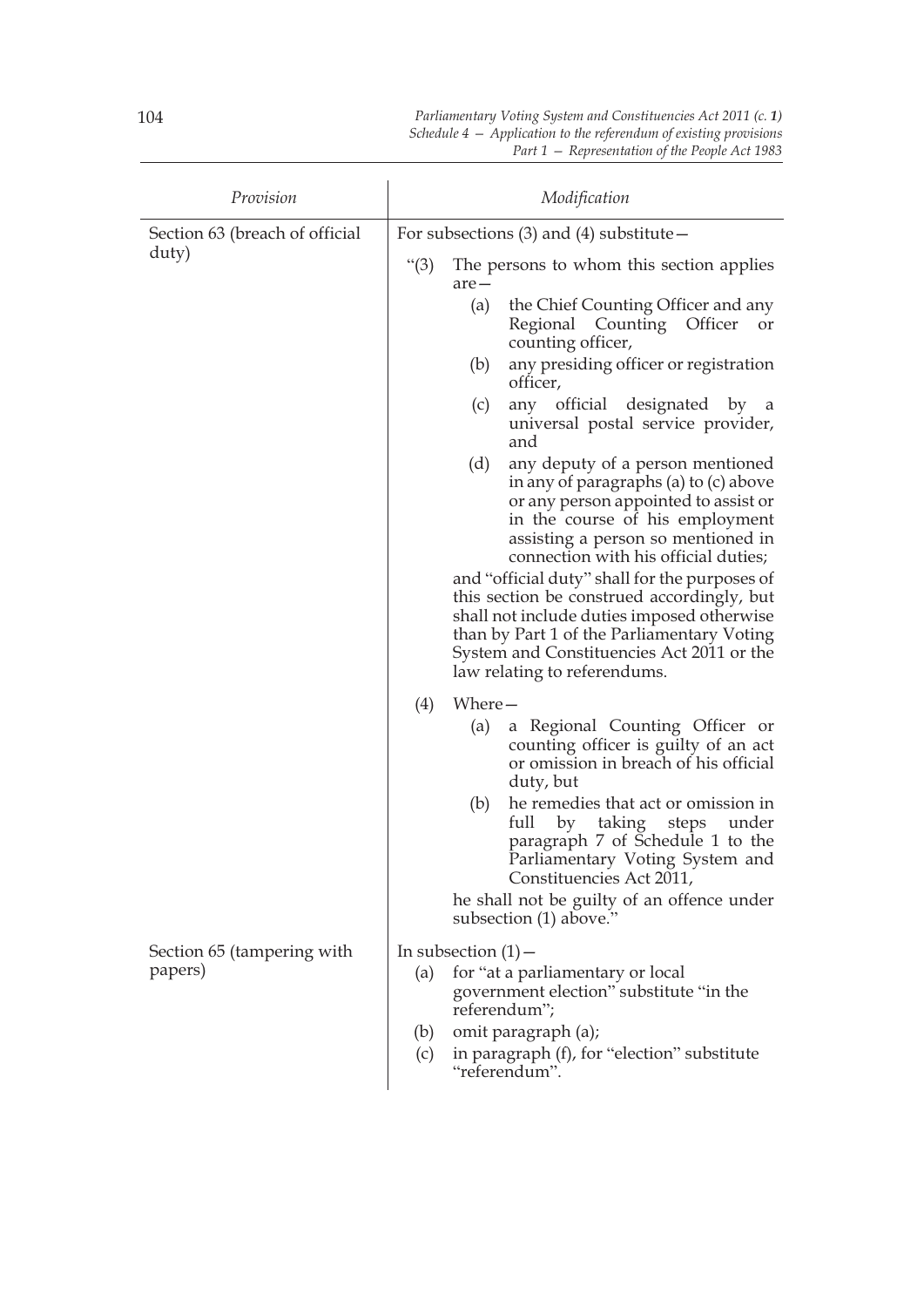| Provision | Modification |
|---|---|
| Section 63 (breach of official duty) | For subsections (3) and (4) substitute— <br><br>“(3) The persons to whom this section applies are— <br>(a) the Chief Counting Officer and any Regional Counting Officer or counting officer, <br>(b) any presiding officer or registration officer, <br>(c) any official designated by a universal postal service provider, and <br>(d) any deputy of a person mentioned in any of paragraphs (a) to (c) above or any person appointed to assist or in the course of his employment assisting a person so mentioned in connection with his official duties; <br><br>and “official duty” shall for the purposes of this section be construed accordingly, but shall not include duties imposed otherwise than by Part 1 of the Parliamentary Voting System and Constituencies Act 2011 or the law relating to referendums. <br><br>(4) Where— <br>(a) a Regional Counting Officer or counting officer is guilty of an act or omission in breach of his official duty, but <br>(b) he remedies that act or omission in full by taking steps under paragraph 7 of Schedule 1 to the Parliamentary Voting System and Constituencies Act 2011, <br><br>he shall not be guilty of an offence under subsection (1) above.” |
| Section 65 (tampering with papers) | In subsection (1)— <br>(a) for “at a parliamentary or local government election” substitute “in the referendum”; <br>(b) omit paragraph (a); <br>(c) in paragraph (f), for “election” substitute “referendum”. |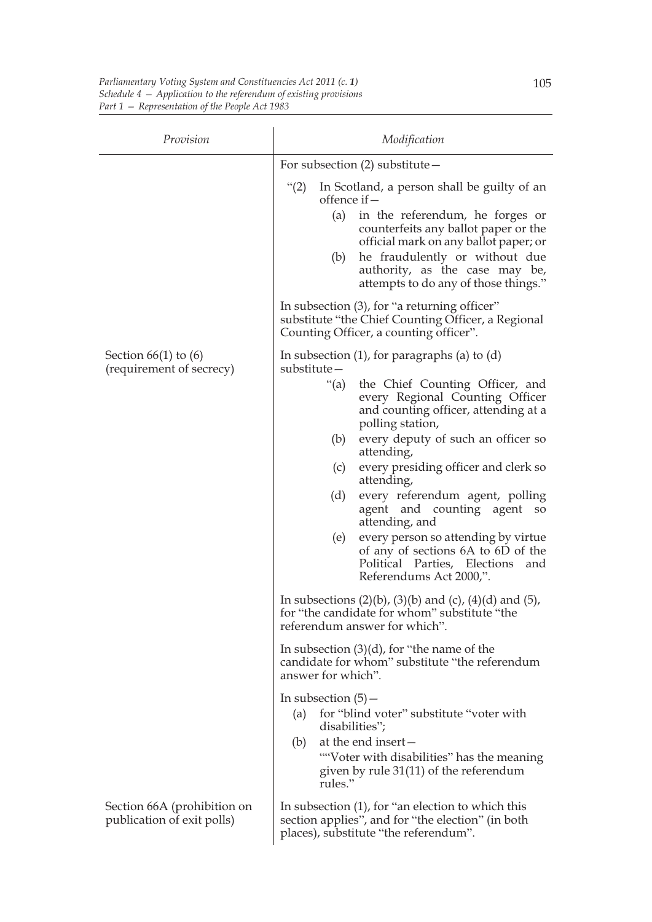| Provision | Modification |
|---|---|
| | For subsection (2) substitute— |
| | "(2) In Scotland, a person shall be guilty of an offence if— (a) in the referendum, he forges or counterfeits any ballot paper or the official mark on any ballot paper; or (b) he fraudulently or without due authority, as the case may be, attempts to do any of those things." |
| | In subsection (3), for "a returning officer" substitute "the Chief Counting Officer, a Regional Counting Officer, a counting officer". |
| Section 66(1) to (6) (requirement of secrecy) | In subsection (1), for paragraphs (a) to (d) substitute— "(a) the Chief Counting Officer, and every Regional Counting Officer and counting officer, attending at a polling station, (b) every deputy of such an officer so attending, (c) every presiding officer and clerk so attending, (d) every referendum agent, polling agent and counting agent so attending, and (e) every person so attending by virtue of any of sections 6A to 6D of the Political Parties, Elections and Referendums Act 2000,". |
| | In subsections (2)(b), (3)(b) and (c), (4)(d) and (5), for "the candidate for whom" substitute "the referendum answer for which". |
| | In subsection (3)(d), for "the name of the candidate for whom" substitute "the referendum answer for which". |
| | In subsection (5)— (a) for "blind voter" substitute "voter with disabilities"; (b) at the end insert— ""Voter with disabilities" has the meaning given by rule 31(11) of the referendum rules." |
| Section 66A (prohibition on publication of exit polls) | In subsection (1), for "an election to which this section applies", and for "the election" (in both places), substitute "the referendum". |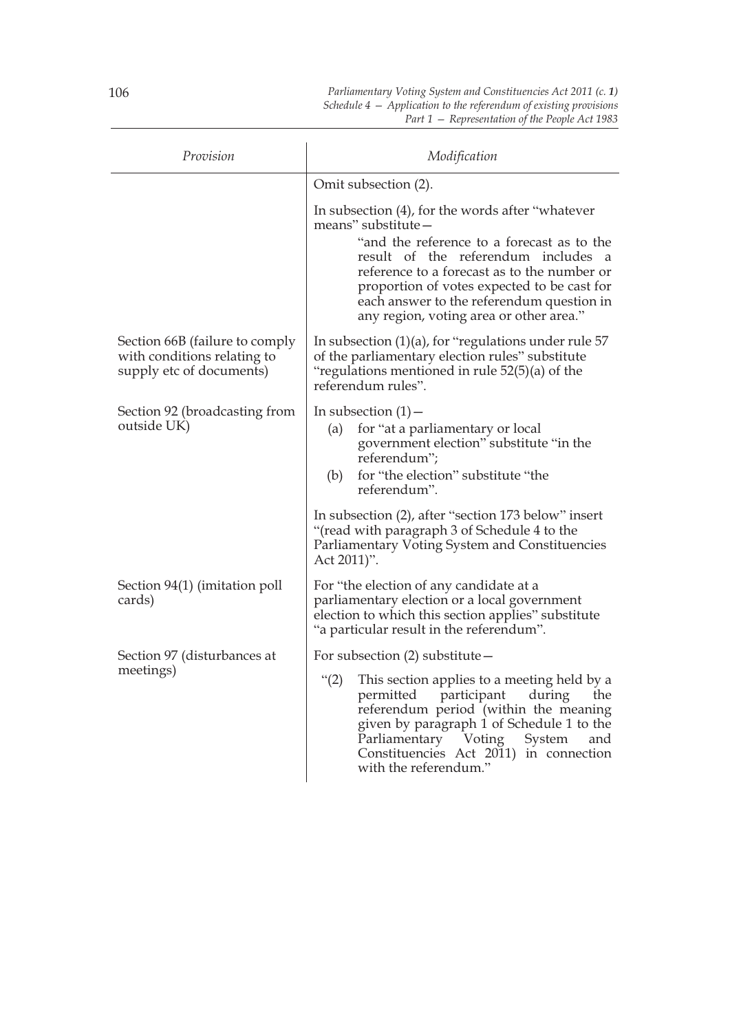| Provision | Modification |
| --- | --- |
| | Omit subsection (2). |
| | In subsection (4), for the words after "whatever means" substitute— "and the reference to a forecast as to the result of the referendum includes a reference to a forecast as to the number or proportion of votes expected to be cast for each answer to the referendum question in any region, voting area or other area." |
| Section 66B (failure to comply with conditions relating to supply etc of documents) | In subsection (1)(a), for "regulations under rule 57 of the parliamentary election rules" substitute "regulations mentioned in rule 52(5)(a) of the referendum rules". |
| Section 92 (broadcasting from outside UK) | In subsection (1)— (a) for "at a parliamentary or local government election" substitute "in the referendum"; (b) for "the election" substitute "the referendum". |
| | In subsection (2), after "section 173 below" insert "(read with paragraph 3 of Schedule 4 to the Parliamentary Voting System and Constituencies Act 2011)". |
| Section 94(1) (imitation poll cards) | For "the election of any candidate at a parliamentary election or a local government election to which this section applies" substitute "a particular result in the referendum". |
| Section 97 (disturbances at meetings) | For subsection (2) substitute— "(2) This section applies to a meeting held by a permitted participant during the referendum period (within the meaning given by paragraph 1 of Schedule 1 to the Parliamentary Voting System and Constituencies Act 2011) in connection with the referendum." |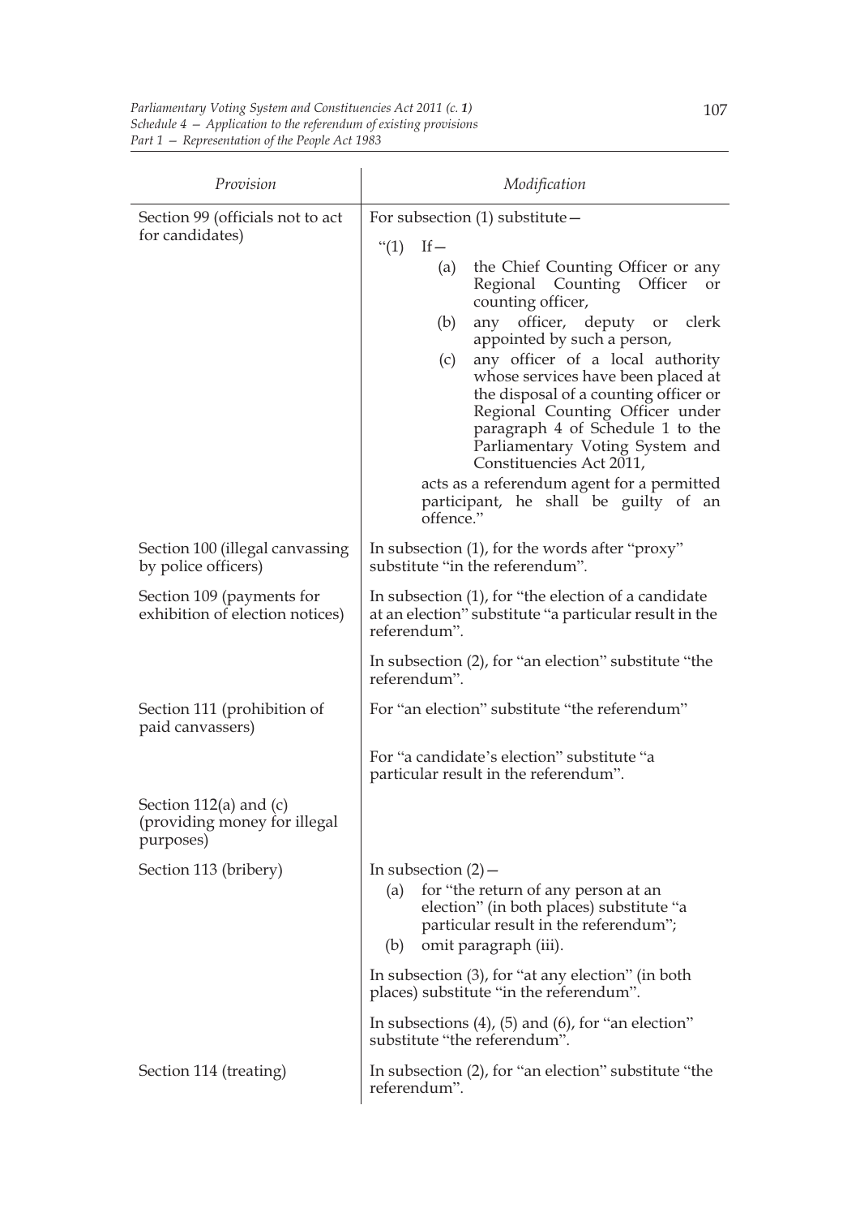| *Provision* | *Modification* |
|---|---|
| Section 99 (officials not to act for candidates) | For subsection (1) substitute— “(1) If— (a) the Chief Counting Officer or any Regional Counting Officer or counting officer, (b) any officer, deputy or clerk appointed by such a person, (c) any officer of a local authority whose services have been placed at the disposal of a counting officer or Regional Counting Officer under paragraph 4 of Schedule 1 to the Parliamentary Voting System and Constituencies Act 2011, acts as a referendum agent for a permitted participant, he shall be guilty of an offence.” |
| Section 100 (illegal canvassing by police officers) | In subsection (1), for the words after “proxy” substitute “in the referendum”. |
| Section 109 (payments for exhibition of election notices) | In subsection (1), for “the election of a candidate at an election” substitute “a particular result in the referendum”. |
| | In subsection (2), for “an election” substitute “the referendum”. |
| Section 111 (prohibition of paid canvassers) | For “an election” substitute “the referendum” |
| | For “a candidate’s election” substitute “a particular result in the referendum”. |
| Section 112(a) and (c) (providing money for illegal purposes) | |
| Section 113 (bribery) | In subsection (2)— (a) for “the return of any person at an election” (in both places) substitute “a particular result in the referendum”; (b) omit paragraph (iii). |
| | In subsection (3), for “at any election” (in both places) substitute “in the referendum”. |
| | In subsections (4), (5) and (6), for “an election” substitute “the referendum”. |
| Section 114 (treating) | In subsection (2), for “an election” substitute “the referendum”. |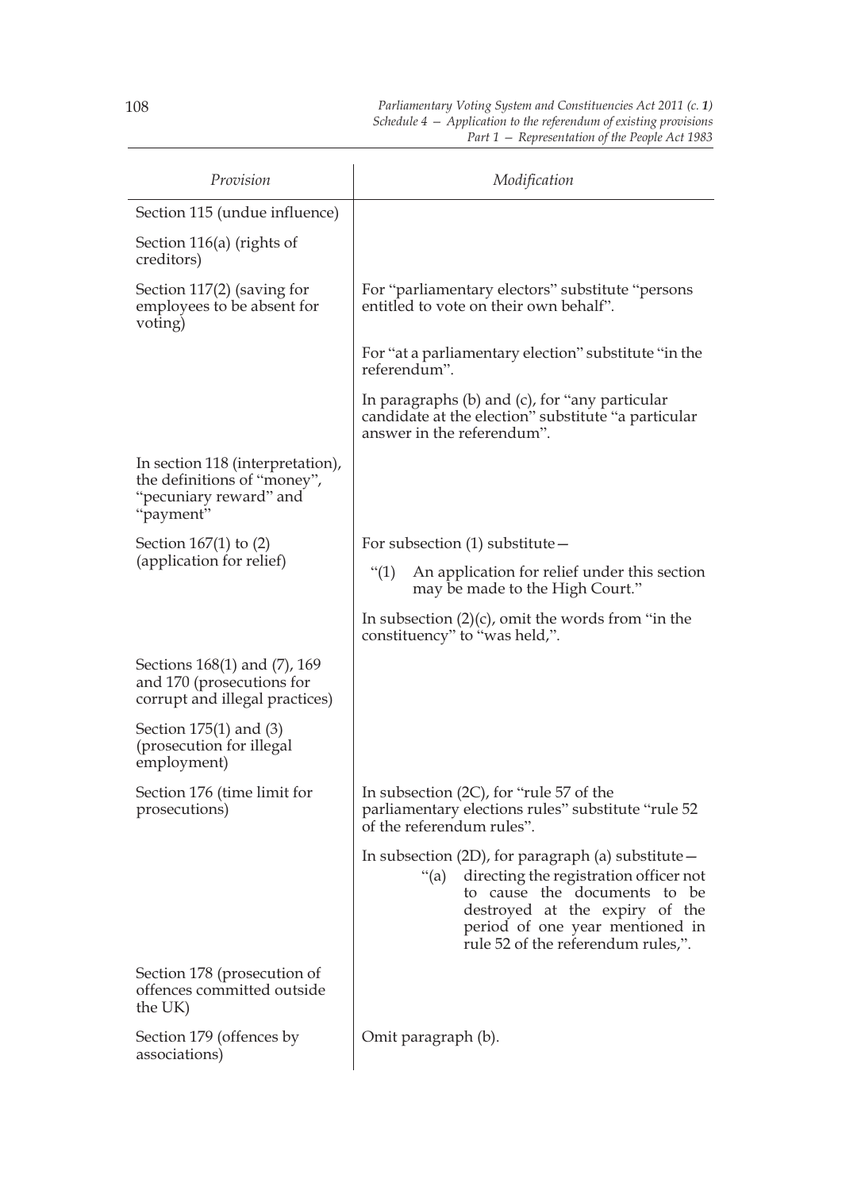| *Provision* | *Modification* |
|---|---|
| Section 115 (undue influence) | |
| Section 116(a) (rights of creditors) | |
| Section 117(2) (saving for employees to be absent for voting) | For "parliamentary electors" substitute "persons entitled to vote on their own behalf".<br><br>For "at a parliamentary election" substitute "in the referendum".<br><br>In paragraphs (b) and (c), for "any particular candidate at the election" substitute "a particular answer in the referendum". |
| In section 118 (interpretation), the definitions of "money", "pecuniary reward" and "payment" | |
| Section 167(1) to (2) (application for relief) | For subsection (1) substitute—<br><br>"(1) An application for relief under this section may be made to the High Court."<br><br>In subsection (2)(c), omit the words from "in the constituency" to "was held,". |
| Sections 168(1) and (7), 169 and 170 (prosecutions for corrupt and illegal practices) | |
| Section 175(1) and (3) (prosecution for illegal employment) | |
| Section 176 (time limit for prosecutions) | In subsection (2C), for "rule 57 of the parliamentary elections rules" substitute "rule 52 of the referendum rules".<br><br>In subsection (2D), for paragraph (a) substitute—<br><br>"(a) directing the registration officer not to cause the documents to be destroyed at the expiry of the period of one year mentioned in rule 52 of the referendum rules,". |
| Section 178 (prosecution of offences committed outside the UK) | |
| Section 179 (offences by associations) | Omit paragraph (b). |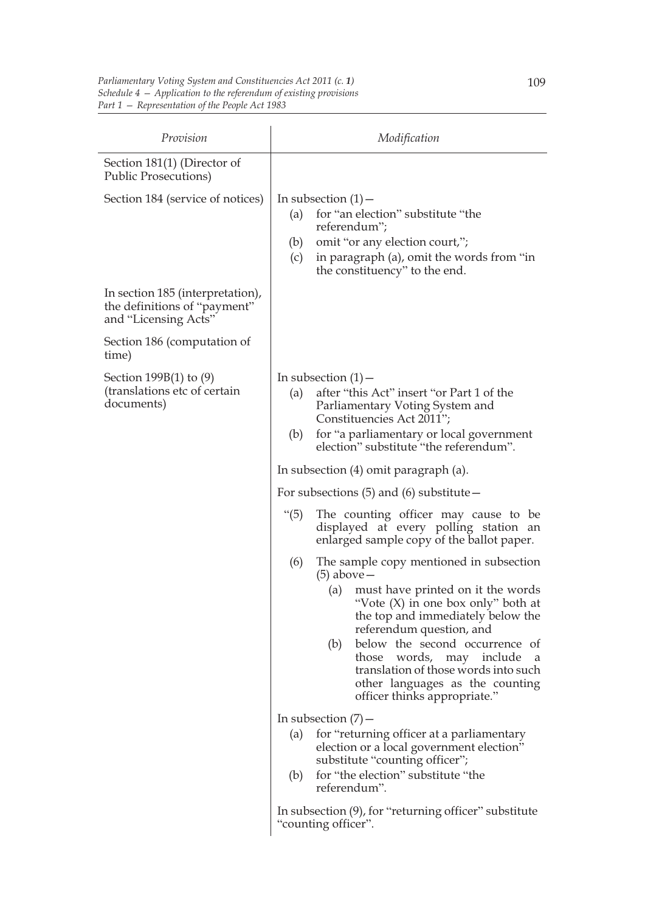| Provision | Modification |
| --- | --- |
| Section 181(1) (Director of Public Prosecutions) | |
| Section 184 (service of notices) | In subsection (1)— (a) for "an election" substitute "the referendum"; (b) omit "or any election court,"; (c) in paragraph (a), omit the words from "in the constituency" to the end. |
| In section 185 (interpretation), the definitions of "payment" and "Licensing Acts" | |
| Section 186 (computation of time) | |
| Section 199B(1) to (9) (translations etc of certain documents) | In subsection (1)— (a) after "this Act" insert "or Part 1 of the Parliamentary Voting System and Constituencies Act 2011"; (b) for "a parliamentary or local government election" substitute "the referendum". In subsection (4) omit paragraph (a). For subsections (5) and (6) substitute— "(5) The counting officer may cause to be displayed at every polling station an enlarged sample copy of the ballot paper. (6) The sample copy mentioned in subsection (5) above— (a) must have printed on it the words "Vote (X) in one box only" both at the top and immediately below the referendum question, and (b) below the second occurrence of those words, may include a translation of those words into such other languages as the counting officer thinks appropriate." In subsection (7)— (a) for "returning officer at a parliamentary election or a local government election" substitute "counting officer"; (b) for "the election" substitute "the referendum". In subsection (9), for "returning officer" substitute "counting officer". |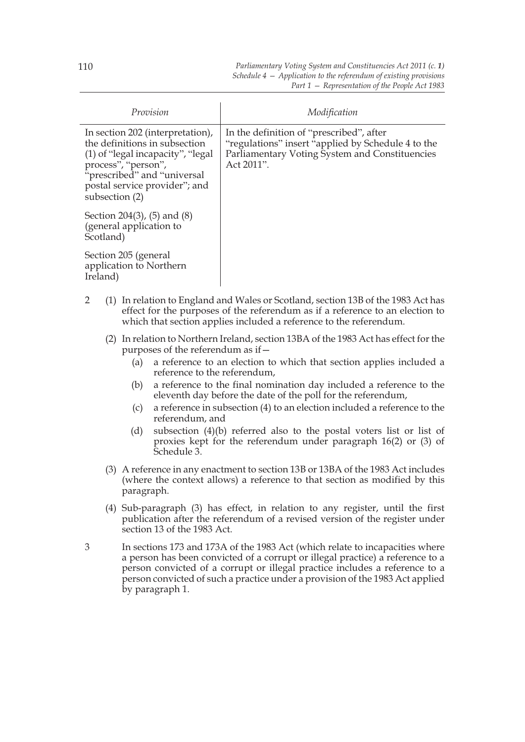| Provision | Modification |
|---|---|
| In section 202 (interpretation), the definitions in subsection (1) of "legal incapacity", "legal process", "person", "prescribed" and "universal postal service provider"; and subsection (2) | In the definition of "prescribed", after "regulations" insert "applied by Schedule 4 to the Parliamentary Voting System and Constituencies Act 2011". |
| Section 204(3), (5) and (8) (general application to Scotland) | |
| Section 205 (general application to Northern Ireland) | |

2 (1) In relation to England and Wales or Scotland, section 13B of the 1983 Act has effect for the purposes of the referendum as if a reference to an election to which that section applies included a reference to the referendum.

(2) In relation to Northern Ireland, section 13BA of the 1983 Act has effect for the purposes of the referendum as if—

- (a) a reference to an election to which that section applies included a reference to the referendum,
- (b) a reference to the final nomination day included a reference to the eleventh day before the date of the poll for the referendum,
- (c) a reference in subsection (4) to an election included a reference to the referendum, and
- (d) subsection (4)(b) referred also to the postal voters list or list of proxies kept for the referendum under paragraph 16(2) or (3) of Schedule 3.

(3) A reference in any enactment to section 13B or 13BA of the 1983 Act includes (where the context allows) a reference to that section as modified by this paragraph.

(4) Sub-paragraph (3) has effect, in relation to any register, until the first publication after the referendum of a revised version of the register under section 13 of the 1983 Act.

3 In sections 173 and 173A of the 1983 Act (which relate to incapacities where a person has been convicted of a corrupt or illegal practice) a reference to a person convicted of a corrupt or illegal practice includes a reference to a person convicted of such a practice under a provision of the 1983 Act applied by paragraph 1.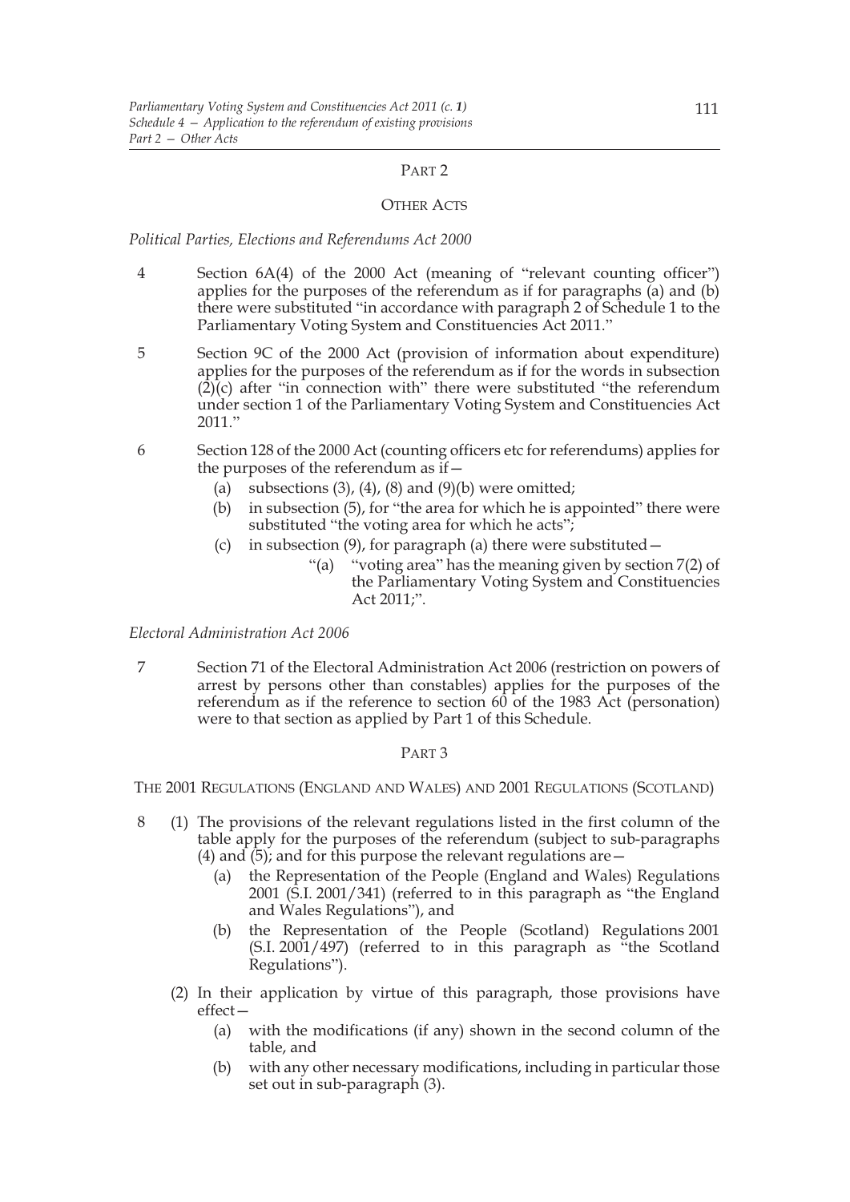## PART 2

## OTHER ACTS

*Political Parties, Elections and Referendums Act 2000*

4 Section 6A(4) of the 2000 Act (meaning of "relevant counting officer") applies for the purposes of the referendum as if for paragraphs (a) and (b) there were substituted "in accordance with paragraph 2 of Schedule 1 to the Parliamentary Voting System and Constituencies Act 2011."

5 Section 9C of the 2000 Act (provision of information about expenditure) applies for the purposes of the referendum as if for the words in subsection (2)(c) after "in connection with" there were substituted "the referendum under section 1 of the Parliamentary Voting System and Constituencies Act 2011."

6 Section 128 of the 2000 Act (counting officers etc for referendums) applies for the purposes of the referendum as if—

- (a) subsections (3), (4), (8) and (9)(b) were omitted;
- (b) in subsection (5), for "the area for which he is appointed" there were substituted "the voting area for which he acts";
- (c) in subsection (9), for paragraph (a) there were substituted—
  - "(a) "voting area" has the meaning given by section 7(2) of the Parliamentary Voting System and Constituencies Act 2011;".

*Electoral Administration Act 2006*

7 Section 71 of the Electoral Administration Act 2006 (restriction on powers of arrest by persons other than constables) applies for the purposes of the referendum as if the reference to section 60 of the 1983 Act (personation) were to that section as applied by Part 1 of this Schedule.

## PART 3

## THE 2001 REGULATIONS (ENGLAND AND WALES) AND 2001 REGULATIONS (SCOTLAND)

8 (1) The provisions of the relevant regulations listed in the first column of the table apply for the purposes of the referendum (subject to sub-paragraphs (4) and (5); and for this purpose the relevant regulations are—

- (a) the Representation of the People (England and Wales) Regulations 2001 (S.I. 2001/341) (referred to in this paragraph as "the England and Wales Regulations"), and
- (b) the Representation of the People (Scotland) Regulations 2001 (S.I. 2001/497) (referred to in this paragraph as "the Scotland Regulations").

(2) In their application by virtue of this paragraph, those provisions have effect—

- (a) with the modifications (if any) shown in the second column of the table, and
- (b) with any other necessary modifications, including in particular those set out in sub-paragraph (3).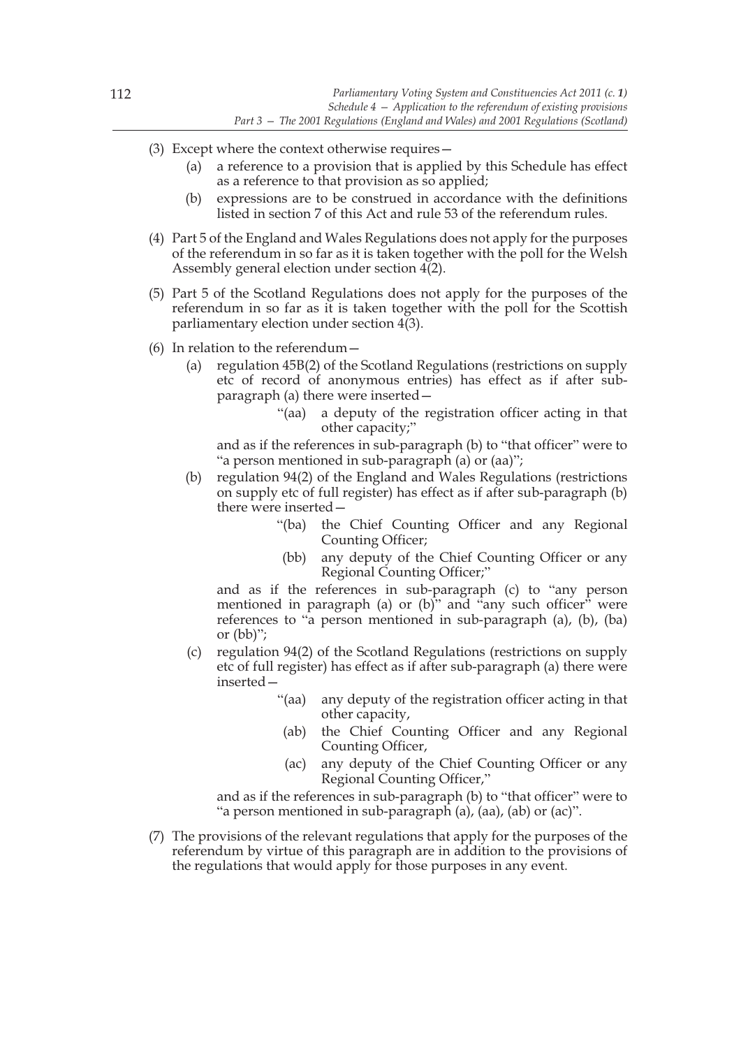(3) Except where the context otherwise requires—

  (a) a reference to a provision that is applied by this Schedule has effect as a reference to that provision as so applied;

  (b) expressions are to be construed in accordance with the definitions listed in section 7 of this Act and rule 53 of the referendum rules.

(4) Part 5 of the England and Wales Regulations does not apply for the purposes of the referendum in so far as it is taken together with the poll for the Welsh Assembly general election under section 4(2).

(5) Part 5 of the Scotland Regulations does not apply for the purposes of the referendum in so far as it is taken together with the poll for the Scottish parliamentary election under section 4(3).

(6) In relation to the referendum—

  (a) regulation 45B(2) of the Scotland Regulations (restrictions on supply etc of record of anonymous entries) has effect as if after sub-paragraph (a) there were inserted—

    "(aa) a deputy of the registration officer acting in that other capacity;"

  and as if the references in sub-paragraph (b) to "that officer" were to "a person mentioned in sub-paragraph (a) or (aa)";

  (b) regulation 94(2) of the England and Wales Regulations (restrictions on supply etc of full register) has effect as if after sub-paragraph (b) there were inserted—

    "(ba) the Chief Counting Officer and any Regional Counting Officer;

    (bb) any deputy of the Chief Counting Officer or any Regional Counting Officer;"

  and as if the references in sub-paragraph (c) to "any person mentioned in paragraph (a) or (b)" and "any such officer" were references to "a person mentioned in sub-paragraph (a), (b), (ba) or (bb)";

  (c) regulation 94(2) of the Scotland Regulations (restrictions on supply etc of full register) has effect as if after sub-paragraph (a) there were inserted—

    "(aa) any deputy of the registration officer acting in that other capacity,

    (ab) the Chief Counting Officer and any Regional Counting Officer,

    (ac) any deputy of the Chief Counting Officer or any Regional Counting Officer,"

  and as if the references in sub-paragraph (b) to "that officer" were to "a person mentioned in sub-paragraph (a), (aa), (ab) or (ac)".

(7) The provisions of the relevant regulations that apply for the purposes of the referendum by virtue of this paragraph are in addition to the provisions of the regulations that would apply for those purposes in any event.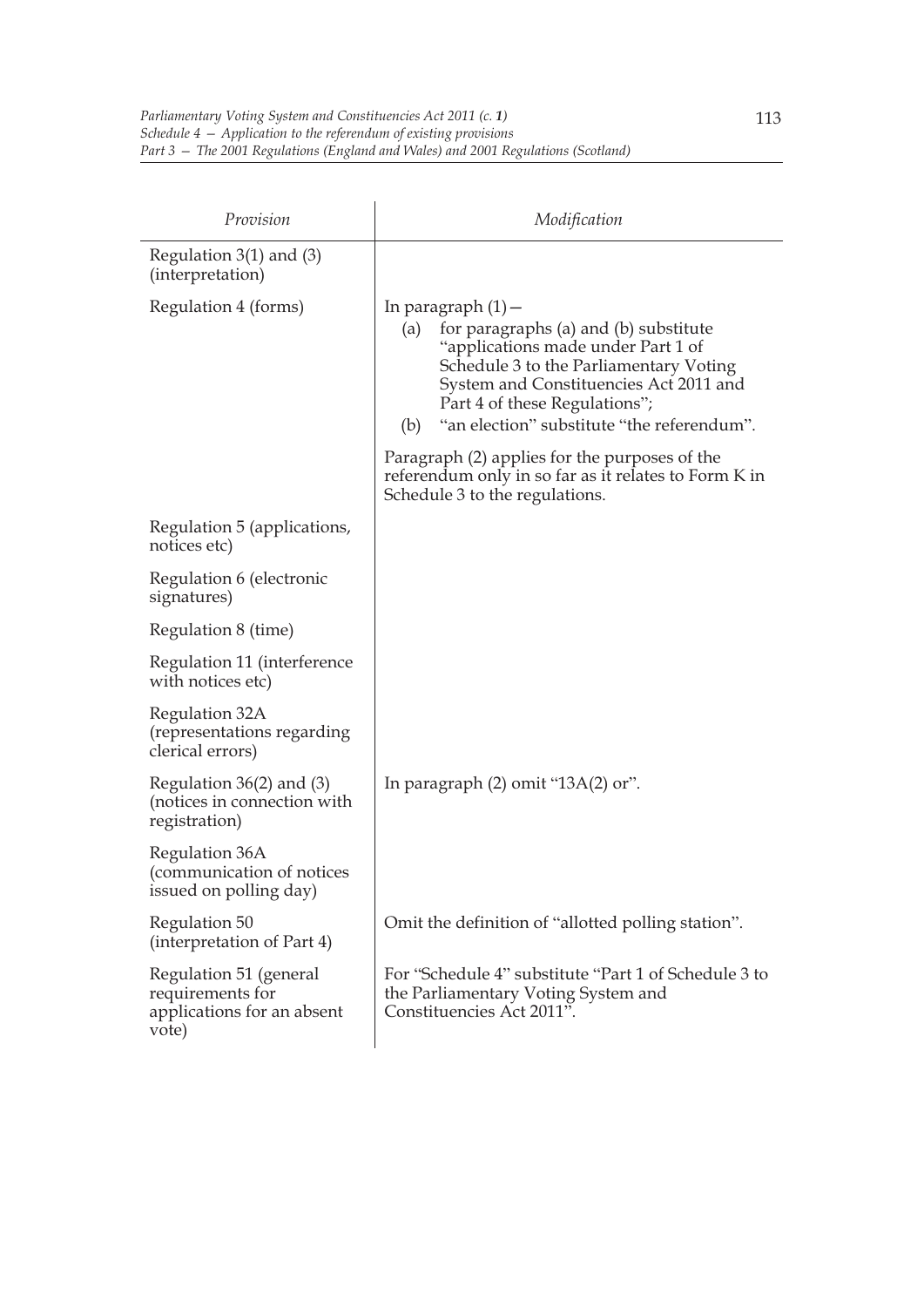| *Provision* | *Modification* |
|---|---|
| Regulation 3(1) and (3) (interpretation) | |
| Regulation 4 (forms) | In paragraph (1)— (a) for paragraphs (a) and (b) substitute "applications made under Part 1 of Schedule 3 to the Parliamentary Voting System and Constituencies Act 2011 and Part 4 of these Regulations"; (b) "an election" substitute "the referendum". Paragraph (2) applies for the purposes of the referendum only in so far as it relates to Form K in Schedule 3 to the regulations. |
| Regulation 5 (applications, notices etc) | |
| Regulation 6 (electronic signatures) | |
| Regulation 8 (time) | |
| Regulation 11 (interference with notices etc) | |
| Regulation 32A (representations regarding clerical errors) | |
| Regulation 36(2) and (3) (notices in connection with registration) | In paragraph (2) omit "13A(2) or". |
| Regulation 36A (communication of notices issued on polling day) | |
| Regulation 50 (interpretation of Part 4) | Omit the definition of "allotted polling station". |
| Regulation 51 (general requirements for applications for an absent vote) | For "Schedule 4" substitute "Part 1 of Schedule 3 to the Parliamentary Voting System and Constituencies Act 2011". |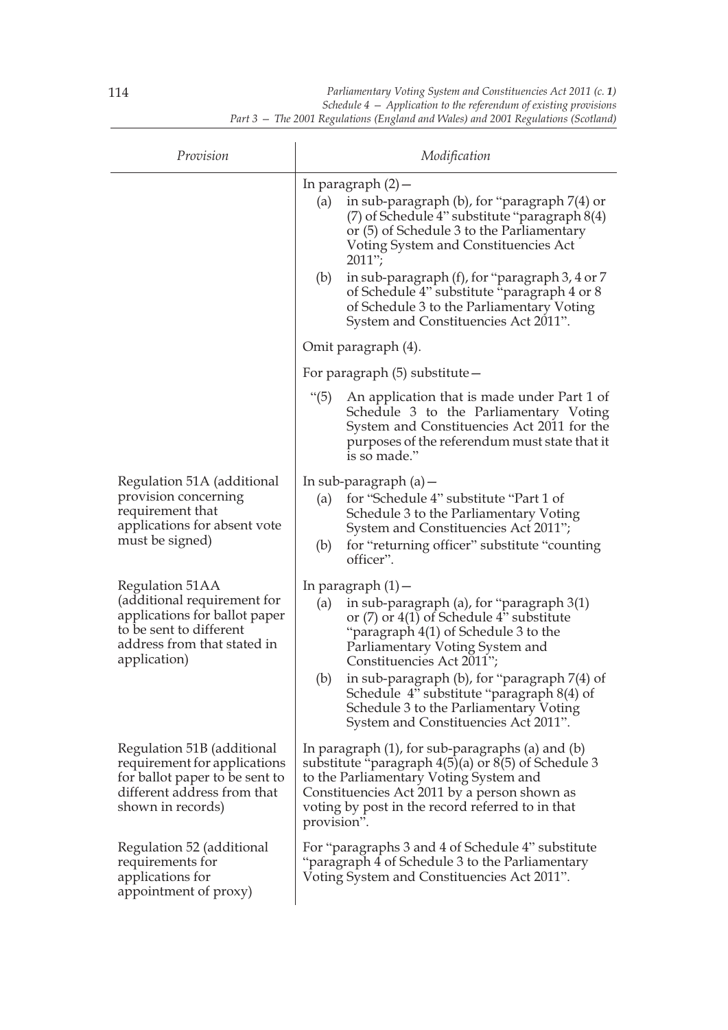| Provision | Modification |
|---|---|
| | In paragraph (2)—<br>(a) in sub-paragraph (b), for "paragraph 7(4) or (7) of Schedule 4" substitute "paragraph 8(4) or (5) of Schedule 3 to the Parliamentary Voting System and Constituencies Act 2011";<br>(b) in sub-paragraph (f), for "paragraph 3, 4 or 7 of Schedule 4" substitute "paragraph 4 or 8 of Schedule 3 to the Parliamentary Voting System and Constituencies Act 2011".<br><br>Omit paragraph (4).<br><br>For paragraph (5) substitute—<br>"(5) An application that is made under Part 1 of Schedule 3 to the Parliamentary Voting System and Constituencies Act 2011 for the purposes of the referendum must state that it is so made." |
| Regulation 51A (additional provision concerning requirement that applications for absent vote must be signed) | In sub-paragraph (a)—<br>(a) for "Schedule 4" substitute "Part 1 of Schedule 3 to the Parliamentary Voting System and Constituencies Act 2011";<br>(b) for "returning officer" substitute "counting officer". |
| Regulation 51AA (additional requirement for applications for ballot paper to be sent to different address from that stated in application) | In paragraph (1)—<br>(a) in sub-paragraph (a), for "paragraph 3(1) or (7) or 4(1) of Schedule 4" substitute "paragraph 4(1) of Schedule 3 to the Parliamentary Voting System and Constituencies Act 2011";<br>(b) in sub-paragraph (b), for "paragraph 7(4) of Schedule 4" substitute "paragraph 8(4) of Schedule 3 to the Parliamentary Voting System and Constituencies Act 2011". |
| Regulation 51B (additional requirement for applications for ballot paper to be sent to different address from that shown in records) | In paragraph (1), for sub-paragraphs (a) and (b) substitute "paragraph 4(5)(a) or 8(5) of Schedule 3 to the Parliamentary Voting System and Constituencies Act 2011 by a person shown as voting by post in the record referred to in that provision". |
| Regulation 52 (additional requirements for applications for appointment of proxy) | For "paragraphs 3 and 4 of Schedule 4" substitute "paragraph 4 of Schedule 3 to the Parliamentary Voting System and Constituencies Act 2011". |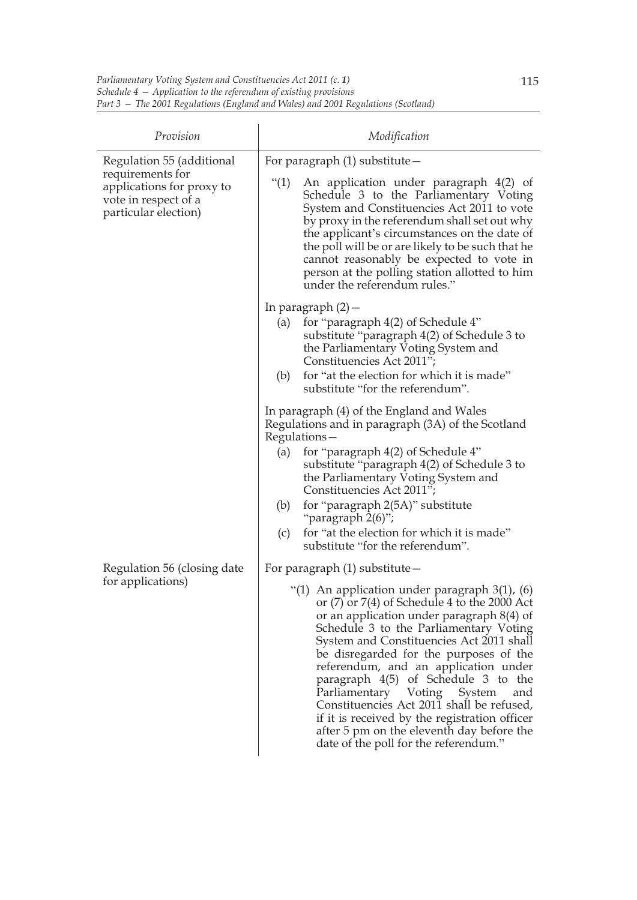| Provision | Modification |
| --- | --- |
| Regulation 55 (additional requirements for applications for proxy to vote in respect of a particular election) | For paragraph (1) substitute— "(1) An application under paragraph 4(2) of Schedule 3 to the Parliamentary Voting System and Constituencies Act 2011 to vote by proxy in the referendum shall set out why the applicant's circumstances on the date of the poll will be or are likely to be such that he cannot reasonably be expected to vote in person at the polling station allotted to him under the referendum rules." |
| | In paragraph (2)— (a) for "paragraph 4(2) of Schedule 4" substitute "paragraph 4(2) of Schedule 3 to the Parliamentary Voting System and Constituencies Act 2011"; (b) for "at the election for which it is made" substitute "for the referendum". |
| | In paragraph (4) of the England and Wales Regulations and in paragraph (3A) of the Scotland Regulations— (a) for "paragraph 4(2) of Schedule 4" substitute "paragraph 4(2) of Schedule 3 to the Parliamentary Voting System and Constituencies Act 2011"; (b) for "paragraph 2(5A)" substitute "paragraph 2(6)"; (c) for "at the election for which it is made" substitute "for the referendum". |
| Regulation 56 (closing date for applications) | For paragraph (1) substitute— "(1) An application under paragraph 3(1), (6) or (7) or 7(4) of Schedule 4 to the 2000 Act or an application under paragraph 8(4) of Schedule 3 to the Parliamentary Voting System and Constituencies Act 2011 shall be disregarded for the purposes of the referendum, and an application under paragraph 4(5) of Schedule 3 to the Parliamentary Voting System and Constituencies Act 2011 shall be refused, if it is received by the registration officer after 5 pm on the eleventh day before the date of the poll for the referendum." |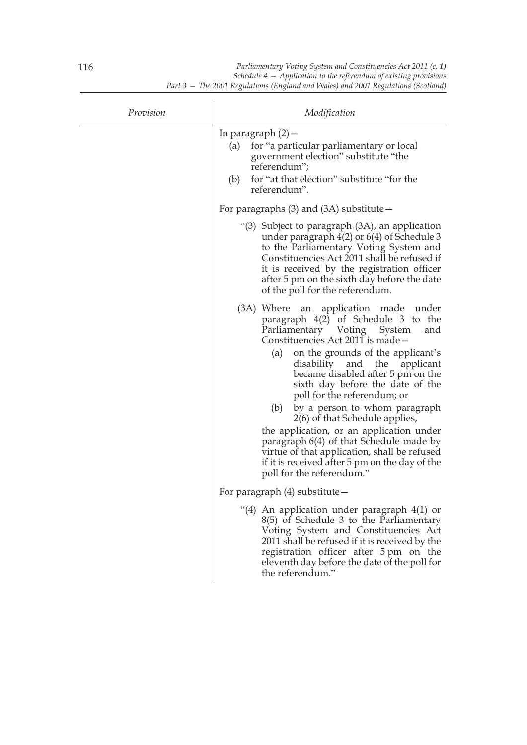| Provision | Modification |
|---|---|
| | In paragraph (2)—<br>(a) for "a particular parliamentary or local government election" substitute "the referendum";<br>(b) for "at that election" substitute "for the referendum".<br><br>For paragraphs (3) and (3A) substitute—<br><br>"(3) Subject to paragraph (3A), an application under paragraph 4(2) or 6(4) of Schedule 3 to the Parliamentary Voting System and Constituencies Act 2011 shall be refused if it is received by the registration officer after 5 pm on the sixth day before the date of the poll for the referendum.<br><br>(3A) Where an application made under paragraph 4(2) of Schedule 3 to the Parliamentary Voting System and Constituencies Act 2011 is made—<br>(a) on the grounds of the applicant's disability and the applicant became disabled after 5 pm on the sixth day before the date of the poll for the referendum; or<br>(b) by a person to whom paragraph 2(6) of that Schedule applies,<br>the application, or an application under paragraph 6(4) of that Schedule made by virtue of that application, shall be refused if it is received after 5 pm on the day of the poll for the referendum."<br><br>For paragraph (4) substitute—<br><br>"(4) An application under paragraph 4(1) or 8(5) of Schedule 3 to the Parliamentary Voting System and Constituencies Act 2011 shall be refused if it is received by the registration officer after 5 pm on the eleventh day before the date of the poll for the referendum." |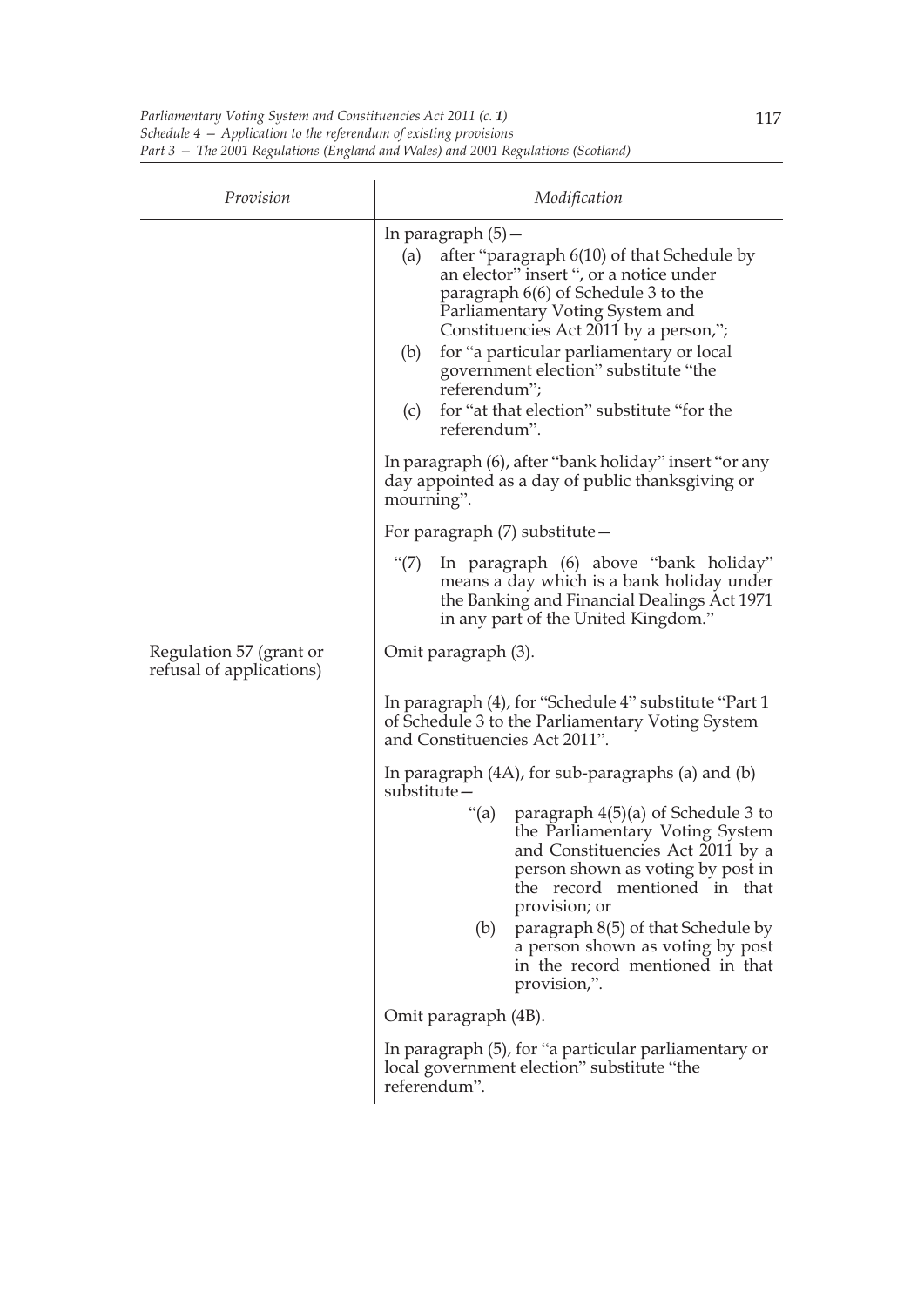| Provision | Modification |
| --- | --- |
| | In paragraph (5)— (a) after "paragraph 6(10) of that Schedule by an elector" insert ", or a notice under paragraph 6(6) of Schedule 3 to the Parliamentary Voting System and Constituencies Act 2011 by a person,"; (b) for "a particular parliamentary or local government election" substitute "the referendum"; (c) for "at that election" substitute "for the referendum". |
| | In paragraph (6), after "bank holiday" insert "or any day appointed as a day of public thanksgiving or mourning". |
| | For paragraph (7) substitute— "(7) In paragraph (6) above "bank holiday" means a day which is a bank holiday under the Banking and Financial Dealings Act 1971 in any part of the United Kingdom." |
| Regulation 57 (grant or refusal of applications) | Omit paragraph (3). |
| | In paragraph (4), for "Schedule 4" substitute "Part 1 of Schedule 3 to the Parliamentary Voting System and Constituencies Act 2011". |
| | In paragraph (4A), for sub-paragraphs (a) and (b) substitute— "(a) paragraph 4(5)(a) of Schedule 3 to the Parliamentary Voting System and Constituencies Act 2011 by a person shown as voting by post in the record mentioned in that provision; or (b) paragraph 8(5) of that Schedule by a person shown as voting by post in the record mentioned in that provision,". |
| | Omit paragraph (4B). |
| | In paragraph (5), for "a particular parliamentary or local government election" substitute "the referendum". |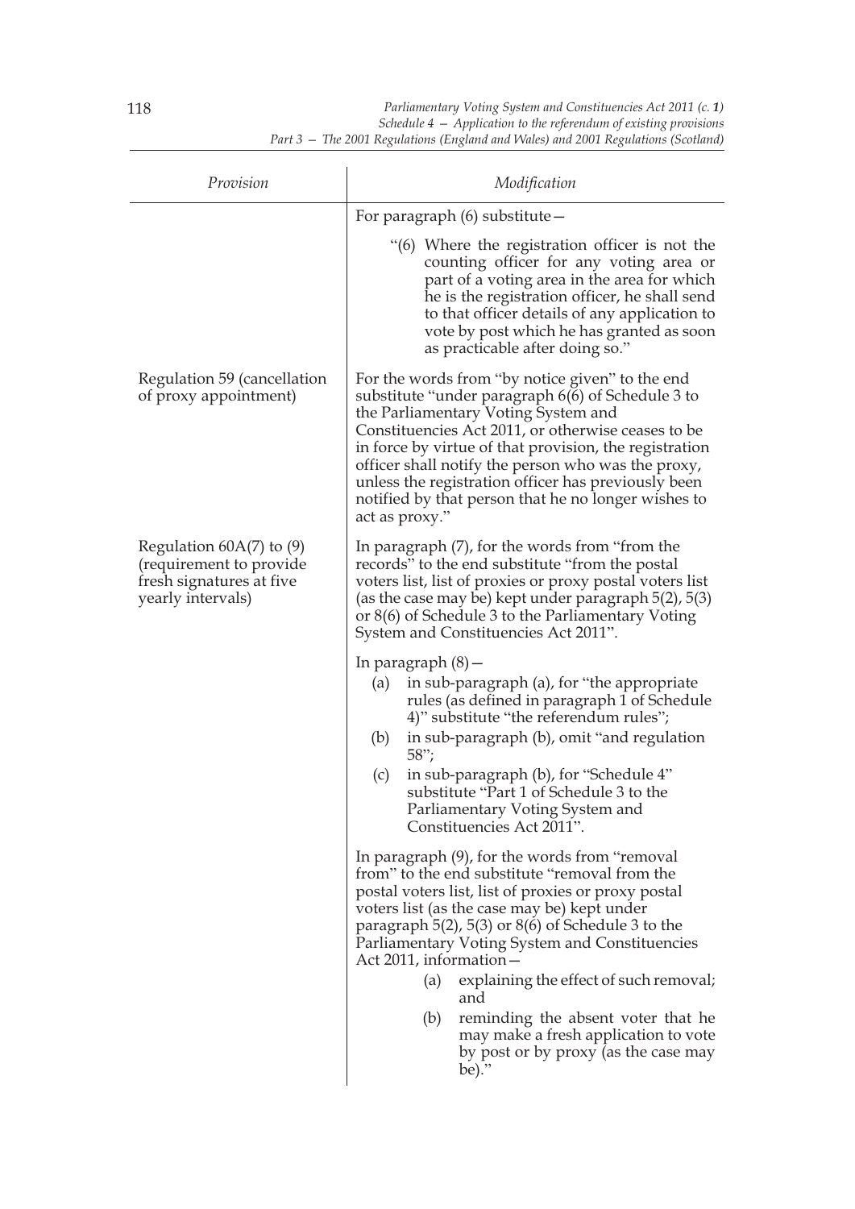| *Provision* | *Modification* |
|---|---|
| | For paragraph (6) substitute— "(6) Where the registration officer is not the counting officer for any voting area or part of a voting area in the area for which he is the registration officer, he shall send to that officer details of any application to vote by post which he has granted as soon as practicable after doing so." |
| Regulation 59 (cancellation of proxy appointment) | For the words from "by notice given" to the end substitute "under paragraph 6(6) of Schedule 3 to the Parliamentary Voting System and Constituencies Act 2011, or otherwise ceases to be in force by virtue of that provision, the registration officer shall notify the person who was the proxy, unless the registration officer has previously been notified by that person that he no longer wishes to act as proxy." |
| Regulation 60A(7) to (9) (requirement to provide fresh signatures at five yearly intervals) | In paragraph (7), for the words from "from the records" to the end substitute "from the postal voters list, list of proxies or proxy postal voters list (as the case may be) kept under paragraph 5(2), 5(3) or 8(6) of Schedule 3 to the Parliamentary Voting System and Constituencies Act 2011". |
| | In paragraph (8)— (a) in sub-paragraph (a), for "the appropriate rules (as defined in paragraph 1 of Schedule 4)" substitute "the referendum rules"; (b) in sub-paragraph (b), omit "and regulation 58"; (c) in sub-paragraph (b), for "Schedule 4" substitute "Part 1 of Schedule 3 to the Parliamentary Voting System and Constituencies Act 2011". |
| | In paragraph (9), for the words from "removal from" to the end substitute "removal from the postal voters list, list of proxies or proxy postal voters list (as the case may be) kept under paragraph 5(2), 5(3) or 8(6) of Schedule 3 to the Parliamentary Voting System and Constituencies Act 2011, information— (a) explaining the effect of such removal; and (b) reminding the absent voter that he may make a fresh application to vote by post or by proxy (as the case may be)." |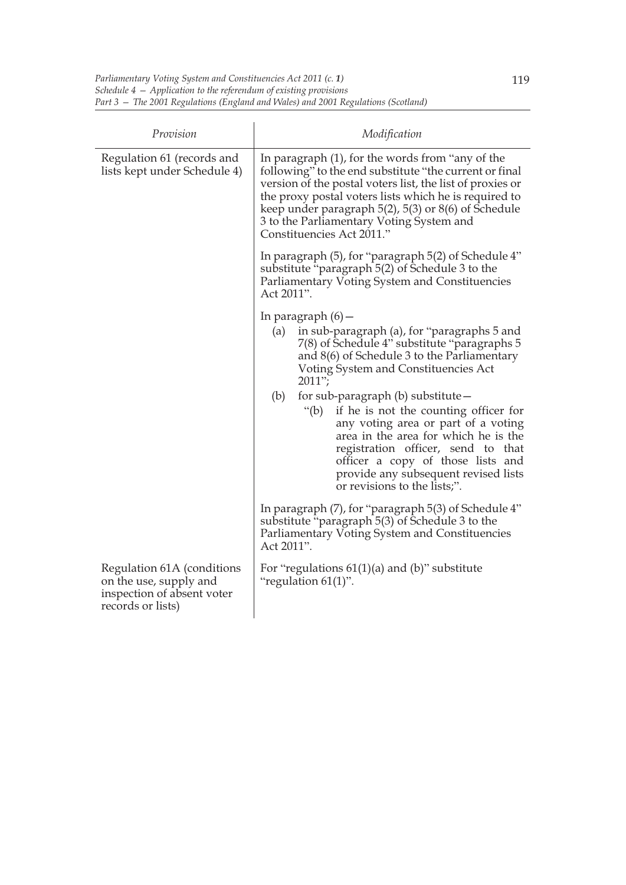| Provision | Modification |
| --- | --- |
| Regulation 61 (records and lists kept under Schedule 4) | In paragraph (1), for the words from "any of the following" to the end substitute "the current or final version of the postal voters list, the list of proxies or the proxy postal voters lists which he is required to keep under paragraph 5(2), 5(3) or 8(6) of Schedule 3 to the Parliamentary Voting System and Constituencies Act 2011." |
| | In paragraph (5), for "paragraph 5(2) of Schedule 4" substitute "paragraph 5(2) of Schedule 3 to the Parliamentary Voting System and Constituencies Act 2011". |
| | In paragraph (6)— (a) in sub-paragraph (a), for "paragraphs 5 and 7(8) of Schedule 4" substitute "paragraphs 5 and 8(6) of Schedule 3 to the Parliamentary Voting System and Constituencies Act 2011"; (b) for sub-paragraph (b) substitute— "(b) if he is not the counting officer for any voting area or part of a voting area in the area for which he is the registration officer, send to that officer a copy of those lists and provide any subsequent revised lists or revisions to the lists;". |
| | In paragraph (7), for "paragraph 5(3) of Schedule 4" substitute "paragraph 5(3) of Schedule 3 to the Parliamentary Voting System and Constituencies Act 2011". |
| Regulation 61A (conditions on the use, supply and inspection of absent voter records or lists) | For "regulations 61(1)(a) and (b)" substitute "regulation 61(1)". |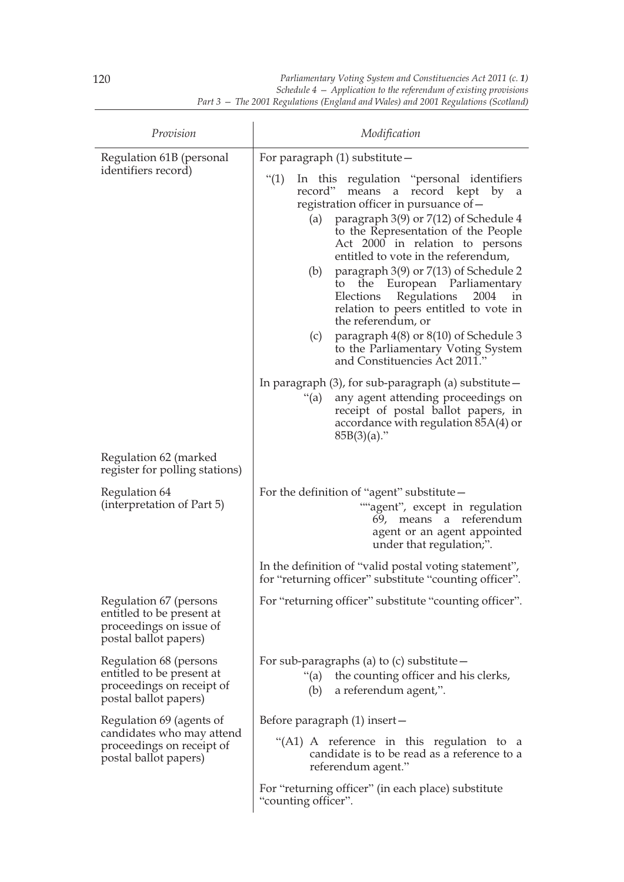| Provision | Modification |
|---|---|
| Regulation 61B (personal identifiers record) | For paragraph (1) substitute— “(1) In this regulation “personal identifiers record” means a record kept by a registration officer in pursuance of— (a) paragraph 3(9) or 7(12) of Schedule 4 to the Representation of the People Act 2000 in relation to persons entitled to vote in the referendum, (b) paragraph 3(9) or 7(13) of Schedule 2 to the European Parliamentary Elections Regulations 2004 in relation to peers entitled to vote in the referendum, or (c) paragraph 4(8) or 8(10) of Schedule 3 to the Parliamentary Voting System and Constituencies Act 2011.” |
| | In paragraph (3), for sub-paragraph (a) substitute— “(a) any agent attending proceedings on receipt of postal ballot papers, in accordance with regulation 85A(4) or 85B(3)(a).” |
| Regulation 62 (marked register for polling stations) | |
| Regulation 64 (interpretation of Part 5) | For the definition of “agent” substitute— ““agent”, except in regulation 69, means a referendum agent or an agent appointed under that regulation;”. |
| | In the definition of “valid postal voting statement”, for “returning officer” substitute “counting officer”. |
| Regulation 67 (persons entitled to be present at proceedings on issue of postal ballot papers) | For “returning officer” substitute “counting officer”. |
| Regulation 68 (persons entitled to be present at proceedings on receipt of postal ballot papers) | For sub-paragraphs (a) to (c) substitute— “(a) the counting officer and his clerks, (b) a referendum agent,”. |
| Regulation 69 (agents of candidates who may attend proceedings on receipt of postal ballot papers) | Before paragraph (1) insert— “(A1) A reference in this regulation to a candidate is to be read as a reference to a referendum agent.” |
| | For “returning officer” (in each place) substitute “counting officer”. |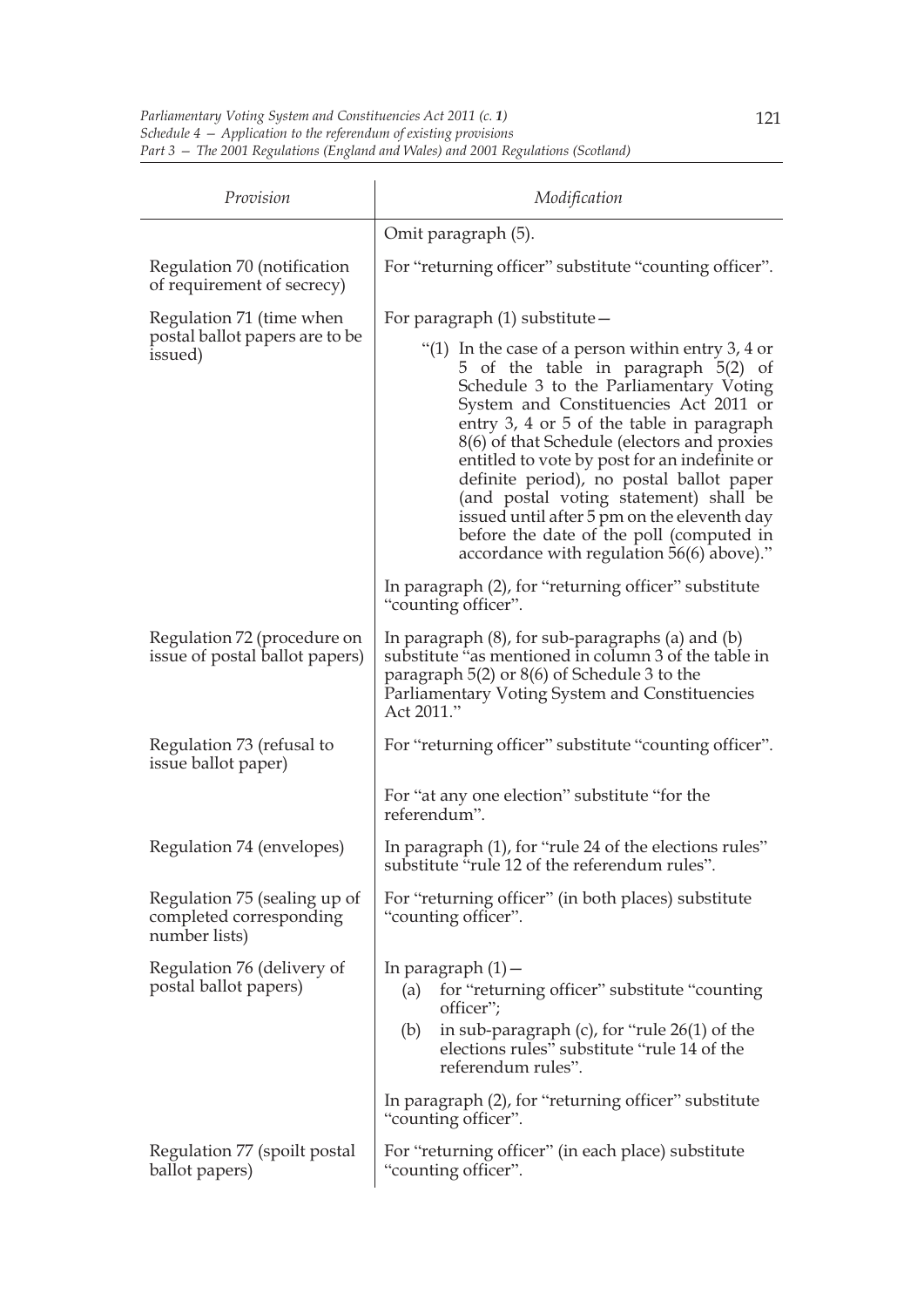| Provision | Modification |
|---|---|
| | Omit paragraph (5). |
| Regulation 70 (notification of requirement of secrecy) | For "returning officer" substitute "counting officer". |
| Regulation 71 (time when postal ballot papers are to be issued) | For paragraph (1) substitute— "(1) In the case of a person within entry 3, 4 or 5 of the table in paragraph 5(2) of Schedule 3 to the Parliamentary Voting System and Constituencies Act 2011 or entry 3, 4 or 5 of the table in paragraph 8(6) of that Schedule (electors and proxies entitled to vote by post for an indefinite or definite period), no postal ballot paper (and postal voting statement) shall be issued until after 5 pm on the eleventh day before the date of the poll (computed in accordance with regulation 56(6) above)." |
| | In paragraph (2), for "returning officer" substitute "counting officer". |
| Regulation 72 (procedure on issue of postal ballot papers) | In paragraph (8), for sub-paragraphs (a) and (b) substitute "as mentioned in column 3 of the table in paragraph 5(2) or 8(6) of Schedule 3 to the Parliamentary Voting System and Constituencies Act 2011." |
| Regulation 73 (refusal to issue ballot paper) | For "returning officer" substitute "counting officer". |
| | For "at any one election" substitute "for the referendum". |
| Regulation 74 (envelopes) | In paragraph (1), for "rule 24 of the elections rules" substitute "rule 12 of the referendum rules". |
| Regulation 75 (sealing up of completed corresponding number lists) | For "returning officer" (in both places) substitute "counting officer". |
| Regulation 76 (delivery of postal ballot papers) | In paragraph (1)— (a) for "returning officer" substitute "counting officer"; (b) in sub-paragraph (c), for "rule 26(1) of the elections rules" substitute "rule 14 of the referendum rules". |
| | In paragraph (2), for "returning officer" substitute "counting officer". |
| Regulation 77 (spoilt postal ballot papers) | For "returning officer" (in each place) substitute "counting officer". |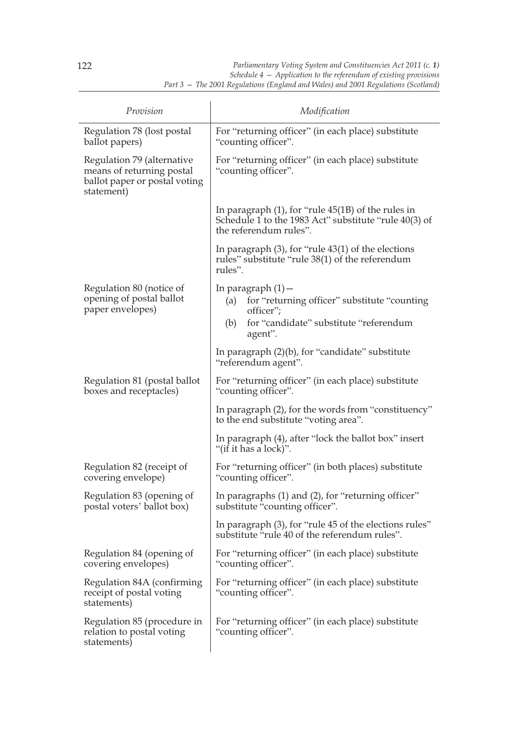| *Provision* | *Modification* |
|---|---|
| Regulation 78 (lost postal ballot papers) | For "returning officer" (in each place) substitute "counting officer". |
| Regulation 79 (alternative means of returning postal ballot paper or postal voting statement) | For "returning officer" (in each place) substitute "counting officer". |
| | In paragraph (1), for "rule 45(1B) of the rules in Schedule 1 to the 1983 Act" substitute "rule 40(3) of the referendum rules". |
| | In paragraph (3), for "rule 43(1) of the elections rules" substitute "rule 38(1) of the referendum rules". |
| Regulation 80 (notice of opening of postal ballot paper envelopes) | In paragraph (1)— (a) for "returning officer" substitute "counting officer"; (b) for "candidate" substitute "referendum agent". |
| | In paragraph (2)(b), for "candidate" substitute "referendum agent". |
| Regulation 81 (postal ballot boxes and receptacles) | For "returning officer" (in each place) substitute "counting officer". |
| | In paragraph (2), for the words from "constituency" to the end substitute "voting area". |
| | In paragraph (4), after "lock the ballot box" insert "(if it has a lock)". |
| Regulation 82 (receipt of covering envelope) | For "returning officer" (in both places) substitute "counting officer". |
| Regulation 83 (opening of postal voters' ballot box) | In paragraphs (1) and (2), for "returning officer" substitute "counting officer". |
| | In paragraph (3), for "rule 45 of the elections rules" substitute "rule 40 of the referendum rules". |
| Regulation 84 (opening of covering envelopes) | For "returning officer" (in each place) substitute "counting officer". |
| Regulation 84A (confirming receipt of postal voting statements) | For "returning officer" (in each place) substitute "counting officer". |
| Regulation 85 (procedure in relation to postal voting statements) | For "returning officer" (in each place) substitute "counting officer". |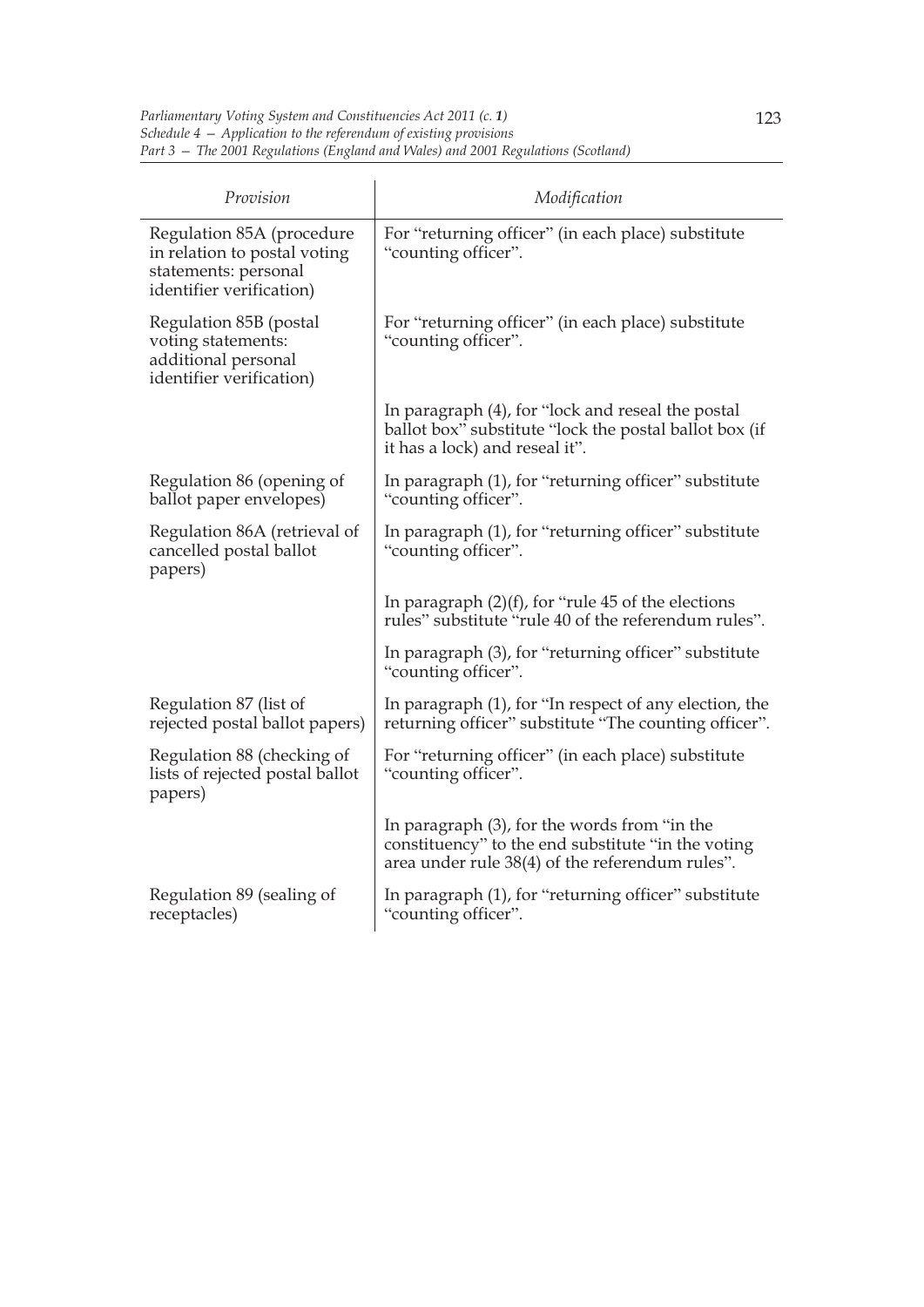| Provision | Modification |
| --- | --- |
| Regulation 85A (procedure in relation to postal voting statements: personal identifier verification) | For "returning officer" (in each place) substitute "counting officer". |
| Regulation 85B (postal voting statements: additional personal identifier verification) | For "returning officer" (in each place) substitute "counting officer". |
| | In paragraph (4), for "lock and reseal the postal ballot box" substitute "lock the postal ballot box (if it has a lock) and reseal it". |
| Regulation 86 (opening of ballot paper envelopes) | In paragraph (1), for "returning officer" substitute "counting officer". |
| Regulation 86A (retrieval of cancelled postal ballot papers) | In paragraph (1), for "returning officer" substitute "counting officer". |
| | In paragraph (2)(f), for "rule 45 of the elections rules" substitute "rule 40 of the referendum rules". |
| | In paragraph (3), for "returning officer" substitute "counting officer". |
| Regulation 87 (list of rejected postal ballot papers) | In paragraph (1), for "In respect of any election, the returning officer" substitute "The counting officer". |
| Regulation 88 (checking of lists of rejected postal ballot papers) | For "returning officer" (in each place) substitute "counting officer". |
| | In paragraph (3), for the words from "in the constituency" to the end substitute "in the voting area under rule 38(4) of the referendum rules". |
| Regulation 89 (sealing of receptacles) | In paragraph (1), for "returning officer" substitute "counting officer". |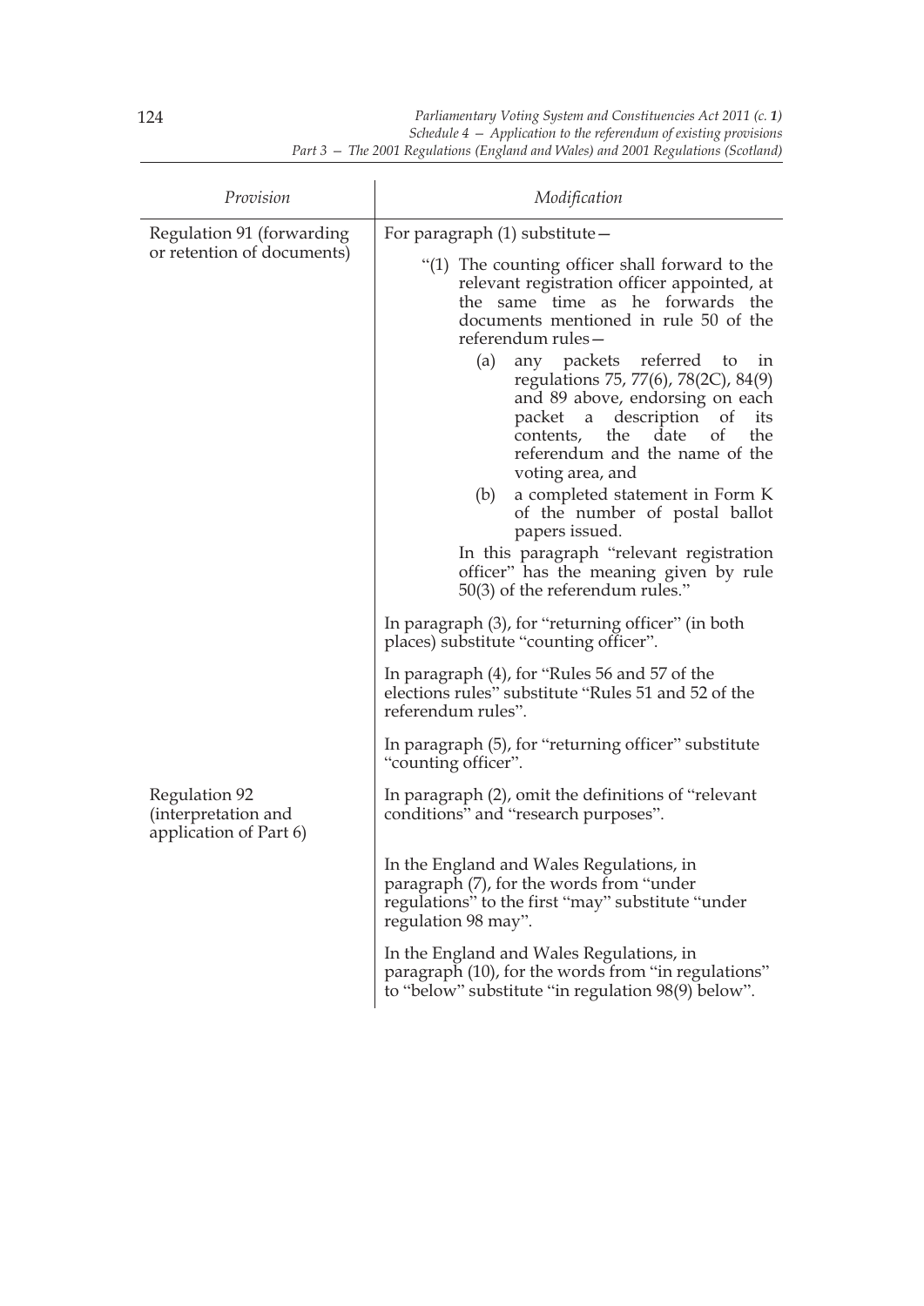| Provision | Modification |
|---|---|
| Regulation 91 (forwarding or retention of documents) | For paragraph (1) substitute—<br><br>"(1) The counting officer shall forward to the relevant registration officer appointed, at the same time as he forwards the documents mentioned in rule 50 of the referendum rules—<br><br>(a) any packets referred to in regulations 75, 77(6), 78(2C), 84(9) and 89 above, endorsing on each packet a description of its contents, the date of the referendum and the name of the voting area, and<br><br>(b) a completed statement in Form K of the number of postal ballot papers issued.<br><br>In this paragraph "relevant registration officer" has the meaning given by rule 50(3) of the referendum rules."<br><br>In paragraph (3), for "returning officer" (in both places) substitute "counting officer".<br><br>In paragraph (4), for "Rules 56 and 57 of the elections rules" substitute "Rules 51 and 52 of the referendum rules".<br><br>In paragraph (5), for "returning officer" substitute "counting officer". |
| Regulation 92 (interpretation and application of Part 6) | In paragraph (2), omit the definitions of "relevant conditions" and "research purposes".<br><br>In the England and Wales Regulations, in paragraph (7), for the words from "under regulations" to the first "may" substitute "under regulation 98 may".<br><br>In the England and Wales Regulations, in paragraph (10), for the words from "in regulations" to "below" substitute "in regulation 98(9) below". |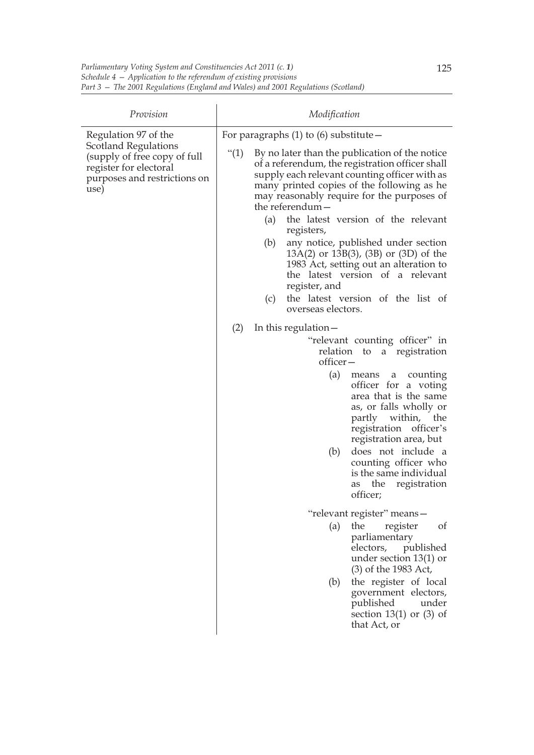| Provision | Modification |
| --- | --- |
| Regulation 97 of the Scotland Regulations (supply of free copy of full register for electoral purposes and restrictions on use) | For paragraphs (1) to (6) substitute— "(1) By no later than the publication of the notice of a referendum, the registration officer shall supply each relevant counting officer with as many printed copies of the following as he may reasonably require for the purposes of the referendum— (a) the latest version of the relevant registers, (b) any notice, published under section 13A(2) or 13B(3), (3B) or (3D) of the 1983 Act, setting out an alteration to the latest version of a relevant register, and (c) the latest version of the list of overseas electors. (2) In this regulation— "relevant counting officer" in relation to a registration officer— (a) means a counting officer for a voting area that is the same as, or falls wholly or partly within, the registration officer's registration area, but (b) does not include a counting officer who is the same individual as the registration officer; "relevant register" means— (a) the register of parliamentary electors, published under section 13(1) or (3) of the 1983 Act, (b) the register of local government electors, published under section 13(1) or (3) of that Act, or |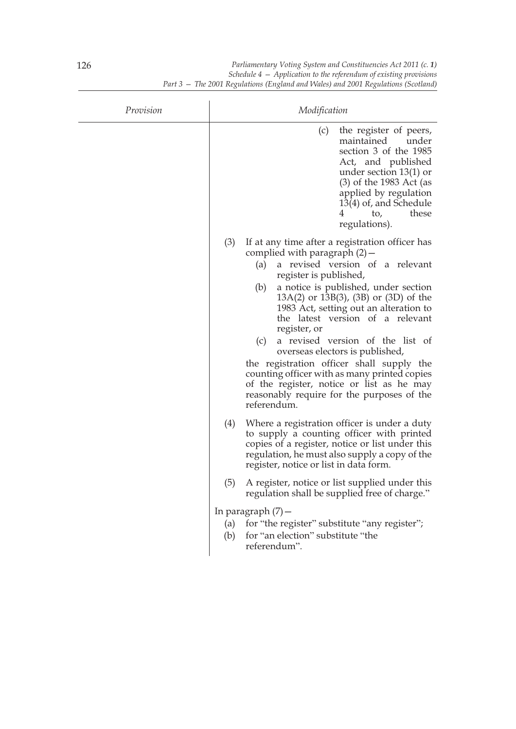| Provision | Modification |
| --- | --- |
| | (c) the register of peers, maintained under section 3 of the 1985 Act, and published under section 13(1) or (3) of the 1983 Act (as applied by regulation 13(4) of, and Schedule 4 to, these regulations). |
| | (3) If at any time after a registration officer has complied with paragraph (2)— (a) a revised version of a relevant register is published, (b) a notice is published, under section 13A(2) or 13B(3), (3B) or (3D) of the 1983 Act, setting out an alteration to the latest version of a relevant register, or (c) a revised version of the list of overseas electors is published, the registration officer shall supply the counting officer with as many printed copies of the register, notice or list as he may reasonably require for the purposes of the referendum. |
| | (4) Where a registration officer is under a duty to supply a counting officer with printed copies of a register, notice or list under this regulation, he must also supply a copy of the register, notice or list in data form. |
| | (5) A register, notice or list supplied under this regulation shall be supplied free of charge." |
| | In paragraph (7)— (a) for "the register" substitute "any register"; (b) for "an election" substitute "the referendum". |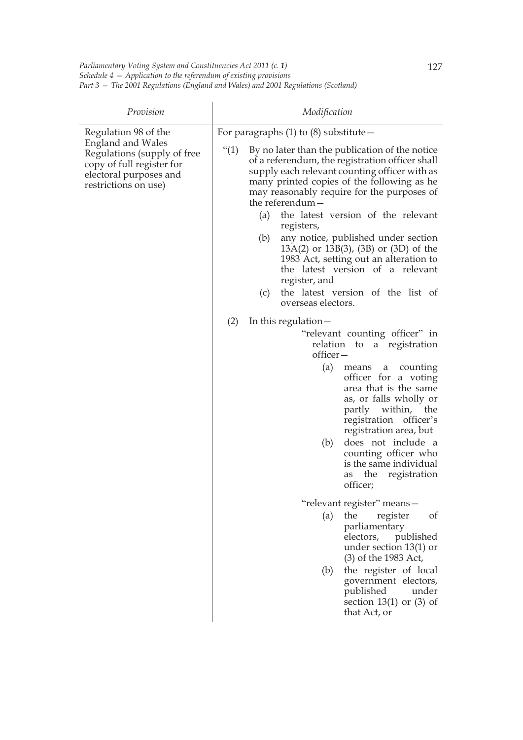| Provision | Modification |
| --- | --- |
| Regulation 98 of the England and Wales Regulations (supply of free copy of full register for electoral purposes and restrictions on use) | For paragraphs (1) to (8) substitute— "(1) By no later than the publication of the notice of a referendum, the registration officer shall supply each relevant counting officer with as many printed copies of the following as he may reasonably require for the purposes of the referendum— (a) the latest version of the relevant registers, (b) any notice, published under section 13A(2) or 13B(3), (3B) or (3D) of the 1983 Act, setting out an alteration to the latest version of a relevant register, and (c) the latest version of the list of overseas electors. (2) In this regulation— "relevant counting officer" in relation to a registration officer— (a) means a counting officer for a voting area that is the same as, or falls wholly or partly within, the registration officer's registration area, but (b) does not include a counting officer who is the same individual as the registration officer; "relevant register" means— (a) the register of parliamentary electors, published under section 13(1) or (3) of the 1983 Act, (b) the register of local government electors, published under section 13(1) or (3) of that Act, or |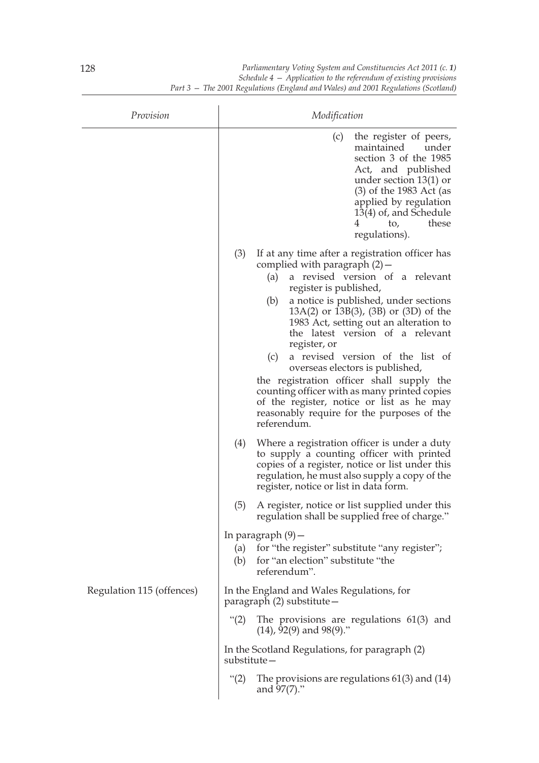| Provision | Modification |
|---|---|
| | (c) the register of peers, maintained under section 3 of the 1985 Act, and published under section 13(1) or (3) of the 1983 Act (as applied by regulation 13(4) of, and Schedule 4 to, these regulations).<br><br>(3) If at any time after a registration officer has complied with paragraph (2)—<br>(a) a revised version of a relevant register is published,<br>(b) a notice is published, under sections 13A(2) or 13B(3), (3B) or (3D) of the 1983 Act, setting out an alteration to the latest version of a relevant register, or<br>(c) a revised version of the list of overseas electors is published,<br>the registration officer shall supply the counting officer with as many printed copies of the register, notice or list as he may reasonably require for the purposes of the referendum.<br><br>(4) Where a registration officer is under a duty to supply a counting officer with printed copies of a register, notice or list under this regulation, he must also supply a copy of the register, notice or list in data form.<br><br>(5) A register, notice or list supplied under this regulation shall be supplied free of charge."<br><br>In paragraph (9)—<br>(a) for "the register" substitute "any register";<br>(b) for "an election" substitute "the referendum". |
| Regulation 115 (offences) | In the England and Wales Regulations, for paragraph (2) substitute—<br><br>"(2) The provisions are regulations 61(3) and (14), 92(9) and 98(9)."<br><br>In the Scotland Regulations, for paragraph (2) substitute—<br><br>"(2) The provisions are regulations 61(3) and (14) and 97(7)." |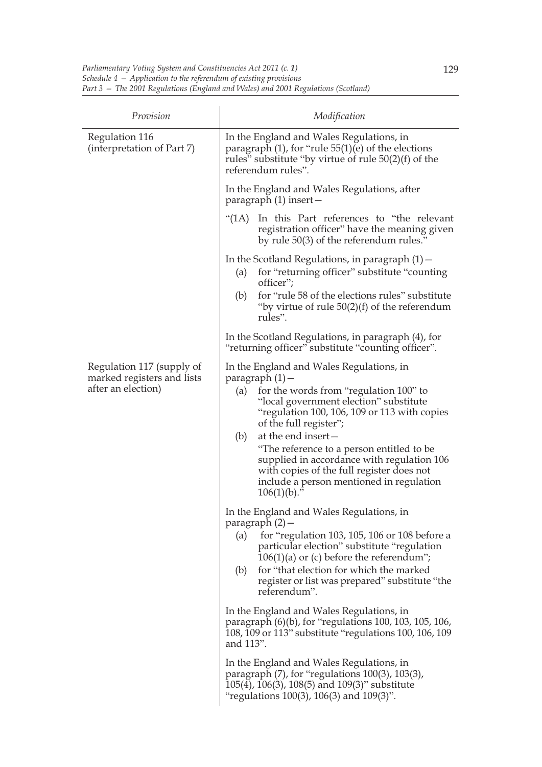| Provision | Modification |
| --- | --- |
| Regulation 116 (interpretation of Part 7) | In the England and Wales Regulations, in paragraph (1), for "rule 55(1)(e) of the elections rules" substitute "by virtue of rule 50(2)(f) of the referendum rules". |
| | In the England and Wales Regulations, after paragraph (1) insert— |
| | "(1A) In this Part references to "the relevant registration officer" have the meaning given by rule 50(3) of the referendum rules." |
| | In the Scotland Regulations, in paragraph (1)— (a) for "returning officer" substitute "counting officer"; (b) for "rule 58 of the elections rules" substitute "by virtue of rule 50(2)(f) of the referendum rules". |
| | In the Scotland Regulations, in paragraph (4), for "returning officer" substitute "counting officer". |
| Regulation 117 (supply of marked registers and lists after an election) | In the England and Wales Regulations, in paragraph (1)— (a) for the words from "regulation 100" to "local government election" substitute "regulation 100, 106, 109 or 113 with copies of the full register"; (b) at the end insert— "The reference to a person entitled to be supplied in accordance with regulation 106 with copies of the full register does not include a person mentioned in regulation 106(1)(b)." |
| | In the England and Wales Regulations, in paragraph (2)— (a) for "regulation 103, 105, 106 or 108 before a particular election" substitute "regulation 106(1)(a) or (c) before the referendum"; (b) for "that election for which the marked register or list was prepared" substitute "the referendum". |
| | In the England and Wales Regulations, in paragraph (6)(b), for "regulations 100, 103, 105, 106, 108, 109 or 113" substitute "regulations 100, 106, 109 and 113". |
| | In the England and Wales Regulations, in paragraph (7), for "regulations 100(3), 103(3), 105(4), 106(3), 108(5) and 109(3)" substitute "regulations 100(3), 106(3) and 109(3)". |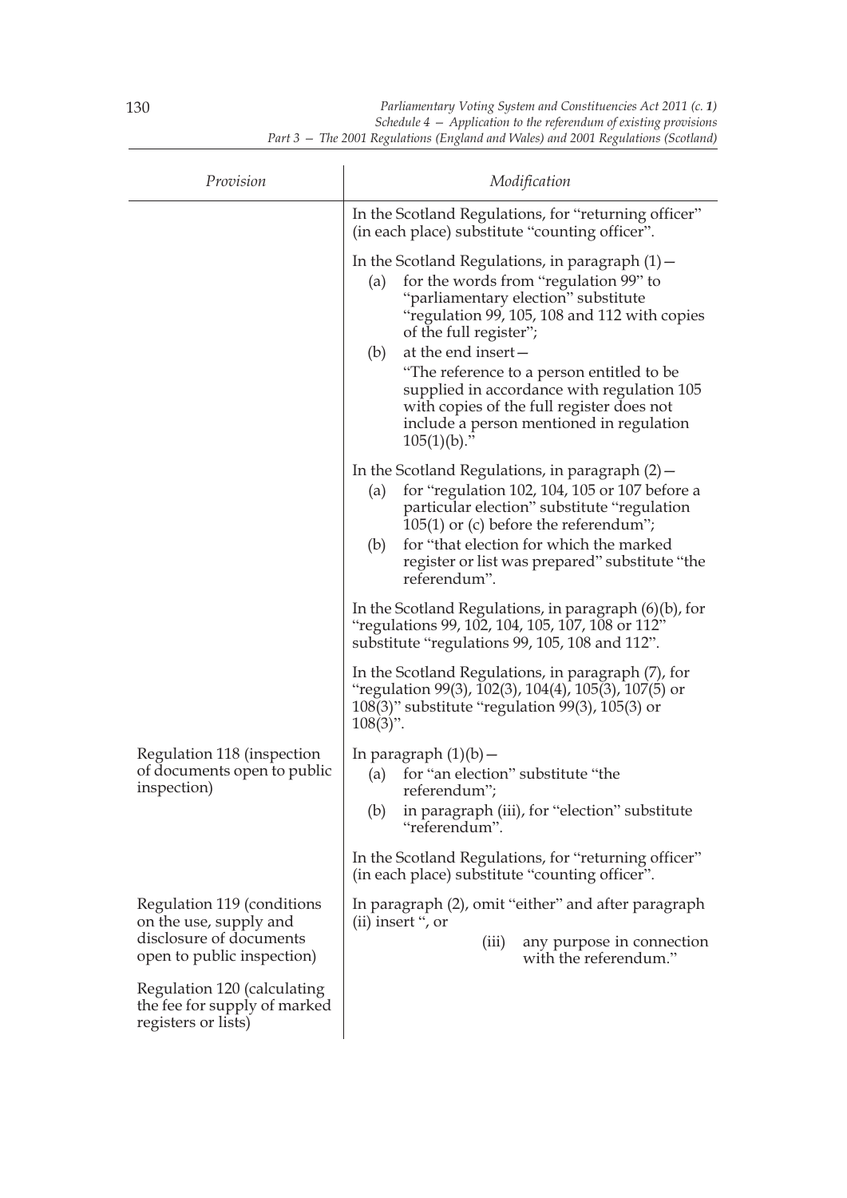| Provision | Modification |
| --- | --- |
| | In the Scotland Regulations, for "returning officer" (in each place) substitute "counting officer". |
| | In the Scotland Regulations, in paragraph (1)— (a) for the words from "regulation 99" to "parliamentary election" substitute "regulation 99, 105, 108 and 112 with copies of the full register"; (b) at the end insert— "The reference to a person entitled to be supplied in accordance with regulation 105 with copies of the full register does not include a person mentioned in regulation 105(1)(b)." |
| | In the Scotland Regulations, in paragraph (2)— (a) for "regulation 102, 104, 105 or 107 before a particular election" substitute "regulation 105(1) or (c) before the referendum"; (b) for "that election for which the marked register or list was prepared" substitute "the referendum". |
| | In the Scotland Regulations, in paragraph (6)(b), for "regulations 99, 102, 104, 105, 107, 108 or 112" substitute "regulations 99, 105, 108 and 112". |
| | In the Scotland Regulations, in paragraph (7), for "regulation 99(3), 102(3), 104(4), 105(3), 107(5) or 108(3)" substitute "regulation 99(3), 105(3) or 108(3)". |
| Regulation 118 (inspection of documents open to public inspection) | In paragraph (1)(b)— (a) for "an election" substitute "the referendum"; (b) in paragraph (iii), for "election" substitute "referendum". |
| | In the Scotland Regulations, for "returning officer" (in each place) substitute "counting officer". |
| Regulation 119 (conditions on the use, supply and disclosure of documents open to public inspection) | In paragraph (2), omit "either" and after paragraph (ii) insert ", or (iii) any purpose in connection with the referendum." |
| Regulation 120 (calculating the fee for supply of marked registers or lists) | |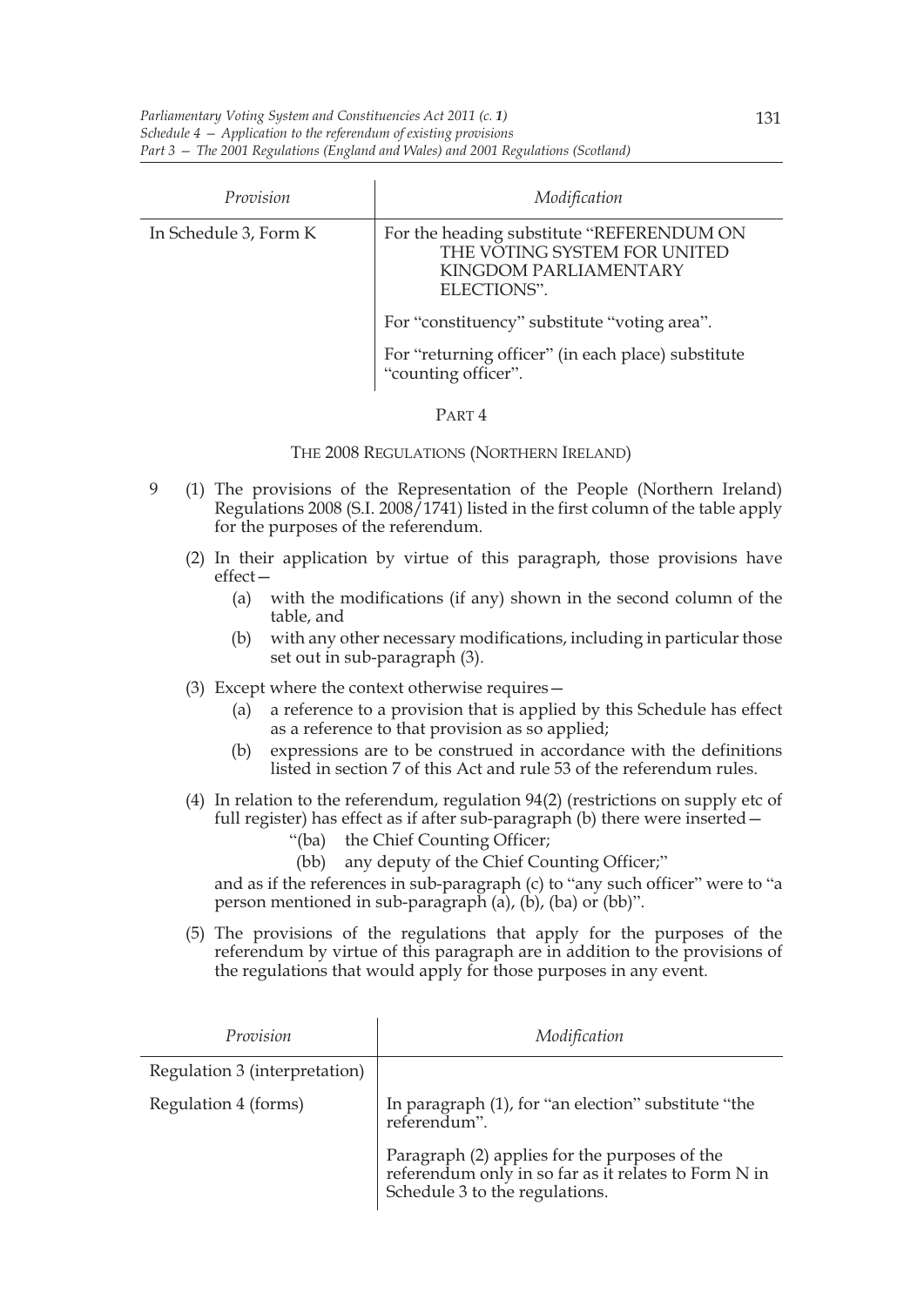| Provision | Modification |
| --- | --- |
| In Schedule 3, Form K | For the heading substitute "REFERENDUM ON THE VOTING SYSTEM FOR UNITED KINGDOM PARLIAMENTARY ELECTIONS". |
| | For "constituency" substitute "voting area". |
| | For "returning officer" (in each place) substitute "counting officer". |

PART 4

THE 2008 REGULATIONS (NORTHERN IRELAND)

9 (1) The provisions of the Representation of the People (Northern Ireland) Regulations 2008 (S.I. 2008/1741) listed in the first column of the table apply for the purposes of the referendum.

(2) In their application by virtue of this paragraph, those provisions have effect—

- (a) with the modifications (if any) shown in the second column of the table, and
- (b) with any other necessary modifications, including in particular those set out in sub-paragraph (3).

(3) Except where the context otherwise requires—

- (a) a reference to a provision that is applied by this Schedule has effect as a reference to that provision as so applied;
- (b) expressions are to be construed in accordance with the definitions listed in section 7 of this Act and rule 53 of the referendum rules.

(4) In relation to the referendum, regulation 94(2) (restrictions on supply etc of full register) has effect as if after sub-paragraph (b) there were inserted—

"(ba) the Chief Counting Officer;

(bb) any deputy of the Chief Counting Officer;"

and as if the references in sub-paragraph (c) to "any such officer" were to "a person mentioned in sub-paragraph (a), (b), (ba) or (bb)".

(5) The provisions of the regulations that apply for the purposes of the referendum by virtue of this paragraph are in addition to the provisions of the regulations that would apply for those purposes in any event.

| Provision | Modification |
| --- | --- |
| Regulation 3 (interpretation) | |
| Regulation 4 (forms) | In paragraph (1), for "an election" substitute "the referendum". |
| | Paragraph (2) applies for the purposes of the referendum only in so far as it relates to Form N in Schedule 3 to the regulations. |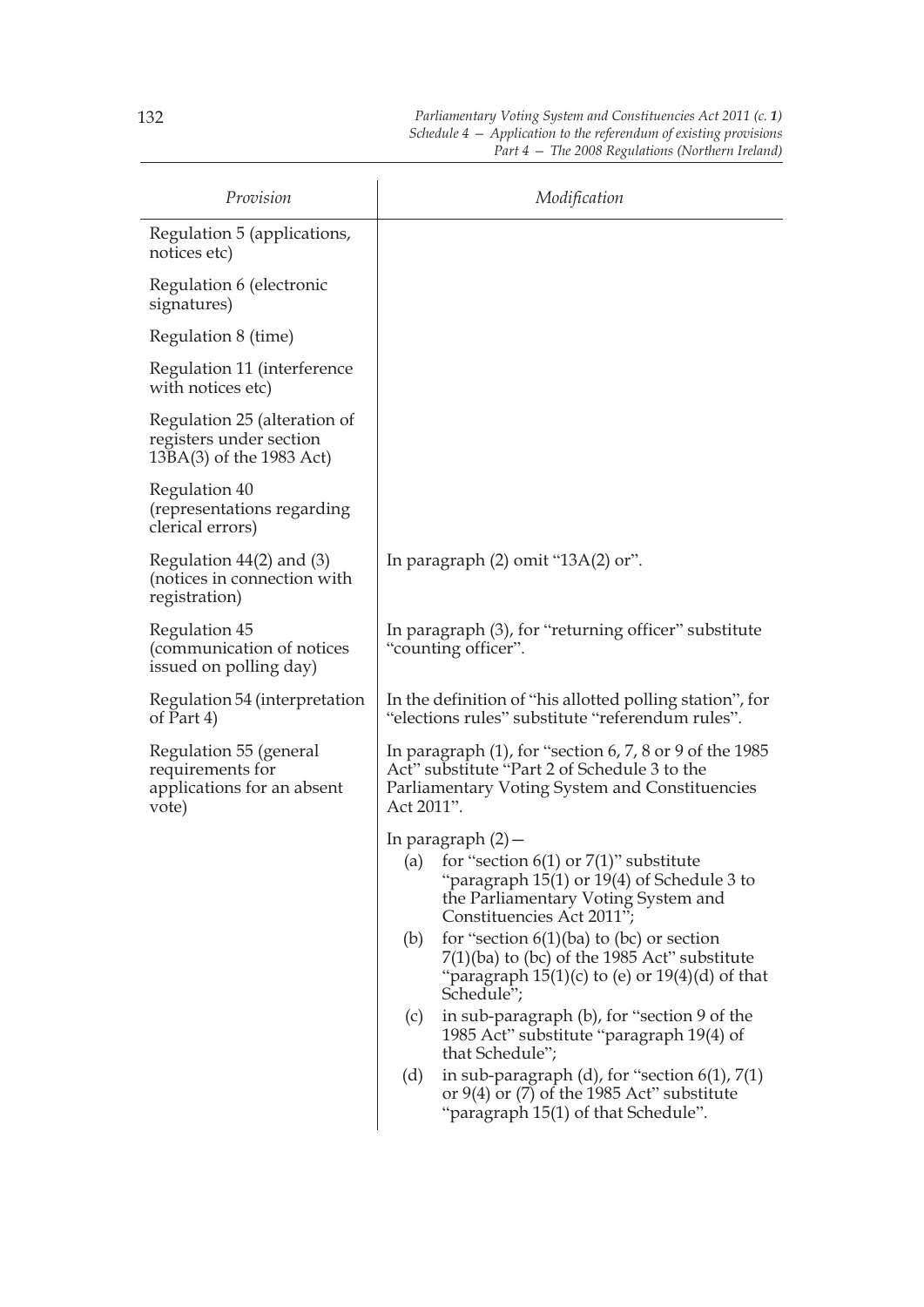| *Provision* | *Modification* |
| --- | --- |
| Regulation 5 (applications, notices etc) | |
| Regulation 6 (electronic signatures) | |
| Regulation 8 (time) | |
| Regulation 11 (interference with notices etc) | |
| Regulation 25 (alteration of registers under section 13BA(3) of the 1983 Act) | |
| Regulation 40 (representations regarding clerical errors) | |
| Regulation 44(2) and (3) (notices in connection with registration) | In paragraph (2) omit "13A(2) or". |
| Regulation 45 (communication of notices issued on polling day) | In paragraph (3), for "returning officer" substitute "counting officer". |
| Regulation 54 (interpretation of Part 4) | In the definition of "his allotted polling station", for "elections rules" substitute "referendum rules". |
| Regulation 55 (general requirements for applications for an absent vote) | In paragraph (1), for "section 6, 7, 8 or 9 of the 1985 Act" substitute "Part 2 of Schedule 3 to the Parliamentary Voting System and Constituencies Act 2011". |
| | In paragraph (2)— (a) for "section 6(1) or 7(1)" substitute "paragraph 15(1) or 19(4) of Schedule 3 to the Parliamentary Voting System and Constituencies Act 2011"; (b) for "section 6(1)(ba) to (bc) or section 7(1)(ba) to (bc) of the 1985 Act" substitute "paragraph 15(1)(c) to (e) or 19(4)(d) of that Schedule"; (c) in sub-paragraph (b), for "section 9 of the 1985 Act" substitute "paragraph 19(4) of that Schedule"; (d) in sub-paragraph (d), for "section 6(1), 7(1) or 9(4) or (7) of the 1985 Act" substitute "paragraph 15(1) of that Schedule". |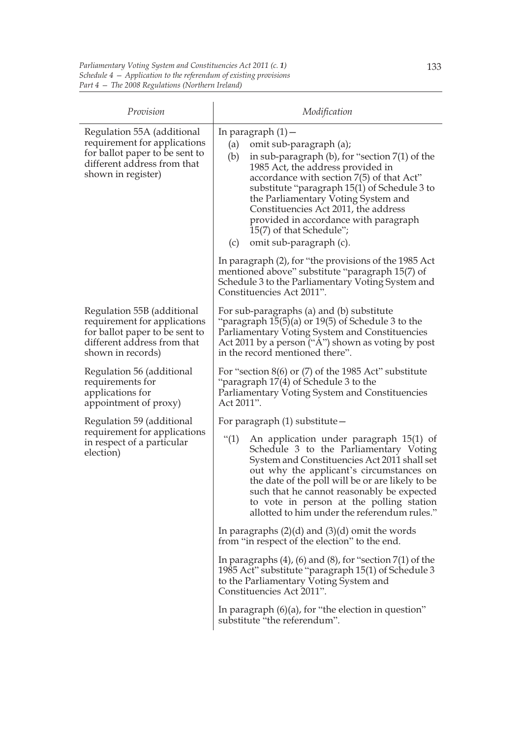| Provision | Modification |
|---|---|
| Regulation 55A (additional requirement for applications for ballot paper to be sent to different address from that shown in register) | In paragraph (1)— (a) omit sub-paragraph (a); (b) in sub-paragraph (b), for "section 7(1) of the 1985 Act, the address provided in accordance with section 7(5) of that Act" substitute "paragraph 15(1) of Schedule 3 to the Parliamentary Voting System and Constituencies Act 2011, the address provided in accordance with paragraph 15(7) of that Schedule"; (c) omit sub-paragraph (c). In paragraph (2), for "the provisions of the 1985 Act mentioned above" substitute "paragraph 15(7) of Schedule 3 to the Parliamentary Voting System and Constituencies Act 2011". |
| Regulation 55B (additional requirement for applications for ballot paper to be sent to different address from that shown in records) | For sub-paragraphs (a) and (b) substitute "paragraph 15(5)(a) or 19(5) of Schedule 3 to the Parliamentary Voting System and Constituencies Act 2011 by a person ("A") shown as voting by post in the record mentioned there". |
| Regulation 56 (additional requirements for applications for appointment of proxy) | For "section 8(6) or (7) of the 1985 Act" substitute "paragraph 17(4) of Schedule 3 to the Parliamentary Voting System and Constituencies Act 2011". |
| Regulation 59 (additional requirement for applications in respect of a particular election) | For paragraph (1) substitute— "(1) An application under paragraph 15(1) of Schedule 3 to the Parliamentary Voting System and Constituencies Act 2011 shall set out why the applicant's circumstances on the date of the poll will be or are likely to be such that he cannot reasonably be expected to vote in person at the polling station allotted to him under the referendum rules." In paragraphs (2)(d) and (3)(d) omit the words from "in respect of the election" to the end. In paragraphs (4), (6) and (8), for "section 7(1) of the 1985 Act" substitute "paragraph 15(1) of Schedule 3 to the Parliamentary Voting System and Constituencies Act 2011". In paragraph (6)(a), for "the election in question" substitute "the referendum". |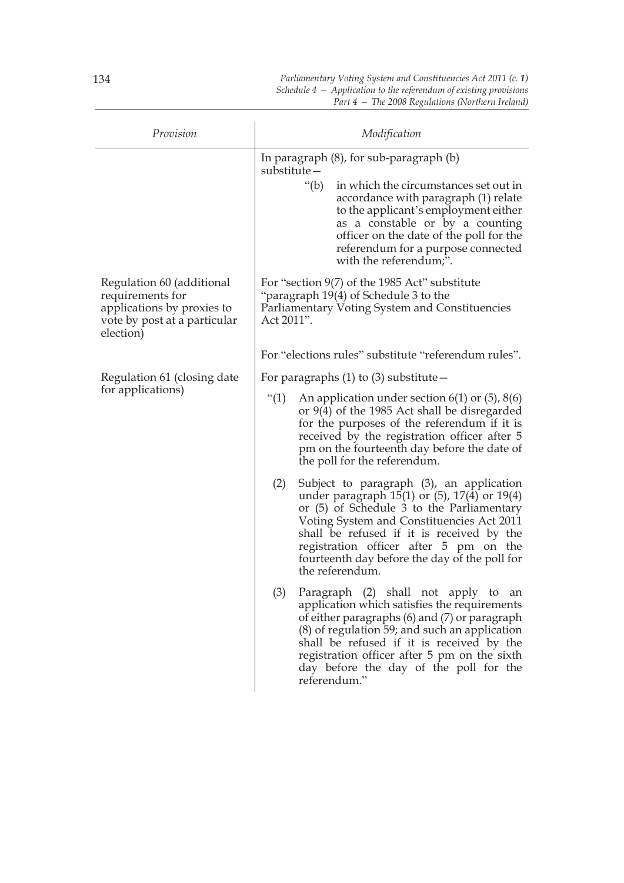| Provision | Modification |
|---|---|
| | In paragraph (8), for sub-paragraph (b) substitute— “(b) in which the circumstances set out in accordance with paragraph (1) relate to the applicant’s employment either as a constable or by a counting officer on the date of the poll for the referendum for a purpose connected with the referendum;”. |
| Regulation 60 (additional requirements for applications by proxies to vote by post at a particular election) | For “section 9(7) of the 1985 Act” substitute “paragraph 19(4) of Schedule 3 to the Parliamentary Voting System and Constituencies Act 2011”. |
| | For “elections rules” substitute “referendum rules”. |
| Regulation 61 (closing date for applications) | For paragraphs (1) to (3) substitute— |
| | “(1) An application under section 6(1) or (5), 8(6) or 9(4) of the 1985 Act shall be disregarded for the purposes of the referendum if it is received by the registration officer after 5 pm on the fourteenth day before the date of the poll for the referendum. |
| | (2) Subject to paragraph (3), an application under paragraph 15(1) or (5), 17(4) or 19(4) or (5) of Schedule 3 to the Parliamentary Voting System and Constituencies Act 2011 shall be refused if it is received by the registration officer after 5 pm on the fourteenth day before the day of the poll for the referendum. |
| | (3) Paragraph (2) shall not apply to an application which satisfies the requirements of either paragraphs (6) and (7) or paragraph (8) of regulation 59; and such an application shall be refused if it is received by the registration officer after 5 pm on the sixth day before the day of the poll for the referendum.” |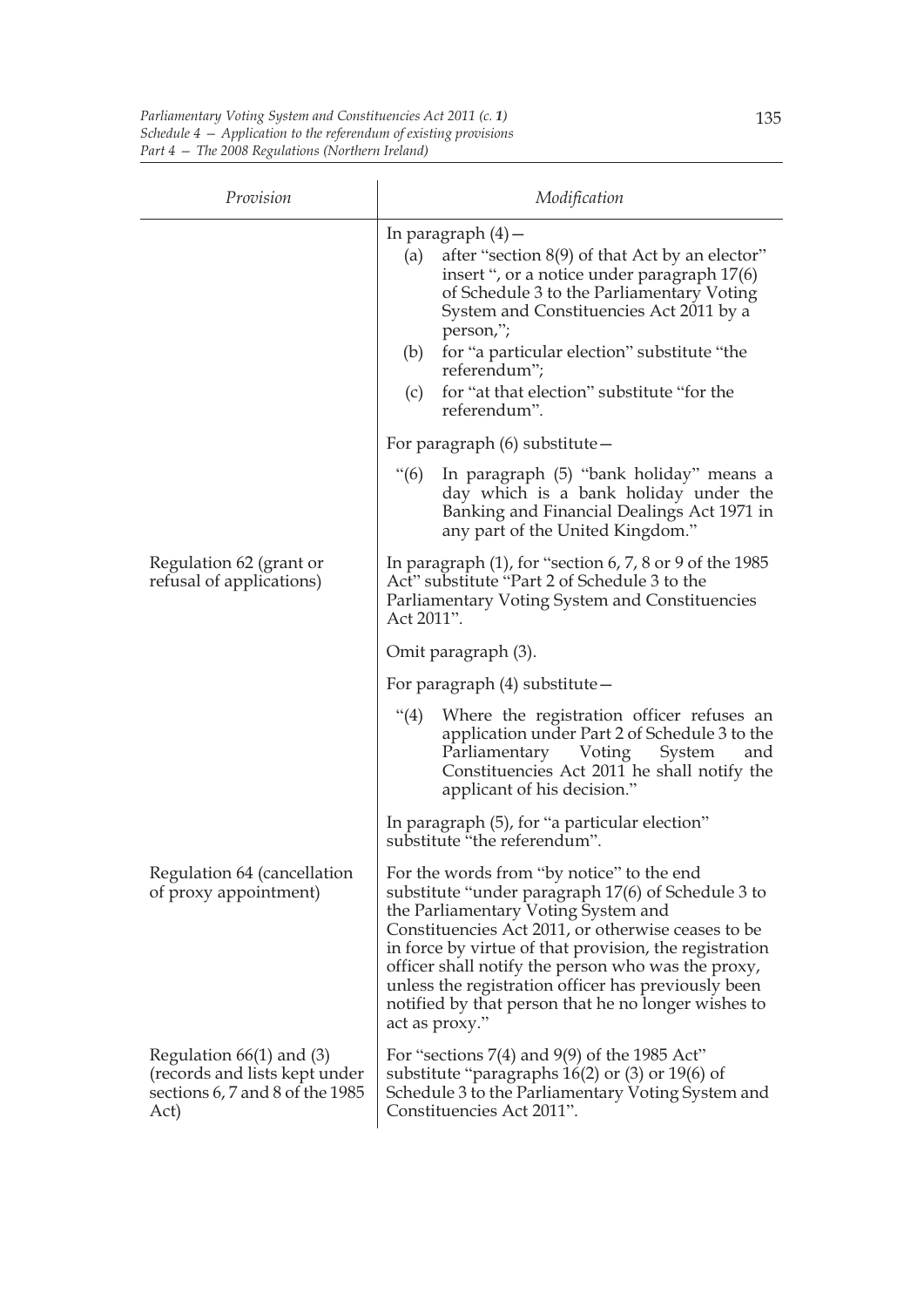| Provision | Modification |
|---|---|
| | In paragraph (4)— (a) after "section 8(9) of that Act by an elector" insert ", or a notice under paragraph 17(6) of Schedule 3 to the Parliamentary Voting System and Constituencies Act 2011 by a person,"; (b) for "a particular election" substitute "the referendum"; (c) for "at that election" substitute "for the referendum". |
| | For paragraph (6) substitute— "(6) In paragraph (5) "bank holiday" means a day which is a bank holiday under the Banking and Financial Dealings Act 1971 in any part of the United Kingdom." |
| Regulation 62 (grant or refusal of applications) | In paragraph (1), for "section 6, 7, 8 or 9 of the 1985 Act" substitute "Part 2 of Schedule 3 to the Parliamentary Voting System and Constituencies Act 2011". |
| | Omit paragraph (3). |
| | For paragraph (4) substitute— "(4) Where the registration officer refuses an application under Part 2 of Schedule 3 to the Parliamentary Voting System and Constituencies Act 2011 he shall notify the applicant of his decision." |
| | In paragraph (5), for "a particular election" substitute "the referendum". |
| Regulation 64 (cancellation of proxy appointment) | For the words from "by notice" to the end substitute "under paragraph 17(6) of Schedule 3 to the Parliamentary Voting System and Constituencies Act 2011, or otherwise ceases to be in force by virtue of that provision, the registration officer shall notify the person who was the proxy, unless the registration officer has previously been notified by that person that he no longer wishes to act as proxy." |
| Regulation 66(1) and (3) (records and lists kept under sections 6, 7 and 8 of the 1985 Act) | For "sections 7(4) and 9(9) of the 1985 Act" substitute "paragraphs 16(2) or (3) or 19(6) of Schedule 3 to the Parliamentary Voting System and Constituencies Act 2011". |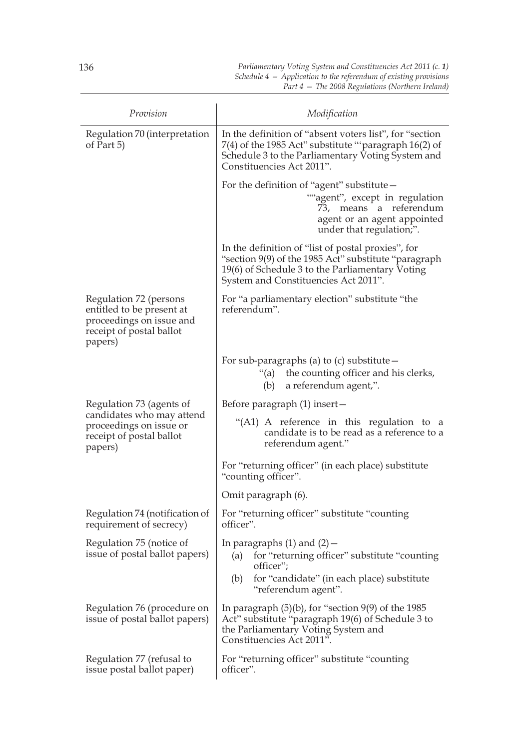| Provision | Modification |
| --- | --- |
| Regulation 70 (interpretation of Part 5) | In the definition of "absent voters list", for "section 7(4) of the 1985 Act" substitute "'paragraph 16(2) of Schedule 3 to the Parliamentary Voting System and Constituencies Act 2011". |
| | For the definition of "agent" substitute— ""agent", except in regulation 73, means a referendum agent or an agent appointed under that regulation;". |
| | In the definition of "list of postal proxies", for "section 9(9) of the 1985 Act" substitute "paragraph 19(6) of Schedule 3 to the Parliamentary Voting System and Constituencies Act 2011". |
| Regulation 72 (persons entitled to be present at proceedings on issue and receipt of postal ballot papers) | For "a parliamentary election" substitute "the referendum". |
| | For sub-paragraphs (a) to (c) substitute— "(a) the counting officer and his clerks, (b) a referendum agent,". |
| Regulation 73 (agents of candidates who may attend proceedings on issue or receipt of postal ballot papers) | Before paragraph (1) insert— "(A1) A reference in this regulation to a candidate is to be read as a reference to a referendum agent." |
| | For "returning officer" (in each place) substitute "counting officer". |
| | Omit paragraph (6). |
| Regulation 74 (notification of requirement of secrecy) | For "returning officer" substitute "counting officer". |
| Regulation 75 (notice of issue of postal ballot papers) | In paragraphs (1) and (2)— (a) for "returning officer" substitute "counting officer"; (b) for "candidate" (in each place) substitute "referendum agent". |
| Regulation 76 (procedure on issue of postal ballot papers) | In paragraph (5)(b), for "section 9(9) of the 1985 Act" substitute "paragraph 19(6) of Schedule 3 to the Parliamentary Voting System and Constituencies Act 2011". |
| Regulation 77 (refusal to issue postal ballot paper) | For "returning officer" substitute "counting officer". |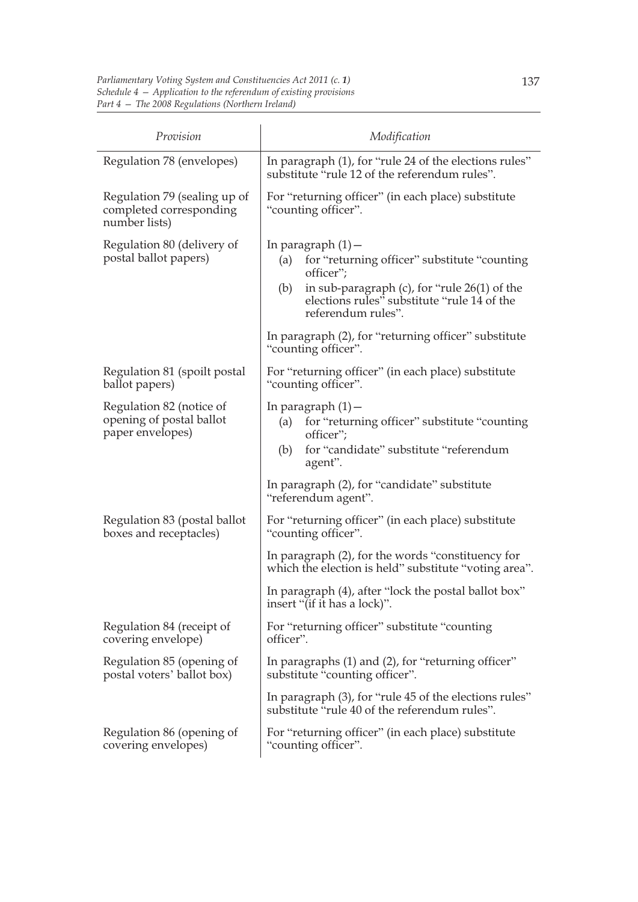| Provision | Modification |
| --- | --- |
| Regulation 78 (envelopes) | In paragraph (1), for "rule 24 of the elections rules" substitute "rule 12 of the referendum rules". |
| Regulation 79 (sealing up of completed corresponding number lists) | For "returning officer" (in each place) substitute "counting officer". |
| Regulation 80 (delivery of postal ballot papers) | In paragraph (1)— (a) for "returning officer" substitute "counting officer"; (b) in sub-paragraph (c), for "rule 26(1) of the elections rules" substitute "rule 14 of the referendum rules". |
| | In paragraph (2), for "returning officer" substitute "counting officer". |
| Regulation 81 (spoilt postal ballot papers) | For "returning officer" (in each place) substitute "counting officer". |
| Regulation 82 (notice of opening of postal ballot paper envelopes) | In paragraph (1)— (a) for "returning officer" substitute "counting officer"; (b) for "candidate" substitute "referendum agent". |
| | In paragraph (2), for "candidate" substitute "referendum agent". |
| Regulation 83 (postal ballot boxes and receptacles) | For "returning officer" (in each place) substitute "counting officer". |
| | In paragraph (2), for the words "constituency for which the election is held" substitute "voting area". |
| | In paragraph (4), after "lock the postal ballot box" insert "(if it has a lock)". |
| Regulation 84 (receipt of covering envelope) | For "returning officer" substitute "counting officer". |
| Regulation 85 (opening of postal voters' ballot box) | In paragraphs (1) and (2), for "returning officer" substitute "counting officer". |
| | In paragraph (3), for "rule 45 of the elections rules" substitute "rule 40 of the referendum rules". |
| Regulation 86 (opening of covering envelopes) | For "returning officer" (in each place) substitute "counting officer". |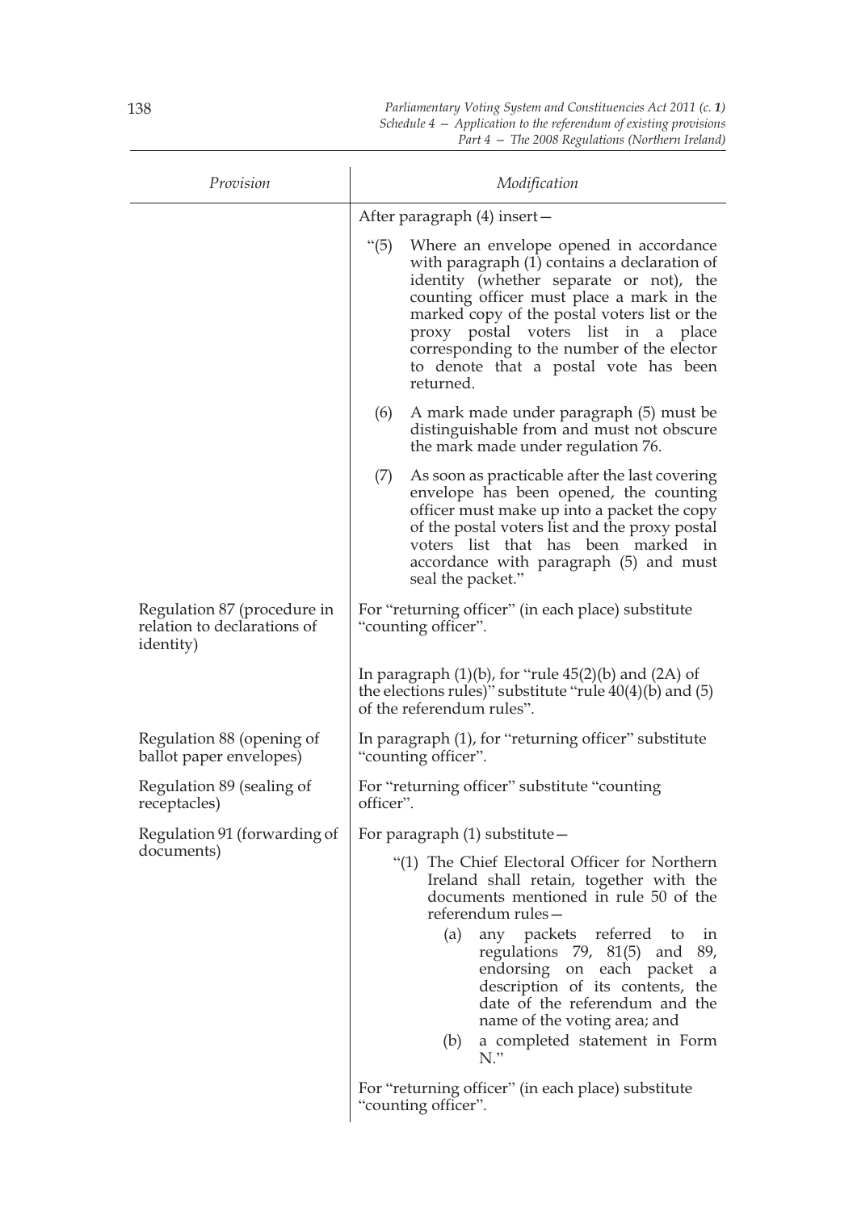| Provision | Modification |
|---|---|
| | After paragraph (4) insert— |
| | "(5) Where an envelope opened in accordance with paragraph (1) contains a declaration of identity (whether separate or not), the counting officer must place a mark in the marked copy of the postal voters list or the proxy postal voters list in a place corresponding to the number of the elector to denote that a postal vote has been returned. |
| | (6) A mark made under paragraph (5) must be distinguishable from and must not obscure the mark made under regulation 76. |
| | (7) As soon as practicable after the last covering envelope has been opened, the counting officer must make up into a packet the copy of the postal voters list and the proxy postal voters list that has been marked in accordance with paragraph (5) and must seal the packet." |
| Regulation 87 (procedure in relation to declarations of identity) | For "returning officer" (in each place) substitute "counting officer". |
| | In paragraph (1)(b), for "rule 45(2)(b) and (2A) of the elections rules)" substitute "rule 40(4)(b) and (5) of the referendum rules". |
| Regulation 88 (opening of ballot paper envelopes) | In paragraph (1), for "returning officer" substitute "counting officer". |
| Regulation 89 (sealing of receptacles) | For "returning officer" substitute "counting officer". |
| Regulation 91 (forwarding of documents) | For paragraph (1) substitute— |
| | "(1) The Chief Electoral Officer for Northern Ireland shall retain, together with the documents mentioned in rule 50 of the referendum rules— |
| | (a) any packets referred to in regulations 79, 81(5) and 89, endorsing on each packet a description of its contents, the date of the referendum and the name of the voting area; and |
| | (b) a completed statement in Form N." |
| | For "returning officer" (in each place) substitute "counting officer". |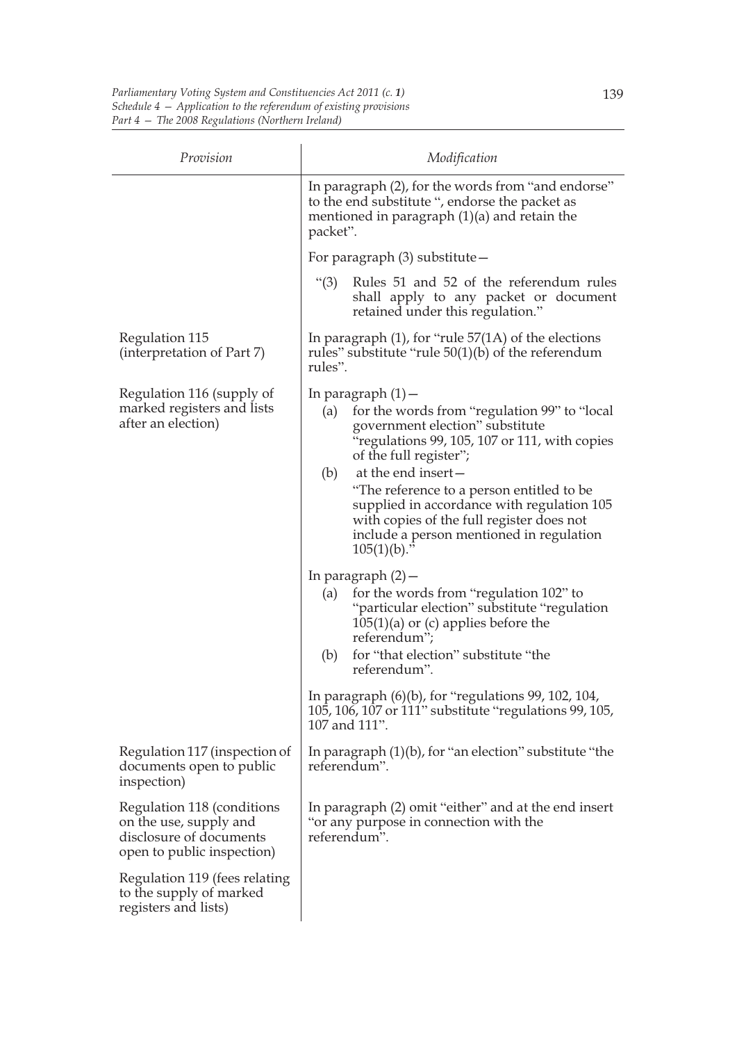| Provision | Modification |
|---|---|
| | In paragraph (2), for the words from "and endorse" to the end substitute ", endorse the packet as mentioned in paragraph (1)(a) and retain the packet". |
| | For paragraph (3) substitute— |
| | "(3) Rules 51 and 52 of the referendum rules shall apply to any packet or document retained under this regulation." |
| Regulation 115 (interpretation of Part 7) | In paragraph (1), for "rule 57(1A) of the elections rules" substitute "rule 50(1)(b) of the referendum rules". |
| Regulation 116 (supply of marked registers and lists after an election) | In paragraph (1)— (a) for the words from "regulation 99" to "local government election" substitute "regulations 99, 105, 107 or 111, with copies of the full register"; (b) at the end insert— "The reference to a person entitled to be supplied in accordance with regulation 105 with copies of the full register does not include a person mentioned in regulation 105(1)(b)." |
| | In paragraph (2)— (a) for the words from "regulation 102" to "particular election" substitute "regulation 105(1)(a) or (c) applies before the referendum"; (b) for "that election" substitute "the referendum". |
| | In paragraph (6)(b), for "regulations 99, 102, 104, 105, 106, 107 or 111" substitute "regulations 99, 105, 107 and 111". |
| Regulation 117 (inspection of documents open to public inspection) | In paragraph (1)(b), for "an election" substitute "the referendum". |
| Regulation 118 (conditions on the use, supply and disclosure of documents open to public inspection) | In paragraph (2) omit "either" and at the end insert "or any purpose in connection with the referendum". |
| Regulation 119 (fees relating to the supply of marked registers and lists) | |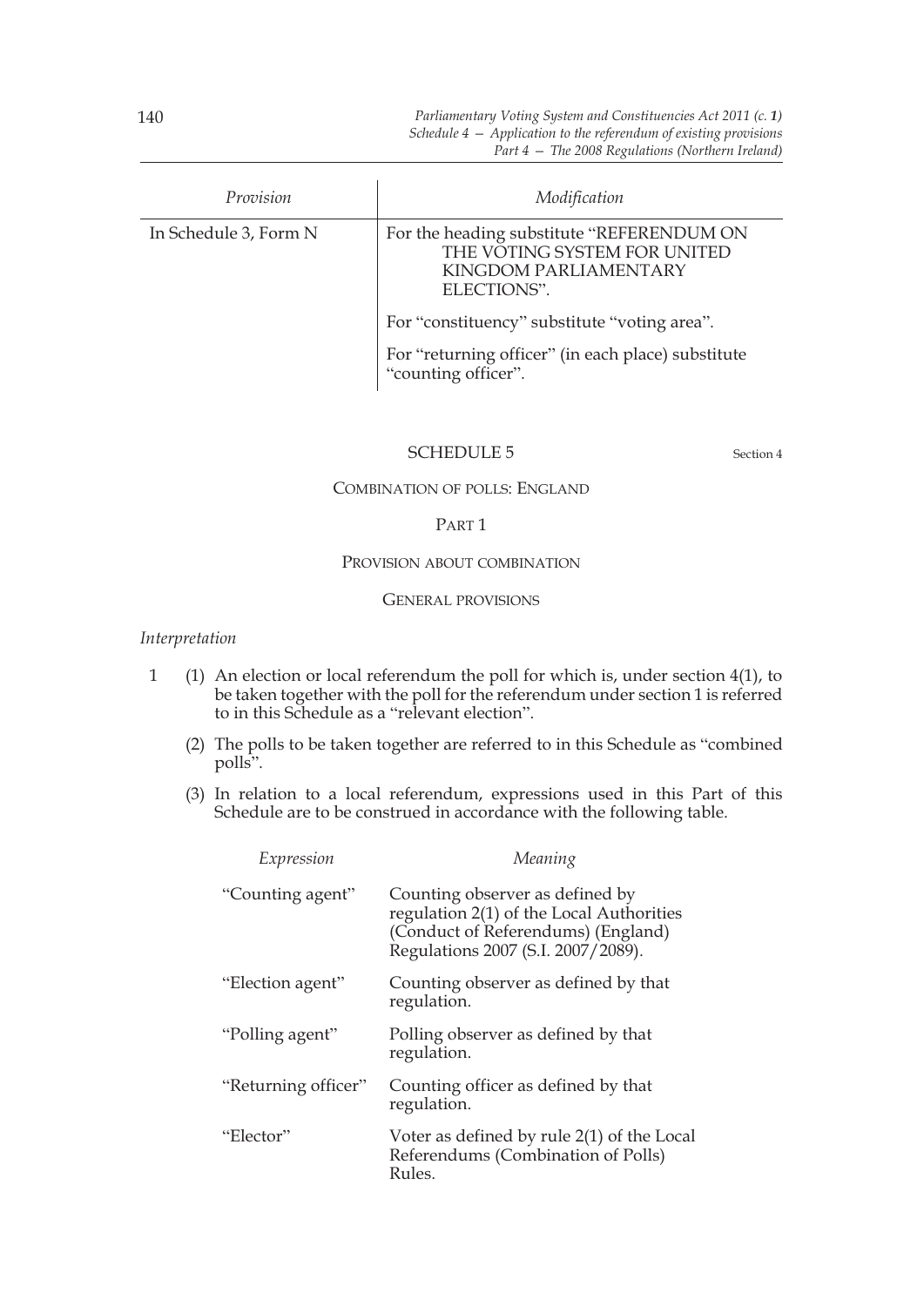| Provision | Modification |
|---|---|
| In Schedule 3, Form N | For the heading substitute "REFERENDUM ON THE VOTING SYSTEM FOR UNITED KINGDOM PARLIAMENTARY ELECTIONS".<br><br>For "constituency" substitute "voting area".<br><br>For "returning officer" (in each place) substitute "counting officer". |

## SCHEDULE 5

Section 4

### COMBINATION OF POLLS: ENGLAND

### PART 1

### PROVISION ABOUT COMBINATION

#### GENERAL PROVISIONS

*Interpretation*

1 (1) An election or local referendum the poll for which is, under section 4(1), to be taken together with the poll for the referendum under section 1 is referred to in this Schedule as a "relevant election".

(2) The polls to be taken together are referred to in this Schedule as "combined polls".

(3) In relation to a local referendum, expressions used in this Part of this Schedule are to be construed in accordance with the following table.

| *Expression* | *Meaning* |
|---|---|
| "Counting agent" | Counting observer as defined by regulation 2(1) of the Local Authorities (Conduct of Referendums) (England) Regulations 2007 (S.I. 2007/2089). |
| "Election agent" | Counting observer as defined by that regulation. |
| "Polling agent" | Polling observer as defined by that regulation. |
| "Returning officer" | Counting officer as defined by that regulation. |
| "Elector" | Voter as defined by rule 2(1) of the Local Referendums (Combination of Polls) Rules. |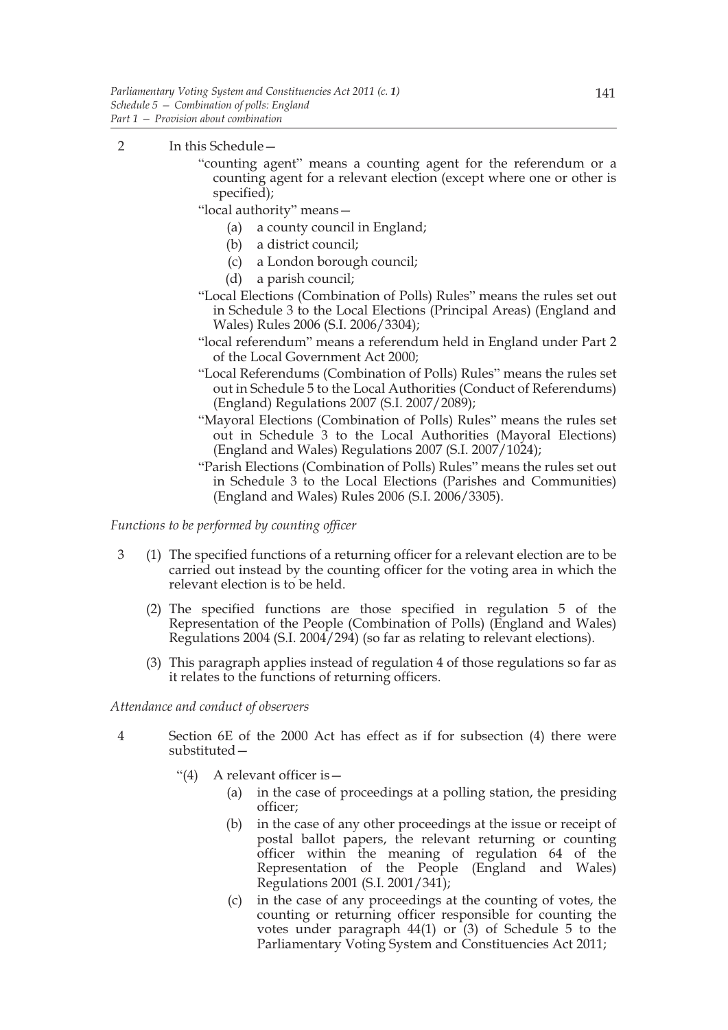2 In this Schedule—

"counting agent" means a counting agent for the referendum or a counting agent for a relevant election (except where one or other is specified);

"local authority" means—

(a) a county council in England;

(b) a district council;

(c) a London borough council;

(d) a parish council;

"Local Elections (Combination of Polls) Rules" means the rules set out in Schedule 3 to the Local Elections (Principal Areas) (England and Wales) Rules 2006 (S.I. 2006/3304);

"local referendum" means a referendum held in England under Part 2 of the Local Government Act 2000;

"Local Referendums (Combination of Polls) Rules" means the rules set out in Schedule 5 to the Local Authorities (Conduct of Referendums) (England) Regulations 2007 (S.I. 2007/2089);

"Mayoral Elections (Combination of Polls) Rules" means the rules set out in Schedule 3 to the Local Authorities (Mayoral Elections) (England and Wales) Regulations 2007 (S.I. 2007/1024);

"Parish Elections (Combination of Polls) Rules" means the rules set out in Schedule 3 to the Local Elections (Parishes and Communities) (England and Wales) Rules 2006 (S.I. 2006/3305).

*Functions to be performed by counting officer*

3 (1) The specified functions of a returning officer for a relevant election are to be carried out instead by the counting officer for the voting area in which the relevant election is to be held.

(2) The specified functions are those specified in regulation 5 of the Representation of the People (Combination of Polls) (England and Wales) Regulations 2004 (S.I. 2004/294) (so far as relating to relevant elections).

(3) This paragraph applies instead of regulation 4 of those regulations so far as it relates to the functions of returning officers.

*Attendance and conduct of observers*

4 Section 6E of the 2000 Act has effect as if for subsection (4) there were substituted—

"(4) A relevant officer is—

(a) in the case of proceedings at a polling station, the presiding officer;

(b) in the case of any other proceedings at the issue or receipt of postal ballot papers, the relevant returning or counting officer within the meaning of regulation 64 of the Representation of the People (England and Wales) Regulations 2001 (S.I. 2001/341);

(c) in the case of any proceedings at the counting of votes, the counting or returning officer responsible for counting the votes under paragraph 44(1) or (3) of Schedule 5 to the Parliamentary Voting System and Constituencies Act 2011;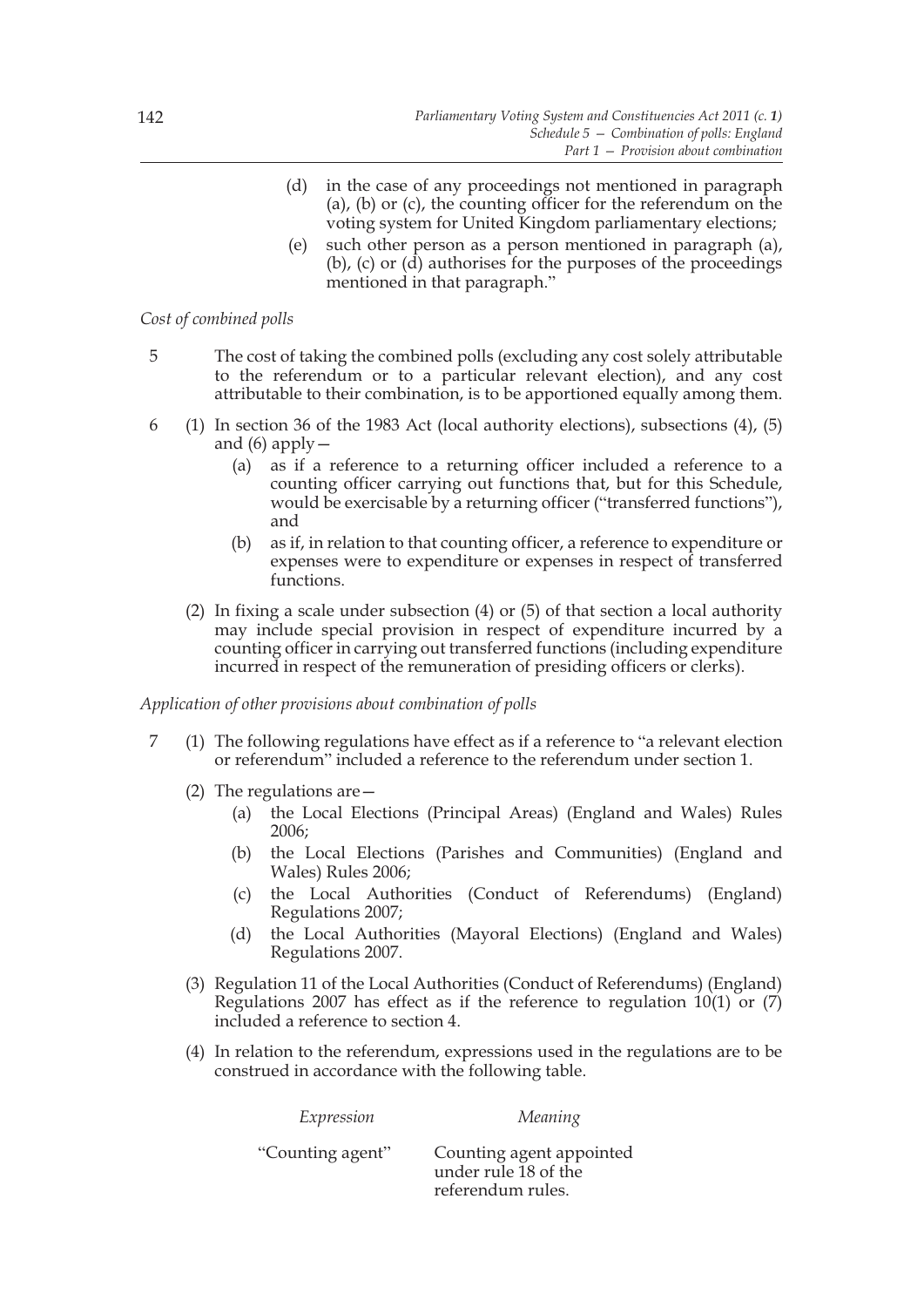(d) in the case of any proceedings not mentioned in paragraph (a), (b) or (c), the counting officer for the referendum on the voting system for United Kingdom parliamentary elections;

(e) such other person as a person mentioned in paragraph (a), (b), (c) or (d) authorises for the purposes of the proceedings mentioned in that paragraph."

*Cost of combined polls*

5 The cost of taking the combined polls (excluding any cost solely attributable to the referendum or to a particular relevant election), and any cost attributable to their combination, is to be apportioned equally among them.

6 (1) In section 36 of the 1983 Act (local authority elections), subsections (4), (5) and (6) apply—

(a) as if a reference to a returning officer included a reference to a counting officer carrying out functions that, but for this Schedule, would be exercisable by a returning officer ("transferred functions"), and

(b) as if, in relation to that counting officer, a reference to expenditure or expenses were to expenditure or expenses in respect of transferred functions.

(2) In fixing a scale under subsection (4) or (5) of that section a local authority may include special provision in respect of expenditure incurred by a counting officer in carrying out transferred functions (including expenditure incurred in respect of the remuneration of presiding officers or clerks).

*Application of other provisions about combination of polls*

7 (1) The following regulations have effect as if a reference to "a relevant election or referendum" included a reference to the referendum under section 1.

(2) The regulations are—

(a) the Local Elections (Principal Areas) (England and Wales) Rules 2006;

(b) the Local Elections (Parishes and Communities) (England and Wales) Rules 2006;

(c) the Local Authorities (Conduct of Referendums) (England) Regulations 2007;

(d) the Local Authorities (Mayoral Elections) (England and Wales) Regulations 2007.

(3) Regulation 11 of the Local Authorities (Conduct of Referendums) (England) Regulations 2007 has effect as if the reference to regulation 10(1) or (7) included a reference to section 4.

(4) In relation to the referendum, expressions used in the regulations are to be construed in accordance with the following table.

| *Expression* | *Meaning* |
|---|---|
| "Counting agent" | Counting agent appointed under rule 18 of the referendum rules. |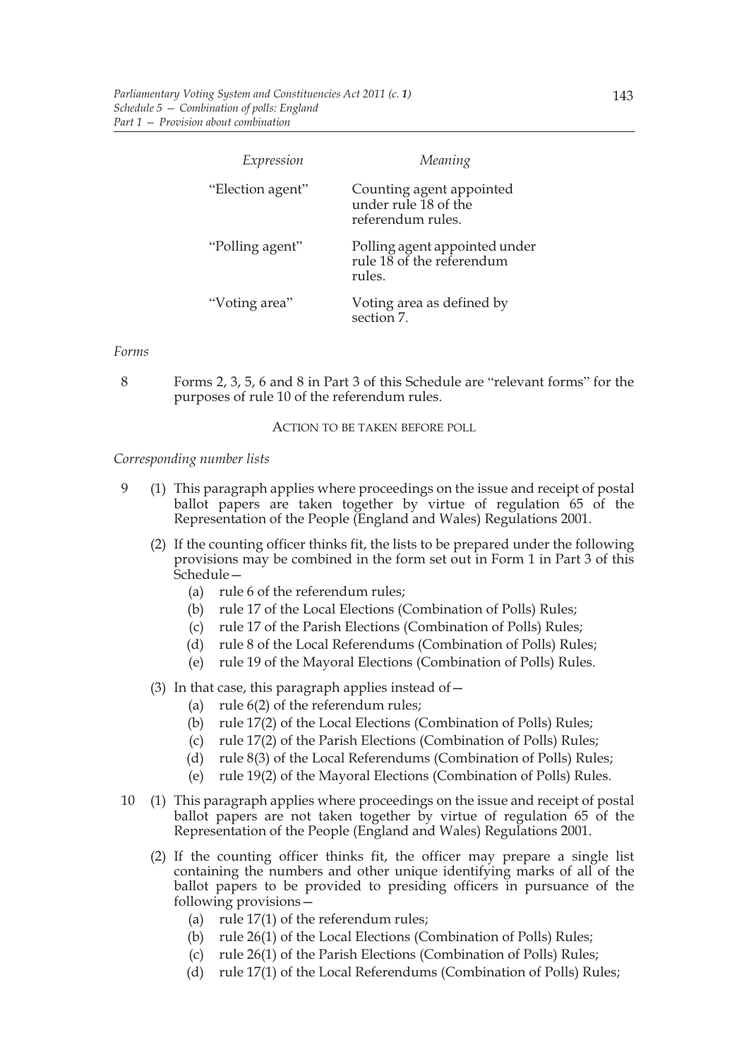| Expression | Meaning |
| --- | --- |
| "Election agent" | Counting agent appointed under rule 18 of the referendum rules. |
| "Polling agent" | Polling agent appointed under rule 18 of the referendum rules. |
| "Voting area" | Voting area as defined by section 7. |

*Forms*

8 Forms 2, 3, 5, 6 and 8 in Part 3 of this Schedule are "relevant forms" for the purposes of rule 10 of the referendum rules.

ACTION TO BE TAKEN BEFORE POLL

*Corresponding number lists*

9 (1) This paragraph applies where proceedings on the issue and receipt of postal ballot papers are taken together by virtue of regulation 65 of the Representation of the People (England and Wales) Regulations 2001.

(2) If the counting officer thinks fit, the lists to be prepared under the following provisions may be combined in the form set out in Form 1 in Part 3 of this Schedule—

(a) rule 6 of the referendum rules;

(b) rule 17 of the Local Elections (Combination of Polls) Rules;

(c) rule 17 of the Parish Elections (Combination of Polls) Rules;

(d) rule 8 of the Local Referendums (Combination of Polls) Rules;

(e) rule 19 of the Mayoral Elections (Combination of Polls) Rules.

(3) In that case, this paragraph applies instead of—

(a) rule 6(2) of the referendum rules;

(b) rule 17(2) of the Local Elections (Combination of Polls) Rules;

(c) rule 17(2) of the Parish Elections (Combination of Polls) Rules;

(d) rule 8(3) of the Local Referendums (Combination of Polls) Rules;

(e) rule 19(2) of the Mayoral Elections (Combination of Polls) Rules.

10 (1) This paragraph applies where proceedings on the issue and receipt of postal ballot papers are not taken together by virtue of regulation 65 of the Representation of the People (England and Wales) Regulations 2001.

(2) If the counting officer thinks fit, the officer may prepare a single list containing the numbers and other unique identifying marks of all of the ballot papers to be provided to presiding officers in pursuance of the following provisions—

(a) rule 17(1) of the referendum rules;

(b) rule 26(1) of the Local Elections (Combination of Polls) Rules;

(c) rule 26(1) of the Parish Elections (Combination of Polls) Rules;

(d) rule 17(1) of the Local Referendums (Combination of Polls) Rules;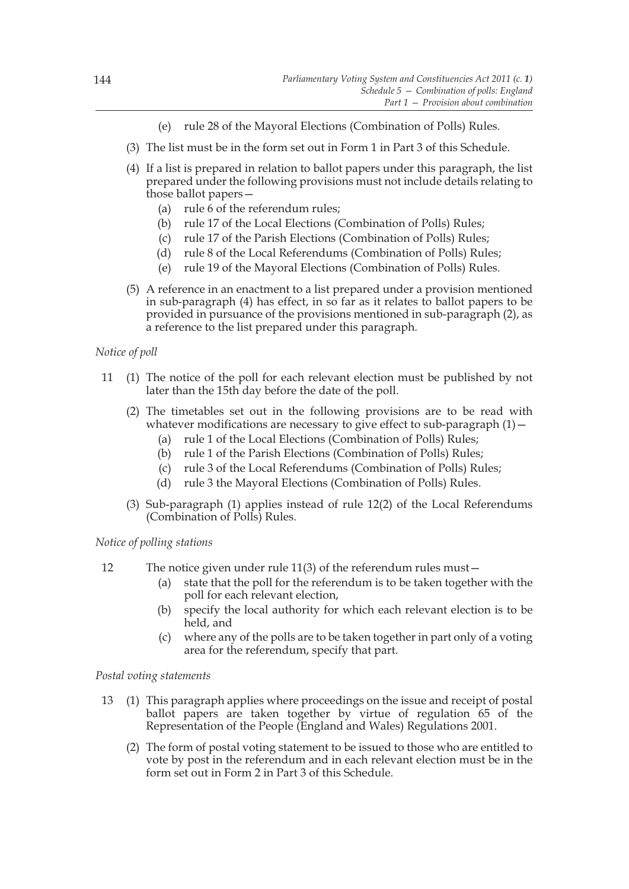(e) rule 28 of the Mayoral Elections (Combination of Polls) Rules.

(3) The list must be in the form set out in Form 1 in Part 3 of this Schedule.

(4) If a list is prepared in relation to ballot papers under this paragraph, the list prepared under the following provisions must not include details relating to those ballot papers—

(a) rule 6 of the referendum rules;

(b) rule 17 of the Local Elections (Combination of Polls) Rules;

(c) rule 17 of the Parish Elections (Combination of Polls) Rules;

(d) rule 8 of the Local Referendums (Combination of Polls) Rules;

(e) rule 19 of the Mayoral Elections (Combination of Polls) Rules.

(5) A reference in an enactment to a list prepared under a provision mentioned in sub-paragraph (4) has effect, in so far as it relates to ballot papers to be provided in pursuance of the provisions mentioned in sub-paragraph (2), as a reference to the list prepared under this paragraph.

*Notice of poll*

11 (1) The notice of the poll for each relevant election must be published by not later than the 15th day before the date of the poll.

(2) The timetables set out in the following provisions are to be read with whatever modifications are necessary to give effect to sub-paragraph (1)—

(a) rule 1 of the Local Elections (Combination of Polls) Rules;

(b) rule 1 of the Parish Elections (Combination of Polls) Rules;

(c) rule 3 of the Local Referendums (Combination of Polls) Rules;

(d) rule 3 the Mayoral Elections (Combination of Polls) Rules.

(3) Sub-paragraph (1) applies instead of rule 12(2) of the Local Referendums (Combination of Polls) Rules.

*Notice of polling stations*

12 The notice given under rule 11(3) of the referendum rules must—

(a) state that the poll for the referendum is to be taken together with the poll for each relevant election,

(b) specify the local authority for which each relevant election is to be held, and

(c) where any of the polls are to be taken together in part only of a voting area for the referendum, specify that part.

*Postal voting statements*

13 (1) This paragraph applies where proceedings on the issue and receipt of postal ballot papers are taken together by virtue of regulation 65 of the Representation of the People (England and Wales) Regulations 2001.

(2) The form of postal voting statement to be issued to those who are entitled to vote by post in the referendum and in each relevant election must be in the form set out in Form 2 in Part 3 of this Schedule.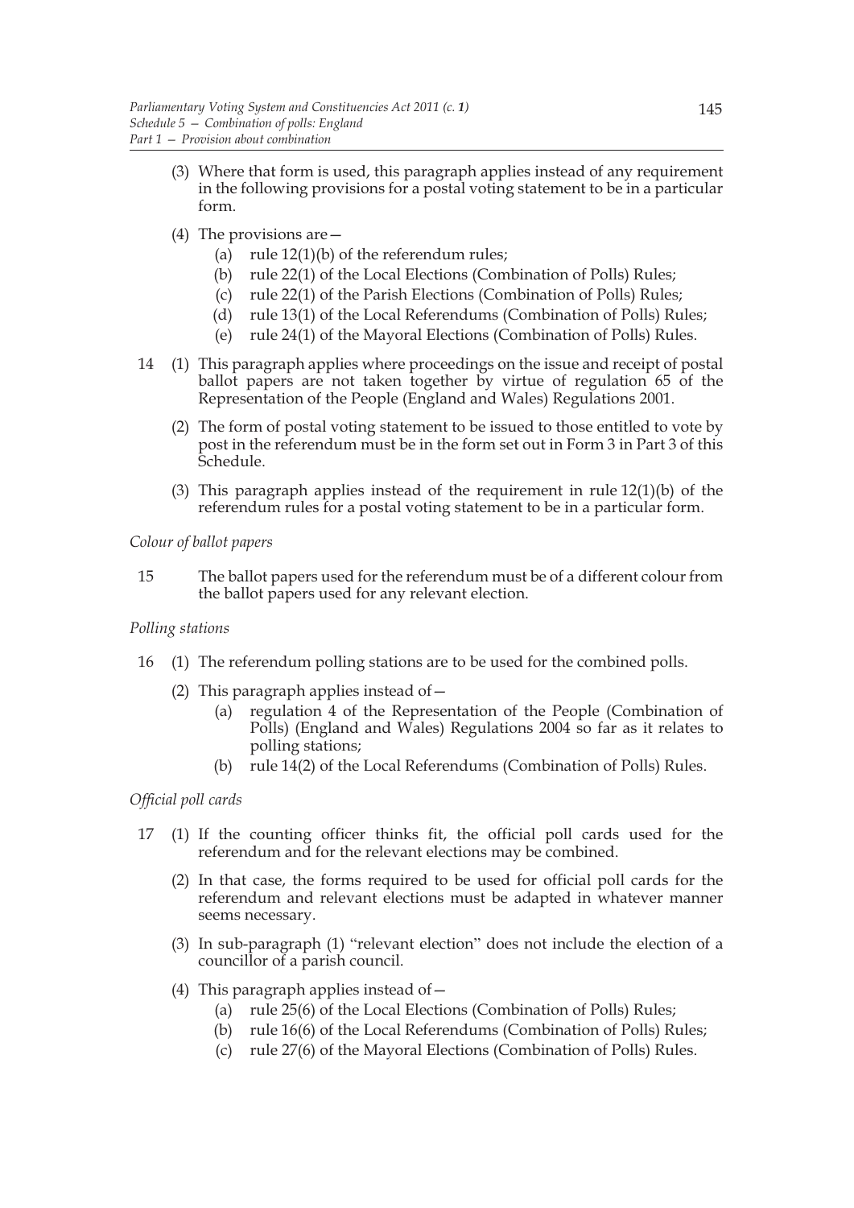(3) Where that form is used, this paragraph applies instead of any requirement in the following provisions for a postal voting statement to be in a particular form.

(4) The provisions are—

(a) rule 12(1)(b) of the referendum rules;

(b) rule 22(1) of the Local Elections (Combination of Polls) Rules;

(c) rule 22(1) of the Parish Elections (Combination of Polls) Rules;

(d) rule 13(1) of the Local Referendums (Combination of Polls) Rules;

(e) rule 24(1) of the Mayoral Elections (Combination of Polls) Rules.

14 (1) This paragraph applies where proceedings on the issue and receipt of postal ballot papers are not taken together by virtue of regulation 65 of the Representation of the People (England and Wales) Regulations 2001.

(2) The form of postal voting statement to be issued to those entitled to vote by post in the referendum must be in the form set out in Form 3 in Part 3 of this Schedule.

(3) This paragraph applies instead of the requirement in rule 12(1)(b) of the referendum rules for a postal voting statement to be in a particular form.

*Colour of ballot papers*

15 The ballot papers used for the referendum must be of a different colour from the ballot papers used for any relevant election.

*Polling stations*

16 (1) The referendum polling stations are to be used for the combined polls.

(2) This paragraph applies instead of—

(a) regulation 4 of the Representation of the People (Combination of Polls) (England and Wales) Regulations 2004 so far as it relates to polling stations;

(b) rule 14(2) of the Local Referendums (Combination of Polls) Rules.

*Official poll cards*

17 (1) If the counting officer thinks fit, the official poll cards used for the referendum and for the relevant elections may be combined.

(2) In that case, the forms required to be used for official poll cards for the referendum and relevant elections must be adapted in whatever manner seems necessary.

(3) In sub-paragraph (1) "relevant election" does not include the election of a councillor of a parish council.

(4) This paragraph applies instead of—

(a) rule 25(6) of the Local Elections (Combination of Polls) Rules;

(b) rule 16(6) of the Local Referendums (Combination of Polls) Rules;

(c) rule 27(6) of the Mayoral Elections (Combination of Polls) Rules.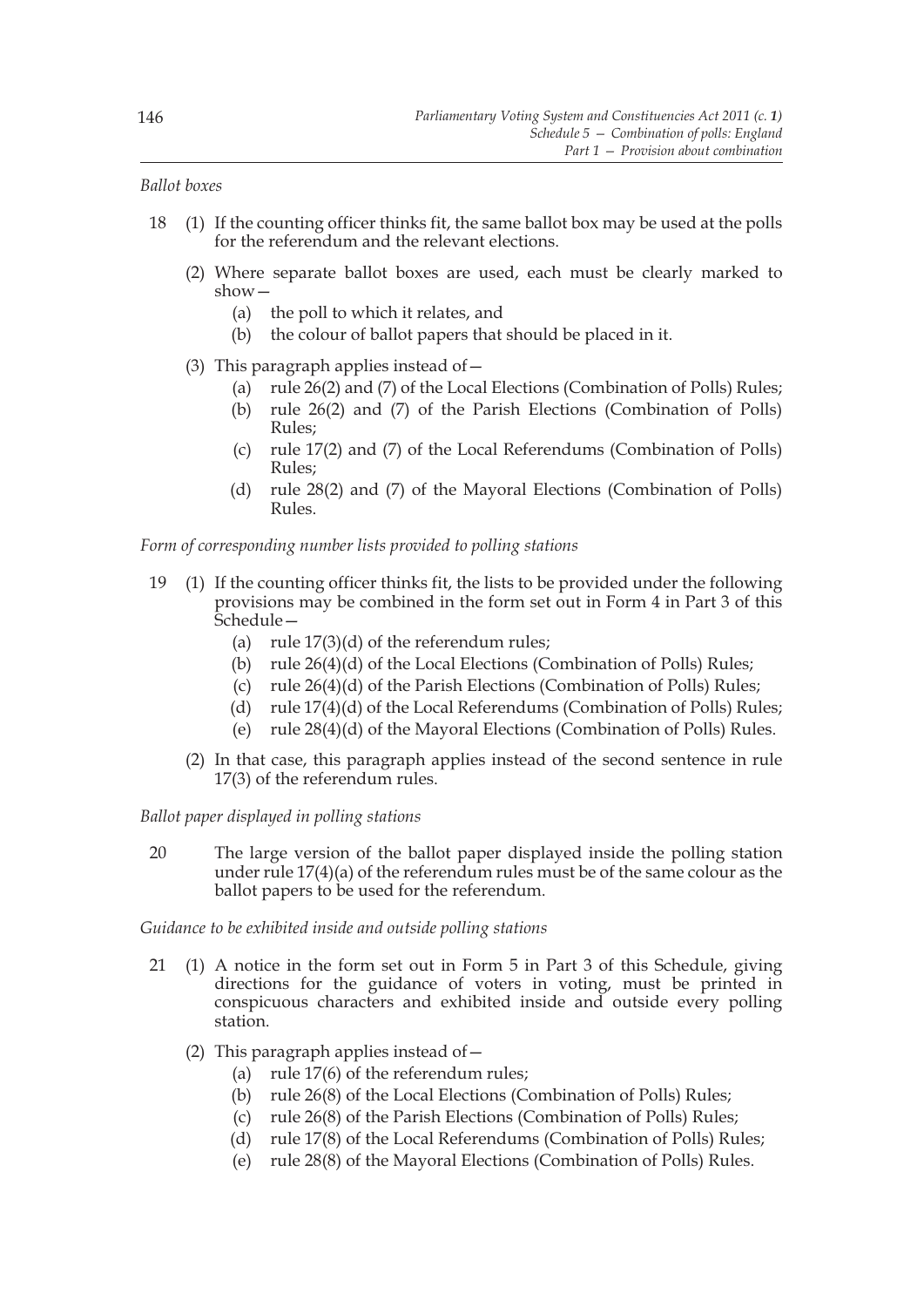*Ballot boxes*

18 (1) If the counting officer thinks fit, the same ballot box may be used at the polls for the referendum and the relevant elections.

(2) Where separate ballot boxes are used, each must be clearly marked to show—

(a) the poll to which it relates, and

(b) the colour of ballot papers that should be placed in it.

(3) This paragraph applies instead of—

(a) rule 26(2) and (7) of the Local Elections (Combination of Polls) Rules;

(b) rule 26(2) and (7) of the Parish Elections (Combination of Polls) Rules;

(c) rule 17(2) and (7) of the Local Referendums (Combination of Polls) Rules;

(d) rule 28(2) and (7) of the Mayoral Elections (Combination of Polls) Rules.

*Form of corresponding number lists provided to polling stations*

19 (1) If the counting officer thinks fit, the lists to be provided under the following provisions may be combined in the form set out in Form 4 in Part 3 of this Schedule—

(a) rule 17(3)(d) of the referendum rules;

(b) rule 26(4)(d) of the Local Elections (Combination of Polls) Rules;

(c) rule 26(4)(d) of the Parish Elections (Combination of Polls) Rules;

(d) rule 17(4)(d) of the Local Referendums (Combination of Polls) Rules;

(e) rule 28(4)(d) of the Mayoral Elections (Combination of Polls) Rules.

(2) In that case, this paragraph applies instead of the second sentence in rule 17(3) of the referendum rules.

*Ballot paper displayed in polling stations*

20 The large version of the ballot paper displayed inside the polling station under rule 17(4)(a) of the referendum rules must be of the same colour as the ballot papers to be used for the referendum.

*Guidance to be exhibited inside and outside polling stations*

21 (1) A notice in the form set out in Form 5 in Part 3 of this Schedule, giving directions for the guidance of voters in voting, must be printed in conspicuous characters and exhibited inside and outside every polling station.

(2) This paragraph applies instead of—

(a) rule 17(6) of the referendum rules;

(b) rule 26(8) of the Local Elections (Combination of Polls) Rules;

(c) rule 26(8) of the Parish Elections (Combination of Polls) Rules;

(d) rule 17(8) of the Local Referendums (Combination of Polls) Rules;

(e) rule 28(8) of the Mayoral Elections (Combination of Polls) Rules.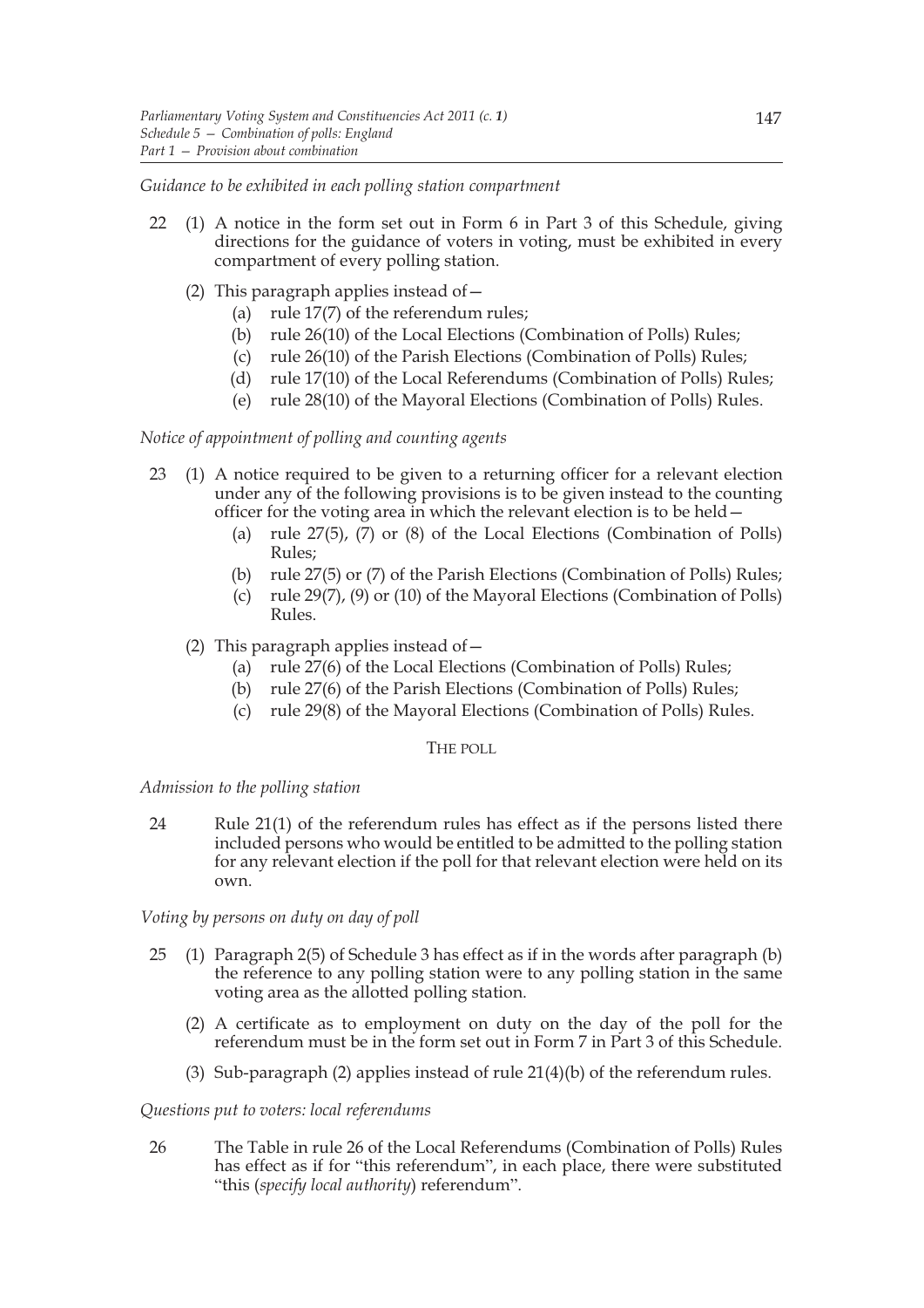*Guidance to be exhibited in each polling station compartment*

22 (1) A notice in the form set out in Form 6 in Part 3 of this Schedule, giving directions for the guidance of voters in voting, must be exhibited in every compartment of every polling station.

(2) This paragraph applies instead of—

(a) rule 17(7) of the referendum rules;

(b) rule 26(10) of the Local Elections (Combination of Polls) Rules;

(c) rule 26(10) of the Parish Elections (Combination of Polls) Rules;

(d) rule 17(10) of the Local Referendums (Combination of Polls) Rules;

(e) rule 28(10) of the Mayoral Elections (Combination of Polls) Rules.

*Notice of appointment of polling and counting agents*

23 (1) A notice required to be given to a returning officer for a relevant election under any of the following provisions is to be given instead to the counting officer for the voting area in which the relevant election is to be held—

(a) rule 27(5), (7) or (8) of the Local Elections (Combination of Polls) Rules;

(b) rule 27(5) or (7) of the Parish Elections (Combination of Polls) Rules;

(c) rule 29(7), (9) or (10) of the Mayoral Elections (Combination of Polls) Rules.

(2) This paragraph applies instead of—

(a) rule 27(6) of the Local Elections (Combination of Polls) Rules;

(b) rule 27(6) of the Parish Elections (Combination of Polls) Rules;

(c) rule 29(8) of the Mayoral Elections (Combination of Polls) Rules.

THE POLL

*Admission to the polling station*

24 Rule 21(1) of the referendum rules has effect as if the persons listed there included persons who would be entitled to be admitted to the polling station for any relevant election if the poll for that relevant election were held on its own.

*Voting by persons on duty on day of poll*

25 (1) Paragraph 2(5) of Schedule 3 has effect as if in the words after paragraph (b) the reference to any polling station were to any polling station in the same voting area as the allotted polling station.

(2) A certificate as to employment on duty on the day of the poll for the referendum must be in the form set out in Form 7 in Part 3 of this Schedule.

(3) Sub-paragraph (2) applies instead of rule 21(4)(b) of the referendum rules.

*Questions put to voters: local referendums*

26 The Table in rule 26 of the Local Referendums (Combination of Polls) Rules has effect as if for "this referendum", in each place, there were substituted "this (*specify local authority*) referendum".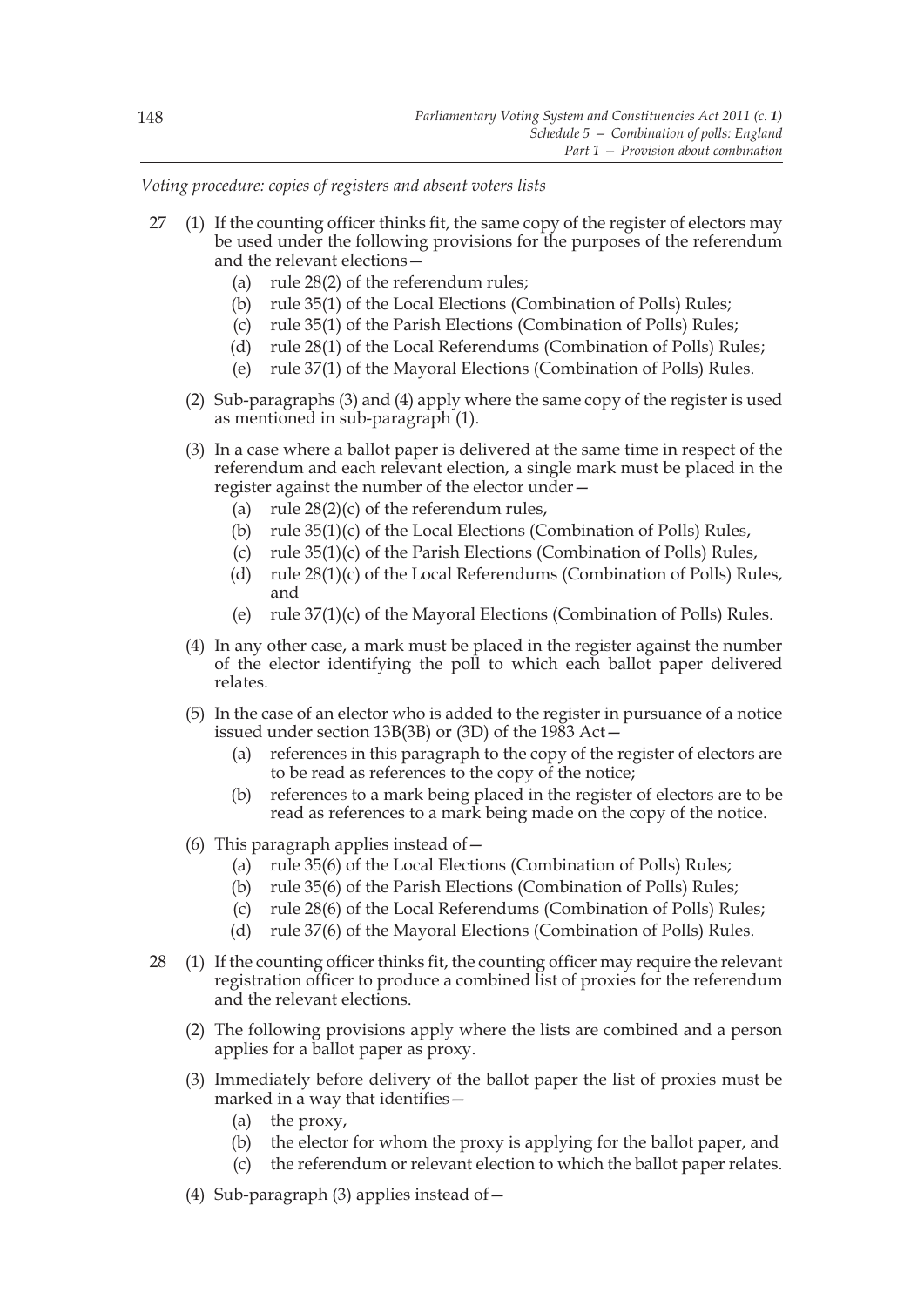*Voting procedure: copies of registers and absent voters lists*

27 (1) If the counting officer thinks fit, the same copy of the register of electors may be used under the following provisions for the purposes of the referendum and the relevant elections—

(a) rule 28(2) of the referendum rules;

(b) rule 35(1) of the Local Elections (Combination of Polls) Rules;

(c) rule 35(1) of the Parish Elections (Combination of Polls) Rules;

(d) rule 28(1) of the Local Referendums (Combination of Polls) Rules;

(e) rule 37(1) of the Mayoral Elections (Combination of Polls) Rules.

(2) Sub-paragraphs (3) and (4) apply where the same copy of the register is used as mentioned in sub-paragraph (1).

(3) In a case where a ballot paper is delivered at the same time in respect of the referendum and each relevant election, a single mark must be placed in the register against the number of the elector under—

(a) rule 28(2)(c) of the referendum rules,

(b) rule 35(1)(c) of the Local Elections (Combination of Polls) Rules,

(c) rule 35(1)(c) of the Parish Elections (Combination of Polls) Rules,

(d) rule 28(1)(c) of the Local Referendums (Combination of Polls) Rules, and

(e) rule 37(1)(c) of the Mayoral Elections (Combination of Polls) Rules.

(4) In any other case, a mark must be placed in the register against the number of the elector identifying the poll to which each ballot paper delivered relates.

(5) In the case of an elector who is added to the register in pursuance of a notice issued under section 13B(3B) or (3D) of the 1983 Act—

(a) references in this paragraph to the copy of the register of electors are to be read as references to the copy of the notice;

(b) references to a mark being placed in the register of electors are to be read as references to a mark being made on the copy of the notice.

(6) This paragraph applies instead of—

(a) rule 35(6) of the Local Elections (Combination of Polls) Rules;

(b) rule 35(6) of the Parish Elections (Combination of Polls) Rules;

(c) rule 28(6) of the Local Referendums (Combination of Polls) Rules;

(d) rule 37(6) of the Mayoral Elections (Combination of Polls) Rules.

28 (1) If the counting officer thinks fit, the counting officer may require the relevant registration officer to produce a combined list of proxies for the referendum and the relevant elections.

(2) The following provisions apply where the lists are combined and a person applies for a ballot paper as proxy.

(3) Immediately before delivery of the ballot paper the list of proxies must be marked in a way that identifies—

(a) the proxy,

(b) the elector for whom the proxy is applying for the ballot paper, and

(c) the referendum or relevant election to which the ballot paper relates.

(4) Sub-paragraph (3) applies instead of—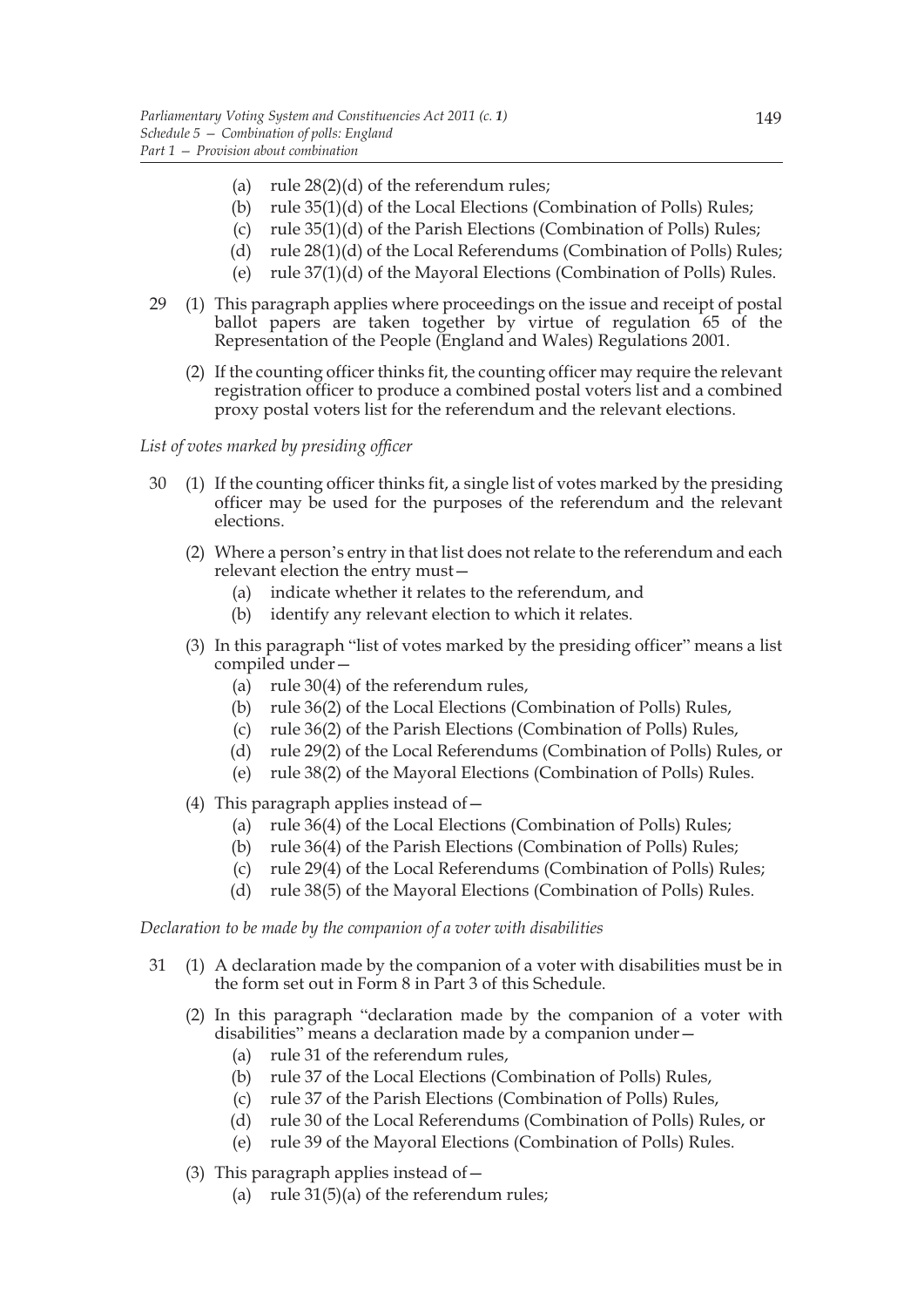(a) rule 28(2)(d) of the referendum rules;
(b) rule 35(1)(d) of the Local Elections (Combination of Polls) Rules;
(c) rule 35(1)(d) of the Parish Elections (Combination of Polls) Rules;
(d) rule 28(1)(d) of the Local Referendums (Combination of Polls) Rules;
(e) rule 37(1)(d) of the Mayoral Elections (Combination of Polls) Rules.

29 (1) This paragraph applies where proceedings on the issue and receipt of postal ballot papers are taken together by virtue of regulation 65 of the Representation of the People (England and Wales) Regulations 2001.

(2) If the counting officer thinks fit, the counting officer may require the relevant registration officer to produce a combined postal voters list and a combined proxy postal voters list for the referendum and the relevant elections.

*List of votes marked by presiding officer*

30 (1) If the counting officer thinks fit, a single list of votes marked by the presiding officer may be used for the purposes of the referendum and the relevant elections.

(2) Where a person's entry in that list does not relate to the referendum and each relevant election the entry must—
(a) indicate whether it relates to the referendum, and
(b) identify any relevant election to which it relates.

(3) In this paragraph "list of votes marked by the presiding officer" means a list compiled under—
(a) rule 30(4) of the referendum rules,
(b) rule 36(2) of the Local Elections (Combination of Polls) Rules,
(c) rule 36(2) of the Parish Elections (Combination of Polls) Rules,
(d) rule 29(2) of the Local Referendums (Combination of Polls) Rules, or
(e) rule 38(2) of the Mayoral Elections (Combination of Polls) Rules.

(4) This paragraph applies instead of—
(a) rule 36(4) of the Local Elections (Combination of Polls) Rules;
(b) rule 36(4) of the Parish Elections (Combination of Polls) Rules;
(c) rule 29(4) of the Local Referendums (Combination of Polls) Rules;
(d) rule 38(5) of the Mayoral Elections (Combination of Polls) Rules.

*Declaration to be made by the companion of a voter with disabilities*

31 (1) A declaration made by the companion of a voter with disabilities must be in the form set out in Form 8 in Part 3 of this Schedule.

(2) In this paragraph "declaration made by the companion of a voter with disabilities" means a declaration made by a companion under—
(a) rule 31 of the referendum rules,
(b) rule 37 of the Local Elections (Combination of Polls) Rules,
(c) rule 37 of the Parish Elections (Combination of Polls) Rules,
(d) rule 30 of the Local Referendums (Combination of Polls) Rules, or
(e) rule 39 of the Mayoral Elections (Combination of Polls) Rules.

(3) This paragraph applies instead of—
(a) rule 31(5)(a) of the referendum rules;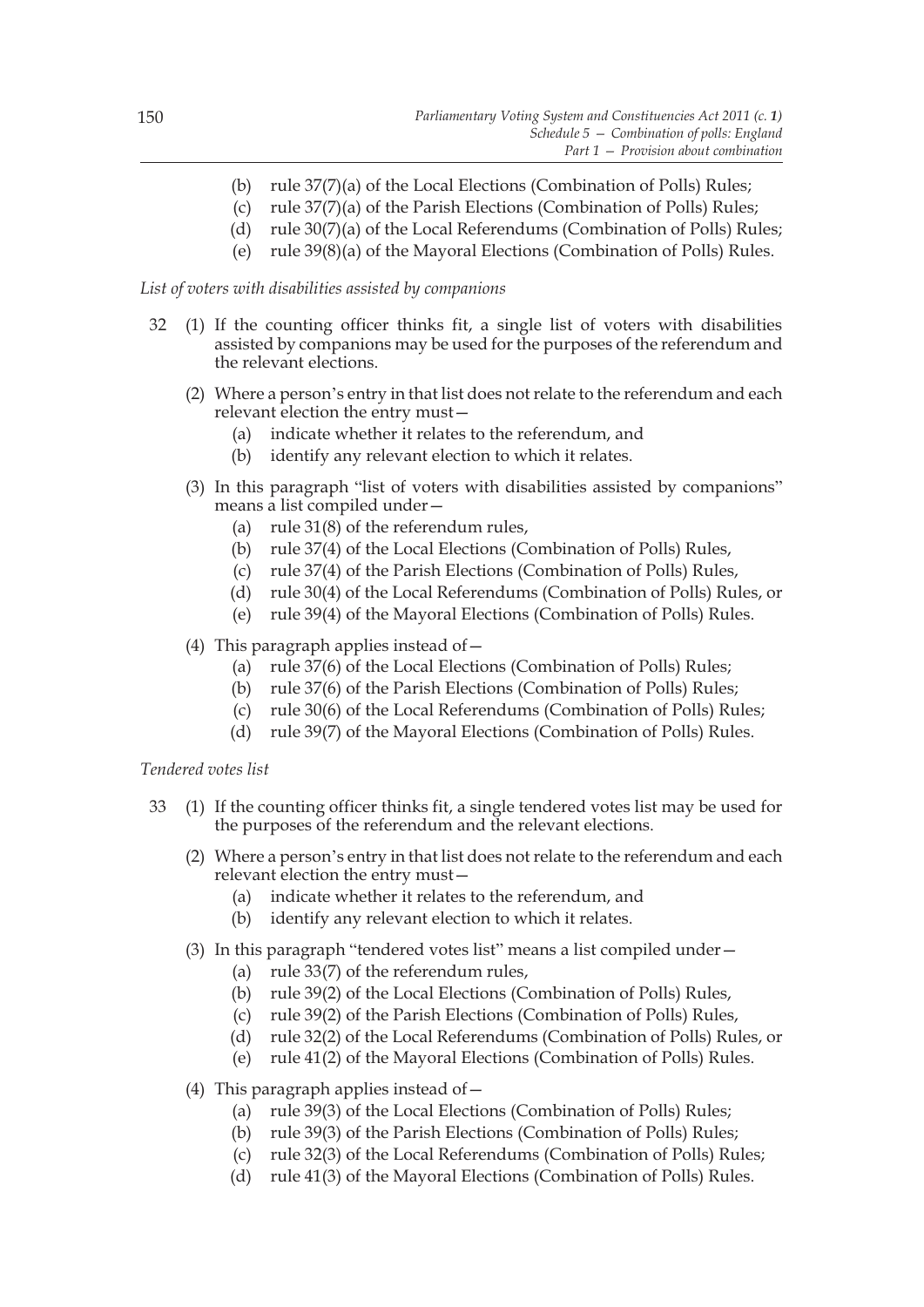- (b) rule 37(7)(a) of the Local Elections (Combination of Polls) Rules;
- (c) rule 37(7)(a) of the Parish Elections (Combination of Polls) Rules;
- (d) rule 30(7)(a) of the Local Referendums (Combination of Polls) Rules;
- (e) rule 39(8)(a) of the Mayoral Elections (Combination of Polls) Rules.

*List of voters with disabilities assisted by companions*

32 (1) If the counting officer thinks fit, a single list of voters with disabilities assisted by companions may be used for the purposes of the referendum and the relevant elections.

(2) Where a person's entry in that list does not relate to the referendum and each relevant election the entry must—

- (a) indicate whether it relates to the referendum, and
- (b) identify any relevant election to which it relates.

(3) In this paragraph "list of voters with disabilities assisted by companions" means a list compiled under—

- (a) rule 31(8) of the referendum rules,
- (b) rule 37(4) of the Local Elections (Combination of Polls) Rules,
- (c) rule 37(4) of the Parish Elections (Combination of Polls) Rules,
- (d) rule 30(4) of the Local Referendums (Combination of Polls) Rules, or
- (e) rule 39(4) of the Mayoral Elections (Combination of Polls) Rules.

(4) This paragraph applies instead of—

- (a) rule 37(6) of the Local Elections (Combination of Polls) Rules;
- (b) rule 37(6) of the Parish Elections (Combination of Polls) Rules;
- (c) rule 30(6) of the Local Referendums (Combination of Polls) Rules;
- (d) rule 39(7) of the Mayoral Elections (Combination of Polls) Rules.

*Tendered votes list*

33 (1) If the counting officer thinks fit, a single tendered votes list may be used for the purposes of the referendum and the relevant elections.

(2) Where a person's entry in that list does not relate to the referendum and each relevant election the entry must—

- (a) indicate whether it relates to the referendum, and
- (b) identify any relevant election to which it relates.

(3) In this paragraph "tendered votes list" means a list compiled under—

- (a) rule 33(7) of the referendum rules,
- (b) rule 39(2) of the Local Elections (Combination of Polls) Rules,
- (c) rule 39(2) of the Parish Elections (Combination of Polls) Rules,
- (d) rule 32(2) of the Local Referendums (Combination of Polls) Rules, or
- (e) rule 41(2) of the Mayoral Elections (Combination of Polls) Rules.

(4) This paragraph applies instead of—

- (a) rule 39(3) of the Local Elections (Combination of Polls) Rules;
- (b) rule 39(3) of the Parish Elections (Combination of Polls) Rules;
- (c) rule 32(3) of the Local Referendums (Combination of Polls) Rules;
- (d) rule 41(3) of the Mayoral Elections (Combination of Polls) Rules.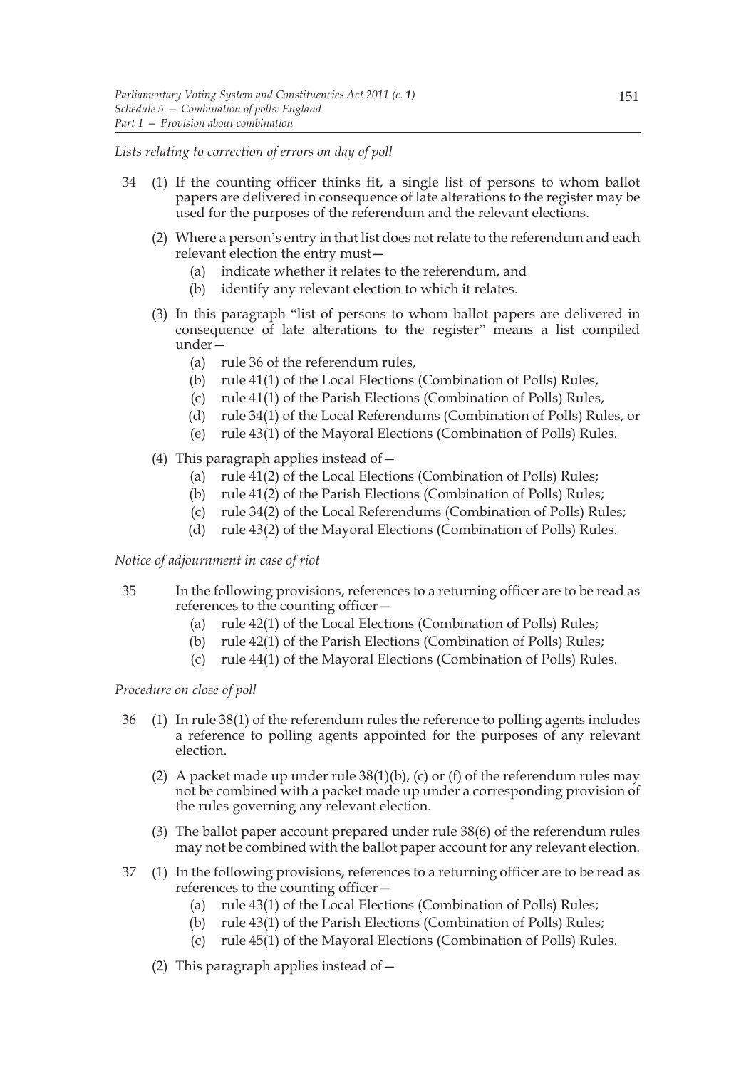*Lists relating to correction of errors on day of poll*

34 (1) If the counting officer thinks fit, a single list of persons to whom ballot papers are delivered in consequence of late alterations to the register may be used for the purposes of the referendum and the relevant elections.

(2) Where a person's entry in that list does not relate to the referendum and each relevant election the entry must—

(a) indicate whether it relates to the referendum, and

(b) identify any relevant election to which it relates.

(3) In this paragraph "list of persons to whom ballot papers are delivered in consequence of late alterations to the register" means a list compiled under—

(a) rule 36 of the referendum rules,

(b) rule 41(1) of the Local Elections (Combination of Polls) Rules,

(c) rule 41(1) of the Parish Elections (Combination of Polls) Rules,

(d) rule 34(1) of the Local Referendums (Combination of Polls) Rules, or

(e) rule 43(1) of the Mayoral Elections (Combination of Polls) Rules.

(4) This paragraph applies instead of—

(a) rule 41(2) of the Local Elections (Combination of Polls) Rules;

(b) rule 41(2) of the Parish Elections (Combination of Polls) Rules;

(c) rule 34(2) of the Local Referendums (Combination of Polls) Rules;

(d) rule 43(2) of the Mayoral Elections (Combination of Polls) Rules.

*Notice of adjournment in case of riot*

35 In the following provisions, references to a returning officer are to be read as references to the counting officer—

(a) rule 42(1) of the Local Elections (Combination of Polls) Rules;

(b) rule 42(1) of the Parish Elections (Combination of Polls) Rules;

(c) rule 44(1) of the Mayoral Elections (Combination of Polls) Rules.

*Procedure on close of poll*

36 (1) In rule 38(1) of the referendum rules the reference to polling agents includes a reference to polling agents appointed for the purposes of any relevant election.

(2) A packet made up under rule 38(1)(b), (c) or (f) of the referendum rules may not be combined with a packet made up under a corresponding provision of the rules governing any relevant election.

(3) The ballot paper account prepared under rule 38(6) of the referendum rules may not be combined with the ballot paper account for any relevant election.

37 (1) In the following provisions, references to a returning officer are to be read as references to the counting officer—

(a) rule 43(1) of the Local Elections (Combination of Polls) Rules;

(b) rule 43(1) of the Parish Elections (Combination of Polls) Rules;

(c) rule 45(1) of the Mayoral Elections (Combination of Polls) Rules.

(2) This paragraph applies instead of—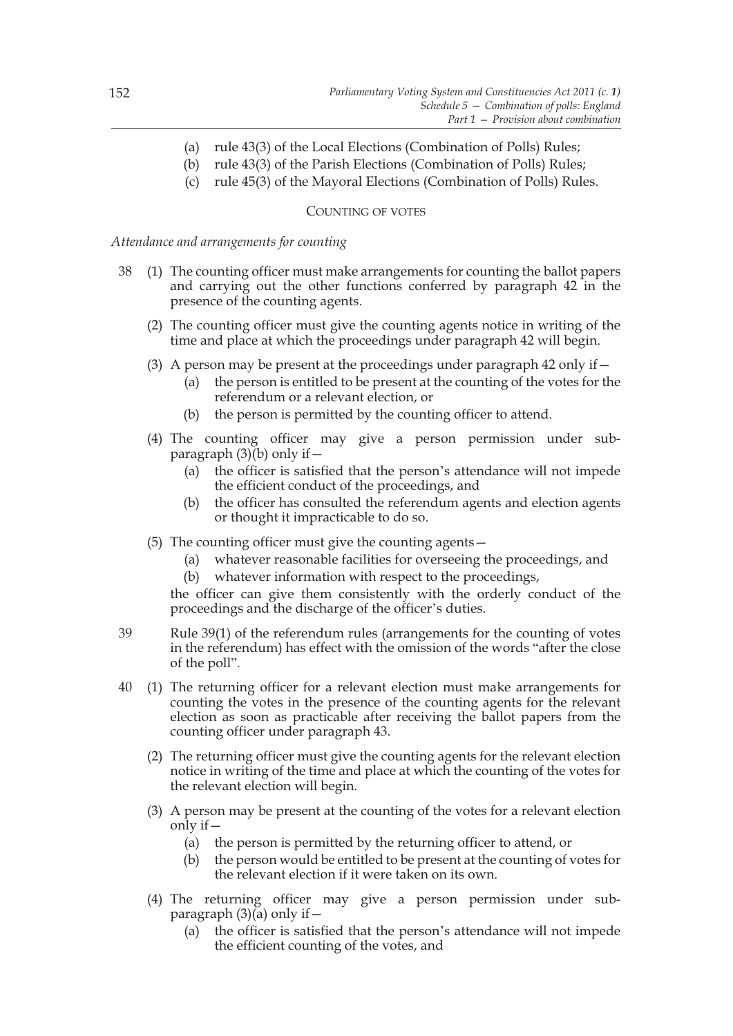- (a) rule 43(3) of the Local Elections (Combination of Polls) Rules;
- (b) rule 43(3) of the Parish Elections (Combination of Polls) Rules;
- (c) rule 45(3) of the Mayoral Elections (Combination of Polls) Rules.

COUNTING OF VOTES

*Attendance and arrangements for counting*

38 (1) The counting officer must make arrangements for counting the ballot papers and carrying out the other functions conferred by paragraph 42 in the presence of the counting agents.

(2) The counting officer must give the counting agents notice in writing of the time and place at which the proceedings under paragraph 42 will begin.

(3) A person may be present at the proceedings under paragraph 42 only if—

- (a) the person is entitled to be present at the counting of the votes for the referendum or a relevant election, or
- (b) the person is permitted by the counting officer to attend.

(4) The counting officer may give a person permission under sub-paragraph (3)(b) only if—

- (a) the officer is satisfied that the person's attendance will not impede the efficient conduct of the proceedings, and
- (b) the officer has consulted the referendum agents and election agents or thought it impracticable to do so.

(5) The counting officer must give the counting agents—

- (a) whatever reasonable facilities for overseeing the proceedings, and
- (b) whatever information with respect to the proceedings,

the officer can give them consistently with the orderly conduct of the proceedings and the discharge of the officer's duties.

39 Rule 39(1) of the referendum rules (arrangements for the counting of votes in the referendum) has effect with the omission of the words "after the close of the poll".

40 (1) The returning officer for a relevant election must make arrangements for counting the votes in the presence of the counting agents for the relevant election as soon as practicable after receiving the ballot papers from the counting officer under paragraph 43.

(2) The returning officer must give the counting agents for the relevant election notice in writing of the time and place at which the counting of the votes for the relevant election will begin.

(3) A person may be present at the counting of the votes for a relevant election only if—

- (a) the person is permitted by the returning officer to attend, or
- (b) the person would be entitled to be present at the counting of votes for the relevant election if it were taken on its own.

(4) The returning officer may give a person permission under sub-paragraph (3)(a) only if—

- (a) the officer is satisfied that the person's attendance will not impede the efficient counting of the votes, and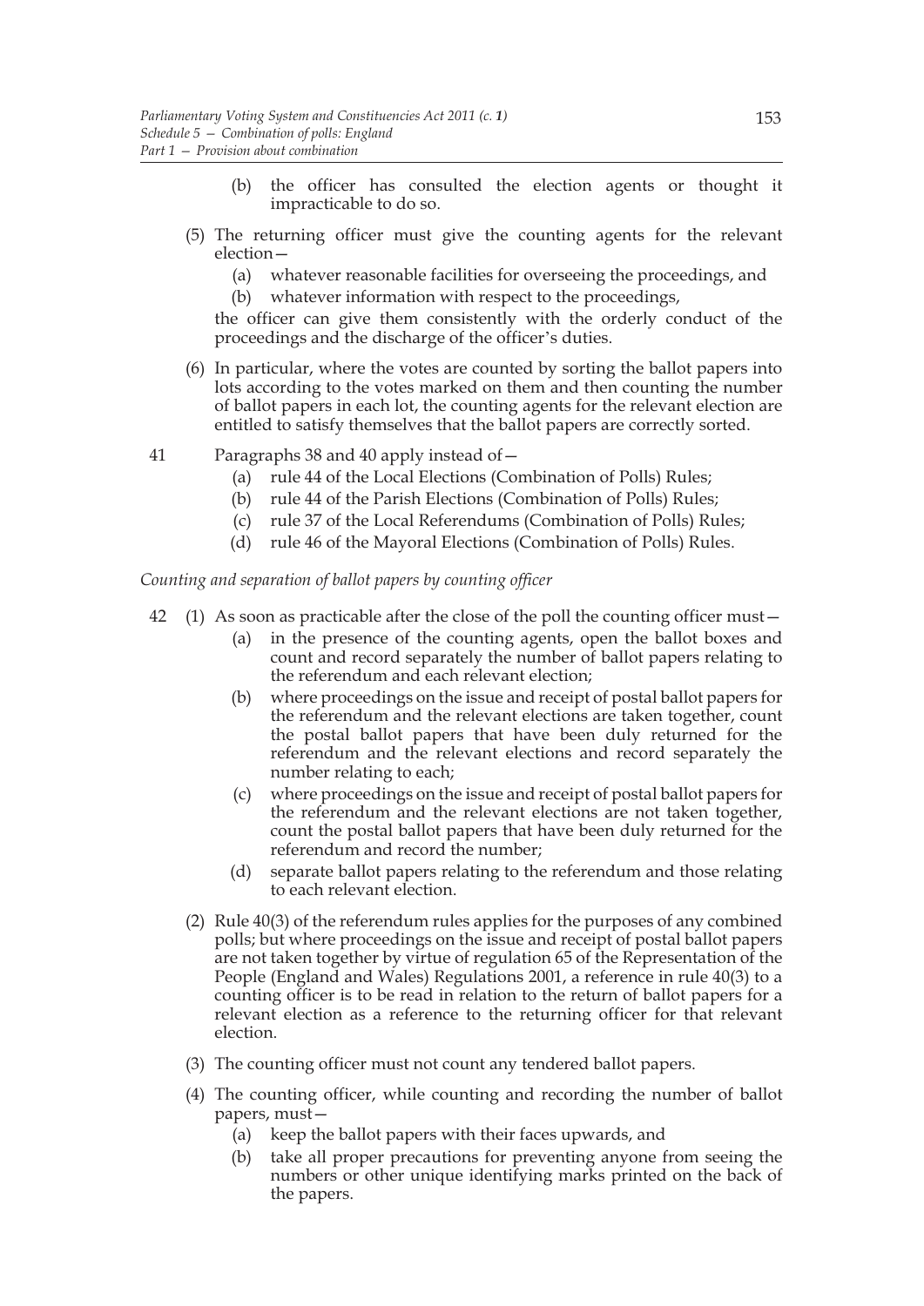(b) the officer has consulted the election agents or thought it impracticable to do so.

(5) The returning officer must give the counting agents for the relevant election—

(a) whatever reasonable facilities for overseeing the proceedings, and

(b) whatever information with respect to the proceedings,

the officer can give them consistently with the orderly conduct of the proceedings and the discharge of the officer's duties.

(6) In particular, where the votes are counted by sorting the ballot papers into lots according to the votes marked on them and then counting the number of ballot papers in each lot, the counting agents for the relevant election are entitled to satisfy themselves that the ballot papers are correctly sorted.

41 Paragraphs 38 and 40 apply instead of—

(a) rule 44 of the Local Elections (Combination of Polls) Rules;

(b) rule 44 of the Parish Elections (Combination of Polls) Rules;

(c) rule 37 of the Local Referendums (Combination of Polls) Rules;

(d) rule 46 of the Mayoral Elections (Combination of Polls) Rules.

*Counting and separation of ballot papers by counting officer*

42 (1) As soon as practicable after the close of the poll the counting officer must—

(a) in the presence of the counting agents, open the ballot boxes and count and record separately the number of ballot papers relating to the referendum and each relevant election;

(b) where proceedings on the issue and receipt of postal ballot papers for the referendum and the relevant elections are taken together, count the postal ballot papers that have been duly returned for the referendum and the relevant elections and record separately the number relating to each;

(c) where proceedings on the issue and receipt of postal ballot papers for the referendum and the relevant elections are not taken together, count the postal ballot papers that have been duly returned for the referendum and record the number;

(d) separate ballot papers relating to the referendum and those relating to each relevant election.

(2) Rule 40(3) of the referendum rules applies for the purposes of any combined polls; but where proceedings on the issue and receipt of postal ballot papers are not taken together by virtue of regulation 65 of the Representation of the People (England and Wales) Regulations 2001, a reference in rule 40(3) to a counting officer is to be read in relation to the return of ballot papers for a relevant election as a reference to the returning officer for that relevant election.

(3) The counting officer must not count any tendered ballot papers.

(4) The counting officer, while counting and recording the number of ballot papers, must—

(a) keep the ballot papers with their faces upwards, and

(b) take all proper precautions for preventing anyone from seeing the numbers or other unique identifying marks printed on the back of the papers.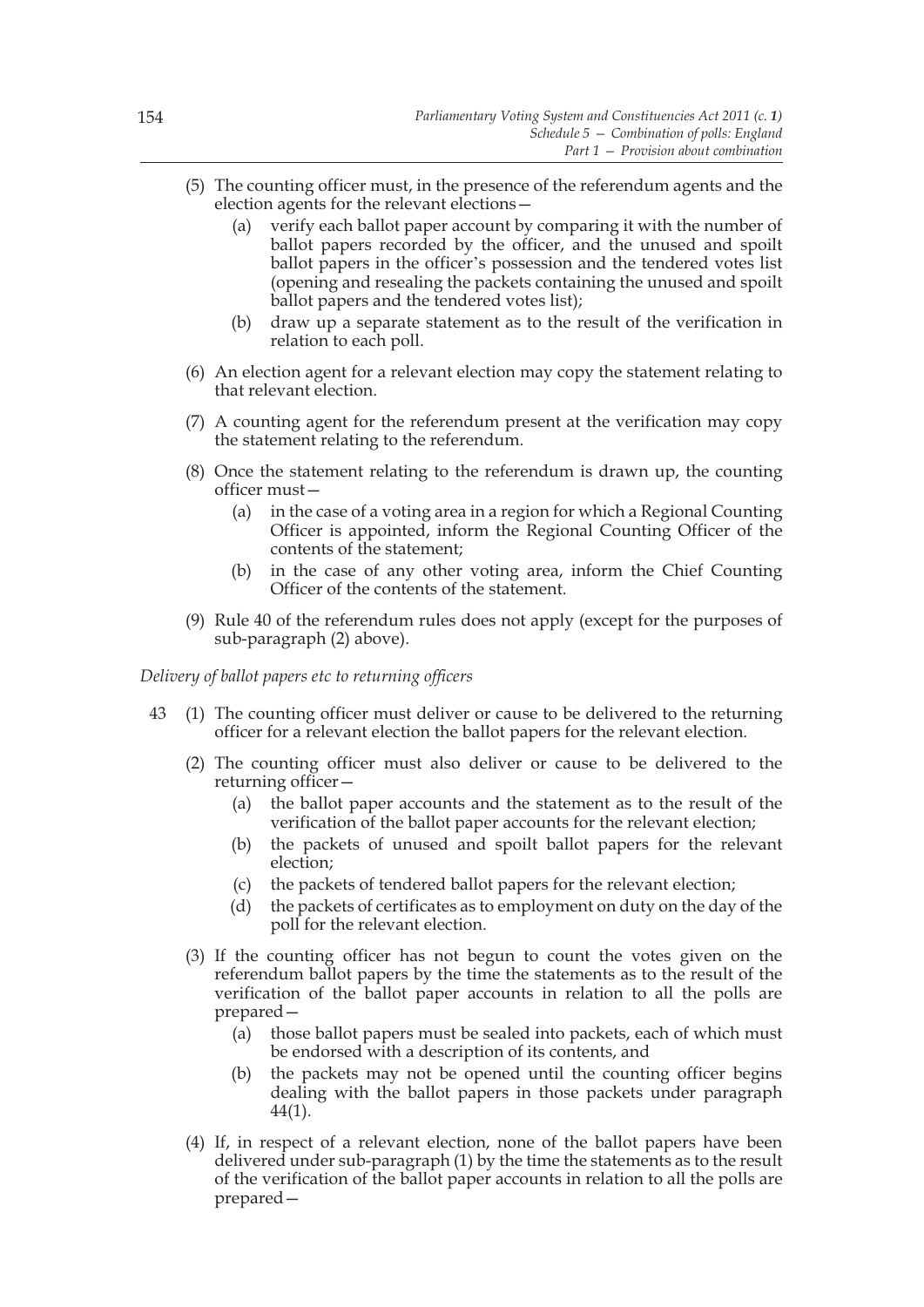(5) The counting officer must, in the presence of the referendum agents and the election agents for the relevant elections—

   (a) verify each ballot paper account by comparing it with the number of ballot papers recorded by the officer, and the unused and spoilt ballot papers in the officer's possession and the tendered votes list (opening and resealing the packets containing the unused and spoilt ballot papers and the tendered votes list);

   (b) draw up a separate statement as to the result of the verification in relation to each poll.

(6) An election agent for a relevant election may copy the statement relating to that relevant election.

(7) A counting agent for the referendum present at the verification may copy the statement relating to the referendum.

(8) Once the statement relating to the referendum is drawn up, the counting officer must—

   (a) in the case of a voting area in a region for which a Regional Counting Officer is appointed, inform the Regional Counting Officer of the contents of the statement;

   (b) in the case of any other voting area, inform the Chief Counting Officer of the contents of the statement.

(9) Rule 40 of the referendum rules does not apply (except for the purposes of sub-paragraph (2) above).

*Delivery of ballot papers etc to returning officers*

43 (1) The counting officer must deliver or cause to be delivered to the returning officer for a relevant election the ballot papers for the relevant election.

(2) The counting officer must also deliver or cause to be delivered to the returning officer—

   (a) the ballot paper accounts and the statement as to the result of the verification of the ballot paper accounts for the relevant election;

   (b) the packets of unused and spoilt ballot papers for the relevant election;

   (c) the packets of tendered ballot papers for the relevant election;

   (d) the packets of certificates as to employment on duty on the day of the poll for the relevant election.

(3) If the counting officer has not begun to count the votes given on the referendum ballot papers by the time the statements as to the result of the verification of the ballot paper accounts in relation to all the polls are prepared—

   (a) those ballot papers must be sealed into packets, each of which must be endorsed with a description of its contents, and

   (b) the packets may not be opened until the counting officer begins dealing with the ballot papers in those packets under paragraph 44(1).

(4) If, in respect of a relevant election, none of the ballot papers have been delivered under sub-paragraph (1) by the time the statements as to the result of the verification of the ballot paper accounts in relation to all the polls are prepared—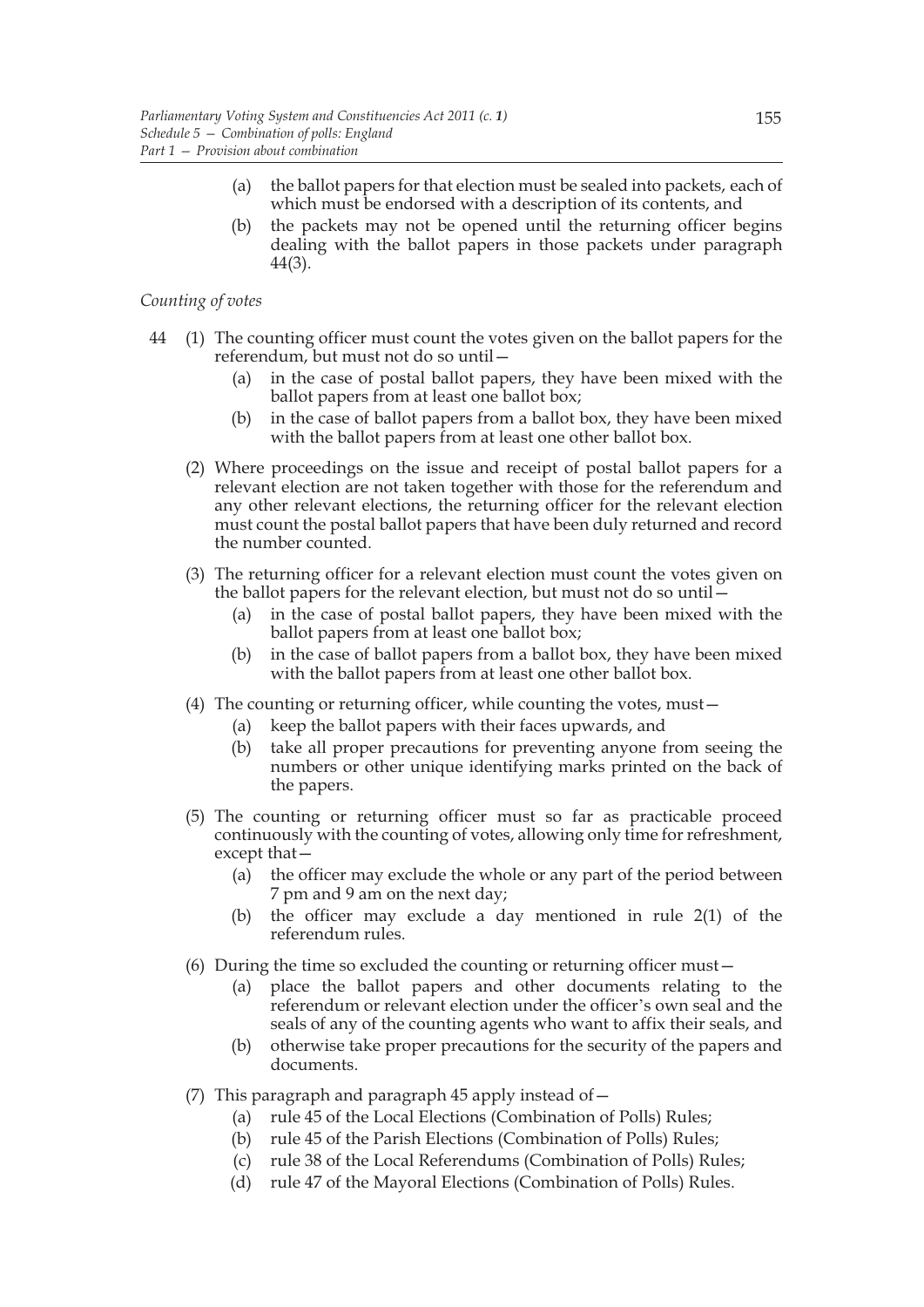(a) the ballot papers for that election must be sealed into packets, each of which must be endorsed with a description of its contents, and

(b) the packets may not be opened until the returning officer begins dealing with the ballot papers in those packets under paragraph 44(3).

*Counting of votes*

44 (1) The counting officer must count the votes given on the ballot papers for the referendum, but must not do so until—

(a) in the case of postal ballot papers, they have been mixed with the ballot papers from at least one ballot box;

(b) in the case of ballot papers from a ballot box, they have been mixed with the ballot papers from at least one other ballot box.

(2) Where proceedings on the issue and receipt of postal ballot papers for a relevant election are not taken together with those for the referendum and any other relevant elections, the returning officer for the relevant election must count the postal ballot papers that have been duly returned and record the number counted.

(3) The returning officer for a relevant election must count the votes given on the ballot papers for the relevant election, but must not do so until—

(a) in the case of postal ballot papers, they have been mixed with the ballot papers from at least one ballot box;

(b) in the case of ballot papers from a ballot box, they have been mixed with the ballot papers from at least one other ballot box.

(4) The counting or returning officer, while counting the votes, must—

(a) keep the ballot papers with their faces upwards, and

(b) take all proper precautions for preventing anyone from seeing the numbers or other unique identifying marks printed on the back of the papers.

(5) The counting or returning officer must so far as practicable proceed continuously with the counting of votes, allowing only time for refreshment, except that—

(a) the officer may exclude the whole or any part of the period between 7 pm and 9 am on the next day;

(b) the officer may exclude a day mentioned in rule 2(1) of the referendum rules.

(6) During the time so excluded the counting or returning officer must—

(a) place the ballot papers and other documents relating to the referendum or relevant election under the officer's own seal and the seals of any of the counting agents who want to affix their seals, and

(b) otherwise take proper precautions for the security of the papers and documents.

(7) This paragraph and paragraph 45 apply instead of—

(a) rule 45 of the Local Elections (Combination of Polls) Rules;

(b) rule 45 of the Parish Elections (Combination of Polls) Rules;

(c) rule 38 of the Local Referendums (Combination of Polls) Rules;

(d) rule 47 of the Mayoral Elections (Combination of Polls) Rules.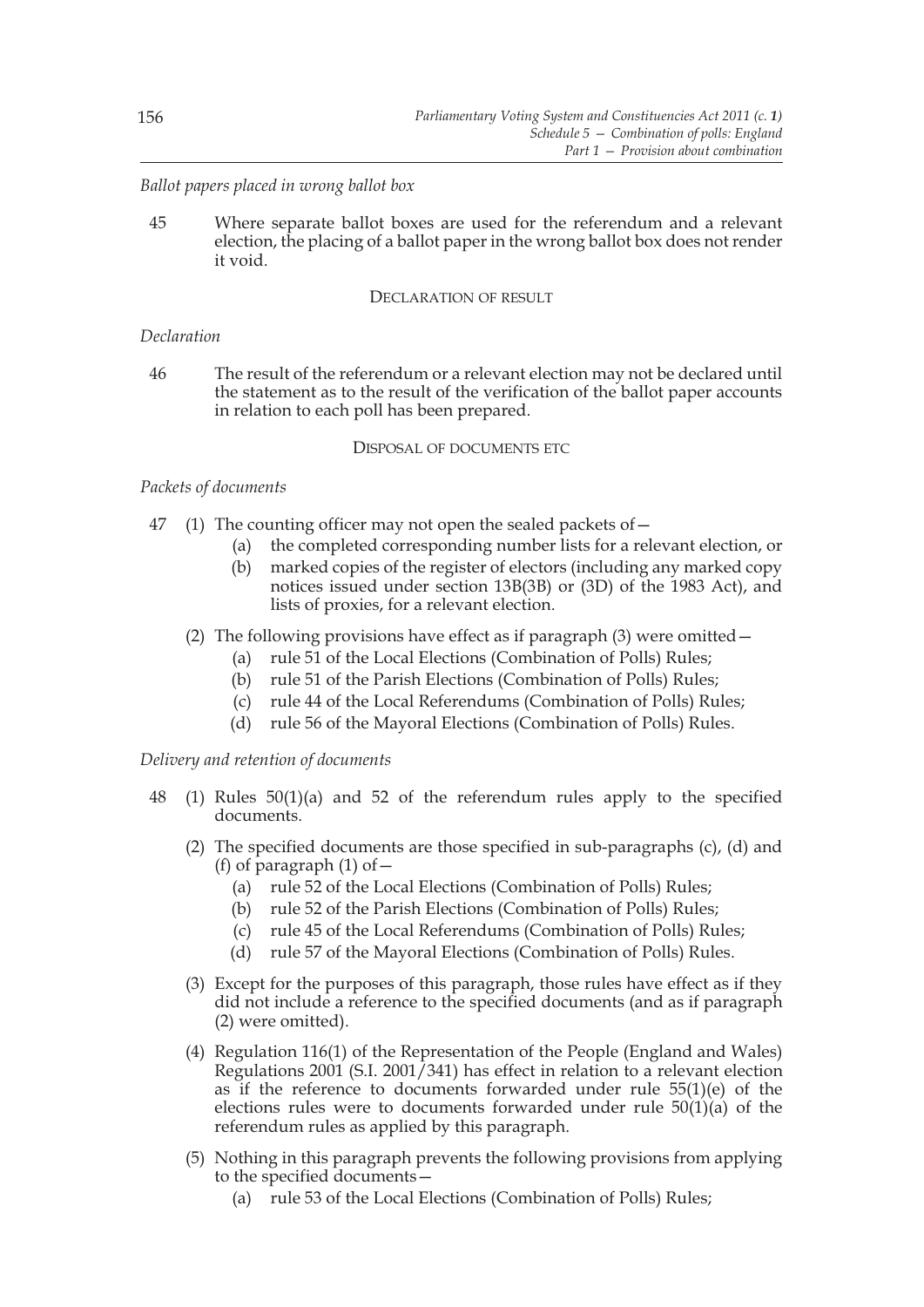*Ballot papers placed in wrong ballot box*

45 Where separate ballot boxes are used for the referendum and a relevant election, the placing of a ballot paper in the wrong ballot box does not render it void.

DECLARATION OF RESULT

*Declaration*

46 The result of the referendum or a relevant election may not be declared until the statement as to the result of the verification of the ballot paper accounts in relation to each poll has been prepared.

DISPOSAL OF DOCUMENTS ETC

*Packets of documents*

47 (1) The counting officer may not open the sealed packets of—

- (a) the completed corresponding number lists for a relevant election, or
- (b) marked copies of the register of electors (including any marked copy notices issued under section 13B(3B) or (3D) of the 1983 Act), and lists of proxies, for a relevant election.

(2) The following provisions have effect as if paragraph (3) were omitted—

- (a) rule 51 of the Local Elections (Combination of Polls) Rules;
- (b) rule 51 of the Parish Elections (Combination of Polls) Rules;
- (c) rule 44 of the Local Referendums (Combination of Polls) Rules;
- (d) rule 56 of the Mayoral Elections (Combination of Polls) Rules.

*Delivery and retention of documents*

48 (1) Rules 50(1)(a) and 52 of the referendum rules apply to the specified documents.

(2) The specified documents are those specified in sub-paragraphs (c), (d) and (f) of paragraph (1) of—

- (a) rule 52 of the Local Elections (Combination of Polls) Rules;
- (b) rule 52 of the Parish Elections (Combination of Polls) Rules;
- (c) rule 45 of the Local Referendums (Combination of Polls) Rules;
- (d) rule 57 of the Mayoral Elections (Combination of Polls) Rules.

(3) Except for the purposes of this paragraph, those rules have effect as if they did not include a reference to the specified documents (and as if paragraph (2) were omitted).

(4) Regulation 116(1) of the Representation of the People (England and Wales) Regulations 2001 (S.I. 2001/341) has effect in relation to a relevant election as if the reference to documents forwarded under rule 55(1)(e) of the elections rules were to documents forwarded under rule 50(1)(a) of the referendum rules as applied by this paragraph.

(5) Nothing in this paragraph prevents the following provisions from applying to the specified documents—

- (a) rule 53 of the Local Elections (Combination of Polls) Rules;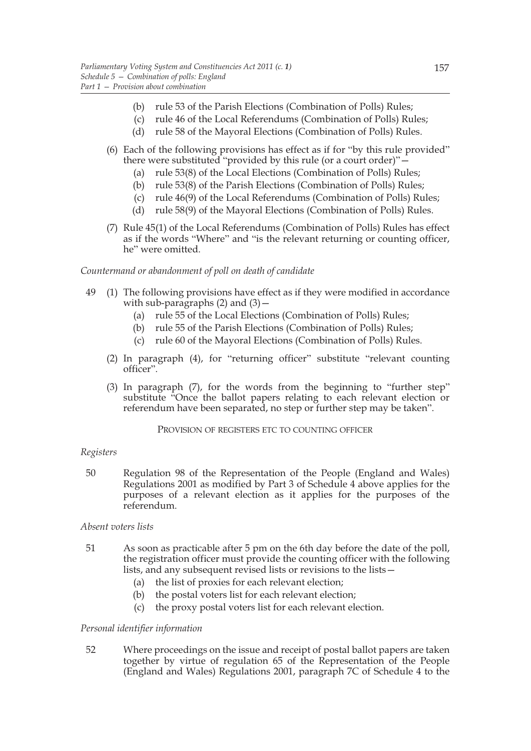(b) rule 53 of the Parish Elections (Combination of Polls) Rules;

(c) rule 46 of the Local Referendums (Combination of Polls) Rules;

(d) rule 58 of the Mayoral Elections (Combination of Polls) Rules.

(6) Each of the following provisions has effect as if for "by this rule provided" there were substituted "provided by this rule (or a court order)"—

(a) rule 53(8) of the Local Elections (Combination of Polls) Rules;

(b) rule 53(8) of the Parish Elections (Combination of Polls) Rules;

(c) rule 46(9) of the Local Referendums (Combination of Polls) Rules;

(d) rule 58(9) of the Mayoral Elections (Combination of Polls) Rules.

(7) Rule 45(1) of the Local Referendums (Combination of Polls) Rules has effect as if the words "Where" and "is the relevant returning or counting officer, he" were omitted.

*Countermand or abandonment of poll on death of candidate*

49 (1) The following provisions have effect as if they were modified in accordance with sub-paragraphs (2) and (3)—

(a) rule 55 of the Local Elections (Combination of Polls) Rules;

(b) rule 55 of the Parish Elections (Combination of Polls) Rules;

(c) rule 60 of the Mayoral Elections (Combination of Polls) Rules.

(2) In paragraph (4), for "returning officer" substitute "relevant counting officer".

(3) In paragraph (7), for the words from the beginning to "further step" substitute "Once the ballot papers relating to each relevant election or referendum have been separated, no step or further step may be taken".

PROVISION OF REGISTERS ETC TO COUNTING OFFICER

*Registers*

50 Regulation 98 of the Representation of the People (England and Wales) Regulations 2001 as modified by Part 3 of Schedule 4 above applies for the purposes of a relevant election as it applies for the purposes of the referendum.

*Absent voters lists*

51 As soon as practicable after 5 pm on the 6th day before the date of the poll, the registration officer must provide the counting officer with the following lists, and any subsequent revised lists or revisions to the lists—

(a) the list of proxies for each relevant election;

(b) the postal voters list for each relevant election;

(c) the proxy postal voters list for each relevant election.

*Personal identifier information*

52 Where proceedings on the issue and receipt of postal ballot papers are taken together by virtue of regulation 65 of the Representation of the People (England and Wales) Regulations 2001, paragraph 7C of Schedule 4 to the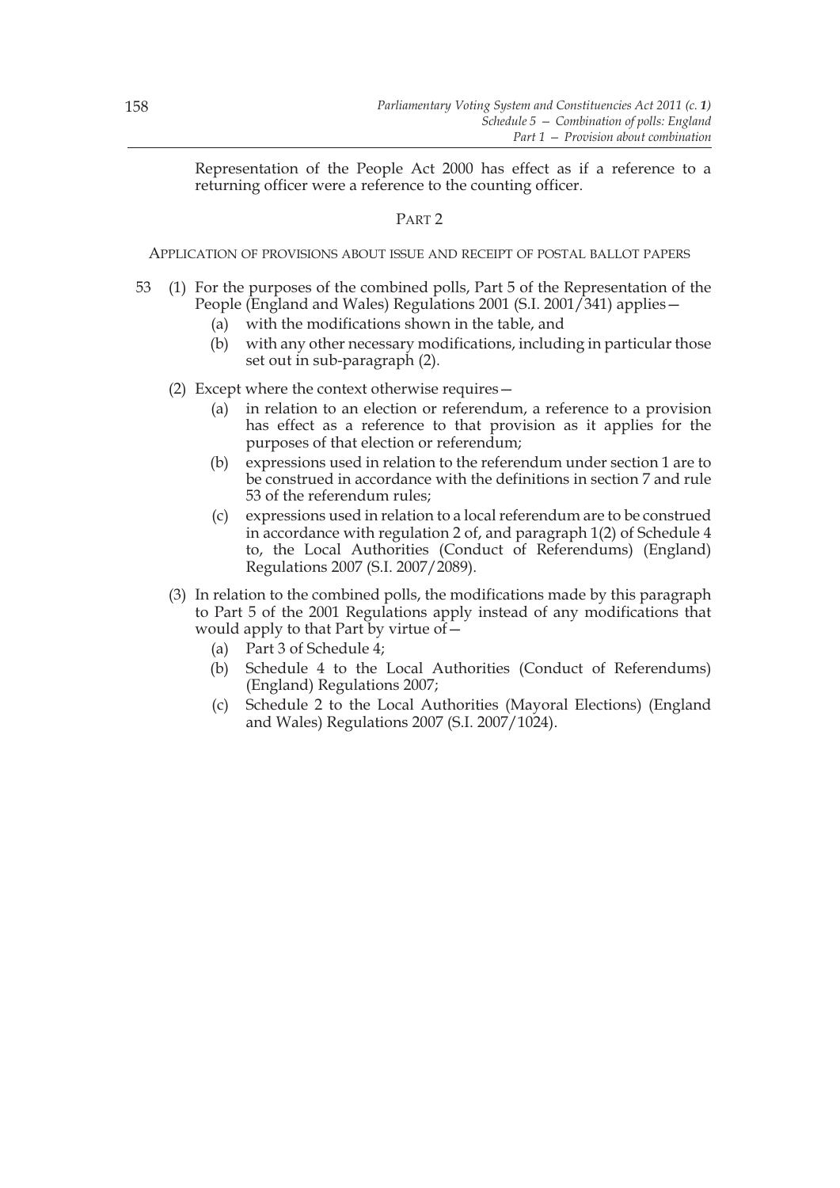Representation of the People Act 2000 has effect as if a reference to a returning officer were a reference to the counting officer.

## PART 2

### APPLICATION OF PROVISIONS ABOUT ISSUE AND RECEIPT OF POSTAL BALLOT PAPERS

53 (1) For the purposes of the combined polls, Part 5 of the Representation of the People (England and Wales) Regulations 2001 (S.I. 2001/341) applies—

(a) with the modifications shown in the table, and

(b) with any other necessary modifications, including in particular those set out in sub-paragraph (2).

(2) Except where the context otherwise requires—

(a) in relation to an election or referendum, a reference to a provision has effect as a reference to that provision as it applies for the purposes of that election or referendum;

(b) expressions used in relation to the referendum under section 1 are to be construed in accordance with the definitions in section 7 and rule 53 of the referendum rules;

(c) expressions used in relation to a local referendum are to be construed in accordance with regulation 2 of, and paragraph 1(2) of Schedule 4 to, the Local Authorities (Conduct of Referendums) (England) Regulations 2007 (S.I. 2007/2089).

(3) In relation to the combined polls, the modifications made by this paragraph to Part 5 of the 2001 Regulations apply instead of any modifications that would apply to that Part by virtue of—

(a) Part 3 of Schedule 4;

(b) Schedule 4 to the Local Authorities (Conduct of Referendums) (England) Regulations 2007;

(c) Schedule 2 to the Local Authorities (Mayoral Elections) (England and Wales) Regulations 2007 (S.I. 2007/1024).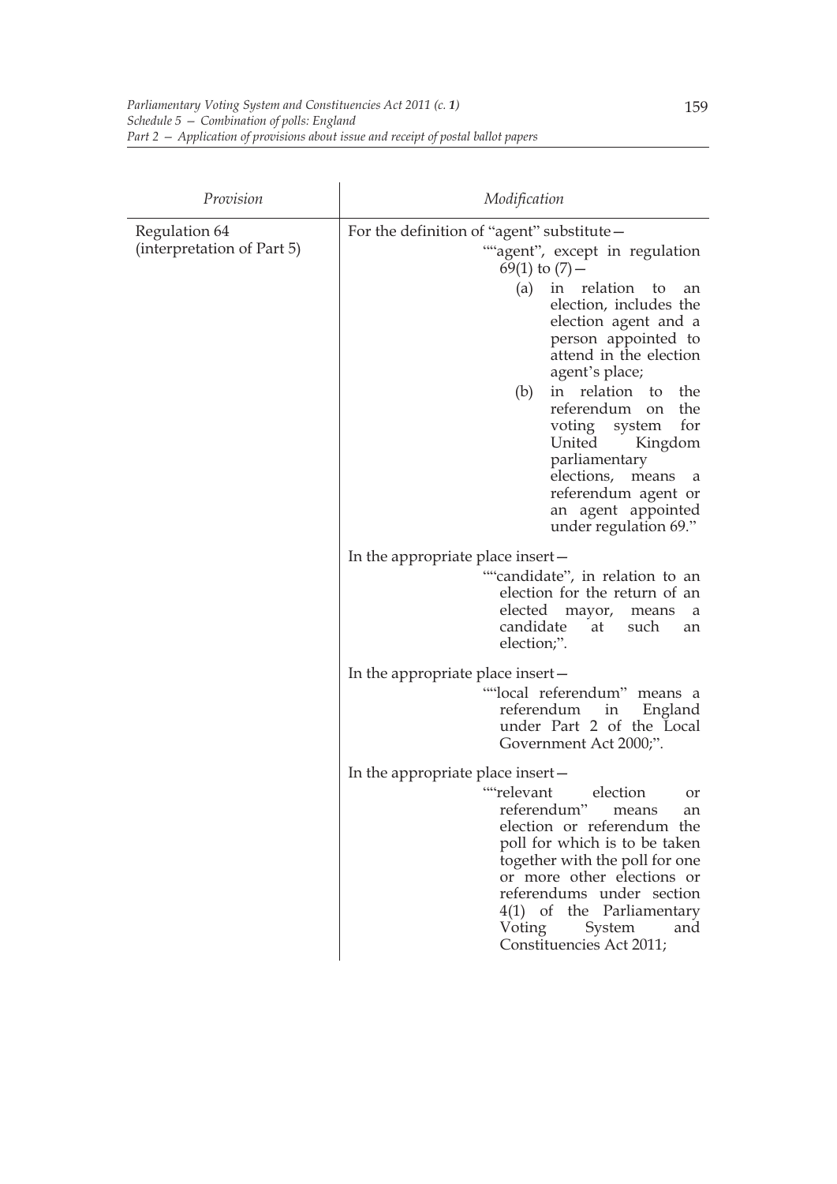| Provision | Modification |
|---|---|
| Regulation 64 (interpretation of Part 5) | For the definition of "agent" substitute— ""agent", except in regulation 69(1) to (7)— (a) in relation to an election, includes the election agent and a person appointed to attend in the election agent's place; (b) in relation to the referendum on the voting system for United Kingdom parliamentary elections, means a referendum agent or an agent appointed under regulation 69." In the appropriate place insert— ""candidate", in relation to an election for the return of an elected mayor, means a candidate at such an election;". In the appropriate place insert— ""local referendum" means a referendum in England under Part 2 of the Local Government Act 2000;". In the appropriate place insert— ""relevant election or referendum" means an election or referendum the poll for which is to be taken together with the poll for one or more other elections or referendums under section 4(1) of the Parliamentary Voting System and Constituencies Act 2011; |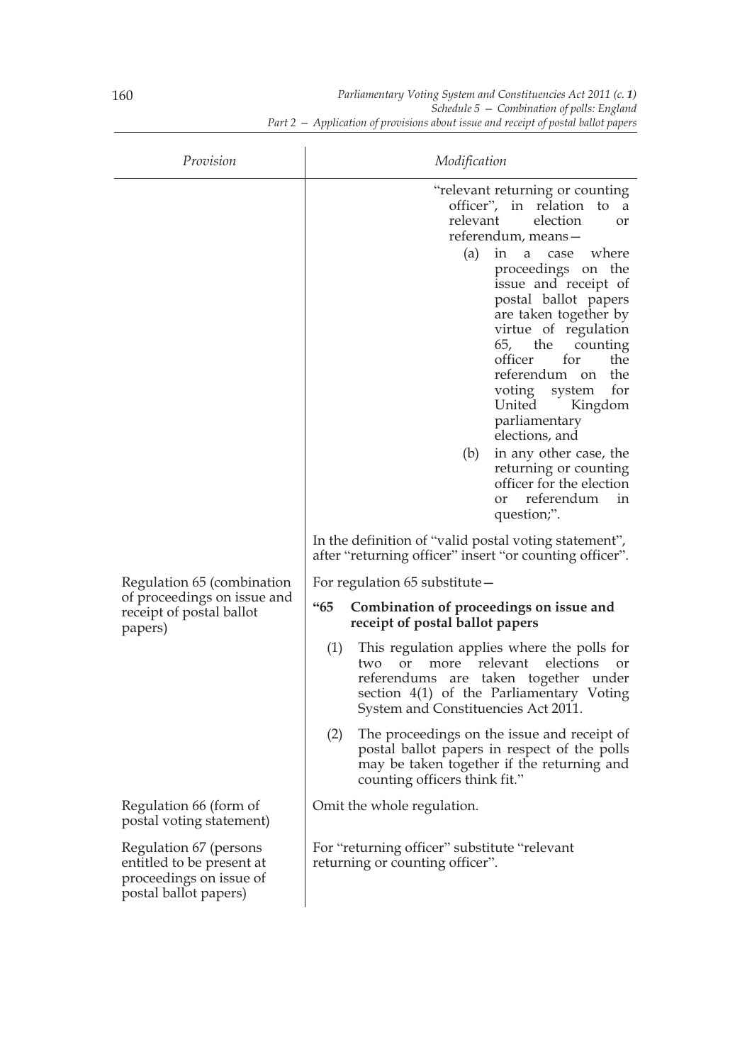| Provision | Modification |
|---|---|
| | "relevant returning or counting officer", in relation to a relevant election or referendum, means— (a) in a case where proceedings on the issue and receipt of postal ballot papers are taken together by virtue of regulation 65, the counting officer for the referendum on the voting system for United Kingdom parliamentary elections, and (b) in any other case, the returning or counting officer for the election or referendum in question;". <br><br> In the definition of "valid postal voting statement", after "returning officer" insert "or counting officer". |
| Regulation 65 (combination of proceedings on issue and receipt of postal ballot papers) | For regulation 65 substitute— <br><br> **"65 Combination of proceedings on issue and receipt of postal ballot papers** <br><br> (1) This regulation applies where the polls for two or more relevant elections or referendums are taken together under section 4(1) of the Parliamentary Voting System and Constituencies Act 2011. <br><br> (2) The proceedings on the issue and receipt of postal ballot papers in respect of the polls may be taken together if the returning and counting officers think fit." |
| Regulation 66 (form of postal voting statement) | Omit the whole regulation. |
| Regulation 67 (persons entitled to be present at proceedings on issue of postal ballot papers) | For "returning officer" substitute "relevant returning or counting officer". |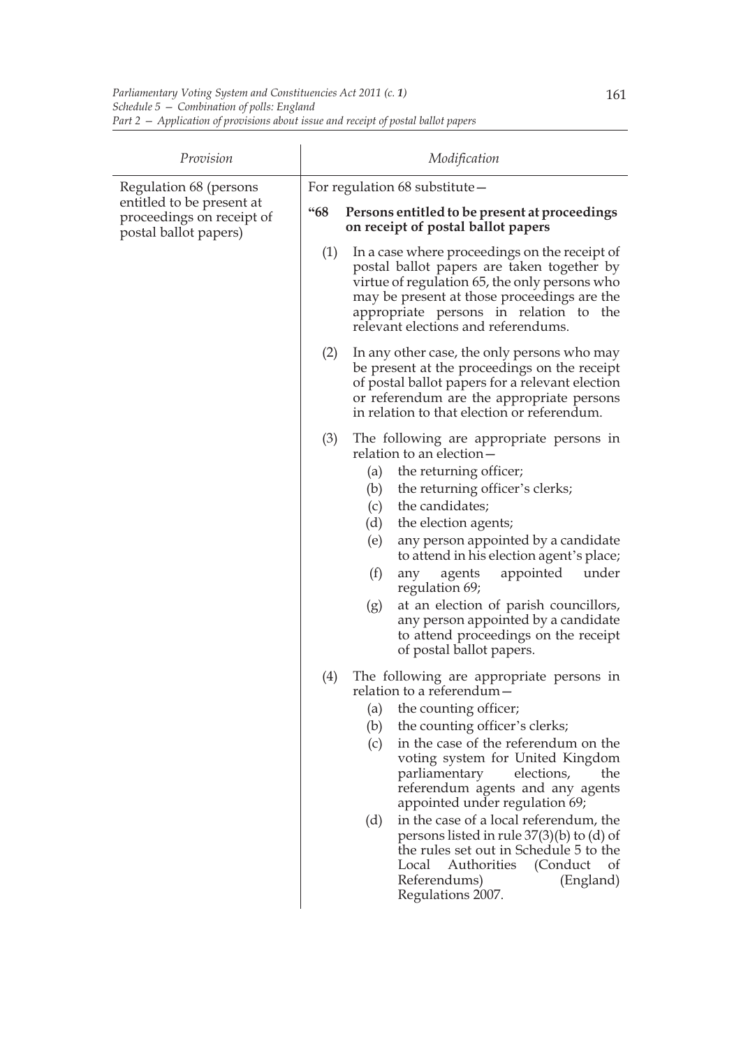| Provision | Modification |
|---|---|
| Regulation 68 (persons entitled to be present at proceedings on receipt of postal ballot papers) | For regulation 68 substitute—<br><br>**"68 Persons entitled to be present at proceedings on receipt of postal ballot papers**<br><br>(1) In a case where proceedings on the receipt of postal ballot papers are taken together by virtue of regulation 65, the only persons who may be present at those proceedings are the appropriate persons in relation to the relevant elections and referendums.<br><br>(2) In any other case, the only persons who may be present at the proceedings on the receipt of postal ballot papers for a relevant election or referendum are the appropriate persons in relation to that election or referendum.<br><br>(3) The following are appropriate persons in relation to an election—<br>(a) the returning officer;<br>(b) the returning officer's clerks;<br>(c) the candidates;<br>(d) the election agents;<br>(e) any person appointed by a candidate to attend in his election agent's place;<br>(f) any agents appointed under regulation 69;<br>(g) at an election of parish councillors, any person appointed by a candidate to attend proceedings on the receipt of postal ballot papers.<br><br>(4) The following are appropriate persons in relation to a referendum—<br>(a) the counting officer;<br>(b) the counting officer's clerks;<br>(c) in the case of the referendum on the voting system for United Kingdom parliamentary elections, the referendum agents and any agents appointed under regulation 69;<br>(d) in the case of a local referendum, the persons listed in rule 37(3)(b) to (d) of the rules set out in Schedule 5 to the Local Authorities (Conduct of Referendums) (England) Regulations 2007. |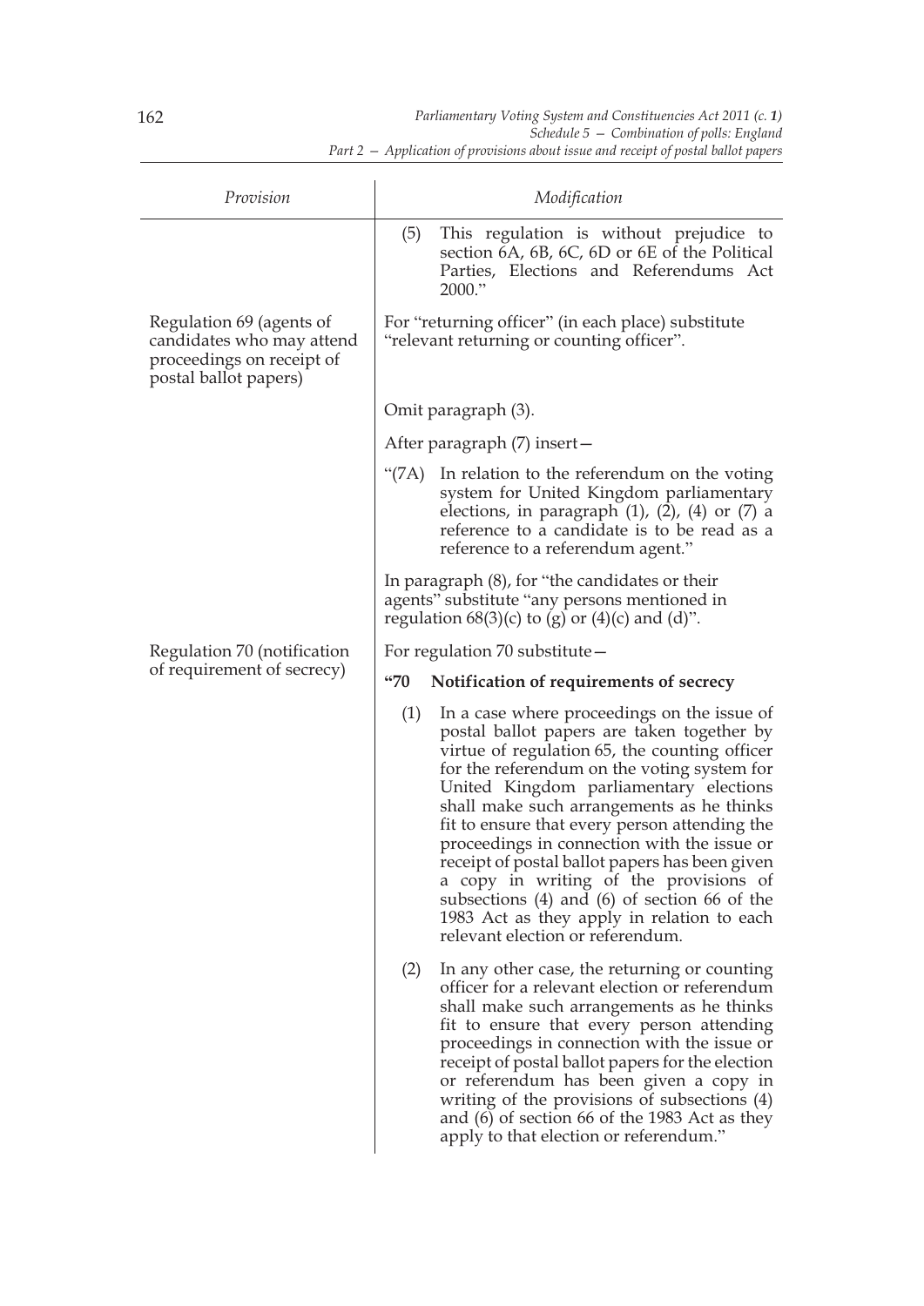| *Provision* | *Modification* |
| --- | --- |
| | (5) This regulation is without prejudice to section 6A, 6B, 6C, 6D or 6E of the Political Parties, Elections and Referendums Act 2000." |
| Regulation 69 (agents of candidates who may attend proceedings on receipt of postal ballot papers) | For "returning officer" (in each place) substitute "relevant returning or counting officer". |
| | Omit paragraph (3). |
| | After paragraph (7) insert— |
| | "(7A) In relation to the referendum on the voting system for United Kingdom parliamentary elections, in paragraph (1), (2), (4) or (7) a reference to a candidate is to be read as a reference to a referendum agent." |
| | In paragraph (8), for "the candidates or their agents" substitute "any persons mentioned in regulation 68(3)(c) to (g) or (4)(c) and (d)". |
| Regulation 70 (notification of requirement of secrecy) | For regulation 70 substitute— |
| | **"70 Notification of requirements of secrecy** |
| | (1) In a case where proceedings on the issue of postal ballot papers are taken together by virtue of regulation 65, the counting officer for the referendum on the voting system for United Kingdom parliamentary elections shall make such arrangements as he thinks fit to ensure that every person attending the proceedings in connection with the issue or receipt of postal ballot papers has been given a copy in writing of the provisions of subsections (4) and (6) of section 66 of the 1983 Act as they apply in relation to each relevant election or referendum. |
| | (2) In any other case, the returning or counting officer for a relevant election or referendum shall make such arrangements as he thinks fit to ensure that every person attending proceedings in connection with the issue or receipt of postal ballot papers for the election or referendum has been given a copy in writing of the provisions of subsections (4) and (6) of section 66 of the 1983 Act as they apply to that election or referendum." |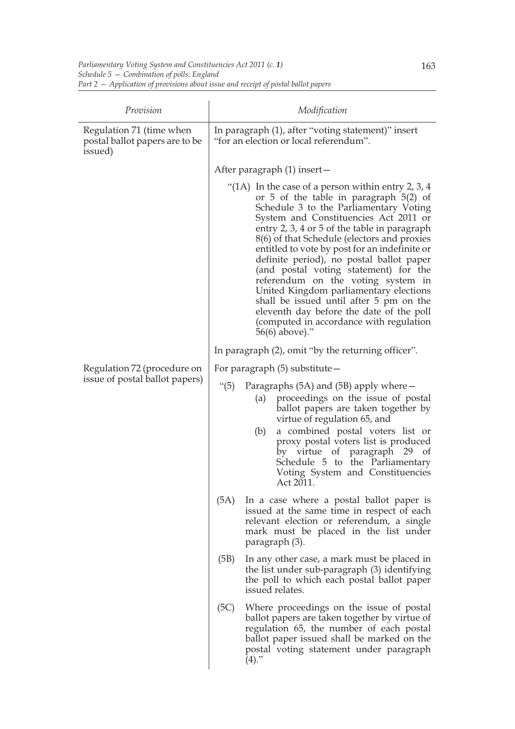| Provision | Modification |
|---|---|
| Regulation 71 (time when postal ballot papers are to be issued) | In paragraph (1), after "voting statement)" insert "for an election or local referendum". |
| | After paragraph (1) insert— |
| | "(1A) In the case of a person within entry 2, 3, 4 or 5 of the table in paragraph 5(2) of Schedule 3 to the Parliamentary Voting System and Constituencies Act 2011 or entry 2, 3, 4 or 5 of the table in paragraph 8(6) of that Schedule (electors and proxies entitled to vote by post for an indefinite or definite period), no postal ballot paper (and postal voting statement) for the referendum on the voting system in United Kingdom parliamentary elections shall be issued until after 5 pm on the eleventh day before the date of the poll (computed in accordance with regulation 56(6) above)." |
| | In paragraph (2), omit "by the returning officer". |
| Regulation 72 (procedure on issue of postal ballot papers) | For paragraph (5) substitute— |
| | "(5) Paragraphs (5A) and (5B) apply where— (a) proceedings on the issue of postal ballot papers are taken together by virtue of regulation 65, and (b) a combined postal voters list or proxy postal voters list is produced by virtue of paragraph 29 of Schedule 5 to the Parliamentary Voting System and Constituencies Act 2011. |
| | (5A) In a case where a postal ballot paper is issued at the same time in respect of each relevant election or referendum, a single mark must be placed in the list under paragraph (3). |
| | (5B) In any other case, a mark must be placed in the list under sub-paragraph (3) identifying the poll to which each postal ballot paper issued relates. |
| | (5C) Where proceedings on the issue of postal ballot papers are taken together by virtue of regulation 65, the number of each postal ballot paper issued shall be marked on the postal voting statement under paragraph (4)." |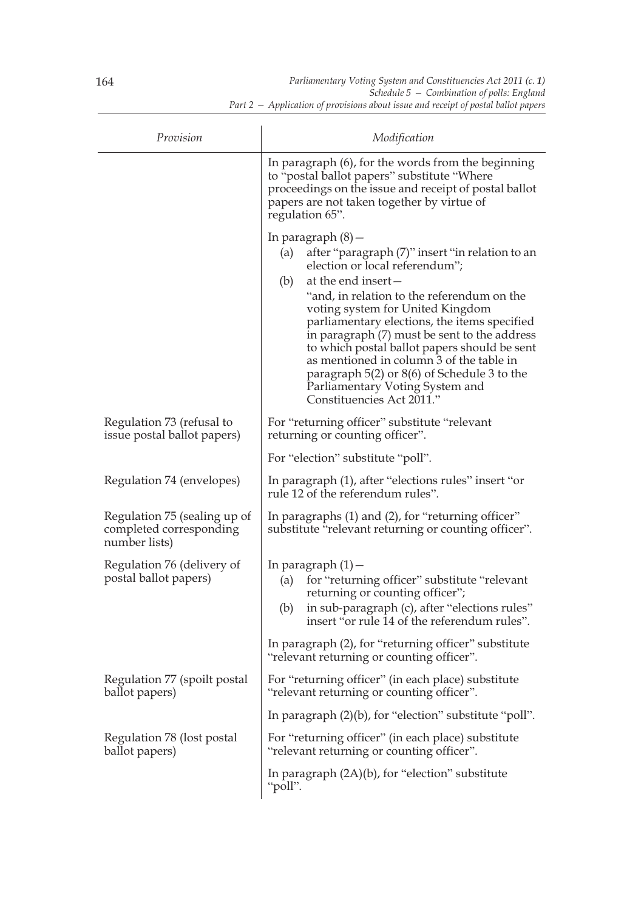| Provision | Modification |
|---|---|
| | In paragraph (6), for the words from the beginning to "postal ballot papers" substitute "Where proceedings on the issue and receipt of postal ballot papers are not taken together by virtue of regulation 65". |
| | In paragraph (8)— (a) after "paragraph (7)" insert "in relation to an election or local referendum"; (b) at the end insert— "and, in relation to the referendum on the voting system for United Kingdom parliamentary elections, the items specified in paragraph (7) must be sent to the address to which postal ballot papers should be sent as mentioned in column 3 of the table in paragraph 5(2) or 8(6) of Schedule 3 to the Parliamentary Voting System and Constituencies Act 2011." |
| Regulation 73 (refusal to issue postal ballot papers) | For "returning officer" substitute "relevant returning or counting officer". |
| | For "election" substitute "poll". |
| Regulation 74 (envelopes) | In paragraph (1), after "elections rules" insert "or rule 12 of the referendum rules". |
| Regulation 75 (sealing up of completed corresponding number lists) | In paragraphs (1) and (2), for "returning officer" substitute "relevant returning or counting officer". |
| Regulation 76 (delivery of postal ballot papers) | In paragraph (1)— (a) for "returning officer" substitute "relevant returning or counting officer"; (b) in sub-paragraph (c), after "elections rules" insert "or rule 14 of the referendum rules". |
| | In paragraph (2), for "returning officer" substitute "relevant returning or counting officer". |
| Regulation 77 (spoilt postal ballot papers) | For "returning officer" (in each place) substitute "relevant returning or counting officer". |
| | In paragraph (2)(b), for "election" substitute "poll". |
| Regulation 78 (lost postal ballot papers) | For "returning officer" (in each place) substitute "relevant returning or counting officer". |
| | In paragraph (2A)(b), for "election" substitute "poll". |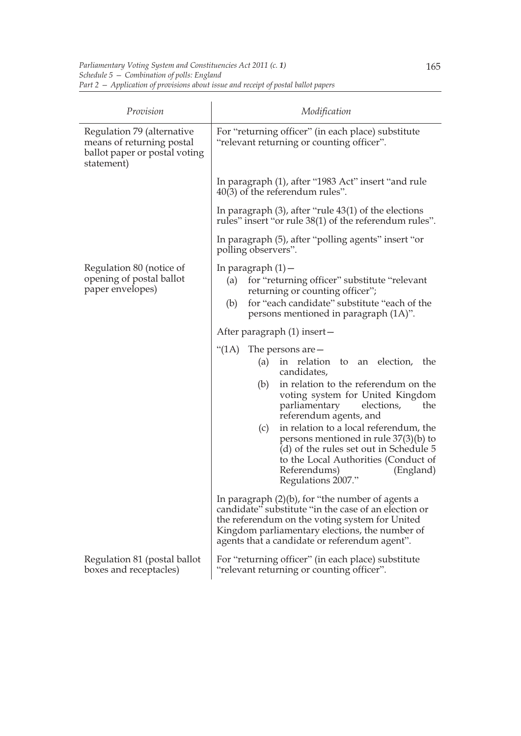| *Provision* | *Modification* |
| --- | --- |
| Regulation 79 (alternative means of returning postal ballot paper or postal voting statement) | For "returning officer" (in each place) substitute "relevant returning or counting officer". |
| | In paragraph (1), after "1983 Act" insert "and rule 40(3) of the referendum rules". |
| | In paragraph (3), after "rule 43(1) of the elections rules" insert "or rule 38(1) of the referendum rules". |
| | In paragraph (5), after "polling agents" insert "or polling observers". |
| Regulation 80 (notice of opening of postal ballot paper envelopes) | In paragraph (1)— (a) for "returning officer" substitute "relevant returning or counting officer"; (b) for "each candidate" substitute "each of the persons mentioned in paragraph (1A)". |
| | After paragraph (1) insert— |
| | "(1A) The persons are— (a) in relation to an election, the candidates, (b) in relation to the referendum on the voting system for United Kingdom parliamentary elections, the referendum agents, and (c) in relation to a local referendum, the persons mentioned in rule 37(3)(b) to (d) of the rules set out in Schedule 5 to the Local Authorities (Conduct of Referendums) (England) Regulations 2007." |
| | In paragraph (2)(b), for "the number of agents a candidate" substitute "in the case of an election or the referendum on the voting system for United Kingdom parliamentary elections, the number of agents that a candidate or referendum agent". |
| Regulation 81 (postal ballot boxes and receptacles) | For "returning officer" (in each place) substitute "relevant returning or counting officer". |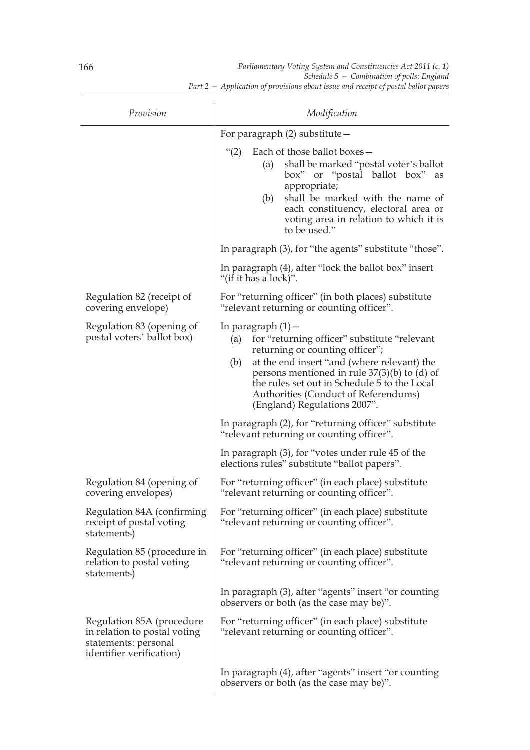| Provision | Modification |
| --- | --- |
| | For paragraph (2) substitute—<br><br>"(2) Each of those ballot boxes—<br>(a) shall be marked "postal voter's ballot box" or "postal ballot box" as appropriate;<br>(b) shall be marked with the name of each constituency, electoral area or voting area in relation to which it is to be used." |
| | In paragraph (3), for "the agents" substitute "those". |
| | In paragraph (4), after "lock the ballot box" insert "(if it has a lock)". |
| Regulation 82 (receipt of covering envelope) | For "returning officer" (in both places) substitute "relevant returning or counting officer". |
| Regulation 83 (opening of postal voters' ballot box) | In paragraph (1)—<br>(a) for "returning officer" substitute "relevant returning or counting officer";<br>(b) at the end insert "and (where relevant) the persons mentioned in rule 37(3)(b) to (d) of the rules set out in Schedule 5 to the Local Authorities (Conduct of Referendums) (England) Regulations 2007". |
| | In paragraph (2), for "returning officer" substitute "relevant returning or counting officer". |
| | In paragraph (3), for "votes under rule 45 of the elections rules" substitute "ballot papers". |
| Regulation 84 (opening of covering envelopes) | For "returning officer" (in each place) substitute "relevant returning or counting officer". |
| Regulation 84A (confirming receipt of postal voting statements) | For "returning officer" (in each place) substitute "relevant returning or counting officer". |
| Regulation 85 (procedure in relation to postal voting statements) | For "returning officer" (in each place) substitute "relevant returning or counting officer". |
| | In paragraph (3), after "agents" insert "or counting observers or both (as the case may be)". |
| Regulation 85A (procedure in relation to postal voting statements: personal identifier verification) | For "returning officer" (in each place) substitute "relevant returning or counting officer". |
| | In paragraph (4), after "agents" insert "or counting observers or both (as the case may be)". |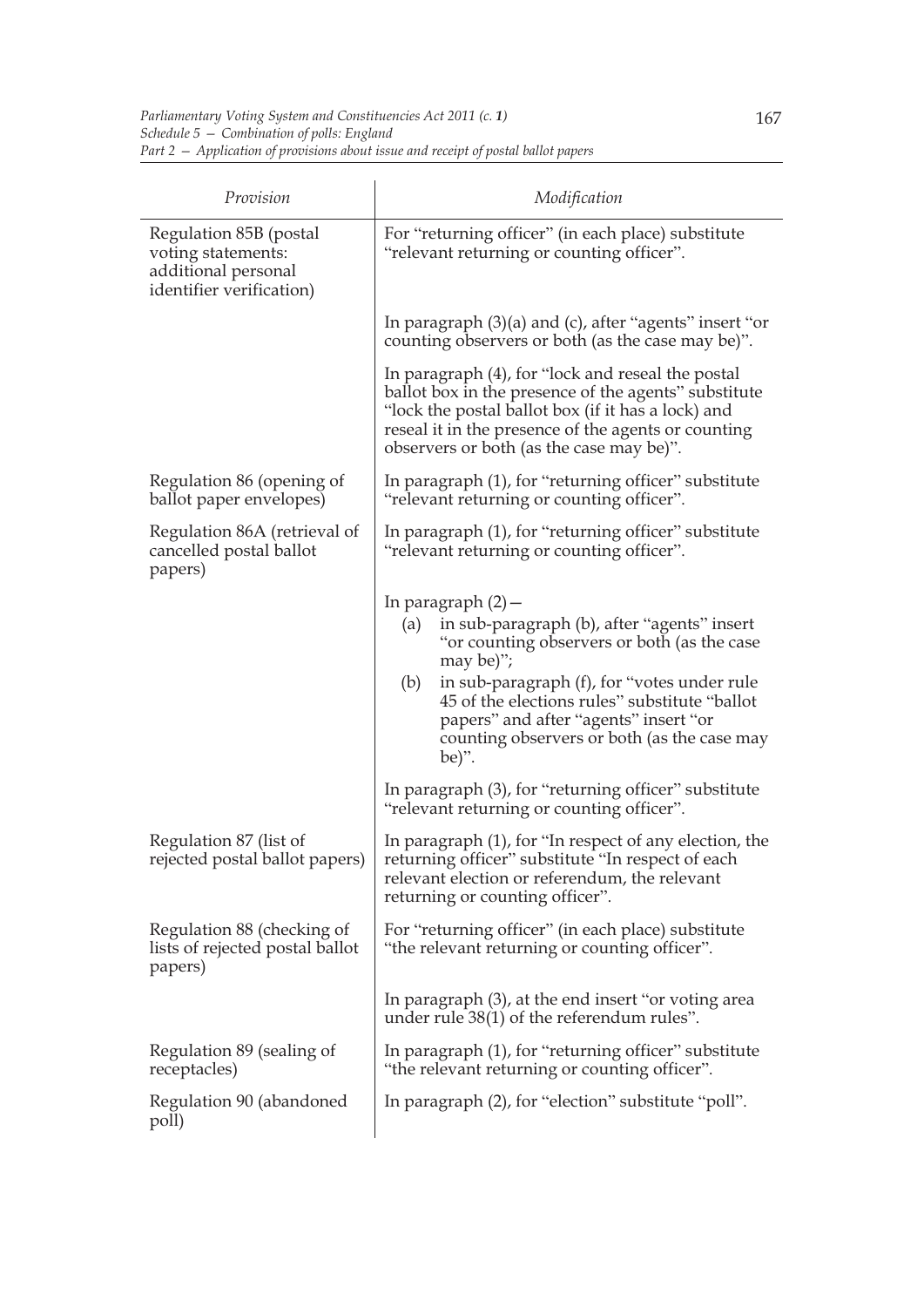| Provision | Modification |
|---|---|
| Regulation 85B (postal voting statements: additional personal identifier verification) | For "returning officer" (in each place) substitute "relevant returning or counting officer". |
| | In paragraph (3)(a) and (c), after "agents" insert "or counting observers or both (as the case may be)". |
| | In paragraph (4), for "lock and reseal the postal ballot box in the presence of the agents" substitute "lock the postal ballot box (if it has a lock) and reseal it in the presence of the agents or counting observers or both (as the case may be)". |
| Regulation 86 (opening of ballot paper envelopes) | In paragraph (1), for "returning officer" substitute "relevant returning or counting officer". |
| Regulation 86A (retrieval of cancelled postal ballot papers) | In paragraph (1), for "returning officer" substitute "relevant returning or counting officer". |
| | In paragraph (2)— (a) in sub-paragraph (b), after "agents" insert "or counting observers or both (as the case may be)"; (b) in sub-paragraph (f), for "votes under rule 45 of the elections rules" substitute "ballot papers" and after "agents" insert "or counting observers or both (as the case may be)". |
| | In paragraph (3), for "returning officer" substitute "relevant returning or counting officer". |
| Regulation 87 (list of rejected postal ballot papers) | In paragraph (1), for "In respect of any election, the returning officer" substitute "In respect of each relevant election or referendum, the relevant returning or counting officer". |
| Regulation 88 (checking of lists of rejected postal ballot papers) | For "returning officer" (in each place) substitute "the relevant returning or counting officer". |
| | In paragraph (3), at the end insert "or voting area under rule 38(1) of the referendum rules". |
| Regulation 89 (sealing of receptacles) | In paragraph (1), for "returning officer" substitute "the relevant returning or counting officer". |
| Regulation 90 (abandoned poll) | In paragraph (2), for "election" substitute "poll". |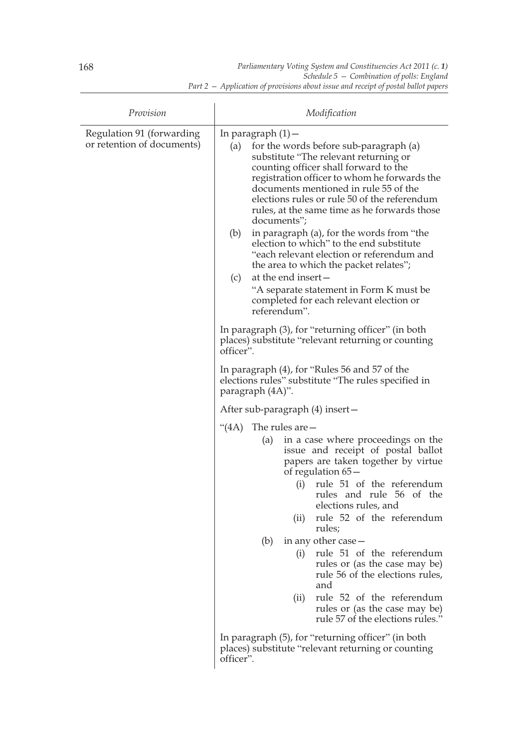| Provision | Modification |
| --- | --- |
| Regulation 91 (forwarding or retention of documents) | In paragraph (1)—<br>(a) for the words before sub-paragraph (a) substitute "The relevant returning or counting officer shall forward to the registration officer to whom he forwards the documents mentioned in rule 55 of the elections rules or rule 50 of the referendum rules, at the same time as he forwards those documents";<br>(b) in paragraph (a), for the words from "the election to which" to the end substitute "each relevant election or referendum and the area to which the packet relates";<br>(c) at the end insert—<br>"A separate statement in Form K must be completed for each relevant election or referendum".<br><br>In paragraph (3), for "returning officer" (in both places) substitute "relevant returning or counting officer".<br><br>In paragraph (4), for "Rules 56 and 57 of the elections rules" substitute "The rules specified in paragraph (4A)".<br><br>After sub-paragraph (4) insert—<br>"(4A) The rules are—<br>(a) in a case where proceedings on the issue and receipt of postal ballot papers are taken together by virtue of regulation 65—<br>(i) rule 51 of the referendum rules and rule 56 of the elections rules, and<br>(ii) rule 52 of the referendum rules;<br>(b) in any other case—<br>(i) rule 51 of the referendum rules or (as the case may be) rule 56 of the elections rules, and<br>(ii) rule 52 of the referendum rules or (as the case may be) rule 57 of the elections rules."<br><br>In paragraph (5), for "returning officer" (in both places) substitute "relevant returning or counting officer". |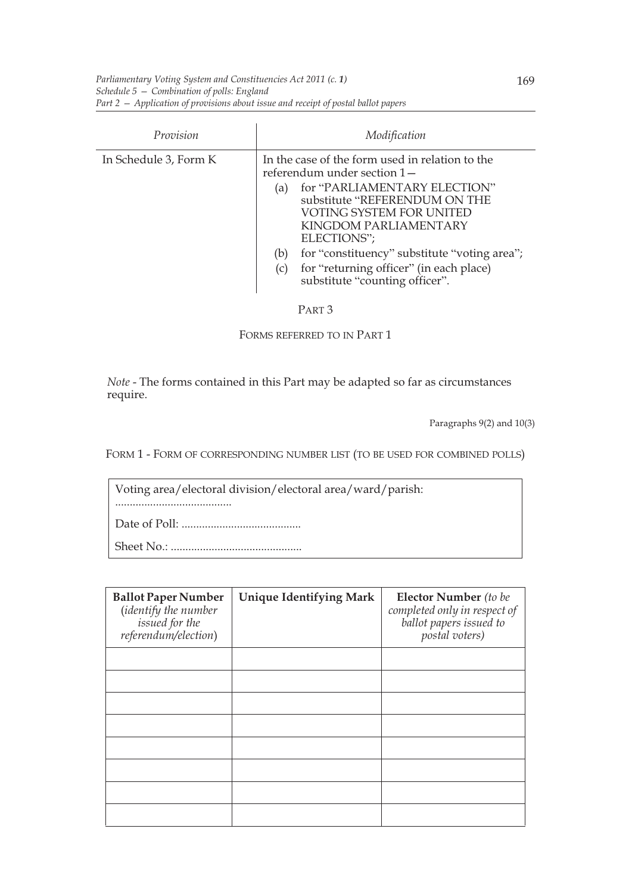| Provision | Modification |
|---|---|
| In Schedule 3, Form K | In the case of the form used in relation to the referendum under section 1— (a) for "PARLIAMENTARY ELECTION" substitute "REFERENDUM ON THE VOTING SYSTEM FOR UNITED KINGDOM PARLIAMENTARY ELECTIONS"; (b) for "constituency" substitute "voting area"; (c) for "returning officer" (in each place) substitute "counting officer". |

## PART 3

### FORMS REFERRED TO IN PART 1

*Note* - The forms contained in this Part may be adapted so far as circumstances require.

Paragraphs 9(2) and 10(3)

FORM 1 - FORM OF CORRESPONDING NUMBER LIST (TO BE USED FOR COMBINED POLLS)

Voting area/electoral division/electoral area/ward/parish: ........................................

Date of Poll: .........................................

Sheet No.: .............................................

| **Ballot Paper Number** (*identify the number issued for the referendum/election*) | **Unique Identifying Mark** | **Elector Number** *(to be completed only in respect of ballot papers issued to postal voters)* |
|---|---|---|
| | | |
| | | |
| | | |
| | | |
| | | |
| | | |
| | | |
| | | |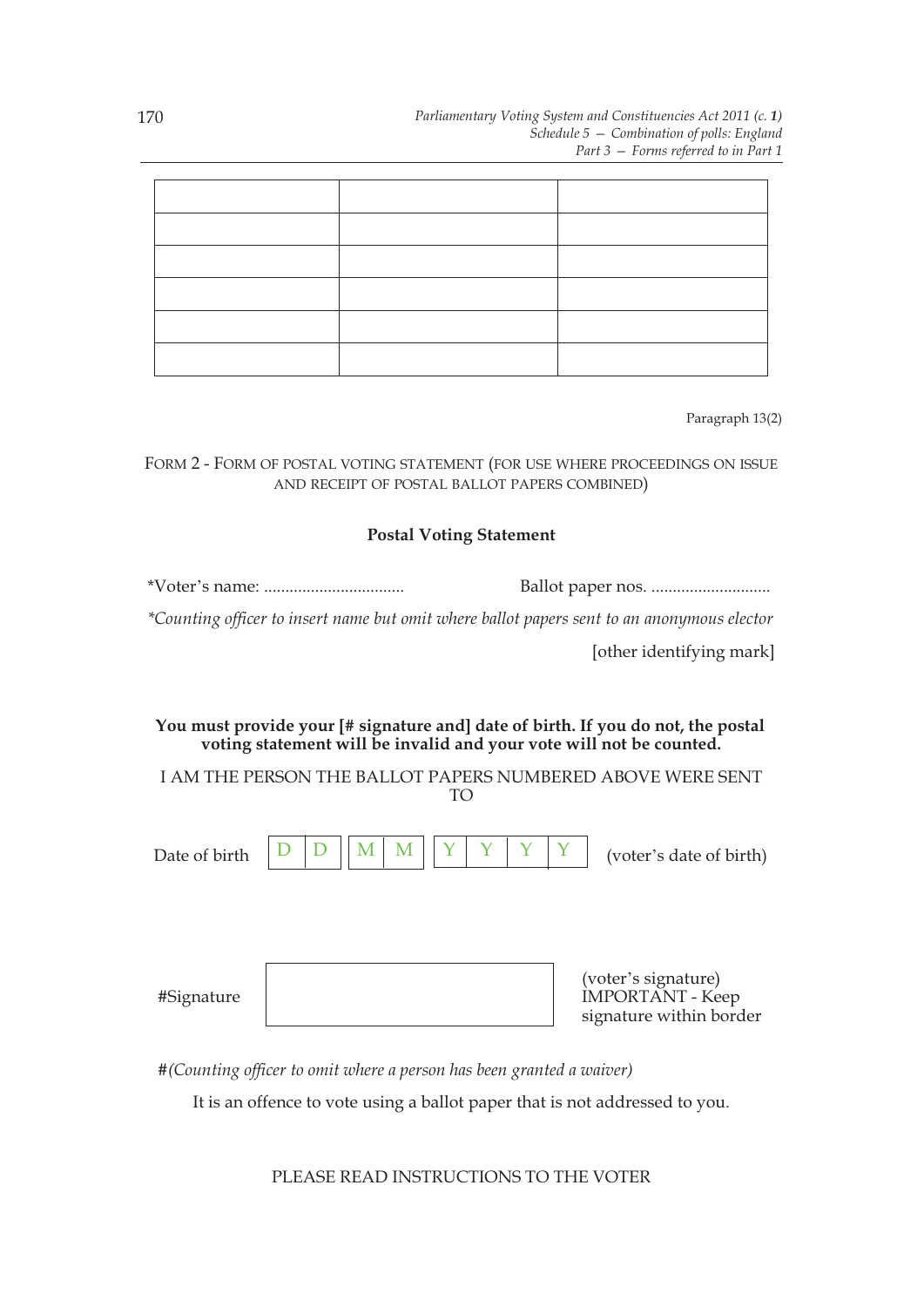| | | |
|---|---|---|
| | | |
| | | |
| | | |
| | | |
| | | |

Paragraph 13(2)

FORM 2 - FORM OF POSTAL VOTING STATEMENT (FOR USE WHERE PROCEEDINGS ON ISSUE AND RECEIPT OF POSTAL BALLOT PAPERS COMBINED)

**Postal Voting Statement**

*Voter's name: ................................. Ballot paper nos. ............................

*\*Counting officer to insert name but omit where ballot papers sent to an anonymous elector*

[other identifying mark]

**You must provide your [# signature and] date of birth. If you do not, the postal voting statement will be invalid and your vote will not be counted.**

I AM THE PERSON THE BALLOT PAPERS NUMBERED ABOVE WERE SENT TO

Date of birth | D | D | | M | M | | Y | Y | Y | Y | (voter's date of birth)

#Signature [ ] (voter's signature) IMPORTANT - Keep signature within border

#*(Counting officer to omit where a person has been granted a waiver)*

It is an offence to vote using a ballot paper that is not addressed to you.

PLEASE READ INSTRUCTIONS TO THE VOTER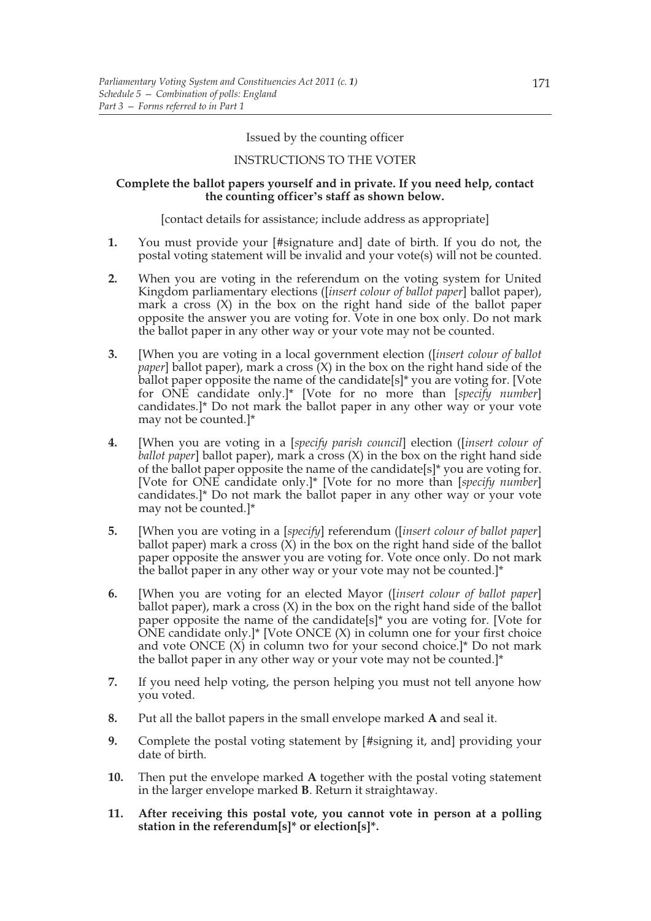Issued by the counting officer

INSTRUCTIONS TO THE VOTER

**Complete the ballot papers yourself and in private. If you need help, contact the counting officer's staff as shown below.**

[contact details for assistance; include address as appropriate]

**1.** You must provide your [#signature and] date of birth. If you do not, the postal voting statement will be invalid and your vote(s) will not be counted.

**2.** When you are voting in the referendum on the voting system for United Kingdom parliamentary elections ([*insert colour of ballot paper*] ballot paper), mark a cross (X) in the box on the right hand side of the ballot paper opposite the answer you are voting for. Vote in one box only. Do not mark the ballot paper in any other way or your vote may not be counted.

**3.** [When you are voting in a local government election ([*insert colour of ballot paper*] ballot paper), mark a cross (X) in the box on the right hand side of the ballot paper opposite the name of the candidate[s]* you are voting for. [Vote for ONE candidate only.]* [Vote for no more than [*specify number*] candidates.]* Do not mark the ballot paper in any other way or your vote may not be counted.]*

**4.** [When you are voting in a [*specify parish council*] election ([*insert colour of ballot paper*] ballot paper), mark a cross (X) in the box on the right hand side of the ballot paper opposite the name of the candidate[s]* you are voting for. [Vote for ONE candidate only.]* [Vote for no more than [*specify number*] candidates.]* Do not mark the ballot paper in any other way or your vote may not be counted.]*

**5.** [When you are voting in a [*specify*] referendum ([*insert colour of ballot paper*] ballot paper) mark a cross (X) in the box on the right hand side of the ballot paper opposite the answer you are voting for. Vote once only. Do not mark the ballot paper in any other way or your vote may not be counted.]*

**6.** [When you are voting for an elected Mayor ([*insert colour of ballot paper*] ballot paper), mark a cross (X) in the box on the right hand side of the ballot paper opposite the name of the candidate[s]* you are voting for. [Vote for ONE candidate only.]* [Vote ONCE (X) in column one for your first choice and vote ONCE (X) in column two for your second choice.]* Do not mark the ballot paper in any other way or your vote may not be counted.]*

**7.** If you need help voting, the person helping you must not tell anyone how you voted.

**8.** Put all the ballot papers in the small envelope marked **A** and seal it.

**9.** Complete the postal voting statement by [#signing it, and] providing your date of birth.

**10.** Then put the envelope marked **A** together with the postal voting statement in the larger envelope marked **B**. Return it straightaway.

**11. After receiving this postal vote, you cannot vote in person at a polling station in the referendum[s]* or election[s]*.**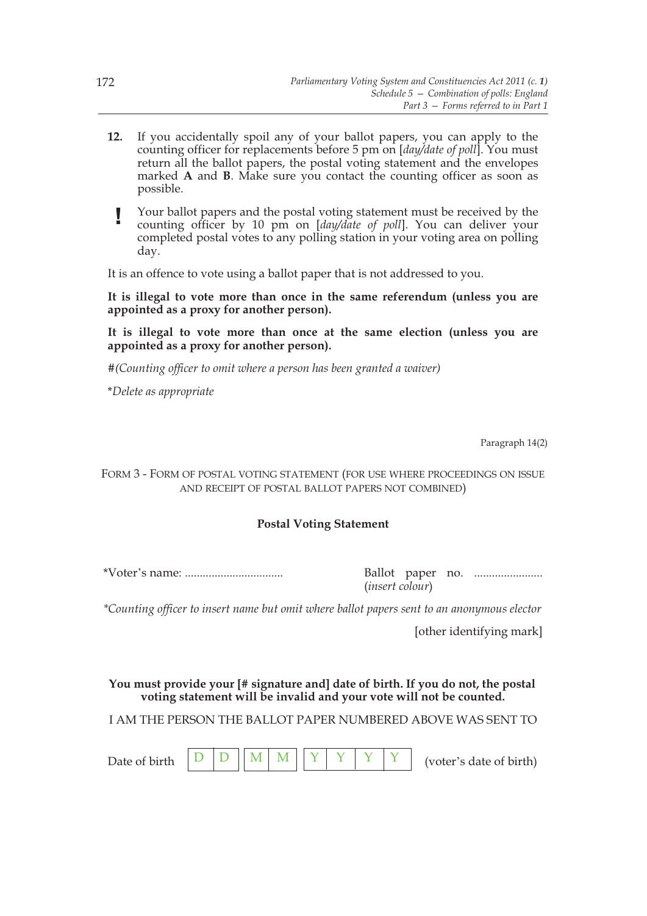**12.** If you accidentally spoil any of your ballot papers, you can apply to the counting officer for replacements before 5 pm on [*day/date of poll*]. You must return all the ballot papers, the postal voting statement and the envelopes marked **A** and **B**. Make sure you contact the counting officer as soon as possible.

**!** Your ballot papers and the postal voting statement must be received by the counting officer by 10 pm on [*day/date of poll*]. You can deliver your completed postal votes to any polling station in your voting area on polling day.

It is an offence to vote using a ballot paper that is not addressed to you.

**It is illegal to vote more than once in the same referendum (unless you are appointed as a proxy for another person).**

**It is illegal to vote more than once at the same election (unless you are appointed as a proxy for another person).**

#*(Counting officer to omit where a person has been granted a waiver)*

\**Delete as appropriate*

Paragraph 14(2)

## FORM 3 - FORM OF POSTAL VOTING STATEMENT (FOR USE WHERE PROCEEDINGS ON ISSUE AND RECEIPT OF POSTAL BALLOT PAPERS NOT COMBINED)

### Postal Voting Statement

*Voter's name: ................................

Ballot paper no. ......................
(*insert colour*)

*\*Counting officer to insert name but omit where ballot papers sent to an anonymous elector*

[other identifying mark]

**You must provide your [# signature and] date of birth. If you do not, the postal voting statement will be invalid and your vote will not be counted.**

I AM THE PERSON THE BALLOT PAPER NUMBERED ABOVE WAS SENT TO

Date of birth | D | D | | M | M | | Y | Y | Y | Y | (voter's date of birth)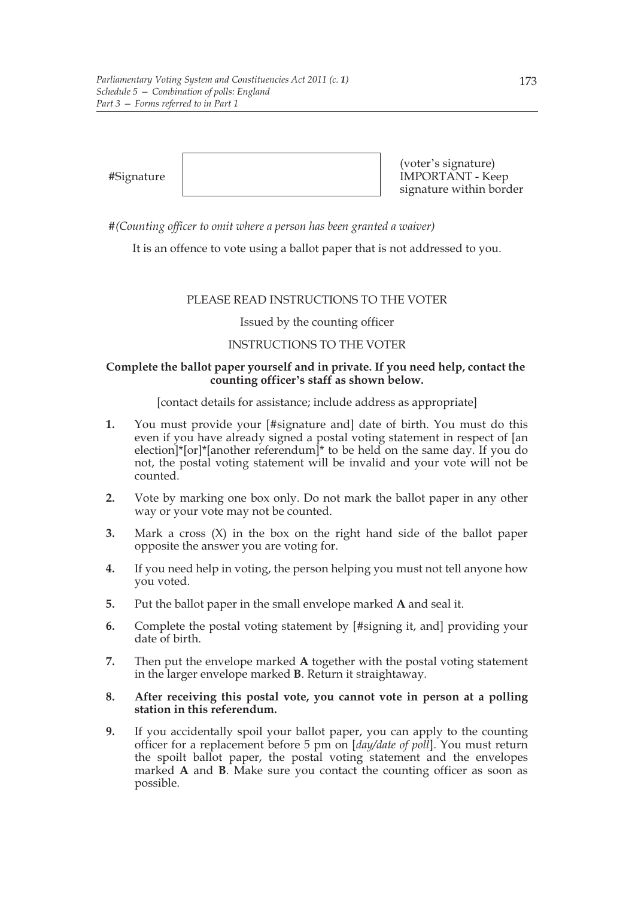| #Signature | | (voter's signature) IMPORTANT - Keep signature within border |
|---|---|---|

#*(Counting officer to omit where a person has been granted a waiver)*

It is an offence to vote using a ballot paper that is not addressed to you.

PLEASE READ INSTRUCTIONS TO THE VOTER

Issued by the counting officer

INSTRUCTIONS TO THE VOTER

**Complete the ballot paper yourself and in private. If you need help, contact the counting officer's staff as shown below.**

[contact details for assistance; include address as appropriate]

**1.** You must provide your [#signature and] date of birth. You must do this even if you have already signed a postal voting statement in respect of [an election]*[or]*[another referendum]* to be held on the same day. If you do not, the postal voting statement will be invalid and your vote will not be counted.

**2.** Vote by marking one box only. Do not mark the ballot paper in any other way or your vote may not be counted.

**3.** Mark a cross (X) in the box on the right hand side of the ballot paper opposite the answer you are voting for.

**4.** If you need help in voting, the person helping you must not tell anyone how you voted.

**5.** Put the ballot paper in the small envelope marked **A** and seal it.

**6.** Complete the postal voting statement by [#signing it, and] providing your date of birth.

**7.** Then put the envelope marked **A** together with the postal voting statement in the larger envelope marked **B**. Return it straightaway.

**8. After receiving this postal vote, you cannot vote in person at a polling station in this referendum.**

**9.** If you accidentally spoil your ballot paper, you can apply to the counting officer for a replacement before 5 pm on [*day/date of poll*]. You must return the spoilt ballot paper, the postal voting statement and the envelopes marked **A** and **B**. Make sure you contact the counting officer as soon as possible.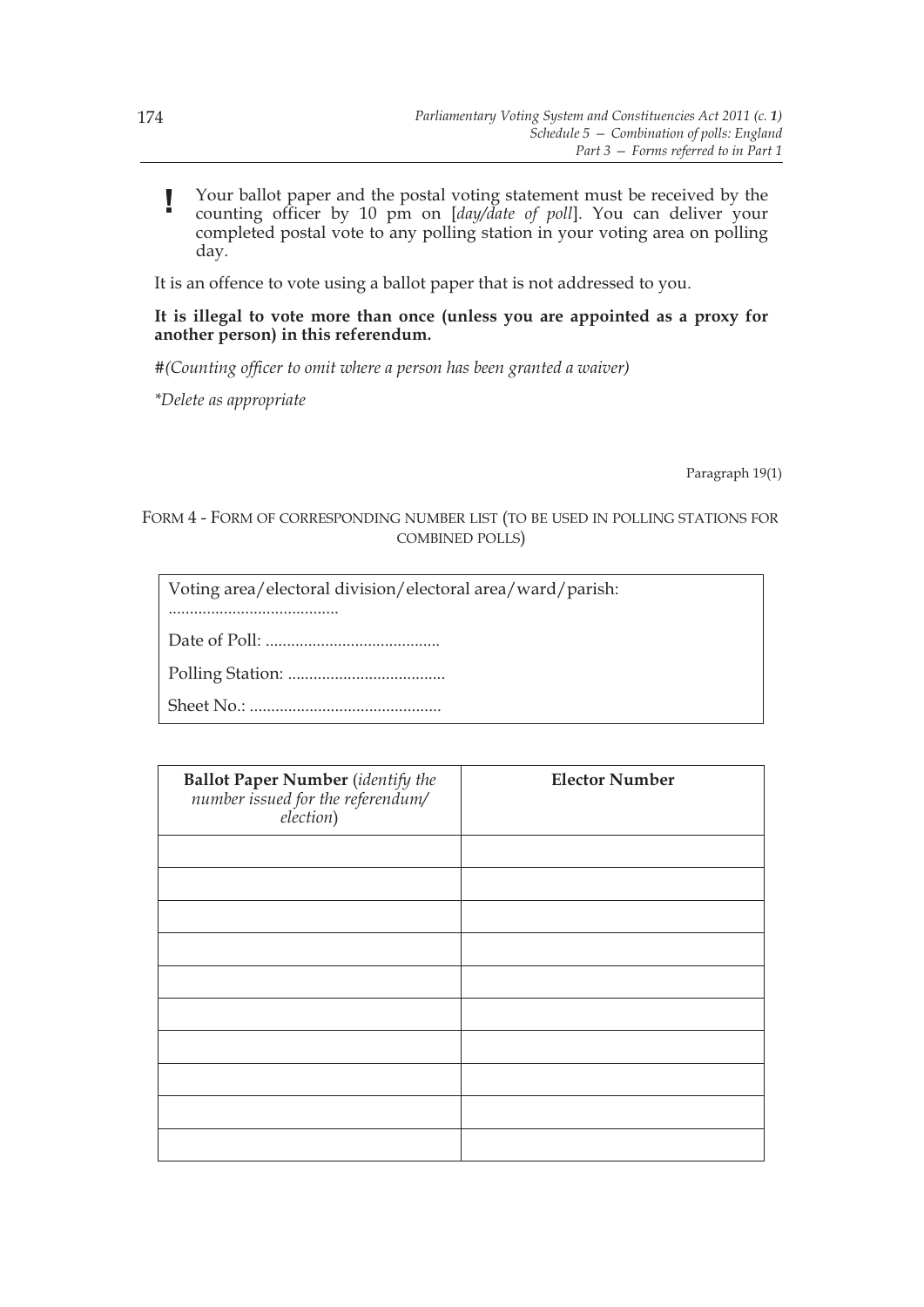**!** Your ballot paper and the postal voting statement must be received by the counting officer by 10 pm on [*day/date of poll*]. You can deliver your completed postal vote to any polling station in your voting area on polling day.

It is an offence to vote using a ballot paper that is not addressed to you.

**It is illegal to vote more than once (unless you are appointed as a proxy for another person) in this referendum.**

#*(Counting officer to omit where a person has been granted a waiver)*

*\*Delete as appropriate*

Paragraph 19(1)

FORM 4 - FORM OF CORRESPONDING NUMBER LIST (TO BE USED IN POLLING STATIONS FOR COMBINED POLLS)

Voting area/electoral division/electoral area/ward/parish: ........................................

Date of Poll: .........................................

Polling Station: .....................................

Sheet No.: .............................................

| **Ballot Paper Number** (*identify the number issued for the referendum/ election*) | **Elector Number** |
|---|---|
| | |
| | |
| | |
| | |
| | |
| | |
| | |
| | |
| | |
| | |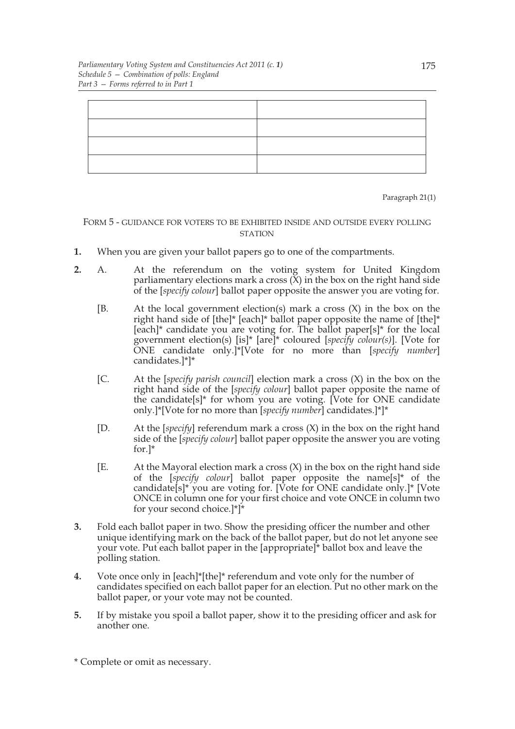| | |
|---|---|
| | |
| | |
| | |
| | |

Paragraph 21(1)

FORM 5 - GUIDANCE FOR VOTERS TO BE EXHIBITED INSIDE AND OUTSIDE EVERY POLLING STATION

**1.** When you are given your ballot papers go to one of the compartments.

**2.** A. At the referendum on the voting system for United Kingdom parliamentary elections mark a cross (X) in the box on the right hand side of the [*specify colour*] ballot paper opposite the answer you are voting for.

[B. At the local government election(s) mark a cross (X) in the box on the right hand side of [the]* [each]* ballot paper opposite the name of [the]* [each]* candidate you are voting for. The ballot paper[s]* for the local government election(s) [is]* [are]* coloured [*specify colour(s)*]. [Vote for ONE candidate only.]*[Vote for no more than [*specify number*] candidates.]*]*

[C. At the [*specify parish council*] election mark a cross (X) in the box on the right hand side of the [*specify colour*] ballot paper opposite the name of the candidate[s]* for whom you are voting. [Vote for ONE candidate only.]*[Vote for no more than [*specify number*] candidates.]*]*

[D. At the [*specify*] referendum mark a cross (X) in the box on the right hand side of the [*specify colour*] ballot paper opposite the answer you are voting for.]*

[E. At the Mayoral election mark a cross (X) in the box on the right hand side of the [*specify colour*] ballot paper opposite the name[s]* of the candidate[s]* you are voting for. [Vote for ONE candidate only.]* [Vote ONCE in column one for your first choice and vote ONCE in column two for your second choice.]*]*

**3.** Fold each ballot paper in two. Show the presiding officer the number and other unique identifying mark on the back of the ballot paper, but do not let anyone see your vote. Put each ballot paper in the [appropriate]* ballot box and leave the polling station.

**4.** Vote once only in [each]*[the]* referendum and vote only for the number of candidates specified on each ballot paper for an election. Put no other mark on the ballot paper, or your vote may not be counted.

**5.** If by mistake you spoil a ballot paper, show it to the presiding officer and ask for another one.

\* Complete or omit as necessary.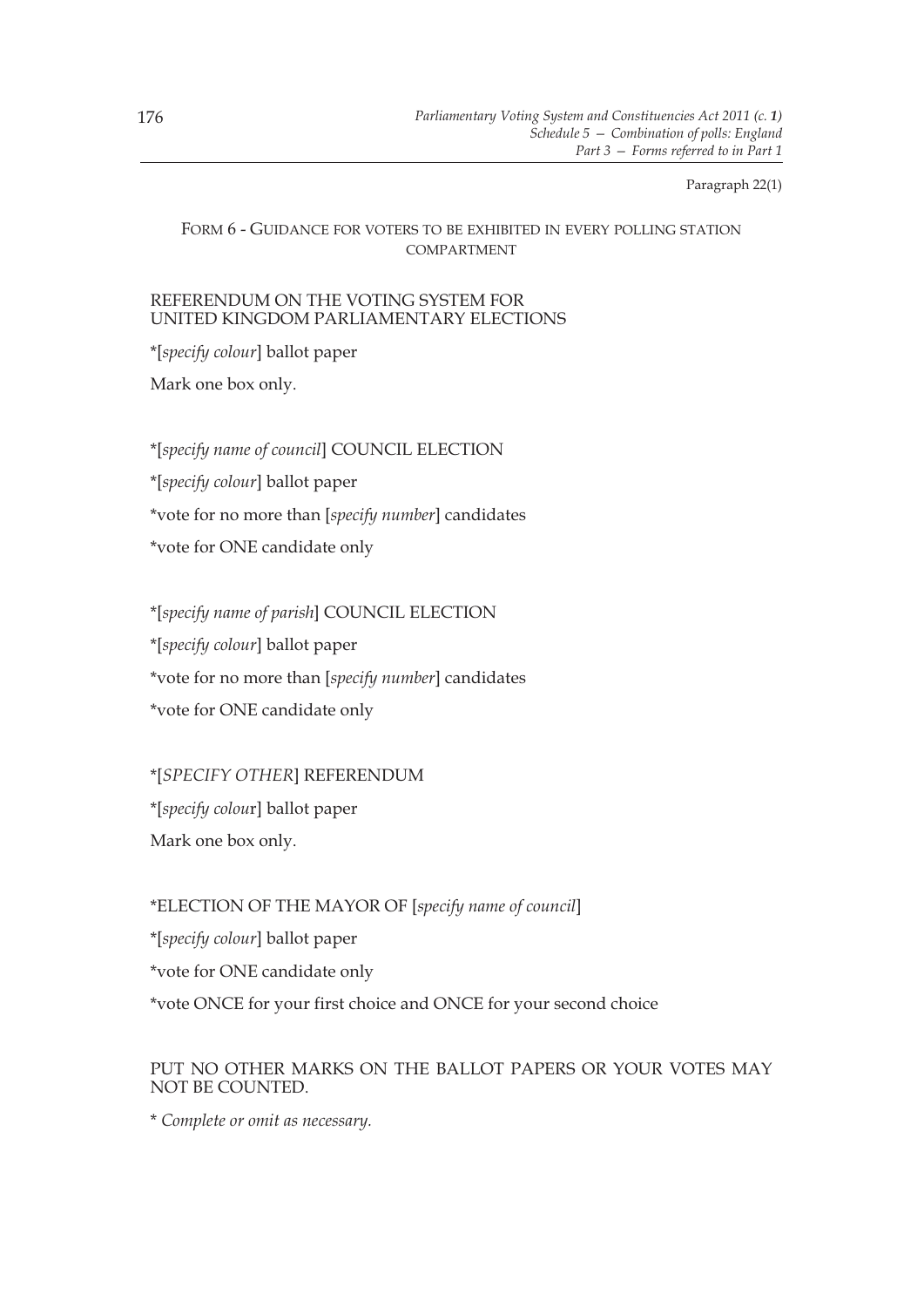Paragraph 22(1)

FORM 6 - GUIDANCE FOR VOTERS TO BE EXHIBITED IN EVERY POLLING STATION COMPARTMENT

REFERENDUM ON THE VOTING SYSTEM FOR UNITED KINGDOM PARLIAMENTARY ELECTIONS

*[*specify colour*] ballot paper

Mark one box only.

*[*specify name of council*] COUNCIL ELECTION

*[*specify colour*] ballot paper

*vote for no more than [*specify number*] candidates

*vote for ONE candidate only

*[*specify name of parish*] COUNCIL ELECTION

*[*specify colour*] ballot paper

*vote for no more than [*specify number*] candidates

*vote for ONE candidate only

*[*SPECIFY OTHER*] REFERENDUM

*[*specify colour*] ballot paper

Mark one box only.

*ELECTION OF THE MAYOR OF [*specify name of council*]

*[*specify colour*] ballot paper

*vote for ONE candidate only

*vote ONCE for your first choice and ONCE for your second choice

PUT NO OTHER MARKS ON THE BALLOT PAPERS OR YOUR VOTES MAY NOT BE COUNTED.

\* *Complete or omit as necessary.*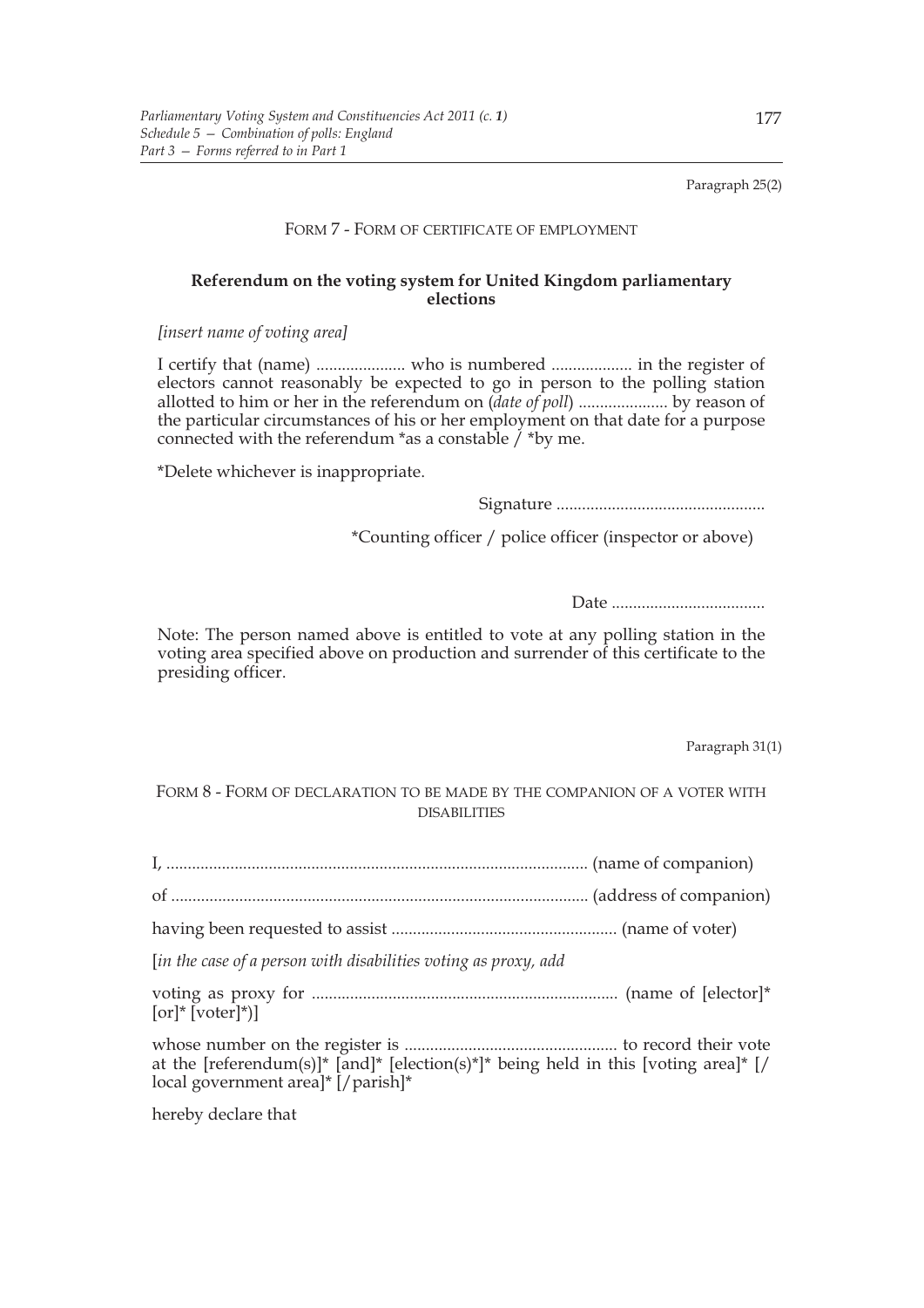Paragraph 25(2)

FORM 7 - FORM OF CERTIFICATE OF EMPLOYMENT

**Referendum on the voting system for United Kingdom parliamentary elections**

*[insert name of voting area]*

I certify that (name) ..................... who is numbered ................... in the register of electors cannot reasonably be expected to go in person to the polling station allotted to him or her in the referendum on (*date of poll*) ..................... by reason of the particular circumstances of his or her employment on that date for a purpose connected with the referendum *as a constable / *by me.

*Delete whichever is inappropriate.

Signature .................................................

*Counting officer / police officer (inspector or above)

Date ....................................

Note: The person named above is entitled to vote at any polling station in the voting area specified above on production and surrender of this certificate to the presiding officer.

Paragraph 31(1)

FORM 8 - FORM OF DECLARATION TO BE MADE BY THE COMPANION OF A VOTER WITH DISABILITIES

I, .................................................................................................. (name of companion)

of ................................................................................................. (address of companion)

having been requested to assist .................................................... (name of voter)

[*in the case of a person with disabilities voting as proxy, add*

voting as proxy for ....................................................................... (name of [elector]* [or]* [voter]*)]

whose number on the register is .................................................. to record their vote at the [referendum(s)]* [and]* [election(s)*]* being held in this [voting area]* [/ local government area]* [/parish]*

hereby declare that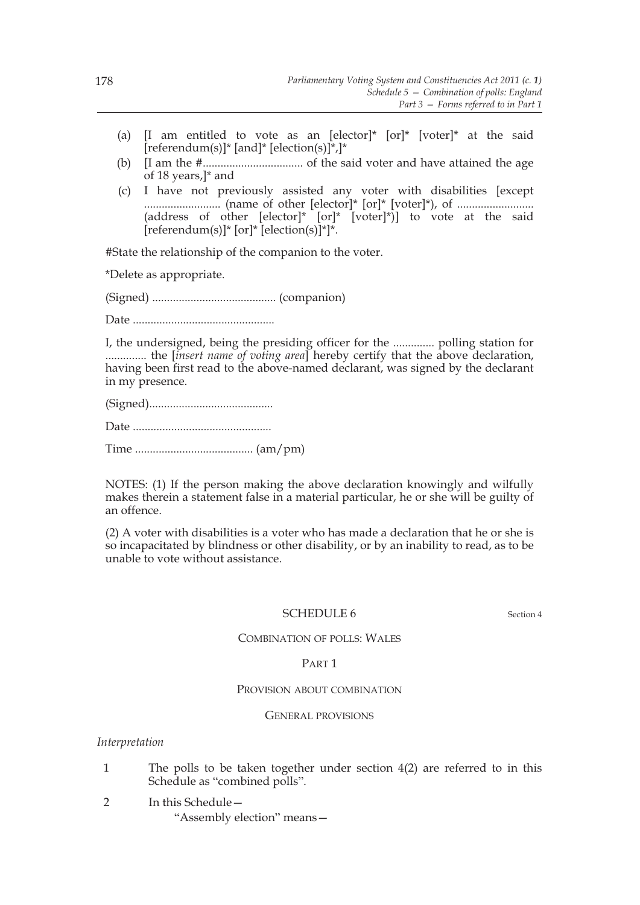(a) [I am entitled to vote as an [elector]* [or]* [voter]* at the said [referendum(s)]* [and]* [election(s)]*,]*

(b) [I am the #.................................. of the said voter and have attained the age of 18 years,]* and

(c) I have not previously assisted any voter with disabilities [except .......................... (name of other [elector]* [or]* [voter]*), of .......................... (address of other [elector]* [or]* [voter]*)] to vote at the said [referendum(s)]* [or]* [election(s)]*]*.

#State the relationship of the companion to the voter.

*Delete as appropriate.

(Signed) .......................................... (companion)

Date ................................................

I, the undersigned, being the presiding officer for the .............. polling station for .............. the [*insert name of voting area*] hereby certify that the above declaration, having been first read to the above-named declarant, was signed by the declarant in my presence.

(Signed)..........................................

Date ...............................................

Time ........................................ (am/pm)

NOTES: (1) If the person making the above declaration knowingly and wilfully makes therein a statement false in a material particular, he or she will be guilty of an offence.

(2) A voter with disabilities is a voter who has made a declaration that he or she is so incapacitated by blindness or other disability, or by an inability to read, as to be unable to vote without assistance.

## SCHEDULE 6

Section 4

### COMBINATION OF POLLS: WALES

### PART 1

### PROVISION ABOUT COMBINATION

#### GENERAL PROVISIONS

*Interpretation*

1 The polls to be taken together under section 4(2) are referred to in this Schedule as "combined polls".

2 In this Schedule—

"Assembly election" means—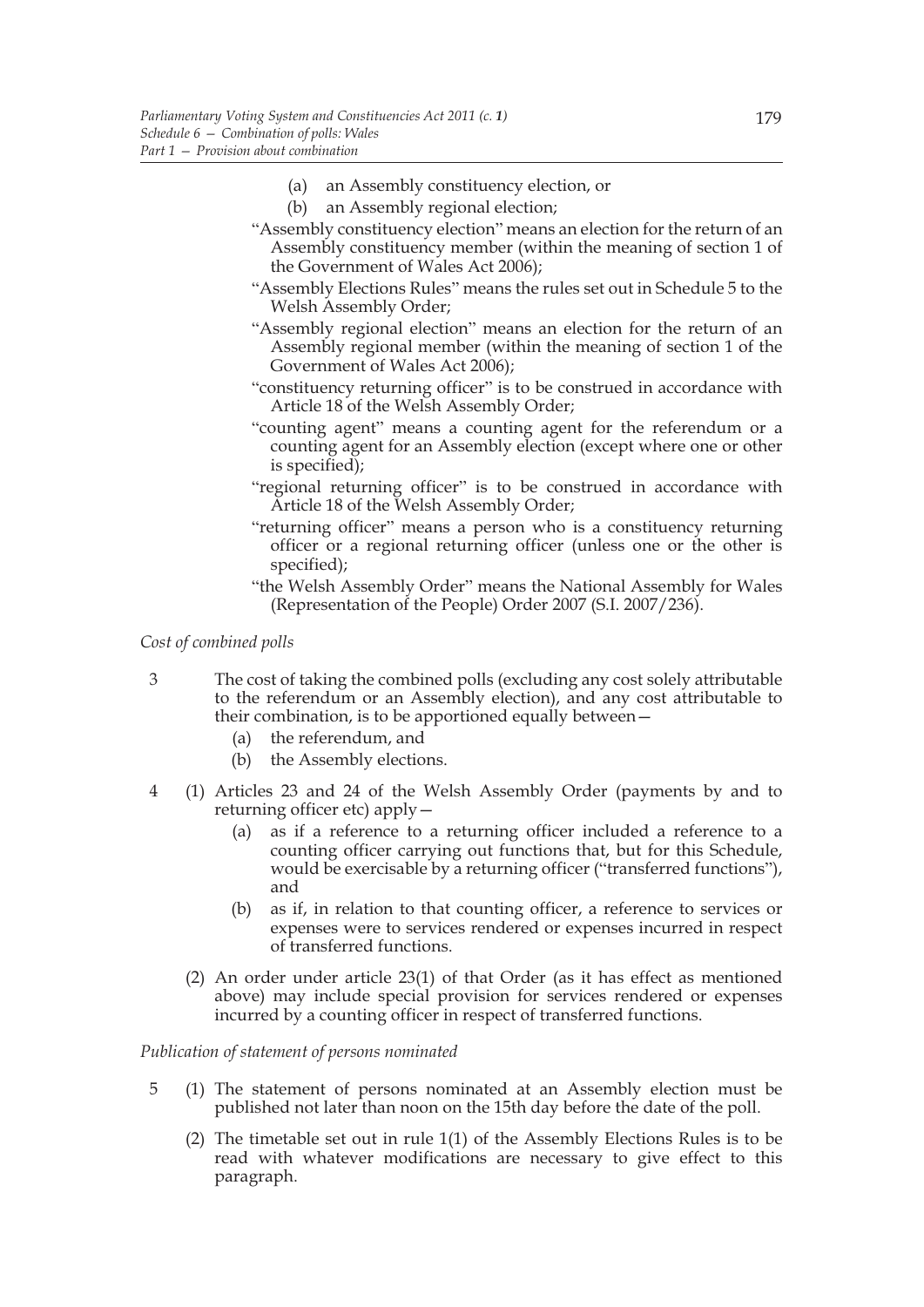(a) an Assembly constituency election, or

(b) an Assembly regional election;

"Assembly constituency election" means an election for the return of an Assembly constituency member (within the meaning of section 1 of the Government of Wales Act 2006);

"Assembly Elections Rules" means the rules set out in Schedule 5 to the Welsh Assembly Order;

"Assembly regional election" means an election for the return of an Assembly regional member (within the meaning of section 1 of the Government of Wales Act 2006);

"constituency returning officer" is to be construed in accordance with Article 18 of the Welsh Assembly Order;

"counting agent" means a counting agent for the referendum or a counting agent for an Assembly election (except where one or other is specified);

"regional returning officer" is to be construed in accordance with Article 18 of the Welsh Assembly Order;

"returning officer" means a person who is a constituency returning officer or a regional returning officer (unless one or the other is specified);

"the Welsh Assembly Order" means the National Assembly for Wales (Representation of the People) Order 2007 (S.I. 2007/236).

*Cost of combined polls*

3 The cost of taking the combined polls (excluding any cost solely attributable to the referendum or an Assembly election), and any cost attributable to their combination, is to be apportioned equally between—

(a) the referendum, and

(b) the Assembly elections.

4 (1) Articles 23 and 24 of the Welsh Assembly Order (payments by and to returning officer etc) apply—

(a) as if a reference to a returning officer included a reference to a counting officer carrying out functions that, but for this Schedule, would be exercisable by a returning officer ("transferred functions"), and

(b) as if, in relation to that counting officer, a reference to services or expenses were to services rendered or expenses incurred in respect of transferred functions.

(2) An order under article 23(1) of that Order (as it has effect as mentioned above) may include special provision for services rendered or expenses incurred by a counting officer in respect of transferred functions.

*Publication of statement of persons nominated*

5 (1) The statement of persons nominated at an Assembly election must be published not later than noon on the 15th day before the date of the poll.

(2) The timetable set out in rule 1(1) of the Assembly Elections Rules is to be read with whatever modifications are necessary to give effect to this paragraph.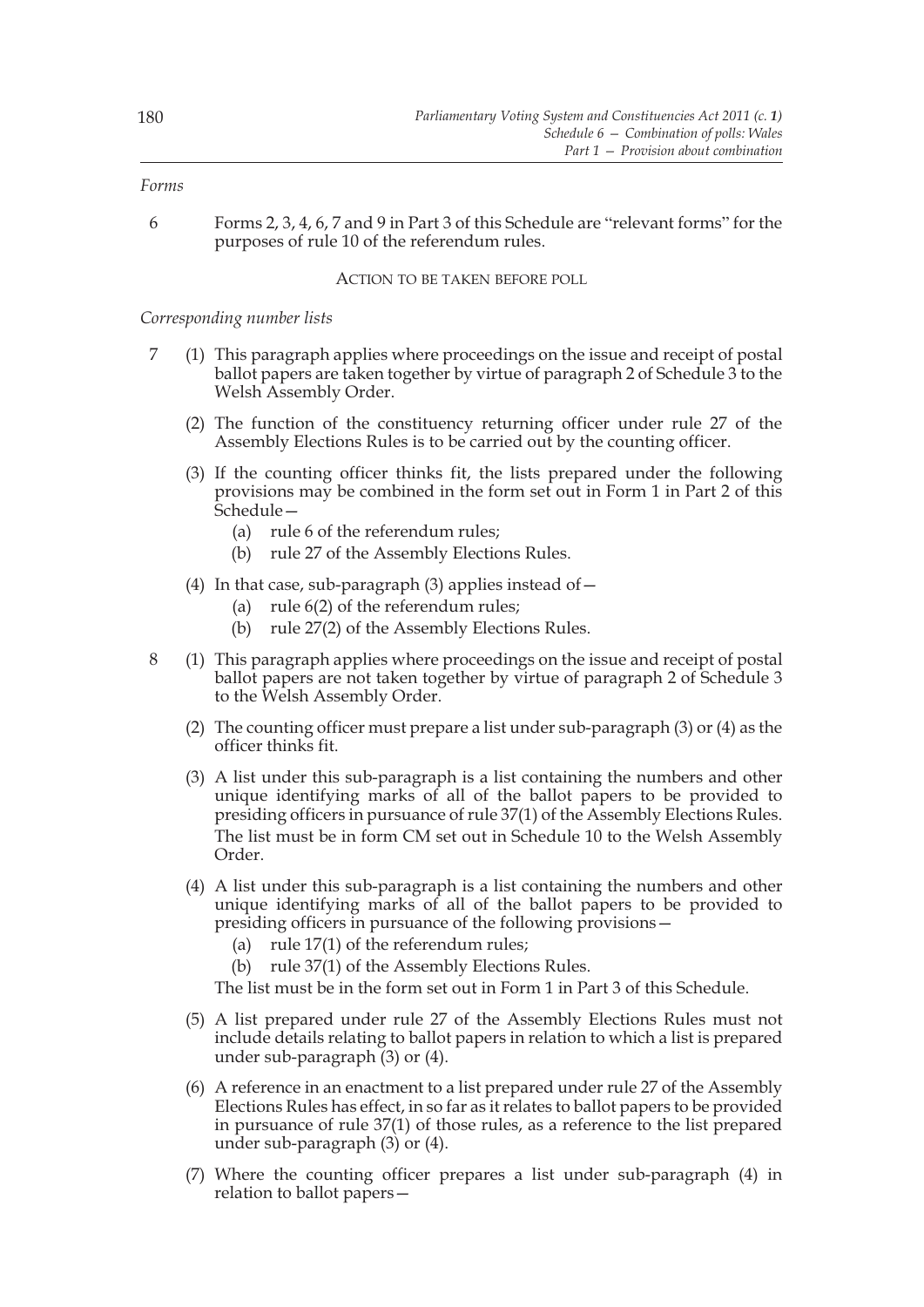*Forms*

6 Forms 2, 3, 4, 6, 7 and 9 in Part 3 of this Schedule are "relevant forms" for the purposes of rule 10 of the referendum rules.

ACTION TO BE TAKEN BEFORE POLL

*Corresponding number lists*

7 (1) This paragraph applies where proceedings on the issue and receipt of postal ballot papers are taken together by virtue of paragraph 2 of Schedule 3 to the Welsh Assembly Order.

(2) The function of the constituency returning officer under rule 27 of the Assembly Elections Rules is to be carried out by the counting officer.

(3) If the counting officer thinks fit, the lists prepared under the following provisions may be combined in the form set out in Form 1 in Part 2 of this Schedule—

(a) rule 6 of the referendum rules;

(b) rule 27 of the Assembly Elections Rules.

(4) In that case, sub-paragraph (3) applies instead of—

(a) rule 6(2) of the referendum rules;

(b) rule 27(2) of the Assembly Elections Rules.

8 (1) This paragraph applies where proceedings on the issue and receipt of postal ballot papers are not taken together by virtue of paragraph 2 of Schedule 3 to the Welsh Assembly Order.

(2) The counting officer must prepare a list under sub-paragraph (3) or (4) as the officer thinks fit.

(3) A list under this sub-paragraph is a list containing the numbers and other unique identifying marks of all of the ballot papers to be provided to presiding officers in pursuance of rule 37(1) of the Assembly Elections Rules. The list must be in form CM set out in Schedule 10 to the Welsh Assembly Order.

(4) A list under this sub-paragraph is a list containing the numbers and other unique identifying marks of all of the ballot papers to be provided to presiding officers in pursuance of the following provisions—

(a) rule 17(1) of the referendum rules;

(b) rule 37(1) of the Assembly Elections Rules.

The list must be in the form set out in Form 1 in Part 3 of this Schedule.

(5) A list prepared under rule 27 of the Assembly Elections Rules must not include details relating to ballot papers in relation to which a list is prepared under sub-paragraph (3) or (4).

(6) A reference in an enactment to a list prepared under rule 27 of the Assembly Elections Rules has effect, in so far as it relates to ballot papers to be provided in pursuance of rule 37(1) of those rules, as a reference to the list prepared under sub-paragraph (3) or (4).

(7) Where the counting officer prepares a list under sub-paragraph (4) in relation to ballot papers—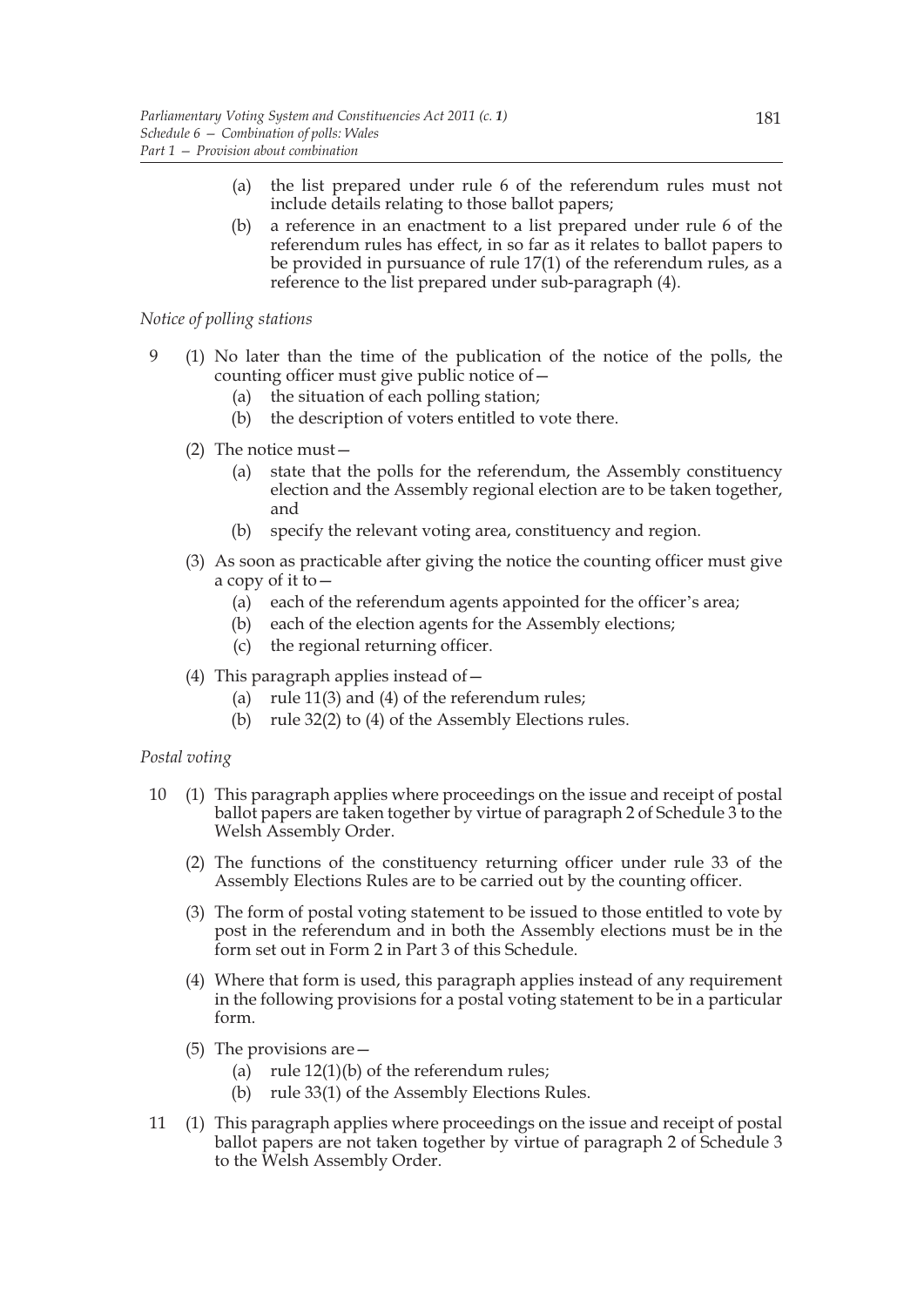- (a) the list prepared under rule 6 of the referendum rules must not include details relating to those ballot papers;
- (b) a reference in an enactment to a list prepared under rule 6 of the referendum rules has effect, in so far as it relates to ballot papers to be provided in pursuance of rule 17(1) of the referendum rules, as a reference to the list prepared under sub-paragraph (4).

*Notice of polling stations*

9 (1) No later than the time of the publication of the notice of the polls, the counting officer must give public notice of—
- (a) the situation of each polling station;
- (b) the description of voters entitled to vote there.

(2) The notice must—
- (a) state that the polls for the referendum, the Assembly constituency election and the Assembly regional election are to be taken together, and
- (b) specify the relevant voting area, constituency and region.

(3) As soon as practicable after giving the notice the counting officer must give a copy of it to—
- (a) each of the referendum agents appointed for the officer's area;
- (b) each of the election agents for the Assembly elections;
- (c) the regional returning officer.

(4) This paragraph applies instead of—
- (a) rule 11(3) and (4) of the referendum rules;
- (b) rule 32(2) to (4) of the Assembly Elections rules.

*Postal voting*

10 (1) This paragraph applies where proceedings on the issue and receipt of postal ballot papers are taken together by virtue of paragraph 2 of Schedule 3 to the Welsh Assembly Order.

(2) The functions of the constituency returning officer under rule 33 of the Assembly Elections Rules are to be carried out by the counting officer.

(3) The form of postal voting statement to be issued to those entitled to vote by post in the referendum and in both the Assembly elections must be in the form set out in Form 2 in Part 3 of this Schedule.

(4) Where that form is used, this paragraph applies instead of any requirement in the following provisions for a postal voting statement to be in a particular form.

(5) The provisions are—
- (a) rule 12(1)(b) of the referendum rules;
- (b) rule 33(1) of the Assembly Elections Rules.

11 (1) This paragraph applies where proceedings on the issue and receipt of postal ballot papers are not taken together by virtue of paragraph 2 of Schedule 3 to the Welsh Assembly Order.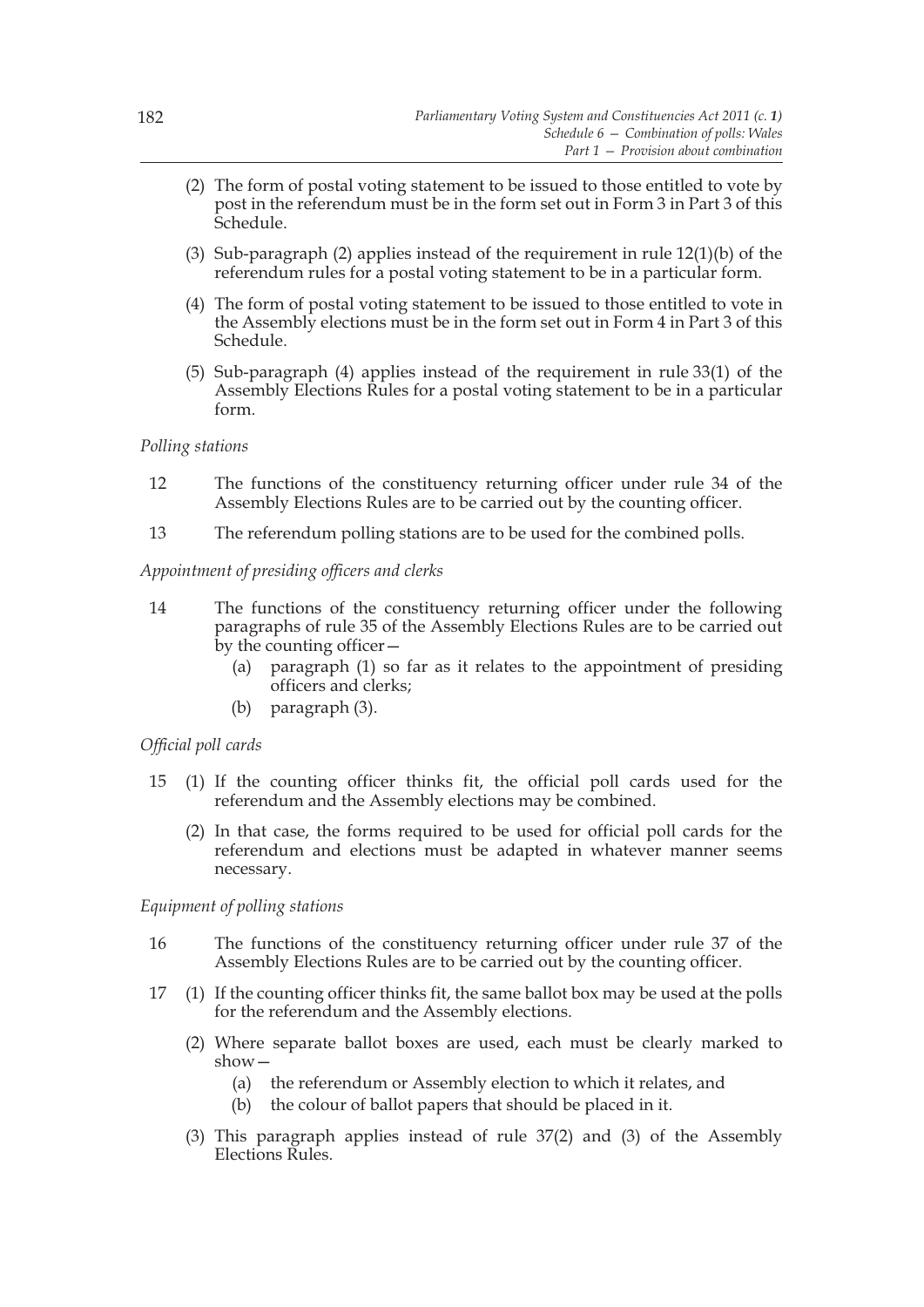(2) The form of postal voting statement to be issued to those entitled to vote by post in the referendum must be in the form set out in Form 3 in Part 3 of this Schedule.

(3) Sub-paragraph (2) applies instead of the requirement in rule 12(1)(b) of the referendum rules for a postal voting statement to be in a particular form.

(4) The form of postal voting statement to be issued to those entitled to vote in the Assembly elections must be in the form set out in Form 4 in Part 3 of this Schedule.

(5) Sub-paragraph (4) applies instead of the requirement in rule 33(1) of the Assembly Elections Rules for a postal voting statement to be in a particular form.

*Polling stations*

12 The functions of the constituency returning officer under rule 34 of the Assembly Elections Rules are to be carried out by the counting officer.

13 The referendum polling stations are to be used for the combined polls.

*Appointment of presiding officers and clerks*

14 The functions of the constituency returning officer under the following paragraphs of rule 35 of the Assembly Elections Rules are to be carried out by the counting officer—

(a) paragraph (1) so far as it relates to the appointment of presiding officers and clerks;

(b) paragraph (3).

*Official poll cards*

15 (1) If the counting officer thinks fit, the official poll cards used for the referendum and the Assembly elections may be combined.

(2) In that case, the forms required to be used for official poll cards for the referendum and elections must be adapted in whatever manner seems necessary.

*Equipment of polling stations*

16 The functions of the constituency returning officer under rule 37 of the Assembly Elections Rules are to be carried out by the counting officer.

17 (1) If the counting officer thinks fit, the same ballot box may be used at the polls for the referendum and the Assembly elections.

(2) Where separate ballot boxes are used, each must be clearly marked to show—

(a) the referendum or Assembly election to which it relates, and

(b) the colour of ballot papers that should be placed in it.

(3) This paragraph applies instead of rule 37(2) and (3) of the Assembly Elections Rules.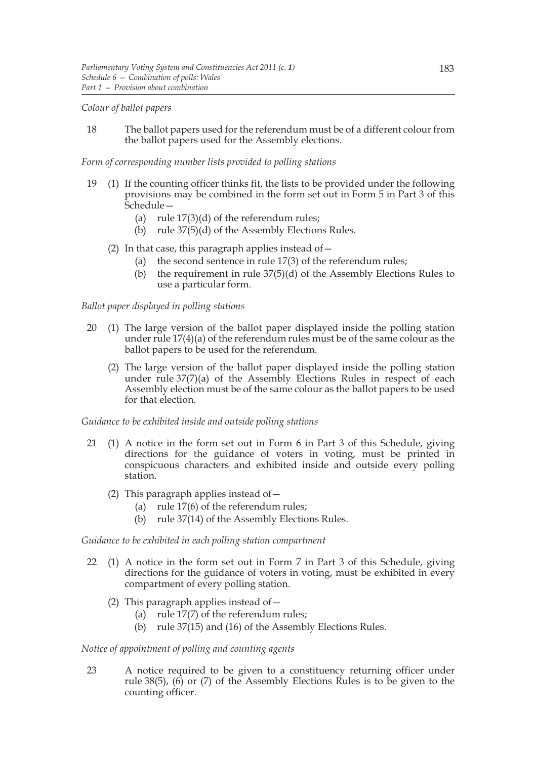*Colour of ballot papers*

18 The ballot papers used for the referendum must be of a different colour from the ballot papers used for the Assembly elections.

*Form of corresponding number lists provided to polling stations*

19 (1) If the counting officer thinks fit, the lists to be provided under the following provisions may be combined in the form set out in Form 5 in Part 3 of this Schedule—

(a) rule 17(3)(d) of the referendum rules;

(b) rule 37(5)(d) of the Assembly Elections Rules.

(2) In that case, this paragraph applies instead of—

(a) the second sentence in rule 17(3) of the referendum rules;

(b) the requirement in rule 37(5)(d) of the Assembly Elections Rules to use a particular form.

*Ballot paper displayed in polling stations*

20 (1) The large version of the ballot paper displayed inside the polling station under rule 17(4)(a) of the referendum rules must be of the same colour as the ballot papers to be used for the referendum.

(2) The large version of the ballot paper displayed inside the polling station under rule 37(7)(a) of the Assembly Elections Rules in respect of each Assembly election must be of the same colour as the ballot papers to be used for that election.

*Guidance to be exhibited inside and outside polling stations*

21 (1) A notice in the form set out in Form 6 in Part 3 of this Schedule, giving directions for the guidance of voters in voting, must be printed in conspicuous characters and exhibited inside and outside every polling station.

(2) This paragraph applies instead of—

(a) rule 17(6) of the referendum rules;

(b) rule 37(14) of the Assembly Elections Rules.

*Guidance to be exhibited in each polling station compartment*

22 (1) A notice in the form set out in Form 7 in Part 3 of this Schedule, giving directions for the guidance of voters in voting, must be exhibited in every compartment of every polling station.

(2) This paragraph applies instead of—

(a) rule 17(7) of the referendum rules;

(b) rule 37(15) and (16) of the Assembly Elections Rules.

*Notice of appointment of polling and counting agents*

23 A notice required to be given to a constituency returning officer under rule 38(5), (6) or (7) of the Assembly Elections Rules is to be given to the counting officer.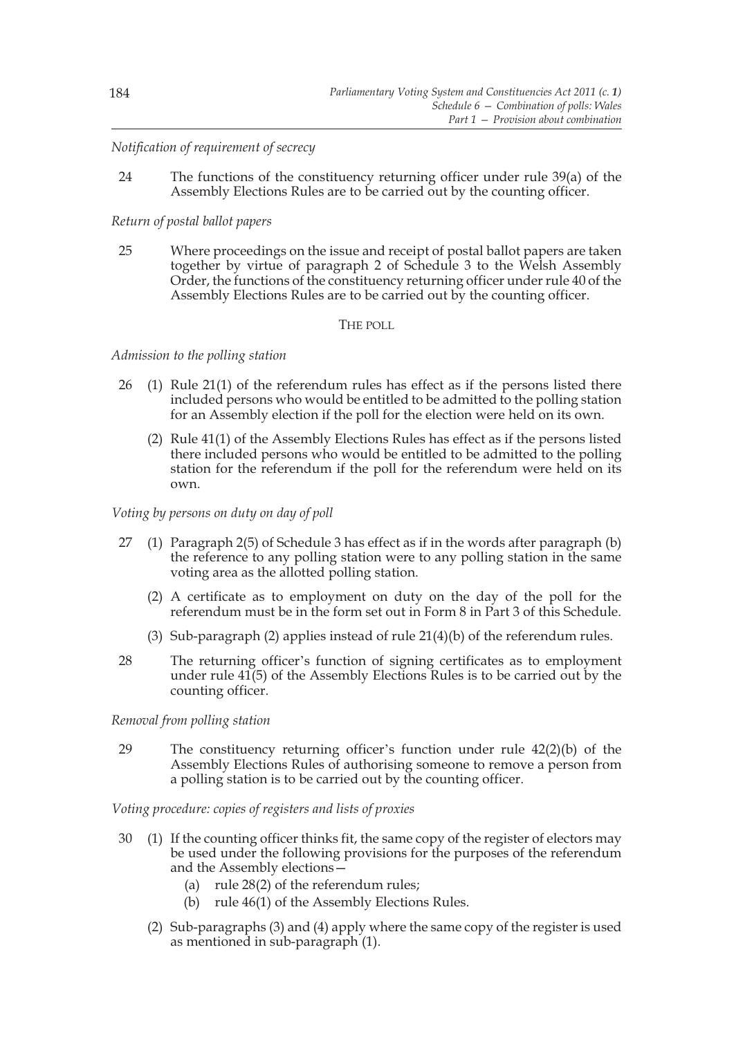*Notification of requirement of secrecy*

24 The functions of the constituency returning officer under rule 39(a) of the Assembly Elections Rules are to be carried out by the counting officer.

*Return of postal ballot papers*

25 Where proceedings on the issue and receipt of postal ballot papers are taken together by virtue of paragraph 2 of Schedule 3 to the Welsh Assembly Order, the functions of the constituency returning officer under rule 40 of the Assembly Elections Rules are to be carried out by the counting officer.

THE POLL

*Admission to the polling station*

26 (1) Rule 21(1) of the referendum rules has effect as if the persons listed there included persons who would be entitled to be admitted to the polling station for an Assembly election if the poll for the election were held on its own.

(2) Rule 41(1) of the Assembly Elections Rules has effect as if the persons listed there included persons who would be entitled to be admitted to the polling station for the referendum if the poll for the referendum were held on its own.

*Voting by persons on duty on day of poll*

27 (1) Paragraph 2(5) of Schedule 3 has effect as if in the words after paragraph (b) the reference to any polling station were to any polling station in the same voting area as the allotted polling station.

(2) A certificate as to employment on duty on the day of the poll for the referendum must be in the form set out in Form 8 in Part 3 of this Schedule.

(3) Sub-paragraph (2) applies instead of rule 21(4)(b) of the referendum rules.

28 The returning officer's function of signing certificates as to employment under rule 41(5) of the Assembly Elections Rules is to be carried out by the counting officer.

*Removal from polling station*

29 The constituency returning officer's function under rule 42(2)(b) of the Assembly Elections Rules of authorising someone to remove a person from a polling station is to be carried out by the counting officer.

*Voting procedure: copies of registers and lists of proxies*

30 (1) If the counting officer thinks fit, the same copy of the register of electors may be used under the following provisions for the purposes of the referendum and the Assembly elections—

(a) rule 28(2) of the referendum rules;

(b) rule 46(1) of the Assembly Elections Rules.

(2) Sub-paragraphs (3) and (4) apply where the same copy of the register is used as mentioned in sub-paragraph (1).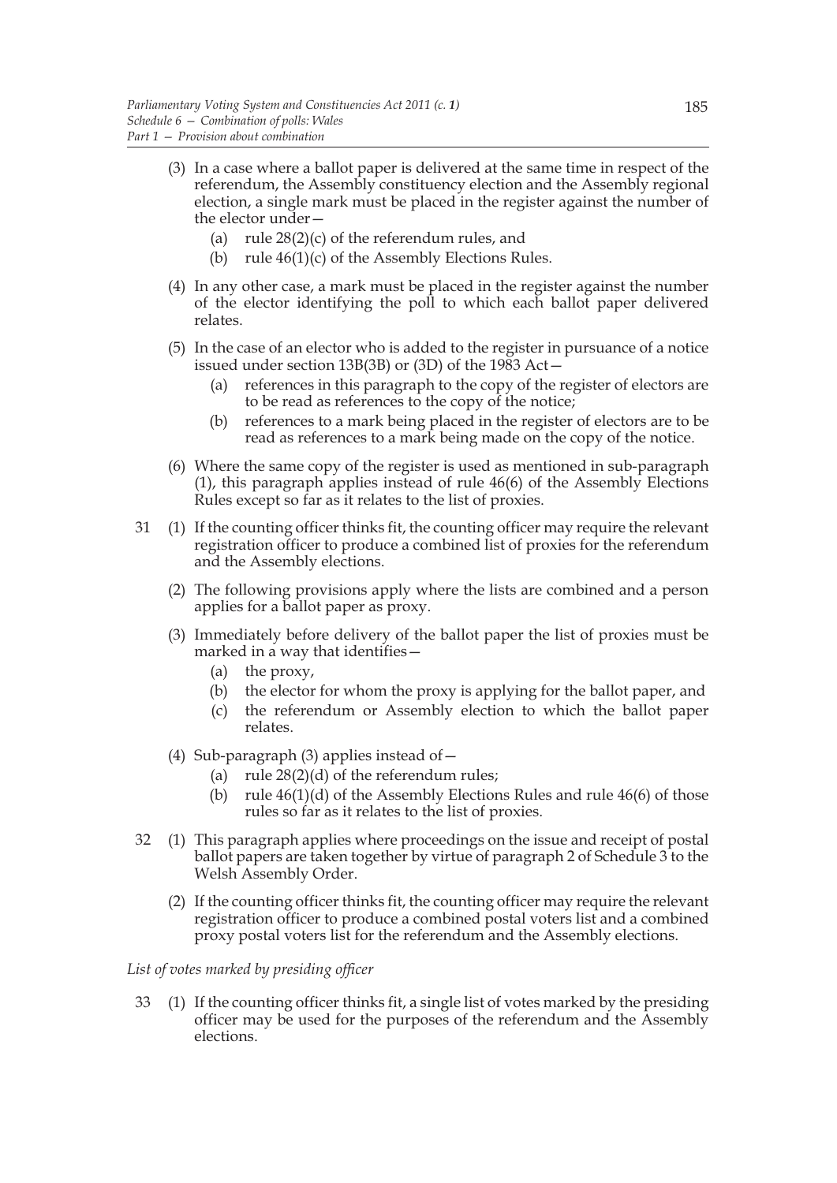(3) In a case where a ballot paper is delivered at the same time in respect of the referendum, the Assembly constituency election and the Assembly regional election, a single mark must be placed in the register against the number of the elector under—

(a) rule 28(2)(c) of the referendum rules, and

(b) rule 46(1)(c) of the Assembly Elections Rules.

(4) In any other case, a mark must be placed in the register against the number of the elector identifying the poll to which each ballot paper delivered relates.

(5) In the case of an elector who is added to the register in pursuance of a notice issued under section 13B(3B) or (3D) of the 1983 Act—

(a) references in this paragraph to the copy of the register of electors are to be read as references to the copy of the notice;

(b) references to a mark being placed in the register of electors are to be read as references to a mark being made on the copy of the notice.

(6) Where the same copy of the register is used as mentioned in sub-paragraph (1), this paragraph applies instead of rule 46(6) of the Assembly Elections Rules except so far as it relates to the list of proxies.

31 (1) If the counting officer thinks fit, the counting officer may require the relevant registration officer to produce a combined list of proxies for the referendum and the Assembly elections.

(2) The following provisions apply where the lists are combined and a person applies for a ballot paper as proxy.

(3) Immediately before delivery of the ballot paper the list of proxies must be marked in a way that identifies—

(a) the proxy,

(b) the elector for whom the proxy is applying for the ballot paper, and

(c) the referendum or Assembly election to which the ballot paper relates.

(4) Sub-paragraph (3) applies instead of—

(a) rule 28(2)(d) of the referendum rules;

(b) rule 46(1)(d) of the Assembly Elections Rules and rule 46(6) of those rules so far as it relates to the list of proxies.

32 (1) This paragraph applies where proceedings on the issue and receipt of postal ballot papers are taken together by virtue of paragraph 2 of Schedule 3 to the Welsh Assembly Order.

(2) If the counting officer thinks fit, the counting officer may require the relevant registration officer to produce a combined postal voters list and a combined proxy postal voters list for the referendum and the Assembly elections.

*List of votes marked by presiding officer*

33 (1) If the counting officer thinks fit, a single list of votes marked by the presiding officer may be used for the purposes of the referendum and the Assembly elections.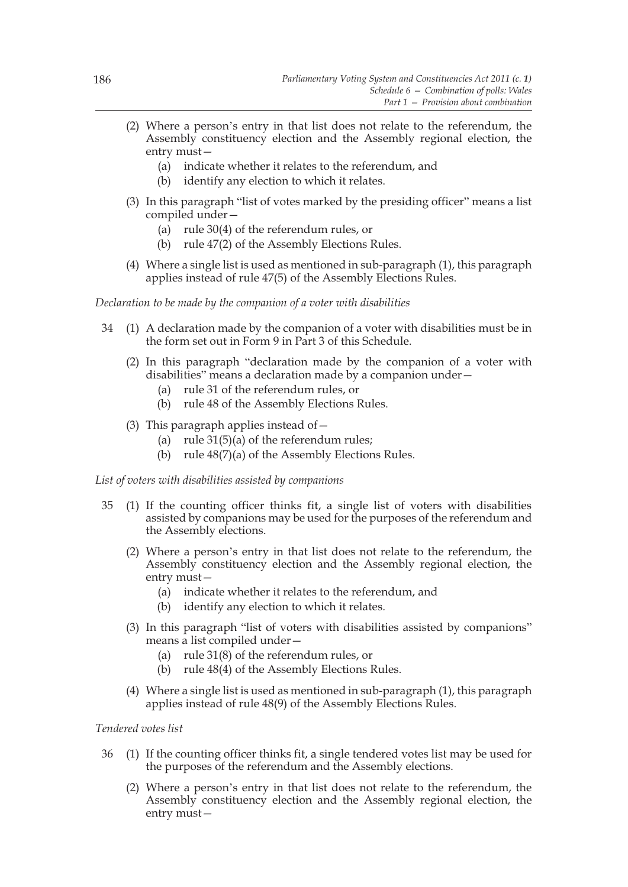(2) Where a person's entry in that list does not relate to the referendum, the Assembly constituency election and the Assembly regional election, the entry must—

(a) indicate whether it relates to the referendum, and

(b) identify any election to which it relates.

(3) In this paragraph "list of votes marked by the presiding officer" means a list compiled under—

(a) rule 30(4) of the referendum rules, or

(b) rule 47(2) of the Assembly Elections Rules.

(4) Where a single list is used as mentioned in sub-paragraph (1), this paragraph applies instead of rule 47(5) of the Assembly Elections Rules.

*Declaration to be made by the companion of a voter with disabilities*

34 (1) A declaration made by the companion of a voter with disabilities must be in the form set out in Form 9 in Part 3 of this Schedule.

(2) In this paragraph "declaration made by the companion of a voter with disabilities" means a declaration made by a companion under—

(a) rule 31 of the referendum rules, or

(b) rule 48 of the Assembly Elections Rules.

(3) This paragraph applies instead of—

(a) rule 31(5)(a) of the referendum rules;

(b) rule 48(7)(a) of the Assembly Elections Rules.

*List of voters with disabilities assisted by companions*

35 (1) If the counting officer thinks fit, a single list of voters with disabilities assisted by companions may be used for the purposes of the referendum and the Assembly elections.

(2) Where a person's entry in that list does not relate to the referendum, the Assembly constituency election and the Assembly regional election, the entry must—

(a) indicate whether it relates to the referendum, and

(b) identify any election to which it relates.

(3) In this paragraph "list of voters with disabilities assisted by companions" means a list compiled under—

(a) rule 31(8) of the referendum rules, or

(b) rule 48(4) of the Assembly Elections Rules.

(4) Where a single list is used as mentioned in sub-paragraph (1), this paragraph applies instead of rule 48(9) of the Assembly Elections Rules.

*Tendered votes list*

36 (1) If the counting officer thinks fit, a single tendered votes list may be used for the purposes of the referendum and the Assembly elections.

(2) Where a person's entry in that list does not relate to the referendum, the Assembly constituency election and the Assembly regional election, the entry must—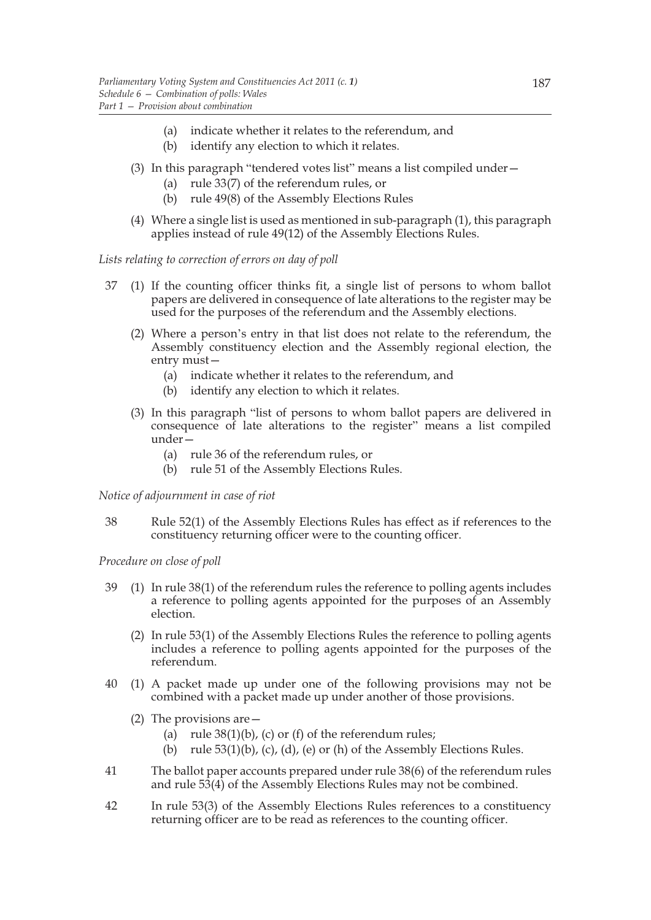- (a) indicate whether it relates to the referendum, and
- (b) identify any election to which it relates.

(3) In this paragraph "tendered votes list" means a list compiled under—

- (a) rule 33(7) of the referendum rules, or
- (b) rule 49(8) of the Assembly Elections Rules

(4) Where a single list is used as mentioned in sub-paragraph (1), this paragraph applies instead of rule 49(12) of the Assembly Elections Rules.

*Lists relating to correction of errors on day of poll*

37 (1) If the counting officer thinks fit, a single list of persons to whom ballot papers are delivered in consequence of late alterations to the register may be used for the purposes of the referendum and the Assembly elections.

(2) Where a person's entry in that list does not relate to the referendum, the Assembly constituency election and the Assembly regional election, the entry must—

- (a) indicate whether it relates to the referendum, and
- (b) identify any election to which it relates.

(3) In this paragraph "list of persons to whom ballot papers are delivered in consequence of late alterations to the register" means a list compiled under—

- (a) rule 36 of the referendum rules, or
- (b) rule 51 of the Assembly Elections Rules.

*Notice of adjournment in case of riot*

38 Rule 52(1) of the Assembly Elections Rules has effect as if references to the constituency returning officer were to the counting officer.

*Procedure on close of poll*

39 (1) In rule 38(1) of the referendum rules the reference to polling agents includes a reference to polling agents appointed for the purposes of an Assembly election.

(2) In rule 53(1) of the Assembly Elections Rules the reference to polling agents includes a reference to polling agents appointed for the purposes of the referendum.

40 (1) A packet made up under one of the following provisions may not be combined with a packet made up under another of those provisions.

(2) The provisions are—

- (a) rule 38(1)(b), (c) or (f) of the referendum rules;
- (b) rule 53(1)(b), (c), (d), (e) or (h) of the Assembly Elections Rules.

41 The ballot paper accounts prepared under rule 38(6) of the referendum rules and rule 53(4) of the Assembly Elections Rules may not be combined.

42 In rule 53(3) of the Assembly Elections Rules references to a constituency returning officer are to be read as references to the counting officer.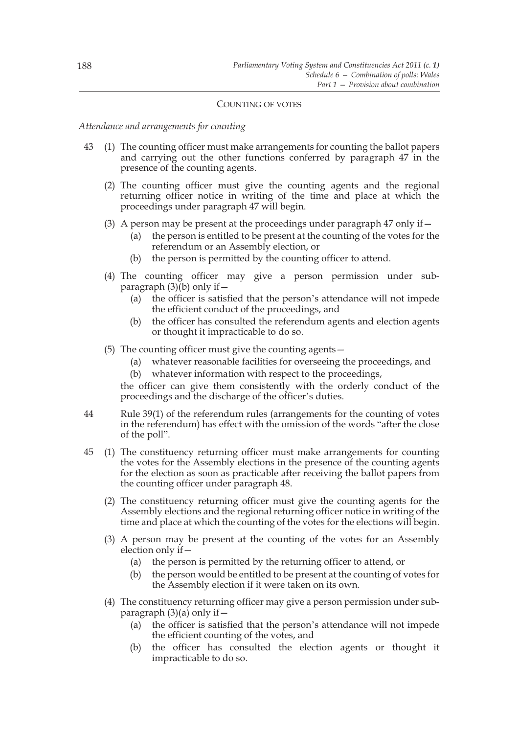COUNTING OF VOTES

*Attendance and arrangements for counting*

43 (1) The counting officer must make arrangements for counting the ballot papers and carrying out the other functions conferred by paragraph 47 in the presence of the counting agents.

(2) The counting officer must give the counting agents and the regional returning officer notice in writing of the time and place at which the proceedings under paragraph 47 will begin.

(3) A person may be present at the proceedings under paragraph 47 only if—

(a) the person is entitled to be present at the counting of the votes for the referendum or an Assembly election, or

(b) the person is permitted by the counting officer to attend.

(4) The counting officer may give a person permission under sub-paragraph (3)(b) only if—

(a) the officer is satisfied that the person's attendance will not impede the efficient conduct of the proceedings, and

(b) the officer has consulted the referendum agents and election agents or thought it impracticable to do so.

(5) The counting officer must give the counting agents—

(a) whatever reasonable facilities for overseeing the proceedings, and

(b) whatever information with respect to the proceedings,

the officer can give them consistently with the orderly conduct of the proceedings and the discharge of the officer's duties.

44 Rule 39(1) of the referendum rules (arrangements for the counting of votes in the referendum) has effect with the omission of the words "after the close of the poll".

45 (1) The constituency returning officer must make arrangements for counting the votes for the Assembly elections in the presence of the counting agents for the election as soon as practicable after receiving the ballot papers from the counting officer under paragraph 48.

(2) The constituency returning officer must give the counting agents for the Assembly elections and the regional returning officer notice in writing of the time and place at which the counting of the votes for the elections will begin.

(3) A person may be present at the counting of the votes for an Assembly election only if—

(a) the person is permitted by the returning officer to attend, or

(b) the person would be entitled to be present at the counting of votes for the Assembly election if it were taken on its own.

(4) The constituency returning officer may give a person permission under sub-paragraph (3)(a) only if—

(a) the officer is satisfied that the person's attendance will not impede the efficient counting of the votes, and

(b) the officer has consulted the election agents or thought it impracticable to do so.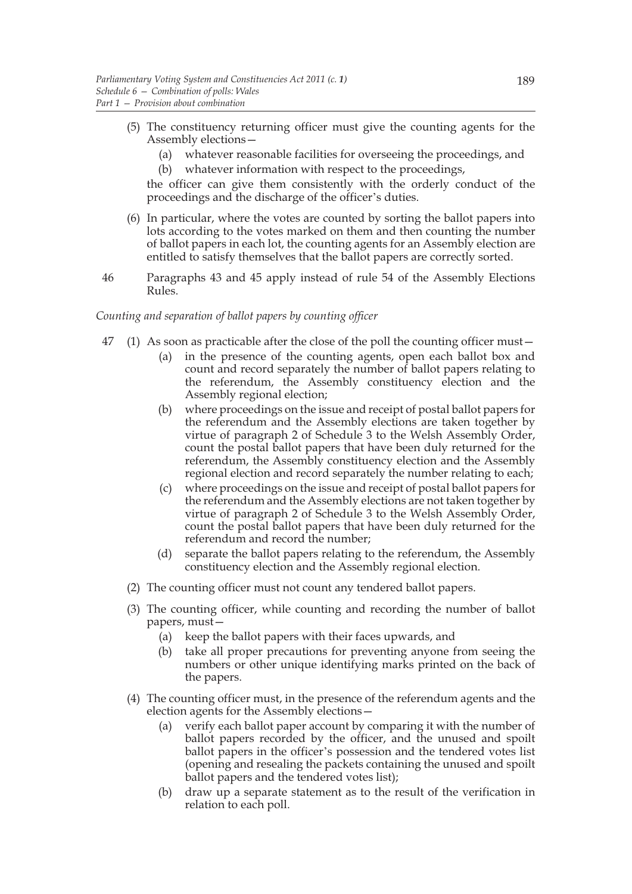(5) The constituency returning officer must give the counting agents for the Assembly elections—

(a) whatever reasonable facilities for overseeing the proceedings, and

(b) whatever information with respect to the proceedings,

the officer can give them consistently with the orderly conduct of the proceedings and the discharge of the officer's duties.

(6) In particular, where the votes are counted by sorting the ballot papers into lots according to the votes marked on them and then counting the number of ballot papers in each lot, the counting agents for an Assembly election are entitled to satisfy themselves that the ballot papers are correctly sorted.

46 Paragraphs 43 and 45 apply instead of rule 54 of the Assembly Elections Rules.

*Counting and separation of ballot papers by counting officer*

47 (1) As soon as practicable after the close of the poll the counting officer must—

(a) in the presence of the counting agents, open each ballot box and count and record separately the number of ballot papers relating to the referendum, the Assembly constituency election and the Assembly regional election;

(b) where proceedings on the issue and receipt of postal ballot papers for the referendum and the Assembly elections are taken together by virtue of paragraph 2 of Schedule 3 to the Welsh Assembly Order, count the postal ballot papers that have been duly returned for the referendum, the Assembly constituency election and the Assembly regional election and record separately the number relating to each;

(c) where proceedings on the issue and receipt of postal ballot papers for the referendum and the Assembly elections are not taken together by virtue of paragraph 2 of Schedule 3 to the Welsh Assembly Order, count the postal ballot papers that have been duly returned for the referendum and record the number;

(d) separate the ballot papers relating to the referendum, the Assembly constituency election and the Assembly regional election.

(2) The counting officer must not count any tendered ballot papers.

(3) The counting officer, while counting and recording the number of ballot papers, must—

(a) keep the ballot papers with their faces upwards, and

(b) take all proper precautions for preventing anyone from seeing the numbers or other unique identifying marks printed on the back of the papers.

(4) The counting officer must, in the presence of the referendum agents and the election agents for the Assembly elections—

(a) verify each ballot paper account by comparing it with the number of ballot papers recorded by the officer, and the unused and spoilt ballot papers in the officer's possession and the tendered votes list (opening and resealing the packets containing the unused and spoilt ballot papers and the tendered votes list);

(b) draw up a separate statement as to the result of the verification in relation to each poll.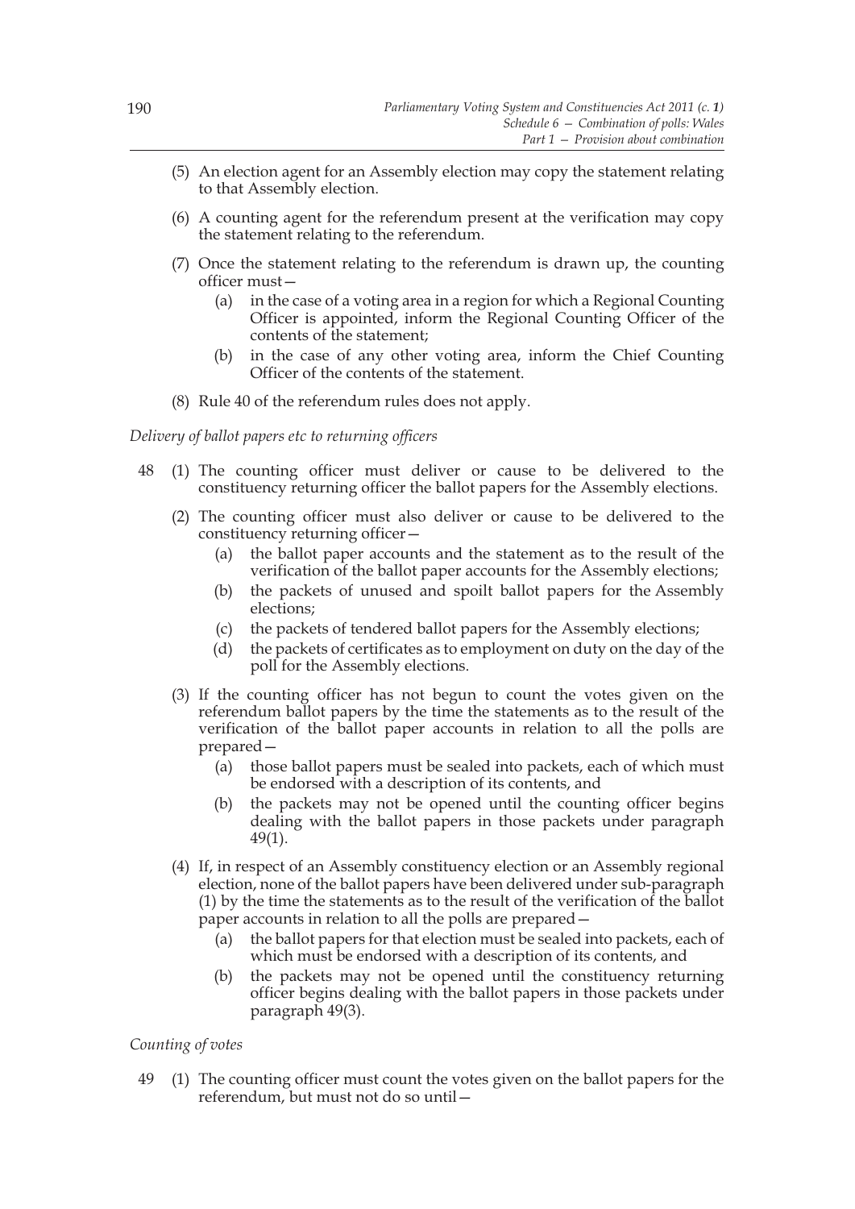(5) An election agent for an Assembly election may copy the statement relating to that Assembly election.

(6) A counting agent for the referendum present at the verification may copy the statement relating to the referendum.

(7) Once the statement relating to the referendum is drawn up, the counting officer must—

(a) in the case of a voting area in a region for which a Regional Counting Officer is appointed, inform the Regional Counting Officer of the contents of the statement;

(b) in the case of any other voting area, inform the Chief Counting Officer of the contents of the statement.

(8) Rule 40 of the referendum rules does not apply.

*Delivery of ballot papers etc to returning officers*

48 (1) The counting officer must deliver or cause to be delivered to the constituency returning officer the ballot papers for the Assembly elections.

(2) The counting officer must also deliver or cause to be delivered to the constituency returning officer—

(a) the ballot paper accounts and the statement as to the result of the verification of the ballot paper accounts for the Assembly elections;

(b) the packets of unused and spoilt ballot papers for the Assembly elections;

(c) the packets of tendered ballot papers for the Assembly elections;

(d) the packets of certificates as to employment on duty on the day of the poll for the Assembly elections.

(3) If the counting officer has not begun to count the votes given on the referendum ballot papers by the time the statements as to the result of the verification of the ballot paper accounts in relation to all the polls are prepared—

(a) those ballot papers must be sealed into packets, each of which must be endorsed with a description of its contents, and

(b) the packets may not be opened until the counting officer begins dealing with the ballot papers in those packets under paragraph 49(1).

(4) If, in respect of an Assembly constituency election or an Assembly regional election, none of the ballot papers have been delivered under sub-paragraph (1) by the time the statements as to the result of the verification of the ballot paper accounts in relation to all the polls are prepared—

(a) the ballot papers for that election must be sealed into packets, each of which must be endorsed with a description of its contents, and

(b) the packets may not be opened until the constituency returning officer begins dealing with the ballot papers in those packets under paragraph 49(3).

*Counting of votes*

49 (1) The counting officer must count the votes given on the ballot papers for the referendum, but must not do so until—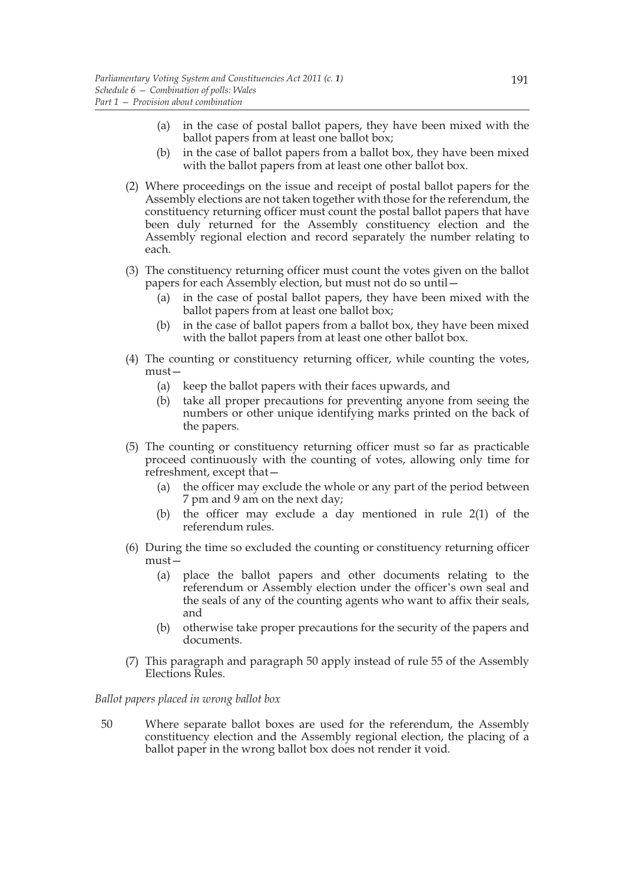(a) in the case of postal ballot papers, they have been mixed with the ballot papers from at least one ballot box;

(b) in the case of ballot papers from a ballot box, they have been mixed with the ballot papers from at least one other ballot box.

(2) Where proceedings on the issue and receipt of postal ballot papers for the Assembly elections are not taken together with those for the referendum, the constituency returning officer must count the postal ballot papers that have been duly returned for the Assembly constituency election and the Assembly regional election and record separately the number relating to each.

(3) The constituency returning officer must count the votes given on the ballot papers for each Assembly election, but must not do so until—

(a) in the case of postal ballot papers, they have been mixed with the ballot papers from at least one ballot box;

(b) in the case of ballot papers from a ballot box, they have been mixed with the ballot papers from at least one other ballot box.

(4) The counting or constituency returning officer, while counting the votes, must—

(a) keep the ballot papers with their faces upwards, and

(b) take all proper precautions for preventing anyone from seeing the numbers or other unique identifying marks printed on the back of the papers.

(5) The counting or constituency returning officer must so far as practicable proceed continuously with the counting of votes, allowing only time for refreshment, except that—

(a) the officer may exclude the whole or any part of the period between 7 pm and 9 am on the next day;

(b) the officer may exclude a day mentioned in rule 2(1) of the referendum rules.

(6) During the time so excluded the counting or constituency returning officer must—

(a) place the ballot papers and other documents relating to the referendum or Assembly election under the officer's own seal and the seals of any of the counting agents who want to affix their seals, and

(b) otherwise take proper precautions for the security of the papers and documents.

(7) This paragraph and paragraph 50 apply instead of rule 55 of the Assembly Elections Rules.

*Ballot papers placed in wrong ballot box*

50 Where separate ballot boxes are used for the referendum, the Assembly constituency election and the Assembly regional election, the placing of a ballot paper in the wrong ballot box does not render it void.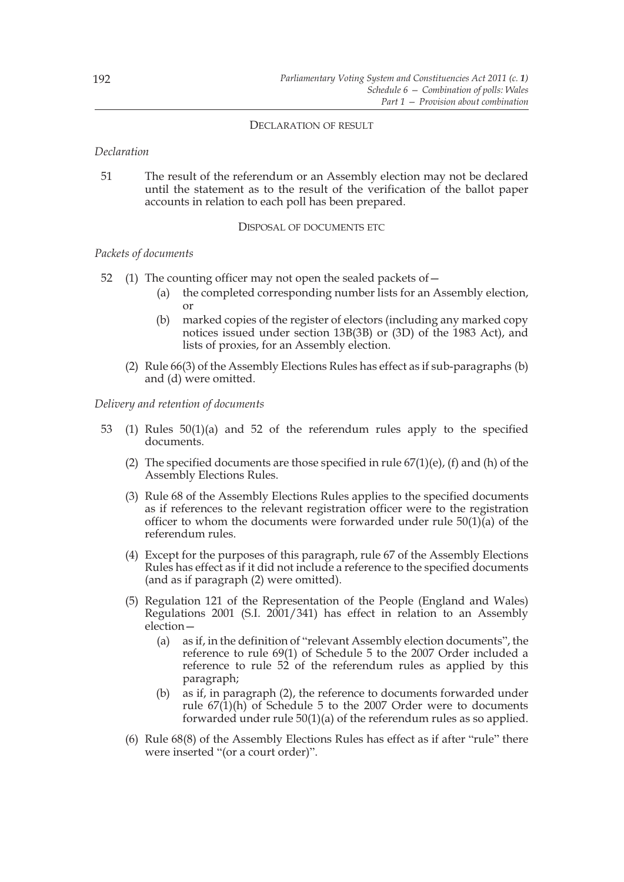DECLARATION OF RESULT

*Declaration*

51 The result of the referendum or an Assembly election may not be declared until the statement as to the result of the verification of the ballot paper accounts in relation to each poll has been prepared.

DISPOSAL OF DOCUMENTS ETC

*Packets of documents*

52 (1) The counting officer may not open the sealed packets of—

(a) the completed corresponding number lists for an Assembly election, or

(b) marked copies of the register of electors (including any marked copy notices issued under section 13B(3B) or (3D) of the 1983 Act), and lists of proxies, for an Assembly election.

(2) Rule 66(3) of the Assembly Elections Rules has effect as if sub-paragraphs (b) and (d) were omitted.

*Delivery and retention of documents*

53 (1) Rules 50(1)(a) and 52 of the referendum rules apply to the specified documents.

(2) The specified documents are those specified in rule 67(1)(e), (f) and (h) of the Assembly Elections Rules.

(3) Rule 68 of the Assembly Elections Rules applies to the specified documents as if references to the relevant registration officer were to the registration officer to whom the documents were forwarded under rule 50(1)(a) of the referendum rules.

(4) Except for the purposes of this paragraph, rule 67 of the Assembly Elections Rules has effect as if it did not include a reference to the specified documents (and as if paragraph (2) were omitted).

(5) Regulation 121 of the Representation of the People (England and Wales) Regulations 2001 (S.I. 2001/341) has effect in relation to an Assembly election—

(a) as if, in the definition of "relevant Assembly election documents", the reference to rule 69(1) of Schedule 5 to the 2007 Order included a reference to rule 52 of the referendum rules as applied by this paragraph;

(b) as if, in paragraph (2), the reference to documents forwarded under rule 67(1)(h) of Schedule 5 to the 2007 Order were to documents forwarded under rule 50(1)(a) of the referendum rules as so applied.

(6) Rule 68(8) of the Assembly Elections Rules has effect as if after "rule" there were inserted "(or a court order)".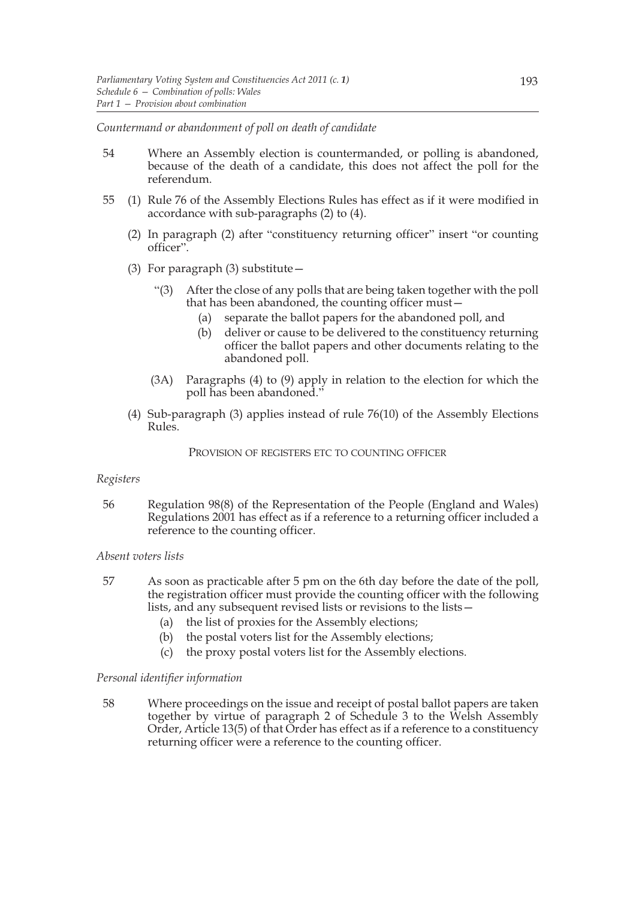*Countermand or abandonment of poll on death of candidate*

54 Where an Assembly election is countermanded, or polling is abandoned, because of the death of a candidate, this does not affect the poll for the referendum.

55 (1) Rule 76 of the Assembly Elections Rules has effect as if it were modified in accordance with sub-paragraphs (2) to (4).

(2) In paragraph (2) after "constituency returning officer" insert "or counting officer".

(3) For paragraph (3) substitute—

"(3) After the close of any polls that are being taken together with the poll that has been abandoned, the counting officer must—

(a) separate the ballot papers for the abandoned poll, and

(b) deliver or cause to be delivered to the constituency returning officer the ballot papers and other documents relating to the abandoned poll.

(3A) Paragraphs (4) to (9) apply in relation to the election for which the poll has been abandoned."

(4) Sub-paragraph (3) applies instead of rule 76(10) of the Assembly Elections Rules.

PROVISION OF REGISTERS ETC TO COUNTING OFFICER

*Registers*

56 Regulation 98(8) of the Representation of the People (England and Wales) Regulations 2001 has effect as if a reference to a returning officer included a reference to the counting officer.

*Absent voters lists*

57 As soon as practicable after 5 pm on the 6th day before the date of the poll, the registration officer must provide the counting officer with the following lists, and any subsequent revised lists or revisions to the lists—

(a) the list of proxies for the Assembly elections;

(b) the postal voters list for the Assembly elections;

(c) the proxy postal voters list for the Assembly elections.

*Personal identifier information*

58 Where proceedings on the issue and receipt of postal ballot papers are taken together by virtue of paragraph 2 of Schedule 3 to the Welsh Assembly Order, Article 13(5) of that Order has effect as if a reference to a constituency returning officer were a reference to the counting officer.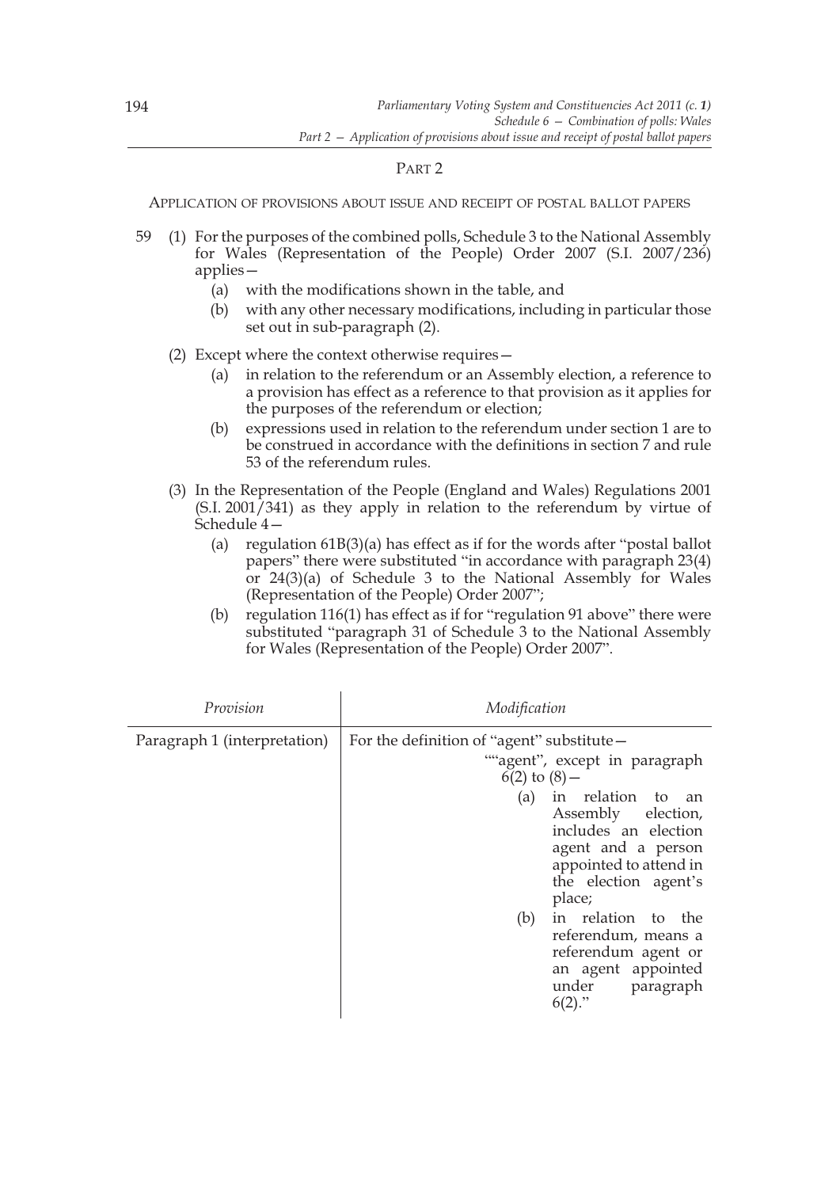PART 2

APPLICATION OF PROVISIONS ABOUT ISSUE AND RECEIPT OF POSTAL BALLOT PAPERS

59 (1) For the purposes of the combined polls, Schedule 3 to the National Assembly for Wales (Representation of the People) Order 2007 (S.I. 2007/236) applies—

(a) with the modifications shown in the table, and

(b) with any other necessary modifications, including in particular those set out in sub-paragraph (2).

(2) Except where the context otherwise requires—

(a) in relation to the referendum or an Assembly election, a reference to a provision has effect as a reference to that provision as it applies for the purposes of the referendum or election;

(b) expressions used in relation to the referendum under section 1 are to be construed in accordance with the definitions in section 7 and rule 53 of the referendum rules.

(3) In the Representation of the People (England and Wales) Regulations 2001 (S.I. 2001/341) as they apply in relation to the referendum by virtue of Schedule 4—

(a) regulation 61B(3)(a) has effect as if for the words after "postal ballot papers" there were substituted "in accordance with paragraph 23(4) or 24(3)(a) of Schedule 3 to the National Assembly for Wales (Representation of the People) Order 2007";

(b) regulation 116(1) has effect as if for "regulation 91 above" there were substituted "paragraph 31 of Schedule 3 to the National Assembly for Wales (Representation of the People) Order 2007".

| *Provision* | *Modification* |
|---|---|
| Paragraph 1 (interpretation) | For the definition of "agent" substitute— ""agent", except in paragraph 6(2) to (8)— (a) in relation to an Assembly election, includes an election agent and a person appointed to attend in the election agent's place; (b) in relation to the referendum, means a referendum agent or an agent appointed under paragraph 6(2)." |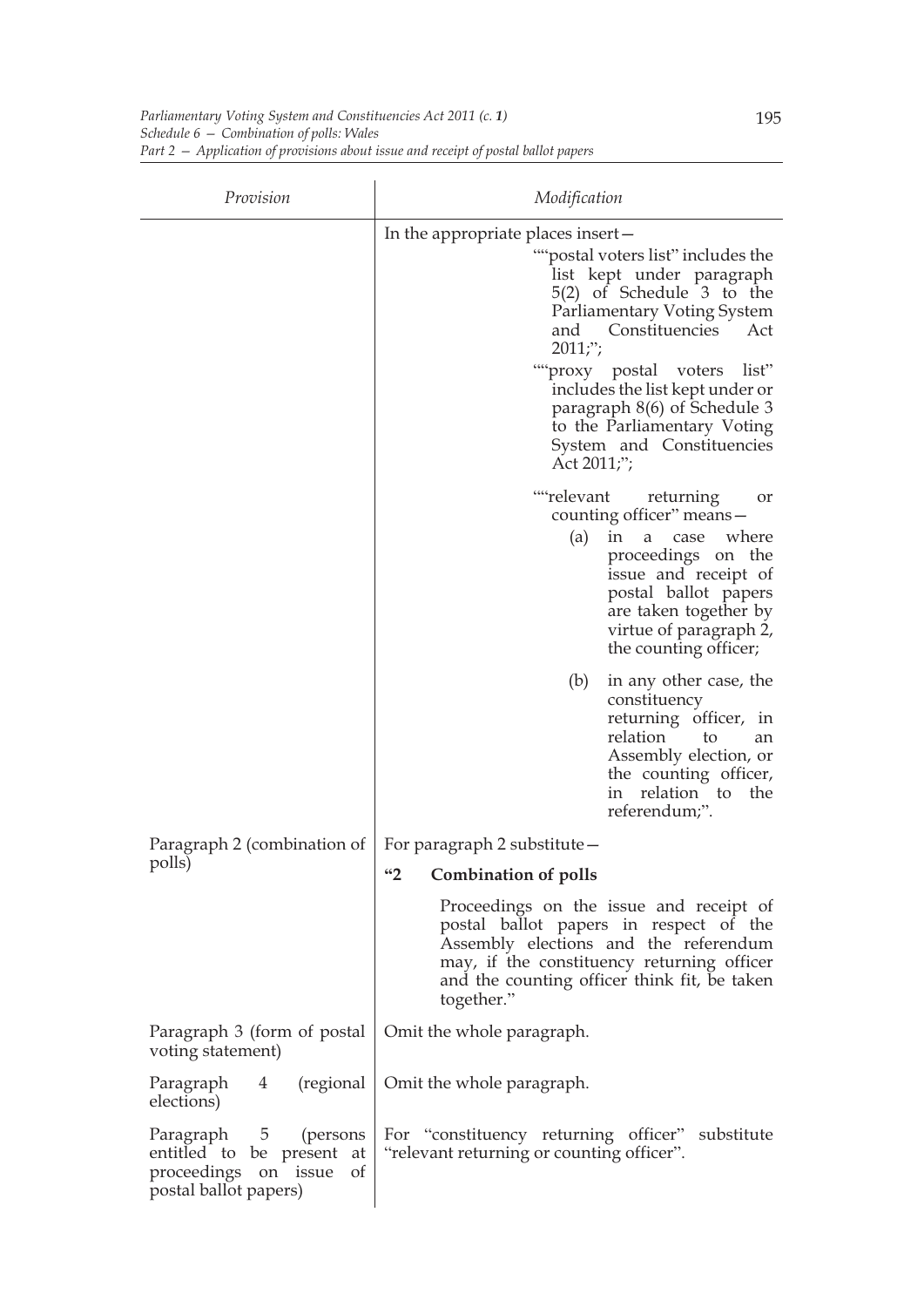| Provision | Modification |
| --- | --- |
| | In the appropriate places insert— ""postal voters list" includes the list kept under paragraph 5(2) of Schedule 3 to the Parliamentary Voting System and Constituencies Act 2011;"; ""proxy postal voters list" includes the list kept under or paragraph 8(6) of Schedule 3 to the Parliamentary Voting System and Constituencies Act 2011;"; ""relevant returning or counting officer" means— (a) in a case where proceedings on the issue and receipt of postal ballot papers are taken together by virtue of paragraph 2, the counting officer; (b) in any other case, the constituency returning officer, in relation to an Assembly election, or the counting officer, in relation to the referendum;". |
| Paragraph 2 (combination of polls) | For paragraph 2 substitute— **"2 Combination of polls** Proceedings on the issue and receipt of postal ballot papers in respect of the Assembly elections and the referendum may, if the constituency returning officer and the counting officer think fit, be taken together." |
| Paragraph 3 (form of postal voting statement) | Omit the whole paragraph. |
| Paragraph 4 (regional elections) | Omit the whole paragraph. |
| Paragraph 5 (persons entitled to be present at proceedings on issue of postal ballot papers) | For "constituency returning officer" substitute "relevant returning or counting officer". |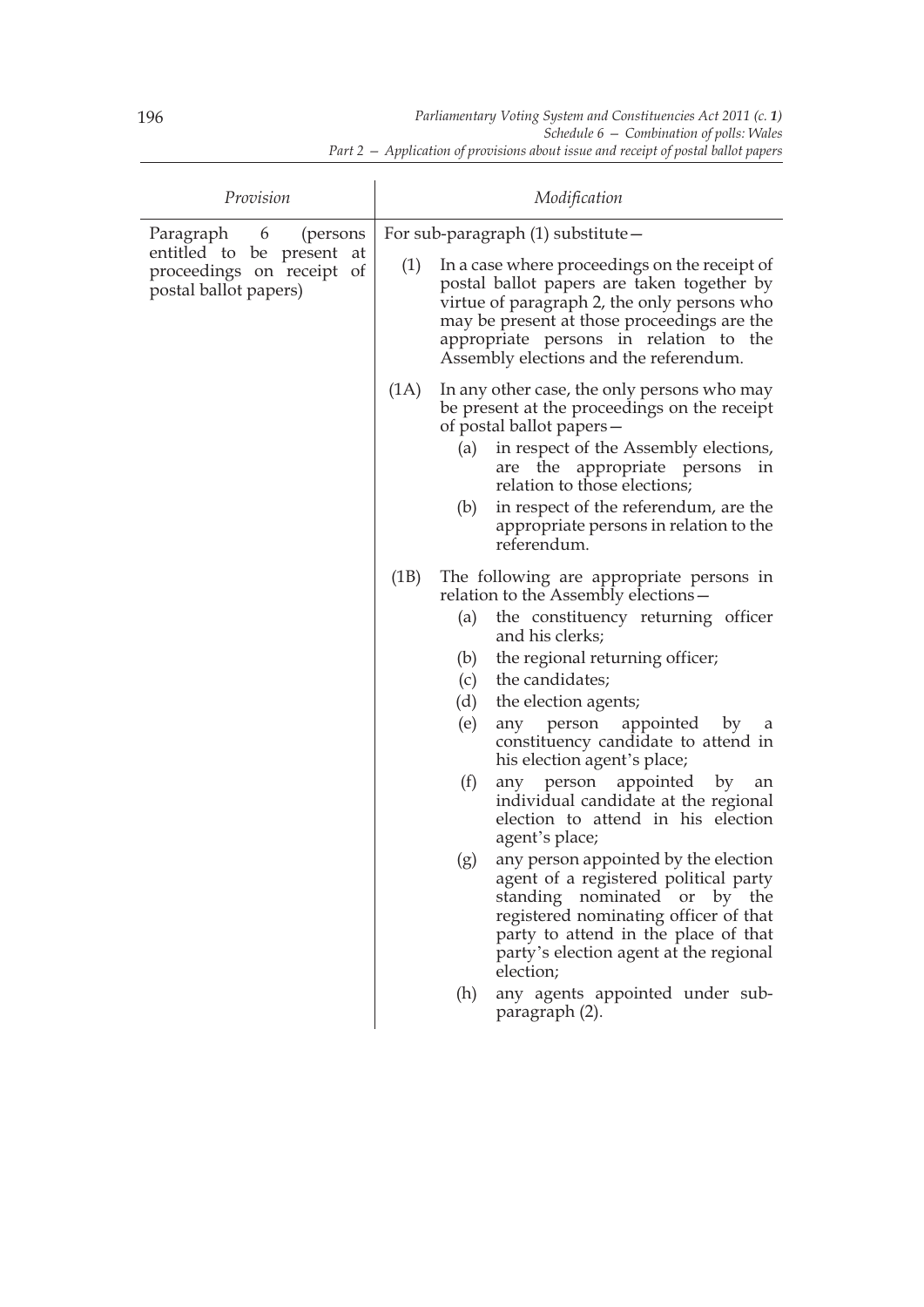| Provision | Modification |
|---|---|
| Paragraph 6 (persons entitled to be present at proceedings on receipt of postal ballot papers) | For sub-paragraph (1) substitute—<br><br>(1) In a case where proceedings on the receipt of postal ballot papers are taken together by virtue of paragraph 2, the only persons who may be present at those proceedings are the appropriate persons in relation to the Assembly elections and the referendum.<br><br>(1A) In any other case, the only persons who may be present at the proceedings on the receipt of postal ballot papers—<br>(a) in respect of the Assembly elections, are the appropriate persons in relation to those elections;<br>(b) in respect of the referendum, are the appropriate persons in relation to the referendum.<br><br>(1B) The following are appropriate persons in relation to the Assembly elections—<br>(a) the constituency returning officer and his clerks;<br>(b) the regional returning officer;<br>(c) the candidates;<br>(d) the election agents;<br>(e) any person appointed by a constituency candidate to attend in his election agent's place;<br>(f) any person appointed by an individual candidate at the regional election to attend in his election agent's place;<br>(g) any person appointed by the election agent of a registered political party standing nominated or by the registered nominating officer of that party to attend in the place of that party's election agent at the regional election;<br>(h) any agents appointed under sub-paragraph (2). |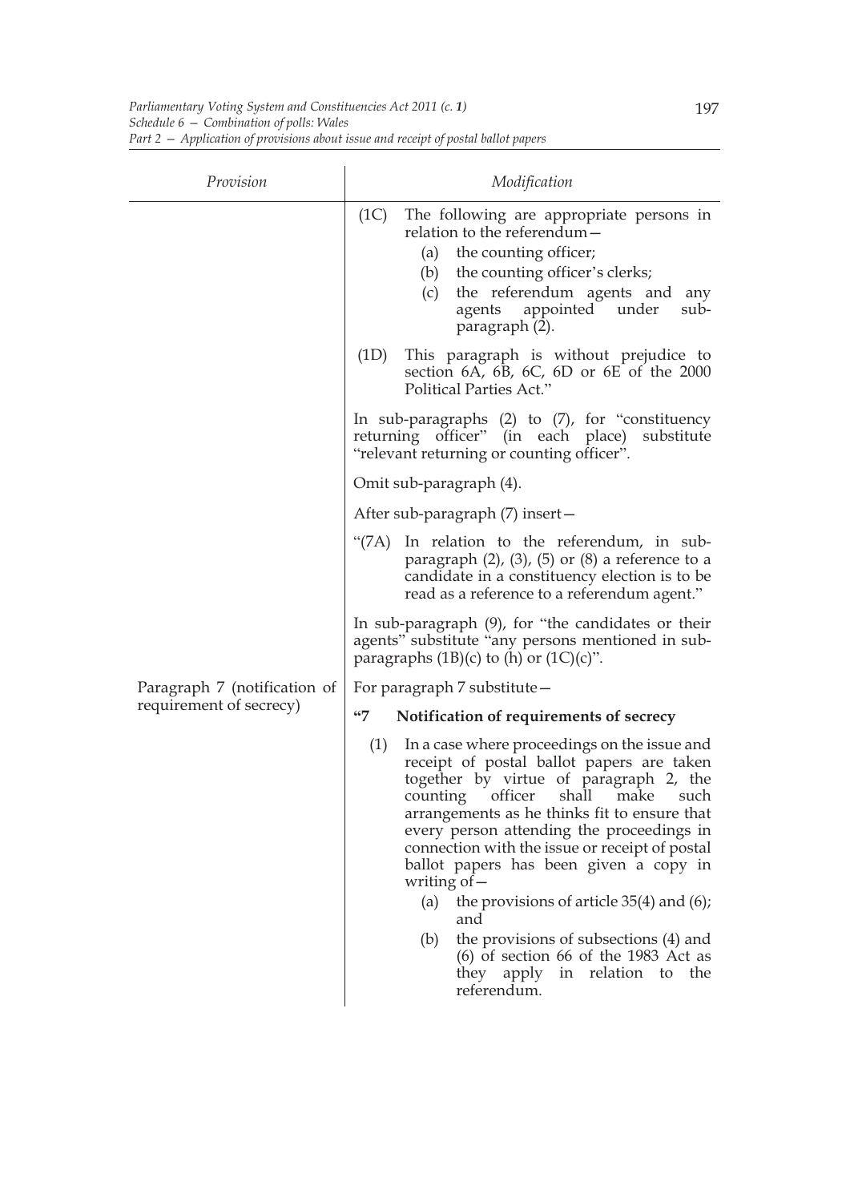| Provision | Modification |
|---|---|
| | (1C) The following are appropriate persons in relation to the referendum— (a) the counting officer; (b) the counting officer's clerks; (c) the referendum agents and any agents appointed under sub-paragraph (2). |
| | (1D) This paragraph is without prejudice to section 6A, 6B, 6C, 6D or 6E of the 2000 Political Parties Act." |
| | In sub-paragraphs (2) to (7), for "constituency returning officer" (in each place) substitute "relevant returning or counting officer". |
| | Omit sub-paragraph (4). |
| | After sub-paragraph (7) insert— |
| | "(7A) In relation to the referendum, in sub-paragraph (2), (3), (5) or (8) a reference to a candidate in a constituency election is to be read as a reference to a referendum agent." |
| | In sub-paragraph (9), for "the candidates or their agents" substitute "any persons mentioned in sub-paragraphs (1B)(c) to (h) or (1C)(c)". |
| Paragraph 7 (notification of requirement of secrecy) | For paragraph 7 substitute— |
| | "7 **Notification of requirements of secrecy** |
| | (1) In a case where proceedings on the issue and receipt of postal ballot papers are taken together by virtue of paragraph 2, the counting officer shall make such arrangements as he thinks fit to ensure that every person attending the proceedings in connection with the issue or receipt of postal ballot papers has been given a copy in writing of— (a) the provisions of article 35(4) and (6); and (b) the provisions of subsections (4) and (6) of section 66 of the 1983 Act as they apply in relation to the referendum. |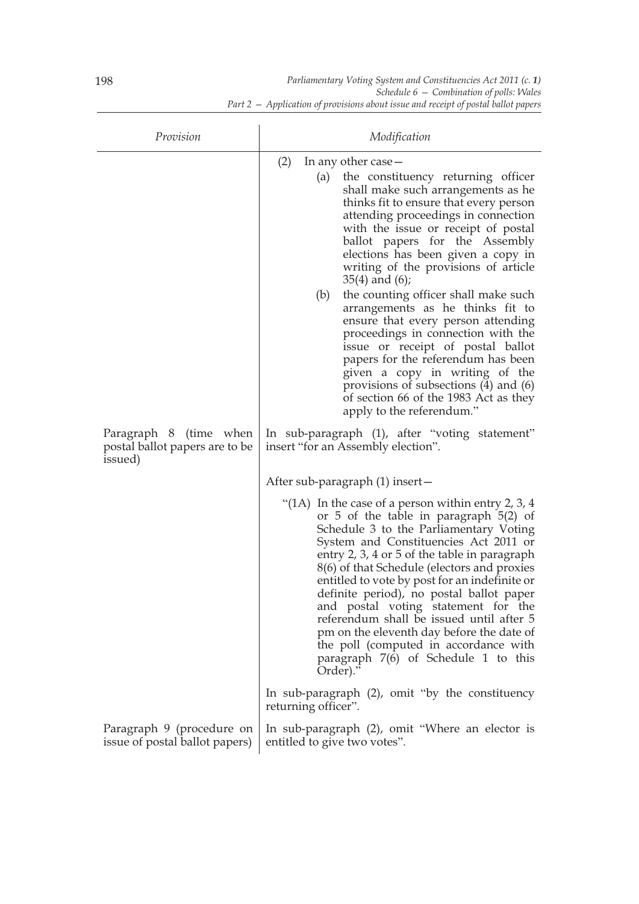| Provision | Modification |
|---|---|
| | (2) In any other case— (a) the constituency returning officer shall make such arrangements as he thinks fit to ensure that every person attending proceedings in connection with the issue or receipt of postal ballot papers for the Assembly elections has been given a copy in writing of the provisions of article 35(4) and (6); (b) the counting officer shall make such arrangements as he thinks fit to ensure that every person attending proceedings in connection with the issue or receipt of postal ballot papers for the referendum has been given a copy in writing of the provisions of subsections (4) and (6) of section 66 of the 1983 Act as they apply to the referendum." |
| Paragraph 8 (time when postal ballot papers are to be issued) | In sub-paragraph (1), after "voting statement" insert "for an Assembly election". |
| | After sub-paragraph (1) insert— "(1A) In the case of a person within entry 2, 3, 4 or 5 of the table in paragraph 5(2) of Schedule 3 to the Parliamentary Voting System and Constituencies Act 2011 or entry 2, 3, 4 or 5 of the table in paragraph 8(6) of that Schedule (electors and proxies entitled to vote by post for an indefinite or definite period), no postal ballot paper and postal voting statement for the referendum shall be issued until after 5 pm on the eleventh day before the date of the poll (computed in accordance with paragraph 7(6) of Schedule 1 to this Order)." |
| | In sub-paragraph (2), omit "by the constituency returning officer". |
| Paragraph 9 (procedure on issue of postal ballot papers) | In sub-paragraph (2), omit "Where an elector is entitled to give two votes". |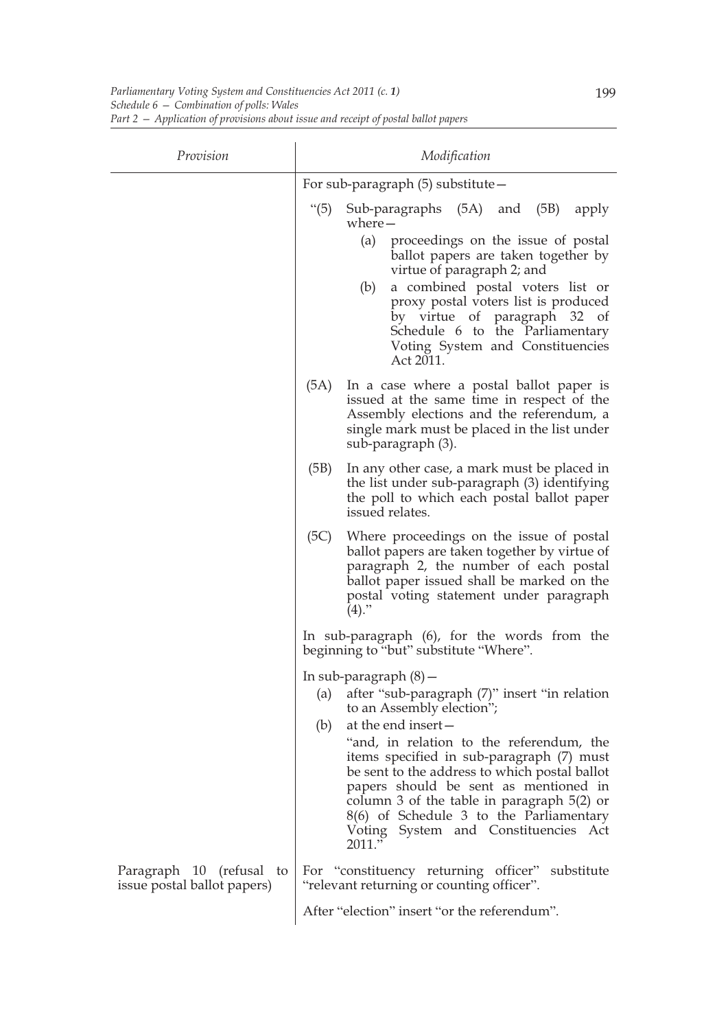| Provision | Modification |
|---|---|
| | For sub-paragraph (5) substitute— "(5) Sub-paragraphs (5A) and (5B) apply where— (a) proceedings on the issue of postal ballot papers are taken together by virtue of paragraph 2; and (b) a combined postal voters list or proxy postal voters list is produced by virtue of paragraph 32 of Schedule 6 to the Parliamentary Voting System and Constituencies Act 2011. (5A) In a case where a postal ballot paper is issued at the same time in respect of the Assembly elections and the referendum, a single mark must be placed in the list under sub-paragraph (3). (5B) In any other case, a mark must be placed in the list under sub-paragraph (3) identifying the poll to which each postal ballot paper issued relates. (5C) Where proceedings on the issue of postal ballot papers are taken together by virtue of paragraph 2, the number of each postal ballot paper issued shall be marked on the postal voting statement under paragraph (4)." |
| | In sub-paragraph (6), for the words from the beginning to "but" substitute "Where". |
| | In sub-paragraph (8)— (a) after "sub-paragraph (7)" insert "in relation to an Assembly election"; (b) at the end insert— "and, in relation to the referendum, the items specified in sub-paragraph (7) must be sent to the address to which postal ballot papers should be sent as mentioned in column 3 of the table in paragraph 5(2) or 8(6) of Schedule 3 to the Parliamentary Voting System and Constituencies Act 2011." |
| Paragraph 10 (refusal to issue postal ballot papers) | For "constituency returning officer" substitute "relevant returning or counting officer". |
| | After "election" insert "or the referendum". |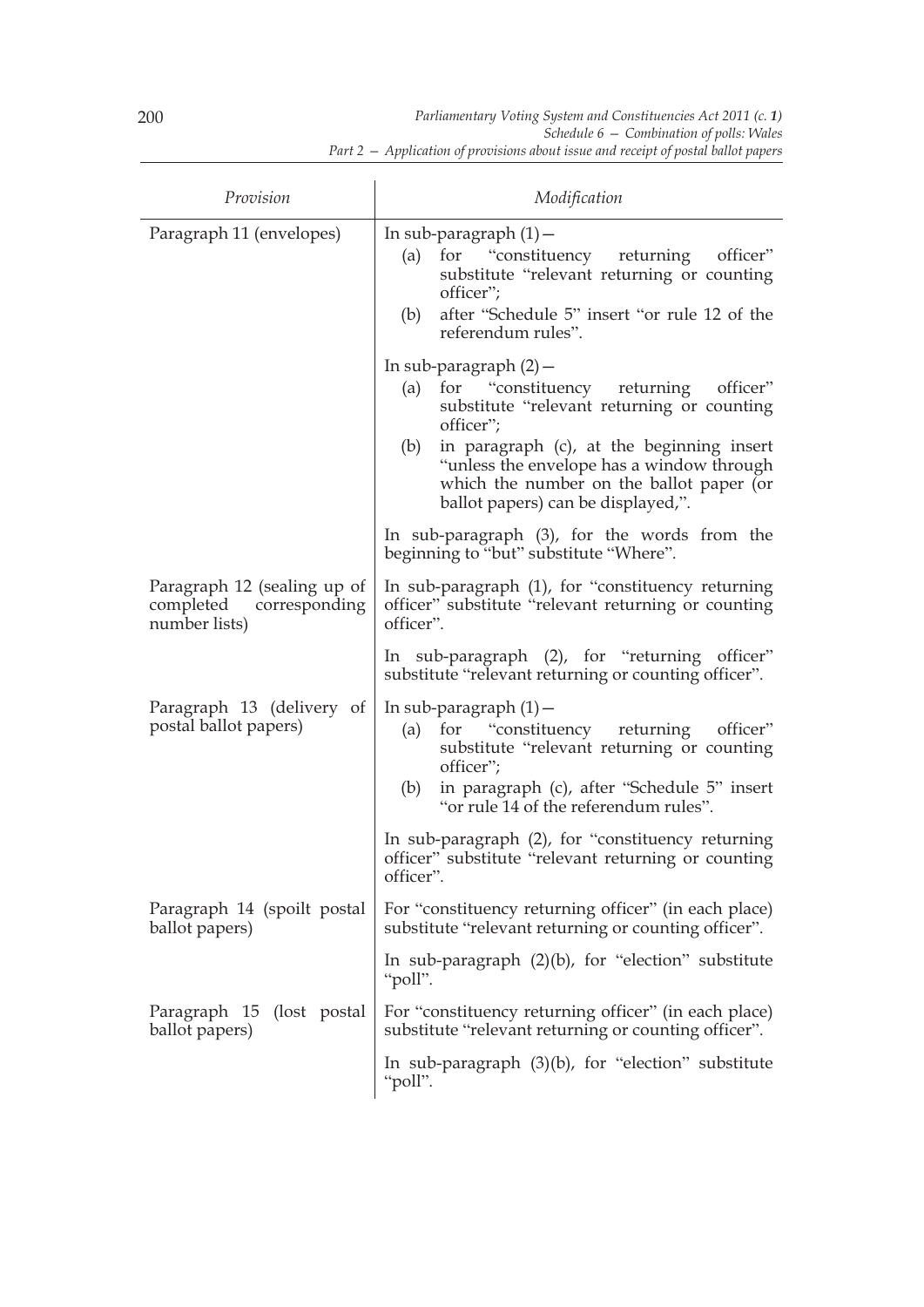| Provision | Modification |
|---|---|
| Paragraph 11 (envelopes) | In sub-paragraph (1)— (a) for "constituency returning officer" substitute "relevant returning or counting officer"; (b) after "Schedule 5" insert "or rule 12 of the referendum rules". |
| | In sub-paragraph (2)— (a) for "constituency returning officer" substitute "relevant returning or counting officer"; (b) in paragraph (c), at the beginning insert "unless the envelope has a window through which the number on the ballot paper (or ballot papers) can be displayed,". |
| | In sub-paragraph (3), for the words from the beginning to "but" substitute "Where". |
| Paragraph 12 (sealing up of completed corresponding number lists) | In sub-paragraph (1), for "constituency returning officer" substitute "relevant returning or counting officer". |
| | In sub-paragraph (2), for "returning officer" substitute "relevant returning or counting officer". |
| Paragraph 13 (delivery of postal ballot papers) | In sub-paragraph (1)— (a) for "constituency returning officer" substitute "relevant returning or counting officer"; (b) in paragraph (c), after "Schedule 5" insert "or rule 14 of the referendum rules". |
| | In sub-paragraph (2), for "constituency returning officer" substitute "relevant returning or counting officer". |
| Paragraph 14 (spoilt postal ballot papers) | For "constituency returning officer" (in each place) substitute "relevant returning or counting officer". |
| | In sub-paragraph (2)(b), for "election" substitute "poll". |
| Paragraph 15 (lost postal ballot papers) | For "constituency returning officer" (in each place) substitute "relevant returning or counting officer". |
| | In sub-paragraph (3)(b), for "election" substitute "poll". |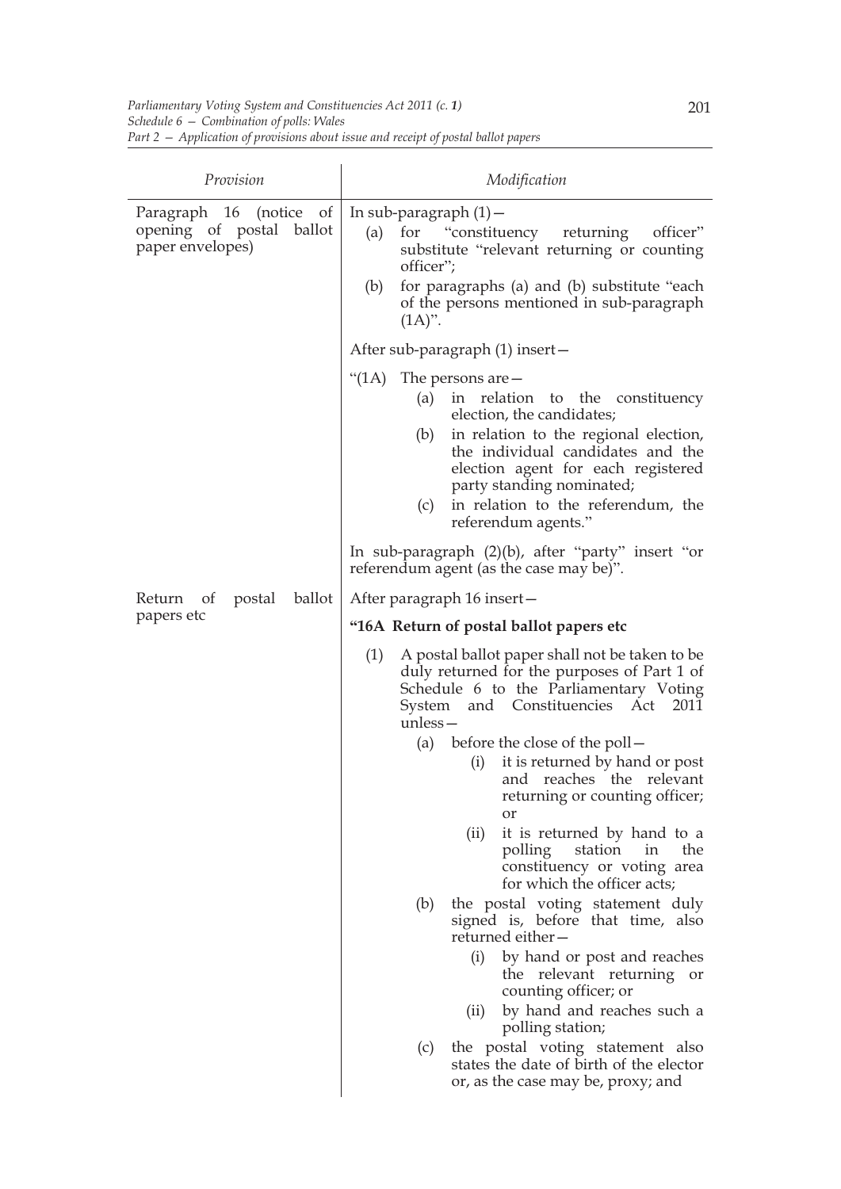| Provision | Modification |
|---|---|
| Paragraph 16 (notice of opening of postal ballot paper envelopes) | In sub-paragraph (1)—<br>(a) for "constituency returning officer" substitute "relevant returning or counting officer";<br>(b) for paragraphs (a) and (b) substitute "each of the persons mentioned in sub-paragraph (1A)".<br><br>After sub-paragraph (1) insert—<br><br>"(1A) The persons are—<br>(a) in relation to the constituency election, the candidates;<br>(b) in relation to the regional election, the individual candidates and the election agent for each registered party standing nominated;<br>(c) in relation to the referendum, the referendum agents."<br><br>In sub-paragraph (2)(b), after "party" insert "or referendum agent (as the case may be)". |
| Return of postal ballot papers etc | After paragraph 16 insert—<br><br>**"16A Return of postal ballot papers etc**<br><br>(1) A postal ballot paper shall not be taken to be duly returned for the purposes of Part 1 of Schedule 6 to the Parliamentary Voting System and Constituencies Act 2011 unless—<br>(a) before the close of the poll—<br>(i) it is returned by hand or post and reaches the relevant returning or counting officer; or<br>(ii) it is returned by hand to a polling station in the constituency or voting area for which the officer acts;<br>(b) the postal voting statement duly signed is, before that time, also returned either—<br>(i) by hand or post and reaches the relevant returning or counting officer; or<br>(ii) by hand and reaches such a polling station;<br>(c) the postal voting statement also states the date of birth of the elector or, as the case may be, proxy; and |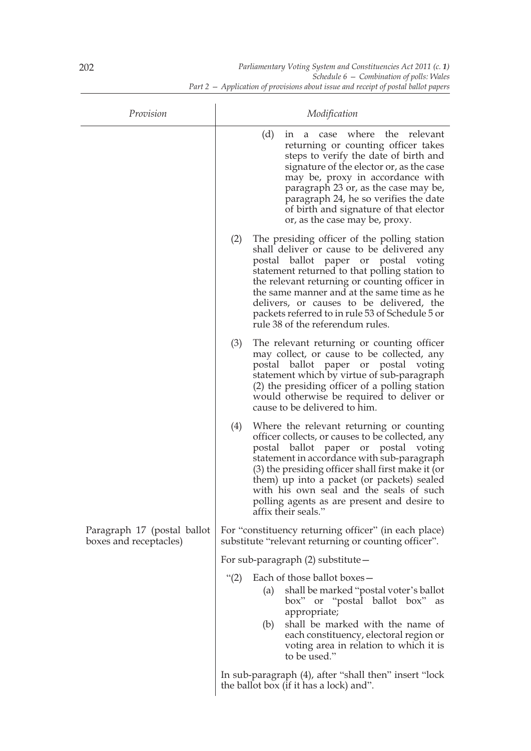| Provision | Modification |
| --- | --- |
| | (d) in a case where the relevant returning or counting officer takes steps to verify the date of birth and signature of the elector or, as the case may be, proxy in accordance with paragraph 23 or, as the case may be, paragraph 24, he so verifies the date of birth and signature of that elector or, as the case may be, proxy. |
| | (2) The presiding officer of the polling station shall deliver or cause to be delivered any postal ballot paper or postal voting statement returned to that polling station to the relevant returning or counting officer in the same manner and at the same time as he delivers, or causes to be delivered, the packets referred to in rule 53 of Schedule 5 or rule 38 of the referendum rules. |
| | (3) The relevant returning or counting officer may collect, or cause to be collected, any postal ballot paper or postal voting statement which by virtue of sub-paragraph (2) the presiding officer of a polling station would otherwise be required to deliver or cause to be delivered to him. |
| | (4) Where the relevant returning or counting officer collects, or causes to be collected, any postal ballot paper or postal voting statement in accordance with sub-paragraph (3) the presiding officer shall first make it (or them) up into a packet (or packets) sealed with his own seal and the seals of such polling agents as are present and desire to affix their seals." |
| Paragraph 17 (postal ballot boxes and receptacles) | For "constituency returning officer" (in each place) substitute "relevant returning or counting officer". |
| | For sub-paragraph (2) substitute— |
| | "(2) Each of those ballot boxes—<br>(a) shall be marked "postal voter's ballot box" or "postal ballot box" as appropriate;<br>(b) shall be marked with the name of each constituency, electoral region or voting area in relation to which it is to be used." |
| | In sub-paragraph (4), after "shall then" insert "lock the ballot box (if it has a lock) and". |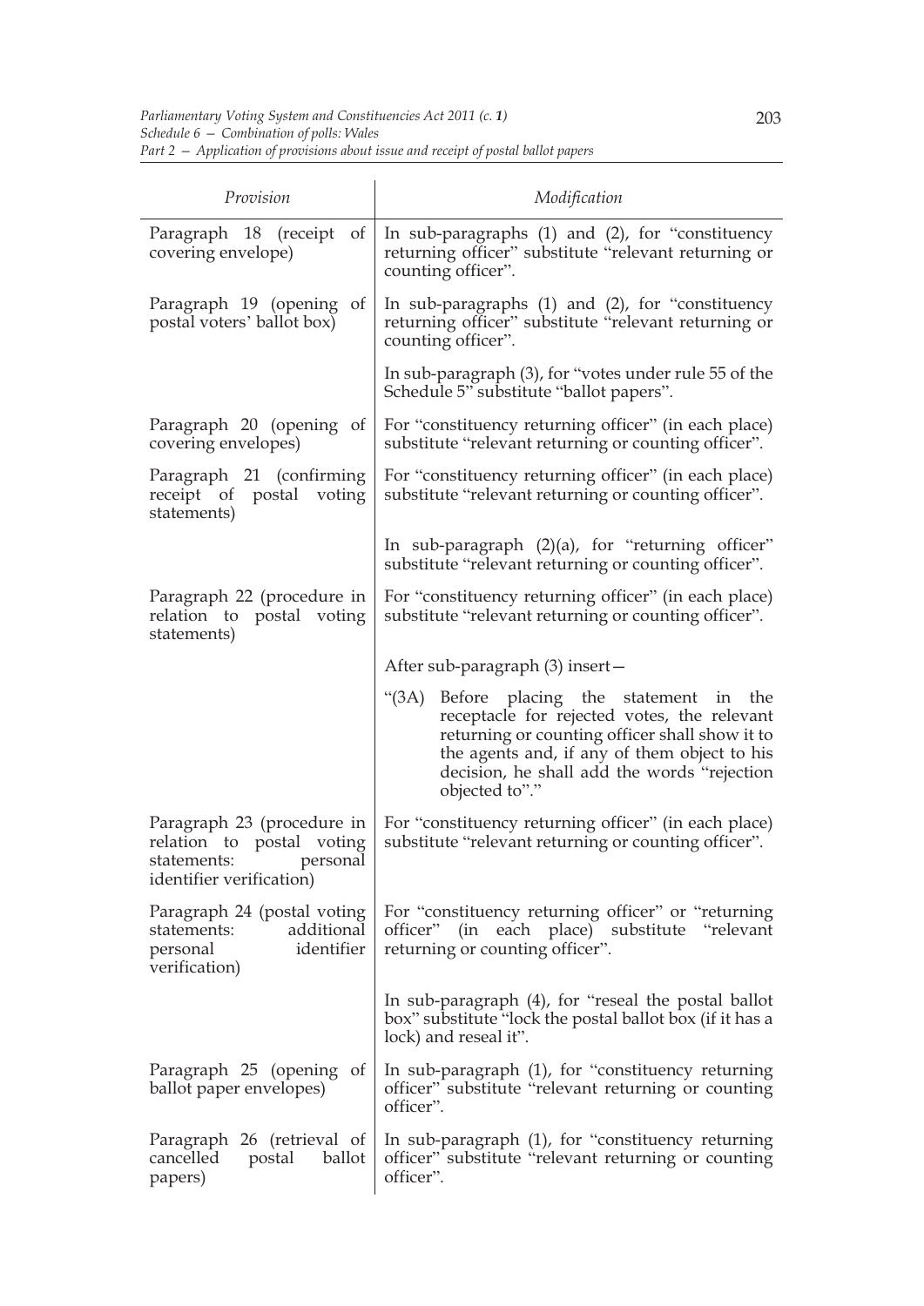| *Provision* | *Modification* |
| --- | --- |
| Paragraph 18 (receipt of covering envelope) | In sub-paragraphs (1) and (2), for "constituency returning officer" substitute "relevant returning or counting officer". |
| Paragraph 19 (opening of postal voters' ballot box) | In sub-paragraphs (1) and (2), for "constituency returning officer" substitute "relevant returning or counting officer". |
| | In sub-paragraph (3), for "votes under rule 55 of the Schedule 5" substitute "ballot papers". |
| Paragraph 20 (opening of covering envelopes) | For "constituency returning officer" (in each place) substitute "relevant returning or counting officer". |
| Paragraph 21 (confirming receipt of postal voting statements) | For "constituency returning officer" (in each place) substitute "relevant returning or counting officer". |
| | In sub-paragraph (2)(a), for "returning officer" substitute "relevant returning or counting officer". |
| Paragraph 22 (procedure in relation to postal voting statements) | For "constituency returning officer" (in each place) substitute "relevant returning or counting officer". |
| | After sub-paragraph (3) insert— |
| | "(3A) Before placing the statement in the receptacle for rejected votes, the relevant returning or counting officer shall show it to the agents and, if any of them object to his decision, he shall add the words "rejection objected to"." |
| Paragraph 23 (procedure in relation to postal voting statements: personal identifier verification) | For "constituency returning officer" (in each place) substitute "relevant returning or counting officer". |
| Paragraph 24 (postal voting statements: additional personal identifier verification) | For "constituency returning officer" or "returning officer" (in each place) substitute "relevant returning or counting officer". |
| | In sub-paragraph (4), for "reseal the postal ballot box" substitute "lock the postal ballot box (if it has a lock) and reseal it". |
| Paragraph 25 (opening of ballot paper envelopes) | In sub-paragraph (1), for "constituency returning officer" substitute "relevant returning or counting officer". |
| Paragraph 26 (retrieval of cancelled postal ballot papers) | In sub-paragraph (1), for "constituency returning officer" substitute "relevant returning or counting officer". |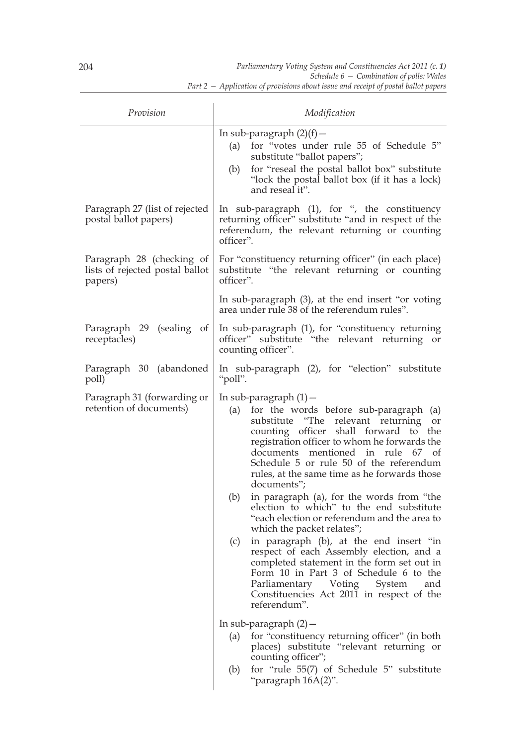| Provision | Modification |
| --- | --- |
| | In sub-paragraph (2)(f)— (a) for "votes under rule 55 of Schedule 5" substitute "ballot papers"; (b) for "reseal the postal ballot box" substitute "lock the postal ballot box (if it has a lock) and reseal it". |
| Paragraph 27 (list of rejected postal ballot papers) | In sub-paragraph (1), for ", the constituency returning officer" substitute "and in respect of the referendum, the relevant returning or counting officer". |
| Paragraph 28 (checking of lists of rejected postal ballot papers) | For "constituency returning officer" (in each place) substitute "the relevant returning or counting officer". |
| | In sub-paragraph (3), at the end insert "or voting area under rule 38 of the referendum rules". |
| Paragraph 29 (sealing of receptacles) | In sub-paragraph (1), for "constituency returning officer" substitute "the relevant returning or counting officer". |
| Paragraph 30 (abandoned poll) | In sub-paragraph (2), for "election" substitute "poll". |
| Paragraph 31 (forwarding or retention of documents) | In sub-paragraph (1)— (a) for the words before sub-paragraph (a) substitute "The relevant returning or counting officer shall forward to the registration officer to whom he forwards the documents mentioned in rule 67 of Schedule 5 or rule 50 of the referendum rules, at the same time as he forwards those documents"; (b) in paragraph (a), for the words from "the election to which" to the end substitute "each election or referendum and the area to which the packet relates"; (c) in paragraph (b), at the end insert "in respect of each Assembly election, and a completed statement in the form set out in Form 10 in Part 3 of Schedule 6 to the Parliamentary Voting System and Constituencies Act 2011 in respect of the referendum". |
| | In sub-paragraph (2)— (a) for "constituency returning officer" (in both places) substitute "relevant returning or counting officer"; (b) for "rule 55(7) of Schedule 5" substitute "paragraph 16A(2)". |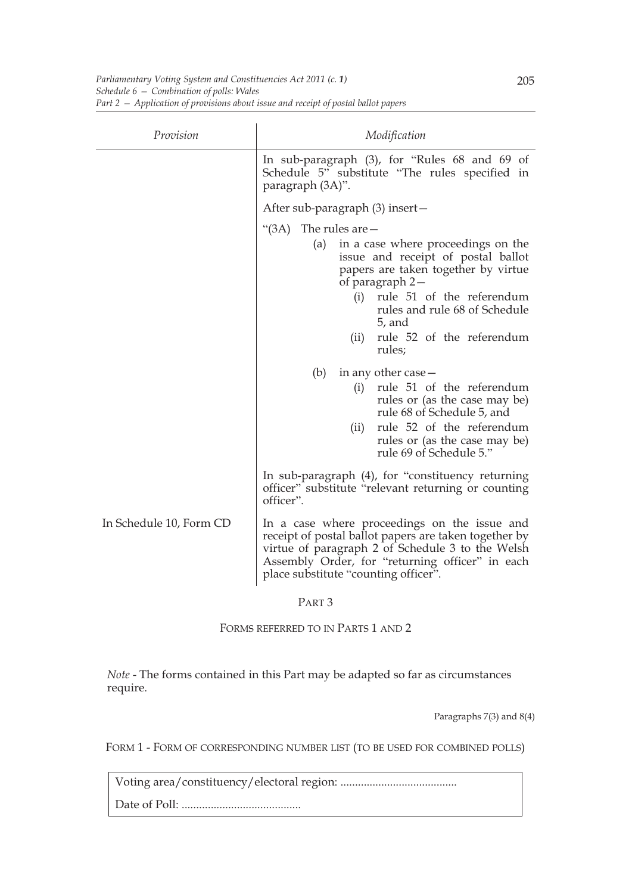| Provision | Modification |
|---|---|
| | In sub-paragraph (3), for "Rules 68 and 69 of Schedule 5" substitute "The rules specified in paragraph (3A)". |
| | After sub-paragraph (3) insert— |
| | "(3A) The rules are— (a) in a case where proceedings on the issue and receipt of postal ballot papers are taken together by virtue of paragraph 2— (i) rule 51 of the referendum rules and rule 68 of Schedule 5, and (ii) rule 52 of the referendum rules; |
| | (b) in any other case— (i) rule 51 of the referendum rules or (as the case may be) rule 68 of Schedule 5, and (ii) rule 52 of the referendum rules or (as the case may be) rule 69 of Schedule 5." |
| | In sub-paragraph (4), for "constituency returning officer" substitute "relevant returning or counting officer". |
| In Schedule 10, Form CD | In a case where proceedings on the issue and receipt of postal ballot papers are taken together by virtue of paragraph 2 of Schedule 3 to the Welsh Assembly Order, for "returning officer" in each place substitute "counting officer". |

## PART 3

## FORMS REFERRED TO IN PARTS 1 AND 2

*Note* - The forms contained in this Part may be adapted so far as circumstances require.

Paragraphs 7(3) and 8(4)

FORM 1 - FORM OF CORRESPONDING NUMBER LIST (TO BE USED FOR COMBINED POLLS)

| Voting area/constituency/electoral region: ........................................ |
|---|
| Date of Poll: ......................................... |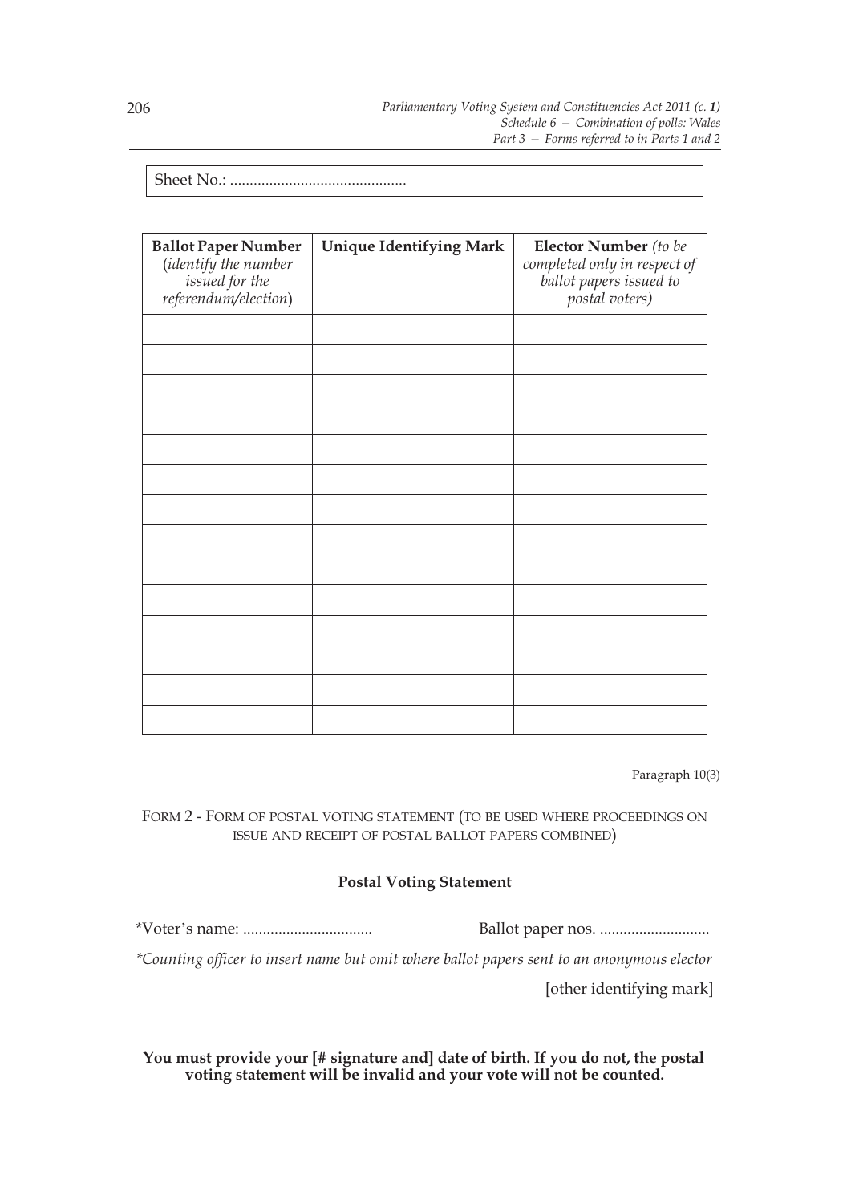Sheet No.: ..............................................

| **Ballot Paper Number** (*identify the number issued for the referendum/election*) | **Unique Identifying Mark** | **Elector Number** *(to be completed only in respect of ballot papers issued to postal voters)* |
|---|---|---|
| | | |
| | | |
| | | |
| | | |
| | | |
| | | |
| | | |
| | | |
| | | |
| | | |
| | | |
| | | |
| | | |
| | | |

Paragraph 10(3)

FORM 2 - FORM OF POSTAL VOTING STATEMENT (TO BE USED WHERE PROCEEDINGS ON ISSUE AND RECEIPT OF POSTAL BALLOT PAPERS COMBINED)

**Postal Voting Statement**

*Voter's name: ................................. Ballot paper nos. ............................

*\*Counting officer to insert name but omit where ballot papers sent to an anonymous elector*

[other identifying mark]

**You must provide your [# signature and] date of birth. If you do not, the postal voting statement will be invalid and your vote will not be counted.**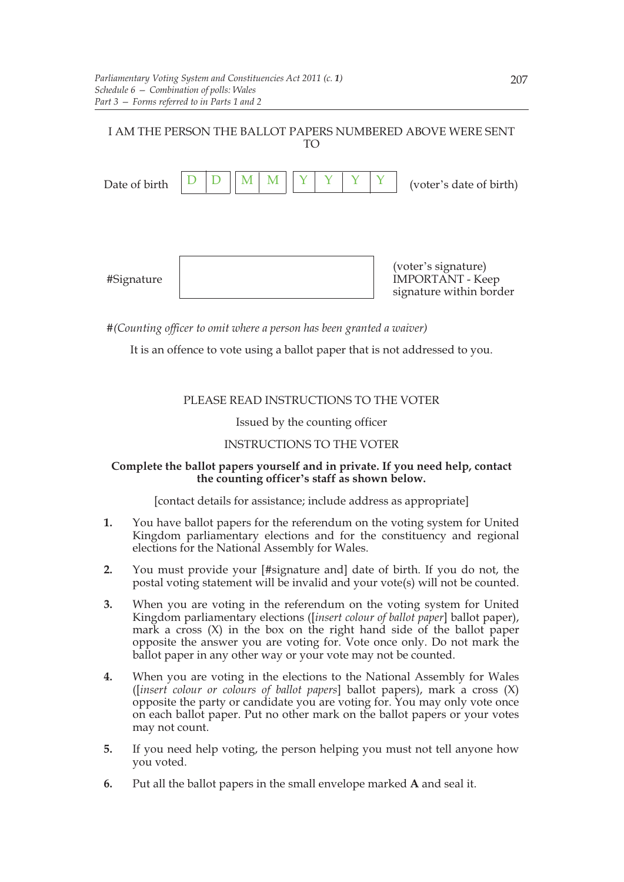I AM THE PERSON THE BALLOT PAPERS NUMBERED ABOVE WERE SENT TO

| Date of birth | D | D | M | M | Y | Y | Y | Y | (voter's date of birth) |
|---|---|---|---|---|---|---|---|---|---|

| #Signature | | (voter's signature) IMPORTANT - Keep signature within border |
|---|---|---|

#*(Counting officer to omit where a person has been granted a waiver)*

It is an offence to vote using a ballot paper that is not addressed to you.

PLEASE READ INSTRUCTIONS TO THE VOTER

Issued by the counting officer

INSTRUCTIONS TO THE VOTER

**Complete the ballot papers yourself and in private. If you need help, contact the counting officer's staff as shown below.**

[contact details for assistance; include address as appropriate]

1. You have ballot papers for the referendum on the voting system for United Kingdom parliamentary elections and for the constituency and regional elections for the National Assembly for Wales.

2. You must provide your [#signature and] date of birth. If you do not, the postal voting statement will be invalid and your vote(s) will not be counted.

3. When you are voting in the referendum on the voting system for United Kingdom parliamentary elections ([*insert colour of ballot paper*] ballot paper), mark a cross (X) in the box on the right hand side of the ballot paper opposite the answer you are voting for. Vote once only. Do not mark the ballot paper in any other way or your vote may not be counted.

4. When you are voting in the elections to the National Assembly for Wales ([*insert colour or colours of ballot papers*] ballot papers), mark a cross (X) opposite the party or candidate you are voting for. You may only vote once on each ballot paper. Put no other mark on the ballot papers or your votes may not count.

5. If you need help voting, the person helping you must not tell anyone how you voted.

6. Put all the ballot papers in the small envelope marked **A** and seal it.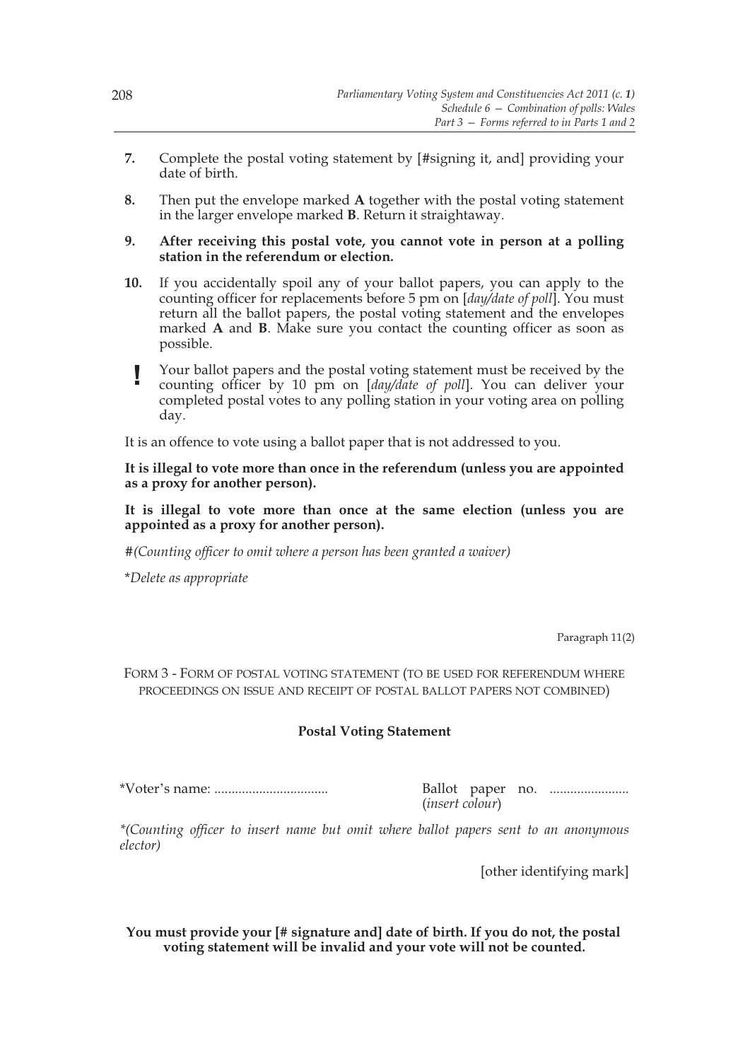**7.** Complete the postal voting statement by [#signing it, and] providing your date of birth.

**8.** Then put the envelope marked **A** together with the postal voting statement in the larger envelope marked **B**. Return it straightaway.

**9.** **After receiving this postal vote, you cannot vote in person at a polling station in the referendum or election.**

**10.** If you accidentally spoil any of your ballot papers, you can apply to the counting officer for replacements before 5 pm on [*day/date of poll*]. You must return all the ballot papers, the postal voting statement and the envelopes marked **A** and **B**. Make sure you contact the counting officer as soon as possible.

**!** Your ballot papers and the postal voting statement must be received by the counting officer by 10 pm on [*day/date of poll*]. You can deliver your completed postal votes to any polling station in your voting area on polling day.

It is an offence to vote using a ballot paper that is not addressed to you.

**It is illegal to vote more than once in the referendum (unless you are appointed as a proxy for another person).**

**It is illegal to vote more than once at the same election (unless you are appointed as a proxy for another person).**

#*(Counting officer to omit where a person has been granted a waiver)*

\**Delete as appropriate*

Paragraph 11(2)

FORM 3 - FORM OF POSTAL VOTING STATEMENT (TO BE USED FOR REFERENDUM WHERE PROCEEDINGS ON ISSUE AND RECEIPT OF POSTAL BALLOT PAPERS NOT COMBINED)

**Postal Voting Statement**

*Voter's name: ................................. Ballot paper no. ....................... (*insert colour*)

**(Counting officer to insert name but omit where ballot papers sent to an anonymous elector)*

[other identifying mark]

**You must provide your [# signature and] date of birth. If you do not, the postal voting statement will be invalid and your vote will not be counted.**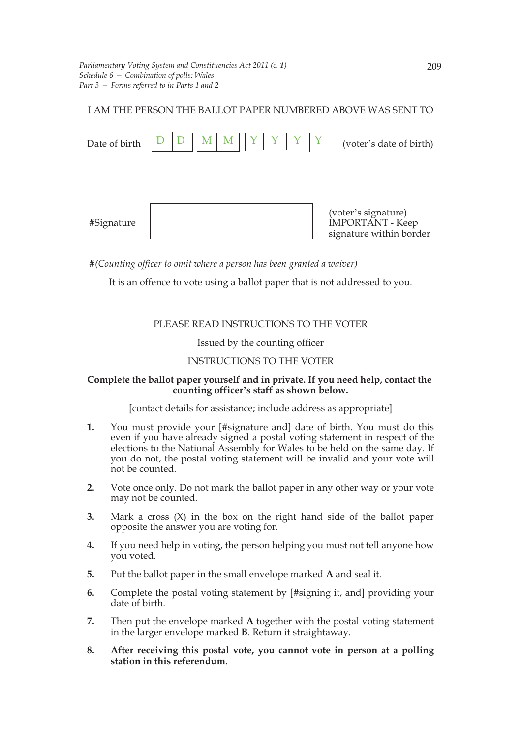I AM THE PERSON THE BALLOT PAPER NUMBERED ABOVE WAS SENT TO

Date of birth | D | D | | M | M | | Y | Y | Y | Y | (voter's date of birth)

#Signature [ ] (voter's signature) IMPORTANT - Keep signature within border

#*(Counting officer to omit where a person has been granted a waiver)*

It is an offence to vote using a ballot paper that is not addressed to you.

PLEASE READ INSTRUCTIONS TO THE VOTER

Issued by the counting officer

INSTRUCTIONS TO THE VOTER

**Complete the ballot paper yourself and in private. If you need help, contact the counting officer's staff as shown below.**

[contact details for assistance; include address as appropriate]

1. You must provide your [#signature and] date of birth. You must do this even if you have already signed a postal voting statement in respect of the elections to the National Assembly for Wales to be held on the same day. If you do not, the postal voting statement will be invalid and your vote will not be counted.
2. Vote once only. Do not mark the ballot paper in any other way or your vote may not be counted.
3. Mark a cross (X) in the box on the right hand side of the ballot paper opposite the answer you are voting for.
4. If you need help in voting, the person helping you must not tell anyone how you voted.
5. Put the ballot paper in the small envelope marked **A** and seal it.
6. Complete the postal voting statement by [#signing it, and] providing your date of birth.
7. Then put the envelope marked **A** together with the postal voting statement in the larger envelope marked **B**. Return it straightaway.
8. **After receiving this postal vote, you cannot vote in person at a polling station in this referendum.**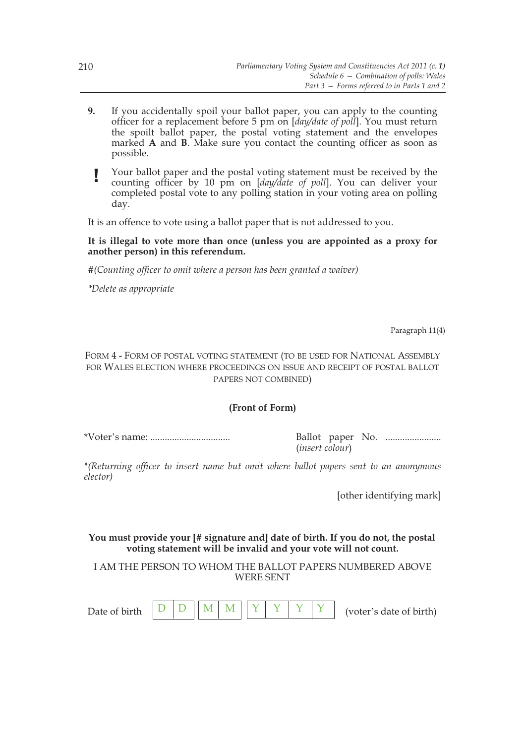**9.** If you accidentally spoil your ballot paper, you can apply to the counting officer for a replacement before 5 pm on [*day/date of poll*]. You must return the spoilt ballot paper, the postal voting statement and the envelopes marked **A** and **B**. Make sure you contact the counting officer as soon as possible.

**!** Your ballot paper and the postal voting statement must be received by the counting officer by 10 pm on [*day/date of poll*]. You can deliver your completed postal vote to any polling station in your voting area on polling day.

It is an offence to vote using a ballot paper that is not addressed to you.

**It is illegal to vote more than once (unless you are appointed as a proxy for another person) in this referendum.**

#*(Counting officer to omit where a person has been granted a waiver)*

*\*Delete as appropriate*

Paragraph 11(4)

FORM 4 - FORM OF POSTAL VOTING STATEMENT (TO BE USED FOR NATIONAL ASSEMBLY FOR WALES ELECTION WHERE PROCEEDINGS ON ISSUE AND RECEIPT OF POSTAL BALLOT PAPERS NOT COMBINED)

**(Front of Form)**

*Voter's name: ................................ Ballot paper No. ....................... (*insert colour*)

*\*(Returning officer to insert name but omit where ballot papers sent to an anonymous elector)*

[other identifying mark]

**You must provide your [# signature and] date of birth. If you do not, the postal voting statement will be invalid and your vote will not count.**

I AM THE PERSON TO WHOM THE BALLOT PAPERS NUMBERED ABOVE WERE SENT

Date of birth | D | D | | M | M | | Y | Y | Y | Y | (voter's date of birth)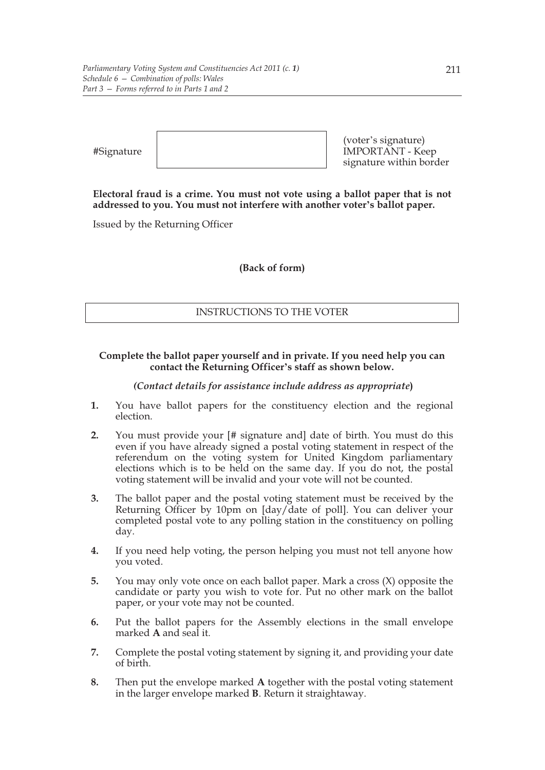| #Signature | | (voter's signature) IMPORTANT - Keep signature within border |
|---|---|---|

**Electoral fraud is a crime. You must not vote using a ballot paper that is not addressed to you. You must not interfere with another voter's ballot paper.**

Issued by the Returning Officer

**(Back of form)**

| INSTRUCTIONS TO THE VOTER |
|---|

**Complete the ballot paper yourself and in private. If you need help you can contact the Returning Officer's staff as shown below.**

***(Contact details for assistance include address as appropriate*)**

**1.** You have ballot papers for the constituency election and the regional election.

**2.** You must provide your [# signature and] date of birth. You must do this even if you have already signed a postal voting statement in respect of the referendum on the voting system for United Kingdom parliamentary elections which is to be held on the same day. If you do not, the postal voting statement will be invalid and your vote will not be counted.

**3.** The ballot paper and the postal voting statement must be received by the Returning Officer by 10pm on [day/date of poll]. You can deliver your completed postal vote to any polling station in the constituency on polling day.

**4.** If you need help voting, the person helping you must not tell anyone how you voted.

**5.** You may only vote once on each ballot paper. Mark a cross (X) opposite the candidate or party you wish to vote for. Put no other mark on the ballot paper, or your vote may not be counted.

**6.** Put the ballot papers for the Assembly elections in the small envelope marked **A** and seal it.

**7.** Complete the postal voting statement by signing it, and providing your date of birth.

**8.** Then put the envelope marked **A** together with the postal voting statement in the larger envelope marked **B**. Return it straightaway.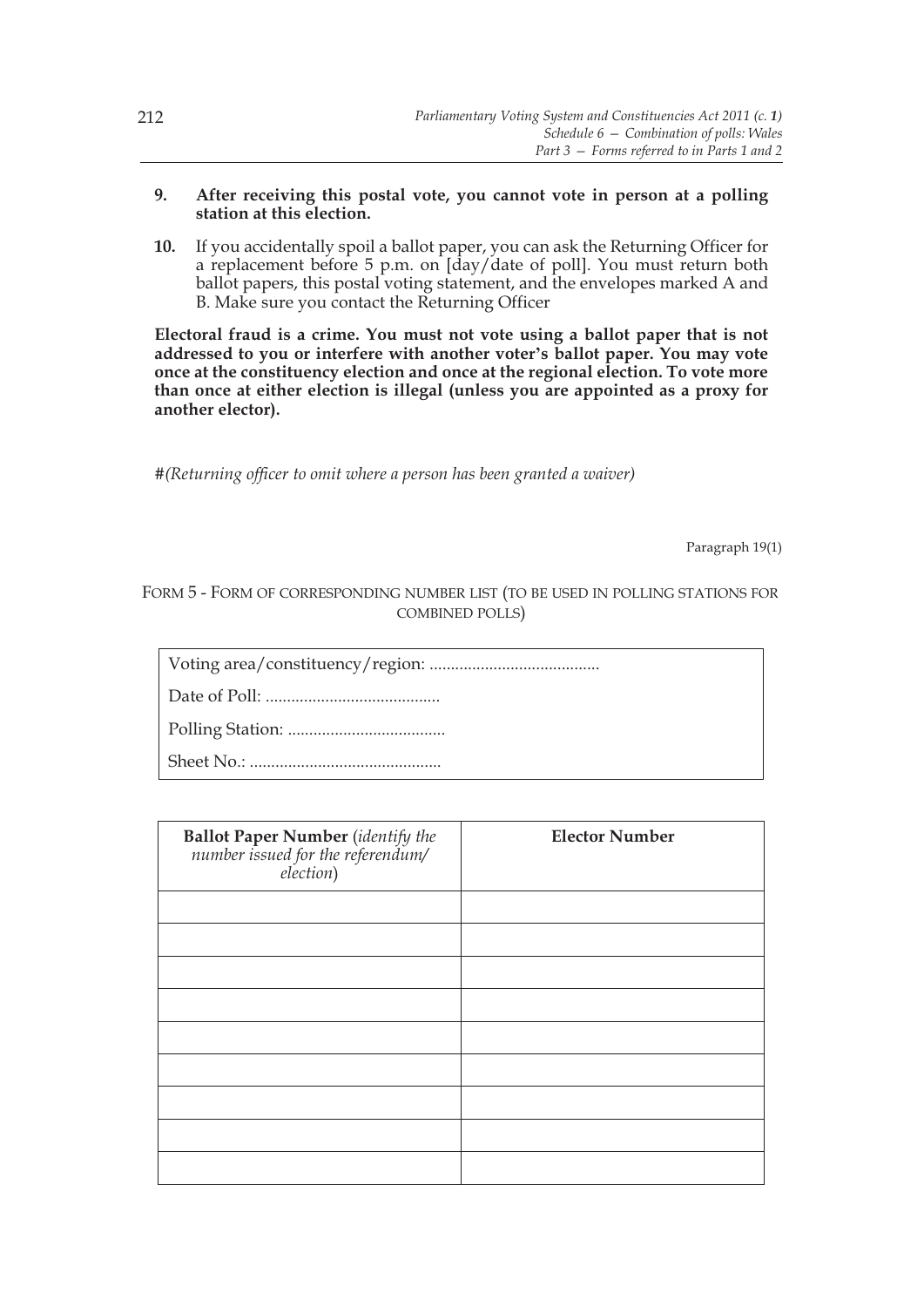**9. After receiving this postal vote, you cannot vote in person at a polling station at this election.**

**10.** If you accidentally spoil a ballot paper, you can ask the Returning Officer for a replacement before 5 p.m. on [day/date of poll]. You must return both ballot papers, this postal voting statement, and the envelopes marked A and B. Make sure you contact the Returning Officer

**Electoral fraud is a crime. You must not vote using a ballot paper that is not addressed to you or interfere with another voter's ballot paper. You may vote once at the constituency election and once at the regional election. To vote more than once at either election is illegal (unless you are appointed as a proxy for another elector).**

#*(Returning officer to omit where a person has been granted a waiver)*

Paragraph 19(1)

FORM 5 - FORM OF CORRESPONDING NUMBER LIST (TO BE USED IN POLLING STATIONS FOR COMBINED POLLS)

| |
|---|
| Voting area/constituency/region: ........................................ |
| Date of Poll: ......................................... |
| Polling Station: ..................................... |
| Sheet No.: ............................................. |

| **Ballot Paper Number** (*identify the number issued for the referendum/election*) | **Elector Number** |
|---|---|
| | |
| | |
| | |
| | |
| | |
| | |
| | |
| | |
| | |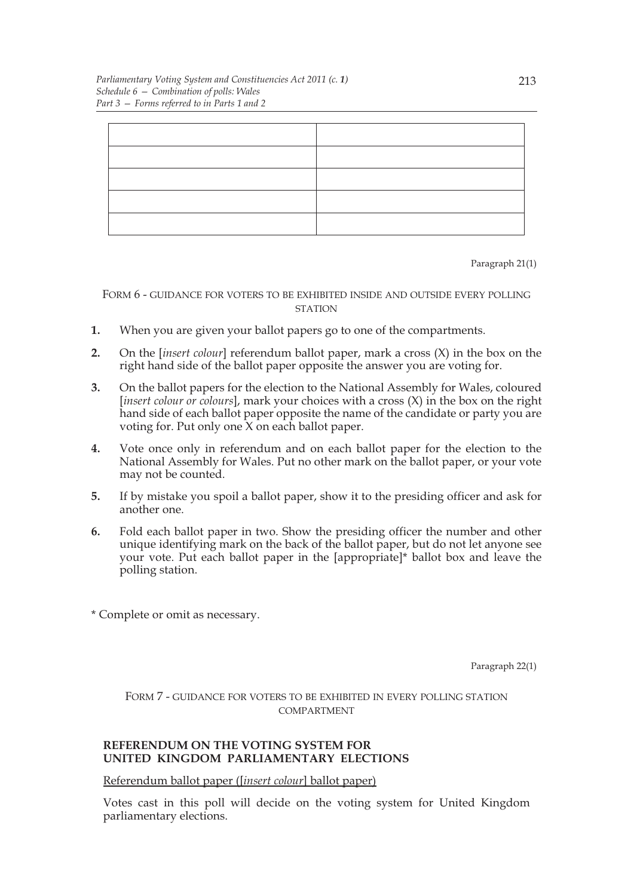| | |
|---|---|
| | |
| | |
| | |
| | |

Paragraph 21(1)

FORM 6 - GUIDANCE FOR VOTERS TO BE EXHIBITED INSIDE AND OUTSIDE EVERY POLLING STATION

**1.** When you are given your ballot papers go to one of the compartments.

**2.** On the [*insert colour*] referendum ballot paper, mark a cross (X) in the box on the right hand side of the ballot paper opposite the answer you are voting for.

**3.** On the ballot papers for the election to the National Assembly for Wales, coloured [*insert colour or colours*], mark your choices with a cross (X) in the box on the right hand side of each ballot paper opposite the name of the candidate or party you are voting for. Put only one X on each ballot paper.

**4.** Vote once only in referendum and on each ballot paper for the election to the National Assembly for Wales. Put no other mark on the ballot paper, or your vote may not be counted.

**5.** If by mistake you spoil a ballot paper, show it to the presiding officer and ask for another one.

**6.** Fold each ballot paper in two. Show the presiding officer the number and other unique identifying mark on the back of the ballot paper, but do not let anyone see your vote. Put each ballot paper in the [appropriate]* ballot box and leave the polling station.

* Complete or omit as necessary.

Paragraph 22(1)

FORM 7 - GUIDANCE FOR VOTERS TO BE EXHIBITED IN EVERY POLLING STATION COMPARTMENT

**REFERENDUM ON THE VOTING SYSTEM FOR UNITED KINGDOM PARLIAMENTARY ELECTIONS**

<u>Referendum ballot paper ([*insert colour*] ballot paper)</u>

Votes cast in this poll will decide on the voting system for United Kingdom parliamentary elections.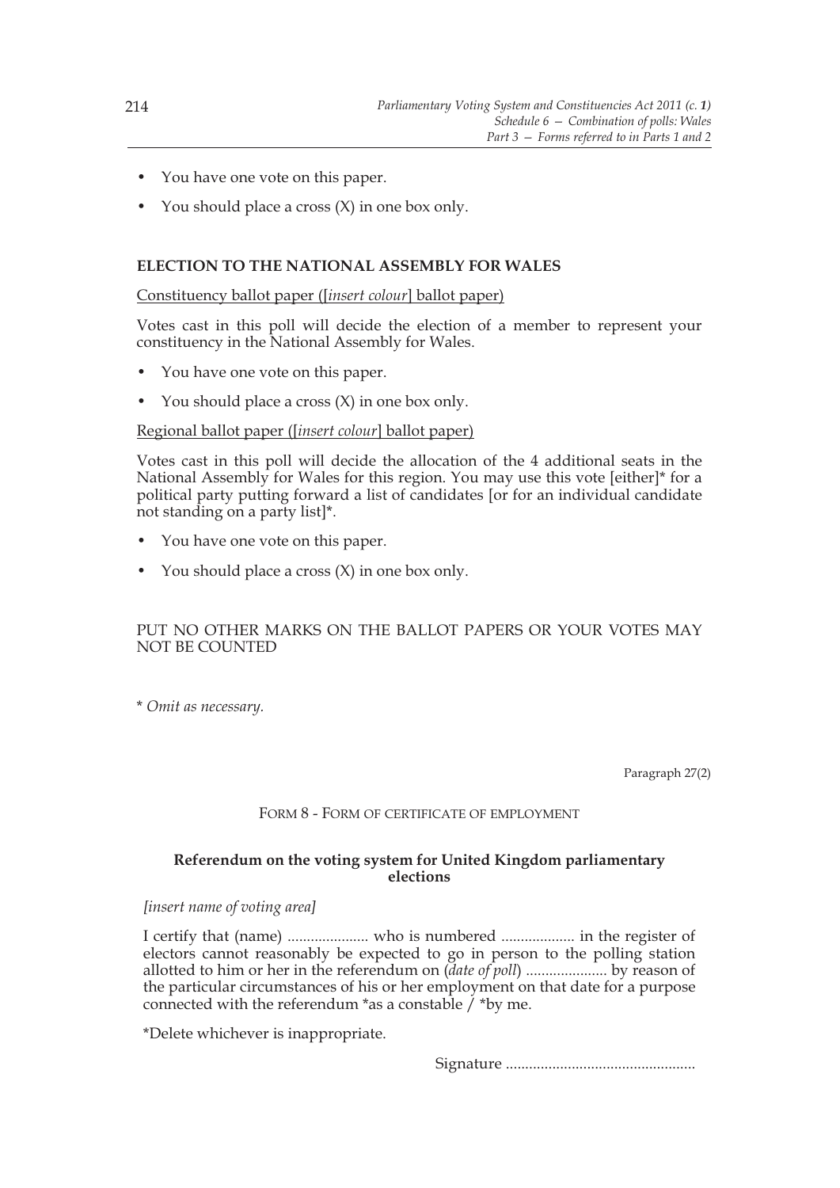- You have one vote on this paper.
- You should place a cross (X) in one box only.

**ELECTION TO THE NATIONAL ASSEMBLY FOR WALES**

Constituency ballot paper ([*insert colour*] ballot paper)

Votes cast in this poll will decide the election of a member to represent your constituency in the National Assembly for Wales.

- You have one vote on this paper.
- You should place a cross (X) in one box only.

Regional ballot paper ([*insert colour*] ballot paper)

Votes cast in this poll will decide the allocation of the 4 additional seats in the National Assembly for Wales for this region. You may use this vote [either]* for a political party putting forward a list of candidates [or for an individual candidate not standing on a party list]*.

- You have one vote on this paper.
- You should place a cross (X) in one box only.

PUT NO OTHER MARKS ON THE BALLOT PAPERS OR YOUR VOTES MAY NOT BE COUNTED

\* *Omit as necessary.*

Paragraph 27(2)

FORM 8 - FORM OF CERTIFICATE OF EMPLOYMENT

**Referendum on the voting system for United Kingdom parliamentary elections**

*[insert name of voting area]*

I certify that (name) .................... who is numbered .................. in the register of electors cannot reasonably be expected to go in person to the polling station allotted to him or her in the referendum on (*date of poll*) .................... by reason of the particular circumstances of his or her employment on that date for a purpose connected with the referendum *as a constable / *by me.

*Delete whichever is inappropriate.

Signature ................................................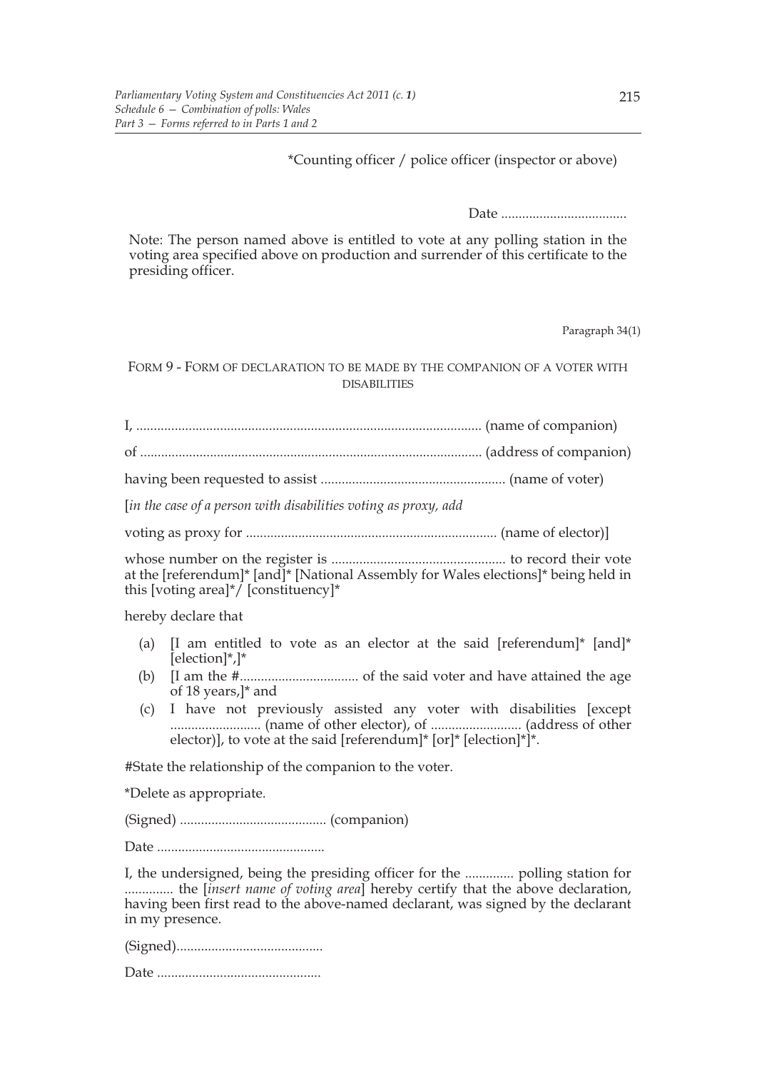*Counting officer / police officer (inspector or above)

Date ....................................

Note: The person named above is entitled to vote at any polling station in the voting area specified above on production and surrender of this certificate to the presiding officer.

Paragraph 34(1)

### FORM 9 - FORM OF DECLARATION TO BE MADE BY THE COMPANION OF A VOTER WITH DISABILITIES

I, .................................................................................................. (name of companion)

of ................................................................................................. (address of companion)

having been requested to assist ..................................................... (name of voter)

[*in the case of a person with disabilities voting as proxy, add*

voting as proxy for ....................................................................... (name of elector)]

whose number on the register is .................................................. to record their vote at the [referendum]* [and]* [National Assembly for Wales elections]* being held in this [voting area]*/ [constituency]*

hereby declare that

(a) [I am entitled to vote as an elector at the said [referendum]* [and]* [election]*,]*

(b) [I am the #.................................. of the said voter and have attained the age of 18 years,]* and

(c) I have not previously assisted any voter with disabilities [except .......................... (name of other elector), of .......................... (address of other elector)], to vote at the said [referendum]* [or]* [election]*]*.

#State the relationship of the companion to the voter.

*Delete as appropriate.

(Signed) .......................................... (companion)

Date ................................................

I, the undersigned, being the presiding officer for the .............. polling station for .............. the [*insert name of voting area*] hereby certify that the above declaration, having been first read to the above-named declarant, was signed by the declarant in my presence.

(Signed)..........................................

Date ...............................................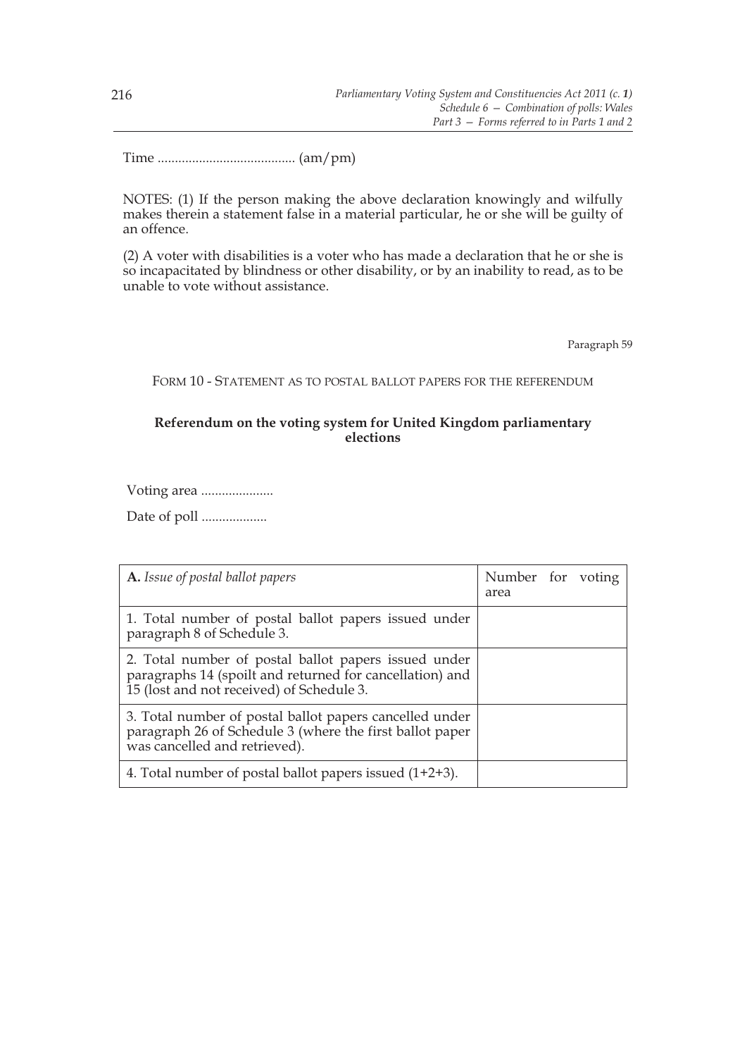Time ........................................ (am/pm)

NOTES: (1) If the person making the above declaration knowingly and wilfully makes therein a statement false in a material particular, he or she will be guilty of an offence.

(2) A voter with disabilities is a voter who has made a declaration that he or she is so incapacitated by blindness or other disability, or by an inability to read, as to be unable to vote without assistance.

Paragraph 59

FORM 10 - STATEMENT AS TO POSTAL BALLOT PAPERS FOR THE REFERENDUM

**Referendum on the voting system for United Kingdom parliamentary elections**

Voting area .....................

Date of poll ...................

| **A.** *Issue of postal ballot papers* | Number for voting area |
|---|---|
| 1. Total number of postal ballot papers issued under paragraph 8 of Schedule 3. | |
| 2. Total number of postal ballot papers issued under paragraphs 14 (spoilt and returned for cancellation) and 15 (lost and not received) of Schedule 3. | |
| 3. Total number of postal ballot papers cancelled under paragraph 26 of Schedule 3 (where the first ballot paper was cancelled and retrieved). | |
| 4. Total number of postal ballot papers issued (1+2+3). | |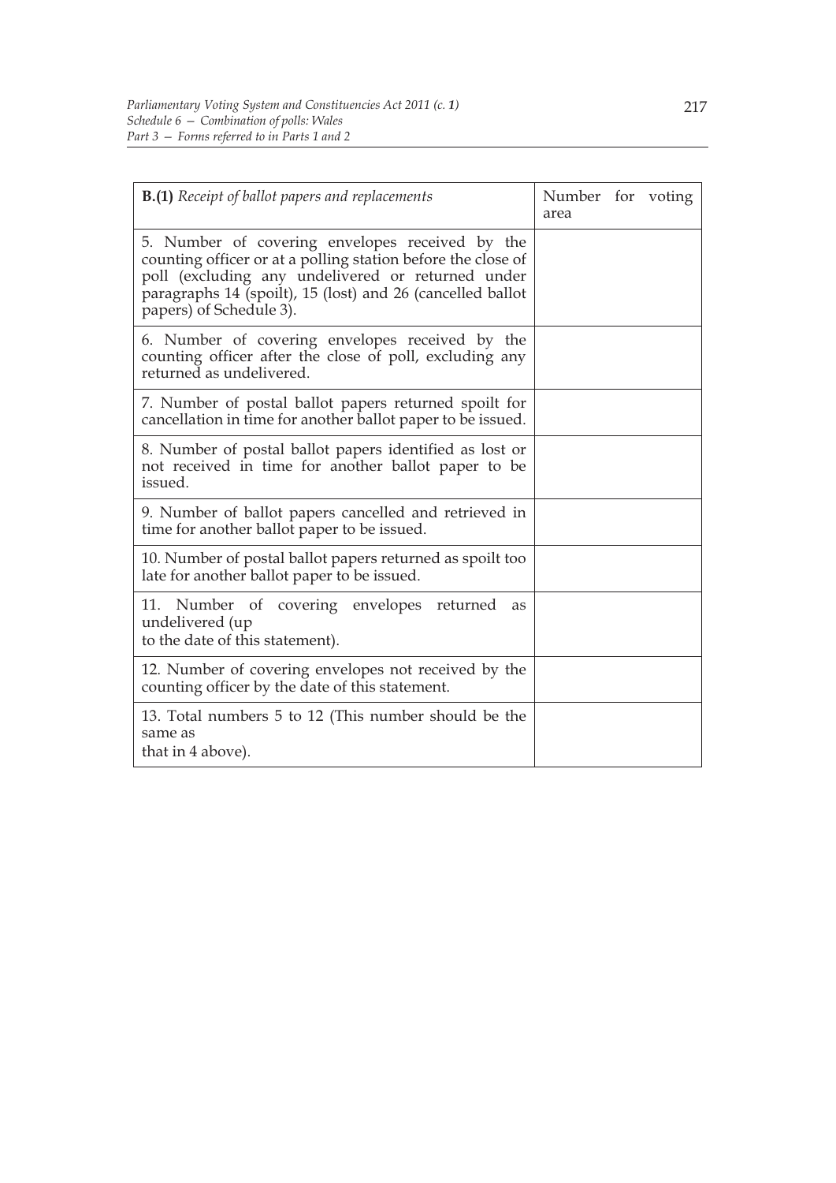| **B.(1)** *Receipt of ballot papers and replacements* | Number for voting area |
| --- | --- |
| 5. Number of covering envelopes received by the counting officer or at a polling station before the close of poll (excluding any undelivered or returned under paragraphs 14 (spoilt), 15 (lost) and 26 (cancelled ballot papers) of Schedule 3). | |
| 6. Number of covering envelopes received by the counting officer after the close of poll, excluding any returned as undelivered. | |
| 7. Number of postal ballot papers returned spoilt for cancellation in time for another ballot paper to be issued. | |
| 8. Number of postal ballot papers identified as lost or not received in time for another ballot paper to be issued. | |
| 9. Number of ballot papers cancelled and retrieved in time for another ballot paper to be issued. | |
| 10. Number of postal ballot papers returned as spoilt too late for another ballot paper to be issued. | |
| 11. Number of covering envelopes returned as undelivered (up to the date of this statement). | |
| 12. Number of covering envelopes not received by the counting officer by the date of this statement. | |
| 13. Total numbers 5 to 12 (This number should be the same as that in 4 above). | |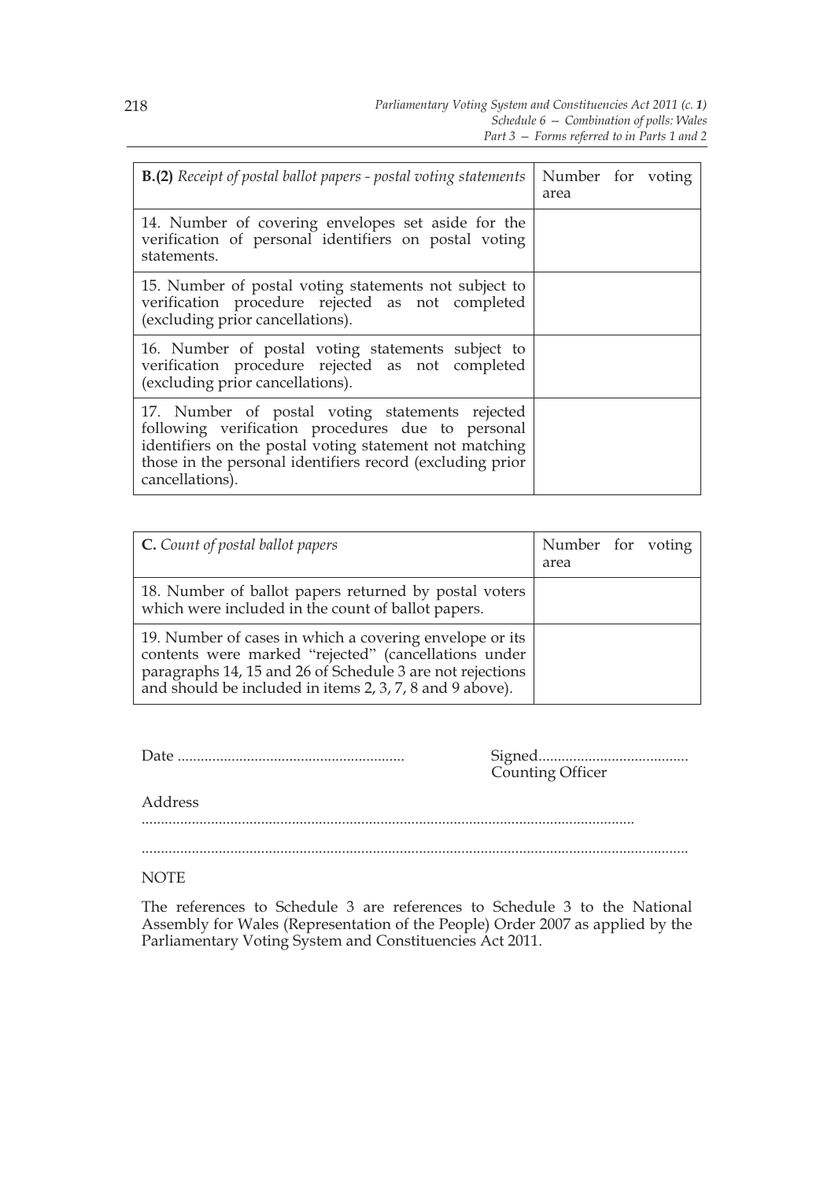| **B.(2)** *Receipt of postal ballot papers - postal voting statements* | Number for voting area |
|---|---|
| 14. Number of covering envelopes set aside for the verification of personal identifiers on postal voting statements. | |
| 15. Number of postal voting statements not subject to verification procedure rejected as not completed (excluding prior cancellations). | |
| 16. Number of postal voting statements subject to verification procedure rejected as not completed (excluding prior cancellations). | |
| 17. Number of postal voting statements rejected following verification procedures due to personal identifiers on the postal voting statement not matching those in the personal identifiers record (excluding prior cancellations). | |

| **C.** *Count of postal ballot papers* | Number for voting area |
|---|---|
| 18. Number of ballot papers returned by postal voters which were included in the count of ballot papers. | |
| 19. Number of cases in which a covering envelope or its contents were marked "rejected" (cancellations under paragraphs 14, 15 and 26 of Schedule 3 are not rejections and should be included in items 2, 3, 7, 8 and 9 above). | |

Date ..........................................................

Signed.......................................
Counting Officer

Address
.............................................................................................................................
.............................................................................................................................

NOTE

The references to Schedule 3 are references to Schedule 3 to the National Assembly for Wales (Representation of the People) Order 2007 as applied by the Parliamentary Voting System and Constituencies Act 2011.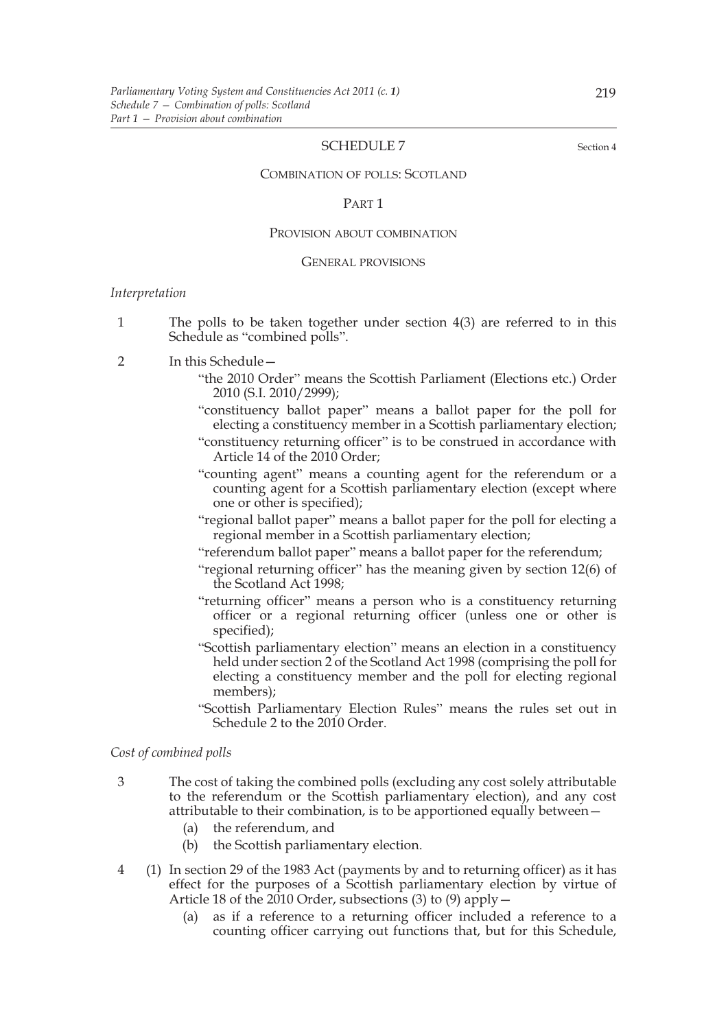## SCHEDULE 7

Section 4

### COMBINATION OF POLLS: SCOTLAND

#### PART 1

#### PROVISION ABOUT COMBINATION

##### GENERAL PROVISIONS

*Interpretation*

1 The polls to be taken together under section 4(3) are referred to in this Schedule as "combined polls".

2 In this Schedule—

"the 2010 Order" means the Scottish Parliament (Elections etc.) Order 2010 (S.I. 2010/2999);

"constituency ballot paper" means a ballot paper for the poll for electing a constituency member in a Scottish parliamentary election;

"constituency returning officer" is to be construed in accordance with Article 14 of the 2010 Order;

"counting agent" means a counting agent for the referendum or a counting agent for a Scottish parliamentary election (except where one or other is specified);

"regional ballot paper" means a ballot paper for the poll for electing a regional member in a Scottish parliamentary election;

"referendum ballot paper" means a ballot paper for the referendum;

"regional returning officer" has the meaning given by section 12(6) of the Scotland Act 1998;

"returning officer" means a person who is a constituency returning officer or a regional returning officer (unless one or other is specified);

"Scottish parliamentary election" means an election in a constituency held under section 2 of the Scotland Act 1998 (comprising the poll for electing a constituency member and the poll for electing regional members);

"Scottish Parliamentary Election Rules" means the rules set out in Schedule 2 to the 2010 Order.

*Cost of combined polls*

3 The cost of taking the combined polls (excluding any cost solely attributable to the referendum or the Scottish parliamentary election), and any cost attributable to their combination, is to be apportioned equally between—

(a) the referendum, and

(b) the Scottish parliamentary election.

4 (1) In section 29 of the 1983 Act (payments by and to returning officer) as it has effect for the purposes of a Scottish parliamentary election by virtue of Article 18 of the 2010 Order, subsections (3) to (9) apply—

(a) as if a reference to a returning officer included a reference to a counting officer carrying out functions that, but for this Schedule,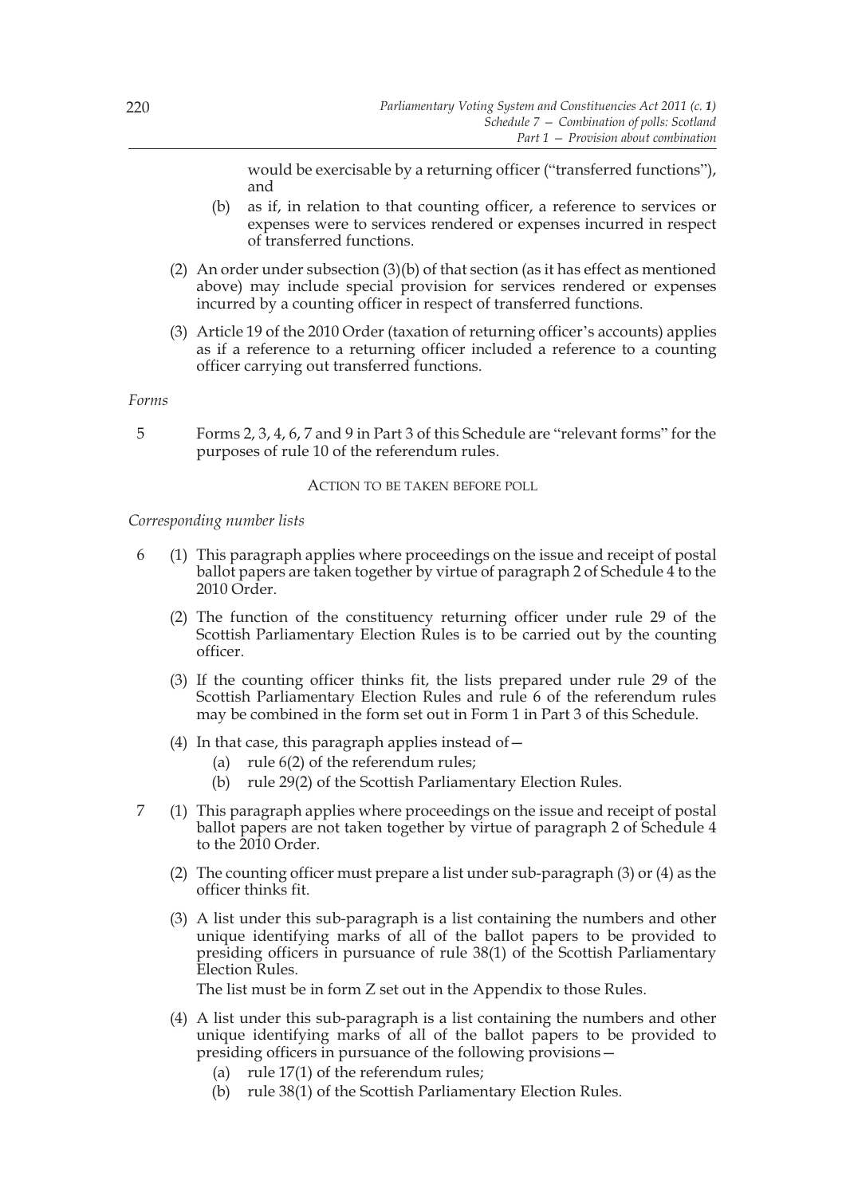would be exercisable by a returning officer ("transferred functions"), and

(b) as if, in relation to that counting officer, a reference to services or expenses were to services rendered or expenses incurred in respect of transferred functions.

(2) An order under subsection (3)(b) of that section (as it has effect as mentioned above) may include special provision for services rendered or expenses incurred by a counting officer in respect of transferred functions.

(3) Article 19 of the 2010 Order (taxation of returning officer's accounts) applies as if a reference to a returning officer included a reference to a counting officer carrying out transferred functions.

*Forms*

5 Forms 2, 3, 4, 6, 7 and 9 in Part 3 of this Schedule are "relevant forms" for the purposes of rule 10 of the referendum rules.

ACTION TO BE TAKEN BEFORE POLL

*Corresponding number lists*

6 (1) This paragraph applies where proceedings on the issue and receipt of postal ballot papers are taken together by virtue of paragraph 2 of Schedule 4 to the 2010 Order.

(2) The function of the constituency returning officer under rule 29 of the Scottish Parliamentary Election Rules is to be carried out by the counting officer.

(3) If the counting officer thinks fit, the lists prepared under rule 29 of the Scottish Parliamentary Election Rules and rule 6 of the referendum rules may be combined in the form set out in Form 1 in Part 3 of this Schedule.

(4) In that case, this paragraph applies instead of—

(a) rule 6(2) of the referendum rules;

(b) rule 29(2) of the Scottish Parliamentary Election Rules.

7 (1) This paragraph applies where proceedings on the issue and receipt of postal ballot papers are not taken together by virtue of paragraph 2 of Schedule 4 to the 2010 Order.

(2) The counting officer must prepare a list under sub-paragraph (3) or (4) as the officer thinks fit.

(3) A list under this sub-paragraph is a list containing the numbers and other unique identifying marks of all of the ballot papers to be provided to presiding officers in pursuance of rule 38(1) of the Scottish Parliamentary Election Rules.

The list must be in form Z set out in the Appendix to those Rules.

(4) A list under this sub-paragraph is a list containing the numbers and other unique identifying marks of all of the ballot papers to be provided to presiding officers in pursuance of the following provisions—

(a) rule 17(1) of the referendum rules;

(b) rule 38(1) of the Scottish Parliamentary Election Rules.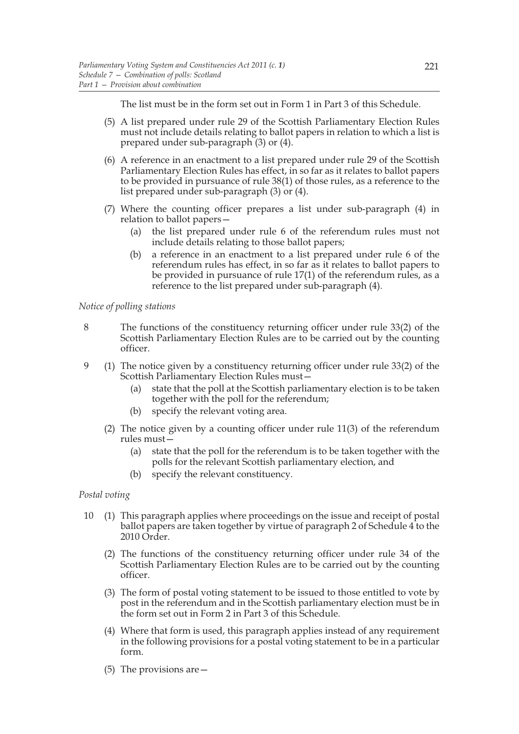The list must be in the form set out in Form 1 in Part 3 of this Schedule.

(5) A list prepared under rule 29 of the Scottish Parliamentary Election Rules must not include details relating to ballot papers in relation to which a list is prepared under sub-paragraph (3) or (4).

(6) A reference in an enactment to a list prepared under rule 29 of the Scottish Parliamentary Election Rules has effect, in so far as it relates to ballot papers to be provided in pursuance of rule 38(1) of those rules, as a reference to the list prepared under sub-paragraph (3) or (4).

(7) Where the counting officer prepares a list under sub-paragraph (4) in relation to ballot papers—

(a) the list prepared under rule 6 of the referendum rules must not include details relating to those ballot papers;

(b) a reference in an enactment to a list prepared under rule 6 of the referendum rules has effect, in so far as it relates to ballot papers to be provided in pursuance of rule 17(1) of the referendum rules, as a reference to the list prepared under sub-paragraph (4).

*Notice of polling stations*

8 The functions of the constituency returning officer under rule 33(2) of the Scottish Parliamentary Election Rules are to be carried out by the counting officer.

9 (1) The notice given by a constituency returning officer under rule 33(2) of the Scottish Parliamentary Election Rules must—

(a) state that the poll at the Scottish parliamentary election is to be taken together with the poll for the referendum;

(b) specify the relevant voting area.

(2) The notice given by a counting officer under rule 11(3) of the referendum rules must—

(a) state that the poll for the referendum is to be taken together with the polls for the relevant Scottish parliamentary election, and

(b) specify the relevant constituency.

*Postal voting*

10 (1) This paragraph applies where proceedings on the issue and receipt of postal ballot papers are taken together by virtue of paragraph 2 of Schedule 4 to the 2010 Order.

(2) The functions of the constituency returning officer under rule 34 of the Scottish Parliamentary Election Rules are to be carried out by the counting officer.

(3) The form of postal voting statement to be issued to those entitled to vote by post in the referendum and in the Scottish parliamentary election must be in the form set out in Form 2 in Part 3 of this Schedule.

(4) Where that form is used, this paragraph applies instead of any requirement in the following provisions for a postal voting statement to be in a particular form.

(5) The provisions are—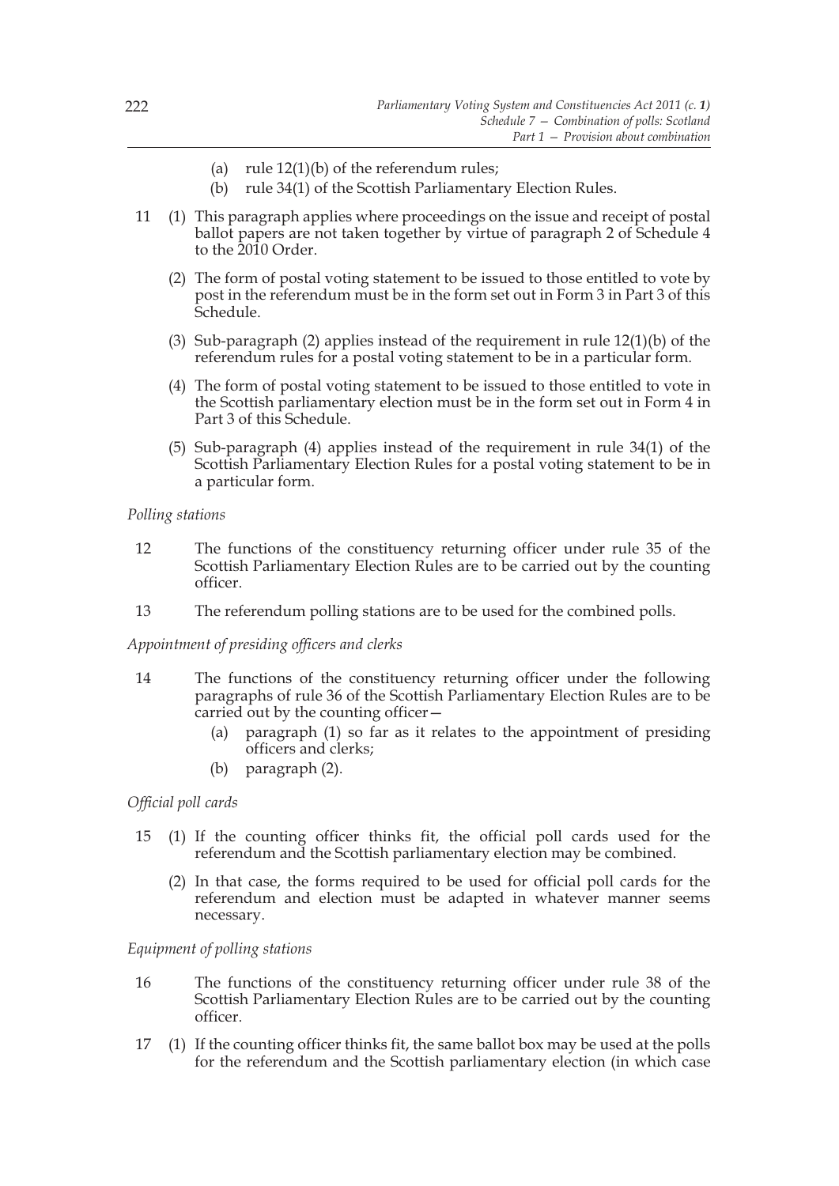(a) rule 12(1)(b) of the referendum rules;

(b) rule 34(1) of the Scottish Parliamentary Election Rules.

11 (1) This paragraph applies where proceedings on the issue and receipt of postal ballot papers are not taken together by virtue of paragraph 2 of Schedule 4 to the 2010 Order.

(2) The form of postal voting statement to be issued to those entitled to vote by post in the referendum must be in the form set out in Form 3 in Part 3 of this Schedule.

(3) Sub-paragraph (2) applies instead of the requirement in rule 12(1)(b) of the referendum rules for a postal voting statement to be in a particular form.

(4) The form of postal voting statement to be issued to those entitled to vote in the Scottish parliamentary election must be in the form set out in Form 4 in Part 3 of this Schedule.

(5) Sub-paragraph (4) applies instead of the requirement in rule 34(1) of the Scottish Parliamentary Election Rules for a postal voting statement to be in a particular form.

*Polling stations*

12 The functions of the constituency returning officer under rule 35 of the Scottish Parliamentary Election Rules are to be carried out by the counting officer.

13 The referendum polling stations are to be used for the combined polls.

*Appointment of presiding officers and clerks*

14 The functions of the constituency returning officer under the following paragraphs of rule 36 of the Scottish Parliamentary Election Rules are to be carried out by the counting officer—

(a) paragraph (1) so far as it relates to the appointment of presiding officers and clerks;

(b) paragraph (2).

*Official poll cards*

15 (1) If the counting officer thinks fit, the official poll cards used for the referendum and the Scottish parliamentary election may be combined.

(2) In that case, the forms required to be used for official poll cards for the referendum and election must be adapted in whatever manner seems necessary.

*Equipment of polling stations*

16 The functions of the constituency returning officer under rule 38 of the Scottish Parliamentary Election Rules are to be carried out by the counting officer.

17 (1) If the counting officer thinks fit, the same ballot box may be used at the polls for the referendum and the Scottish parliamentary election (in which case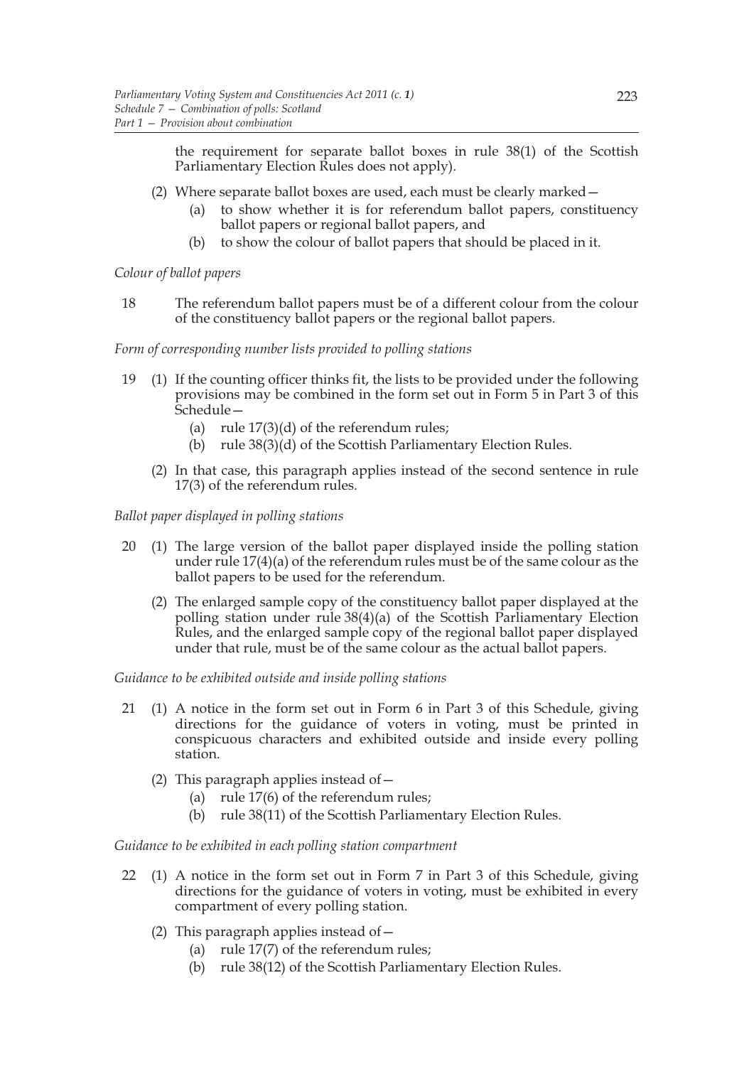the requirement for separate ballot boxes in rule 38(1) of the Scottish Parliamentary Election Rules does not apply).

(2) Where separate ballot boxes are used, each must be clearly marked—

(a) to show whether it is for referendum ballot papers, constituency ballot papers or regional ballot papers, and

(b) to show the colour of ballot papers that should be placed in it.

*Colour of ballot papers*

18 The referendum ballot papers must be of a different colour from the colour of the constituency ballot papers or the regional ballot papers.

*Form of corresponding number lists provided to polling stations*

19 (1) If the counting officer thinks fit, the lists to be provided under the following provisions may be combined in the form set out in Form 5 in Part 3 of this Schedule—

(a) rule 17(3)(d) of the referendum rules;

(b) rule 38(3)(d) of the Scottish Parliamentary Election Rules.

(2) In that case, this paragraph applies instead of the second sentence in rule 17(3) of the referendum rules.

*Ballot paper displayed in polling stations*

20 (1) The large version of the ballot paper displayed inside the polling station under rule 17(4)(a) of the referendum rules must be of the same colour as the ballot papers to be used for the referendum.

(2) The enlarged sample copy of the constituency ballot paper displayed at the polling station under rule 38(4)(a) of the Scottish Parliamentary Election Rules, and the enlarged sample copy of the regional ballot paper displayed under that rule, must be of the same colour as the actual ballot papers.

*Guidance to be exhibited outside and inside polling stations*

21 (1) A notice in the form set out in Form 6 in Part 3 of this Schedule, giving directions for the guidance of voters in voting, must be printed in conspicuous characters and exhibited outside and inside every polling station.

(2) This paragraph applies instead of—

(a) rule 17(6) of the referendum rules;

(b) rule 38(11) of the Scottish Parliamentary Election Rules.

*Guidance to be exhibited in each polling station compartment*

22 (1) A notice in the form set out in Form 7 in Part 3 of this Schedule, giving directions for the guidance of voters in voting, must be exhibited in every compartment of every polling station.

(2) This paragraph applies instead of—

(a) rule 17(7) of the referendum rules;

(b) rule 38(12) of the Scottish Parliamentary Election Rules.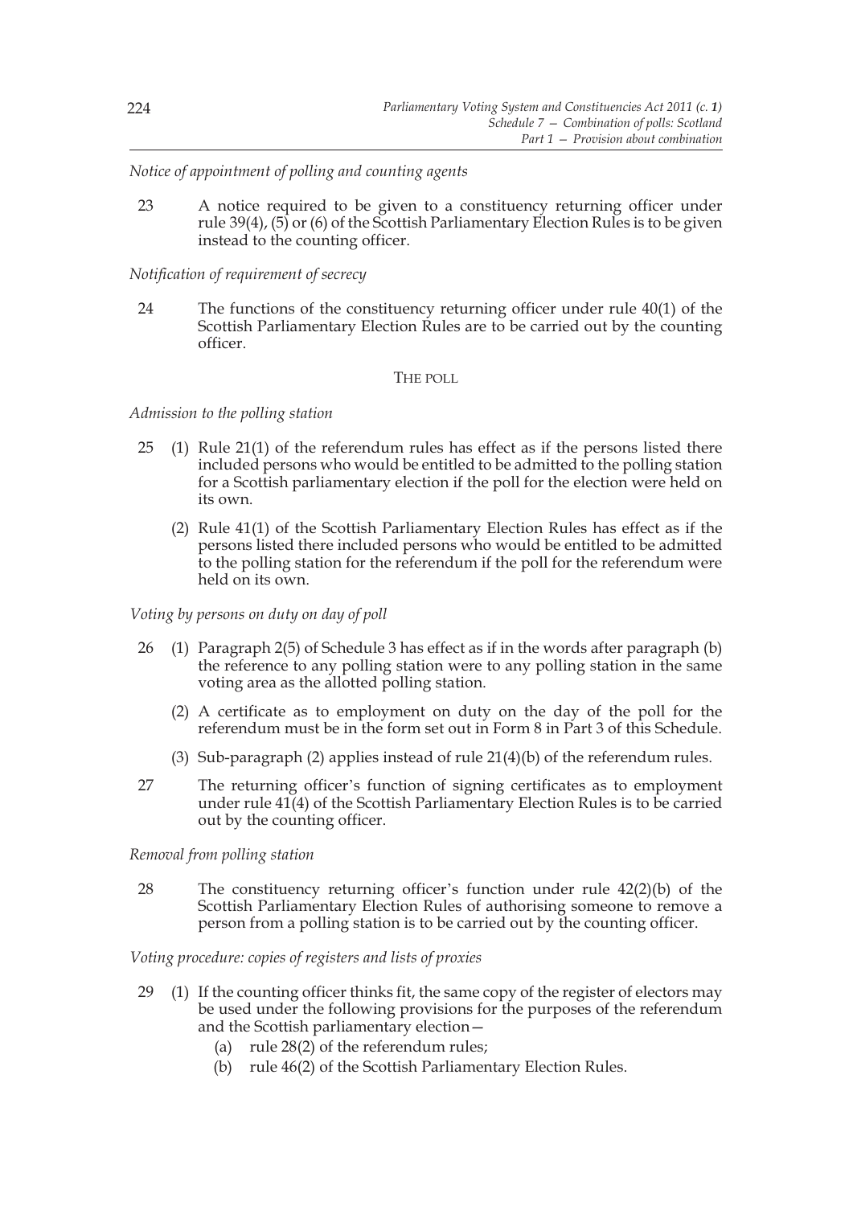*Notice of appointment of polling and counting agents*

23 A notice required to be given to a constituency returning officer under rule 39(4), (5) or (6) of the Scottish Parliamentary Election Rules is to be given instead to the counting officer.

*Notification of requirement of secrecy*

24 The functions of the constituency returning officer under rule 40(1) of the Scottish Parliamentary Election Rules are to be carried out by the counting officer.

THE POLL

*Admission to the polling station*

25 (1) Rule 21(1) of the referendum rules has effect as if the persons listed there included persons who would be entitled to be admitted to the polling station for a Scottish parliamentary election if the poll for the election were held on its own.

(2) Rule 41(1) of the Scottish Parliamentary Election Rules has effect as if the persons listed there included persons who would be entitled to be admitted to the polling station for the referendum if the poll for the referendum were held on its own.

*Voting by persons on duty on day of poll*

26 (1) Paragraph 2(5) of Schedule 3 has effect as if in the words after paragraph (b) the reference to any polling station were to any polling station in the same voting area as the allotted polling station.

(2) A certificate as to employment on duty on the day of the poll for the referendum must be in the form set out in Form 8 in Part 3 of this Schedule.

(3) Sub-paragraph (2) applies instead of rule 21(4)(b) of the referendum rules.

27 The returning officer's function of signing certificates as to employment under rule 41(4) of the Scottish Parliamentary Election Rules is to be carried out by the counting officer.

*Removal from polling station*

28 The constituency returning officer's function under rule 42(2)(b) of the Scottish Parliamentary Election Rules of authorising someone to remove a person from a polling station is to be carried out by the counting officer.

*Voting procedure: copies of registers and lists of proxies*

29 (1) If the counting officer thinks fit, the same copy of the register of electors may be used under the following provisions for the purposes of the referendum and the Scottish parliamentary election—

(a) rule 28(2) of the referendum rules;

(b) rule 46(2) of the Scottish Parliamentary Election Rules.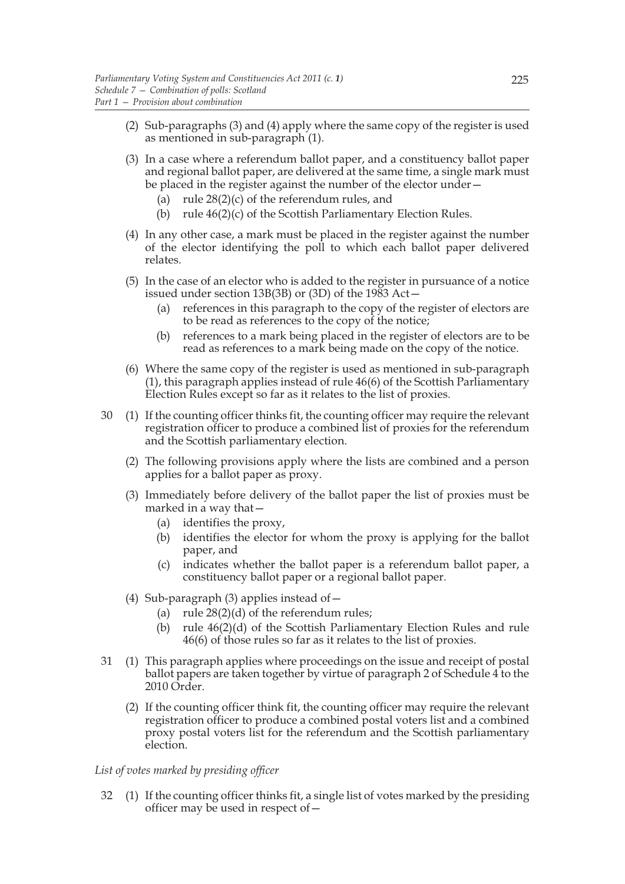(2) Sub-paragraphs (3) and (4) apply where the same copy of the register is used as mentioned in sub-paragraph (1).

(3) In a case where a referendum ballot paper, and a constituency ballot paper and regional ballot paper, are delivered at the same time, a single mark must be placed in the register against the number of the elector under—

  (a) rule 28(2)(c) of the referendum rules, and

  (b) rule 46(2)(c) of the Scottish Parliamentary Election Rules.

(4) In any other case, a mark must be placed in the register against the number of the elector identifying the poll to which each ballot paper delivered relates.

(5) In the case of an elector who is added to the register in pursuance of a notice issued under section 13B(3B) or (3D) of the 1983 Act—

  (a) references in this paragraph to the copy of the register of electors are to be read as references to the copy of the notice;

  (b) references to a mark being placed in the register of electors are to be read as references to a mark being made on the copy of the notice.

(6) Where the same copy of the register is used as mentioned in sub-paragraph (1), this paragraph applies instead of rule 46(6) of the Scottish Parliamentary Election Rules except so far as it relates to the list of proxies.

30 (1) If the counting officer thinks fit, the counting officer may require the relevant registration officer to produce a combined list of proxies for the referendum and the Scottish parliamentary election.

(2) The following provisions apply where the lists are combined and a person applies for a ballot paper as proxy.

(3) Immediately before delivery of the ballot paper the list of proxies must be marked in a way that—

  (a) identifies the proxy,

  (b) identifies the elector for whom the proxy is applying for the ballot paper, and

  (c) indicates whether the ballot paper is a referendum ballot paper, a constituency ballot paper or a regional ballot paper.

(4) Sub-paragraph (3) applies instead of—

  (a) rule 28(2)(d) of the referendum rules;

  (b) rule 46(2)(d) of the Scottish Parliamentary Election Rules and rule 46(6) of those rules so far as it relates to the list of proxies.

31 (1) This paragraph applies where proceedings on the issue and receipt of postal ballot papers are taken together by virtue of paragraph 2 of Schedule 4 to the 2010 Order.

(2) If the counting officer think fit, the counting officer may require the relevant registration officer to produce a combined postal voters list and a combined proxy postal voters list for the referendum and the Scottish parliamentary election.

*List of votes marked by presiding officer*

32 (1) If the counting officer thinks fit, a single list of votes marked by the presiding officer may be used in respect of—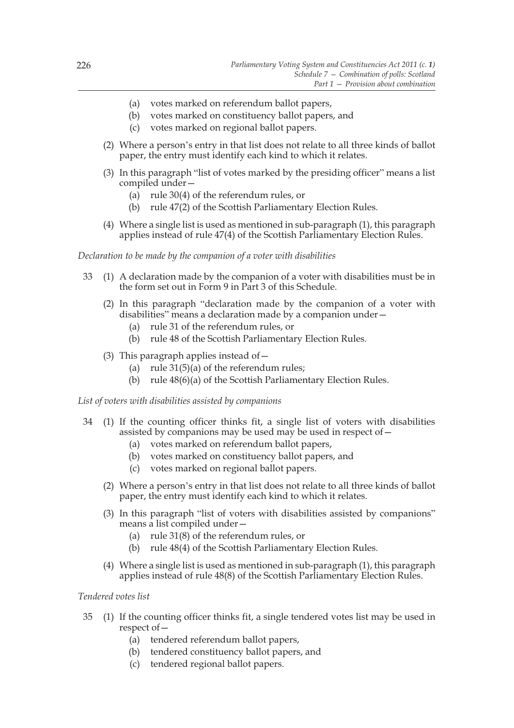(a) votes marked on referendum ballot papers,

(b) votes marked on constituency ballot papers, and

(c) votes marked on regional ballot papers.

(2) Where a person's entry in that list does not relate to all three kinds of ballot paper, the entry must identify each kind to which it relates.

(3) In this paragraph "list of votes marked by the presiding officer" means a list compiled under—

(a) rule 30(4) of the referendum rules, or

(b) rule 47(2) of the Scottish Parliamentary Election Rules.

(4) Where a single list is used as mentioned in sub-paragraph (1), this paragraph applies instead of rule 47(4) of the Scottish Parliamentary Election Rules.

*Declaration to be made by the companion of a voter with disabilities*

33 (1) A declaration made by the companion of a voter with disabilities must be in the form set out in Form 9 in Part 3 of this Schedule.

(2) In this paragraph "declaration made by the companion of a voter with disabilities" means a declaration made by a companion under—

(a) rule 31 of the referendum rules, or

(b) rule 48 of the Scottish Parliamentary Election Rules.

(3) This paragraph applies instead of—

(a) rule 31(5)(a) of the referendum rules;

(b) rule 48(6)(a) of the Scottish Parliamentary Election Rules.

*List of voters with disabilities assisted by companions*

34 (1) If the counting officer thinks fit, a single list of voters with disabilities assisted by companions may be used may be used in respect of—

(a) votes marked on referendum ballot papers,

(b) votes marked on constituency ballot papers, and

(c) votes marked on regional ballot papers.

(2) Where a person's entry in that list does not relate to all three kinds of ballot paper, the entry must identify each kind to which it relates.

(3) In this paragraph "list of voters with disabilities assisted by companions" means a list compiled under—

(a) rule 31(8) of the referendum rules, or

(b) rule 48(4) of the Scottish Parliamentary Election Rules.

(4) Where a single list is used as mentioned in sub-paragraph (1), this paragraph applies instead of rule 48(8) of the Scottish Parliamentary Election Rules.

*Tendered votes list*

35 (1) If the counting officer thinks fit, a single tendered votes list may be used in respect of—

(a) tendered referendum ballot papers,

(b) tendered constituency ballot papers, and

(c) tendered regional ballot papers.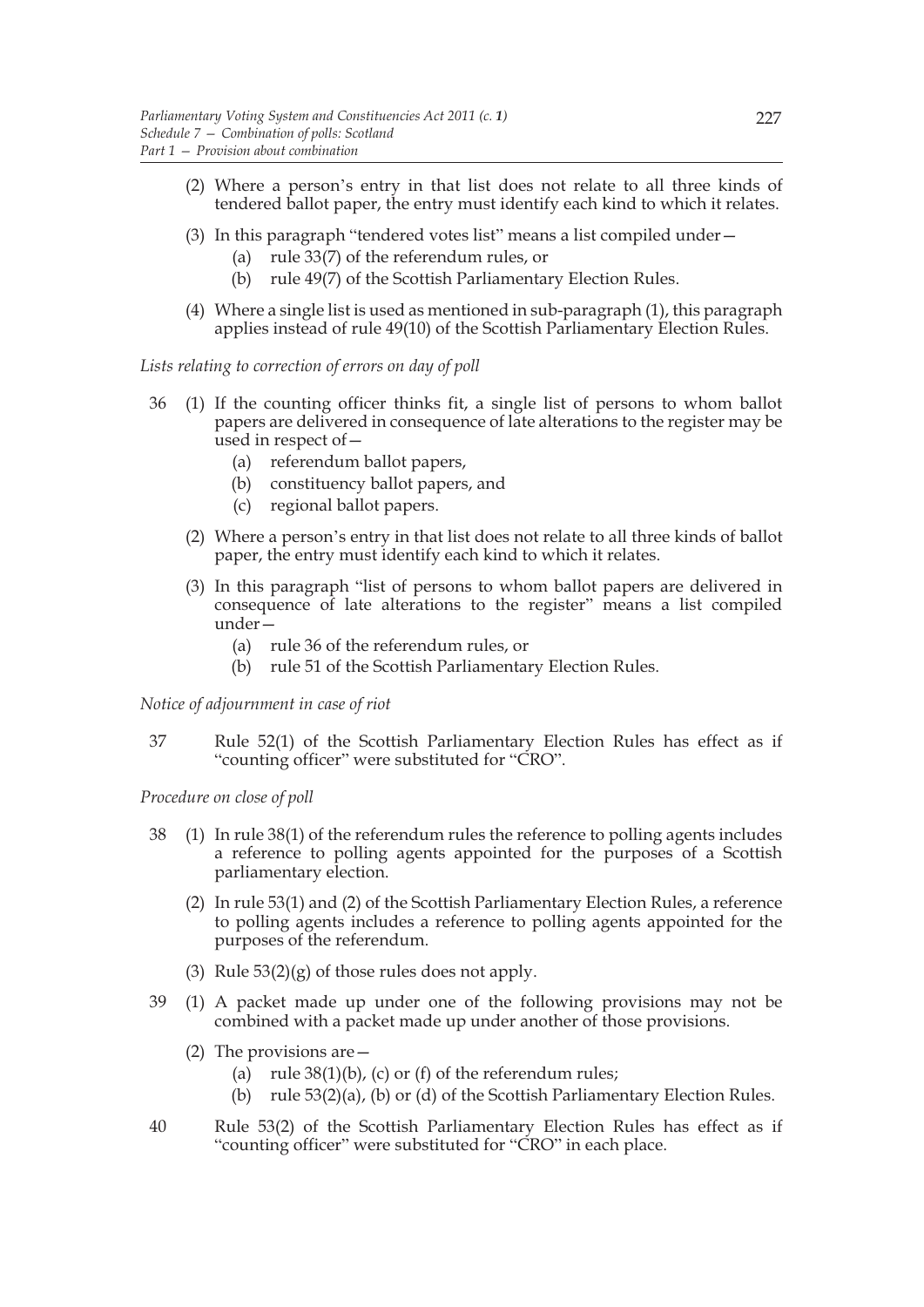(2) Where a person's entry in that list does not relate to all three kinds of tendered ballot paper, the entry must identify each kind to which it relates.

(3) In this paragraph "tendered votes list" means a list compiled under—

(a) rule 33(7) of the referendum rules, or

(b) rule 49(7) of the Scottish Parliamentary Election Rules.

(4) Where a single list is used as mentioned in sub-paragraph (1), this paragraph applies instead of rule 49(10) of the Scottish Parliamentary Election Rules.

*Lists relating to correction of errors on day of poll*

36 (1) If the counting officer thinks fit, a single list of persons to whom ballot papers are delivered in consequence of late alterations to the register may be used in respect of—

(a) referendum ballot papers,

(b) constituency ballot papers, and

(c) regional ballot papers.

(2) Where a person's entry in that list does not relate to all three kinds of ballot paper, the entry must identify each kind to which it relates.

(3) In this paragraph "list of persons to whom ballot papers are delivered in consequence of late alterations to the register" means a list compiled under—

(a) rule 36 of the referendum rules, or

(b) rule 51 of the Scottish Parliamentary Election Rules.

*Notice of adjournment in case of riot*

37 Rule 52(1) of the Scottish Parliamentary Election Rules has effect as if "counting officer" were substituted for "CRO".

*Procedure on close of poll*

38 (1) In rule 38(1) of the referendum rules the reference to polling agents includes a reference to polling agents appointed for the purposes of a Scottish parliamentary election.

(2) In rule 53(1) and (2) of the Scottish Parliamentary Election Rules, a reference to polling agents includes a reference to polling agents appointed for the purposes of the referendum.

(3) Rule 53(2)(g) of those rules does not apply.

39 (1) A packet made up under one of the following provisions may not be combined with a packet made up under another of those provisions.

(2) The provisions are—

(a) rule 38(1)(b), (c) or (f) of the referendum rules;

(b) rule 53(2)(a), (b) or (d) of the Scottish Parliamentary Election Rules.

40 Rule 53(2) of the Scottish Parliamentary Election Rules has effect as if "counting officer" were substituted for "CRO" in each place.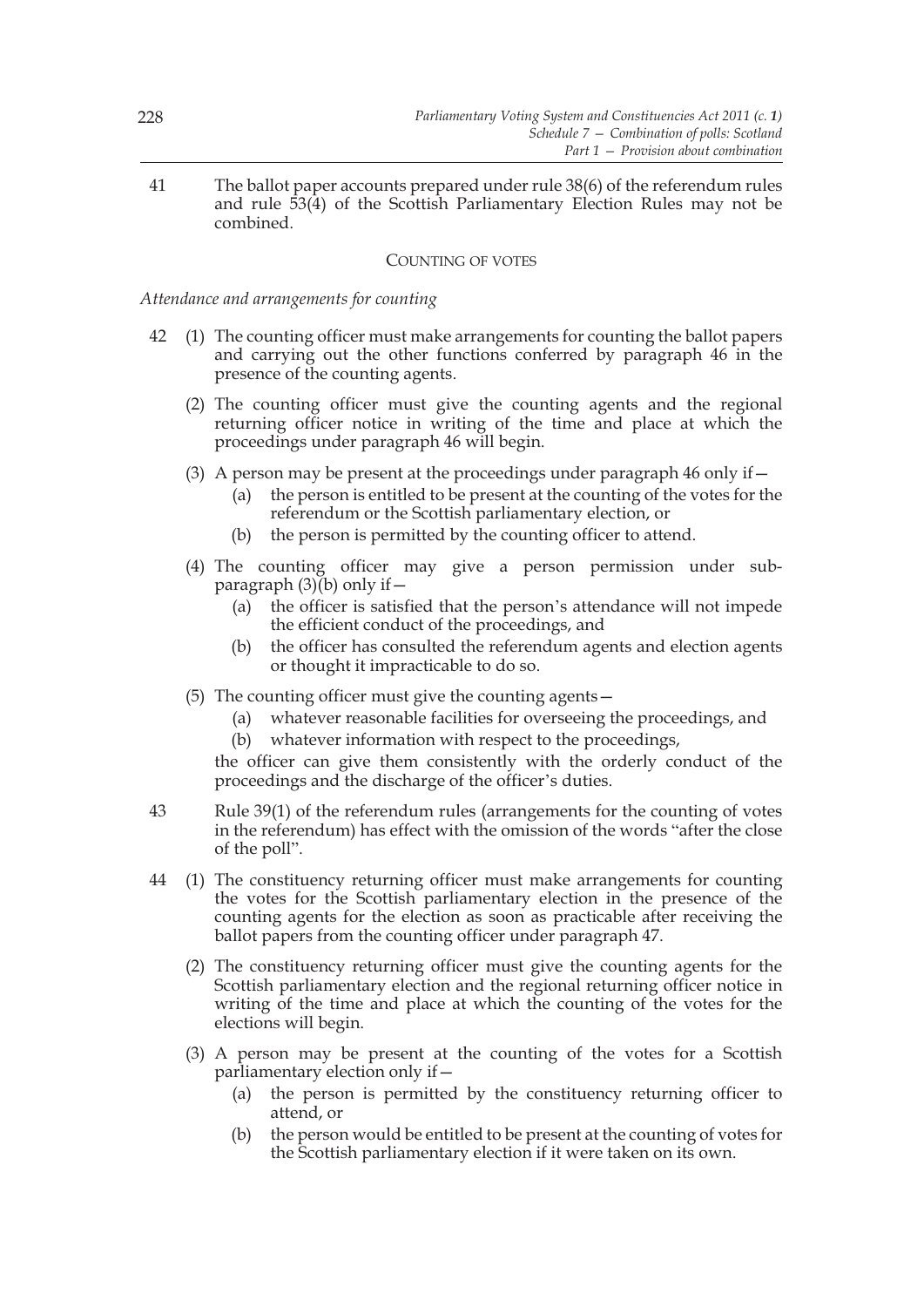41 The ballot paper accounts prepared under rule 38(6) of the referendum rules and rule 53(4) of the Scottish Parliamentary Election Rules may not be combined.

### COUNTING OF VOTES

*Attendance and arrangements for counting*

42 (1) The counting officer must make arrangements for counting the ballot papers and carrying out the other functions conferred by paragraph 46 in the presence of the counting agents.

(2) The counting officer must give the counting agents and the regional returning officer notice in writing of the time and place at which the proceedings under paragraph 46 will begin.

(3) A person may be present at the proceedings under paragraph 46 only if—

(a) the person is entitled to be present at the counting of the votes for the referendum or the Scottish parliamentary election, or

(b) the person is permitted by the counting officer to attend.

(4) The counting officer may give a person permission under sub-paragraph (3)(b) only if—

(a) the officer is satisfied that the person's attendance will not impede the efficient conduct of the proceedings, and

(b) the officer has consulted the referendum agents and election agents or thought it impracticable to do so.

(5) The counting officer must give the counting agents—

(a) whatever reasonable facilities for overseeing the proceedings, and

(b) whatever information with respect to the proceedings,

the officer can give them consistently with the orderly conduct of the proceedings and the discharge of the officer's duties.

43 Rule 39(1) of the referendum rules (arrangements for the counting of votes in the referendum) has effect with the omission of the words "after the close of the poll".

44 (1) The constituency returning officer must make arrangements for counting the votes for the Scottish parliamentary election in the presence of the counting agents for the election as soon as practicable after receiving the ballot papers from the counting officer under paragraph 47.

(2) The constituency returning officer must give the counting agents for the Scottish parliamentary election and the regional returning officer notice in writing of the time and place at which the counting of the votes for the elections will begin.

(3) A person may be present at the counting of the votes for a Scottish parliamentary election only if—

(a) the person is permitted by the constituency returning officer to attend, or

(b) the person would be entitled to be present at the counting of votes for the Scottish parliamentary election if it were taken on its own.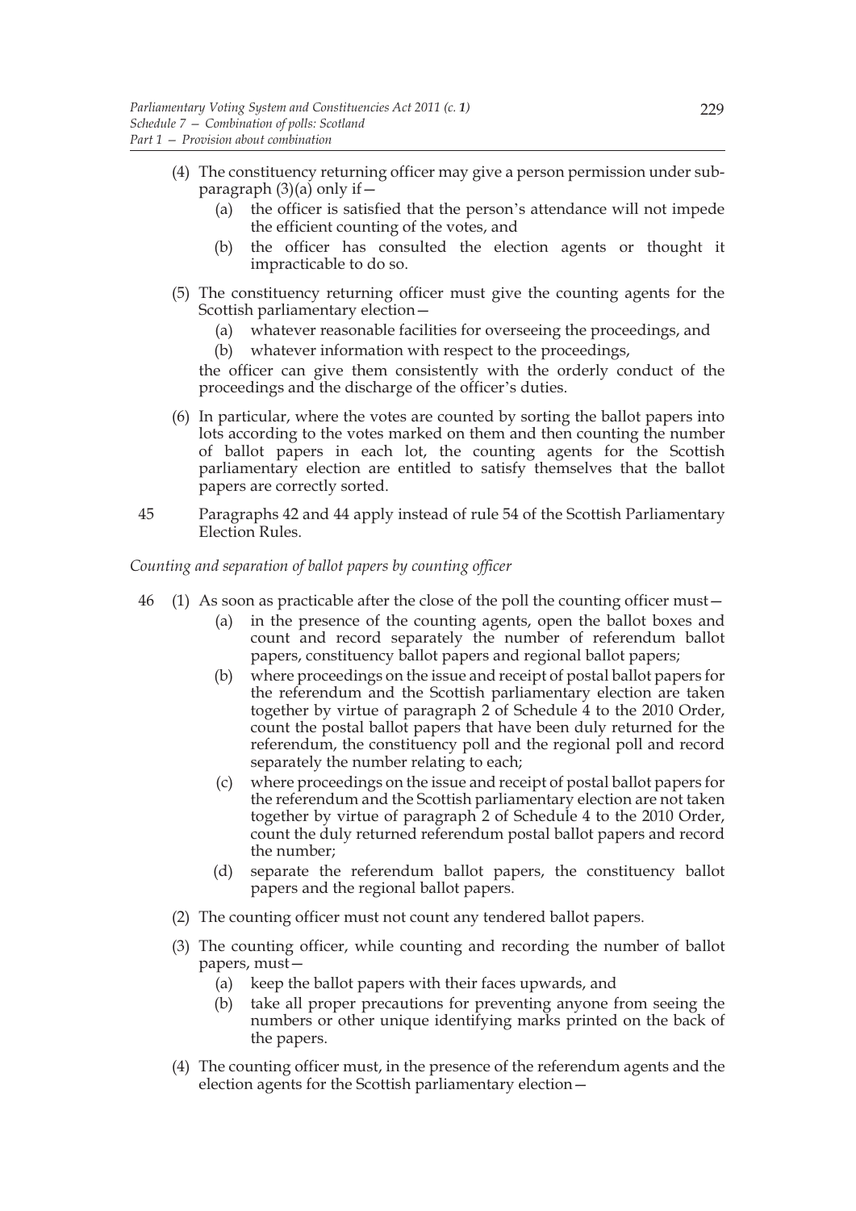(4) The constituency returning officer may give a person permission under sub-paragraph (3)(a) only if—

   (a) the officer is satisfied that the person's attendance will not impede the efficient counting of the votes, and

   (b) the officer has consulted the election agents or thought it impracticable to do so.

(5) The constituency returning officer must give the counting agents for the Scottish parliamentary election—

   (a) whatever reasonable facilities for overseeing the proceedings, and

   (b) whatever information with respect to the proceedings,

   the officer can give them consistently with the orderly conduct of the proceedings and the discharge of the officer's duties.

(6) In particular, where the votes are counted by sorting the ballot papers into lots according to the votes marked on them and then counting the number of ballot papers in each lot, the counting agents for the Scottish parliamentary election are entitled to satisfy themselves that the ballot papers are correctly sorted.

45 Paragraphs 42 and 44 apply instead of rule 54 of the Scottish Parliamentary Election Rules.

*Counting and separation of ballot papers by counting officer*

46 (1) As soon as practicable after the close of the poll the counting officer must—

   (a) in the presence of the counting agents, open the ballot boxes and count and record separately the number of referendum ballot papers, constituency ballot papers and regional ballot papers;

   (b) where proceedings on the issue and receipt of postal ballot papers for the referendum and the Scottish parliamentary election are taken together by virtue of paragraph 2 of Schedule 4 to the 2010 Order, count the postal ballot papers that have been duly returned for the referendum, the constituency poll and the regional poll and record separately the number relating to each;

   (c) where proceedings on the issue and receipt of postal ballot papers for the referendum and the Scottish parliamentary election are not taken together by virtue of paragraph 2 of Schedule 4 to the 2010 Order, count the duly returned referendum postal ballot papers and record the number;

   (d) separate the referendum ballot papers, the constituency ballot papers and the regional ballot papers.

(2) The counting officer must not count any tendered ballot papers.

(3) The counting officer, while counting and recording the number of ballot papers, must—

   (a) keep the ballot papers with their faces upwards, and

   (b) take all proper precautions for preventing anyone from seeing the numbers or other unique identifying marks printed on the back of the papers.

(4) The counting officer must, in the presence of the referendum agents and the election agents for the Scottish parliamentary election—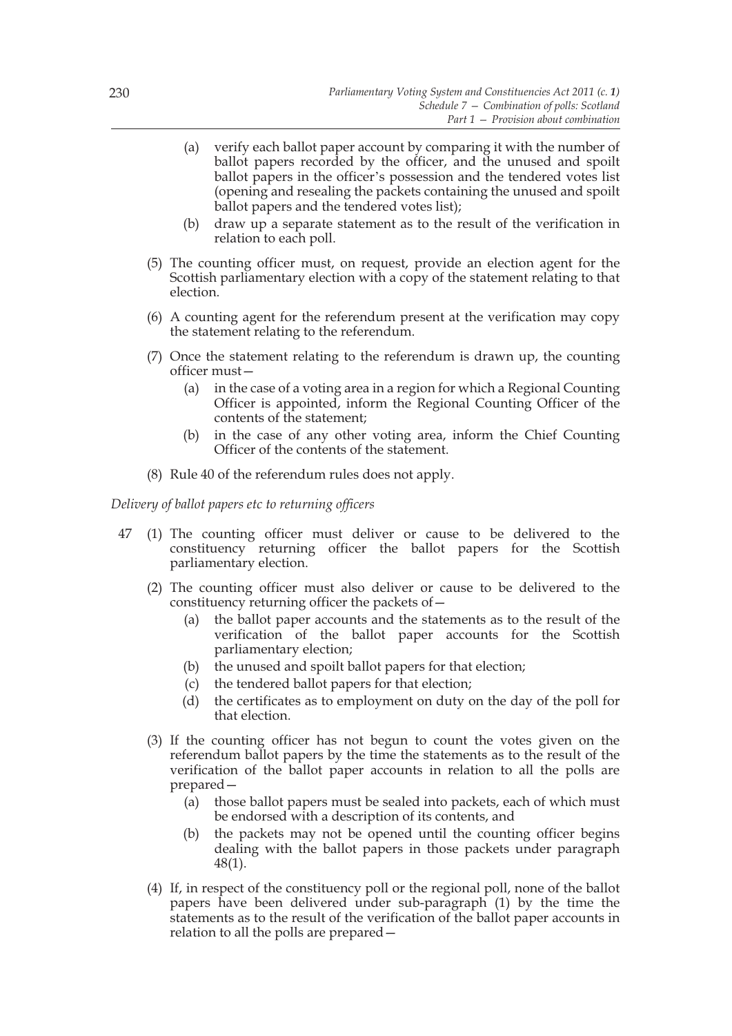(a) verify each ballot paper account by comparing it with the number of ballot papers recorded by the officer, and the unused and spoilt ballot papers in the officer's possession and the tendered votes list (opening and resealing the packets containing the unused and spoilt ballot papers and the tendered votes list);

(b) draw up a separate statement as to the result of the verification in relation to each poll.

(5) The counting officer must, on request, provide an election agent for the Scottish parliamentary election with a copy of the statement relating to that election.

(6) A counting agent for the referendum present at the verification may copy the statement relating to the referendum.

(7) Once the statement relating to the referendum is drawn up, the counting officer must—

(a) in the case of a voting area in a region for which a Regional Counting Officer is appointed, inform the Regional Counting Officer of the contents of the statement;

(b) in the case of any other voting area, inform the Chief Counting Officer of the contents of the statement.

(8) Rule 40 of the referendum rules does not apply.

*Delivery of ballot papers etc to returning officers*

47 (1) The counting officer must deliver or cause to be delivered to the constituency returning officer the ballot papers for the Scottish parliamentary election.

(2) The counting officer must also deliver or cause to be delivered to the constituency returning officer the packets of—

(a) the ballot paper accounts and the statements as to the result of the verification of the ballot paper accounts for the Scottish parliamentary election;

(b) the unused and spoilt ballot papers for that election;

(c) the tendered ballot papers for that election;

(d) the certificates as to employment on duty on the day of the poll for that election.

(3) If the counting officer has not begun to count the votes given on the referendum ballot papers by the time the statements as to the result of the verification of the ballot paper accounts in relation to all the polls are prepared—

(a) those ballot papers must be sealed into packets, each of which must be endorsed with a description of its contents, and

(b) the packets may not be opened until the counting officer begins dealing with the ballot papers in those packets under paragraph 48(1).

(4) If, in respect of the constituency poll or the regional poll, none of the ballot papers have been delivered under sub-paragraph (1) by the time the statements as to the result of the verification of the ballot paper accounts in relation to all the polls are prepared—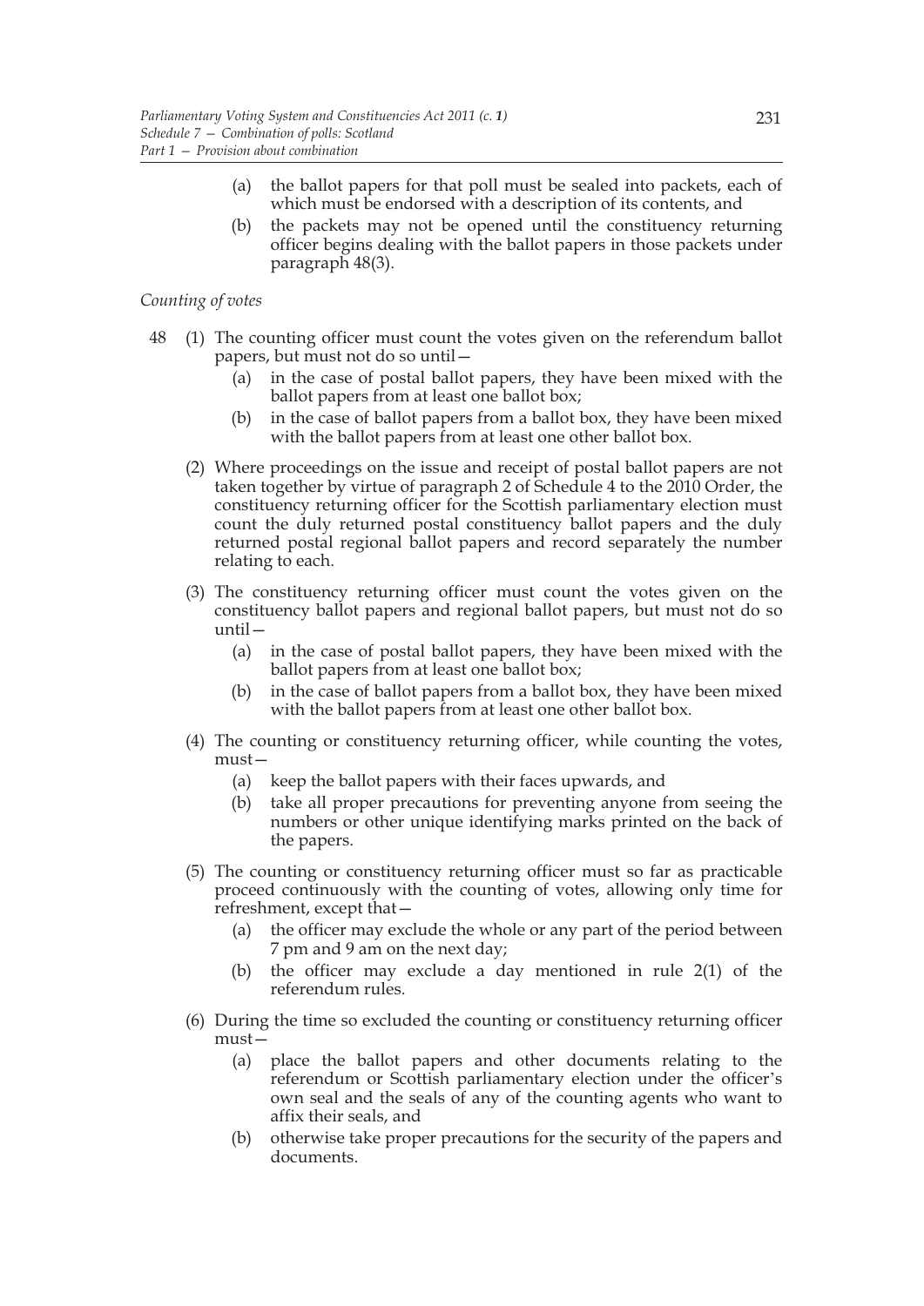(a) the ballot papers for that poll must be sealed into packets, each of which must be endorsed with a description of its contents, and

(b) the packets may not be opened until the constituency returning officer begins dealing with the ballot papers in those packets under paragraph 48(3).

*Counting of votes*

48 (1) The counting officer must count the votes given on the referendum ballot papers, but must not do so until—

(a) in the case of postal ballot papers, they have been mixed with the ballot papers from at least one ballot box;

(b) in the case of ballot papers from a ballot box, they have been mixed with the ballot papers from at least one other ballot box.

(2) Where proceedings on the issue and receipt of postal ballot papers are not taken together by virtue of paragraph 2 of Schedule 4 to the 2010 Order, the constituency returning officer for the Scottish parliamentary election must count the duly returned postal constituency ballot papers and the duly returned postal regional ballot papers and record separately the number relating to each.

(3) The constituency returning officer must count the votes given on the constituency ballot papers and regional ballot papers, but must not do so until—

(a) in the case of postal ballot papers, they have been mixed with the ballot papers from at least one ballot box;

(b) in the case of ballot papers from a ballot box, they have been mixed with the ballot papers from at least one other ballot box.

(4) The counting or constituency returning officer, while counting the votes, must—

(a) keep the ballot papers with their faces upwards, and

(b) take all proper precautions for preventing anyone from seeing the numbers or other unique identifying marks printed on the back of the papers.

(5) The counting or constituency returning officer must so far as practicable proceed continuously with the counting of votes, allowing only time for refreshment, except that—

(a) the officer may exclude the whole or any part of the period between 7 pm and 9 am on the next day;

(b) the officer may exclude a day mentioned in rule 2(1) of the referendum rules.

(6) During the time so excluded the counting or constituency returning officer must—

(a) place the ballot papers and other documents relating to the referendum or Scottish parliamentary election under the officer's own seal and the seals of any of the counting agents who want to affix their seals, and

(b) otherwise take proper precautions for the security of the papers and documents.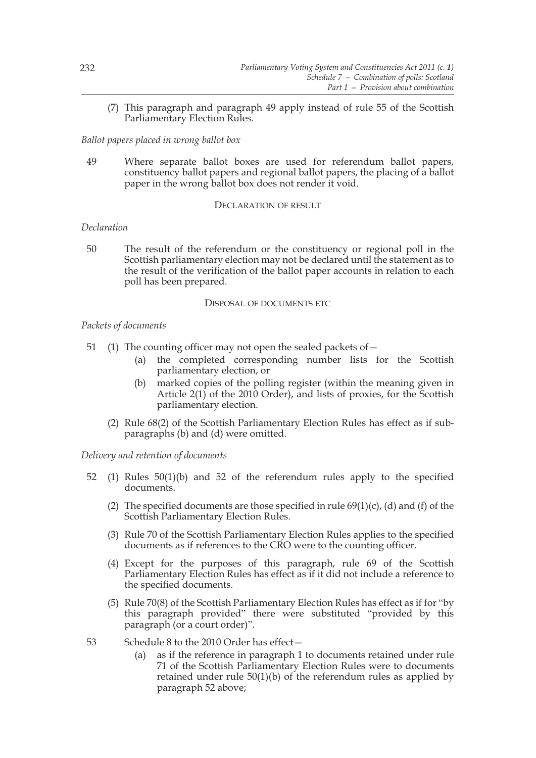(7) This paragraph and paragraph 49 apply instead of rule 55 of the Scottish Parliamentary Election Rules.

*Ballot papers placed in wrong ballot box*

49 Where separate ballot boxes are used for referendum ballot papers, constituency ballot papers and regional ballot papers, the placing of a ballot paper in the wrong ballot box does not render it void.

DECLARATION OF RESULT

*Declaration*

50 The result of the referendum or the constituency or regional poll in the Scottish parliamentary election may not be declared until the statement as to the result of the verification of the ballot paper accounts in relation to each poll has been prepared.

DISPOSAL OF DOCUMENTS ETC

*Packets of documents*

51 (1) The counting officer may not open the sealed packets of—

(a) the completed corresponding number lists for the Scottish parliamentary election, or

(b) marked copies of the polling register (within the meaning given in Article 2(1) of the 2010 Order), and lists of proxies, for the Scottish parliamentary election.

(2) Rule 68(2) of the Scottish Parliamentary Election Rules has effect as if sub-paragraphs (b) and (d) were omitted.

*Delivery and retention of documents*

52 (1) Rules 50(1)(b) and 52 of the referendum rules apply to the specified documents.

(2) The specified documents are those specified in rule 69(1)(c), (d) and (f) of the Scottish Parliamentary Election Rules.

(3) Rule 70 of the Scottish Parliamentary Election Rules applies to the specified documents as if references to the CRO were to the counting officer.

(4) Except for the purposes of this paragraph, rule 69 of the Scottish Parliamentary Election Rules has effect as if it did not include a reference to the specified documents.

(5) Rule 70(8) of the Scottish Parliamentary Election Rules has effect as if for "by this paragraph provided" there were substituted "provided by this paragraph (or a court order)".

53 Schedule 8 to the 2010 Order has effect—

(a) as if the reference in paragraph 1 to documents retained under rule 71 of the Scottish Parliamentary Election Rules were to documents retained under rule 50(1)(b) of the referendum rules as applied by paragraph 52 above;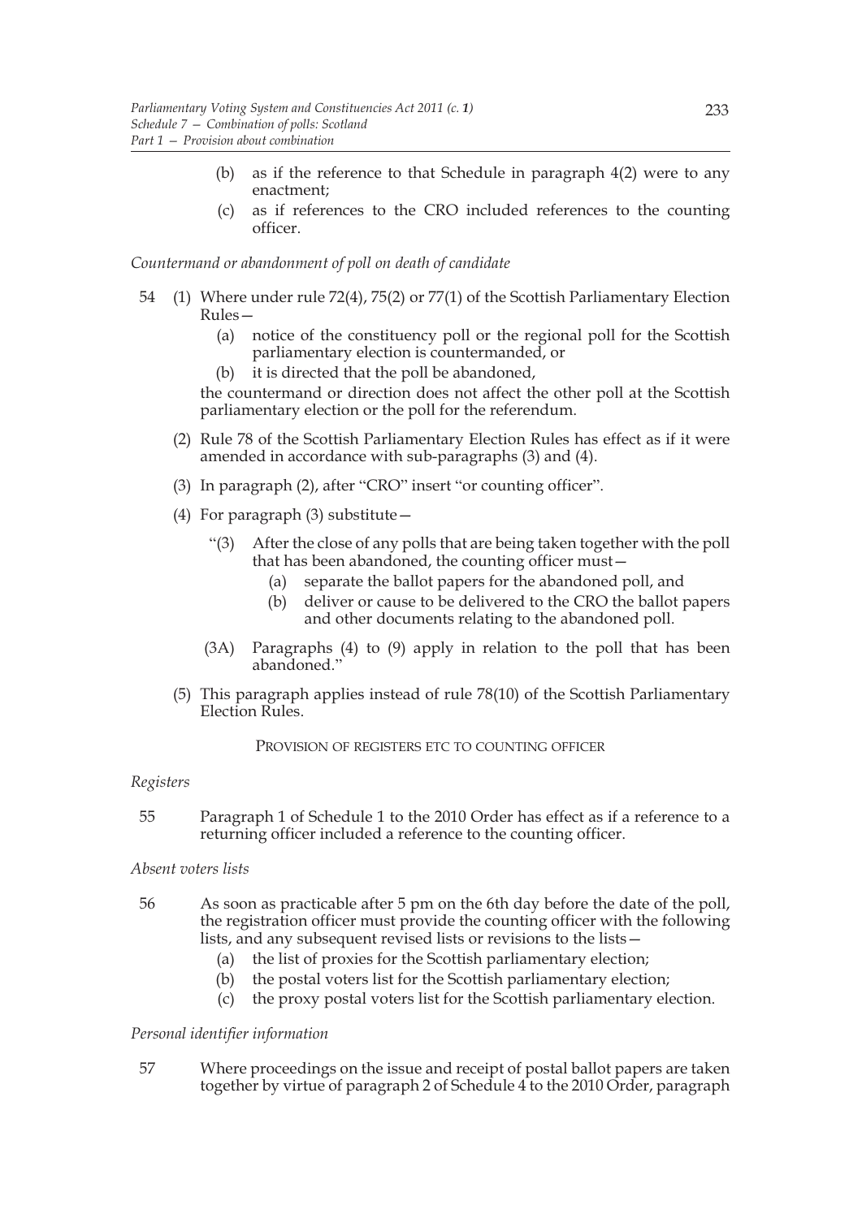(b) as if the reference to that Schedule in paragraph 4(2) were to any enactment;

(c) as if references to the CRO included references to the counting officer.

*Countermand or abandonment of poll on death of candidate*

54 (1) Where under rule 72(4), 75(2) or 77(1) of the Scottish Parliamentary Election Rules—

(a) notice of the constituency poll or the regional poll for the Scottish parliamentary election is countermanded, or

(b) it is directed that the poll be abandoned,

the countermand or direction does not affect the other poll at the Scottish parliamentary election or the poll for the referendum.

(2) Rule 78 of the Scottish Parliamentary Election Rules has effect as if it were amended in accordance with sub-paragraphs (3) and (4).

(3) In paragraph (2), after "CRO" insert "or counting officer".

(4) For paragraph (3) substitute—

"(3) After the close of any polls that are being taken together with the poll that has been abandoned, the counting officer must—

(a) separate the ballot papers for the abandoned poll, and

(b) deliver or cause to be delivered to the CRO the ballot papers and other documents relating to the abandoned poll.

(3A) Paragraphs (4) to (9) apply in relation to the poll that has been abandoned."

(5) This paragraph applies instead of rule 78(10) of the Scottish Parliamentary Election Rules.

PROVISION OF REGISTERS ETC TO COUNTING OFFICER

*Registers*

55 Paragraph 1 of Schedule 1 to the 2010 Order has effect as if a reference to a returning officer included a reference to the counting officer.

*Absent voters lists*

56 As soon as practicable after 5 pm on the 6th day before the date of the poll, the registration officer must provide the counting officer with the following lists, and any subsequent revised lists or revisions to the lists—

(a) the list of proxies for the Scottish parliamentary election;

(b) the postal voters list for the Scottish parliamentary election;

(c) the proxy postal voters list for the Scottish parliamentary election.

*Personal identifier information*

57 Where proceedings on the issue and receipt of postal ballot papers are taken together by virtue of paragraph 2 of Schedule 4 to the 2010 Order, paragraph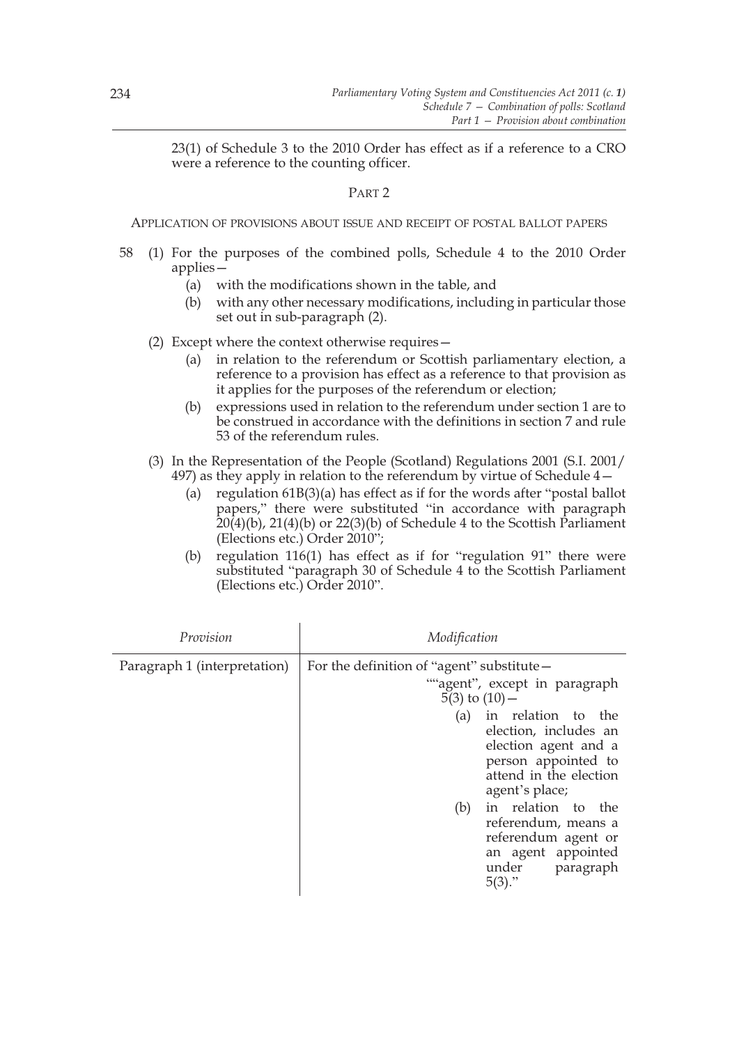23(1) of Schedule 3 to the 2010 Order has effect as if a reference to a CRO were a reference to the counting officer.

## PART 2

### APPLICATION OF PROVISIONS ABOUT ISSUE AND RECEIPT OF POSTAL BALLOT PAPERS

58 (1) For the purposes of the combined polls, Schedule 4 to the 2010 Order applies—

(a) with the modifications shown in the table, and

(b) with any other necessary modifications, including in particular those set out in sub-paragraph (2).

(2) Except where the context otherwise requires—

(a) in relation to the referendum or Scottish parliamentary election, a reference to a provision has effect as a reference to that provision as it applies for the purposes of the referendum or election;

(b) expressions used in relation to the referendum under section 1 are to be construed in accordance with the definitions in section 7 and rule 53 of the referendum rules.

(3) In the Representation of the People (Scotland) Regulations 2001 (S.I. 2001/497) as they apply in relation to the referendum by virtue of Schedule 4—

(a) regulation 61B(3)(a) has effect as if for the words after "postal ballot papers," there were substituted "in accordance with paragraph 20(4)(b), 21(4)(b) or 22(3)(b) of Schedule 4 to the Scottish Parliament (Elections etc.) Order 2010";

(b) regulation 116(1) has effect as if for "regulation 91" there were substituted "paragraph 30 of Schedule 4 to the Scottish Parliament (Elections etc.) Order 2010".

| *Provision* | *Modification* |
|---|---|
| Paragraph 1 (interpretation) | For the definition of "agent" substitute— ""agent", except in paragraph 5(3) to (10)— (a) in relation to the election, includes an election agent and a person appointed to attend in the election agent's place; (b) in relation to the referendum, means a referendum agent or an agent appointed under paragraph 5(3)." |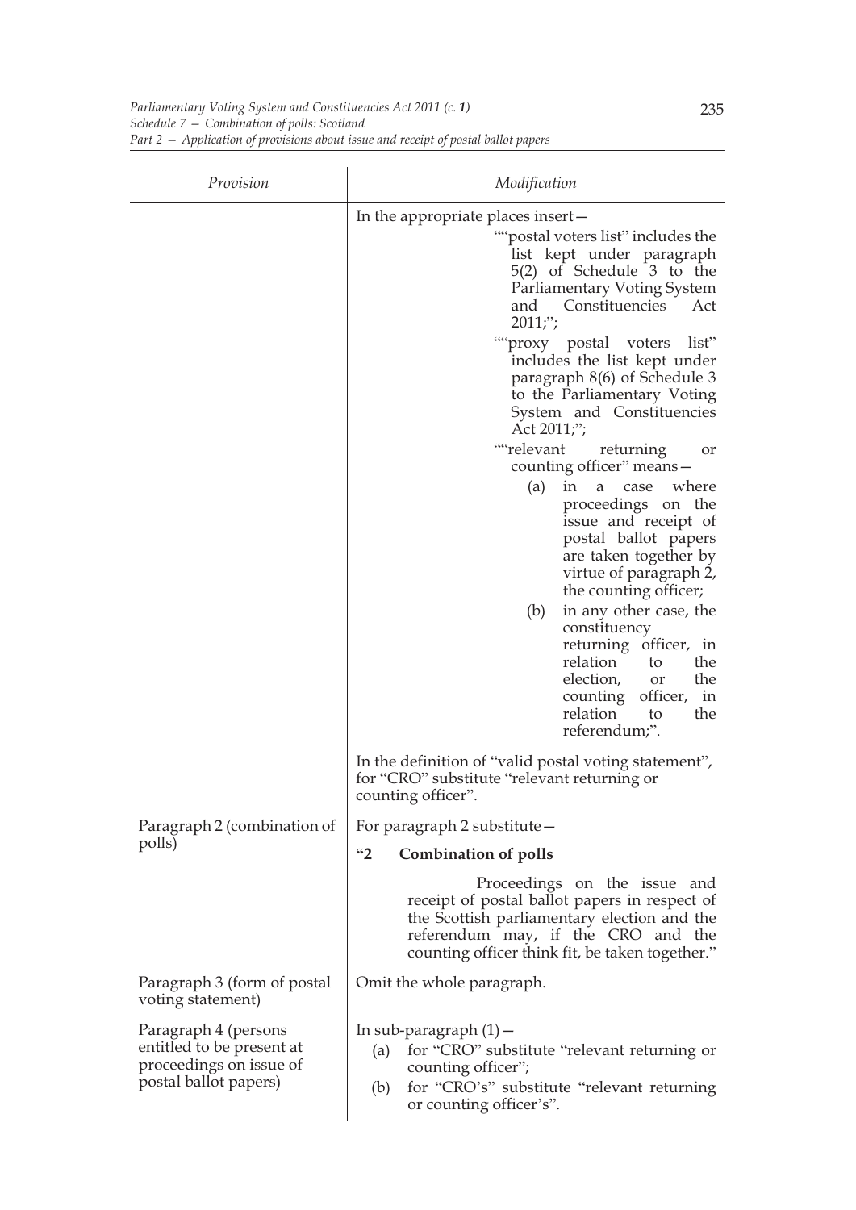| Provision | Modification |
| --- | --- |
| | In the appropriate places insert—<br>""postal voters list" includes the list kept under paragraph 5(2) of Schedule 3 to the Parliamentary Voting System and Constituencies Act 2011;";<br>""proxy postal voters list" includes the list kept under paragraph 8(6) of Schedule 3 to the Parliamentary Voting System and Constituencies Act 2011;";<br>""relevant returning or counting officer" means—<br>(a) in a case where proceedings on the issue and receipt of postal ballot papers are taken together by virtue of paragraph 2, the counting officer;<br>(b) in any other case, the constituency returning officer, in relation to the election, or the counting officer, in relation to the referendum;".<br><br>In the definition of "valid postal voting statement", for "CRO" substitute "relevant returning or counting officer". |
| Paragraph 2 (combination of polls) | For paragraph 2 substitute—<br>**"2 Combination of polls**<br>Proceedings on the issue and receipt of postal ballot papers in respect of the Scottish parliamentary election and the referendum may, if the CRO and the counting officer think fit, be taken together." |
| Paragraph 3 (form of postal voting statement) | Omit the whole paragraph. |
| Paragraph 4 (persons entitled to be present at proceedings on issue of postal ballot papers) | In sub-paragraph (1)—<br>(a) for "CRO" substitute "relevant returning or counting officer";<br>(b) for "CRO's" substitute "relevant returning or counting officer's". |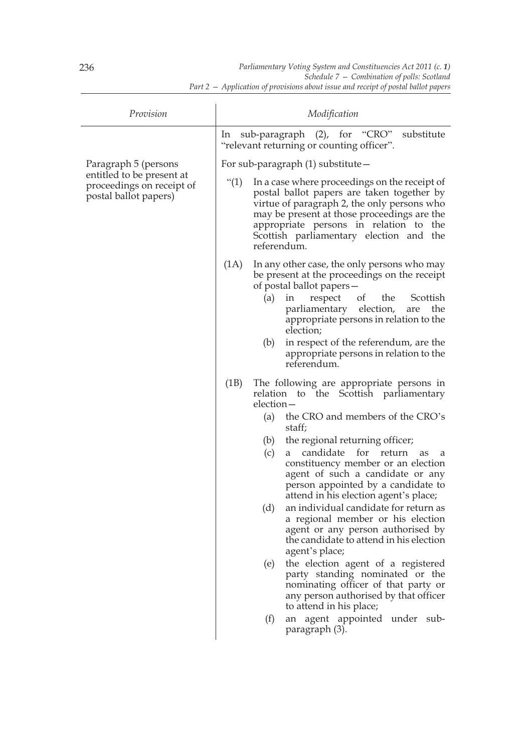| Provision | Modification |
|---|---|
| | In sub-paragraph (2), for "CRO" substitute "relevant returning or counting officer". |
| Paragraph 5 (persons entitled to be present at proceedings on receipt of postal ballot papers) | For sub-paragraph (1) substitute— <br><br> "(1) In a case where proceedings on the receipt of postal ballot papers are taken together by virtue of paragraph 2, the only persons who may be present at those proceedings are the appropriate persons in relation to the Scottish parliamentary election and the referendum. <br><br> (1A) In any other case, the only persons who may be present at the proceedings on the receipt of postal ballot papers— <br> (a) in respect of the Scottish parliamentary election, are the appropriate persons in relation to the election; <br> (b) in respect of the referendum, are the appropriate persons in relation to the referendum. <br><br> (1B) The following are appropriate persons in relation to the Scottish parliamentary election— <br> (a) the CRO and members of the CRO's staff; <br> (b) the regional returning officer; <br> (c) a candidate for return as a constituency member or an election agent of such a candidate or any person appointed by a candidate to attend in his election agent's place; <br> (d) an individual candidate for return as a regional member or his election agent or any person authorised by the candidate to attend in his election agent's place; <br> (e) the election agent of a registered party standing nominated or the nominating officer of that party or any person authorised by that officer to attend in his place; <br> (f) an agent appointed under sub-paragraph (3). |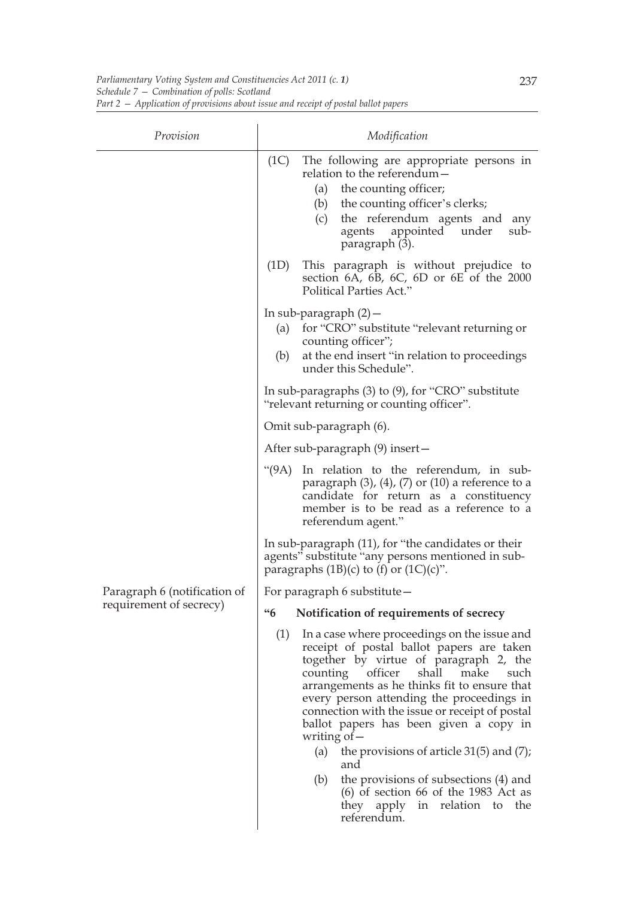| Provision | Modification |
| --- | --- |
| | (1C) The following are appropriate persons in relation to the referendum—<br>(a) the counting officer;<br>(b) the counting officer's clerks;<br>(c) the referendum agents and any agents appointed under sub-paragraph (3).<br><br>(1D) This paragraph is without prejudice to section 6A, 6B, 6C, 6D or 6E of the 2000 Political Parties Act."<br><br>In sub-paragraph (2)—<br>(a) for "CRO" substitute "relevant returning or counting officer";<br>(b) at the end insert "in relation to proceedings under this Schedule".<br><br>In sub-paragraphs (3) to (9), for "CRO" substitute "relevant returning or counting officer".<br><br>Omit sub-paragraph (6).<br><br>After sub-paragraph (9) insert—<br><br>"(9A) In relation to the referendum, in sub-paragraph (3), (4), (7) or (10) a reference to a candidate for return as a constituency member is to be read as a reference to a referendum agent."<br><br>In sub-paragraph (11), for "the candidates or their agents" substitute "any persons mentioned in sub-paragraphs (1B)(c) to (f) or (1C)(c)". |
| Paragraph 6 (notification of requirement of secrecy) | For paragraph 6 substitute—<br><br>**"6 Notification of requirements of secrecy**<br><br>(1) In a case where proceedings on the issue and receipt of postal ballot papers are taken together by virtue of paragraph 2, the counting officer shall make such arrangements as he thinks fit to ensure that every person attending the proceedings in connection with the issue or receipt of postal ballot papers has been given a copy in writing of—<br>(a) the provisions of article 31(5) and (7); and<br>(b) the provisions of subsections (4) and (6) of section 66 of the 1983 Act as they apply in relation to the referendum. |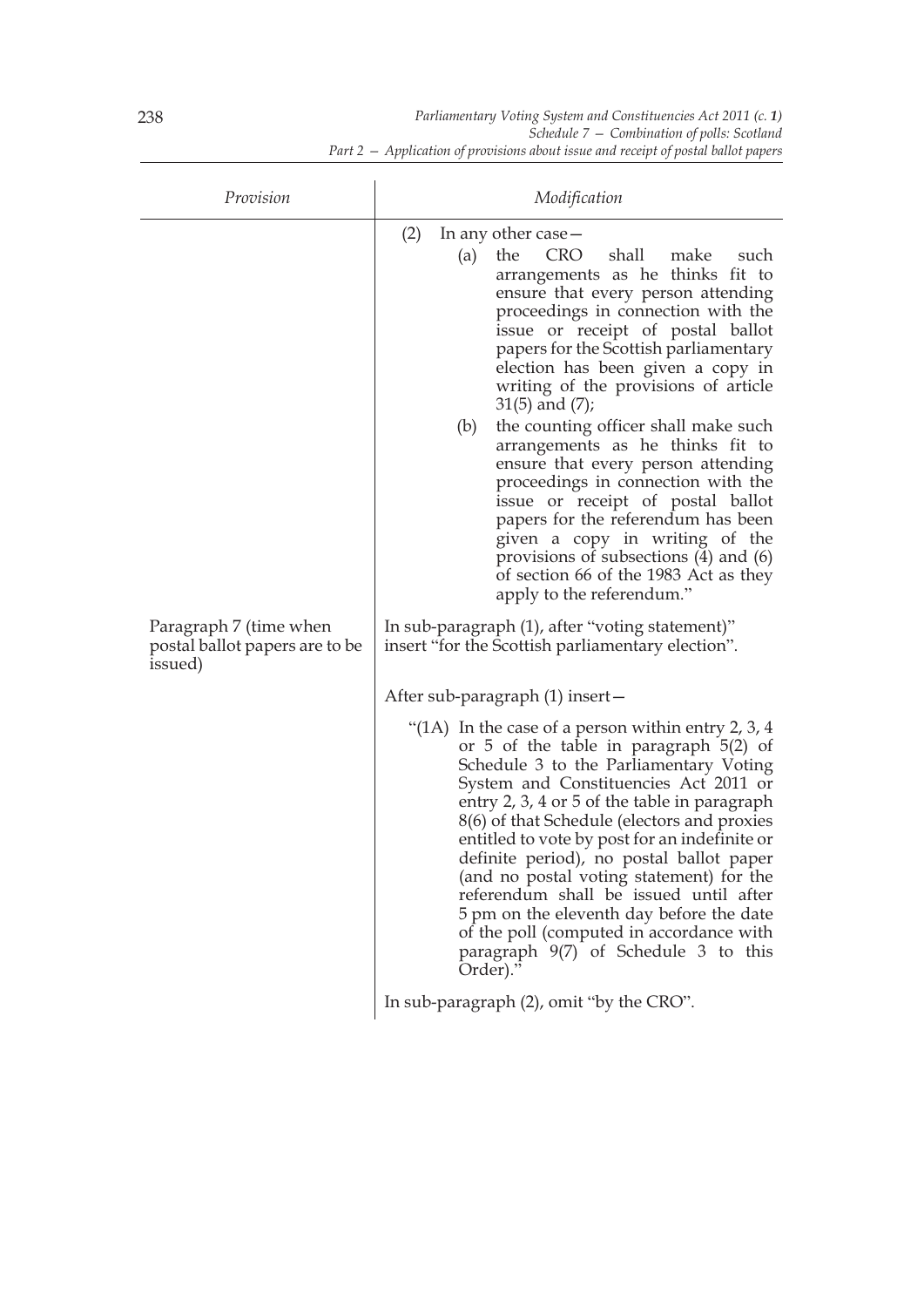| Provision | Modification |
|---|---|
| | (2) In any other case— (a) the CRO shall make such arrangements as he thinks fit to ensure that every person attending proceedings in connection with the issue or receipt of postal ballot papers for the Scottish parliamentary election has been given a copy in writing of the provisions of article 31(5) and (7); (b) the counting officer shall make such arrangements as he thinks fit to ensure that every person attending proceedings in connection with the issue or receipt of postal ballot papers for the referendum has been given a copy in writing of the provisions of subsections (4) and (6) of section 66 of the 1983 Act as they apply to the referendum." |
| Paragraph 7 (time when postal ballot papers are to be issued) | In sub-paragraph (1), after "voting statement)" insert "for the Scottish parliamentary election". |
| | After sub-paragraph (1) insert— "(1A) In the case of a person within entry 2, 3, 4 or 5 of the table in paragraph 5(2) of Schedule 3 to the Parliamentary Voting System and Constituencies Act 2011 or entry 2, 3, 4 or 5 of the table in paragraph 8(6) of that Schedule (electors and proxies entitled to vote by post for an indefinite or definite period), no postal ballot paper (and no postal voting statement) for the referendum shall be issued until after 5 pm on the eleventh day before the date of the poll (computed in accordance with paragraph 9(7) of Schedule 3 to this Order)." |
| | In sub-paragraph (2), omit "by the CRO". |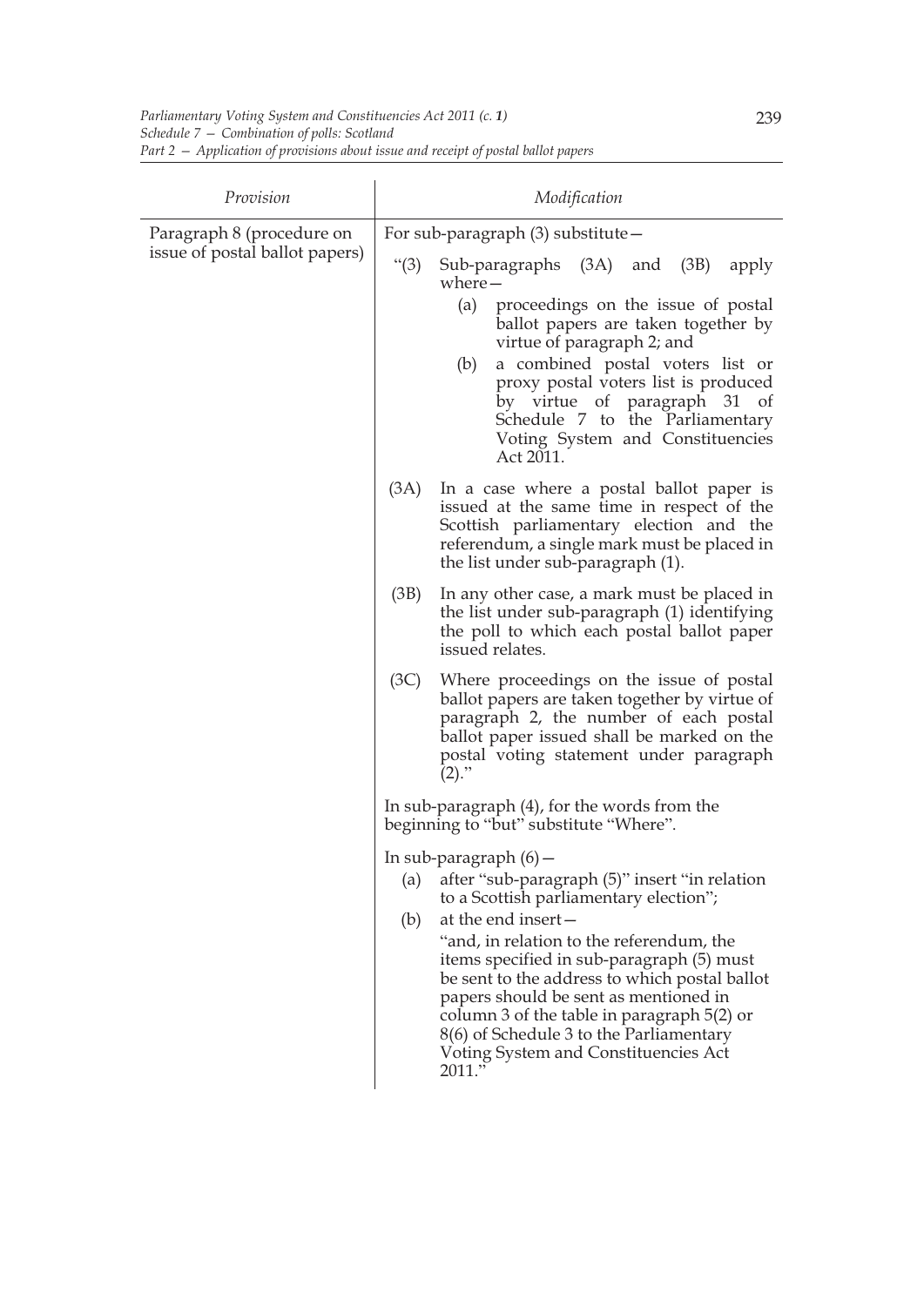| *Provision* | *Modification* |
| --- | --- |
| Paragraph 8 (procedure on issue of postal ballot papers) | For sub-paragraph (3) substitute— <br> "(3) Sub-paragraphs (3A) and (3B) apply where— <br> (a) proceedings on the issue of postal ballot papers are taken together by virtue of paragraph 2; and <br> (b) a combined postal voters list or proxy postal voters list is produced by virtue of paragraph 31 of Schedule 7 to the Parliamentary Voting System and Constituencies Act 2011. <br> (3A) In a case where a postal ballot paper is issued at the same time in respect of the Scottish parliamentary election and the referendum, a single mark must be placed in the list under sub-paragraph (1). <br> (3B) In any other case, a mark must be placed in the list under sub-paragraph (1) identifying the poll to which each postal ballot paper issued relates. <br> (3C) Where proceedings on the issue of postal ballot papers are taken together by virtue of paragraph 2, the number of each postal ballot paper issued shall be marked on the postal voting statement under paragraph (2)." <br><br> In sub-paragraph (4), for the words from the beginning to "but" substitute "Where". <br><br> In sub-paragraph (6)— <br> (a) after "sub-paragraph (5)" insert "in relation to a Scottish parliamentary election"; <br> (b) at the end insert— <br> "and, in relation to the referendum, the items specified in sub-paragraph (5) must be sent to the address to which postal ballot papers should be sent as mentioned in column 3 of the table in paragraph 5(2) or 8(6) of Schedule 3 to the Parliamentary Voting System and Constituencies Act 2011." |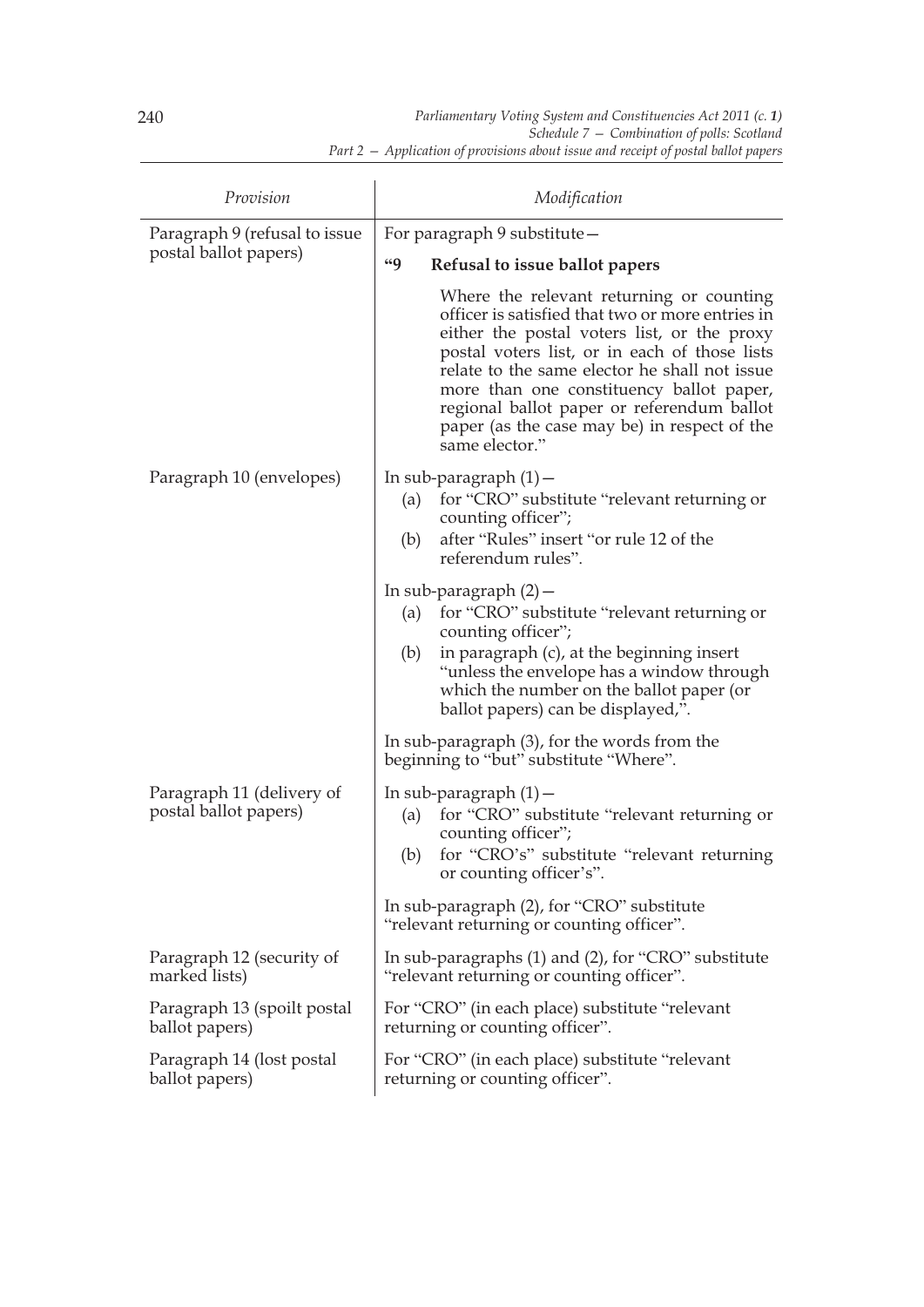| Provision | Modification |
|---|---|
| Paragraph 9 (refusal to issue postal ballot papers) | For paragraph 9 substitute— "9 **Refusal to issue ballot papers** Where the relevant returning or counting officer is satisfied that two or more entries in either the postal voters list, or the proxy postal voters list, or in each of those lists relate to the same elector he shall not issue more than one constituency ballot paper, regional ballot paper or referendum ballot paper (as the case may be) in respect of the same elector." |
| Paragraph 10 (envelopes) | In sub-paragraph (1)— (a) for "CRO" substitute "relevant returning or counting officer"; (b) after "Rules" insert "or rule 12 of the referendum rules". In sub-paragraph (2)— (a) for "CRO" substitute "relevant returning or counting officer"; (b) in paragraph (c), at the beginning insert "unless the envelope has a window through which the number on the ballot paper (or ballot papers) can be displayed,". In sub-paragraph (3), for the words from the beginning to "but" substitute "Where". |
| Paragraph 11 (delivery of postal ballot papers) | In sub-paragraph (1)— (a) for "CRO" substitute "relevant returning or counting officer"; (b) for "CRO's" substitute "relevant returning or counting officer's". In sub-paragraph (2), for "CRO" substitute "relevant returning or counting officer". |
| Paragraph 12 (security of marked lists) | In sub-paragraphs (1) and (2), for "CRO" substitute "relevant returning or counting officer". |
| Paragraph 13 (spoilt postal ballot papers) | For "CRO" (in each place) substitute "relevant returning or counting officer". |
| Paragraph 14 (lost postal ballot papers) | For "CRO" (in each place) substitute "relevant returning or counting officer". |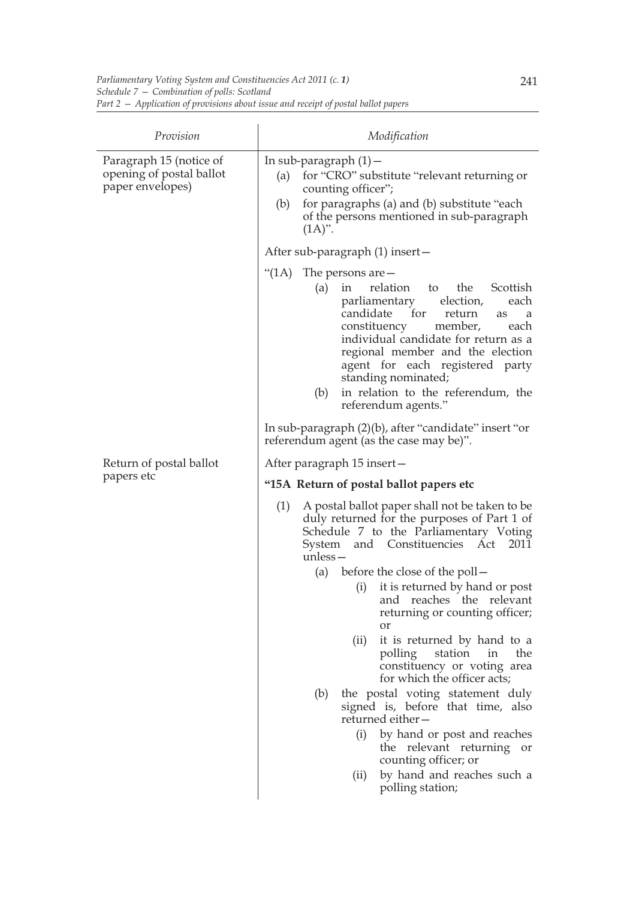| Provision | Modification |
|---|---|
| Paragraph 15 (notice of opening of postal ballot paper envelopes) | In sub-paragraph (1)— (a) for "CRO" substitute "relevant returning or counting officer"; (b) for paragraphs (a) and (b) substitute "each of the persons mentioned in sub-paragraph (1A)". After sub-paragraph (1) insert— "(1A) The persons are— (a) in relation to the Scottish parliamentary election, each candidate for return as a constituency member, each individual candidate for return as a regional member and the election agent for each registered party standing nominated; (b) in relation to the referendum, the referendum agents." In sub-paragraph (2)(b), after "candidate" insert "or referendum agent (as the case may be)". |
| Return of postal ballot papers etc | After paragraph 15 insert— **"15A Return of postal ballot papers etc** (1) A postal ballot paper shall not be taken to be duly returned for the purposes of Part 1 of Schedule 7 to the Parliamentary Voting System and Constituencies Act 2011 unless— (a) before the close of the poll— (i) it is returned by hand or post and reaches the relevant returning or counting officer; or (ii) it is returned by hand to a polling station in the constituency or voting area for which the officer acts; (b) the postal voting statement duly signed is, before that time, also returned either— (i) by hand or post and reaches the relevant returning or counting officer; or (ii) by hand and reaches such a polling station; |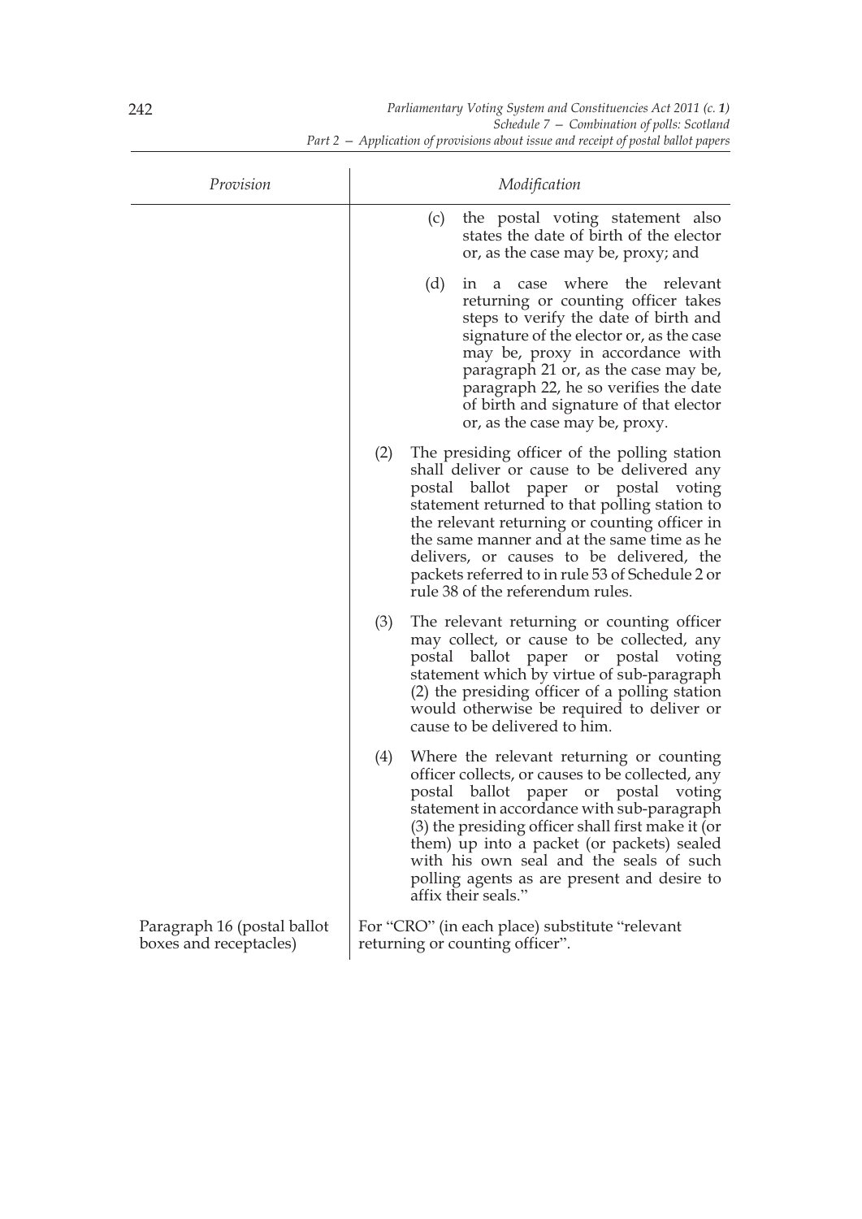| Provision | Modification |
|---|---|
| | (c) the postal voting statement also states the date of birth of the elector or, as the case may be, proxy; and<br><br>(d) in a case where the relevant returning or counting officer takes steps to verify the date of birth and signature of the elector or, as the case may be, proxy in accordance with paragraph 21 or, as the case may be, paragraph 22, he so verifies the date of birth and signature of that elector or, as the case may be, proxy.<br><br>(2) The presiding officer of the polling station shall deliver or cause to be delivered any postal ballot paper or postal voting statement returned to that polling station to the relevant returning or counting officer in the same manner and at the same time as he delivers, or causes to be delivered, the packets referred to in rule 53 of Schedule 2 or rule 38 of the referendum rules.<br><br>(3) The relevant returning or counting officer may collect, or cause to be collected, any postal ballot paper or postal voting statement which by virtue of sub-paragraph (2) the presiding officer of a polling station would otherwise be required to deliver or cause to be delivered to him.<br><br>(4) Where the relevant returning or counting officer collects, or causes to be collected, any postal ballot paper or postal voting statement in accordance with sub-paragraph (3) the presiding officer shall first make it (or them) up into a packet (or packets) sealed with his own seal and the seals of such polling agents as are present and desire to affix their seals." |
| Paragraph 16 (postal ballot boxes and receptacles) | For "CRO" (in each place) substitute "relevant returning or counting officer". |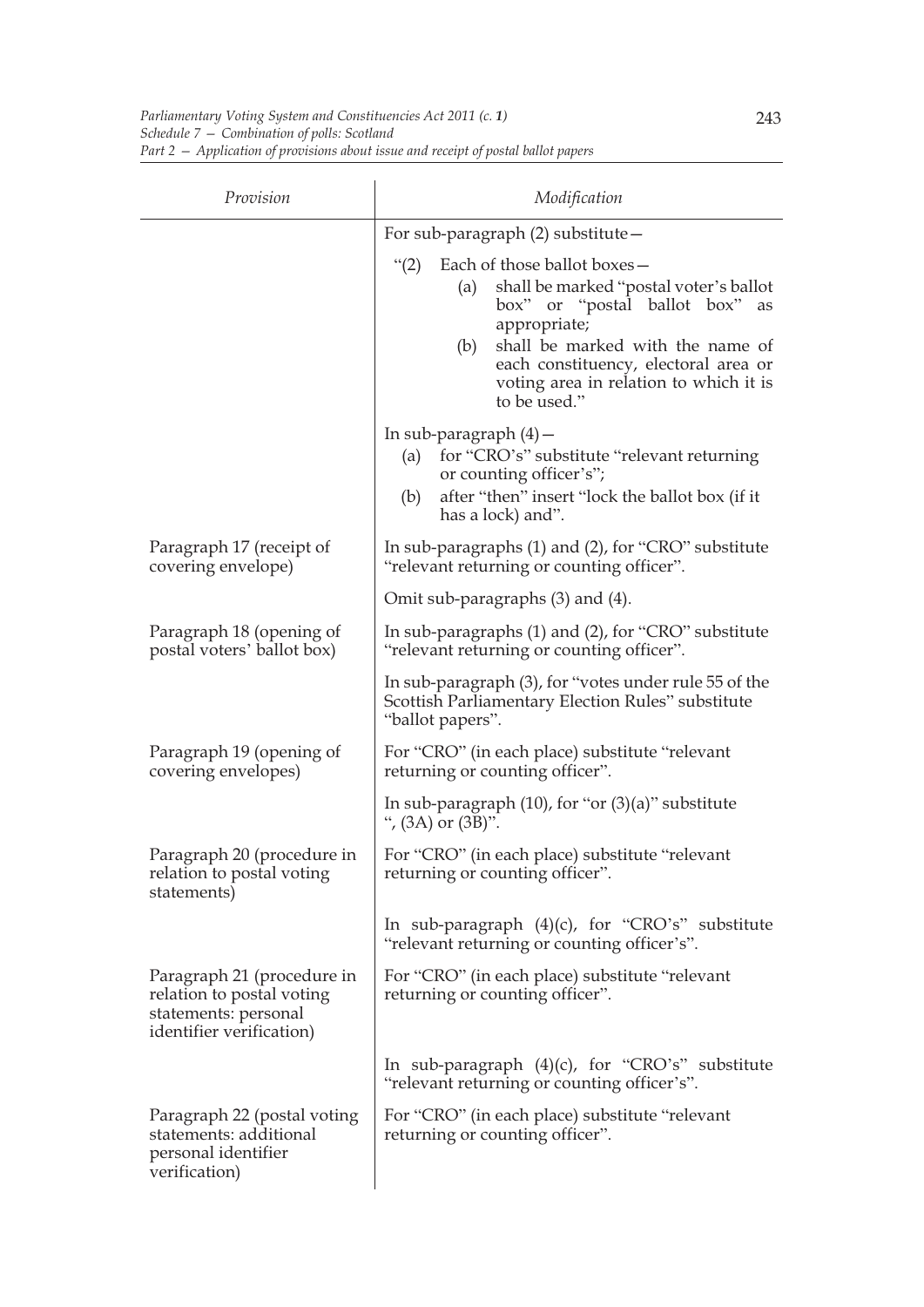| Provision | Modification |
|---|---|
| | For sub-paragraph (2) substitute— "(2) Each of those ballot boxes— (a) shall be marked "postal voter's ballot box" or "postal ballot box" as appropriate; (b) shall be marked with the name of each constituency, electoral area or voting area in relation to which it is to be used." |
| | In sub-paragraph (4)— (a) for "CRO's" substitute "relevant returning or counting officer's"; (b) after "then" insert "lock the ballot box (if it has a lock) and". |
| Paragraph 17 (receipt of covering envelope) | In sub-paragraphs (1) and (2), for "CRO" substitute "relevant returning or counting officer". |
| | Omit sub-paragraphs (3) and (4). |
| Paragraph 18 (opening of postal voters' ballot box) | In sub-paragraphs (1) and (2), for "CRO" substitute "relevant returning or counting officer". |
| | In sub-paragraph (3), for "votes under rule 55 of the Scottish Parliamentary Election Rules" substitute "ballot papers". |
| Paragraph 19 (opening of covering envelopes) | For "CRO" (in each place) substitute "relevant returning or counting officer". |
| | In sub-paragraph (10), for "or (3)(a)" substitute ", (3A) or (3B)". |
| Paragraph 20 (procedure in relation to postal voting statements) | For "CRO" (in each place) substitute "relevant returning or counting officer". |
| | In sub-paragraph (4)(c), for "CRO's" substitute "relevant returning or counting officer's". |
| Paragraph 21 (procedure in relation to postal voting statements: personal identifier verification) | For "CRO" (in each place) substitute "relevant returning or counting officer". |
| | In sub-paragraph (4)(c), for "CRO's" substitute "relevant returning or counting officer's". |
| Paragraph 22 (postal voting statements: additional personal identifier verification) | For "CRO" (in each place) substitute "relevant returning or counting officer". |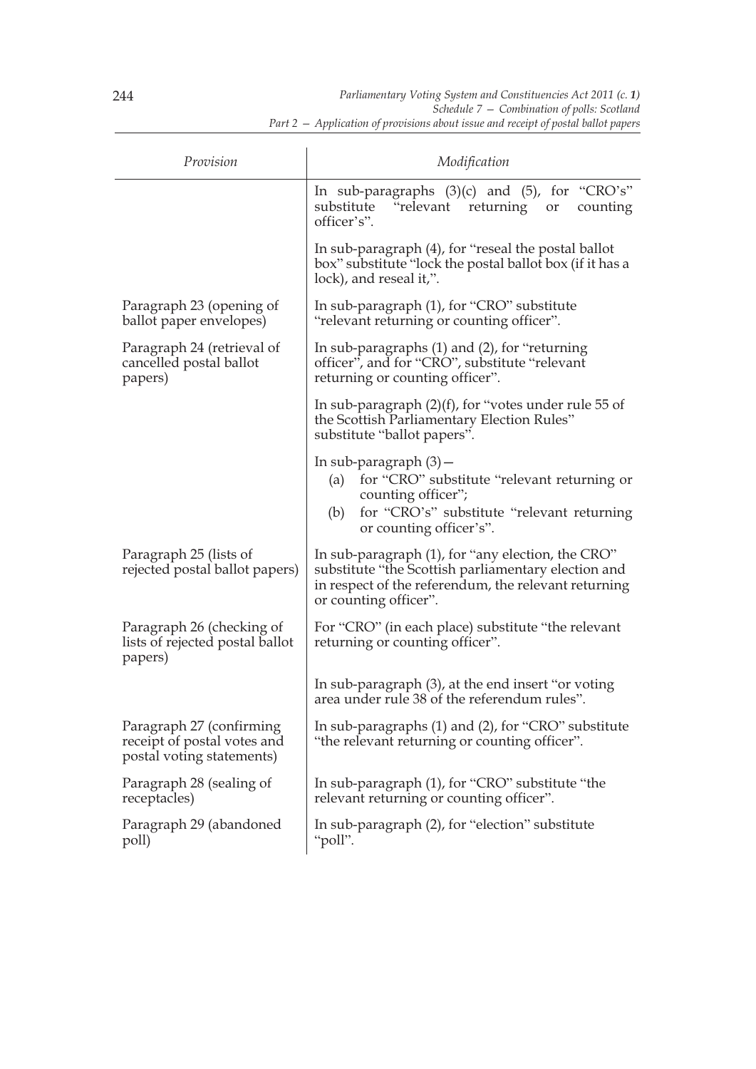| Provision | Modification |
|---|---|
| | In sub-paragraphs (3)(c) and (5), for "CRO's" substitute "relevant returning or counting officer's". |
| | In sub-paragraph (4), for "reseal the postal ballot box" substitute "lock the postal ballot box (if it has a lock), and reseal it,". |
| Paragraph 23 (opening of ballot paper envelopes) | In sub-paragraph (1), for "CRO" substitute "relevant returning or counting officer". |
| Paragraph 24 (retrieval of cancelled postal ballot papers) | In sub-paragraphs (1) and (2), for "returning officer", and for "CRO", substitute "relevant returning or counting officer". |
| | In sub-paragraph (2)(f), for "votes under rule 55 of the Scottish Parliamentary Election Rules" substitute "ballot papers". |
| | In sub-paragraph (3)— (a) for "CRO" substitute "relevant returning or counting officer"; (b) for "CRO's" substitute "relevant returning or counting officer's". |
| Paragraph 25 (lists of rejected postal ballot papers) | In sub-paragraph (1), for "any election, the CRO" substitute "the Scottish parliamentary election and in respect of the referendum, the relevant returning or counting officer". |
| Paragraph 26 (checking of lists of rejected postal ballot papers) | For "CRO" (in each place) substitute "the relevant returning or counting officer". |
| | In sub-paragraph (3), at the end insert "or voting area under rule 38 of the referendum rules". |
| Paragraph 27 (confirming receipt of postal votes and postal voting statements) | In sub-paragraphs (1) and (2), for "CRO" substitute "the relevant returning or counting officer". |
| Paragraph 28 (sealing of receptacles) | In sub-paragraph (1), for "CRO" substitute "the relevant returning or counting officer". |
| Paragraph 29 (abandoned poll) | In sub-paragraph (2), for "election" substitute "poll". |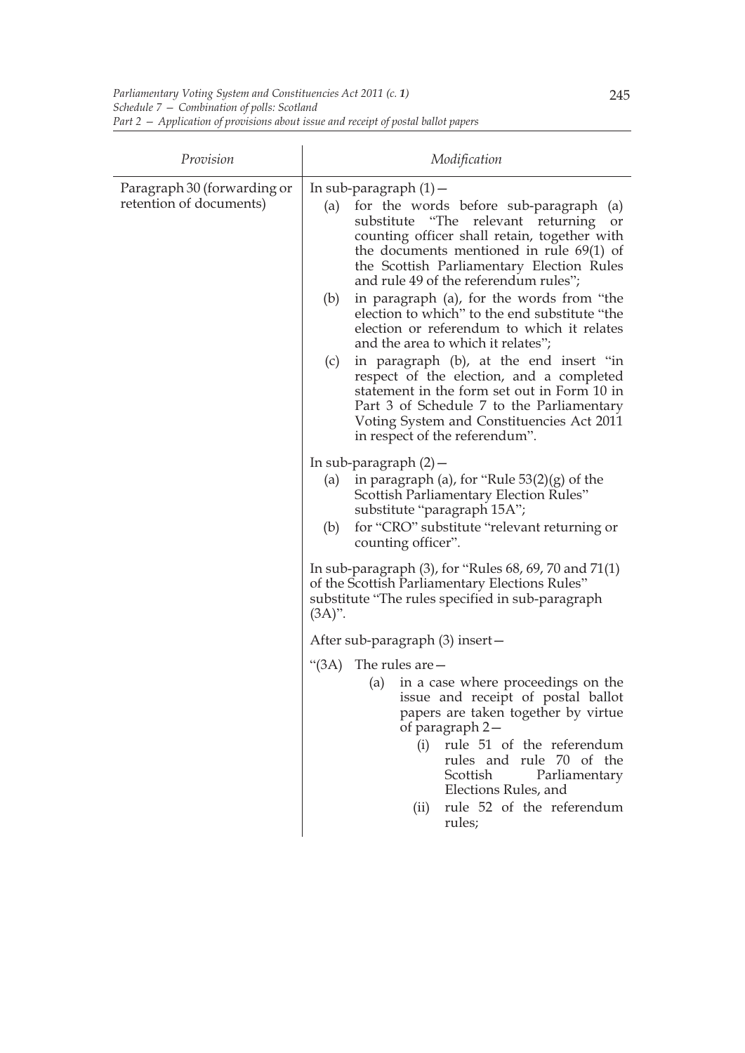| Provision | Modification |
|---|---|
| Paragraph 30 (forwarding or retention of documents) | In sub-paragraph (1)—<br>(a) for the words before sub-paragraph (a) substitute "The relevant returning or counting officer shall retain, together with the documents mentioned in rule 69(1) of the Scottish Parliamentary Election Rules and rule 49 of the referendum rules";<br>(b) in paragraph (a), for the words from "the election to which" to the end substitute "the election or referendum to which it relates and the area to which it relates";<br>(c) in paragraph (b), at the end insert "in respect of the election, and a completed statement in the form set out in Form 10 in Part 3 of Schedule 7 to the Parliamentary Voting System and Constituencies Act 2011 in respect of the referendum".<br><br>In sub-paragraph (2)—<br>(a) in paragraph (a), for "Rule 53(2)(g) of the Scottish Parliamentary Election Rules" substitute "paragraph 15A";<br>(b) for "CRO" substitute "relevant returning or counting officer".<br><br>In sub-paragraph (3), for "Rules 68, 69, 70 and 71(1) of the Scottish Parliamentary Elections Rules" substitute "The rules specified in sub-paragraph (3A)".<br><br>After sub-paragraph (3) insert—<br><br>"(3A) The rules are—<br>(a) in a case where proceedings on the issue and receipt of postal ballot papers are taken together by virtue of paragraph 2—<br>(i) rule 51 of the referendum rules and rule 70 of the Scottish Parliamentary Elections Rules, and<br>(ii) rule 52 of the referendum rules; |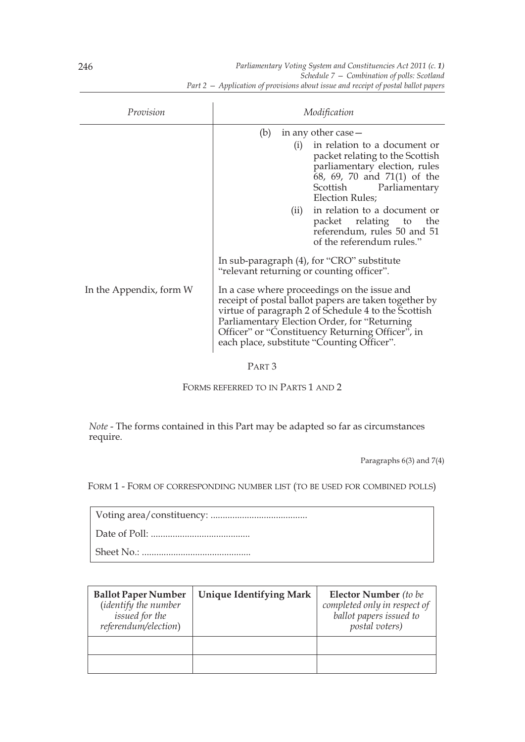| Provision | Modification |
|---|---|
| | (b) in any other case— (i) in relation to a document or packet relating to the Scottish parliamentary election, rules 68, 69, 70 and 71(1) of the Scottish Parliamentary Election Rules; (ii) in relation to a document or packet relating to the referendum, rules 50 and 51 of the referendum rules." |
| | In sub-paragraph (4), for "CRO" substitute "relevant returning or counting officer". |
| In the Appendix, form W | In a case where proceedings on the issue and receipt of postal ballot papers are taken together by virtue of paragraph 2 of Schedule 4 to the Scottish Parliamentary Election Order, for "Returning Officer" or "Constituency Returning Officer", in each place, substitute "Counting Officer". |

## PART 3

## FORMS REFERRED TO IN PARTS 1 AND 2

*Note* - The forms contained in this Part may be adapted so far as circumstances require.

Paragraphs 6(3) and 7(4)

### FORM 1 - FORM OF CORRESPONDING NUMBER LIST (TO BE USED FOR COMBINED POLLS)

Voting area/constituency: .......................................

Date of Poll: .........................................

Sheet No.: ............................................

| **Ballot Paper Number** (*identify the number issued for the referendum/election*) | **Unique Identifying Mark** | **Elector Number** *(to be completed only in respect of ballot papers issued to postal voters)* |
|---|---|---|
| | | |
| | | |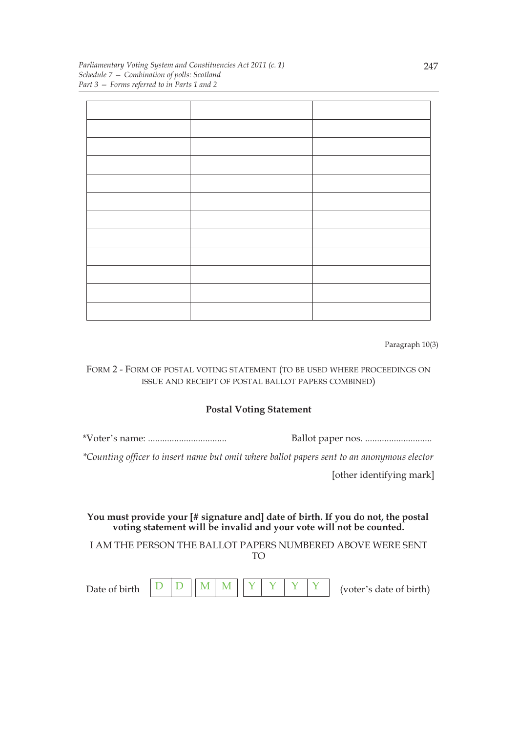| | | |
|---|---|---|
| | | |
| | | |
| | | |
| | | |
| | | |
| | | |
| | | |
| | | |
| | | |
| | | |
| | | |

Paragraph 10(3)

FORM 2 - FORM OF POSTAL VOTING STATEMENT (TO BE USED WHERE PROCEEDINGS ON ISSUE AND RECEIPT OF POSTAL BALLOT PAPERS COMBINED)

**Postal Voting Statement**

*Voter's name: ................................ Ballot paper nos. ............................

*\*Counting officer to insert name but omit where ballot papers sent to an anonymous elector*

[other identifying mark]

**You must provide your [# signature and] date of birth. If you do not, the postal voting statement will be invalid and your vote will not be counted.**

I AM THE PERSON THE BALLOT PAPERS NUMBERED ABOVE WERE SENT TO

Date of birth | D | D | | M | M | | Y | Y | Y | Y | (voter's date of birth)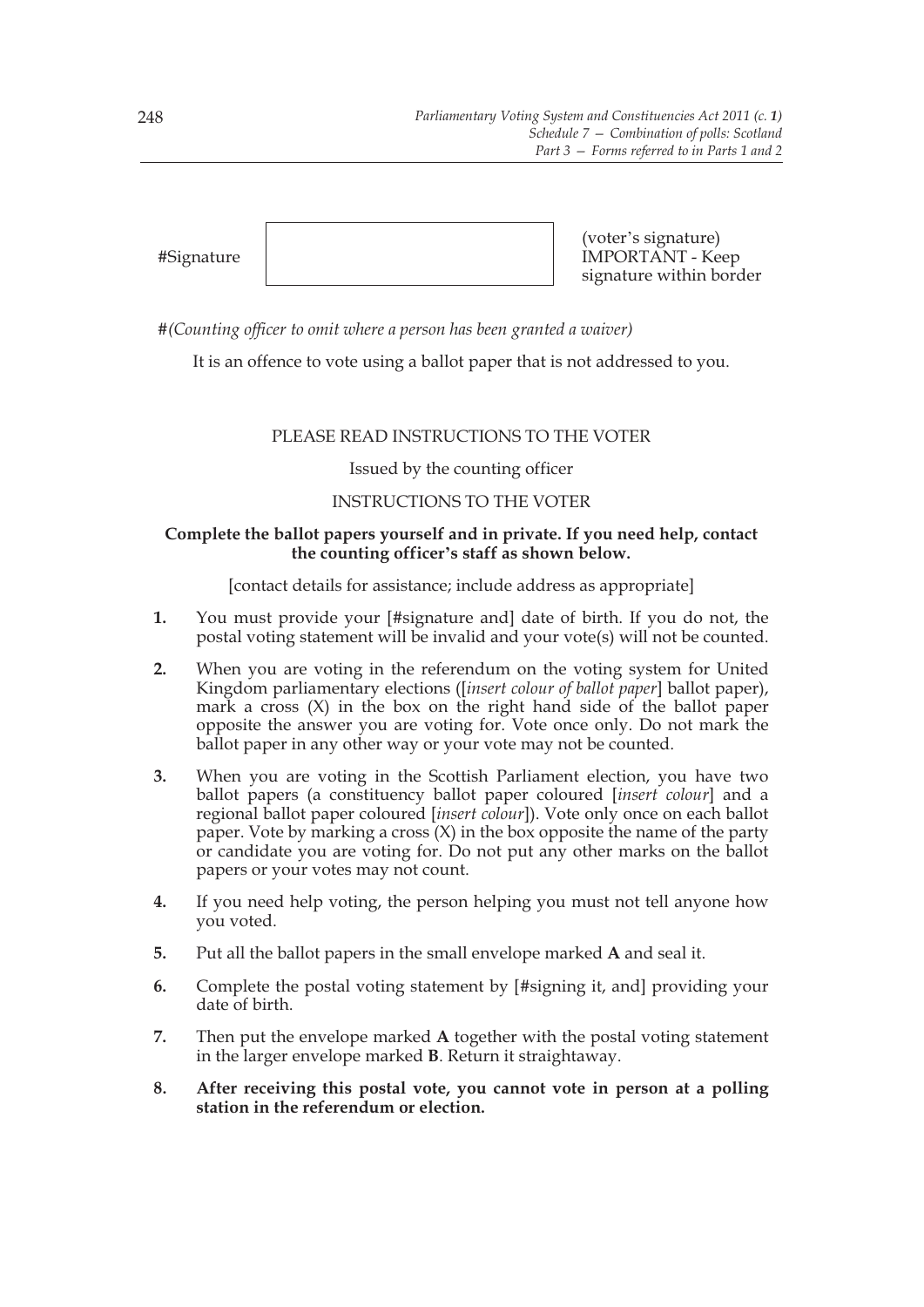| #Signature | | (voter's signature) IMPORTANT - Keep signature within border |
|---|---|---|

#*(Counting officer to omit where a person has been granted a waiver)*

It is an offence to vote using a ballot paper that is not addressed to you.

PLEASE READ INSTRUCTIONS TO THE VOTER

Issued by the counting officer

INSTRUCTIONS TO THE VOTER

**Complete the ballot papers yourself and in private. If you need help, contact the counting officer's staff as shown below.**

[contact details for assistance; include address as appropriate]

**1.** You must provide your [#signature and] date of birth. If you do not, the postal voting statement will be invalid and your vote(s) will not be counted.

**2.** When you are voting in the referendum on the voting system for United Kingdom parliamentary elections ([*insert colour of ballot paper*] ballot paper), mark a cross (X) in the box on the right hand side of the ballot paper opposite the answer you are voting for. Vote once only. Do not mark the ballot paper in any other way or your vote may not be counted.

**3.** When you are voting in the Scottish Parliament election, you have two ballot papers (a constituency ballot paper coloured [*insert colour*] and a regional ballot paper coloured [*insert colour*]). Vote only once on each ballot paper. Vote by marking a cross (X) in the box opposite the name of the party or candidate you are voting for. Do not put any other marks on the ballot papers or your votes may not count.

**4.** If you need help voting, the person helping you must not tell anyone how you voted.

**5.** Put all the ballot papers in the small envelope marked **A** and seal it.

**6.** Complete the postal voting statement by [#signing it, and] providing your date of birth.

**7.** Then put the envelope marked **A** together with the postal voting statement in the larger envelope marked **B**. Return it straightaway.

**8.** **After receiving this postal vote, you cannot vote in person at a polling station in the referendum or election.**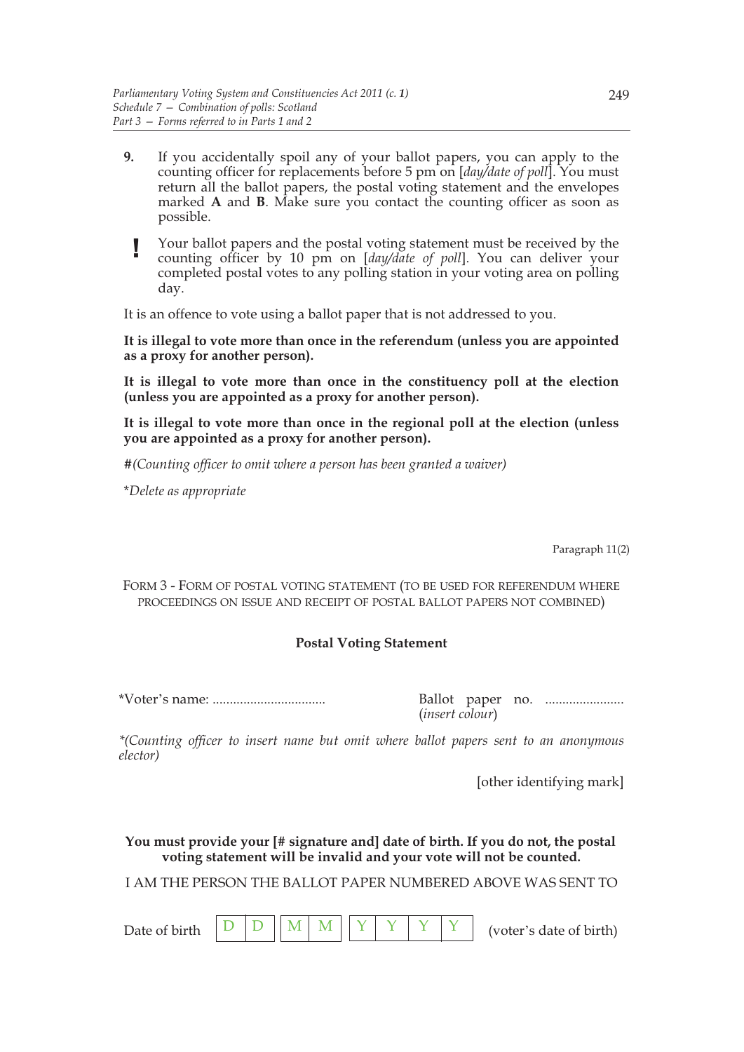9. If you accidentally spoil any of your ballot papers, you can apply to the counting officer for replacements before 5 pm on [*day/date of poll*]. You must return all the ballot papers, the postal voting statement and the envelopes marked **A** and **B**. Make sure you contact the counting officer as soon as possible.

**!** Your ballot papers and the postal voting statement must be received by the counting officer by 10 pm on [*day/date of poll*]. You can deliver your completed postal votes to any polling station in your voting area on polling day.

It is an offence to vote using a ballot paper that is not addressed to you.

**It is illegal to vote more than once in the referendum (unless you are appointed as a proxy for another person).**

**It is illegal to vote more than once in the constituency poll at the election (unless you are appointed as a proxy for another person).**

**It is illegal to vote more than once in the regional poll at the election (unless you are appointed as a proxy for another person).**

#*(Counting officer to omit where a person has been granted a waiver)*

\**Delete as appropriate*

Paragraph 11(2)

FORM 3 - FORM OF POSTAL VOTING STATEMENT (TO BE USED FOR REFERENDUM WHERE PROCEEDINGS ON ISSUE AND RECEIPT OF POSTAL BALLOT PAPERS NOT COMBINED)

**Postal Voting Statement**

\*Voter's name: ................................

Ballot paper no. ......................
(*insert colour*)

*\*(Counting officer to insert name but omit where ballot papers sent to an anonymous elector)*

[other identifying mark]

**You must provide your [# signature and] date of birth. If you do not, the postal voting statement will be invalid and your vote will not be counted.**

I AM THE PERSON THE BALLOT PAPER NUMBERED ABOVE WAS SENT TO

Date of birth | D | D | | M | M | | Y | Y | Y | Y | (voter's date of birth)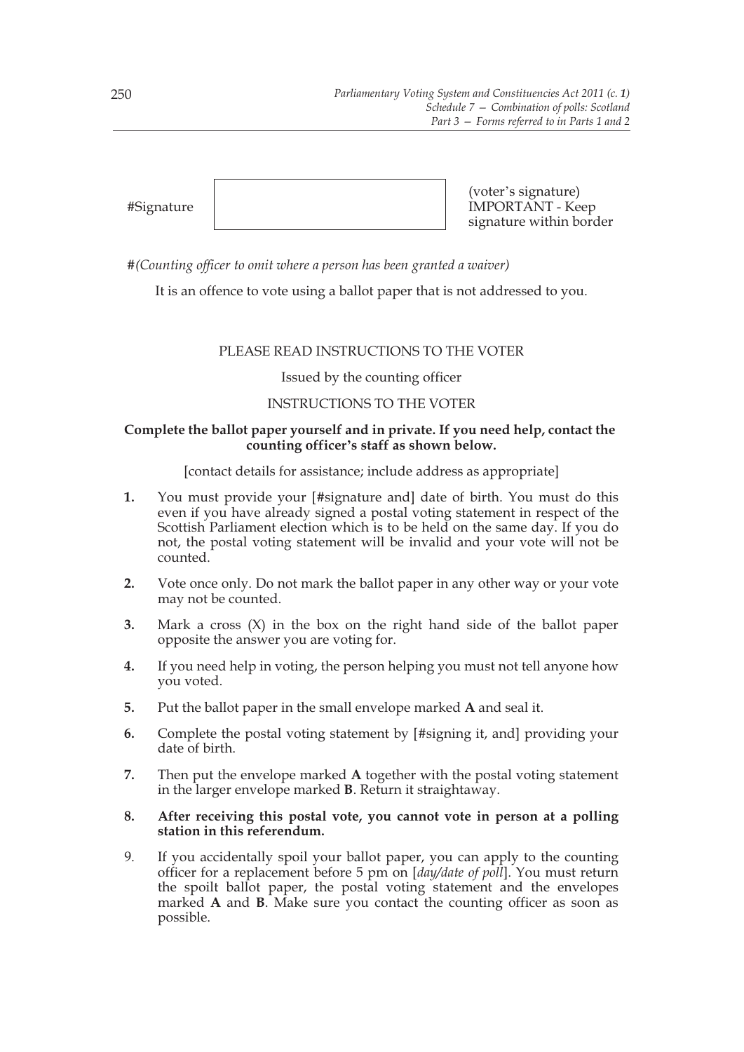| #Signature | | (voter's signature) IMPORTANT - Keep signature within border |
|---|---|---|

#*(Counting officer to omit where a person has been granted a waiver)*

It is an offence to vote using a ballot paper that is not addressed to you.

PLEASE READ INSTRUCTIONS TO THE VOTER

Issued by the counting officer

INSTRUCTIONS TO THE VOTER

**Complete the ballot paper yourself and in private. If you need help, contact the counting officer's staff as shown below.**

[contact details for assistance; include address as appropriate]

**1.** You must provide your [#signature and] date of birth. You must do this even if you have already signed a postal voting statement in respect of the Scottish Parliament election which is to be held on the same day. If you do not, the postal voting statement will be invalid and your vote will not be counted.

**2.** Vote once only. Do not mark the ballot paper in any other way or your vote may not be counted.

**3.** Mark a cross (X) in the box on the right hand side of the ballot paper opposite the answer you are voting for.

**4.** If you need help in voting, the person helping you must not tell anyone how you voted.

**5.** Put the ballot paper in the small envelope marked **A** and seal it.

**6.** Complete the postal voting statement by [#signing it, and] providing your date of birth.

**7.** Then put the envelope marked **A** together with the postal voting statement in the larger envelope marked **B**. Return it straightaway.

**8. After receiving this postal vote, you cannot vote in person at a polling station in this referendum.**

9. If you accidentally spoil your ballot paper, you can apply to the counting officer for a replacement before 5 pm on [*day/date of poll*]. You must return the spoilt ballot paper, the postal voting statement and the envelopes marked **A** and **B**. Make sure you contact the counting officer as soon as possible.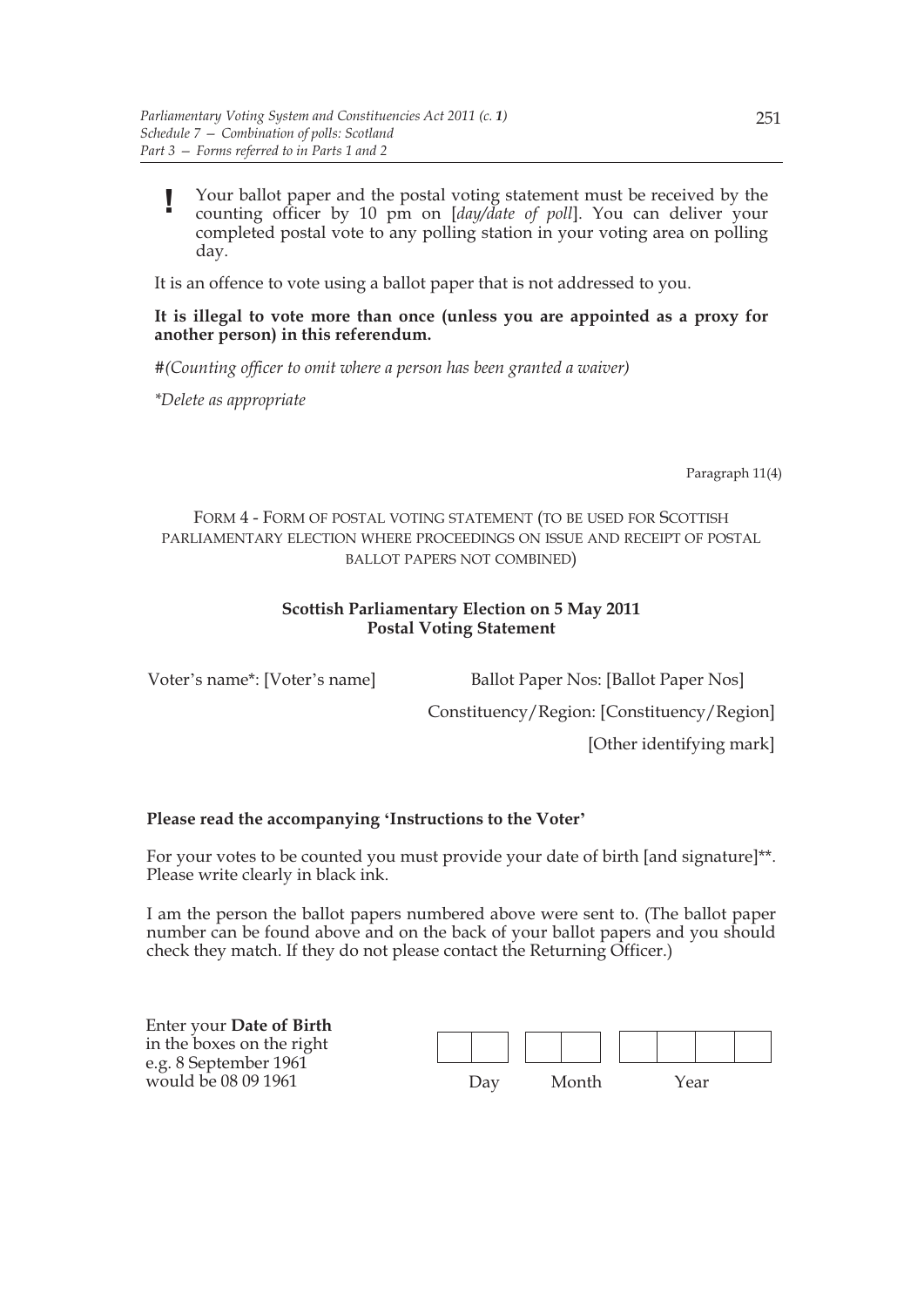**!** Your ballot paper and the postal voting statement must be received by the counting officer by 10 pm on [*day/date of poll*]. You can deliver your completed postal vote to any polling station in your voting area on polling day.

It is an offence to vote using a ballot paper that is not addressed to you.

**It is illegal to vote more than once (unless you are appointed as a proxy for another person) in this referendum.**

#*(Counting officer to omit where a person has been granted a waiver)*

*\*Delete as appropriate*

Paragraph 11(4)

FORM 4 - FORM OF POSTAL VOTING STATEMENT (TO BE USED FOR SCOTTISH PARLIAMENTARY ELECTION WHERE PROCEEDINGS ON ISSUE AND RECEIPT OF POSTAL BALLOT PAPERS NOT COMBINED)

**Scottish Parliamentary Election on 5 May 2011**
**Postal Voting Statement**

Voter's name*: [Voter's name]

Ballot Paper Nos: [Ballot Paper Nos]

Constituency/Region: [Constituency/Region]

[Other identifying mark]

**Please read the accompanying 'Instructions to the Voter'**

For your votes to be counted you must provide your date of birth [and signature]**. Please write clearly in black ink.

I am the person the ballot papers numbered above were sent to. (The ballot paper number can be found above and on the back of your ballot papers and you should check they match. If they do not please contact the Returning Officer.)

Enter your **Date of Birth** in the boxes on the right e.g. 8 September 1961 would be 08 09 1961

| | | | | | | | |
|---|---|---|---|---|---|---|---|
| Day | | Month | | Year | | | |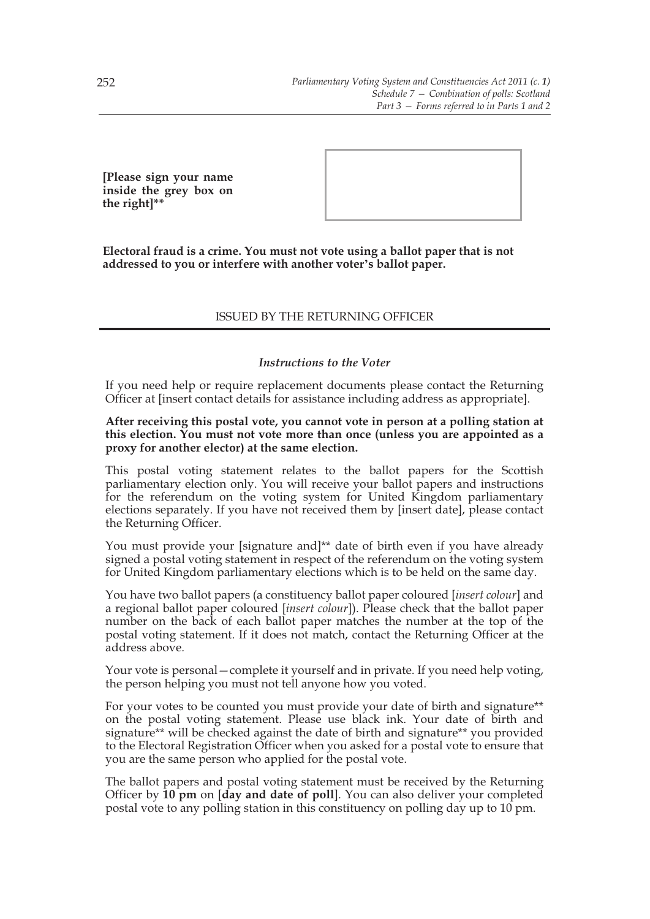**[Please sign your name inside the grey box on the right]****

**Electoral fraud is a crime. You must not vote using a ballot paper that is not addressed to you or interfere with another voter's ballot paper.**

ISSUED BY THE RETURNING OFFICER

*Instructions to the Voter*

If you need help or require replacement documents please contact the Returning Officer at [insert contact details for assistance including address as appropriate].

**After receiving this postal vote, you cannot vote in person at a polling station at this election. You must not vote more than once (unless you are appointed as a proxy for another elector) at the same election.**

This postal voting statement relates to the ballot papers for the Scottish parliamentary election only. You will receive your ballot papers and instructions for the referendum on the voting system for United Kingdom parliamentary elections separately. If you have not received them by [insert date], please contact the Returning Officer.

You must provide your [signature and]** date of birth even if you have already signed a postal voting statement in respect of the referendum on the voting system for United Kingdom parliamentary elections which is to be held on the same day.

You have two ballot papers (a constituency ballot paper coloured [*insert colour*] and a regional ballot paper coloured [*insert colour*]). Please check that the ballot paper number on the back of each ballot paper matches the number at the top of the postal voting statement. If it does not match, contact the Returning Officer at the address above.

Your vote is personal—complete it yourself and in private. If you need help voting, the person helping you must not tell anyone how you voted.

For your votes to be counted you must provide your date of birth and signature** on the postal voting statement. Please use black ink. Your date of birth and signature** will be checked against the date of birth and signature** you provided to the Electoral Registration Officer when you asked for a postal vote to ensure that you are the same person who applied for the postal vote.

The ballot papers and postal voting statement must be received by the Returning Officer by **10 pm** on [**day and date of poll**]. You can also deliver your completed postal vote to any polling station in this constituency on polling day up to 10 pm.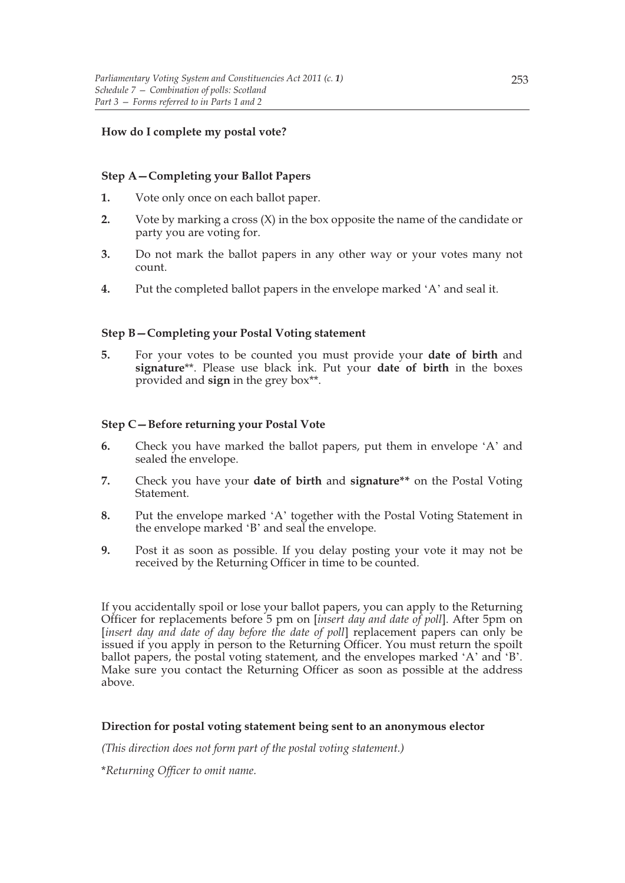**How do I complete my postal vote?**

**Step A—Completing your Ballot Papers**

1. Vote only once on each ballot paper.
2. Vote by marking a cross (X) in the box opposite the name of the candidate or party you are voting for.
3. Do not mark the ballot papers in any other way or your votes many not count.
4. Put the completed ballot papers in the envelope marked 'A' and seal it.

**Step B—Completing your Postal Voting statement**

5. For your votes to be counted you must provide your **date of birth** and **signature**\*\*. Please use black ink. Put your **date of birth** in the boxes provided and **sign** in the grey box\*\*.

**Step C—Before returning your Postal Vote**

6. Check you have marked the ballot papers, put them in envelope 'A' and sealed the envelope.
7. Check you have your **date of birth** and **signature\*\*** on the Postal Voting Statement.
8. Put the envelope marked 'A' together with the Postal Voting Statement in the envelope marked 'B' and seal the envelope.
9. Post it as soon as possible. If you delay posting your vote it may not be received by the Returning Officer in time to be counted.

If you accidentally spoil or lose your ballot papers, you can apply to the Returning Officer for replacements before 5 pm on [*insert day and date of poll*]. After 5pm on [*insert day and date of day before the date of poll*] replacement papers can only be issued if you apply in person to the Returning Officer. You must return the spoilt ballot papers, the postal voting statement, and the envelopes marked 'A' and 'B'. Make sure you contact the Returning Officer as soon as possible at the address above.

**Direction for postal voting statement being sent to an anonymous elector**

*(This direction does not form part of the postal voting statement.)*

\**Returning Officer to omit name.*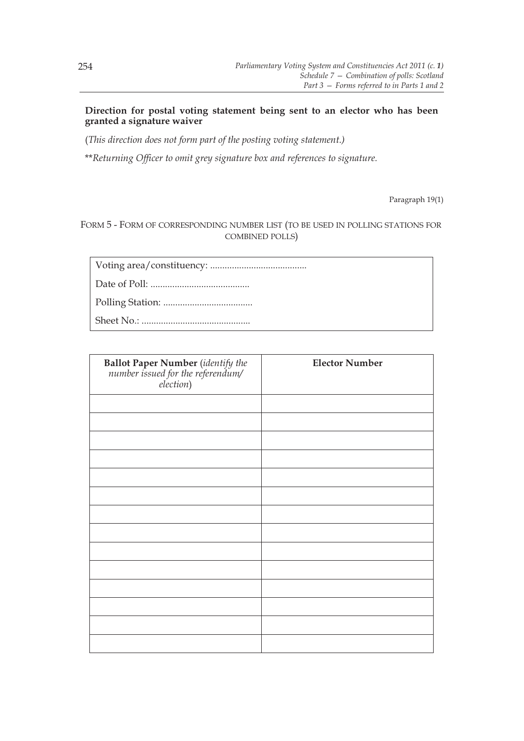**Direction for postal voting statement being sent to an elector who has been granted a signature waiver**

*(This direction does not form part of the posting voting statement.)*

*\*\*Returning Officer to omit grey signature box and references to signature.*

Paragraph 19(1)

FORM 5 - FORM OF CORRESPONDING NUMBER LIST (TO BE USED IN POLLING STATIONS FOR COMBINED POLLS)

Voting area/constituency: ........................................

Date of Poll: .........................................

Polling Station: .....................................

Sheet No.: .............................................

| **Ballot Paper Number** (*identify the number issued for the referendum/ election*) | **Elector Number** |
|---|---|
| | |
| | |
| | |
| | |
| | |
| | |
| | |
| | |
| | |
| | |
| | |
| | |
| | |
| | |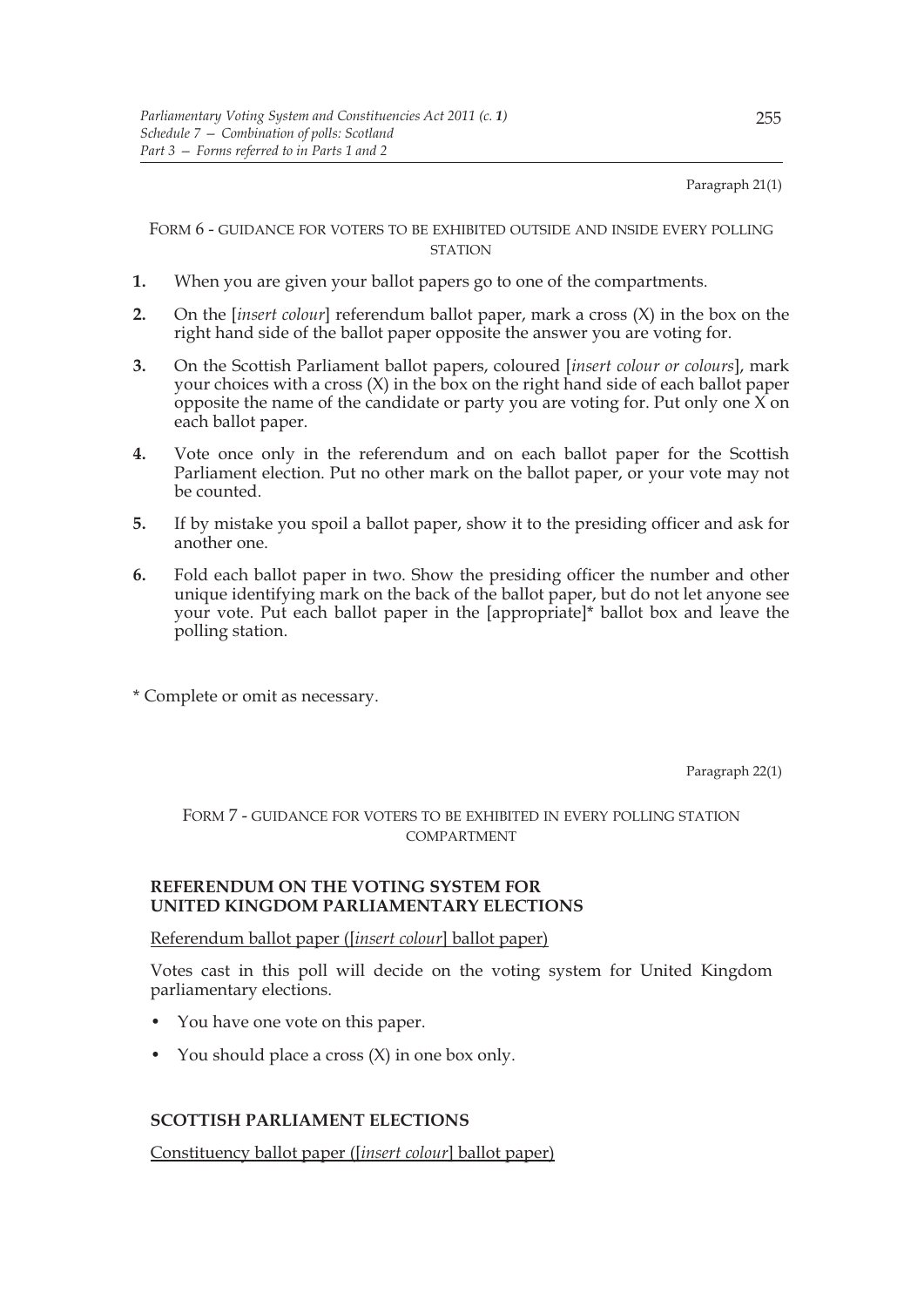Paragraph 21(1)

FORM 6 - GUIDANCE FOR VOTERS TO BE EXHIBITED OUTSIDE AND INSIDE EVERY POLLING STATION

**1.** When you are given your ballot papers go to one of the compartments.

**2.** On the [*insert colour*] referendum ballot paper, mark a cross (X) in the box on the right hand side of the ballot paper opposite the answer you are voting for.

**3.** On the Scottish Parliament ballot papers, coloured [*insert colour or colours*], mark your choices with a cross (X) in the box on the right hand side of each ballot paper opposite the name of the candidate or party you are voting for. Put only one X on each ballot paper.

**4.** Vote once only in the referendum and on each ballot paper for the Scottish Parliament election. Put no other mark on the ballot paper, or your vote may not be counted.

**5.** If by mistake you spoil a ballot paper, show it to the presiding officer and ask for another one.

**6.** Fold each ballot paper in two. Show the presiding officer the number and other unique identifying mark on the back of the ballot paper, but do not let anyone see your vote. Put each ballot paper in the [appropriate]* ballot box and leave the polling station.

* Complete or omit as necessary.

Paragraph 22(1)

FORM 7 - GUIDANCE FOR VOTERS TO BE EXHIBITED IN EVERY POLLING STATION COMPARTMENT

**REFERENDUM ON THE VOTING SYSTEM FOR UNITED KINGDOM PARLIAMENTARY ELECTIONS**

<u>Referendum ballot paper ([*insert colour*] ballot paper)</u>

Votes cast in this poll will decide on the voting system for United Kingdom parliamentary elections.

- You have one vote on this paper.
- You should place a cross (X) in one box only.

**SCOTTISH PARLIAMENT ELECTIONS**

<u>Constituency ballot paper ([*insert colour*] ballot paper)</u>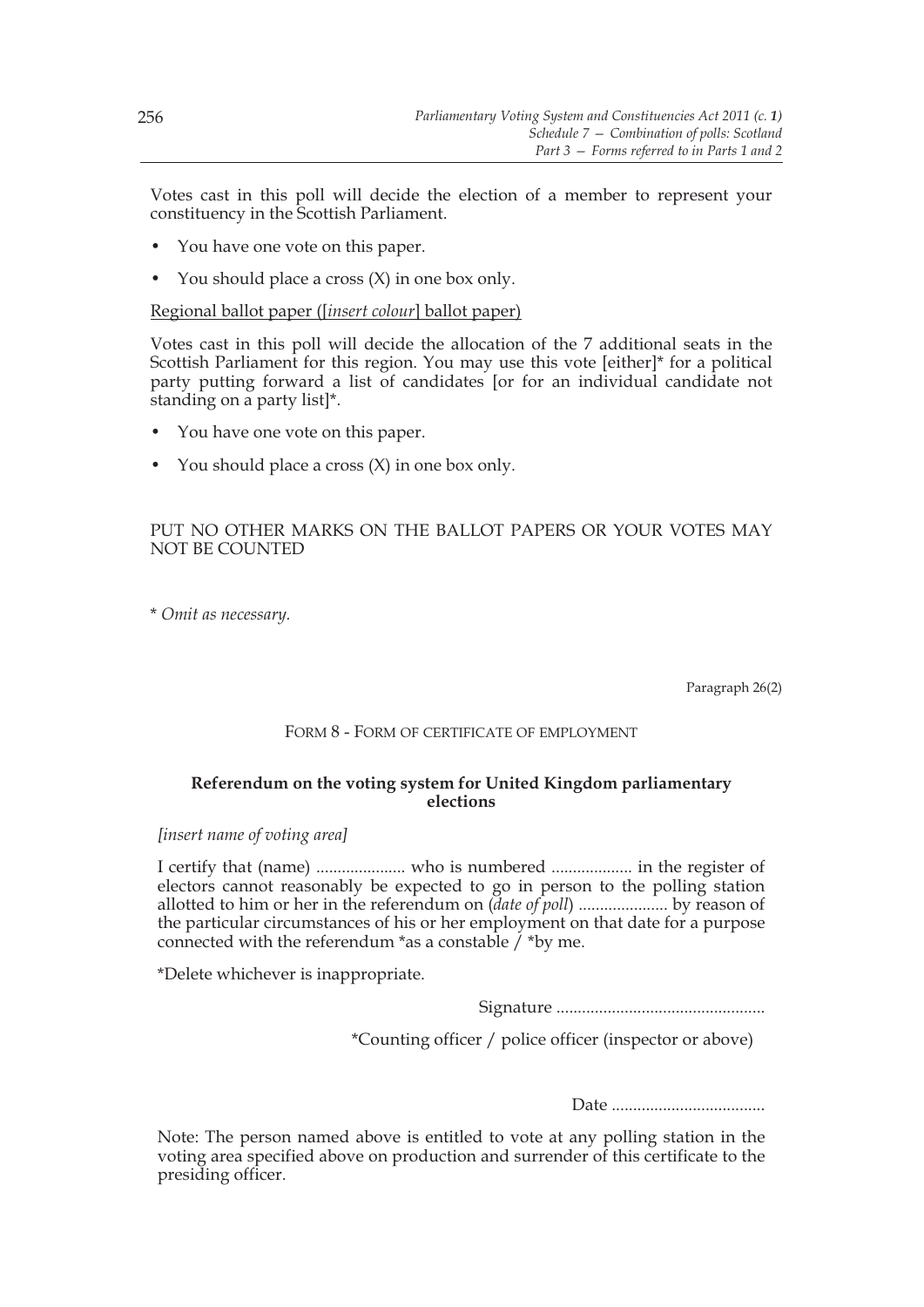Votes cast in this poll will decide the election of a member to represent your constituency in the Scottish Parliament.

- You have one vote on this paper.
- You should place a cross (X) in one box only.

Regional ballot paper ([*insert colour*] ballot paper)

Votes cast in this poll will decide the allocation of the 7 additional seats in the Scottish Parliament for this region. You may use this vote [either]* for a political party putting forward a list of candidates [or for an individual candidate not standing on a party list]*.

- You have one vote on this paper.
- You should place a cross (X) in one box only.

PUT NO OTHER MARKS ON THE BALLOT PAPERS OR YOUR VOTES MAY NOT BE COUNTED

\* *Omit as necessary.*

Paragraph 26(2)

FORM 8 - FORM OF CERTIFICATE OF EMPLOYMENT

**Referendum on the voting system for United Kingdom parliamentary elections**

*[insert name of voting area]*

I certify that (name) ..................... who is numbered ................... in the register of electors cannot reasonably be expected to go in person to the polling station allotted to him or her in the referendum on (*date of poll*) ..................... by reason of the particular circumstances of his or her employment on that date for a purpose connected with the referendum *as a constable / *by me.

*Delete whichever is inappropriate.

Signature ................................................

*Counting officer / police officer (inspector or above)

Date ....................................

Note: The person named above is entitled to vote at any polling station in the voting area specified above on production and surrender of this certificate to the presiding officer.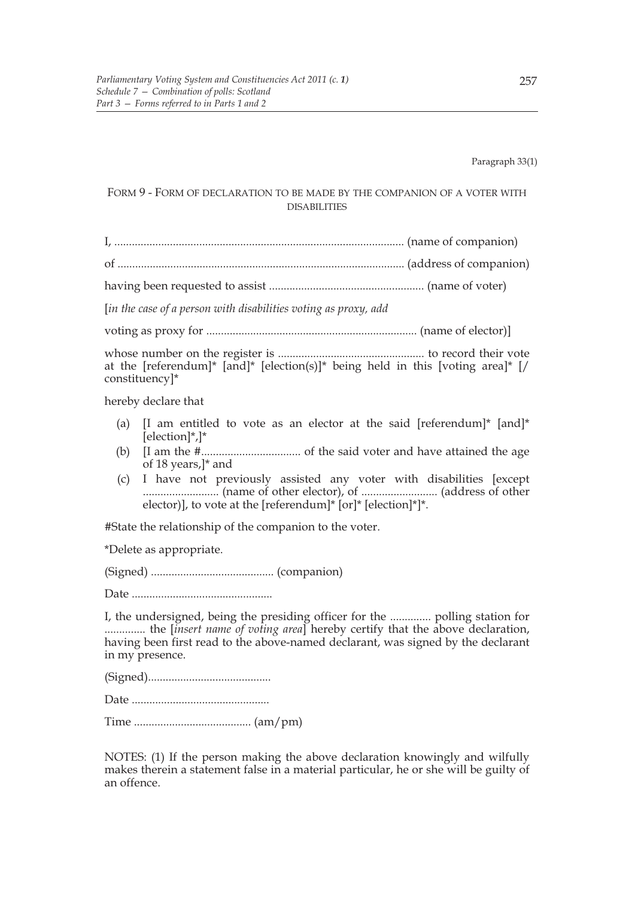Paragraph 33(1)

## FORM 9 - FORM OF DECLARATION TO BE MADE BY THE COMPANION OF A VOTER WITH DISABILITIES

I, ................................................................................................. (name of companion)

of ................................................................................................. (address of companion)

having been requested to assist .................................................... (name of voter)

[*in the case of a person with disabilities voting as proxy, add*

voting as proxy for ....................................................................... (name of elector)]

whose number on the register is ................................................. to record their vote at the [referendum]* [and]* [election(s)]* being held in this [voting area]* [/ constituency]*

hereby declare that

(a) [I am entitled to vote as an elector at the said [referendum]* [and]* [election]*,]*

(b) [I am the #.................................. of the said voter and have attained the age of 18 years,]* and

(c) I have not previously assisted any voter with disabilities [except .......................... (name of other elector), of .......................... (address of other elector)], to vote at the [referendum]* [or]* [election]*]*.

#State the relationship of the companion to the voter.

*Delete as appropriate.

(Signed) .......................................... (companion)

Date ................................................

I, the undersigned, being the presiding officer for the .............. polling station for .............. the [*insert name of voting area*] hereby certify that the above declaration, having been first read to the above-named declarant, was signed by the declarant in my presence.

(Signed)..........................................

Date ...............................................

Time ........................................ (am/pm)

NOTES: (1) If the person making the above declaration knowingly and wilfully makes therein a statement false in a material particular, he or she will be guilty of an offence.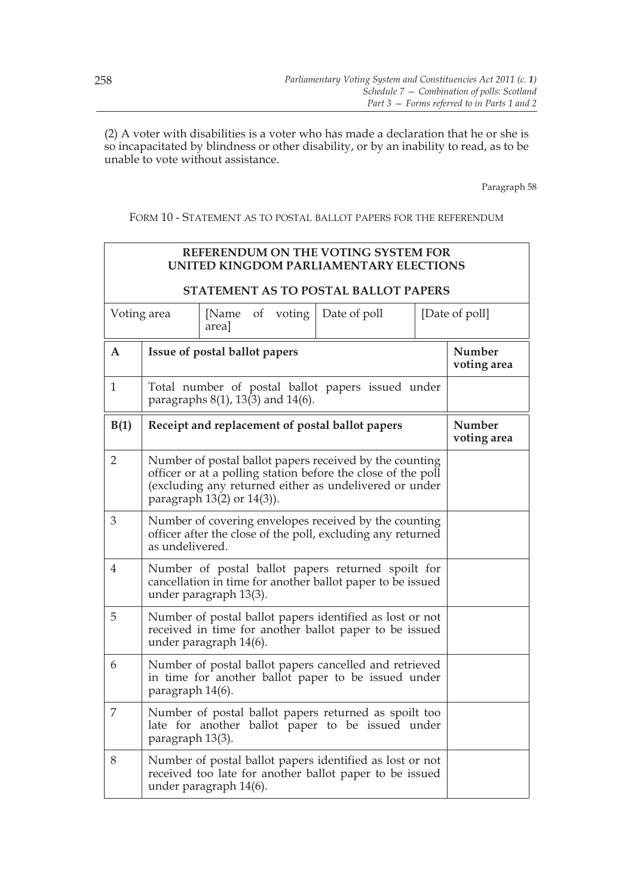(2) A voter with disabilities is a voter who has made a declaration that he or she is so incapacitated by blindness or other disability, or by an inability to read, as to be unable to vote without assistance.

Paragraph 58

FORM 10 - STATEMENT AS TO POSTAL BALLOT PAPERS FOR THE REFERENDUM

**REFERENDUM ON THE VOTING SYSTEM FOR UNITED KINGDOM PARLIAMENTARY ELECTIONS**

**STATEMENT AS TO POSTAL BALLOT PAPERS**

| Voting area | [Name of voting area] | Date of poll | [Date of poll] |
|---|---|---|---|

| **A** | **Issue of postal ballot papers** | **Number voting area** |
|---|---|---|
| 1 | Total number of postal ballot papers issued under paragraphs 8(1), 13(3) and 14(6). | |
| **B(1)** | **Receipt and replacement of postal ballot papers** | **Number voting area** |
| 2 | Number of postal ballot papers received by the counting officer or at a polling station before the close of the poll (excluding any returned either as undelivered or under paragraph 13(2) or 14(3)). | |
| 3 | Number of covering envelopes received by the counting officer after the close of the poll, excluding any returned as undelivered. | |
| 4 | Number of postal ballot papers returned spoilt for cancellation in time for another ballot paper to be issued under paragraph 13(3). | |
| 5 | Number of postal ballot papers identified as lost or not received in time for another ballot paper to be issued under paragraph 14(6). | |
| 6 | Number of postal ballot papers cancelled and retrieved in time for another ballot paper to be issued under paragraph 14(6). | |
| 7 | Number of postal ballot papers returned as spoilt too late for another ballot paper to be issued under paragraph 13(3). | |
| 8 | Number of postal ballot papers identified as lost or not received too late for another ballot paper to be issued under paragraph 14(6). | |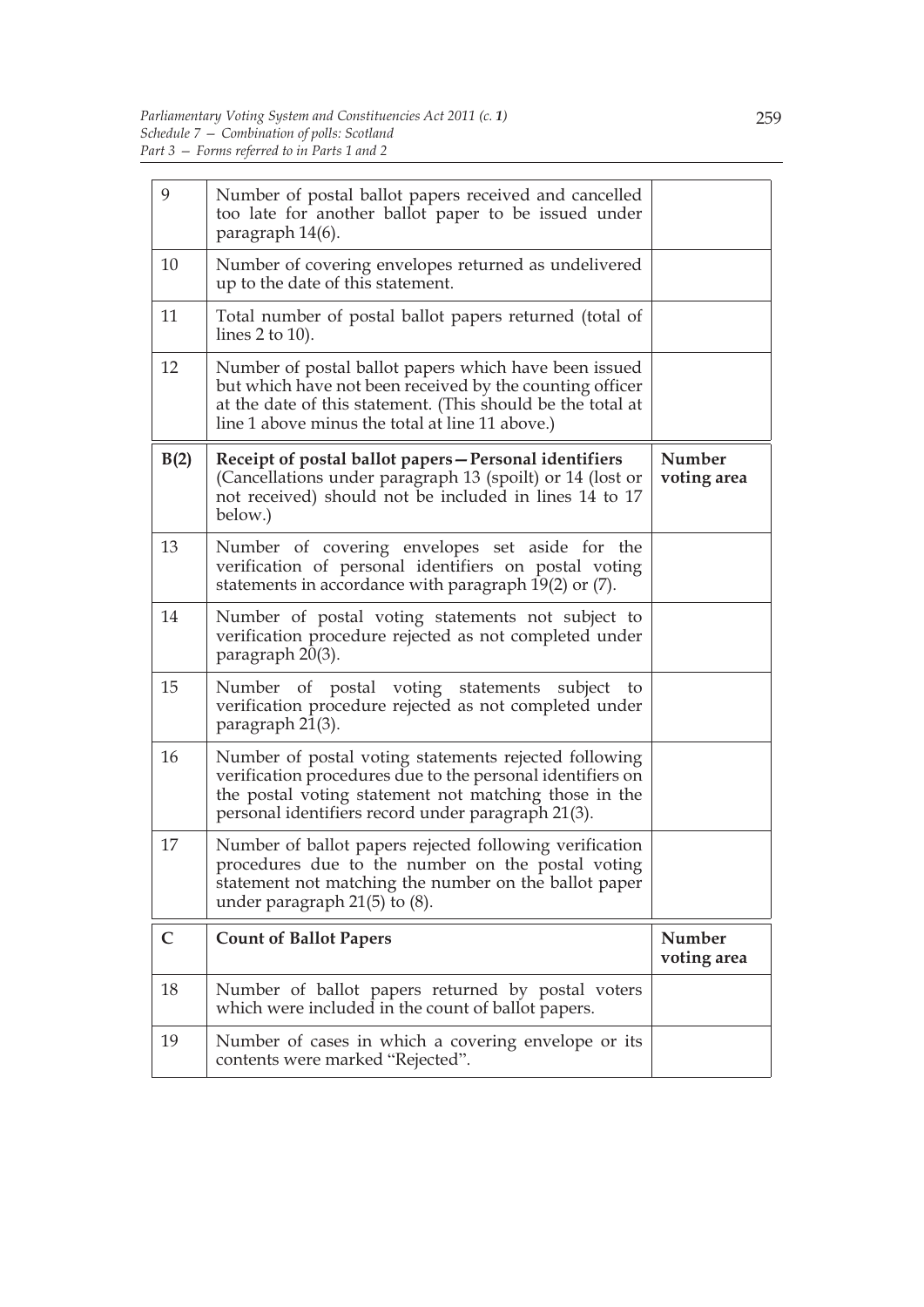| 9 | Number of postal ballot papers received and cancelled too late for another ballot paper to be issued under paragraph 14(6). | |
|---|---|---|
| 10 | Number of covering envelopes returned as undelivered up to the date of this statement. | |
| 11 | Total number of postal ballot papers returned (total of lines 2 to 10). | |
| 12 | Number of postal ballot papers which have been issued but which have not been received by the counting officer at the date of this statement. (This should be the total at line 1 above minus the total at line 11 above.) | |
| **B(2)** | **Receipt of postal ballot papers—Personal identifiers** (Cancellations under paragraph 13 (spoilt) or 14 (lost or not received) should not be included in lines 14 to 17 below.) | **Number voting area** |
| 13 | Number of covering envelopes set aside for the verification of personal identifiers on postal voting statements in accordance with paragraph 19(2) or (7). | |
| 14 | Number of postal voting statements not subject to verification procedure rejected as not completed under paragraph 20(3). | |
| 15 | Number of postal voting statements subject to verification procedure rejected as not completed under paragraph 21(3). | |
| 16 | Number of postal voting statements rejected following verification procedures due to the personal identifiers on the postal voting statement not matching those in the personal identifiers record under paragraph 21(3). | |
| 17 | Number of ballot papers rejected following verification procedures due to the number on the postal voting statement not matching the number on the ballot paper under paragraph 21(5) to (8). | |
| **C** | **Count of Ballot Papers** | **Number voting area** |
| 18 | Number of ballot papers returned by postal voters which were included in the count of ballot papers. | |
| 19 | Number of cases in which a covering envelope or its contents were marked "Rejected". | |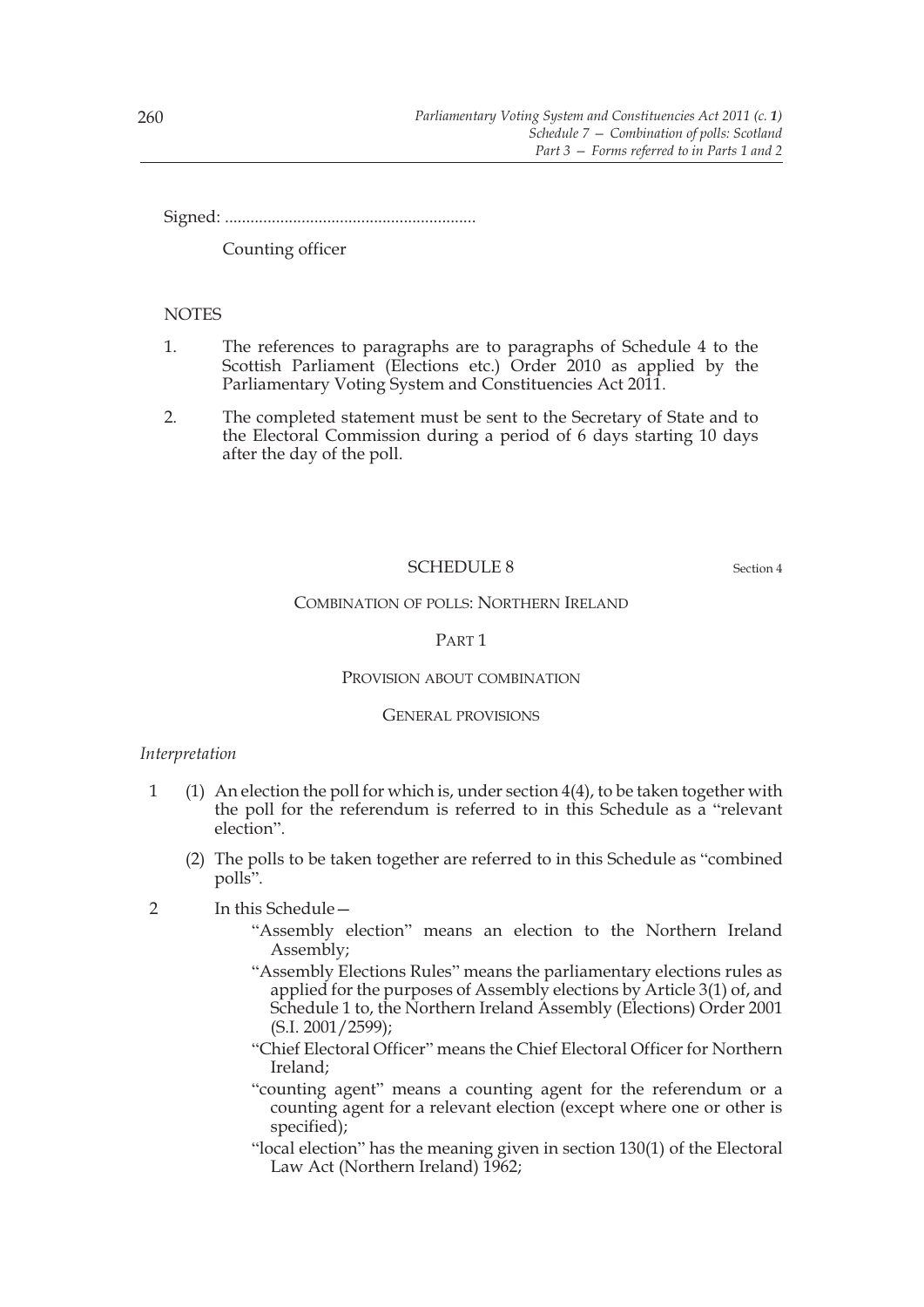Signed: ..........................................................

Counting officer

NOTES

1. The references to paragraphs are to paragraphs of Schedule 4 to the Scottish Parliament (Elections etc.) Order 2010 as applied by the Parliamentary Voting System and Constituencies Act 2011.

2. The completed statement must be sent to the Secretary of State and to the Electoral Commission during a period of 6 days starting 10 days after the day of the poll.

## SCHEDULE 8

Section 4

COMBINATION OF POLLS: NORTHERN IRELAND

PART 1

PROVISION ABOUT COMBINATION

GENERAL PROVISIONS

*Interpretation*

1 (1) An election the poll for which is, under section 4(4), to be taken together with the poll for the referendum is referred to in this Schedule as a "relevant election".

(2) The polls to be taken together are referred to in this Schedule as "combined polls".

2 In this Schedule—

"Assembly election" means an election to the Northern Ireland Assembly;

"Assembly Elections Rules" means the parliamentary elections rules as applied for the purposes of Assembly elections by Article 3(1) of, and Schedule 1 to, the Northern Ireland Assembly (Elections) Order 2001 (S.I. 2001/2599);

"Chief Electoral Officer" means the Chief Electoral Officer for Northern Ireland;

"counting agent" means a counting agent for the referendum or a counting agent for a relevant election (except where one or other is specified);

"local election" has the meaning given in section 130(1) of the Electoral Law Act (Northern Ireland) 1962;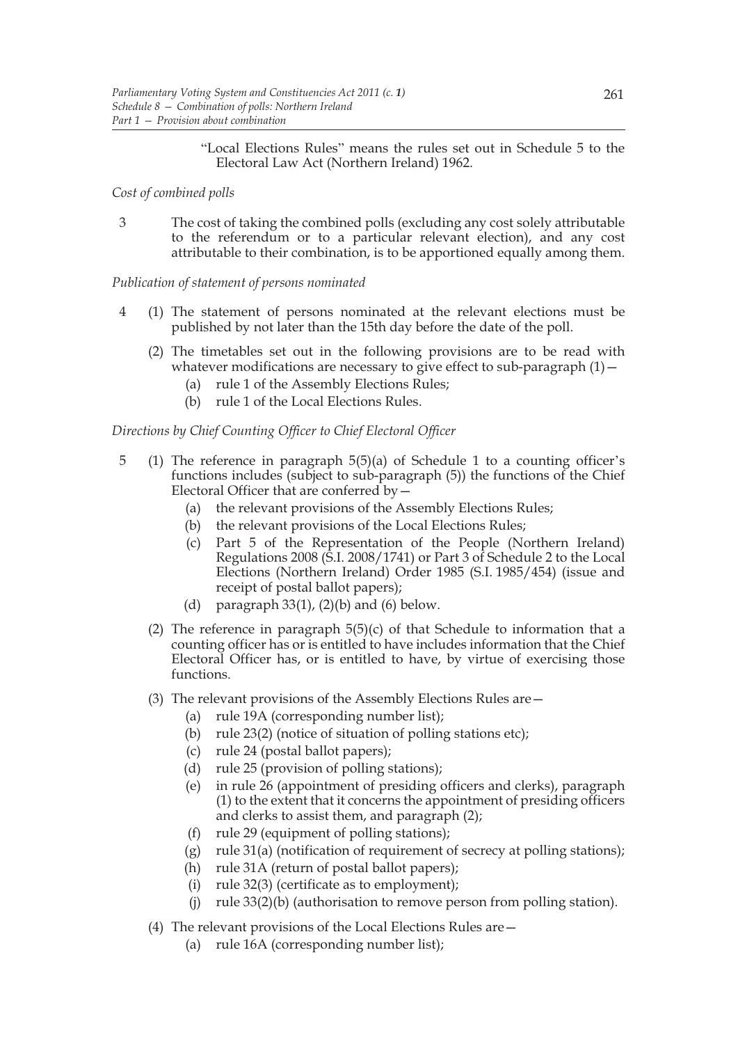"Local Elections Rules" means the rules set out in Schedule 5 to the Electoral Law Act (Northern Ireland) 1962.

*Cost of combined polls*

3 The cost of taking the combined polls (excluding any cost solely attributable to the referendum or to a particular relevant election), and any cost attributable to their combination, is to be apportioned equally among them.

*Publication of statement of persons nominated*

4 (1) The statement of persons nominated at the relevant elections must be published by not later than the 15th day before the date of the poll.

(2) The timetables set out in the following provisions are to be read with whatever modifications are necessary to give effect to sub-paragraph (1)—

- (a) rule 1 of the Assembly Elections Rules;
- (b) rule 1 of the Local Elections Rules.

*Directions by Chief Counting Officer to Chief Electoral Officer*

5 (1) The reference in paragraph 5(5)(a) of Schedule 1 to a counting officer's functions includes (subject to sub-paragraph (5)) the functions of the Chief Electoral Officer that are conferred by—

- (a) the relevant provisions of the Assembly Elections Rules;
- (b) the relevant provisions of the Local Elections Rules;
- (c) Part 5 of the Representation of the People (Northern Ireland) Regulations 2008 (S.I. 2008/1741) or Part 3 of Schedule 2 to the Local Elections (Northern Ireland) Order 1985 (S.I. 1985/454) (issue and receipt of postal ballot papers);
- (d) paragraph 33(1), (2)(b) and (6) below.

(2) The reference in paragraph 5(5)(c) of that Schedule to information that a counting officer has or is entitled to have includes information that the Chief Electoral Officer has, or is entitled to have, by virtue of exercising those functions.

(3) The relevant provisions of the Assembly Elections Rules are—

- (a) rule 19A (corresponding number list);
- (b) rule 23(2) (notice of situation of polling stations etc);
- (c) rule 24 (postal ballot papers);
- (d) rule 25 (provision of polling stations);
- (e) in rule 26 (appointment of presiding officers and clerks), paragraph (1) to the extent that it concerns the appointment of presiding officers and clerks to assist them, and paragraph (2);
- (f) rule 29 (equipment of polling stations);
- (g) rule 31(a) (notification of requirement of secrecy at polling stations);
- (h) rule 31A (return of postal ballot papers);
- (i) rule 32(3) (certificate as to employment);
- (j) rule 33(2)(b) (authorisation to remove person from polling station).

(4) The relevant provisions of the Local Elections Rules are—

- (a) rule 16A (corresponding number list);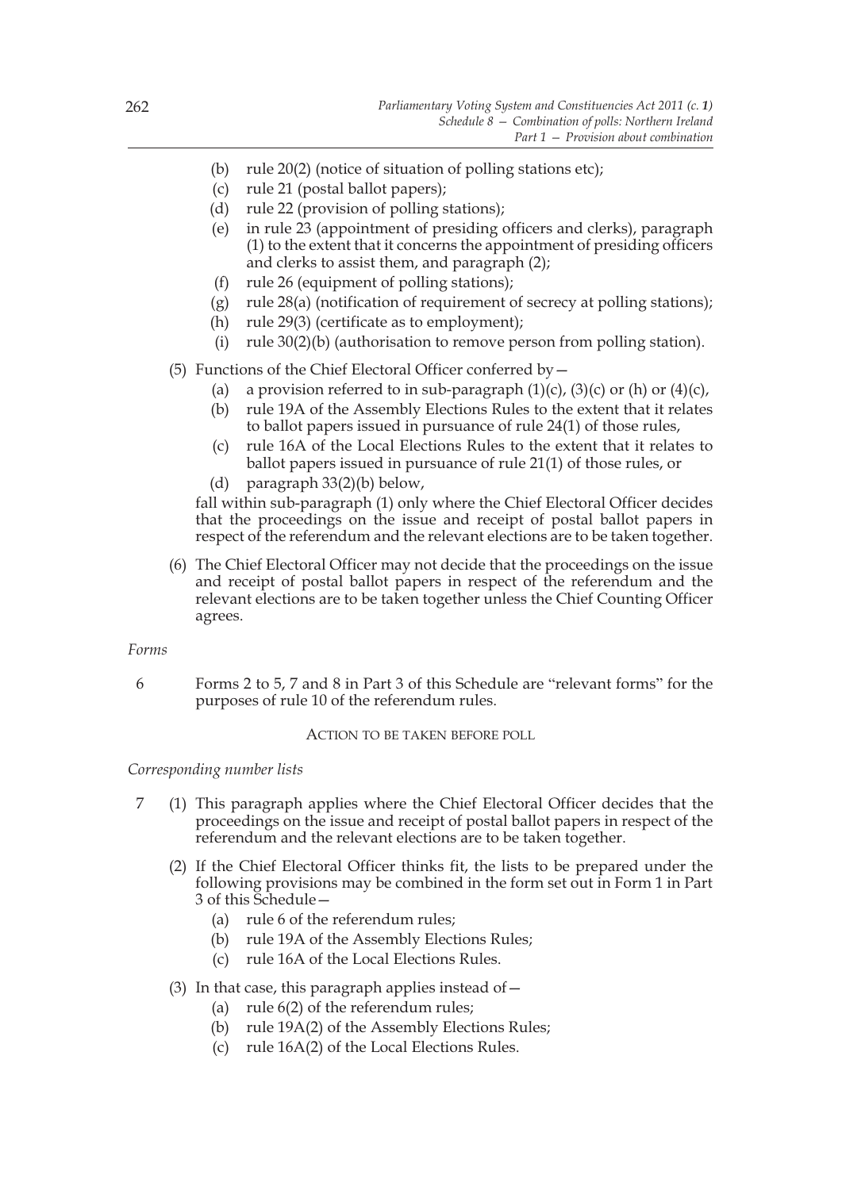(b) rule 20(2) (notice of situation of polling stations etc);
(c) rule 21 (postal ballot papers);
(d) rule 22 (provision of polling stations);
(e) in rule 23 (appointment of presiding officers and clerks), paragraph (1) to the extent that it concerns the appointment of presiding officers and clerks to assist them, and paragraph (2);
(f) rule 26 (equipment of polling stations);
(g) rule 28(a) (notification of requirement of secrecy at polling stations);
(h) rule 29(3) (certificate as to employment);
(i) rule 30(2)(b) (authorisation to remove person from polling station).

(5) Functions of the Chief Electoral Officer conferred by—
(a) a provision referred to in sub-paragraph (1)(c), (3)(c) or (h) or (4)(c),
(b) rule 19A of the Assembly Elections Rules to the extent that it relates to ballot papers issued in pursuance of rule 24(1) of those rules,
(c) rule 16A of the Local Elections Rules to the extent that it relates to ballot papers issued in pursuance of rule 21(1) of those rules, or
(d) paragraph 33(2)(b) below,

fall within sub-paragraph (1) only where the Chief Electoral Officer decides that the proceedings on the issue and receipt of postal ballot papers in respect of the referendum and the relevant elections are to be taken together.

(6) The Chief Electoral Officer may not decide that the proceedings on the issue and receipt of postal ballot papers in respect of the referendum and the relevant elections are to be taken together unless the Chief Counting Officer agrees.

*Forms*

6 Forms 2 to 5, 7 and 8 in Part 3 of this Schedule are "relevant forms" for the purposes of rule 10 of the referendum rules.

ACTION TO BE TAKEN BEFORE POLL

*Corresponding number lists*

7 (1) This paragraph applies where the Chief Electoral Officer decides that the proceedings on the issue and receipt of postal ballot papers in respect of the referendum and the relevant elections are to be taken together.

(2) If the Chief Electoral Officer thinks fit, the lists to be prepared under the following provisions may be combined in the form set out in Form 1 in Part 3 of this Schedule—
(a) rule 6 of the referendum rules;
(b) rule 19A of the Assembly Elections Rules;
(c) rule 16A of the Local Elections Rules.

(3) In that case, this paragraph applies instead of—
(a) rule 6(2) of the referendum rules;
(b) rule 19A(2) of the Assembly Elections Rules;
(c) rule 16A(2) of the Local Elections Rules.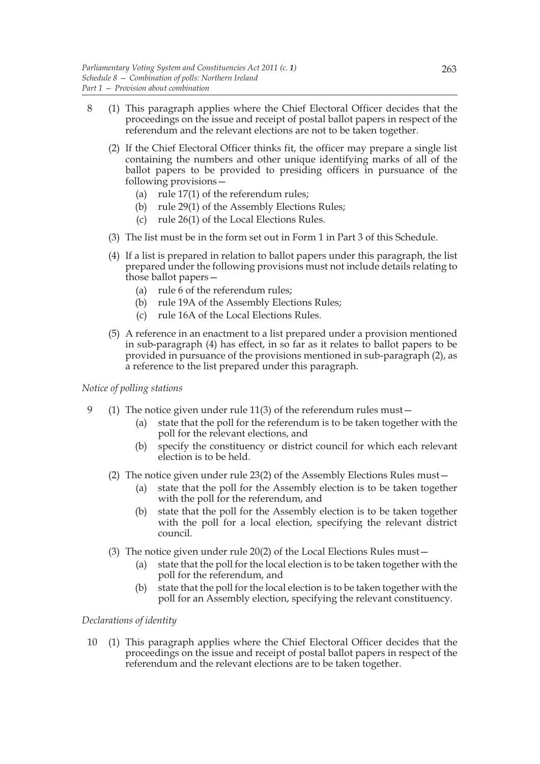8 (1) This paragraph applies where the Chief Electoral Officer decides that the proceedings on the issue and receipt of postal ballot papers in respect of the referendum and the relevant elections are not to be taken together.

(2) If the Chief Electoral Officer thinks fit, the officer may prepare a single list containing the numbers and other unique identifying marks of all of the ballot papers to be provided to presiding officers in pursuance of the following provisions—

- (a) rule 17(1) of the referendum rules;
- (b) rule 29(1) of the Assembly Elections Rules;
- (c) rule 26(1) of the Local Elections Rules.

(3) The list must be in the form set out in Form 1 in Part 3 of this Schedule.

(4) If a list is prepared in relation to ballot papers under this paragraph, the list prepared under the following provisions must not include details relating to those ballot papers—

- (a) rule 6 of the referendum rules;
- (b) rule 19A of the Assembly Elections Rules;
- (c) rule 16A of the Local Elections Rules.

(5) A reference in an enactment to a list prepared under a provision mentioned in sub-paragraph (4) has effect, in so far as it relates to ballot papers to be provided in pursuance of the provisions mentioned in sub-paragraph (2), as a reference to the list prepared under this paragraph.

*Notice of polling stations*

9 (1) The notice given under rule 11(3) of the referendum rules must—

- (a) state that the poll for the referendum is to be taken together with the poll for the relevant elections, and
- (b) specify the constituency or district council for which each relevant election is to be held.

(2) The notice given under rule 23(2) of the Assembly Elections Rules must—

- (a) state that the poll for the Assembly election is to be taken together with the poll for the referendum, and
- (b) state that the poll for the Assembly election is to be taken together with the poll for a local election, specifying the relevant district council.

(3) The notice given under rule 20(2) of the Local Elections Rules must—

- (a) state that the poll for the local election is to be taken together with the poll for the referendum, and
- (b) state that the poll for the local election is to be taken together with the poll for an Assembly election, specifying the relevant constituency.

*Declarations of identity*

10 (1) This paragraph applies where the Chief Electoral Officer decides that the proceedings on the issue and receipt of postal ballot papers in respect of the referendum and the relevant elections are to be taken together.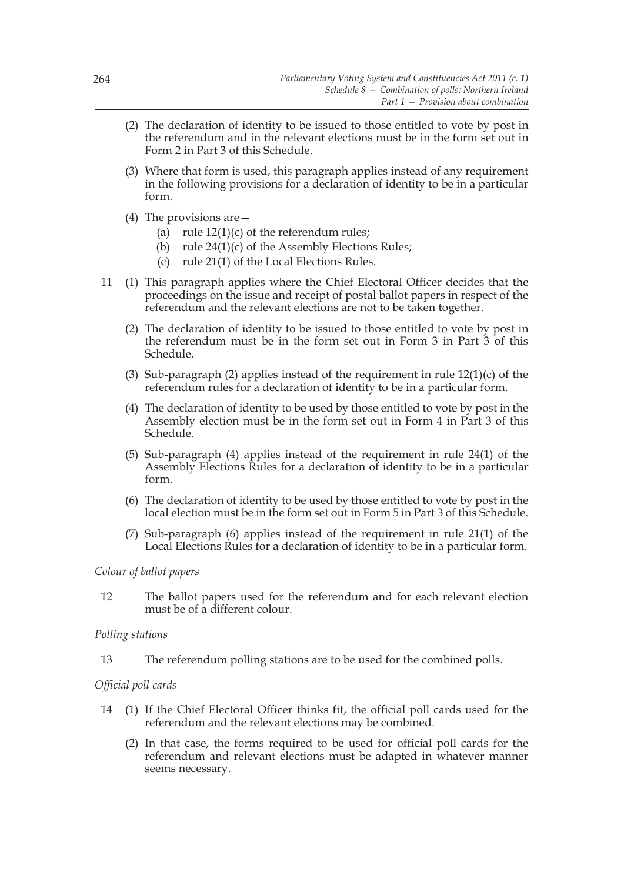(2) The declaration of identity to be issued to those entitled to vote by post in the referendum and in the relevant elections must be in the form set out in Form 2 in Part 3 of this Schedule.

(3) Where that form is used, this paragraph applies instead of any requirement in the following provisions for a declaration of identity to be in a particular form.

(4) The provisions are—

(a) rule 12(1)(c) of the referendum rules;

(b) rule 24(1)(c) of the Assembly Elections Rules;

(c) rule 21(1) of the Local Elections Rules.

11 (1) This paragraph applies where the Chief Electoral Officer decides that the proceedings on the issue and receipt of postal ballot papers in respect of the referendum and the relevant elections are not to be taken together.

(2) The declaration of identity to be issued to those entitled to vote by post in the referendum must be in the form set out in Form 3 in Part 3 of this Schedule.

(3) Sub-paragraph (2) applies instead of the requirement in rule 12(1)(c) of the referendum rules for a declaration of identity to be in a particular form.

(4) The declaration of identity to be used by those entitled to vote by post in the Assembly election must be in the form set out in Form 4 in Part 3 of this Schedule.

(5) Sub-paragraph (4) applies instead of the requirement in rule 24(1) of the Assembly Elections Rules for a declaration of identity to be in a particular form.

(6) The declaration of identity to be used by those entitled to vote by post in the local election must be in the form set out in Form 5 in Part 3 of this Schedule.

(7) Sub-paragraph (6) applies instead of the requirement in rule 21(1) of the Local Elections Rules for a declaration of identity to be in a particular form.

*Colour of ballot papers*

12 The ballot papers used for the referendum and for each relevant election must be of a different colour.

*Polling stations*

13 The referendum polling stations are to be used for the combined polls.

*Official poll cards*

14 (1) If the Chief Electoral Officer thinks fit, the official poll cards used for the referendum and the relevant elections may be combined.

(2) In that case, the forms required to be used for official poll cards for the referendum and relevant elections must be adapted in whatever manner seems necessary.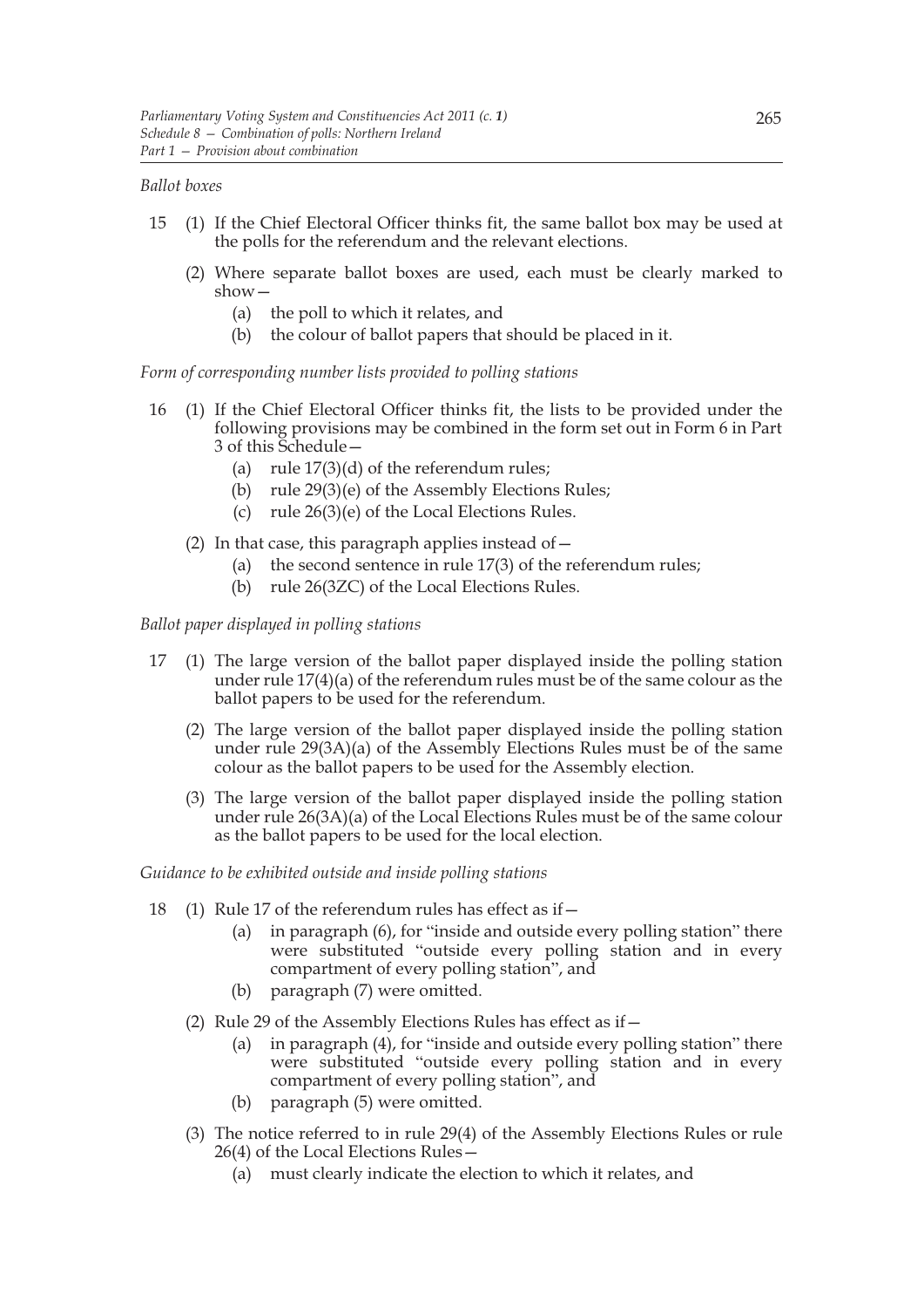*Ballot boxes*

15 (1) If the Chief Electoral Officer thinks fit, the same ballot box may be used at the polls for the referendum and the relevant elections.

(2) Where separate ballot boxes are used, each must be clearly marked to show—

(a) the poll to which it relates, and

(b) the colour of ballot papers that should be placed in it.

*Form of corresponding number lists provided to polling stations*

16 (1) If the Chief Electoral Officer thinks fit, the lists to be provided under the following provisions may be combined in the form set out in Form 6 in Part 3 of this Schedule—

(a) rule 17(3)(d) of the referendum rules;

(b) rule 29(3)(e) of the Assembly Elections Rules;

(c) rule 26(3)(e) of the Local Elections Rules.

(2) In that case, this paragraph applies instead of—

(a) the second sentence in rule 17(3) of the referendum rules;

(b) rule 26(3ZC) of the Local Elections Rules.

*Ballot paper displayed in polling stations*

17 (1) The large version of the ballot paper displayed inside the polling station under rule 17(4)(a) of the referendum rules must be of the same colour as the ballot papers to be used for the referendum.

(2) The large version of the ballot paper displayed inside the polling station under rule 29(3A)(a) of the Assembly Elections Rules must be of the same colour as the ballot papers to be used for the Assembly election.

(3) The large version of the ballot paper displayed inside the polling station under rule 26(3A)(a) of the Local Elections Rules must be of the same colour as the ballot papers to be used for the local election.

*Guidance to be exhibited outside and inside polling stations*

18 (1) Rule 17 of the referendum rules has effect as if—

(a) in paragraph (6), for "inside and outside every polling station" there were substituted "outside every polling station and in every compartment of every polling station", and

(b) paragraph (7) were omitted.

(2) Rule 29 of the Assembly Elections Rules has effect as if—

(a) in paragraph (4), for "inside and outside every polling station" there were substituted "outside every polling station and in every compartment of every polling station", and

(b) paragraph (5) were omitted.

(3) The notice referred to in rule 29(4) of the Assembly Elections Rules or rule 26(4) of the Local Elections Rules—

(a) must clearly indicate the election to which it relates, and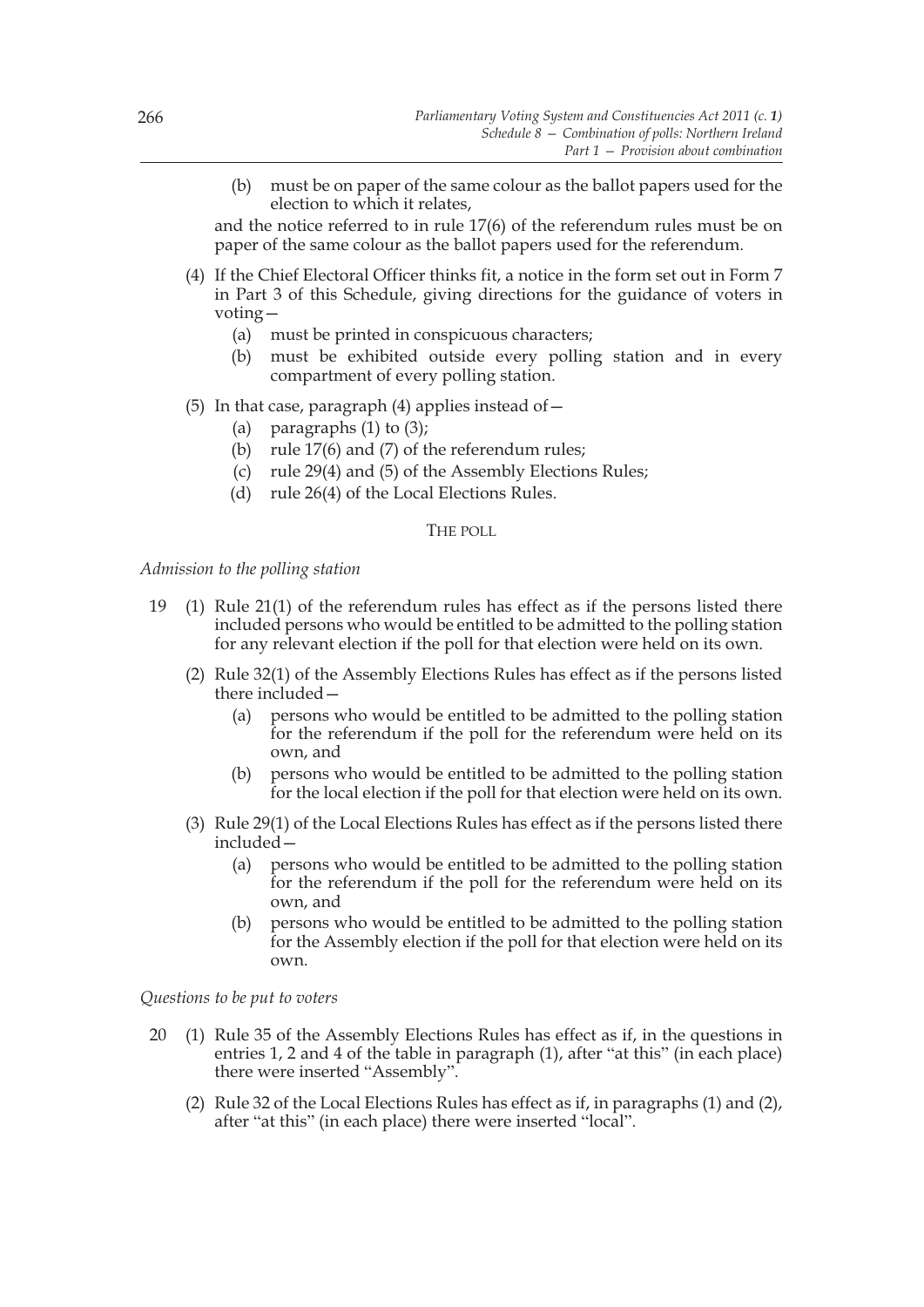(b) must be on paper of the same colour as the ballot papers used for the election to which it relates,

and the notice referred to in rule 17(6) of the referendum rules must be on paper of the same colour as the ballot papers used for the referendum.

(4) If the Chief Electoral Officer thinks fit, a notice in the form set out in Form 7 in Part 3 of this Schedule, giving directions for the guidance of voters in voting—

(a) must be printed in conspicuous characters;

(b) must be exhibited outside every polling station and in every compartment of every polling station.

(5) In that case, paragraph (4) applies instead of—

(a) paragraphs (1) to (3);

(b) rule 17(6) and (7) of the referendum rules;

(c) rule 29(4) and (5) of the Assembly Elections Rules;

(d) rule 26(4) of the Local Elections Rules.

THE POLL

*Admission to the polling station*

19 (1) Rule 21(1) of the referendum rules has effect as if the persons listed there included persons who would be entitled to be admitted to the polling station for any relevant election if the poll for that election were held on its own.

(2) Rule 32(1) of the Assembly Elections Rules has effect as if the persons listed there included—

(a) persons who would be entitled to be admitted to the polling station for the referendum if the poll for the referendum were held on its own, and

(b) persons who would be entitled to be admitted to the polling station for the local election if the poll for that election were held on its own.

(3) Rule 29(1) of the Local Elections Rules has effect as if the persons listed there included—

(a) persons who would be entitled to be admitted to the polling station for the referendum if the poll for the referendum were held on its own, and

(b) persons who would be entitled to be admitted to the polling station for the Assembly election if the poll for that election were held on its own.

*Questions to be put to voters*

20 (1) Rule 35 of the Assembly Elections Rules has effect as if, in the questions in entries 1, 2 and 4 of the table in paragraph (1), after "at this" (in each place) there were inserted "Assembly".

(2) Rule 32 of the Local Elections Rules has effect as if, in paragraphs (1) and (2), after "at this" (in each place) there were inserted "local".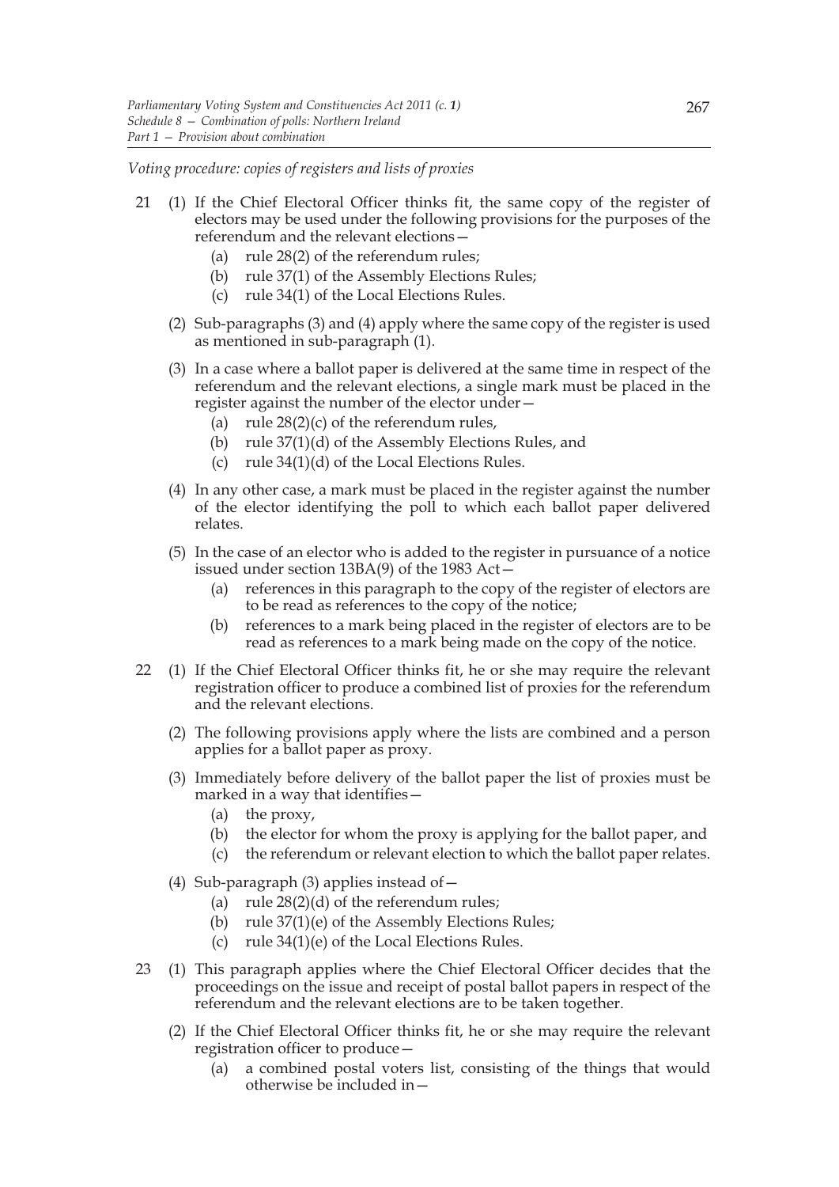*Voting procedure: copies of registers and lists of proxies*

21 (1) If the Chief Electoral Officer thinks fit, the same copy of the register of electors may be used under the following provisions for the purposes of the referendum and the relevant elections—

   (a) rule 28(2) of the referendum rules;

   (b) rule 37(1) of the Assembly Elections Rules;

   (c) rule 34(1) of the Local Elections Rules.

(2) Sub-paragraphs (3) and (4) apply where the same copy of the register is used as mentioned in sub-paragraph (1).

(3) In a case where a ballot paper is delivered at the same time in respect of the referendum and the relevant elections, a single mark must be placed in the register against the number of the elector under—

   (a) rule 28(2)(c) of the referendum rules,

   (b) rule 37(1)(d) of the Assembly Elections Rules, and

   (c) rule 34(1)(d) of the Local Elections Rules.

(4) In any other case, a mark must be placed in the register against the number of the elector identifying the poll to which each ballot paper delivered relates.

(5) In the case of an elector who is added to the register in pursuance of a notice issued under section 13BA(9) of the 1983 Act—

   (a) references in this paragraph to the copy of the register of electors are to be read as references to the copy of the notice;

   (b) references to a mark being placed in the register of electors are to be read as references to a mark being made on the copy of the notice.

22 (1) If the Chief Electoral Officer thinks fit, he or she may require the relevant registration officer to produce a combined list of proxies for the referendum and the relevant elections.

(2) The following provisions apply where the lists are combined and a person applies for a ballot paper as proxy.

(3) Immediately before delivery of the ballot paper the list of proxies must be marked in a way that identifies—

   (a) the proxy,

   (b) the elector for whom the proxy is applying for the ballot paper, and

   (c) the referendum or relevant election to which the ballot paper relates.

(4) Sub-paragraph (3) applies instead of—

   (a) rule 28(2)(d) of the referendum rules;

   (b) rule 37(1)(e) of the Assembly Elections Rules;

   (c) rule 34(1)(e) of the Local Elections Rules.

23 (1) This paragraph applies where the Chief Electoral Officer decides that the proceedings on the issue and receipt of postal ballot papers in respect of the referendum and the relevant elections are to be taken together.

(2) If the Chief Electoral Officer thinks fit, he or she may require the relevant registration officer to produce—

   (a) a combined postal voters list, consisting of the things that would otherwise be included in—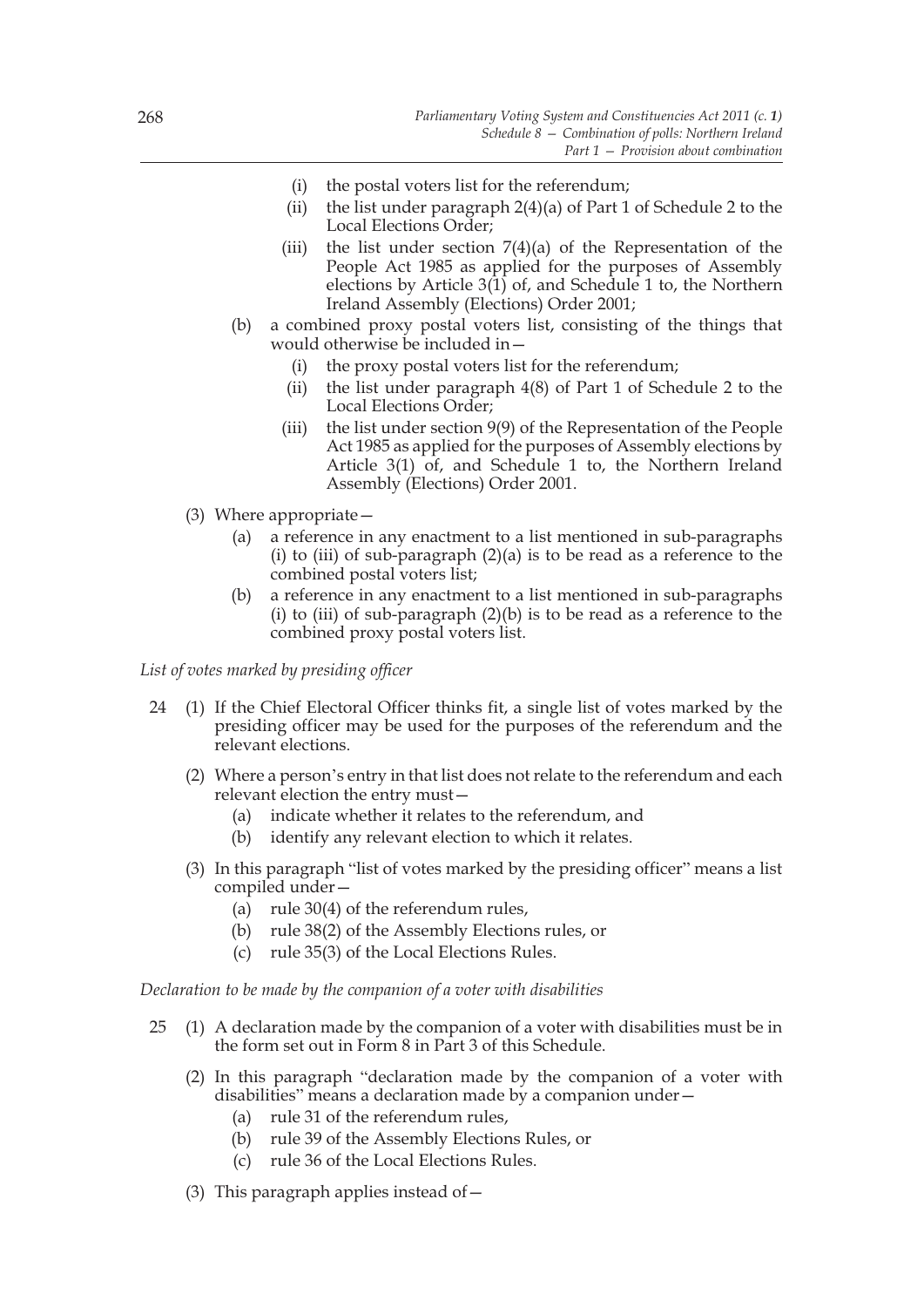(i) the postal voters list for the referendum;

(ii) the list under paragraph 2(4)(a) of Part 1 of Schedule 2 to the Local Elections Order;

(iii) the list under section 7(4)(a) of the Representation of the People Act 1985 as applied for the purposes of Assembly elections by Article 3(1) of, and Schedule 1 to, the Northern Ireland Assembly (Elections) Order 2001;

(b) a combined proxy postal voters list, consisting of the things that would otherwise be included in—

(i) the proxy postal voters list for the referendum;

(ii) the list under paragraph 4(8) of Part 1 of Schedule 2 to the Local Elections Order;

(iii) the list under section 9(9) of the Representation of the People Act 1985 as applied for the purposes of Assembly elections by Article 3(1) of, and Schedule 1 to, the Northern Ireland Assembly (Elections) Order 2001.

(3) Where appropriate—

(a) a reference in any enactment to a list mentioned in sub-paragraphs (i) to (iii) of sub-paragraph (2)(a) is to be read as a reference to the combined postal voters list;

(b) a reference in any enactment to a list mentioned in sub-paragraphs (i) to (iii) of sub-paragraph (2)(b) is to be read as a reference to the combined proxy postal voters list.

*List of votes marked by presiding officer*

24 (1) If the Chief Electoral Officer thinks fit, a single list of votes marked by the presiding officer may be used for the purposes of the referendum and the relevant elections.

(2) Where a person's entry in that list does not relate to the referendum and each relevant election the entry must—

(a) indicate whether it relates to the referendum, and

(b) identify any relevant election to which it relates.

(3) In this paragraph "list of votes marked by the presiding officer" means a list compiled under—

(a) rule 30(4) of the referendum rules,

(b) rule 38(2) of the Assembly Elections rules, or

(c) rule 35(3) of the Local Elections Rules.

*Declaration to be made by the companion of a voter with disabilities*

25 (1) A declaration made by the companion of a voter with disabilities must be in the form set out in Form 8 in Part 3 of this Schedule.

(2) In this paragraph "declaration made by the companion of a voter with disabilities" means a declaration made by a companion under—

(a) rule 31 of the referendum rules,

(b) rule 39 of the Assembly Elections Rules, or

(c) rule 36 of the Local Elections Rules.

(3) This paragraph applies instead of—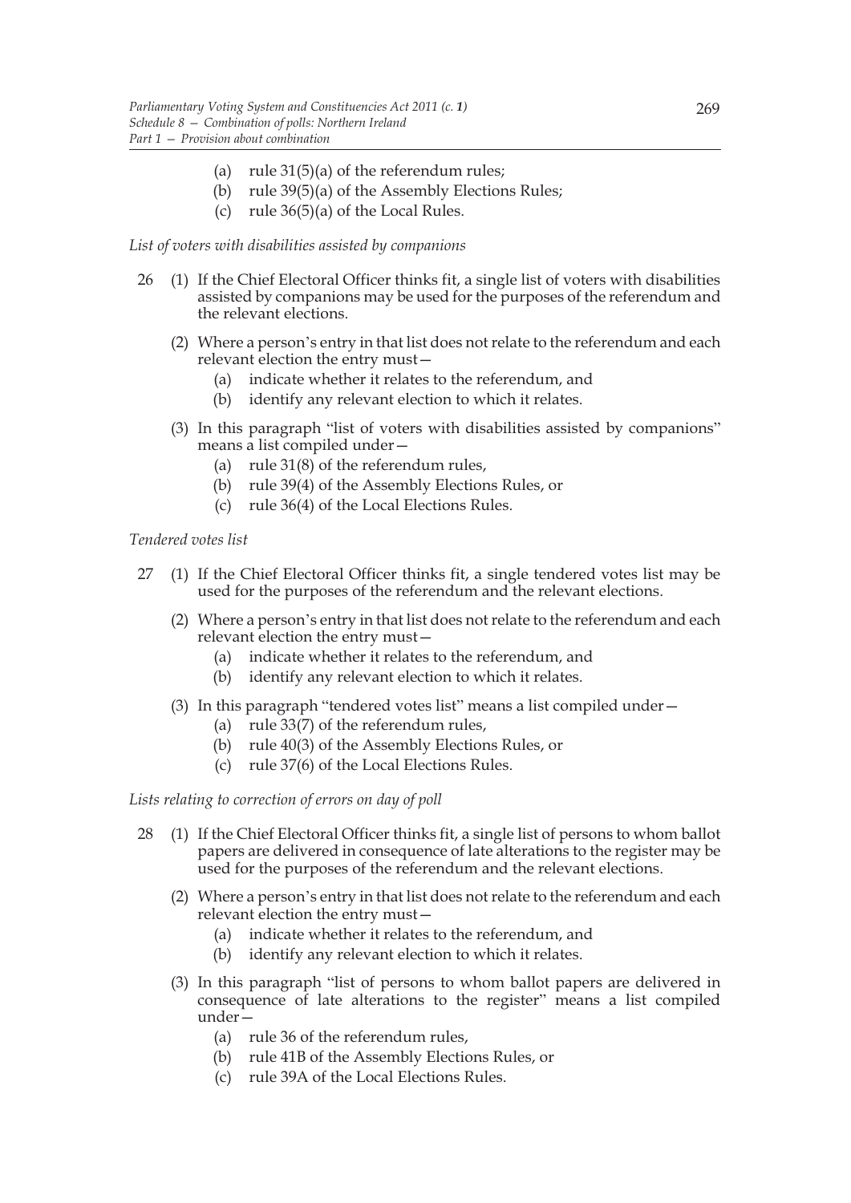(a) rule 31(5)(a) of the referendum rules;
(b) rule 39(5)(a) of the Assembly Elections Rules;
(c) rule 36(5)(a) of the Local Rules.

*List of voters with disabilities assisted by companions*

26 (1) If the Chief Electoral Officer thinks fit, a single list of voters with disabilities assisted by companions may be used for the purposes of the referendum and the relevant elections.

(2) Where a person's entry in that list does not relate to the referendum and each relevant election the entry must—

(a) indicate whether it relates to the referendum, and
(b) identify any relevant election to which it relates.

(3) In this paragraph "list of voters with disabilities assisted by companions" means a list compiled under—

(a) rule 31(8) of the referendum rules,
(b) rule 39(4) of the Assembly Elections Rules, or
(c) rule 36(4) of the Local Elections Rules.

*Tendered votes list*

27 (1) If the Chief Electoral Officer thinks fit, a single tendered votes list may be used for the purposes of the referendum and the relevant elections.

(2) Where a person's entry in that list does not relate to the referendum and each relevant election the entry must—

(a) indicate whether it relates to the referendum, and
(b) identify any relevant election to which it relates.

(3) In this paragraph "tendered votes list" means a list compiled under—

(a) rule 33(7) of the referendum rules,
(b) rule 40(3) of the Assembly Elections Rules, or
(c) rule 37(6) of the Local Elections Rules.

*Lists relating to correction of errors on day of poll*

28 (1) If the Chief Electoral Officer thinks fit, a single list of persons to whom ballot papers are delivered in consequence of late alterations to the register may be used for the purposes of the referendum and the relevant elections.

(2) Where a person's entry in that list does not relate to the referendum and each relevant election the entry must—

(a) indicate whether it relates to the referendum, and
(b) identify any relevant election to which it relates.

(3) In this paragraph "list of persons to whom ballot papers are delivered in consequence of late alterations to the register" means a list compiled under—

(a) rule 36 of the referendum rules,
(b) rule 41B of the Assembly Elections Rules, or
(c) rule 39A of the Local Elections Rules.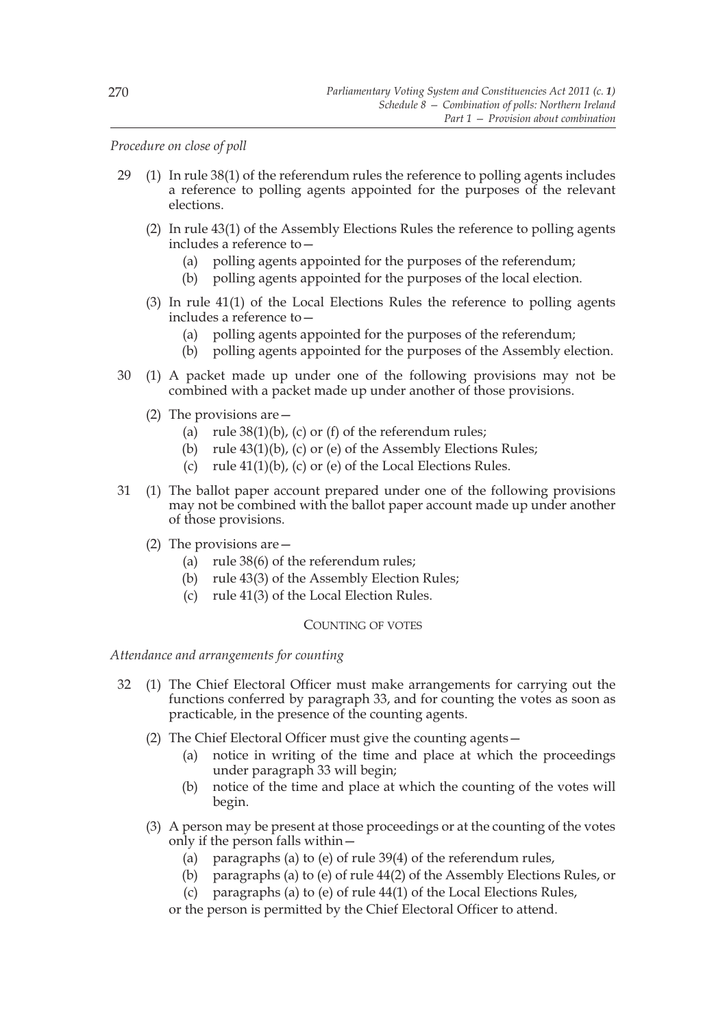*Procedure on close of poll*

29 (1) In rule 38(1) of the referendum rules the reference to polling agents includes a reference to polling agents appointed for the purposes of the relevant elections.

(2) In rule 43(1) of the Assembly Elections Rules the reference to polling agents includes a reference to—

(a) polling agents appointed for the purposes of the referendum;

(b) polling agents appointed for the purposes of the local election.

(3) In rule 41(1) of the Local Elections Rules the reference to polling agents includes a reference to—

(a) polling agents appointed for the purposes of the referendum;

(b) polling agents appointed for the purposes of the Assembly election.

30 (1) A packet made up under one of the following provisions may not be combined with a packet made up under another of those provisions.

(2) The provisions are—

(a) rule 38(1)(b), (c) or (f) of the referendum rules;

(b) rule 43(1)(b), (c) or (e) of the Assembly Elections Rules;

(c) rule 41(1)(b), (c) or (e) of the Local Elections Rules.

31 (1) The ballot paper account prepared under one of the following provisions may not be combined with the ballot paper account made up under another of those provisions.

(2) The provisions are—

(a) rule 38(6) of the referendum rules;

(b) rule 43(3) of the Assembly Election Rules;

(c) rule 41(3) of the Local Election Rules.

## COUNTING OF VOTES

*Attendance and arrangements for counting*

32 (1) The Chief Electoral Officer must make arrangements for carrying out the functions conferred by paragraph 33, and for counting the votes as soon as practicable, in the presence of the counting agents.

(2) The Chief Electoral Officer must give the counting agents—

(a) notice in writing of the time and place at which the proceedings under paragraph 33 will begin;

(b) notice of the time and place at which the counting of the votes will begin.

(3) A person may be present at those proceedings or at the counting of the votes only if the person falls within—

(a) paragraphs (a) to (e) of rule 39(4) of the referendum rules,

(b) paragraphs (a) to (e) of rule 44(2) of the Assembly Elections Rules, or

(c) paragraphs (a) to (e) of rule 44(1) of the Local Elections Rules,

or the person is permitted by the Chief Electoral Officer to attend.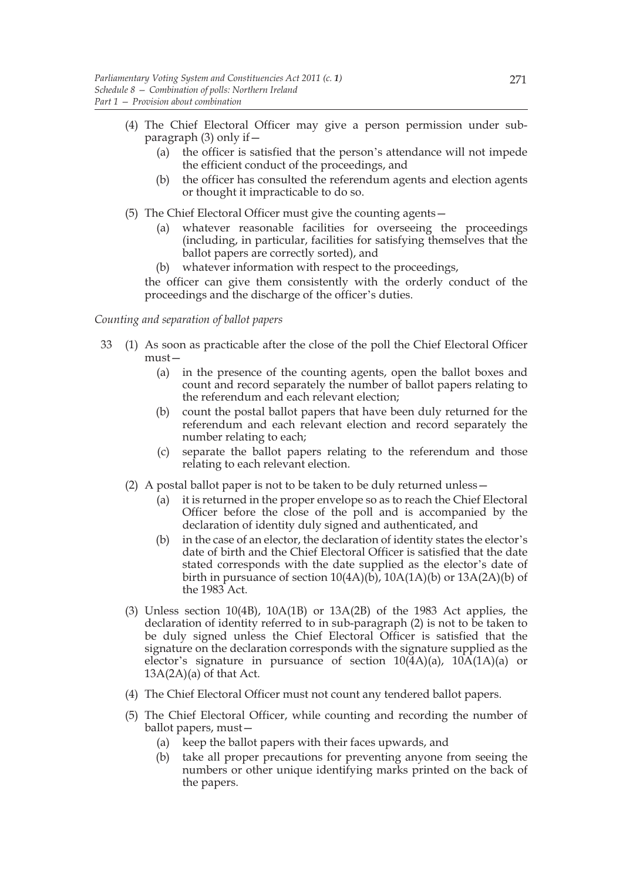(4) The Chief Electoral Officer may give a person permission under sub-paragraph (3) only if—

(a) the officer is satisfied that the person's attendance will not impede the efficient conduct of the proceedings, and

(b) the officer has consulted the referendum agents and election agents or thought it impracticable to do so.

(5) The Chief Electoral Officer must give the counting agents—

(a) whatever reasonable facilities for overseeing the proceedings (including, in particular, facilities for satisfying themselves that the ballot papers are correctly sorted), and

(b) whatever information with respect to the proceedings,

the officer can give them consistently with the orderly conduct of the proceedings and the discharge of the officer's duties.

*Counting and separation of ballot papers*

33 (1) As soon as practicable after the close of the poll the Chief Electoral Officer must—

(a) in the presence of the counting agents, open the ballot boxes and count and record separately the number of ballot papers relating to the referendum and each relevant election;

(b) count the postal ballot papers that have been duly returned for the referendum and each relevant election and record separately the number relating to each;

(c) separate the ballot papers relating to the referendum and those relating to each relevant election.

(2) A postal ballot paper is not to be taken to be duly returned unless—

(a) it is returned in the proper envelope so as to reach the Chief Electoral Officer before the close of the poll and is accompanied by the declaration of identity duly signed and authenticated, and

(b) in the case of an elector, the declaration of identity states the elector's date of birth and the Chief Electoral Officer is satisfied that the date stated corresponds with the date supplied as the elector's date of birth in pursuance of section 10(4A)(b), 10A(1A)(b) or 13A(2A)(b) of the 1983 Act.

(3) Unless section 10(4B), 10A(1B) or 13A(2B) of the 1983 Act applies, the declaration of identity referred to in sub-paragraph (2) is not to be taken to be duly signed unless the Chief Electoral Officer is satisfied that the signature on the declaration corresponds with the signature supplied as the elector's signature in pursuance of section 10(4A)(a), 10A(1A)(a) or 13A(2A)(a) of that Act.

(4) The Chief Electoral Officer must not count any tendered ballot papers.

(5) The Chief Electoral Officer, while counting and recording the number of ballot papers, must—

(a) keep the ballot papers with their faces upwards, and

(b) take all proper precautions for preventing anyone from seeing the numbers or other unique identifying marks printed on the back of the papers.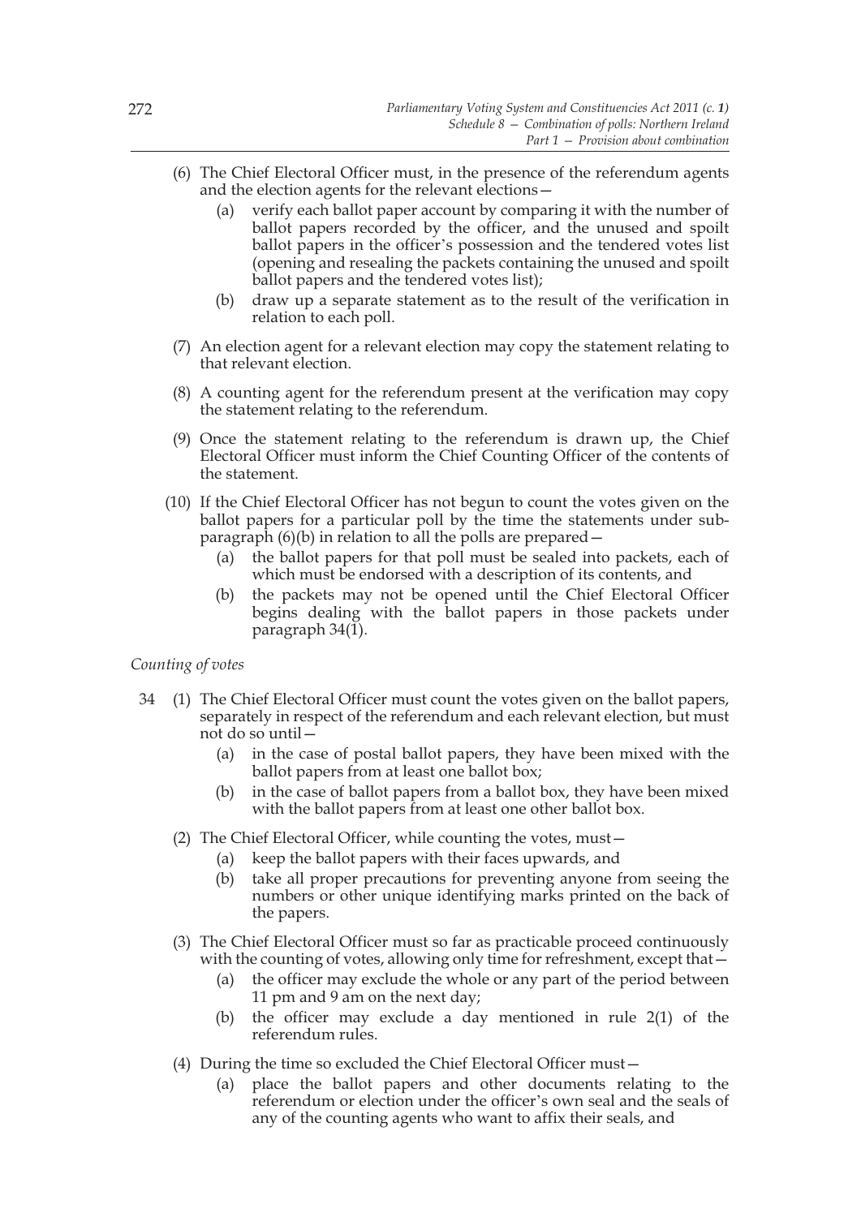(6) The Chief Electoral Officer must, in the presence of the referendum agents and the election agents for the relevant elections—

(a) verify each ballot paper account by comparing it with the number of ballot papers recorded by the officer, and the unused and spoilt ballot papers in the officer's possession and the tendered votes list (opening and resealing the packets containing the unused and spoilt ballot papers and the tendered votes list);

(b) draw up a separate statement as to the result of the verification in relation to each poll.

(7) An election agent for a relevant election may copy the statement relating to that relevant election.

(8) A counting agent for the referendum present at the verification may copy the statement relating to the referendum.

(9) Once the statement relating to the referendum is drawn up, the Chief Electoral Officer must inform the Chief Counting Officer of the contents of the statement.

(10) If the Chief Electoral Officer has not begun to count the votes given on the ballot papers for a particular poll by the time the statements under sub-paragraph (6)(b) in relation to all the polls are prepared—

(a) the ballot papers for that poll must be sealed into packets, each of which must be endorsed with a description of its contents, and

(b) the packets may not be opened until the Chief Electoral Officer begins dealing with the ballot papers in those packets under paragraph 34(1).

*Counting of votes*

34 (1) The Chief Electoral Officer must count the votes given on the ballot papers, separately in respect of the referendum and each relevant election, but must not do so until—

(a) in the case of postal ballot papers, they have been mixed with the ballot papers from at least one ballot box;

(b) in the case of ballot papers from a ballot box, they have been mixed with the ballot papers from at least one other ballot box.

(2) The Chief Electoral Officer, while counting the votes, must—

(a) keep the ballot papers with their faces upwards, and

(b) take all proper precautions for preventing anyone from seeing the numbers or other unique identifying marks printed on the back of the papers.

(3) The Chief Electoral Officer must so far as practicable proceed continuously with the counting of votes, allowing only time for refreshment, except that—

(a) the officer may exclude the whole or any part of the period between 11 pm and 9 am on the next day;

(b) the officer may exclude a day mentioned in rule 2(1) of the referendum rules.

(4) During the time so excluded the Chief Electoral Officer must—

(a) place the ballot papers and other documents relating to the referendum or election under the officer's own seal and the seals of any of the counting agents who want to affix their seals, and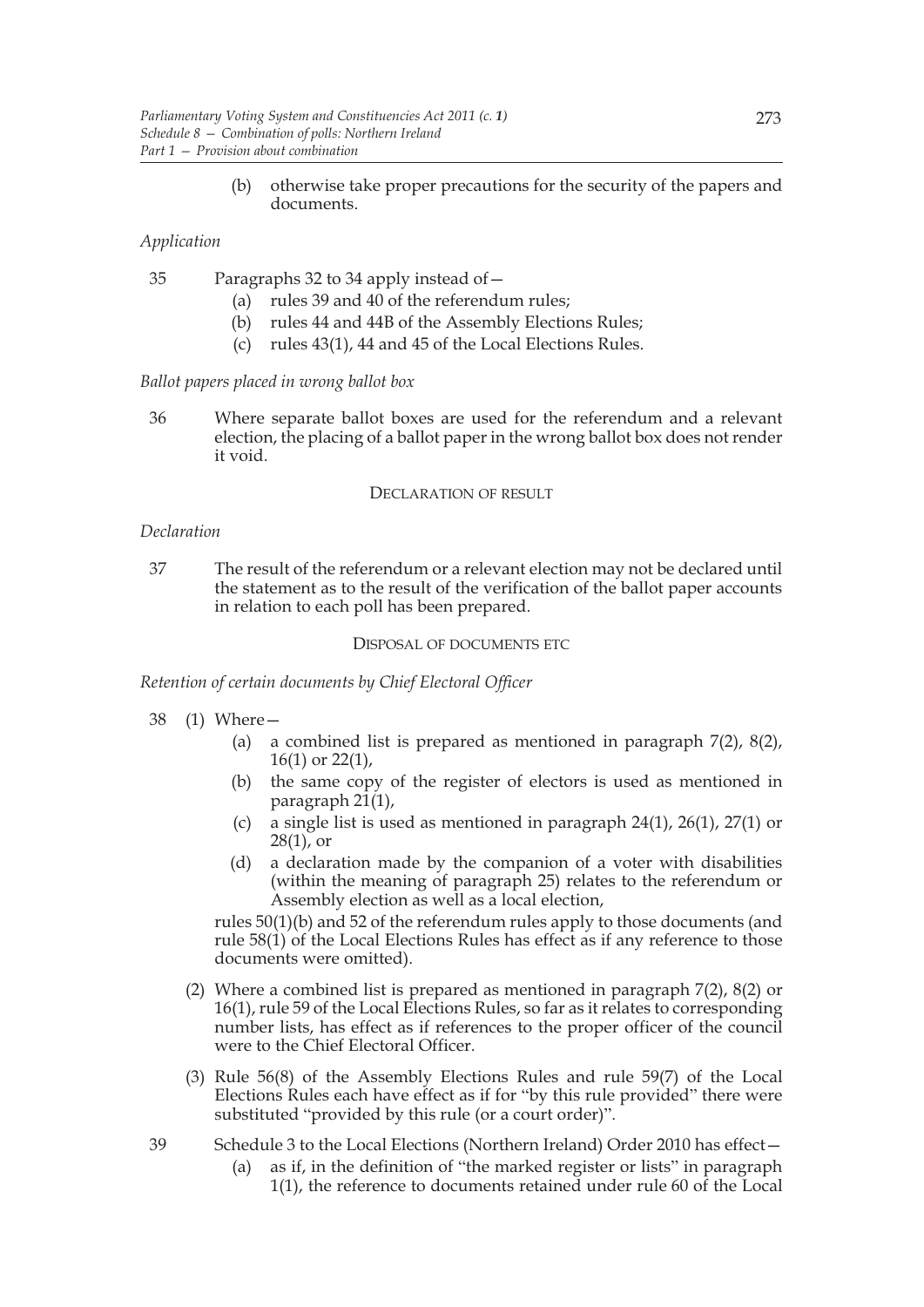(b) otherwise take proper precautions for the security of the papers and documents.

*Application*

35 Paragraphs 32 to 34 apply instead of—

(a) rules 39 and 40 of the referendum rules;

(b) rules 44 and 44B of the Assembly Elections Rules;

(c) rules 43(1), 44 and 45 of the Local Elections Rules.

*Ballot papers placed in wrong ballot box*

36 Where separate ballot boxes are used for the referendum and a relevant election, the placing of a ballot paper in the wrong ballot box does not render it void.

DECLARATION OF RESULT

*Declaration*

37 The result of the referendum or a relevant election may not be declared until the statement as to the result of the verification of the ballot paper accounts in relation to each poll has been prepared.

DISPOSAL OF DOCUMENTS ETC

*Retention of certain documents by Chief Electoral Officer*

38 (1) Where—

(a) a combined list is prepared as mentioned in paragraph 7(2), 8(2), 16(1) or 22(1),

(b) the same copy of the register of electors is used as mentioned in paragraph 21(1),

(c) a single list is used as mentioned in paragraph 24(1), 26(1), 27(1) or 28(1), or

(d) a declaration made by the companion of a voter with disabilities (within the meaning of paragraph 25) relates to the referendum or Assembly election as well as a local election,

rules 50(1)(b) and 52 of the referendum rules apply to those documents (and rule 58(1) of the Local Elections Rules has effect as if any reference to those documents were omitted).

(2) Where a combined list is prepared as mentioned in paragraph 7(2), 8(2) or 16(1), rule 59 of the Local Elections Rules, so far as it relates to corresponding number lists, has effect as if references to the proper officer of the council were to the Chief Electoral Officer.

(3) Rule 56(8) of the Assembly Elections Rules and rule 59(7) of the Local Elections Rules each have effect as if for "by this rule provided" there were substituted "provided by this rule (or a court order)".

39 Schedule 3 to the Local Elections (Northern Ireland) Order 2010 has effect—

(a) as if, in the definition of "the marked register or lists" in paragraph 1(1), the reference to documents retained under rule 60 of the Local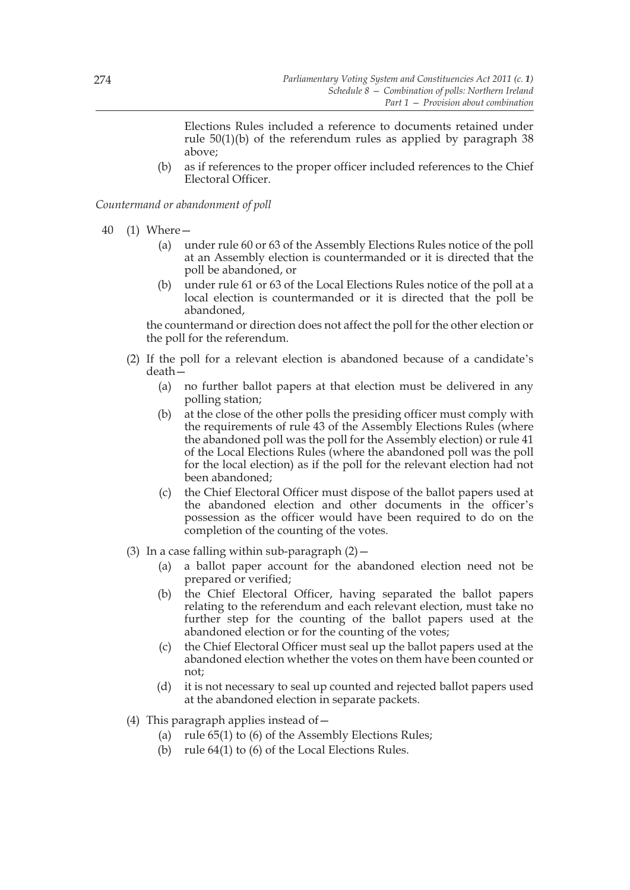Elections Rules included a reference to documents retained under rule 50(1)(b) of the referendum rules as applied by paragraph 38 above;

(b) as if references to the proper officer included references to the Chief Electoral Officer.

*Countermand or abandonment of poll*

40 (1) Where—

(a) under rule 60 or 63 of the Assembly Elections Rules notice of the poll at an Assembly election is countermanded or it is directed that the poll be abandoned, or

(b) under rule 61 or 63 of the Local Elections Rules notice of the poll at a local election is countermanded or it is directed that the poll be abandoned,

the countermand or direction does not affect the poll for the other election or the poll for the referendum.

(2) If the poll for a relevant election is abandoned because of a candidate's death—

(a) no further ballot papers at that election must be delivered in any polling station;

(b) at the close of the other polls the presiding officer must comply with the requirements of rule 43 of the Assembly Elections Rules (where the abandoned poll was the poll for the Assembly election) or rule 41 of the Local Elections Rules (where the abandoned poll was the poll for the local election) as if the poll for the relevant election had not been abandoned;

(c) the Chief Electoral Officer must dispose of the ballot papers used at the abandoned election and other documents in the officer's possession as the officer would have been required to do on the completion of the counting of the votes.

(3) In a case falling within sub-paragraph (2)—

(a) a ballot paper account for the abandoned election need not be prepared or verified;

(b) the Chief Electoral Officer, having separated the ballot papers relating to the referendum and each relevant election, must take no further step for the counting of the ballot papers used at the abandoned election or for the counting of the votes;

(c) the Chief Electoral Officer must seal up the ballot papers used at the abandoned election whether the votes on them have been counted or not;

(d) it is not necessary to seal up counted and rejected ballot papers used at the abandoned election in separate packets.

(4) This paragraph applies instead of—

(a) rule 65(1) to (6) of the Assembly Elections Rules;

(b) rule 64(1) to (6) of the Local Elections Rules.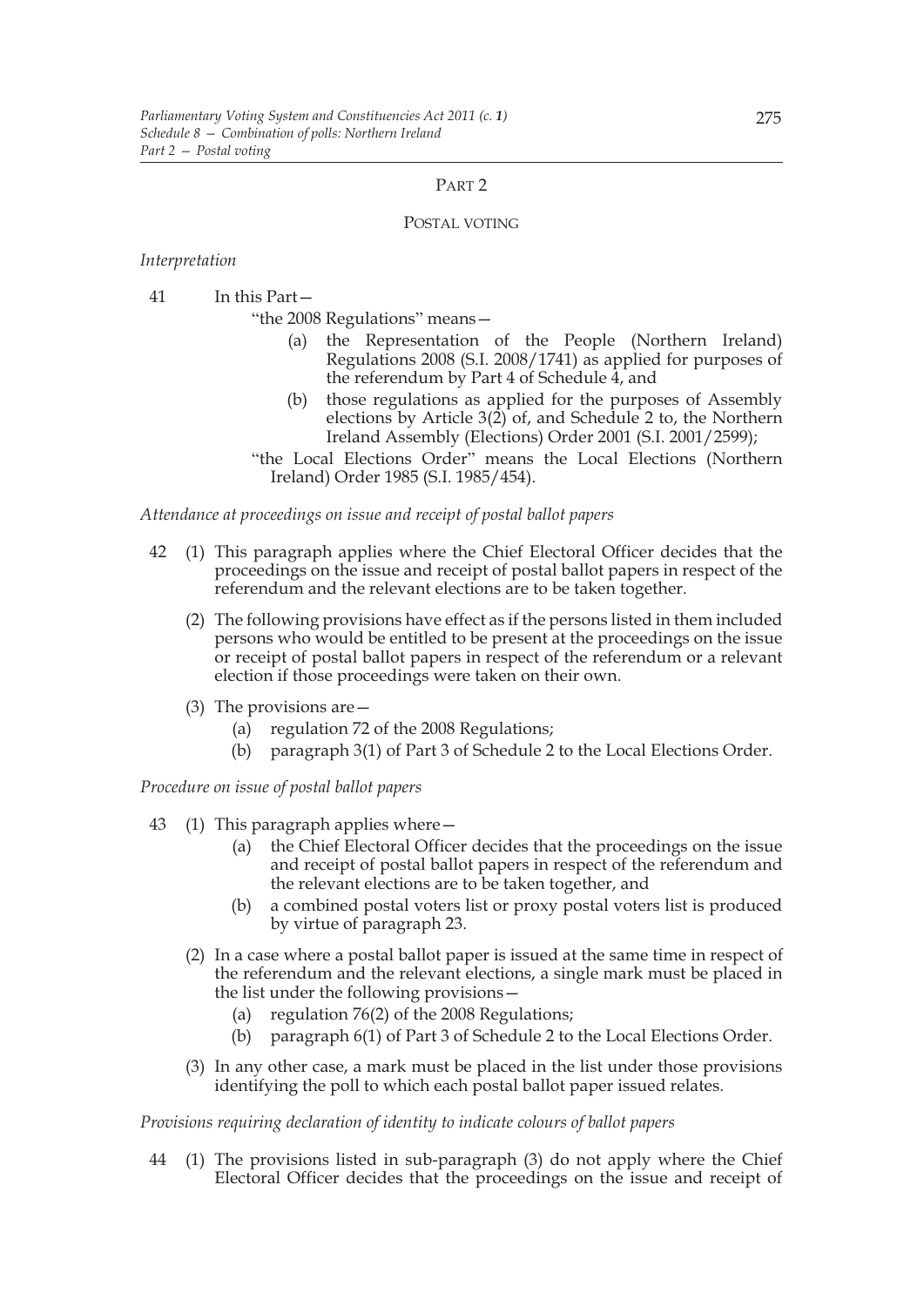## PART 2

### POSTAL VOTING

*Interpretation*

41 In this Part—

"the 2008 Regulations" means—

- (a) the Representation of the People (Northern Ireland) Regulations 2008 (S.I. 2008/1741) as applied for purposes of the referendum by Part 4 of Schedule 4, and
- (b) those regulations as applied for the purposes of Assembly elections by Article 3(2) of, and Schedule 2 to, the Northern Ireland Assembly (Elections) Order 2001 (S.I. 2001/2599);

"the Local Elections Order" means the Local Elections (Northern Ireland) Order 1985 (S.I. 1985/454).

*Attendance at proceedings on issue and receipt of postal ballot papers*

42 (1) This paragraph applies where the Chief Electoral Officer decides that the proceedings on the issue and receipt of postal ballot papers in respect of the referendum and the relevant elections are to be taken together.

(2) The following provisions have effect as if the persons listed in them included persons who would be entitled to be present at the proceedings on the issue or receipt of postal ballot papers in respect of the referendum or a relevant election if those proceedings were taken on their own.

(3) The provisions are—

- (a) regulation 72 of the 2008 Regulations;
- (b) paragraph 3(1) of Part 3 of Schedule 2 to the Local Elections Order.

*Procedure on issue of postal ballot papers*

43 (1) This paragraph applies where—

- (a) the Chief Electoral Officer decides that the proceedings on the issue and receipt of postal ballot papers in respect of the referendum and the relevant elections are to be taken together, and
- (b) a combined postal voters list or proxy postal voters list is produced by virtue of paragraph 23.

(2) In a case where a postal ballot paper is issued at the same time in respect of the referendum and the relevant elections, a single mark must be placed in the list under the following provisions—

- (a) regulation 76(2) of the 2008 Regulations;
- (b) paragraph 6(1) of Part 3 of Schedule 2 to the Local Elections Order.

(3) In any other case, a mark must be placed in the list under those provisions identifying the poll to which each postal ballot paper issued relates.

*Provisions requiring declaration of identity to indicate colours of ballot papers*

44 (1) The provisions listed in sub-paragraph (3) do not apply where the Chief Electoral Officer decides that the proceedings on the issue and receipt of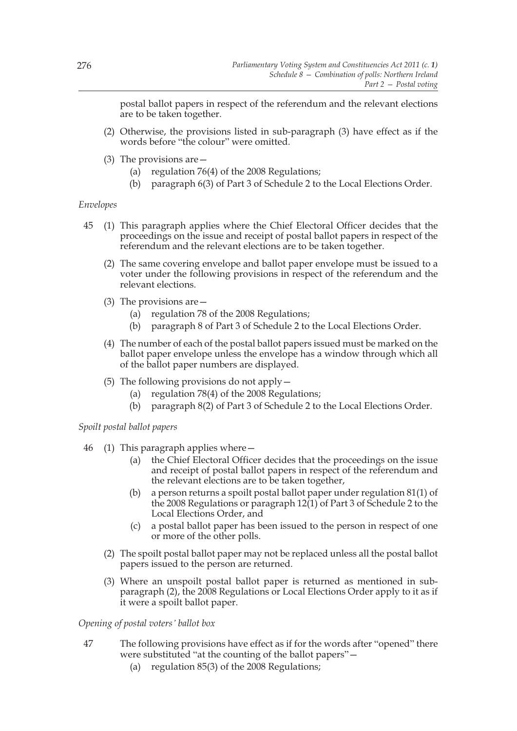postal ballot papers in respect of the referendum and the relevant elections are to be taken together.

(2) Otherwise, the provisions listed in sub-paragraph (3) have effect as if the words before "the colour" were omitted.

(3) The provisions are—

- (a) regulation 76(4) of the 2008 Regulations;
- (b) paragraph 6(3) of Part 3 of Schedule 2 to the Local Elections Order.

*Envelopes*

45 (1) This paragraph applies where the Chief Electoral Officer decides that the proceedings on the issue and receipt of postal ballot papers in respect of the referendum and the relevant elections are to be taken together.

(2) The same covering envelope and ballot paper envelope must be issued to a voter under the following provisions in respect of the referendum and the relevant elections.

(3) The provisions are—

- (a) regulation 78 of the 2008 Regulations;
- (b) paragraph 8 of Part 3 of Schedule 2 to the Local Elections Order.

(4) The number of each of the postal ballot papers issued must be marked on the ballot paper envelope unless the envelope has a window through which all of the ballot paper numbers are displayed.

(5) The following provisions do not apply—

- (a) regulation 78(4) of the 2008 Regulations;
- (b) paragraph 8(2) of Part 3 of Schedule 2 to the Local Elections Order.

*Spoilt postal ballot papers*

46 (1) This paragraph applies where—

- (a) the Chief Electoral Officer decides that the proceedings on the issue and receipt of postal ballot papers in respect of the referendum and the relevant elections are to be taken together,
- (b) a person returns a spoilt postal ballot paper under regulation 81(1) of the 2008 Regulations or paragraph 12(1) of Part 3 of Schedule 2 to the Local Elections Order, and
- (c) a postal ballot paper has been issued to the person in respect of one or more of the other polls.

(2) The spoilt postal ballot paper may not be replaced unless all the postal ballot papers issued to the person are returned.

(3) Where an unspoilt postal ballot paper is returned as mentioned in sub-paragraph (2), the 2008 Regulations or Local Elections Order apply to it as if it were a spoilt ballot paper.

*Opening of postal voters' ballot box*

47 The following provisions have effect as if for the words after "opened" there were substituted "at the counting of the ballot papers"—

- (a) regulation 85(3) of the 2008 Regulations;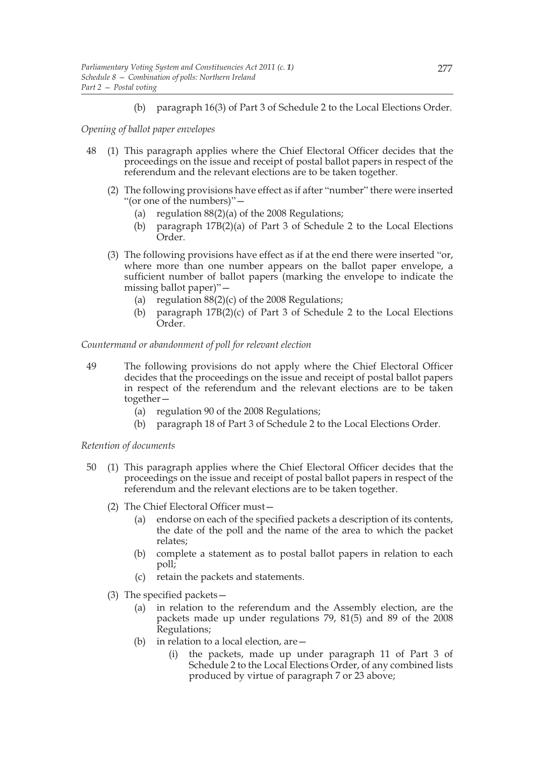(b) paragraph 16(3) of Part 3 of Schedule 2 to the Local Elections Order.

*Opening of ballot paper envelopes*

48 (1) This paragraph applies where the Chief Electoral Officer decides that the proceedings on the issue and receipt of postal ballot papers in respect of the referendum and the relevant elections are to be taken together.

(2) The following provisions have effect as if after "number" there were inserted "(or one of the numbers)"—

- (a) regulation 88(2)(a) of the 2008 Regulations;
- (b) paragraph 17B(2)(a) of Part 3 of Schedule 2 to the Local Elections Order.

(3) The following provisions have effect as if at the end there were inserted "or, where more than one number appears on the ballot paper envelope, a sufficient number of ballot papers (marking the envelope to indicate the missing ballot paper)"—

- (a) regulation 88(2)(c) of the 2008 Regulations;
- (b) paragraph 17B(2)(c) of Part 3 of Schedule 2 to the Local Elections Order.

*Countermand or abandonment of poll for relevant election*

49 The following provisions do not apply where the Chief Electoral Officer decides that the proceedings on the issue and receipt of postal ballot papers in respect of the referendum and the relevant elections are to be taken together—

- (a) regulation 90 of the 2008 Regulations;
- (b) paragraph 18 of Part 3 of Schedule 2 to the Local Elections Order.

*Retention of documents*

50 (1) This paragraph applies where the Chief Electoral Officer decides that the proceedings on the issue and receipt of postal ballot papers in respect of the referendum and the relevant elections are to be taken together.

(2) The Chief Electoral Officer must—

- (a) endorse on each of the specified packets a description of its contents, the date of the poll and the name of the area to which the packet relates;
- (b) complete a statement as to postal ballot papers in relation to each poll;
- (c) retain the packets and statements.

(3) The specified packets—

- (a) in relation to the referendum and the Assembly election, are the packets made up under regulations 79, 81(5) and 89 of the 2008 Regulations;
- (b) in relation to a local election, are—
  - (i) the packets, made up under paragraph 11 of Part 3 of Schedule 2 to the Local Elections Order, of any combined lists produced by virtue of paragraph 7 or 23 above;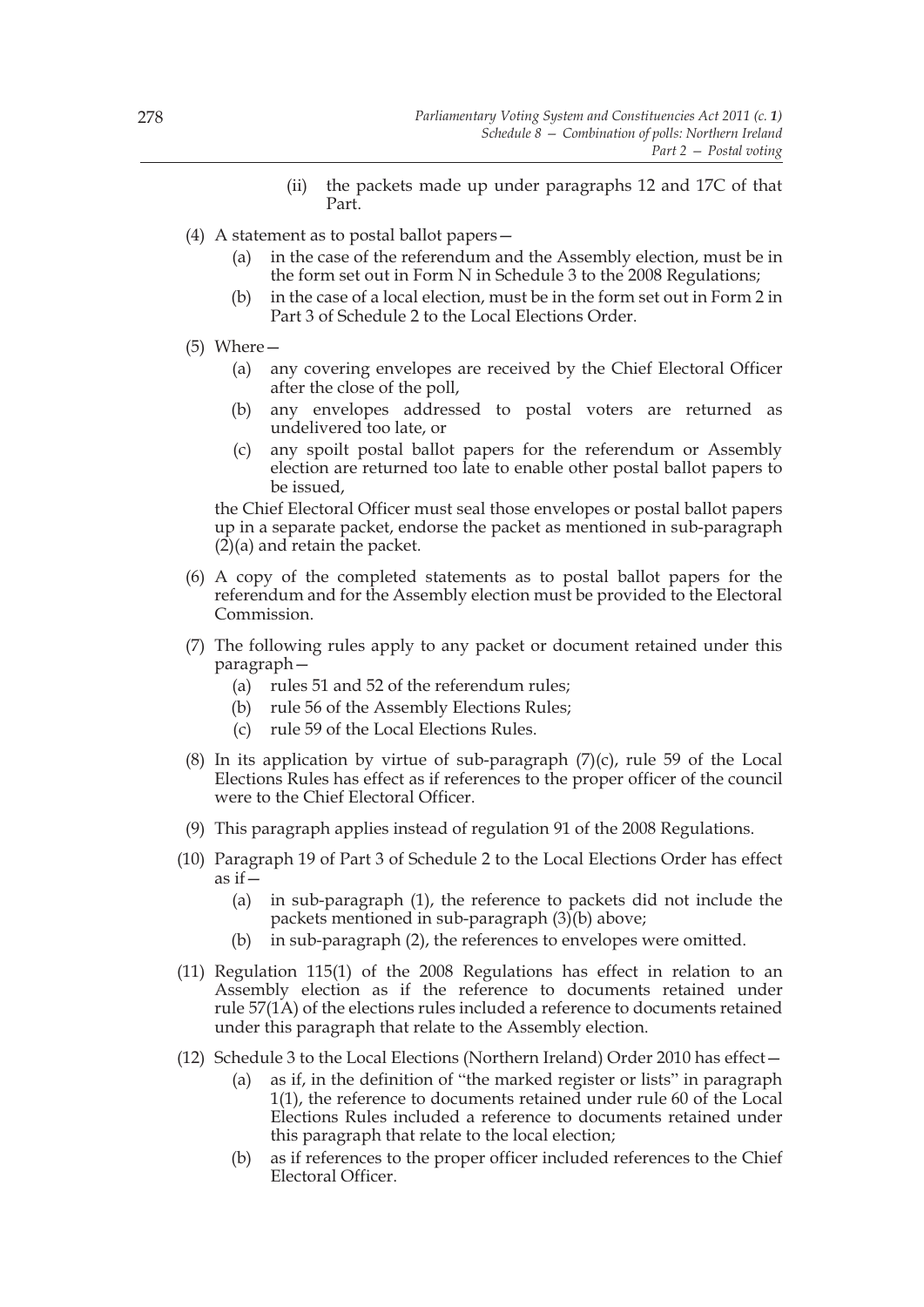(ii) the packets made up under paragraphs 12 and 17C of that Part.

(4) A statement as to postal ballot papers—

(a) in the case of the referendum and the Assembly election, must be in the form set out in Form N in Schedule 3 to the 2008 Regulations;

(b) in the case of a local election, must be in the form set out in Form 2 in Part 3 of Schedule 2 to the Local Elections Order.

(5) Where—

(a) any covering envelopes are received by the Chief Electoral Officer after the close of the poll,

(b) any envelopes addressed to postal voters are returned as undelivered too late, or

(c) any spoilt postal ballot papers for the referendum or Assembly election are returned too late to enable other postal ballot papers to be issued,

the Chief Electoral Officer must seal those envelopes or postal ballot papers up in a separate packet, endorse the packet as mentioned in sub-paragraph (2)(a) and retain the packet.

(6) A copy of the completed statements as to postal ballot papers for the referendum and for the Assembly election must be provided to the Electoral Commission.

(7) The following rules apply to any packet or document retained under this paragraph—

(a) rules 51 and 52 of the referendum rules;

(b) rule 56 of the Assembly Elections Rules;

(c) rule 59 of the Local Elections Rules.

(8) In its application by virtue of sub-paragraph (7)(c), rule 59 of the Local Elections Rules has effect as if references to the proper officer of the council were to the Chief Electoral Officer.

(9) This paragraph applies instead of regulation 91 of the 2008 Regulations.

(10) Paragraph 19 of Part 3 of Schedule 2 to the Local Elections Order has effect as if—

(a) in sub-paragraph (1), the reference to packets did not include the packets mentioned in sub-paragraph (3)(b) above;

(b) in sub-paragraph (2), the references to envelopes were omitted.

(11) Regulation 115(1) of the 2008 Regulations has effect in relation to an Assembly election as if the reference to documents retained under rule 57(1A) of the elections rules included a reference to documents retained under this paragraph that relate to the Assembly election.

(12) Schedule 3 to the Local Elections (Northern Ireland) Order 2010 has effect—

(a) as if, in the definition of "the marked register or lists" in paragraph 1(1), the reference to documents retained under rule 60 of the Local Elections Rules included a reference to documents retained under this paragraph that relate to the local election;

(b) as if references to the proper officer included references to the Chief Electoral Officer.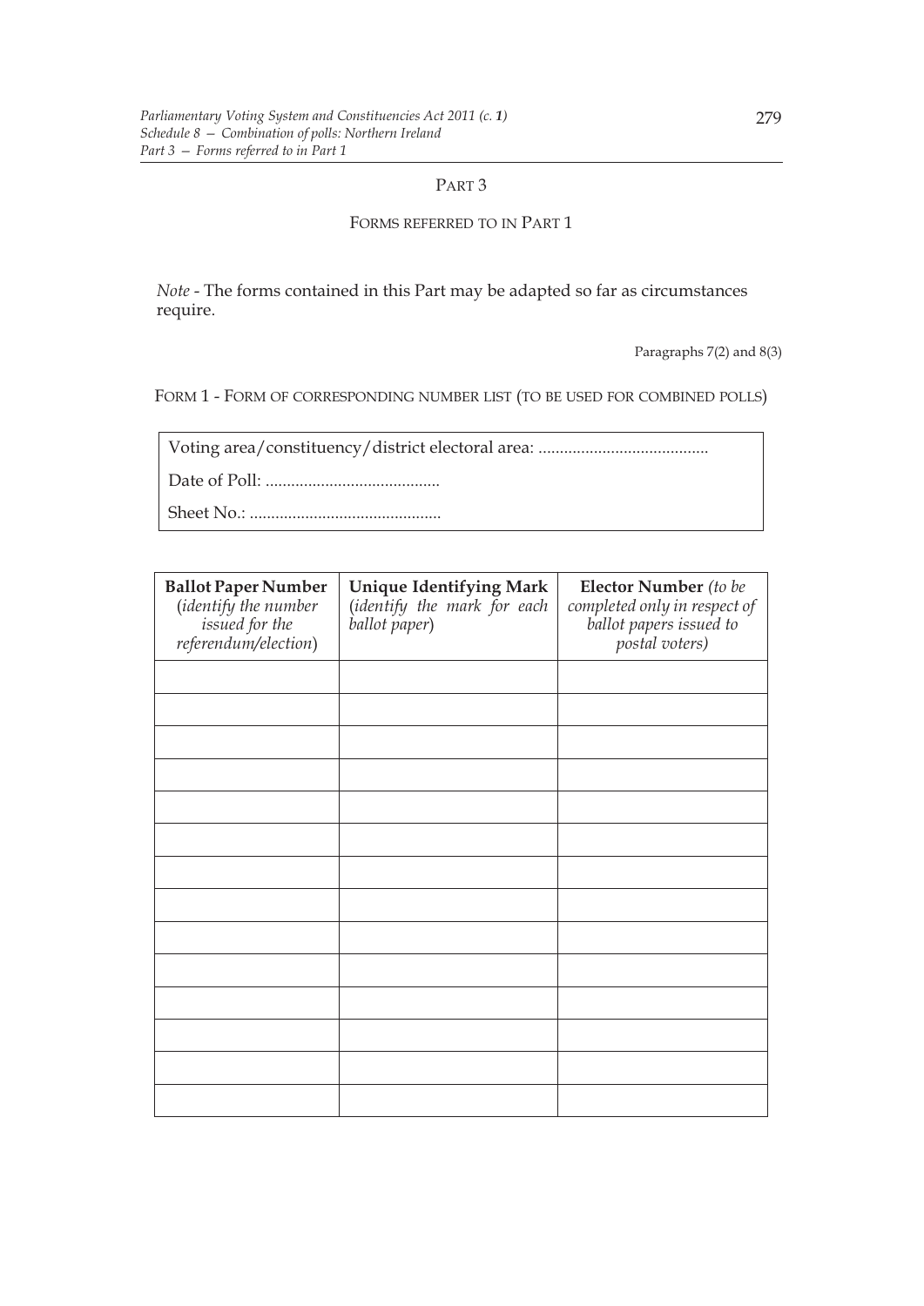## PART 3

### FORMS REFERRED TO IN PART 1

*Note* - The forms contained in this Part may be adapted so far as circumstances require.

Paragraphs 7(2) and 8(3)

FORM 1 - FORM OF CORRESPONDING NUMBER LIST (TO BE USED FOR COMBINED POLLS)

Voting area/constituency/district electoral area: ........................................

Date of Poll: .........................................

Sheet No.: .............................................

| **Ballot Paper Number** (*identify the number issued for the referendum/election*) | **Unique Identifying Mark** (*identify the mark for each ballot paper*) | **Elector Number** *(to be completed only in respect of ballot papers issued to postal voters)* |
|---|---|---|
| | | |
| | | |
| | | |
| | | |
| | | |
| | | |
| | | |
| | | |
| | | |
| | | |
| | | |
| | | |
| | | |
| | | |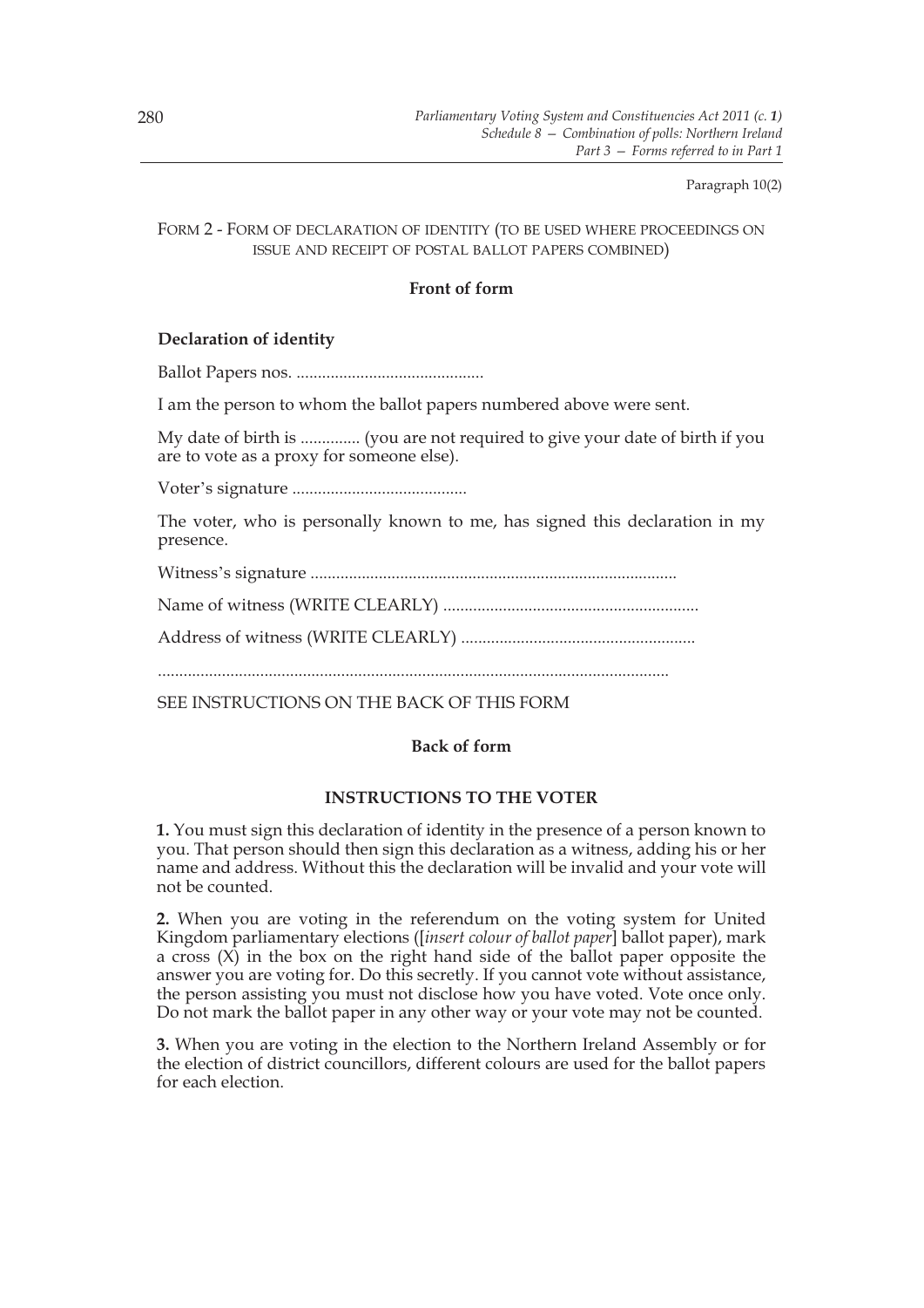Paragraph 10(2)

FORM 2 - FORM OF DECLARATION OF IDENTITY (TO BE USED WHERE PROCEEDINGS ON ISSUE AND RECEIPT OF POSTAL BALLOT PAPERS COMBINED)

**Front of form**

**Declaration of identity**

Ballot Papers nos. ............................................

I am the person to whom the ballot papers numbered above were sent.

My date of birth is .............. (you are not required to give your date of birth if you are to vote as a proxy for someone else).

Voter's signature .........................................

The voter, who is personally known to me, has signed this declaration in my presence.

Witness's signature .....................................................................................

Name of witness (WRITE CLEARLY) ...........................................................

Address of witness (WRITE CLEARLY) ......................................................

.......................................................................................................................

SEE INSTRUCTIONS ON THE BACK OF THIS FORM

**Back of form**

**INSTRUCTIONS TO THE VOTER**

**1.** You must sign this declaration of identity in the presence of a person known to you. That person should then sign this declaration as a witness, adding his or her name and address. Without this the declaration will be invalid and your vote will not be counted.

**2.** When you are voting in the referendum on the voting system for United Kingdom parliamentary elections ([*insert colour of ballot paper*] ballot paper), mark a cross (X) in the box on the right hand side of the ballot paper opposite the answer you are voting for. Do this secretly. If you cannot vote without assistance, the person assisting you must not disclose how you have voted. Vote once only. Do not mark the ballot paper in any other way or your vote may not be counted.

**3.** When you are voting in the election to the Northern Ireland Assembly or for the election of district councillors, different colours are used for the ballot papers for each election.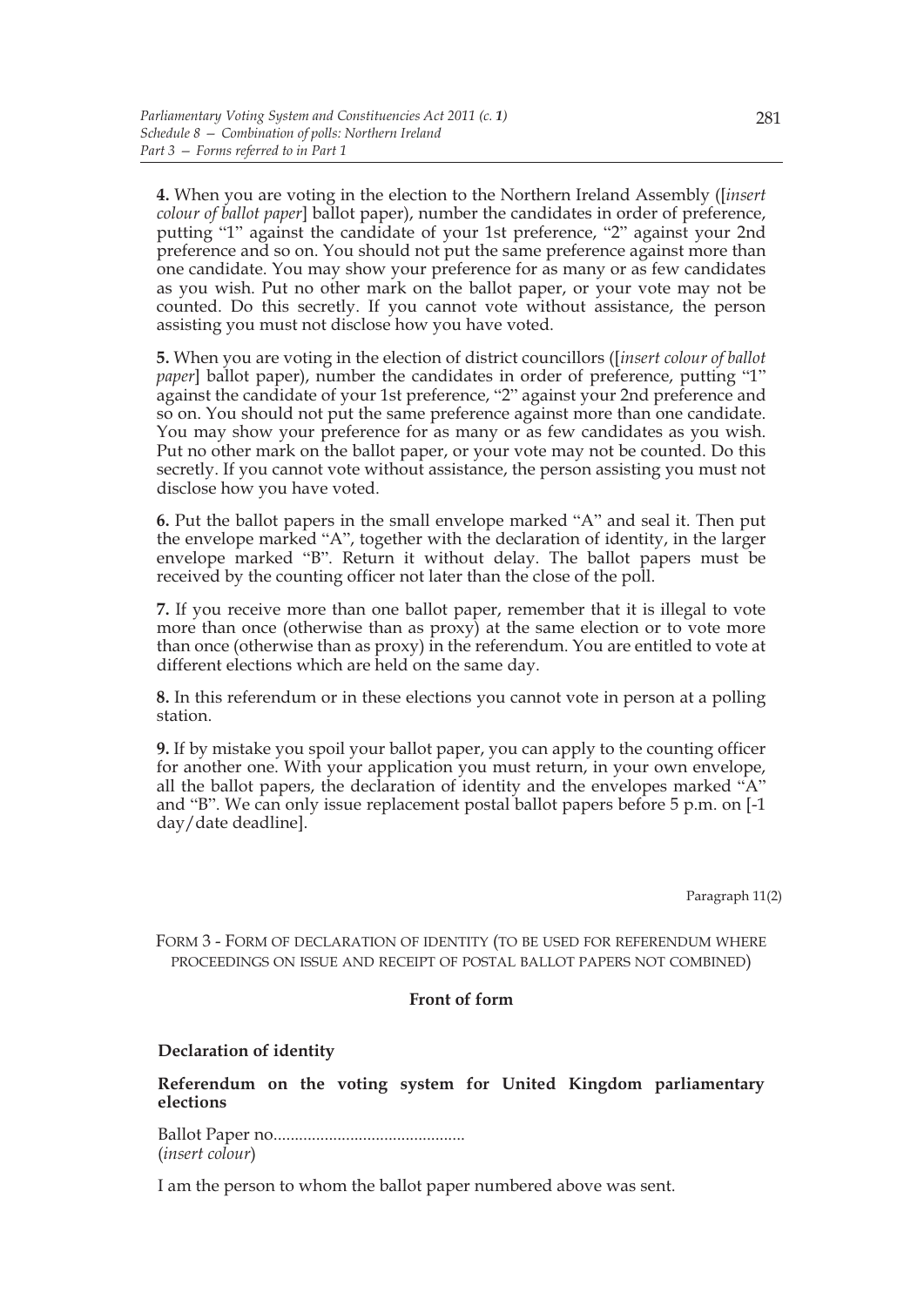**4.** When you are voting in the election to the Northern Ireland Assembly ([*insert colour of ballot paper*] ballot paper), number the candidates in order of preference, putting "1" against the candidate of your 1st preference, "2" against your 2nd preference and so on. You should not put the same preference against more than one candidate. You may show your preference for as many or as few candidates as you wish. Put no other mark on the ballot paper, or your vote may not be counted. Do this secretly. If you cannot vote without assistance, the person assisting you must not disclose how you have voted.

**5.** When you are voting in the election of district councillors ([*insert colour of ballot paper*] ballot paper), number the candidates in order of preference, putting "1" against the candidate of your 1st preference, "2" against your 2nd preference and so on. You should not put the same preference against more than one candidate. You may show your preference for as many or as few candidates as you wish. Put no other mark on the ballot paper, or your vote may not be counted. Do this secretly. If you cannot vote without assistance, the person assisting you must not disclose how you have voted.

**6.** Put the ballot papers in the small envelope marked "A" and seal it. Then put the envelope marked "A", together with the declaration of identity, in the larger envelope marked "B". Return it without delay. The ballot papers must be received by the counting officer not later than the close of the poll.

**7.** If you receive more than one ballot paper, remember that it is illegal to vote more than once (otherwise than as proxy) at the same election or to vote more than once (otherwise than as proxy) in the referendum. You are entitled to vote at different elections which are held on the same day.

**8.** In this referendum or in these elections you cannot vote in person at a polling station.

**9.** If by mistake you spoil your ballot paper, you can apply to the counting officer for another one. With your application you must return, in your own envelope, all the ballot papers, the declaration of identity and the envelopes marked "A" and "B". We can only issue replacement postal ballot papers before 5 p.m. on [-1 day/date deadline].

Paragraph 11(2)

FORM 3 - FORM OF DECLARATION OF IDENTITY (TO BE USED FOR REFERENDUM WHERE PROCEEDINGS ON ISSUE AND RECEIPT OF POSTAL BALLOT PAPERS NOT COMBINED)

**Front of form**

**Declaration of identity**

**Referendum on the voting system for United Kingdom parliamentary elections**

Ballot Paper no............................................
(*insert colour*)

I am the person to whom the ballot paper numbered above was sent.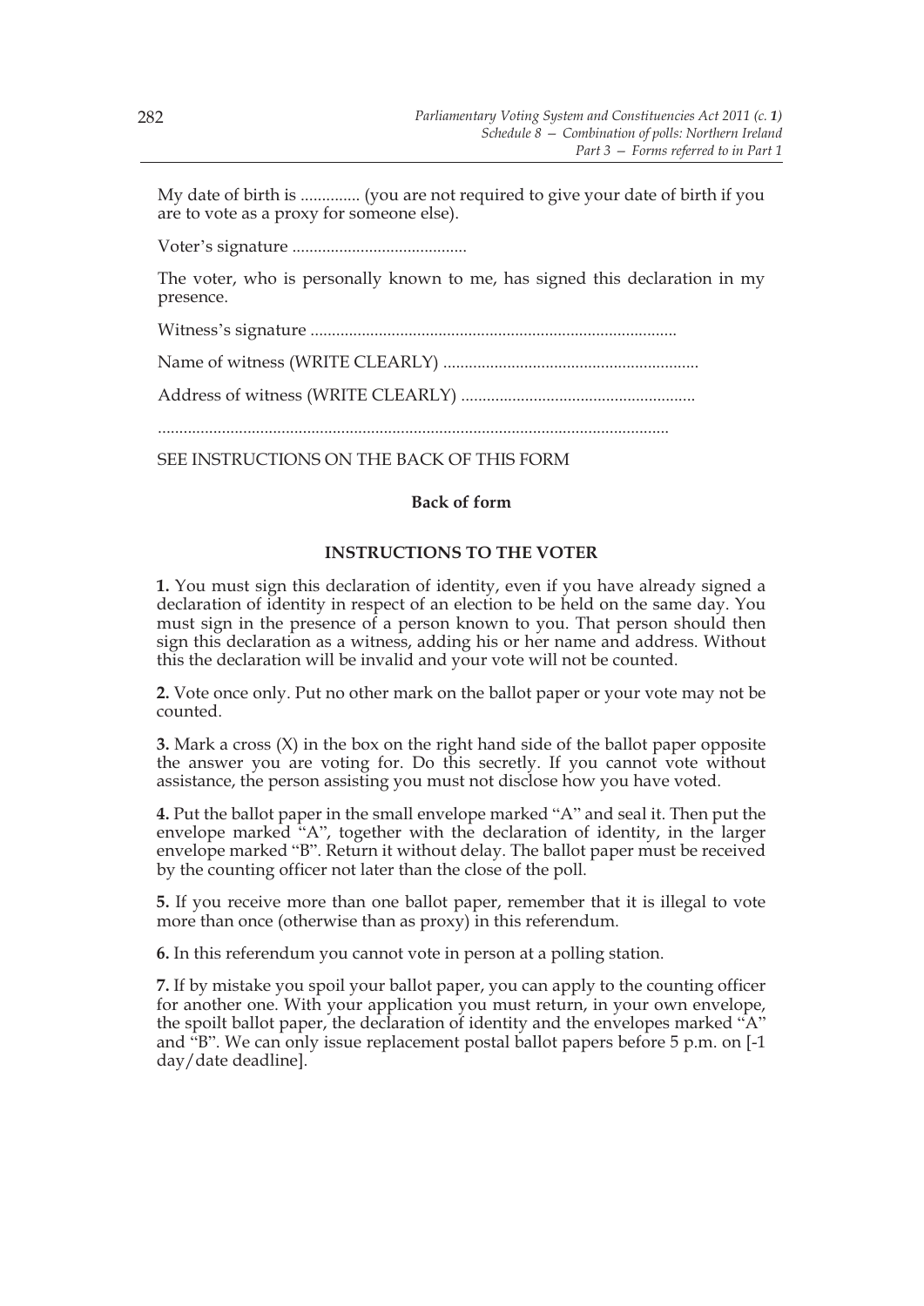My date of birth is .............. (you are not required to give your date of birth if you are to vote as a proxy for someone else).

Voter's signature .........................................

The voter, who is personally known to me, has signed this declaration in my presence.

Witness's signature ....................................................................................

Name of witness (WRITE CLEARLY) ...........................................................

Address of witness (WRITE CLEARLY) .......................................................

......................................................................................................................

SEE INSTRUCTIONS ON THE BACK OF THIS FORM

**Back of form**

**INSTRUCTIONS TO THE VOTER**

**1.** You must sign this declaration of identity, even if you have already signed a declaration of identity in respect of an election to be held on the same day. You must sign in the presence of a person known to you. That person should then sign this declaration as a witness, adding his or her name and address. Without this the declaration will be invalid and your vote will not be counted.

**2.** Vote once only. Put no other mark on the ballot paper or your vote may not be counted.

**3.** Mark a cross (X) in the box on the right hand side of the ballot paper opposite the answer you are voting for. Do this secretly. If you cannot vote without assistance, the person assisting you must not disclose how you have voted.

**4.** Put the ballot paper in the small envelope marked "A" and seal it. Then put the envelope marked "A", together with the declaration of identity, in the larger envelope marked "B". Return it without delay. The ballot paper must be received by the counting officer not later than the close of the poll.

**5.** If you receive more than one ballot paper, remember that it is illegal to vote more than once (otherwise than as proxy) in this referendum.

**6.** In this referendum you cannot vote in person at a polling station.

**7.** If by mistake you spoil your ballot paper, you can apply to the counting officer for another one. With your application you must return, in your own envelope, the spoilt ballot paper, the declaration of identity and the envelopes marked "A" and "B". We can only issue replacement postal ballot papers before 5 p.m. on [-1 day/date deadline].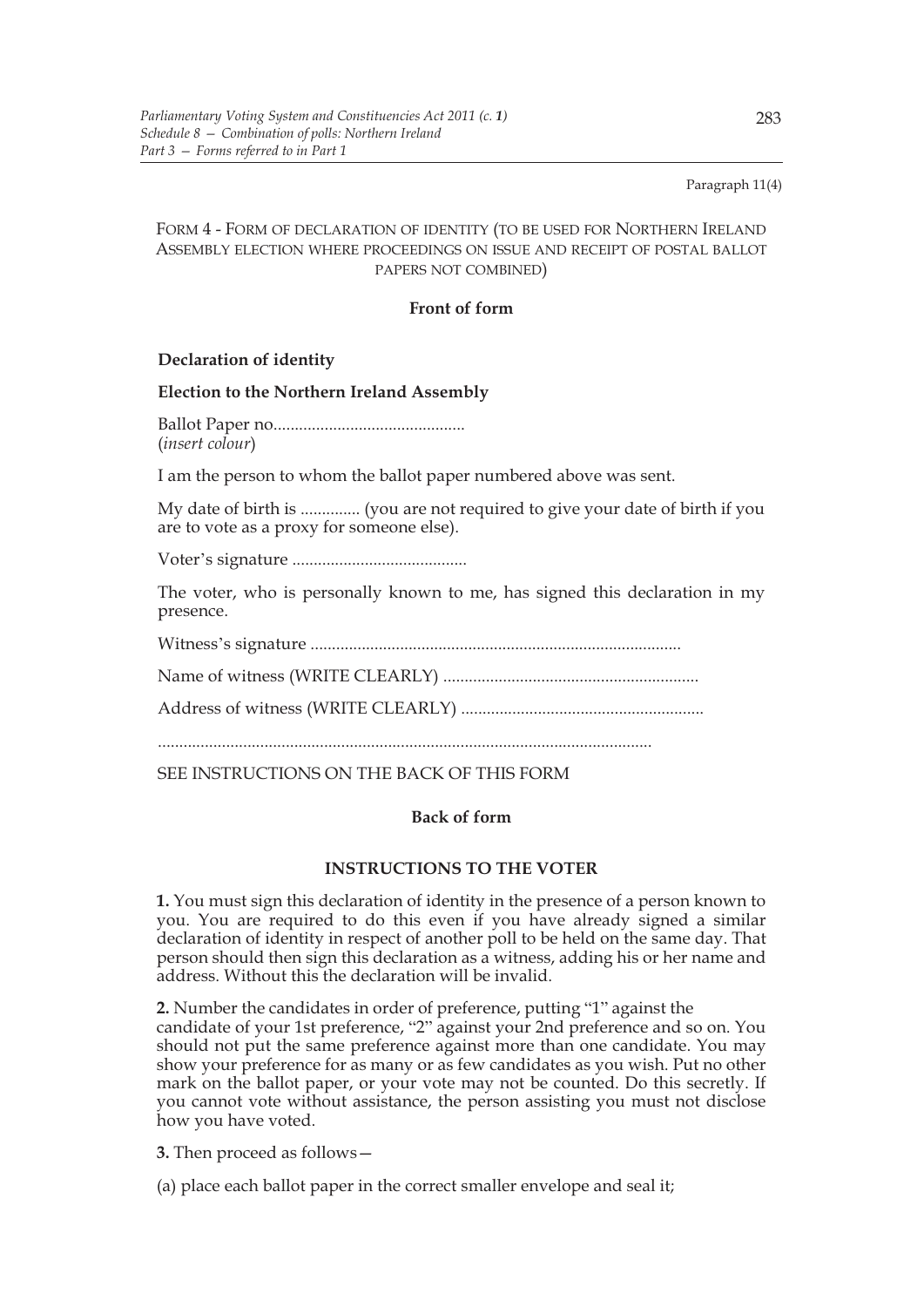Paragraph 11(4)

FORM 4 - FORM OF DECLARATION OF IDENTITY (TO BE USED FOR NORTHERN IRELAND ASSEMBLY ELECTION WHERE PROCEEDINGS ON ISSUE AND RECEIPT OF POSTAL BALLOT PAPERS NOT COMBINED)

**Front of form**

**Declaration of identity**

**Election to the Northern Ireland Assembly**

Ballot Paper no............................................
(*insert colour*)

I am the person to whom the ballot paper numbered above was sent.

My date of birth is .............. (you are not required to give your date of birth if you are to vote as a proxy for someone else).

Voter's signature .........................................

The voter, who is personally known to me, has signed this declaration in my presence.

Witness's signature ......................................................................................

Name of witness (WRITE CLEARLY) ............................................................

Address of witness (WRITE CLEARLY) .........................................................

..................................................................................................................

SEE INSTRUCTIONS ON THE BACK OF THIS FORM

**Back of form**

**INSTRUCTIONS TO THE VOTER**

**1.** You must sign this declaration of identity in the presence of a person known to you. You are required to do this even if you have already signed a similar declaration of identity in respect of another poll to be held on the same day. That person should then sign this declaration as a witness, adding his or her name and address. Without this the declaration will be invalid.

**2.** Number the candidates in order of preference, putting "1" against the candidate of your 1st preference, "2" against your 2nd preference and so on. You should not put the same preference against more than one candidate. You may show your preference for as many or as few candidates as you wish. Put no other mark on the ballot paper, or your vote may not be counted. Do this secretly. If you cannot vote without assistance, the person assisting you must not disclose how you have voted.

**3.** Then proceed as follows—

(a) place each ballot paper in the correct smaller envelope and seal it;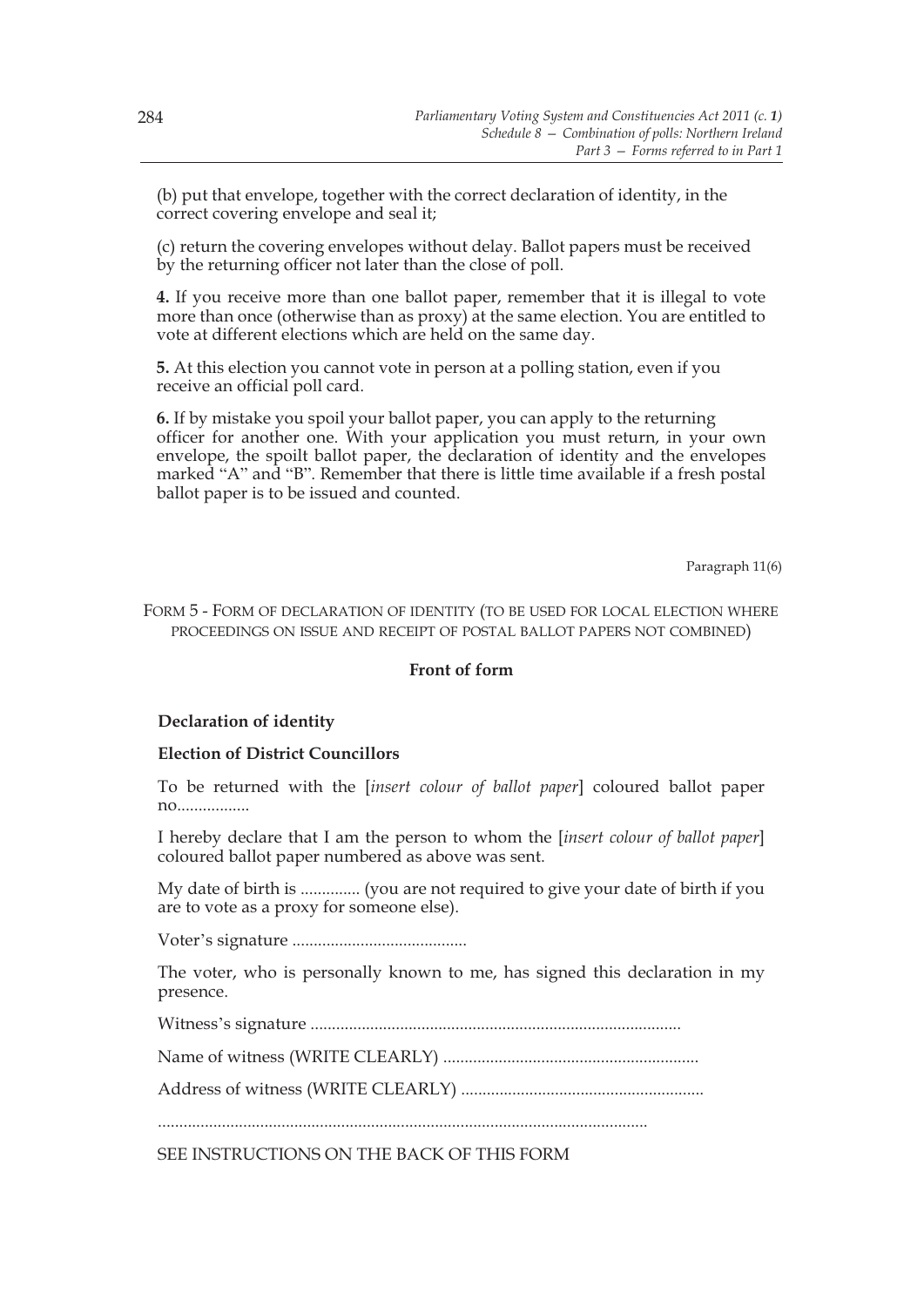(b) put that envelope, together with the correct declaration of identity, in the correct covering envelope and seal it;

(c) return the covering envelopes without delay. Ballot papers must be received by the returning officer not later than the close of poll.

**4.** If you receive more than one ballot paper, remember that it is illegal to vote more than once (otherwise than as proxy) at the same election. You are entitled to vote at different elections which are held on the same day.

**5.** At this election you cannot vote in person at a polling station, even if you receive an official poll card.

**6.** If by mistake you spoil your ballot paper, you can apply to the returning officer for another one. With your application you must return, in your own envelope, the spoilt ballot paper, the declaration of identity and the envelopes marked "A" and "B". Remember that there is little time available if a fresh postal ballot paper is to be issued and counted.

Paragraph 11(6)

FORM 5 - FORM OF DECLARATION OF IDENTITY (TO BE USED FOR LOCAL ELECTION WHERE PROCEEDINGS ON ISSUE AND RECEIPT OF POSTAL BALLOT PAPERS NOT COMBINED)

**Front of form**

**Declaration of identity**

**Election of District Councillors**

To be returned with the [*insert colour of ballot paper*] coloured ballot paper no.................

I hereby declare that I am the person to whom the [*insert colour of ballot paper*] coloured ballot paper numbered as above was sent.

My date of birth is .............. (you are not required to give your date of birth if you are to vote as a proxy for someone else).

Voter's signature .........................................

The voter, who is personally known to me, has signed this declaration in my presence.

Witness's signature .......................................................................................

Name of witness (WRITE CLEARLY) ...........................................................

Address of witness (WRITE CLEARLY) .........................................................

.................................................................................................................

SEE INSTRUCTIONS ON THE BACK OF THIS FORM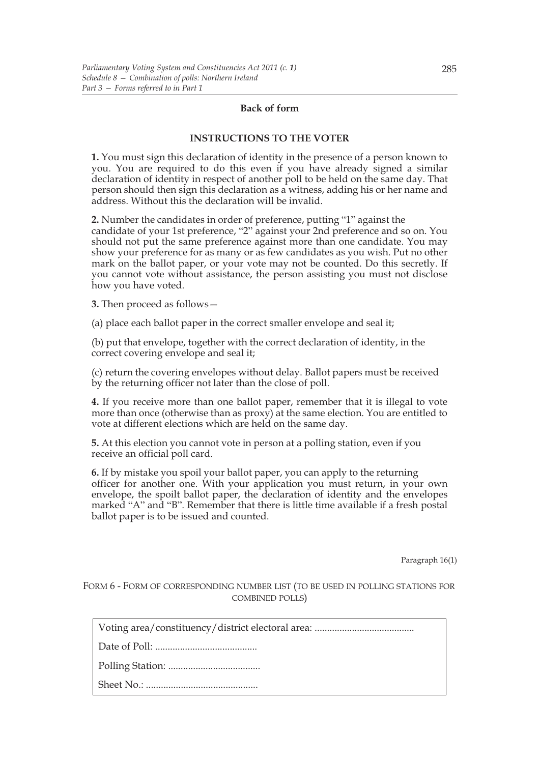**Back of form**

**INSTRUCTIONS TO THE VOTER**

**1.** You must sign this declaration of identity in the presence of a person known to you. You are required to do this even if you have already signed a similar declaration of identity in respect of another poll to be held on the same day. That person should then sign this declaration as a witness, adding his or her name and address. Without this the declaration will be invalid.

**2.** Number the candidates in order of preference, putting "1" against the candidate of your 1st preference, "2" against your 2nd preference and so on. You should not put the same preference against more than one candidate. You may show your preference for as many or as few candidates as you wish. Put no other mark on the ballot paper, or your vote may not be counted. Do this secretly. If you cannot vote without assistance, the person assisting you must not disclose how you have voted.

**3.** Then proceed as follows—

(a) place each ballot paper in the correct smaller envelope and seal it;

(b) put that envelope, together with the correct declaration of identity, in the correct covering envelope and seal it;

(c) return the covering envelopes without delay. Ballot papers must be received by the returning officer not later than the close of poll.

**4.** If you receive more than one ballot paper, remember that it is illegal to vote more than once (otherwise than as proxy) at the same election. You are entitled to vote at different elections which are held on the same day.

**5.** At this election you cannot vote in person at a polling station, even if you receive an official poll card.

**6.** If by mistake you spoil your ballot paper, you can apply to the returning officer for another one. With your application you must return, in your own envelope, the spoilt ballot paper, the declaration of identity and the envelopes marked "A" and "B". Remember that there is little time available if a fresh postal ballot paper is to be issued and counted.

Paragraph 16(1)

FORM 6 - FORM OF CORRESPONDING NUMBER LIST (TO BE USED IN POLLING STATIONS FOR COMBINED POLLS)

| Voting area/constituency/district electoral area: ........................................ |
|---|
| Date of Poll: ......................................... |
| Polling Station: ..................................... |
| Sheet No.: ............................................. |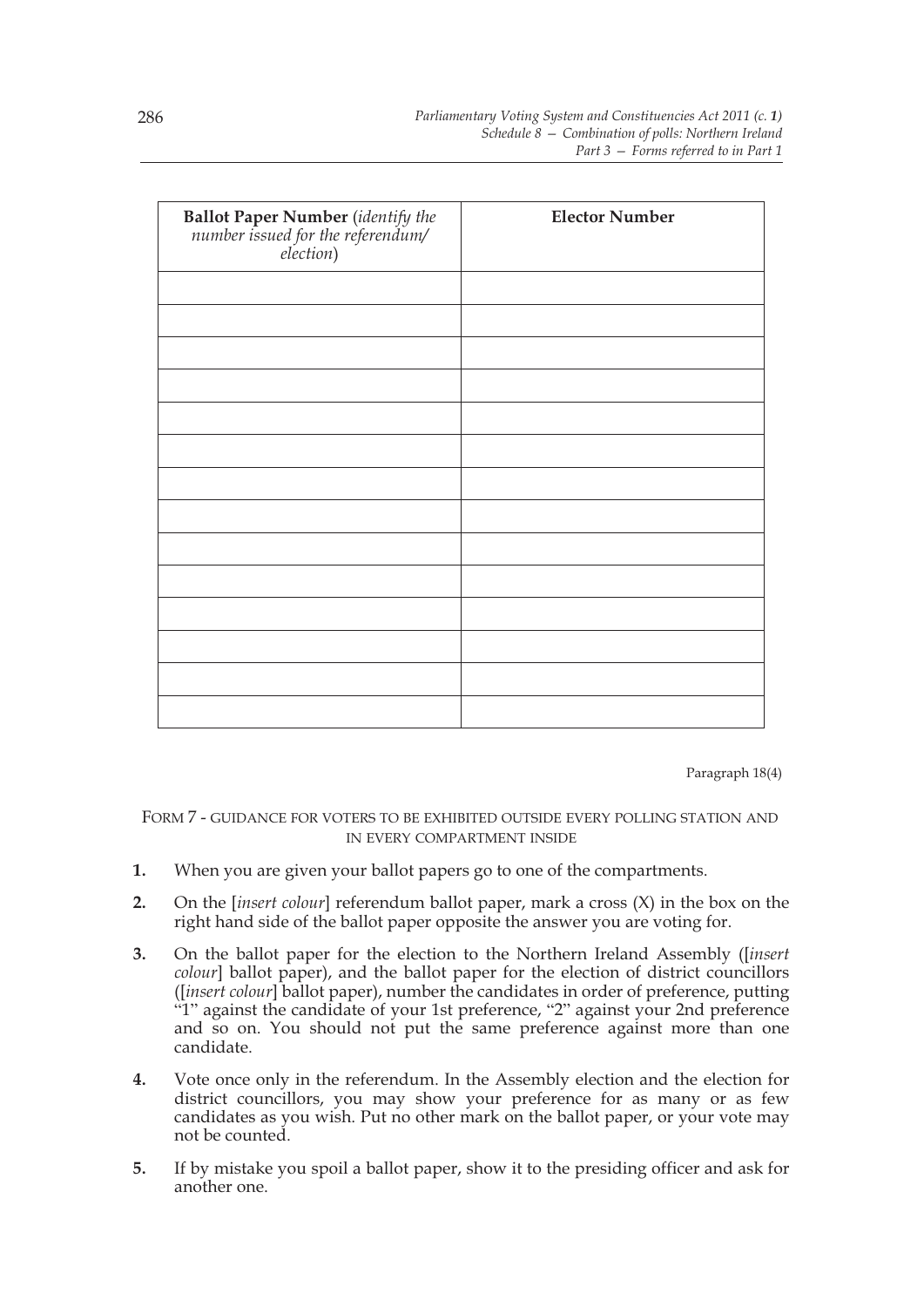| **Ballot Paper Number** (*identify the number issued for the referendum/ election*) | **Elector Number** |
| --- | --- |
| | |
| | |
| | |
| | |
| | |
| | |
| | |
| | |
| | |
| | |
| | |
| | |
| | |
| | |

Paragraph 18(4)

FORM 7 - GUIDANCE FOR VOTERS TO BE EXHIBITED OUTSIDE EVERY POLLING STATION AND IN EVERY COMPARTMENT INSIDE

**1.** When you are given your ballot papers go to one of the compartments.

**2.** On the [*insert colour*] referendum ballot paper, mark a cross (X) in the box on the right hand side of the ballot paper opposite the answer you are voting for.

**3.** On the ballot paper for the election to the Northern Ireland Assembly ([*insert colour*] ballot paper), and the ballot paper for the election of district councillors ([*insert colour*] ballot paper), number the candidates in order of preference, putting "1" against the candidate of your 1st preference, "2" against your 2nd preference and so on. You should not put the same preference against more than one candidate.

**4.** Vote once only in the referendum. In the Assembly election and the election for district councillors, you may show your preference for as many or as few candidates as you wish. Put no other mark on the ballot paper, or your vote may not be counted.

**5.** If by mistake you spoil a ballot paper, show it to the presiding officer and ask for another one.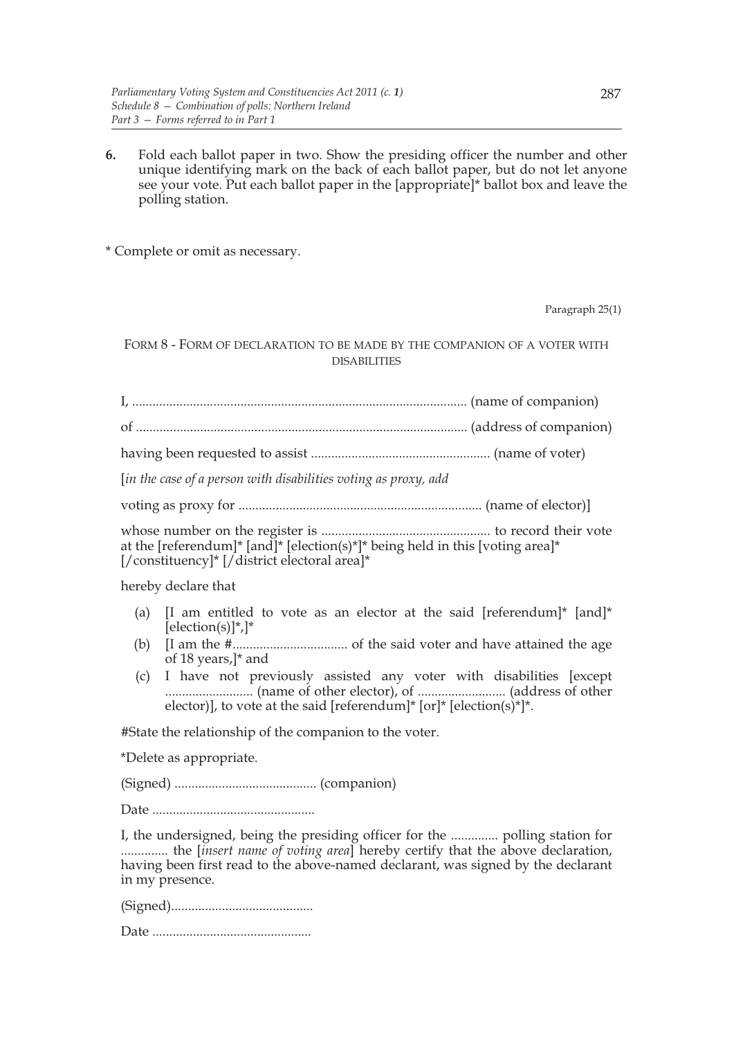**6.** Fold each ballot paper in two. Show the presiding officer the number and other unique identifying mark on the back of each ballot paper, but do not let anyone see your vote. Put each ballot paper in the [appropriate]* ballot box and leave the polling station.

\* Complete or omit as necessary.

Paragraph 25(1)

FORM 8 - FORM OF DECLARATION TO BE MADE BY THE COMPANION OF A VOTER WITH DISABILITIES

I, .................................................................................................. (name of companion)

of ................................................................................................. (address of companion)

having been requested to assist ..................................................... (name of voter)

[*in the case of a person with disabilities voting as proxy, add*

voting as proxy for ....................................................................... (name of elector)]

whose number on the register is .................................................. to record their vote at the [referendum]* [and]* [election(s)*]* being held in this [voting area]* [/constituency]* [/district electoral area]*

hereby declare that

(a) [I am entitled to vote as an elector at the said [referendum]* [and]* [election(s)]*,]*

(b) [I am the #.................................. of the said voter and have attained the age of 18 years,]* and

(c) I have not previously assisted any voter with disabilities [except .......................... (name of other elector), of .......................... (address of other elector)], to vote at the said [referendum]* [or]* [election(s)*]*.

#State the relationship of the companion to the voter.

\*Delete as appropriate.

(Signed) .......................................... (companion)

Date ................................................

I, the undersigned, being the presiding officer for the .............. polling station for .............. the [*insert name of voting area*] hereby certify that the above declaration, having been first read to the above-named declarant, was signed by the declarant in my presence.

(Signed)..........................................

Date ...............................................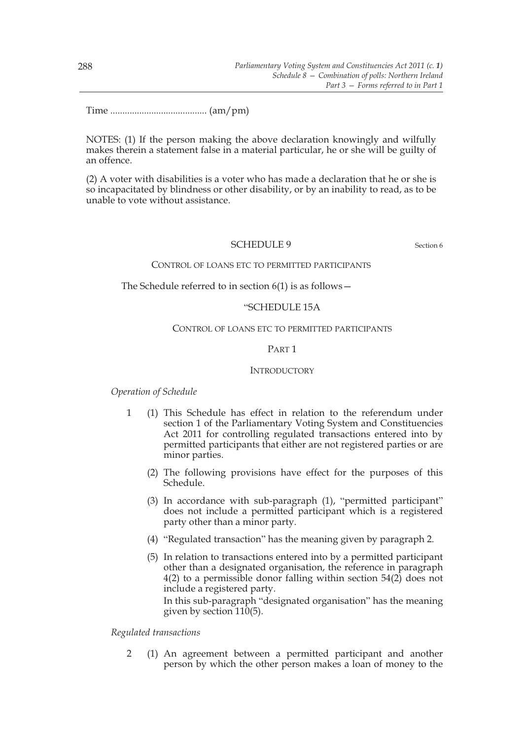Time ........................................ (am/pm)

NOTES: (1) If the person making the above declaration knowingly and wilfully makes therein a statement false in a material particular, he or she will be guilty of an offence.

(2) A voter with disabilities is a voter who has made a declaration that he or she is so incapacitated by blindness or other disability, or by an inability to read, as to be unable to vote without assistance.

## SCHEDULE 9

Section 6

### CONTROL OF LOANS ETC TO PERMITTED PARTICIPANTS

The Schedule referred to in section 6(1) is as follows—

### "SCHEDULE 15A

### CONTROL OF LOANS ETC TO PERMITTED PARTICIPANTS

#### PART 1

#### INTRODUCTORY

*Operation of Schedule*

1 (1) This Schedule has effect in relation to the referendum under section 1 of the Parliamentary Voting System and Constituencies Act 2011 for controlling regulated transactions entered into by permitted participants that either are not registered parties or are minor parties.

(2) The following provisions have effect for the purposes of this Schedule.

(3) In accordance with sub-paragraph (1), "permitted participant" does not include a permitted participant which is a registered party other than a minor party.

(4) "Regulated transaction" has the meaning given by paragraph 2.

(5) In relation to transactions entered into by a permitted participant other than a designated organisation, the reference in paragraph 4(2) to a permissible donor falling within section 54(2) does not include a registered party.
In this sub-paragraph "designated organisation" has the meaning given by section 110(5).

*Regulated transactions*

2 (1) An agreement between a permitted participant and another person by which the other person makes a loan of money to the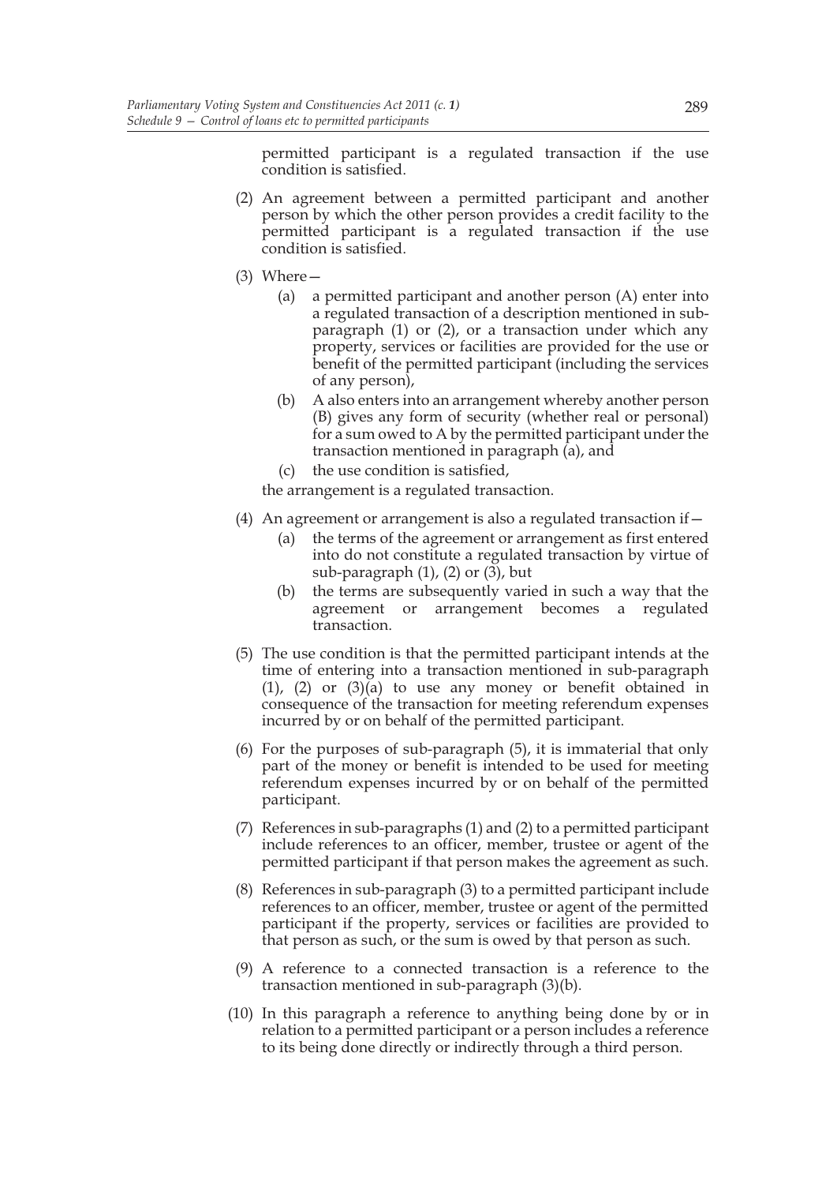permitted participant is a regulated transaction if the use condition is satisfied.

(2) An agreement between a permitted participant and another person by which the other person provides a credit facility to the permitted participant is a regulated transaction if the use condition is satisfied.

(3) Where—

(a) a permitted participant and another person (A) enter into a regulated transaction of a description mentioned in sub-paragraph (1) or (2), or a transaction under which any property, services or facilities are provided for the use or benefit of the permitted participant (including the services of any person),

(b) A also enters into an arrangement whereby another person (B) gives any form of security (whether real or personal) for a sum owed to A by the permitted participant under the transaction mentioned in paragraph (a), and

(c) the use condition is satisfied,

the arrangement is a regulated transaction.

(4) An agreement or arrangement is also a regulated transaction if—

(a) the terms of the agreement or arrangement as first entered into do not constitute a regulated transaction by virtue of sub-paragraph (1), (2) or (3), but

(b) the terms are subsequently varied in such a way that the agreement or arrangement becomes a regulated transaction.

(5) The use condition is that the permitted participant intends at the time of entering into a transaction mentioned in sub-paragraph (1), (2) or (3)(a) to use any money or benefit obtained in consequence of the transaction for meeting referendum expenses incurred by or on behalf of the permitted participant.

(6) For the purposes of sub-paragraph (5), it is immaterial that only part of the money or benefit is intended to be used for meeting referendum expenses incurred by or on behalf of the permitted participant.

(7) References in sub-paragraphs (1) and (2) to a permitted participant include references to an officer, member, trustee or agent of the permitted participant if that person makes the agreement as such.

(8) References in sub-paragraph (3) to a permitted participant include references to an officer, member, trustee or agent of the permitted participant if the property, services or facilities are provided to that person as such, or the sum is owed by that person as such.

(9) A reference to a connected transaction is a reference to the transaction mentioned in sub-paragraph (3)(b).

(10) In this paragraph a reference to anything being done by or in relation to a permitted participant or a person includes a reference to its being done directly or indirectly through a third person.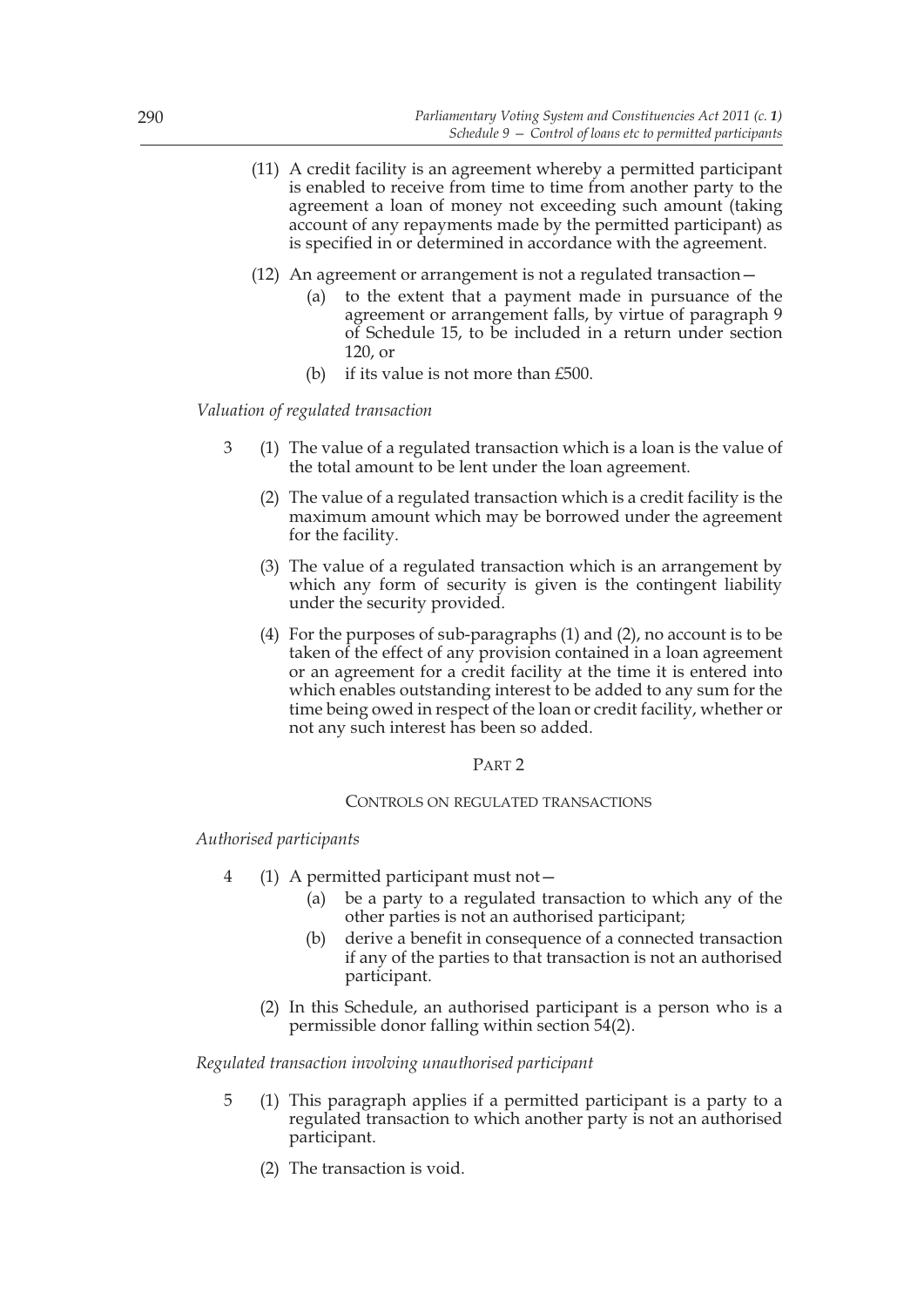(11) A credit facility is an agreement whereby a permitted participant is enabled to receive from time to time from another party to the agreement a loan of money not exceeding such amount (taking account of any repayments made by the permitted participant) as is specified in or determined in accordance with the agreement.

(12) An agreement or arrangement is not a regulated transaction—

- (a) to the extent that a payment made in pursuance of the agreement or arrangement falls, by virtue of paragraph 9 of Schedule 15, to be included in a return under section 120, or
- (b) if its value is not more than £500.

*Valuation of regulated transaction*

3 (1) The value of a regulated transaction which is a loan is the value of the total amount to be lent under the loan agreement.

(2) The value of a regulated transaction which is a credit facility is the maximum amount which may be borrowed under the agreement for the facility.

(3) The value of a regulated transaction which is an arrangement by which any form of security is given is the contingent liability under the security provided.

(4) For the purposes of sub-paragraphs (1) and (2), no account is to be taken of the effect of any provision contained in a loan agreement or an agreement for a credit facility at the time it is entered into which enables outstanding interest to be added to any sum for the time being owed in respect of the loan or credit facility, whether or not any such interest has been so added.

## PART 2

### CONTROLS ON REGULATED TRANSACTIONS

*Authorised participants*

4 (1) A permitted participant must not—

- (a) be a party to a regulated transaction to which any of the other parties is not an authorised participant;
- (b) derive a benefit in consequence of a connected transaction if any of the parties to that transaction is not an authorised participant.

(2) In this Schedule, an authorised participant is a person who is a permissible donor falling within section 54(2).

*Regulated transaction involving unauthorised participant*

5 (1) This paragraph applies if a permitted participant is a party to a regulated transaction to which another party is not an authorised participant.

(2) The transaction is void.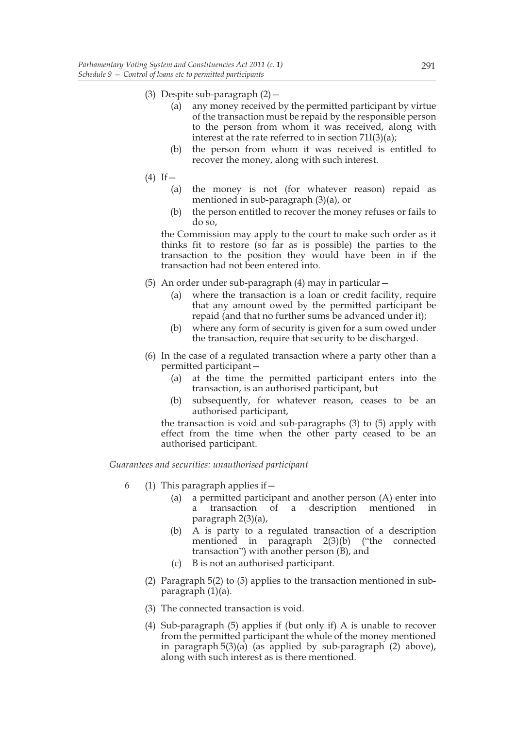(3) Despite sub-paragraph (2)—

   (a) any money received by the permitted participant by virtue of the transaction must be repaid by the responsible person to the person from whom it was received, along with interest at the rate referred to in section 71I(3)(a);

   (b) the person from whom it was received is entitled to recover the money, along with such interest.

(4) If—

   (a) the money is not (for whatever reason) repaid as mentioned in sub-paragraph (3)(a), or

   (b) the person entitled to recover the money refuses or fails to do so,

   the Commission may apply to the court to make such order as it thinks fit to restore (so far as is possible) the parties to the transaction to the position they would have been in if the transaction had not been entered into.

(5) An order under sub-paragraph (4) may in particular—

   (a) where the transaction is a loan or credit facility, require that any amount owed by the permitted participant be repaid (and that no further sums be advanced under it);

   (b) where any form of security is given for a sum owed under the transaction, require that security to be discharged.

(6) In the case of a regulated transaction where a party other than a permitted participant—

   (a) at the time the permitted participant enters into the transaction, is an authorised participant, but

   (b) subsequently, for whatever reason, ceases to be an authorised participant,

   the transaction is void and sub-paragraphs (3) to (5) apply with effect from the time when the other party ceased to be an authorised participant.

*Guarantees and securities: unauthorised participant*

6 (1) This paragraph applies if—

   (a) a permitted participant and another person (A) enter into a transaction of a description mentioned in paragraph 2(3)(a),

   (b) A is party to a regulated transaction of a description mentioned in paragraph 2(3)(b) ("the connected transaction") with another person (B), and

   (c) B is not an authorised participant.

(2) Paragraph 5(2) to (5) applies to the transaction mentioned in sub-paragraph (1)(a).

(3) The connected transaction is void.

(4) Sub-paragraph (5) applies if (but only if) A is unable to recover from the permitted participant the whole of the money mentioned in paragraph 5(3)(a) (as applied by sub-paragraph (2) above), along with such interest as is there mentioned.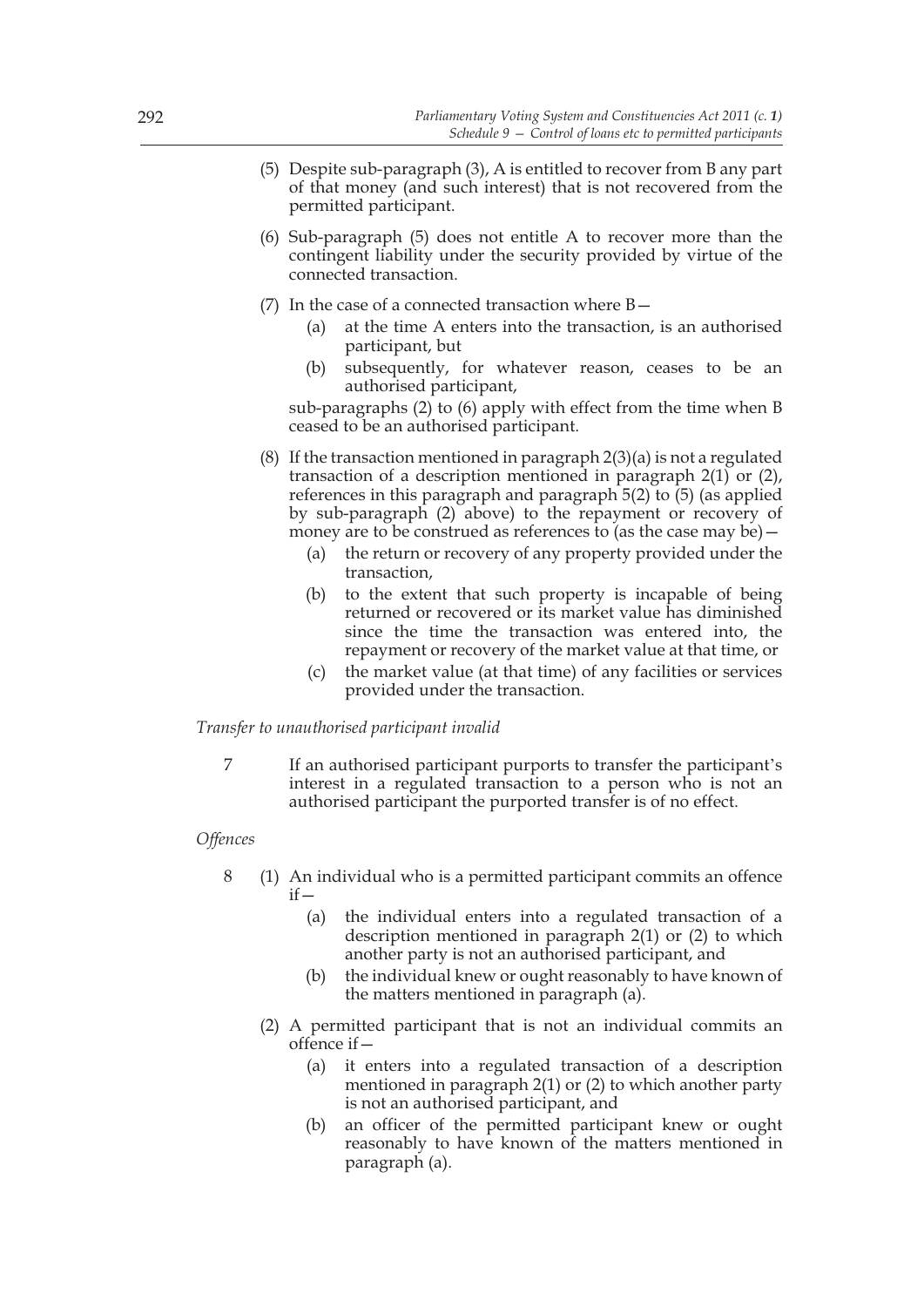(5) Despite sub-paragraph (3), A is entitled to recover from B any part of that money (and such interest) that is not recovered from the permitted participant.

(6) Sub-paragraph (5) does not entitle A to recover more than the contingent liability under the security provided by virtue of the connected transaction.

(7) In the case of a connected transaction where B—

- (a) at the time A enters into the transaction, is an authorised participant, but
- (b) subsequently, for whatever reason, ceases to be an authorised participant,

sub-paragraphs (2) to (6) apply with effect from the time when B ceased to be an authorised participant.

(8) If the transaction mentioned in paragraph 2(3)(a) is not a regulated transaction of a description mentioned in paragraph 2(1) or (2), references in this paragraph and paragraph 5(2) to (5) (as applied by sub-paragraph (2) above) to the repayment or recovery of money are to be construed as references to (as the case may be)—

- (a) the return or recovery of any property provided under the transaction,
- (b) to the extent that such property is incapable of being returned or recovered or its market value has diminished since the time the transaction was entered into, the repayment or recovery of the market value at that time, or
- (c) the market value (at that time) of any facilities or services provided under the transaction.

*Transfer to unauthorised participant invalid*

7 If an authorised participant purports to transfer the participant's interest in a regulated transaction to a person who is not an authorised participant the purported transfer is of no effect.

*Offences*

8 (1) An individual who is a permitted participant commits an offence if—

- (a) the individual enters into a regulated transaction of a description mentioned in paragraph 2(1) or (2) to which another party is not an authorised participant, and
- (b) the individual knew or ought reasonably to have known of the matters mentioned in paragraph (a).

(2) A permitted participant that is not an individual commits an offence if—

- (a) it enters into a regulated transaction of a description mentioned in paragraph 2(1) or (2) to which another party is not an authorised participant, and
- (b) an officer of the permitted participant knew or ought reasonably to have known of the matters mentioned in paragraph (a).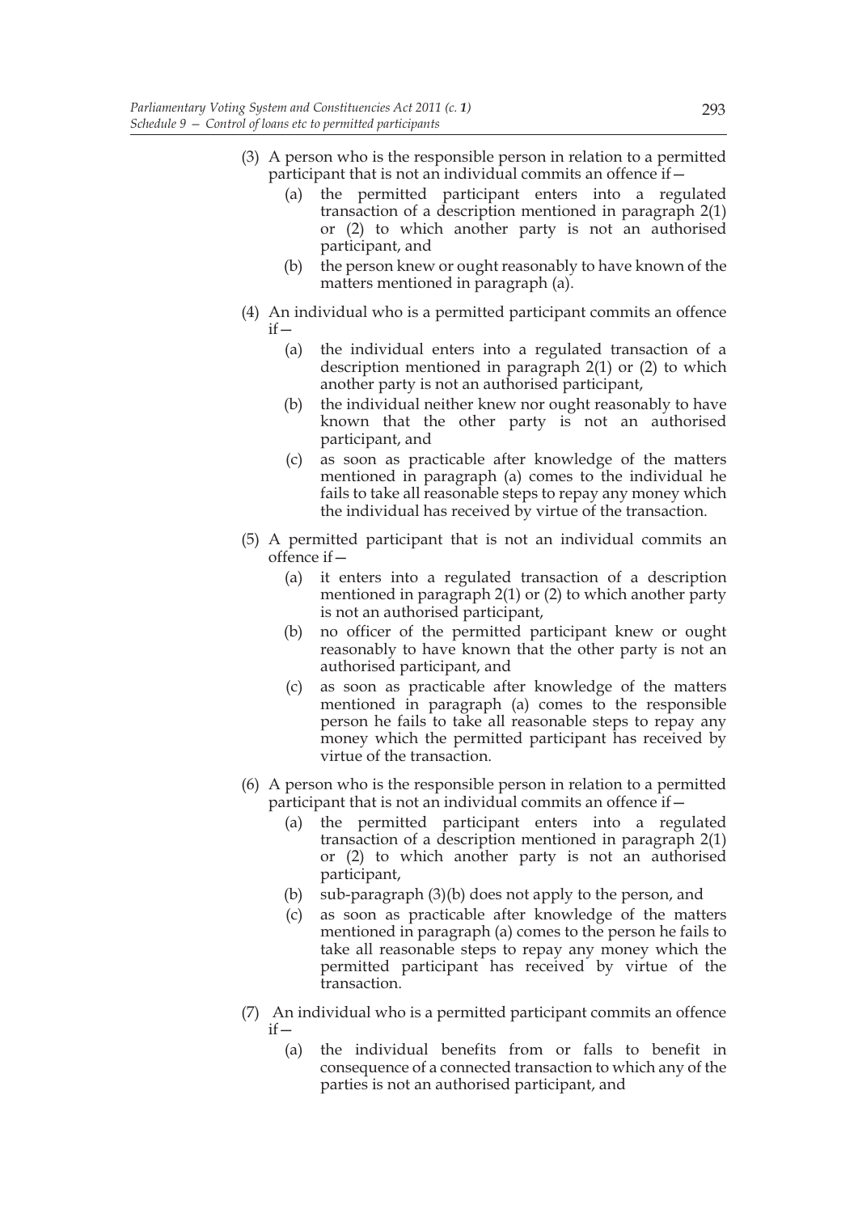(3) A person who is the responsible person in relation to a permitted participant that is not an individual commits an offence if—

   (a) the permitted participant enters into a regulated transaction of a description mentioned in paragraph 2(1) or (2) to which another party is not an authorised participant, and

   (b) the person knew or ought reasonably to have known of the matters mentioned in paragraph (a).

(4) An individual who is a permitted participant commits an offence if—

   (a) the individual enters into a regulated transaction of a description mentioned in paragraph 2(1) or (2) to which another party is not an authorised participant,

   (b) the individual neither knew nor ought reasonably to have known that the other party is not an authorised participant, and

   (c) as soon as practicable after knowledge of the matters mentioned in paragraph (a) comes to the individual he fails to take all reasonable steps to repay any money which the individual has received by virtue of the transaction.

(5) A permitted participant that is not an individual commits an offence if—

   (a) it enters into a regulated transaction of a description mentioned in paragraph 2(1) or (2) to which another party is not an authorised participant,

   (b) no officer of the permitted participant knew or ought reasonably to have known that the other party is not an authorised participant, and

   (c) as soon as practicable after knowledge of the matters mentioned in paragraph (a) comes to the responsible person he fails to take all reasonable steps to repay any money which the permitted participant has received by virtue of the transaction.

(6) A person who is the responsible person in relation to a permitted participant that is not an individual commits an offence if—

   (a) the permitted participant enters into a regulated transaction of a description mentioned in paragraph 2(1) or (2) to which another party is not an authorised participant,

   (b) sub-paragraph (3)(b) does not apply to the person, and

   (c) as soon as practicable after knowledge of the matters mentioned in paragraph (a) comes to the person he fails to take all reasonable steps to repay any money which the permitted participant has received by virtue of the transaction.

(7) An individual who is a permitted participant commits an offence if—

   (a) the individual benefits from or falls to benefit in consequence of a connected transaction to which any of the parties is not an authorised participant, and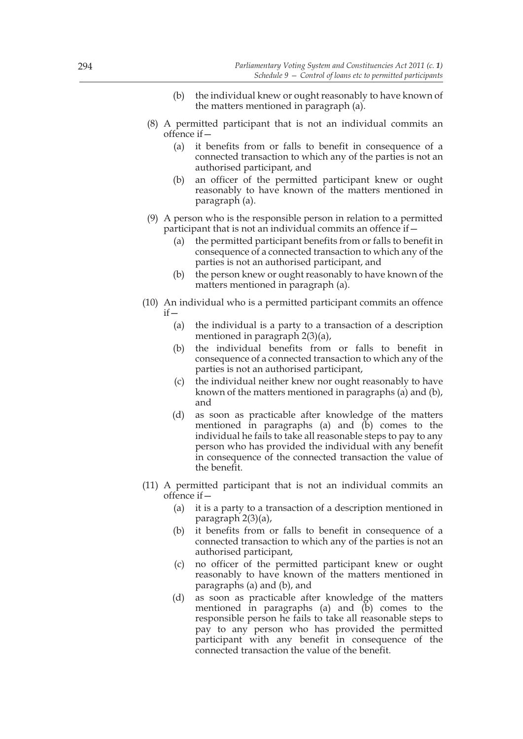(b) the individual knew or ought reasonably to have known of the matters mentioned in paragraph (a).

(8) A permitted participant that is not an individual commits an offence if—

(a) it benefits from or falls to benefit in consequence of a connected transaction to which any of the parties is not an authorised participant, and

(b) an officer of the permitted participant knew or ought reasonably to have known of the matters mentioned in paragraph (a).

(9) A person who is the responsible person in relation to a permitted participant that is not an individual commits an offence if—

(a) the permitted participant benefits from or falls to benefit in consequence of a connected transaction to which any of the parties is not an authorised participant, and

(b) the person knew or ought reasonably to have known of the matters mentioned in paragraph (a).

(10) An individual who is a permitted participant commits an offence if—

(a) the individual is a party to a transaction of a description mentioned in paragraph 2(3)(a),

(b) the individual benefits from or falls to benefit in consequence of a connected transaction to which any of the parties is not an authorised participant,

(c) the individual neither knew nor ought reasonably to have known of the matters mentioned in paragraphs (a) and (b), and

(d) as soon as practicable after knowledge of the matters mentioned in paragraphs (a) and (b) comes to the individual he fails to take all reasonable steps to pay to any person who has provided the individual with any benefit in consequence of the connected transaction the value of the benefit.

(11) A permitted participant that is not an individual commits an offence if—

(a) it is a party to a transaction of a description mentioned in paragraph 2(3)(a),

(b) it benefits from or falls to benefit in consequence of a connected transaction to which any of the parties is not an authorised participant,

(c) no officer of the permitted participant knew or ought reasonably to have known of the matters mentioned in paragraphs (a) and (b), and

(d) as soon as practicable after knowledge of the matters mentioned in paragraphs (a) and (b) comes to the responsible person he fails to take all reasonable steps to pay to any person who has provided the permitted participant with any benefit in consequence of the connected transaction the value of the benefit.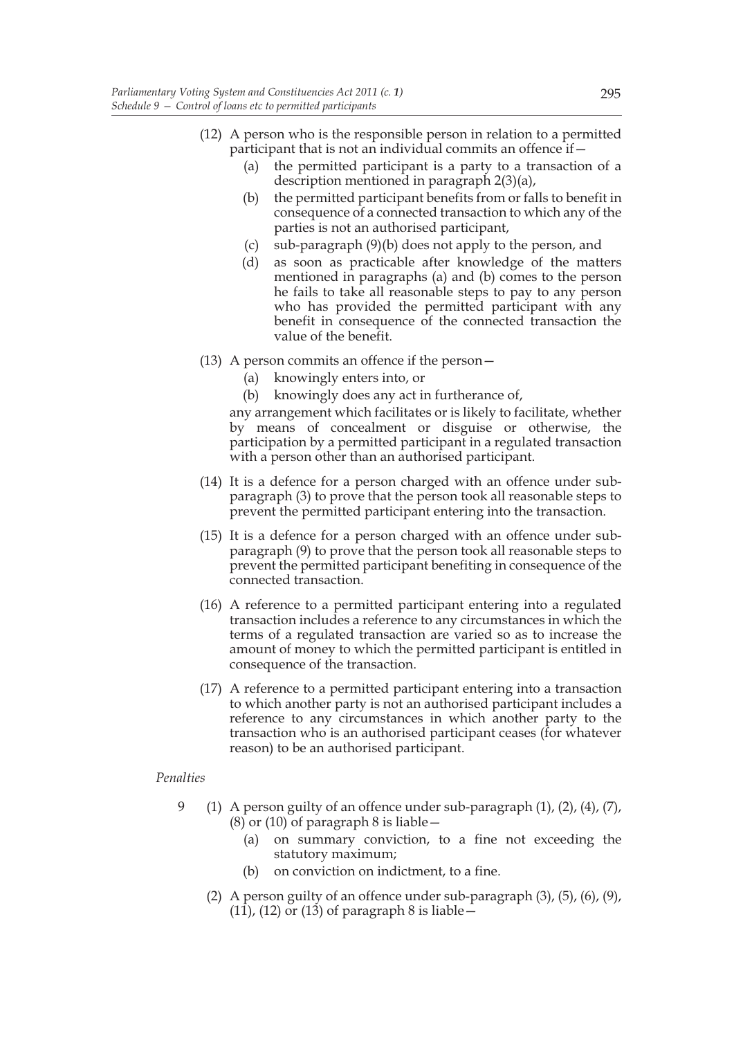(12) A person who is the responsible person in relation to a permitted participant that is not an individual commits an offence if—

   (a) the permitted participant is a party to a transaction of a description mentioned in paragraph 2(3)(a),

   (b) the permitted participant benefits from or falls to benefit in consequence of a connected transaction to which any of the parties is not an authorised participant,

   (c) sub-paragraph (9)(b) does not apply to the person, and

   (d) as soon as practicable after knowledge of the matters mentioned in paragraphs (a) and (b) comes to the person he fails to take all reasonable steps to pay to any person who has provided the permitted participant with any benefit in consequence of the connected transaction the value of the benefit.

(13) A person commits an offence if the person—

   (a) knowingly enters into, or

   (b) knowingly does any act in furtherance of,

any arrangement which facilitates or is likely to facilitate, whether by means of concealment or disguise or otherwise, the participation by a permitted participant in a regulated transaction with a person other than an authorised participant.

(14) It is a defence for a person charged with an offence under sub-paragraph (3) to prove that the person took all reasonable steps to prevent the permitted participant entering into the transaction.

(15) It is a defence for a person charged with an offence under sub-paragraph (9) to prove that the person took all reasonable steps to prevent the permitted participant benefiting in consequence of the connected transaction.

(16) A reference to a permitted participant entering into a regulated transaction includes a reference to any circumstances in which the terms of a regulated transaction are varied so as to increase the amount of money to which the permitted participant is entitled in consequence of the transaction.

(17) A reference to a permitted participant entering into a transaction to which another party is not an authorised participant includes a reference to any circumstances in which another party to the transaction who is an authorised participant ceases (for whatever reason) to be an authorised participant.

*Penalties*

9 (1) A person guilty of an offence under sub-paragraph (1), (2), (4), (7), (8) or (10) of paragraph 8 is liable—

   (a) on summary conviction, to a fine not exceeding the statutory maximum;

   (b) on conviction on indictment, to a fine.

(2) A person guilty of an offence under sub-paragraph (3), (5), (6), (9), (11), (12) or (13) of paragraph 8 is liable—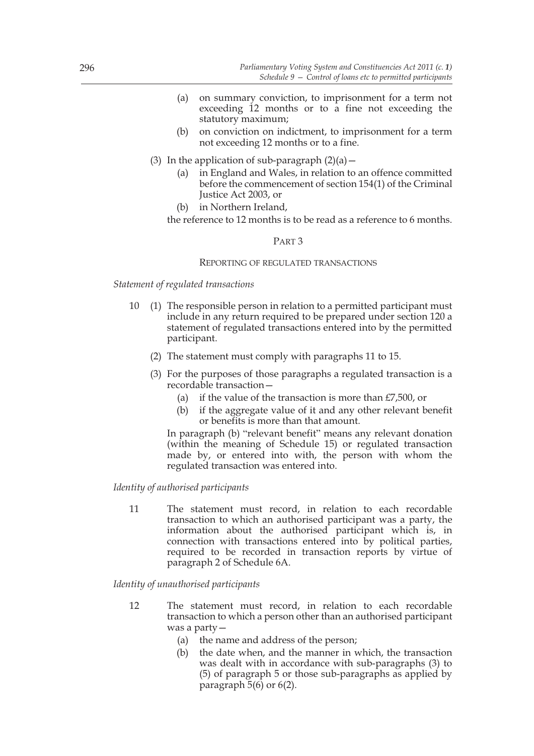(a) on summary conviction, to imprisonment for a term not exceeding 12 months or to a fine not exceeding the statutory maximum;

(b) on conviction on indictment, to imprisonment for a term not exceeding 12 months or to a fine.

(3) In the application of sub-paragraph (2)(a)—

(a) in England and Wales, in relation to an offence committed before the commencement of section 154(1) of the Criminal Justice Act 2003, or

(b) in Northern Ireland,

the reference to 12 months is to be read as a reference to 6 months.

## PART 3

### REPORTING OF REGULATED TRANSACTIONS

*Statement of regulated transactions*

10 (1) The responsible person in relation to a permitted participant must include in any return required to be prepared under section 120 a statement of regulated transactions entered into by the permitted participant.

(2) The statement must comply with paragraphs 11 to 15.

(3) For the purposes of those paragraphs a regulated transaction is a recordable transaction—

(a) if the value of the transaction is more than £7,500, or

(b) if the aggregate value of it and any other relevant benefit or benefits is more than that amount.

In paragraph (b) "relevant benefit" means any relevant donation (within the meaning of Schedule 15) or regulated transaction made by, or entered into with, the person with whom the regulated transaction was entered into.

*Identity of authorised participants*

11 The statement must record, in relation to each recordable transaction to which an authorised participant was a party, the information about the authorised participant which is, in connection with transactions entered into by political parties, required to be recorded in transaction reports by virtue of paragraph 2 of Schedule 6A.

*Identity of unauthorised participants*

12 The statement must record, in relation to each recordable transaction to which a person other than an authorised participant was a party—

(a) the name and address of the person;

(b) the date when, and the manner in which, the transaction was dealt with in accordance with sub-paragraphs (3) to (5) of paragraph 5 or those sub-paragraphs as applied by paragraph 5(6) or 6(2).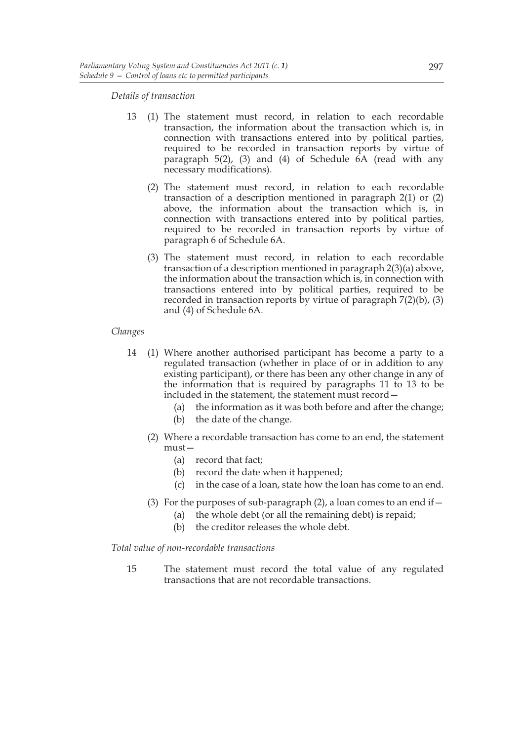*Details of transaction*

13 (1) The statement must record, in relation to each recordable transaction, the information about the transaction which is, in connection with transactions entered into by political parties, required to be recorded in transaction reports by virtue of paragraph 5(2), (3) and (4) of Schedule 6A (read with any necessary modifications).

(2) The statement must record, in relation to each recordable transaction of a description mentioned in paragraph 2(1) or (2) above, the information about the transaction which is, in connection with transactions entered into by political parties, required to be recorded in transaction reports by virtue of paragraph 6 of Schedule 6A.

(3) The statement must record, in relation to each recordable transaction of a description mentioned in paragraph 2(3)(a) above, the information about the transaction which is, in connection with transactions entered into by political parties, required to be recorded in transaction reports by virtue of paragraph 7(2)(b), (3) and (4) of Schedule 6A.

*Changes*

14 (1) Where another authorised participant has become a party to a regulated transaction (whether in place of or in addition to any existing participant), or there has been any other change in any of the information that is required by paragraphs 11 to 13 to be included in the statement, the statement must record—

(a) the information as it was both before and after the change;

(b) the date of the change.

(2) Where a recordable transaction has come to an end, the statement must—

(a) record that fact;

(b) record the date when it happened;

(c) in the case of a loan, state how the loan has come to an end.

(3) For the purposes of sub-paragraph (2), a loan comes to an end if—

(a) the whole debt (or all the remaining debt) is repaid;

(b) the creditor releases the whole debt.

*Total value of non-recordable transactions*

15 The statement must record the total value of any regulated transactions that are not recordable transactions.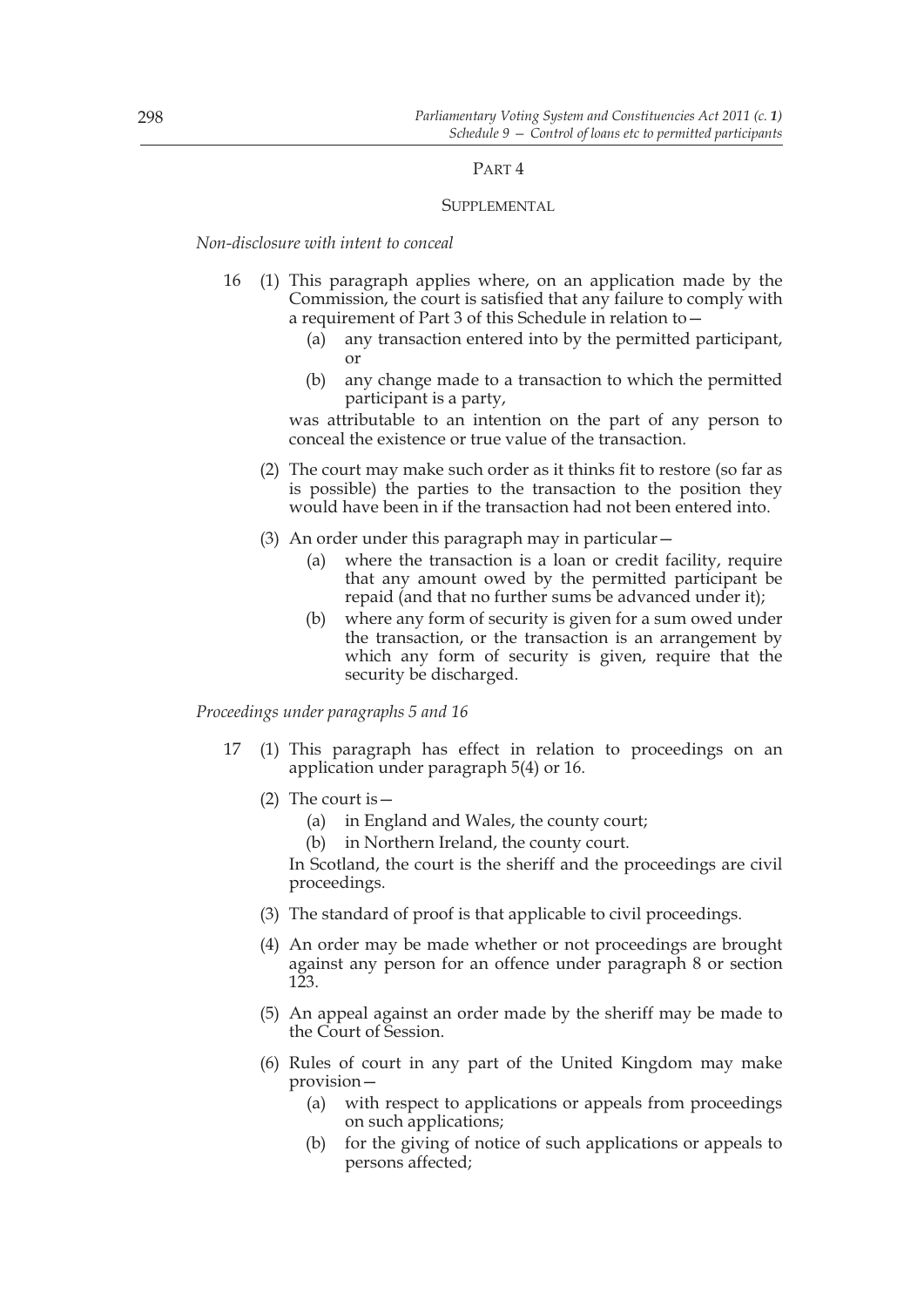## PART 4

### SUPPLEMENTAL

*Non-disclosure with intent to conceal*

16 (1) This paragraph applies where, on an application made by the Commission, the court is satisfied that any failure to comply with a requirement of Part 3 of this Schedule in relation to—

  (a) any transaction entered into by the permitted participant, or

  (b) any change made to a transaction to which the permitted participant is a party,

  was attributable to an intention on the part of any person to conceal the existence or true value of the transaction.

(2) The court may make such order as it thinks fit to restore (so far as is possible) the parties to the transaction to the position they would have been in if the transaction had not been entered into.

(3) An order under this paragraph may in particular—

  (a) where the transaction is a loan or credit facility, require that any amount owed by the permitted participant be repaid (and that no further sums be advanced under it);

  (b) where any form of security is given for a sum owed under the transaction, or the transaction is an arrangement by which any form of security is given, require that the security be discharged.

*Proceedings under paragraphs 5 and 16*

17 (1) This paragraph has effect in relation to proceedings on an application under paragraph 5(4) or 16.

(2) The court is—

  (a) in England and Wales, the county court;

  (b) in Northern Ireland, the county court.

  In Scotland, the court is the sheriff and the proceedings are civil proceedings.

(3) The standard of proof is that applicable to civil proceedings.

(4) An order may be made whether or not proceedings are brought against any person for an offence under paragraph 8 or section 123.

(5) An appeal against an order made by the sheriff may be made to the Court of Session.

(6) Rules of court in any part of the United Kingdom may make provision—

  (a) with respect to applications or appeals from proceedings on such applications;

  (b) for the giving of notice of such applications or appeals to persons affected;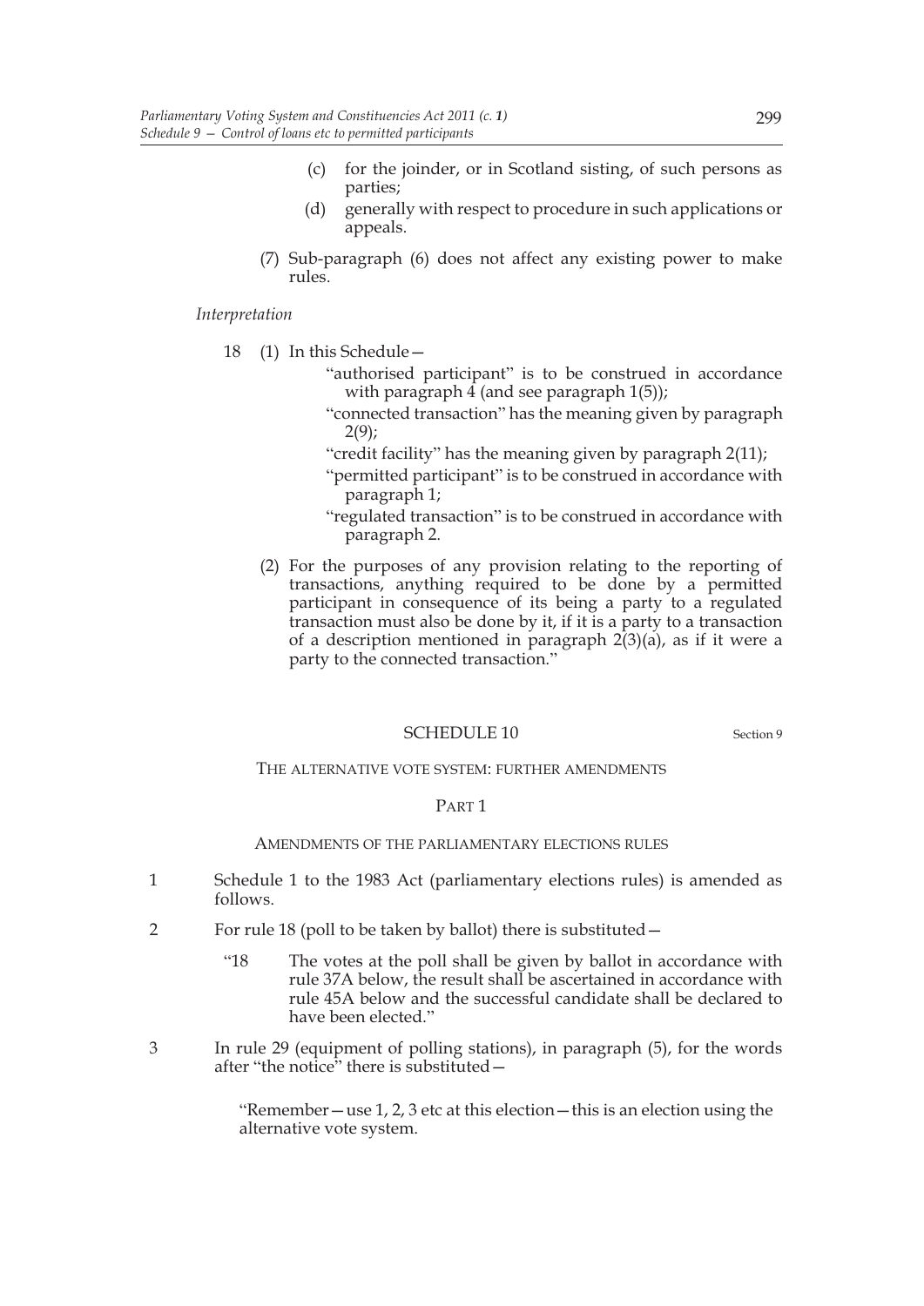(c) for the joinder, or in Scotland sisting, of such persons as parties;

(d) generally with respect to procedure in such applications or appeals.

(7) Sub-paragraph (6) does not affect any existing power to make rules.

*Interpretation*

18 (1) In this Schedule—

"authorised participant" is to be construed in accordance with paragraph 4 (and see paragraph 1(5));

"connected transaction" has the meaning given by paragraph 2(9);

"credit facility" has the meaning given by paragraph 2(11);

"permitted participant" is to be construed in accordance with paragraph 1;

"regulated transaction" is to be construed in accordance with paragraph 2.

(2) For the purposes of any provision relating to the reporting of transactions, anything required to be done by a permitted participant in consequence of its being a party to a regulated transaction must also be done by it, if it is a party to a transaction of a description mentioned in paragraph 2(3)(a), as if it were a party to the connected transaction."

## SCHEDULE 10

Section 9

THE ALTERNATIVE VOTE SYSTEM: FURTHER AMENDMENTS

### PART 1

AMENDMENTS OF THE PARLIAMENTARY ELECTIONS RULES

1 Schedule 1 to the 1983 Act (parliamentary elections rules) is amended as follows.

2 For rule 18 (poll to be taken by ballot) there is substituted—

"18 The votes at the poll shall be given by ballot in accordance with rule 37A below, the result shall be ascertained in accordance with rule 45A below and the successful candidate shall be declared to have been elected."

3 In rule 29 (equipment of polling stations), in paragraph (5), for the words after "the notice" there is substituted—

"Remember—use 1, 2, 3 etc at this election—this is an election using the alternative vote system.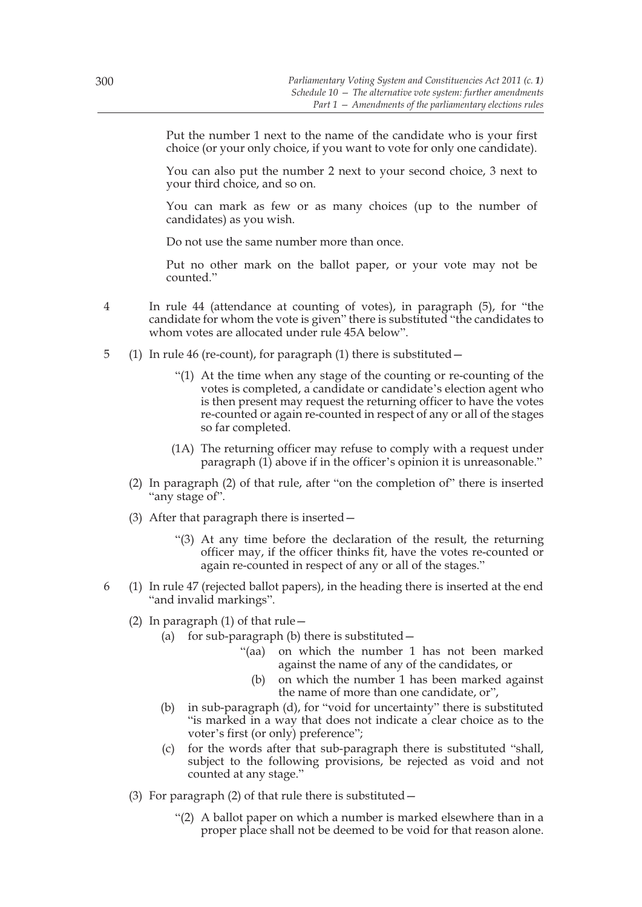Put the number 1 next to the name of the candidate who is your first choice (or your only choice, if you want to vote for only one candidate).

You can also put the number 2 next to your second choice, 3 next to your third choice, and so on.

You can mark as few or as many choices (up to the number of candidates) as you wish.

Do not use the same number more than once.

Put no other mark on the ballot paper, or your vote may not be counted."

4 In rule 44 (attendance at counting of votes), in paragraph (5), for "the candidate for whom the vote is given" there is substituted "the candidates to whom votes are allocated under rule 45A below".

5 (1) In rule 46 (re-count), for paragraph (1) there is substituted—

"(1) At the time when any stage of the counting or re-counting of the votes is completed, a candidate or candidate's election agent who is then present may request the returning officer to have the votes re-counted or again re-counted in respect of any or all of the stages so far completed.

(1A) The returning officer may refuse to comply with a request under paragraph (1) above if in the officer's opinion it is unreasonable."

(2) In paragraph (2) of that rule, after "on the completion of" there is inserted "any stage of".

(3) After that paragraph there is inserted—

"(3) At any time before the declaration of the result, the returning officer may, if the officer thinks fit, have the votes re-counted or again re-counted in respect of any or all of the stages."

6 (1) In rule 47 (rejected ballot papers), in the heading there is inserted at the end "and invalid markings".

(2) In paragraph (1) of that rule—

(a) for sub-paragraph (b) there is substituted—

"(aa) on which the number 1 has not been marked against the name of any of the candidates, or

(b) on which the number 1 has been marked against the name of more than one candidate, or",

(b) in sub-paragraph (d), for "void for uncertainty" there is substituted "is marked in a way that does not indicate a clear choice as to the voter's first (or only) preference";

(c) for the words after that sub-paragraph there is substituted "shall, subject to the following provisions, be rejected as void and not counted at any stage."

(3) For paragraph (2) of that rule there is substituted—

"(2) A ballot paper on which a number is marked elsewhere than in a proper place shall not be deemed to be void for that reason alone.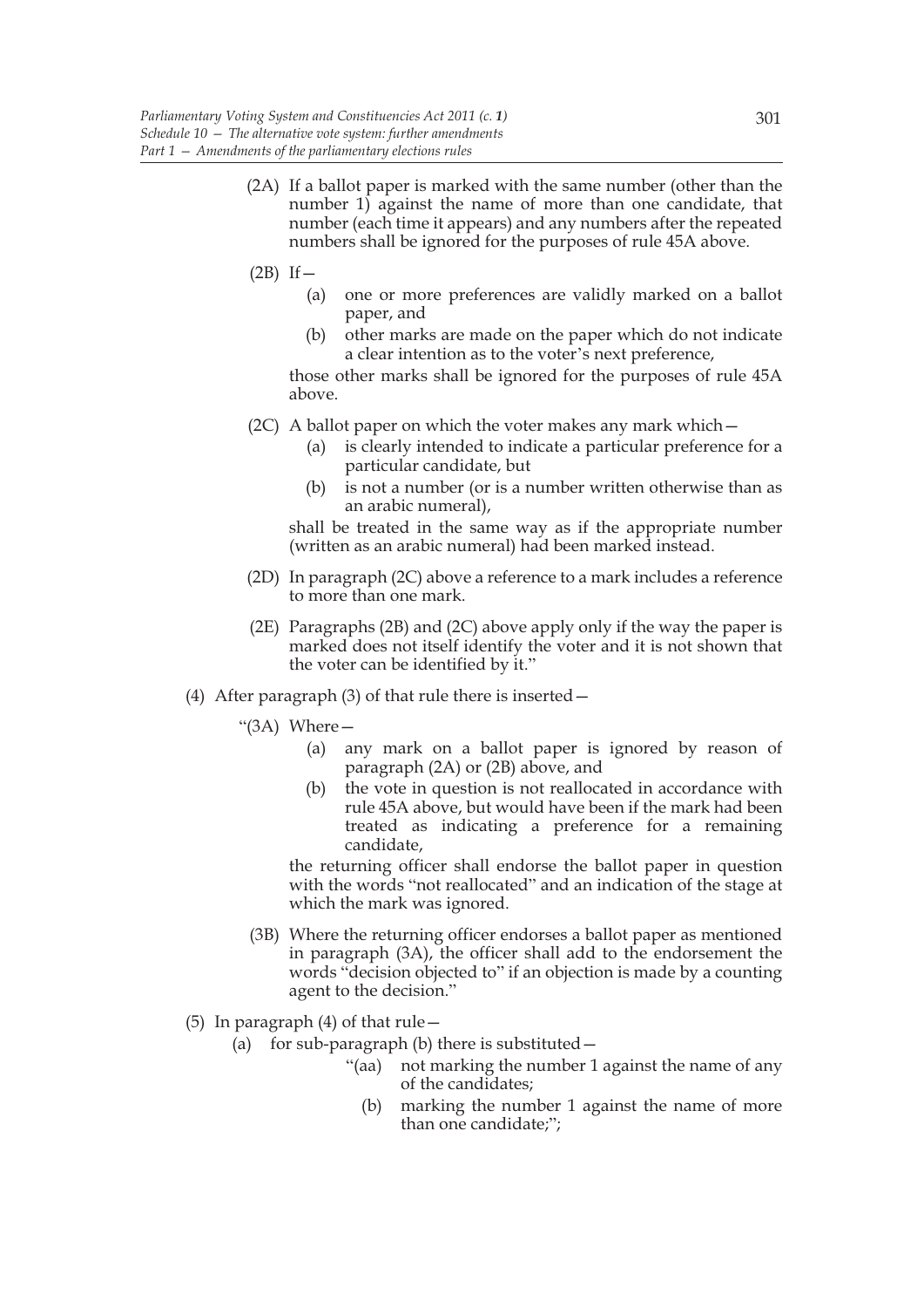(2A) If a ballot paper is marked with the same number (other than the number 1) against the name of more than one candidate, that number (each time it appears) and any numbers after the repeated numbers shall be ignored for the purposes of rule 45A above.

(2B) If—

(a) one or more preferences are validly marked on a ballot paper, and

(b) other marks are made on the paper which do not indicate a clear intention as to the voter's next preference,

those other marks shall be ignored for the purposes of rule 45A above.

(2C) A ballot paper on which the voter makes any mark which—

(a) is clearly intended to indicate a particular preference for a particular candidate, but

(b) is not a number (or is a number written otherwise than as an arabic numeral),

shall be treated in the same way as if the appropriate number (written as an arabic numeral) had been marked instead.

(2D) In paragraph (2C) above a reference to a mark includes a reference to more than one mark.

(2E) Paragraphs (2B) and (2C) above apply only if the way the paper is marked does not itself identify the voter and it is not shown that the voter can be identified by it."

(4) After paragraph (3) of that rule there is inserted—

"(3A) Where—

(a) any mark on a ballot paper is ignored by reason of paragraph (2A) or (2B) above, and

(b) the vote in question is not reallocated in accordance with rule 45A above, but would have been if the mark had been treated as indicating a preference for a remaining candidate,

the returning officer shall endorse the ballot paper in question with the words "not reallocated" and an indication of the stage at which the mark was ignored.

(3B) Where the returning officer endorses a ballot paper as mentioned in paragraph (3A), the officer shall add to the endorsement the words "decision objected to" if an objection is made by a counting agent to the decision."

(5) In paragraph (4) of that rule—

(a) for sub-paragraph (b) there is substituted—

"(aa) not marking the number 1 against the name of any of the candidates;

(b) marking the number 1 against the name of more than one candidate;";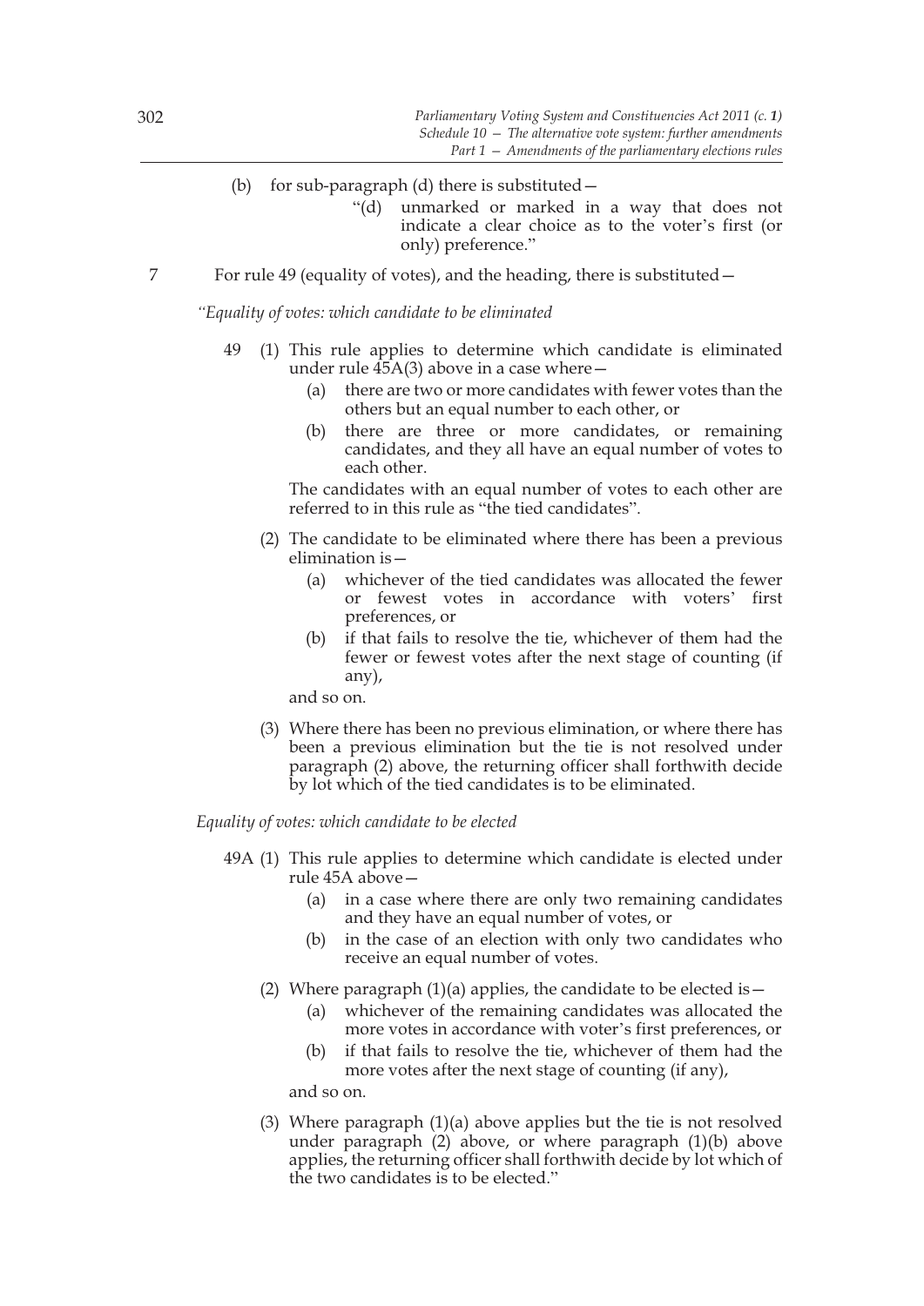(b) for sub-paragraph (d) there is substituted—

"(d) unmarked or marked in a way that does not indicate a clear choice as to the voter's first (or only) preference."

7 For rule 49 (equality of votes), and the heading, there is substituted—

*"Equality of votes: which candidate to be eliminated*

49 (1) This rule applies to determine which candidate is eliminated under rule 45A(3) above in a case where—

(a) there are two or more candidates with fewer votes than the others but an equal number to each other, or

(b) there are three or more candidates, or remaining candidates, and they all have an equal number of votes to each other.

The candidates with an equal number of votes to each other are referred to in this rule as "the tied candidates".

(2) The candidate to be eliminated where there has been a previous elimination is—

(a) whichever of the tied candidates was allocated the fewer or fewest votes in accordance with voters' first preferences, or

(b) if that fails to resolve the tie, whichever of them had the fewer or fewest votes after the next stage of counting (if any),

and so on.

(3) Where there has been no previous elimination, or where there has been a previous elimination but the tie is not resolved under paragraph (2) above, the returning officer shall forthwith decide by lot which of the tied candidates is to be eliminated.

*Equality of votes: which candidate to be elected*

49A (1) This rule applies to determine which candidate is elected under rule 45A above—

(a) in a case where there are only two remaining candidates and they have an equal number of votes, or

(b) in the case of an election with only two candidates who receive an equal number of votes.

(2) Where paragraph (1)(a) applies, the candidate to be elected is—

(a) whichever of the remaining candidates was allocated the more votes in accordance with voter's first preferences, or

(b) if that fails to resolve the tie, whichever of them had the more votes after the next stage of counting (if any),

and so on.

(3) Where paragraph (1)(a) above applies but the tie is not resolved under paragraph (2) above, or where paragraph (1)(b) above applies, the returning officer shall forthwith decide by lot which of the two candidates is to be elected."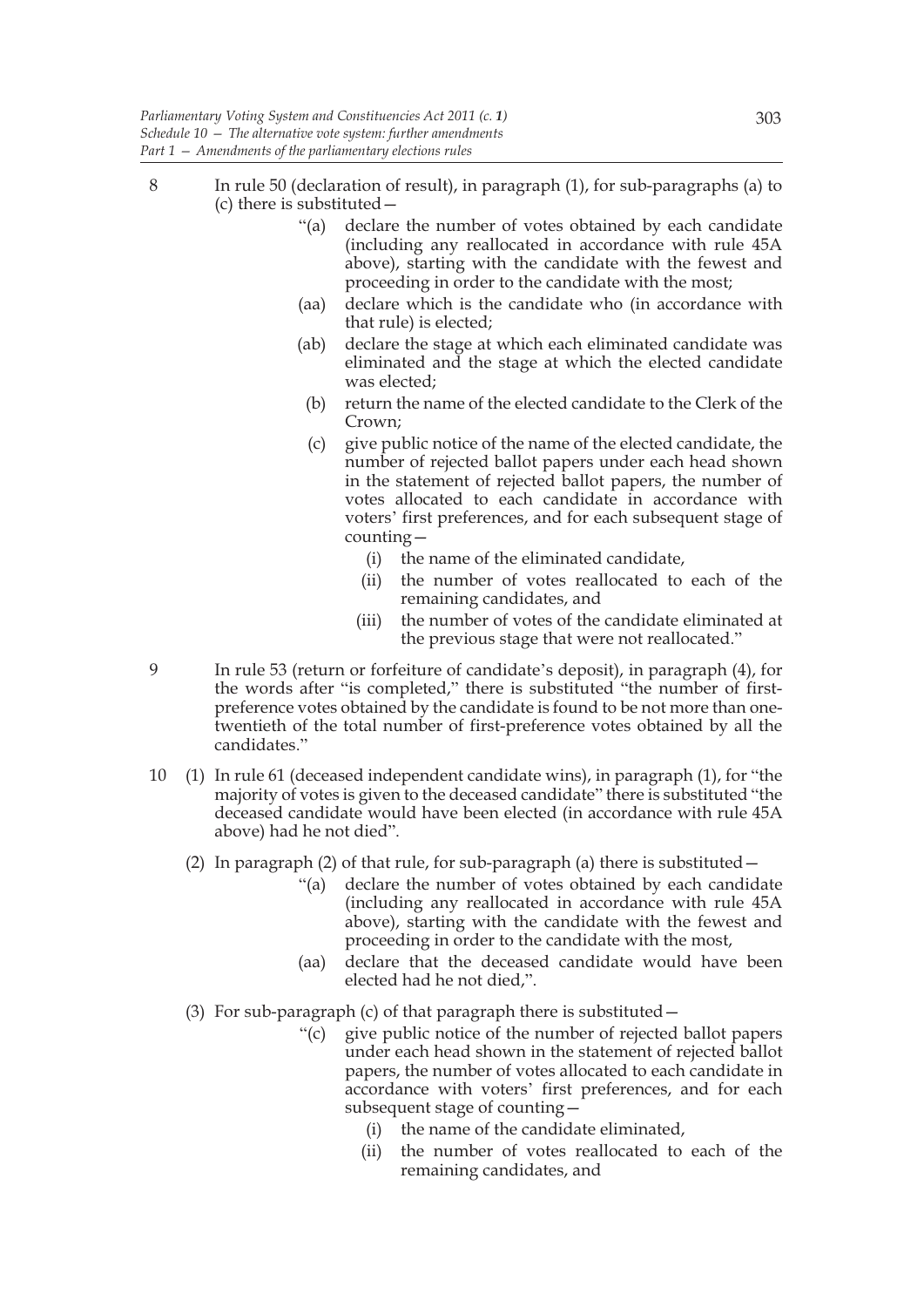8 In rule 50 (declaration of result), in paragraph (1), for sub-paragraphs (a) to (c) there is substituted—

> "(a) declare the number of votes obtained by each candidate (including any reallocated in accordance with rule 45A above), starting with the candidate with the fewest and proceeding in order to the candidate with the most;
>
> (aa) declare which is the candidate who (in accordance with that rule) is elected;
>
> (ab) declare the stage at which each eliminated candidate was eliminated and the stage at which the elected candidate was elected;
>
> (b) return the name of the elected candidate to the Clerk of the Crown;
>
> (c) give public notice of the name of the elected candidate, the number of rejected ballot papers under each head shown in the statement of rejected ballot papers, the number of votes allocated to each candidate in accordance with voters' first preferences, and for each subsequent stage of counting—
>
> (i) the name of the eliminated candidate,
>
> (ii) the number of votes reallocated to each of the remaining candidates, and
>
> (iii) the number of votes of the candidate eliminated at the previous stage that were not reallocated."

9 In rule 53 (return or forfeiture of candidate's deposit), in paragraph (4), for the words after "is completed," there is substituted "the number of first-preference votes obtained by the candidate is found to be not more than one-twentieth of the total number of first-preference votes obtained by all the candidates."

10 (1) In rule 61 (deceased independent candidate wins), in paragraph (1), for "the majority of votes is given to the deceased candidate" there is substituted "the deceased candidate would have been elected (in accordance with rule 45A above) had he not died".

(2) In paragraph (2) of that rule, for sub-paragraph (a) there is substituted—

> "(a) declare the number of votes obtained by each candidate (including any reallocated in accordance with rule 45A above), starting with the candidate with the fewest and proceeding in order to the candidate with the most,
>
> (aa) declare that the deceased candidate would have been elected had he not died,".

(3) For sub-paragraph (c) of that paragraph there is substituted—

> "(c) give public notice of the number of rejected ballot papers under each head shown in the statement of rejected ballot papers, the number of votes allocated to each candidate in accordance with voters' first preferences, and for each subsequent stage of counting—
>
> (i) the name of the candidate eliminated,
>
> (ii) the number of votes reallocated to each of the remaining candidates, and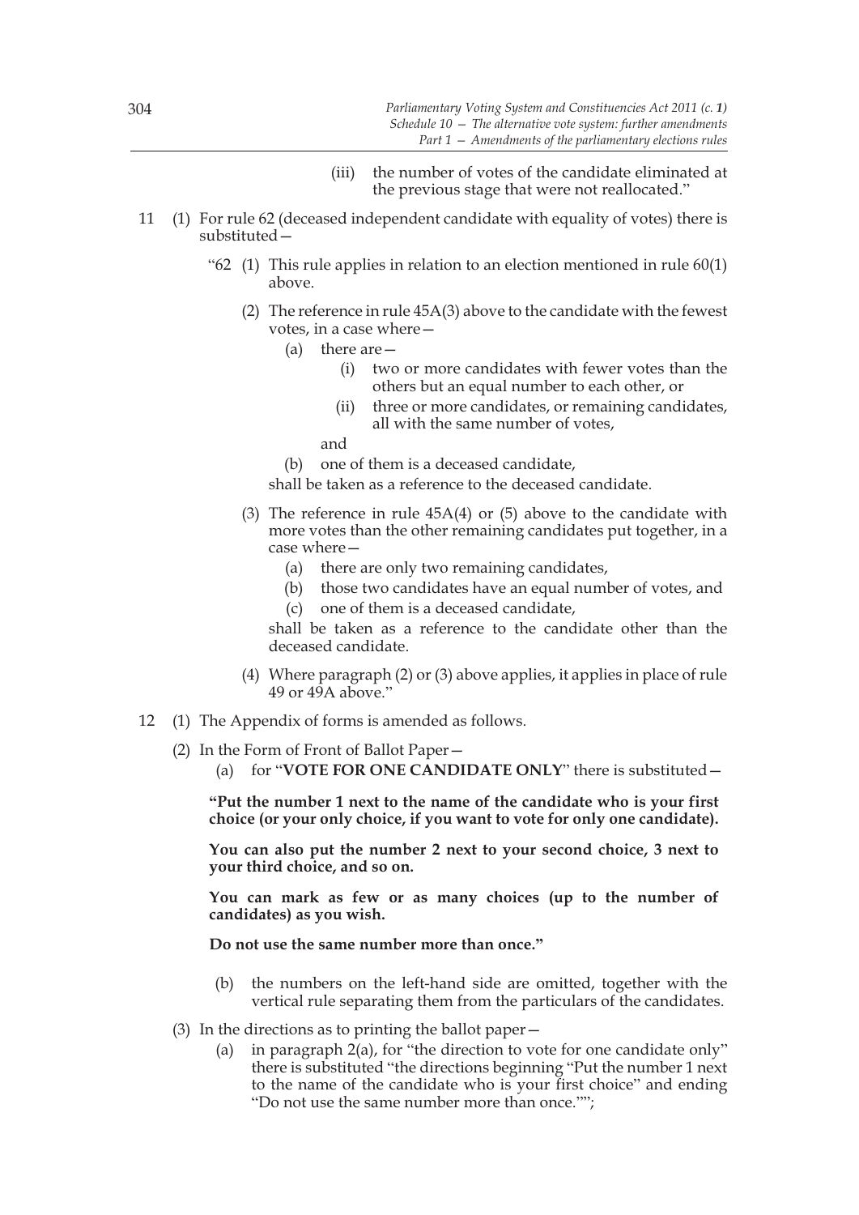(iii) the number of votes of the candidate eliminated at the previous stage that were not reallocated."

11 (1) For rule 62 (deceased independent candidate with equality of votes) there is substituted—

"62 (1) This rule applies in relation to an election mentioned in rule 60(1) above.

(2) The reference in rule 45A(3) above to the candidate with the fewest votes, in a case where—

(a) there are—

(i) two or more candidates with fewer votes than the others but an equal number to each other, or

(ii) three or more candidates, or remaining candidates, all with the same number of votes,

and

(b) one of them is a deceased candidate,

shall be taken as a reference to the deceased candidate.

(3) The reference in rule 45A(4) or (5) above to the candidate with more votes than the other remaining candidates put together, in a case where—

(a) there are only two remaining candidates,

(b) those two candidates have an equal number of votes, and

(c) one of them is a deceased candidate,

shall be taken as a reference to the candidate other than the deceased candidate.

(4) Where paragraph (2) or (3) above applies, it applies in place of rule 49 or 49A above."

12 (1) The Appendix of forms is amended as follows.

(2) In the Form of Front of Ballot Paper—

(a) for "**VOTE FOR ONE CANDIDATE ONLY**" there is substituted—

**"Put the number 1 next to the name of the candidate who is your first choice (or your only choice, if you want to vote for only one candidate).**

**You can also put the number 2 next to your second choice, 3 next to your third choice, and so on.**

**You can mark as few or as many choices (up to the number of candidates) as you wish.**

**Do not use the same number more than once."**

(b) the numbers on the left-hand side are omitted, together with the vertical rule separating them from the particulars of the candidates.

(3) In the directions as to printing the ballot paper—

(a) in paragraph 2(a), for "the direction to vote for one candidate only" there is substituted "the directions beginning "Put the number 1 next to the name of the candidate who is your first choice" and ending "Do not use the same number more than once."";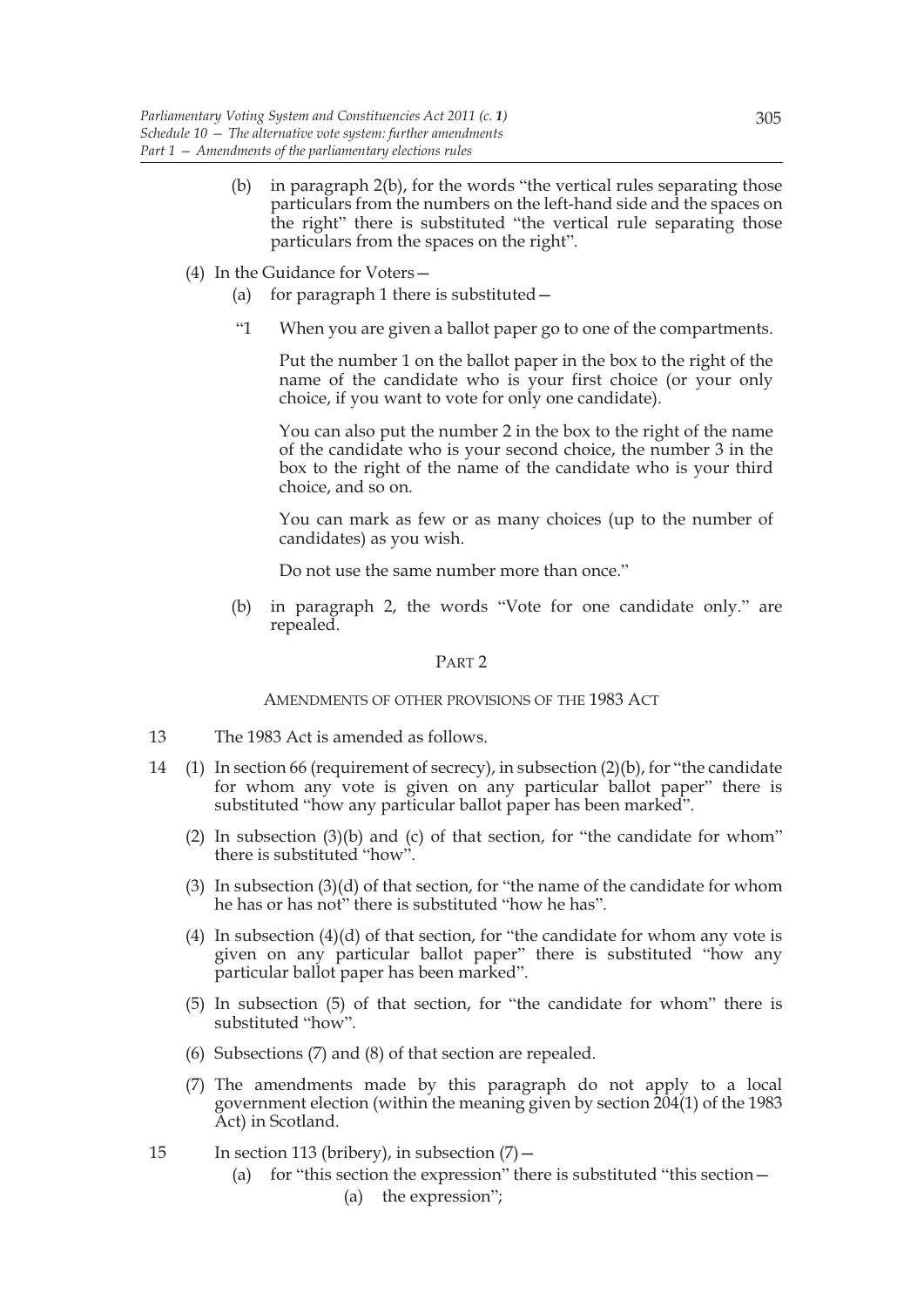(b) in paragraph 2(b), for the words "the vertical rules separating those particulars from the numbers on the left-hand side and the spaces on the right" there is substituted "the vertical rule separating those particulars from the spaces on the right".

(4) In the Guidance for Voters—

(a) for paragraph 1 there is substituted—

"1 When you are given a ballot paper go to one of the compartments.

Put the number 1 on the ballot paper in the box to the right of the name of the candidate who is your first choice (or your only choice, if you want to vote for only one candidate).

You can also put the number 2 in the box to the right of the name of the candidate who is your second choice, the number 3 in the box to the right of the name of the candidate who is your third choice, and so on.

You can mark as few or as many choices (up to the number of candidates) as you wish.

Do not use the same number more than once."

(b) in paragraph 2, the words "Vote for one candidate only." are repealed.

## PART 2

### AMENDMENTS OF OTHER PROVISIONS OF THE 1983 ACT

13 The 1983 Act is amended as follows.

14 (1) In section 66 (requirement of secrecy), in subsection (2)(b), for "the candidate for whom any vote is given on any particular ballot paper" there is substituted "how any particular ballot paper has been marked".

(2) In subsection (3)(b) and (c) of that section, for "the candidate for whom" there is substituted "how".

(3) In subsection (3)(d) of that section, for "the name of the candidate for whom he has or has not" there is substituted "how he has".

(4) In subsection (4)(d) of that section, for "the candidate for whom any vote is given on any particular ballot paper" there is substituted "how any particular ballot paper has been marked".

(5) In subsection (5) of that section, for "the candidate for whom" there is substituted "how".

(6) Subsections (7) and (8) of that section are repealed.

(7) The amendments made by this paragraph do not apply to a local government election (within the meaning given by section 204(1) of the 1983 Act) in Scotland.

15 In section 113 (bribery), in subsection (7)—

(a) for "this section the expression" there is substituted "this section—

(a) the expression";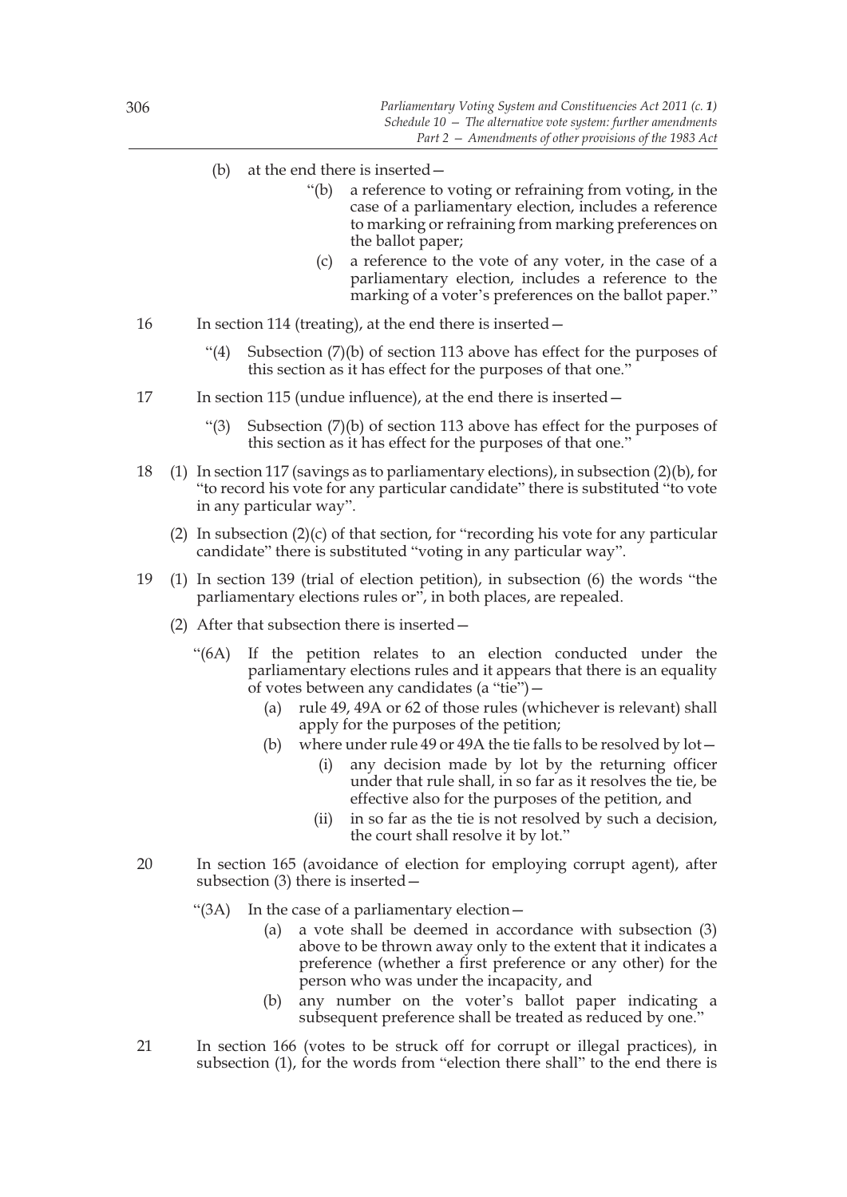(b) at the end there is inserted—

> "(b) a reference to voting or refraining from voting, in the case of a parliamentary election, includes a reference to marking or refraining from marking preferences on the ballot paper;
>
> (c) a reference to the vote of any voter, in the case of a parliamentary election, includes a reference to the marking of a voter's preferences on the ballot paper."

16 In section 114 (treating), at the end there is inserted—

> "(4) Subsection (7)(b) of section 113 above has effect for the purposes of this section as it has effect for the purposes of that one."

17 In section 115 (undue influence), at the end there is inserted—

> "(3) Subsection (7)(b) of section 113 above has effect for the purposes of this section as it has effect for the purposes of that one."

18 (1) In section 117 (savings as to parliamentary elections), in subsection (2)(b), for "to record his vote for any particular candidate" there is substituted "to vote in any particular way".

(2) In subsection (2)(c) of that section, for "recording his vote for any particular candidate" there is substituted "voting in any particular way".

19 (1) In section 139 (trial of election petition), in subsection (6) the words "the parliamentary elections rules or", in both places, are repealed.

(2) After that subsection there is inserted—

> "(6A) If the petition relates to an election conducted under the parliamentary elections rules and it appears that there is an equality of votes between any candidates (a "tie")—
>
> (a) rule 49, 49A or 62 of those rules (whichever is relevant) shall apply for the purposes of the petition;
>
> (b) where under rule 49 or 49A the tie falls to be resolved by lot—
>
> (i) any decision made by lot by the returning officer under that rule shall, in so far as it resolves the tie, be effective also for the purposes of the petition, and
>
> (ii) in so far as the tie is not resolved by such a decision, the court shall resolve it by lot."

20 In section 165 (avoidance of election for employing corrupt agent), after subsection (3) there is inserted—

> "(3A) In the case of a parliamentary election—
>
> (a) a vote shall be deemed in accordance with subsection (3) above to be thrown away only to the extent that it indicates a preference (whether a first preference or any other) for the person who was under the incapacity, and
>
> (b) any number on the voter's ballot paper indicating a subsequent preference shall be treated as reduced by one."

21 In section 166 (votes to be struck off for corrupt or illegal practices), in subsection (1), for the words from "election there shall" to the end there is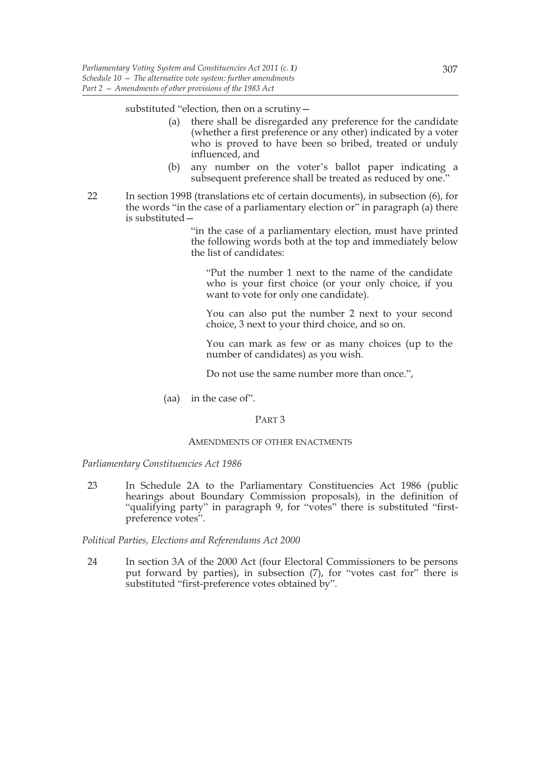substituted "election, then on a scrutiny—

(a) there shall be disregarded any preference for the candidate (whether a first preference or any other) indicated by a voter who is proved to have been so bribed, treated or unduly influenced, and

(b) any number on the voter's ballot paper indicating a subsequent preference shall be treated as reduced by one."

22 In section 199B (translations etc of certain documents), in subsection (6), for the words "in the case of a parliamentary election or" in paragraph (a) there is substituted—

"in the case of a parliamentary election, must have printed the following words both at the top and immediately below the list of candidates:

"Put the number 1 next to the name of the candidate who is your first choice (or your only choice, if you want to vote for only one candidate).

You can also put the number 2 next to your second choice, 3 next to your third choice, and so on.

You can mark as few or as many choices (up to the number of candidates) as you wish.

Do not use the same number more than once.",

(aa) in the case of".

## PART 3

### AMENDMENTS OF OTHER ENACTMENTS

*Parliamentary Constituencies Act 1986*

23 In Schedule 2A to the Parliamentary Constituencies Act 1986 (public hearings about Boundary Commission proposals), in the definition of "qualifying party" in paragraph 9, for "votes" there is substituted "first-preference votes".

*Political Parties, Elections and Referendums Act 2000*

24 In section 3A of the 2000 Act (four Electoral Commissioners to be persons put forward by parties), in subsection (7), for "votes cast for" there is substituted "first-preference votes obtained by".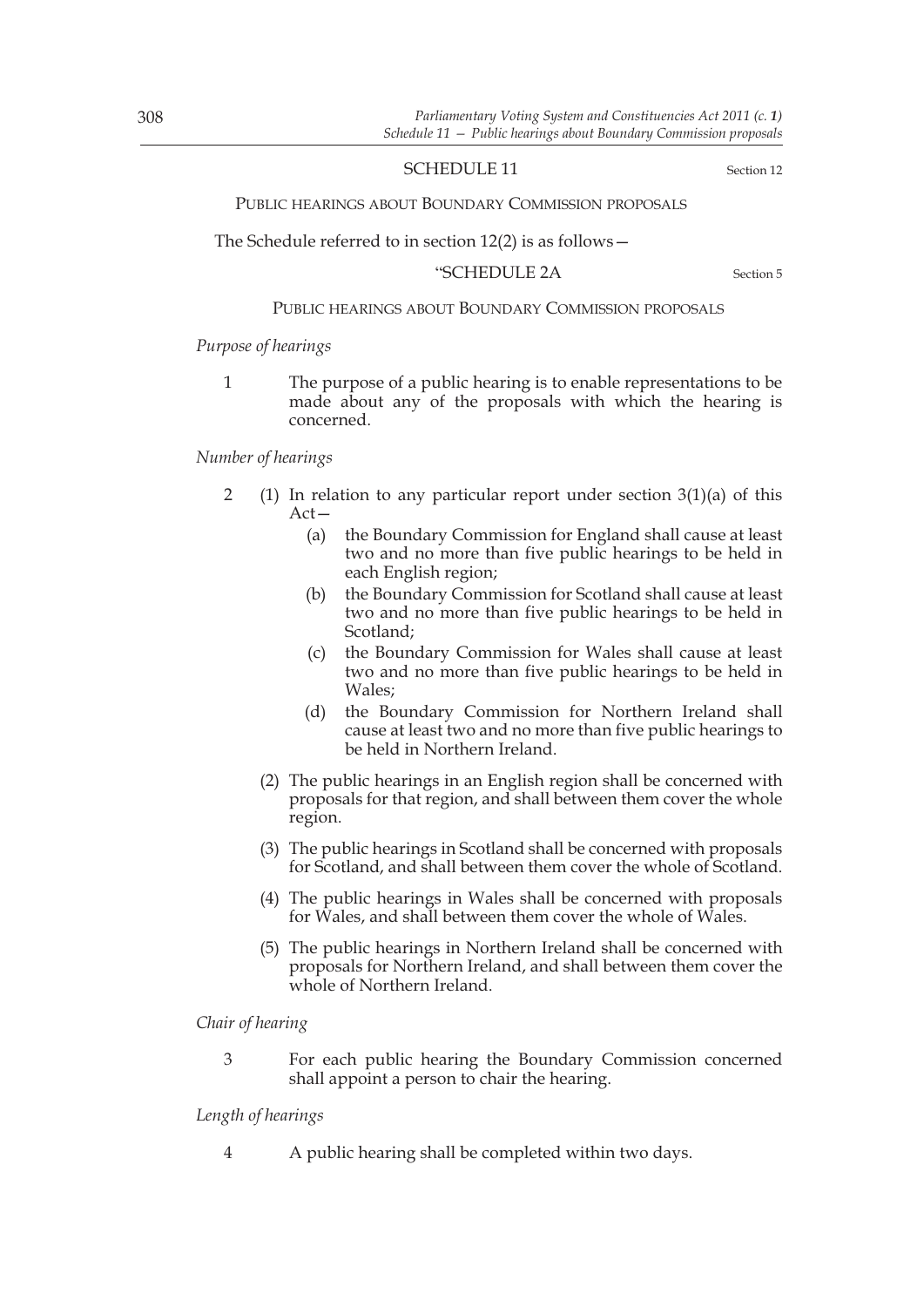## SCHEDULE 11

Section 12

### PUBLIC HEARINGS ABOUT BOUNDARY COMMISSION PROPOSALS

The Schedule referred to in section 12(2) is as follows—

## "SCHEDULE 2A

Section 5

### PUBLIC HEARINGS ABOUT BOUNDARY COMMISSION PROPOSALS

*Purpose of hearings*

1 The purpose of a public hearing is to enable representations to be made about any of the proposals with which the hearing is concerned.

*Number of hearings*

2 (1) In relation to any particular report under section 3(1)(a) of this Act—

(a) the Boundary Commission for England shall cause at least two and no more than five public hearings to be held in each English region;

(b) the Boundary Commission for Scotland shall cause at least two and no more than five public hearings to be held in Scotland;

(c) the Boundary Commission for Wales shall cause at least two and no more than five public hearings to be held in Wales;

(d) the Boundary Commission for Northern Ireland shall cause at least two and no more than five public hearings to be held in Northern Ireland.

(2) The public hearings in an English region shall be concerned with proposals for that region, and shall between them cover the whole region.

(3) The public hearings in Scotland shall be concerned with proposals for Scotland, and shall between them cover the whole of Scotland.

(4) The public hearings in Wales shall be concerned with proposals for Wales, and shall between them cover the whole of Wales.

(5) The public hearings in Northern Ireland shall be concerned with proposals for Northern Ireland, and shall between them cover the whole of Northern Ireland.

*Chair of hearing*

3 For each public hearing the Boundary Commission concerned shall appoint a person to chair the hearing.

*Length of hearings*

4 A public hearing shall be completed within two days.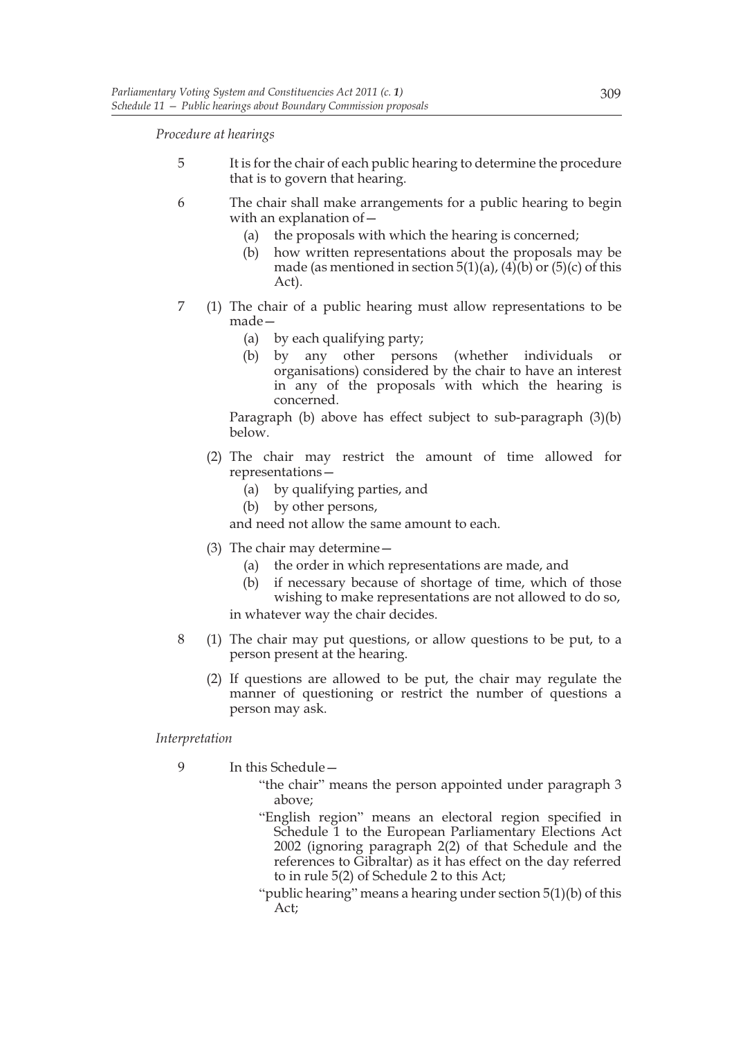*Procedure at hearings*

5 It is for the chair of each public hearing to determine the procedure that is to govern that hearing.

6 The chair shall make arrangements for a public hearing to begin with an explanation of—

   (a) the proposals with which the hearing is concerned;

   (b) how written representations about the proposals may be made (as mentioned in section 5(1)(a), (4)(b) or (5)(c) of this Act).

7 (1) The chair of a public hearing must allow representations to be made—

   (a) by each qualifying party;

   (b) by any other persons (whether individuals or organisations) considered by the chair to have an interest in any of the proposals with which the hearing is concerned.

   Paragraph (b) above has effect subject to sub-paragraph (3)(b) below.

   (2) The chair may restrict the amount of time allowed for representations—

   (a) by qualifying parties, and

   (b) by other persons,

   and need not allow the same amount to each.

   (3) The chair may determine—

   (a) the order in which representations are made, and

   (b) if necessary because of shortage of time, which of those wishing to make representations are not allowed to do so,

   in whatever way the chair decides.

8 (1) The chair may put questions, or allow questions to be put, to a person present at the hearing.

   (2) If questions are allowed to be put, the chair may regulate the manner of questioning or restrict the number of questions a person may ask.

*Interpretation*

9 In this Schedule—

   "the chair" means the person appointed under paragraph 3 above;

   "English region" means an electoral region specified in Schedule 1 to the European Parliamentary Elections Act 2002 (ignoring paragraph 2(2) of that Schedule and the references to Gibraltar) as it has effect on the day referred to in rule 5(2) of Schedule 2 to this Act;

   "public hearing" means a hearing under section 5(1)(b) of this Act;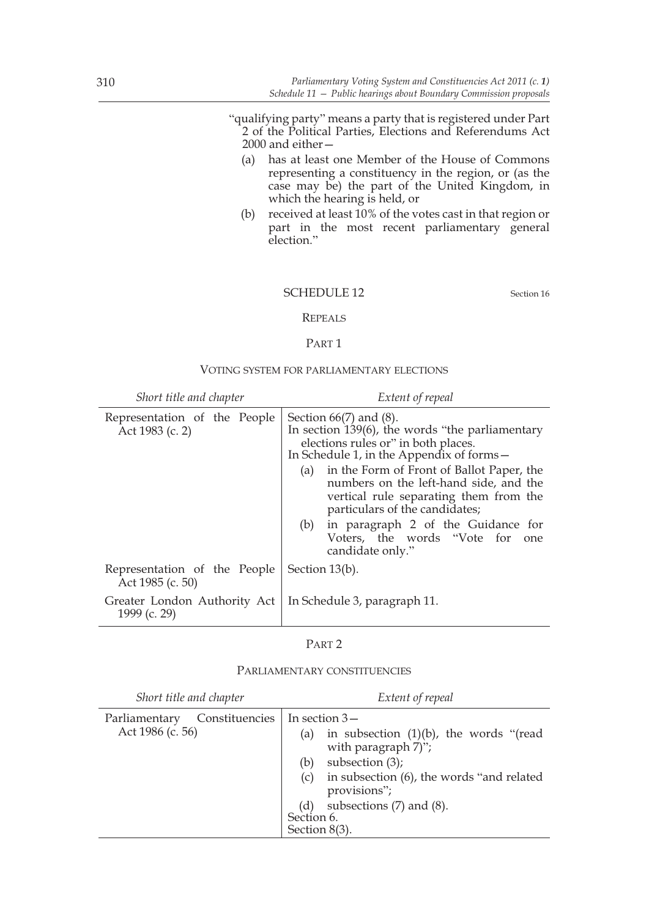"qualifying party" means a party that is registered under Part 2 of the Political Parties, Elections and Referendums Act 2000 and either—

(a) has at least one Member of the House of Commons representing a constituency in the region, or (as the case may be) the part of the United Kingdom, in which the hearing is held, or

(b) received at least 10% of the votes cast in that region or part in the most recent parliamentary general election."

## SCHEDULE 12

Section 16

### REPEALS

#### PART 1

##### VOTING SYSTEM FOR PARLIAMENTARY ELECTIONS

| *Short title and chapter* | *Extent of repeal* |
|---|---|
| Representation of the People Act 1983 (c. 2) | Section 66(7) and (8).<br>In section 139(6), the words "the parliamentary elections rules or" in both places.<br>In Schedule 1, in the Appendix of forms—<br>(a) in the Form of Front of Ballot Paper, the numbers on the left-hand side, and the vertical rule separating them from the particulars of the candidates;<br>(b) in paragraph 2 of the Guidance for Voters, the words "Vote for one candidate only." |
| Representation of the People Act 1985 (c. 50) | Section 13(b). |
| Greater London Authority Act 1999 (c. 29) | In Schedule 3, paragraph 11. |

#### PART 2

##### PARLIAMENTARY CONSTITUENCIES

| *Short title and chapter* | *Extent of repeal* |
|---|---|
| Parliamentary Constituencies Act 1986 (c. 56) | In section 3—<br>(a) in subsection (1)(b), the words "(read with paragraph 7)";<br>(b) subsection (3);<br>(c) in subsection (6), the words "and related provisions";<br>(d) subsections (7) and (8).<br>Section 6.<br>Section 8(3). |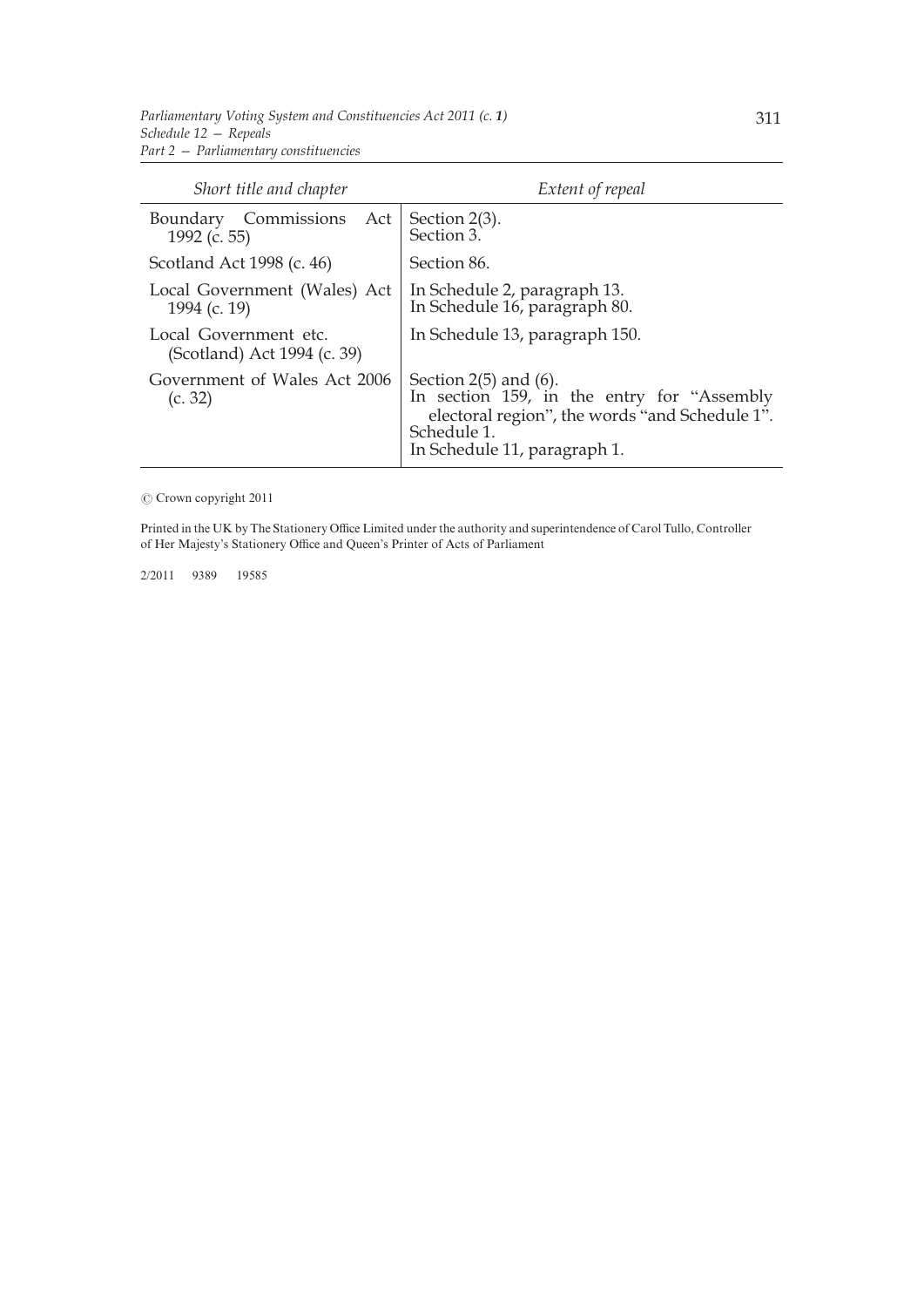| *Short title and chapter* | *Extent of repeal* |
|---|---|
| Boundary Commissions Act 1992 (c. 55) | Section 2(3).<br>Section 3. |
| Scotland Act 1998 (c. 46) | Section 86. |
| Local Government (Wales) Act 1994 (c. 19) | In Schedule 2, paragraph 13.<br>In Schedule 16, paragraph 80. |
| Local Government etc. (Scotland) Act 1994 (c. 39) | In Schedule 13, paragraph 150. |
| Government of Wales Act 2006 (c. 32) | Section 2(5) and (6).<br>In section 159, in the entry for "Assembly electoral region", the words "and Schedule 1".<br>Schedule 1.<br>In Schedule 11, paragraph 1. |

© Crown copyright 2011

Printed in the UK by The Stationery Office Limited under the authority and superintendence of Carol Tullo, Controller of Her Majesty's Stationery Office and Queen's Printer of Acts of Parliament

2/2011 9389 19585